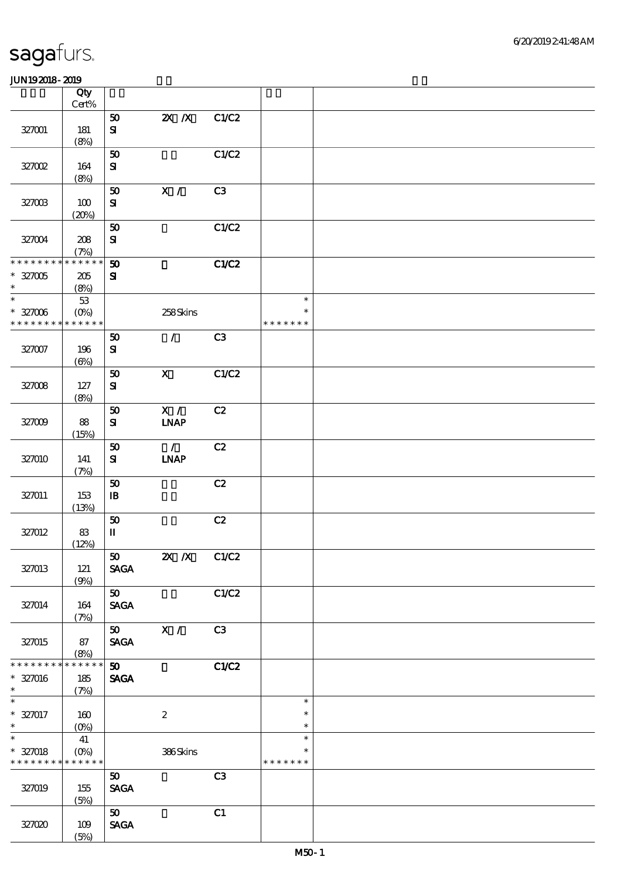sagafurs.

JUN192018-2019

| | Qty Cert% | | | | | |
|---|---|---|---|---|---|---|
| 327001 | 181 (8%) | 50 SI | 2X /X | C1/C2 | | |
| 327002 | 164 (8%) | 50 SI | | C1/C2 | | |
| 327003 | 100 (20%) | 50 SI | X / | C3 | | |
| 327004 | 208 (7%) | 50 SI | | C1/C2 | | |
| * * * * * * * * * * * * * * * 327005 * | 205 (8%) | 50 SI | | C1/C2 | | |
| * * 327006 * * * * * * * * * * * * * * | 53 (0%) | | 258 Skins | | * * * * * * * * * | |
| 327007 | 196 (6%) | 50 SI | / | C3 | | |
| 327008 | 127 (8%) | 50 SI | X | C1/C2 | | |
| 327009 | 88 (15%) | 50 SI | X / LNAP | C2 | | |
| 327010 | 141 (7%) | 50 SI | / LNAP | C2 | | |
| 327011 | 153 (13%) | 50 IB | | C2 | | |
| 327012 | 83 (12%) | 50 II | | C2 | | |
| 327013 | 121 (9%) | 50 SAGA | 2X /X | C1/C2 | | |
| 327014 | 164 (7%) | 50 SAGA | | C1/C2 | | |
| 327015 | 87 (8%) | 50 SAGA | X / | C3 | | |
| * * * * * * * * * * * * * * * 327016 * | 185 (7%) | 50 SAGA | | C1/C2 | | |
| * * 327017 * | 160 (0%) | | 2 | | * * * | |
| * * 327018 * * * * * * * * * * * * * * | 41 (0%) | | 386 Skins | | * * * * * * * * * | |
| 327019 | 155 (5%) | 50 SAGA | | C3 | | |
| 327020 | 109 (5%) | 50 SAGA | | C1 | | |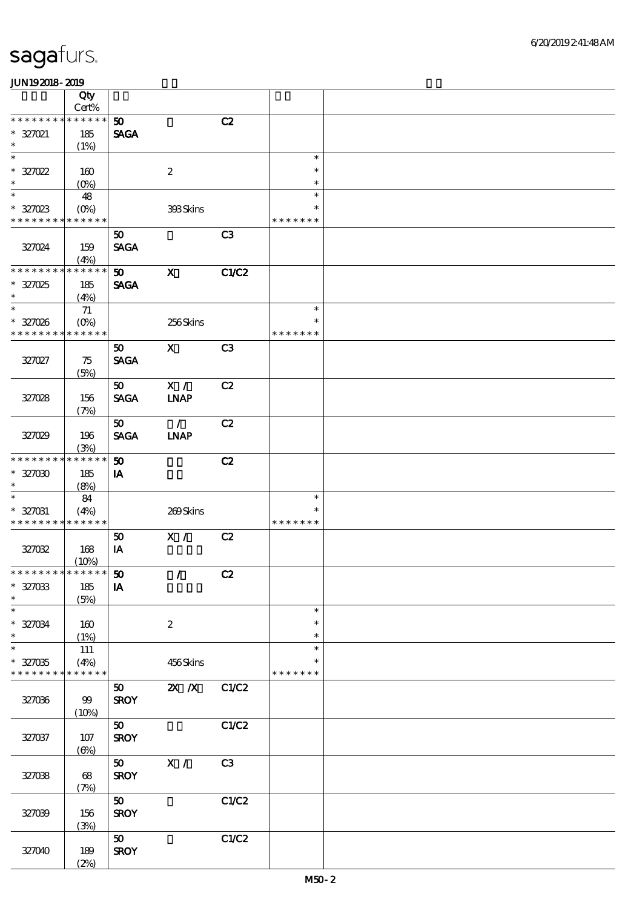sagafurs.

JUN19 2018 - 2019

| | Qty Cert% | | | | | |
|---|---|---|---|---|---|---|
| * * * * * * * * * * * * * * | 50 | | C2 | | |
| * 327021 | 185 | SAGA | | | | |
| * | (1%) | | | | | |
| * | | | | | * | |
| * 327022 | 160 | | 2 | | * | |
| * | (0%) | | | | * | |
| * | 48 | | | | * | |
| * 327023 | (0%) | | 393 Skins | | * | |
| * * * * * * * * * * * * * * | | | | | * * * * * * * | |
| | | 50 | | C3 | | |
| 327024 | 159 | SAGA | | | | |
| | (4%) | | | | | |
| * * * * * * * * * * * * * * | | 50 | X | C1/C2 | | |
| * 327025 | 185 | SAGA | | | | |
| * | (4%) | | | | | |
| * | 71 | | | | * | |
| * 327026 | (0%) | | 256 Skins | | * | |
| * * * * * * * * * * * * * * | | | | | * * * * * * * | |
| | | 50 | X | C3 | | |
| 327027 | 75 | SAGA | | | | |
| | (5%) | | | | | |
| | | 50 | X / | C2 | | |
| 327028 | 156 | SAGA | LNAP | | | |
| | (7%) | | | | | |
| | | 50 | / | C2 | | |
| 327029 | 196 | SAGA | LNAP | | | |
| | (3%) | | | | | |
| * * * * * * * * * * * * * * | | 50 | | C2 | | |
| * 327030 | 185 | IA | | | | |
| * | (8%) | | | | | |
| * | 84 | | | | * | |
| * 327031 | (4%) | | 269 Skins | | * | |
| * * * * * * * * * * * * * * | | | | | * * * * * * * | |
| | | 50 | X / | C2 | | |
| 327032 | 168 | IA | | | | |
| | (10%) | | | | | |
| * * * * * * * * * * * * * * | | 50 | / | C2 | | |
| * 327033 | 185 | IA | | | | |
| * | (5%) | | | | | |
| * | | | | | * | |
| * 327034 | 160 | | 2 | | * | |
| * | (1%) | | | | * | |
| * | 111 | | | | * | |
| * 327035 | (4%) | | 456 Skins | | * | |
| * * * * * * * * * * * * * * | | | | | * * * * * * * | |
| | | 50 | 2X /X | C1/C2 | | |
| 327036 | 99 | SROY | | | | |
| | (10%) | | | | | |
| | | 50 | | C1/C2 | | |
| 327037 | 107 | SROY | | | | |
| | (6%) | | | | | |
| | | 50 | X / | C3 | | |
| 327038 | 68 | SROY | | | | |
| | (7%) | | | | | |
| | | 50 | | C1/C2 | | |
| 327039 | 156 | SROY | | | | |
| | (3%) | | | | | |
| | | 50 | | C1/C2 | | |
| 327040 | 189 | SROY | | | | |
| | (2%) | | | | | |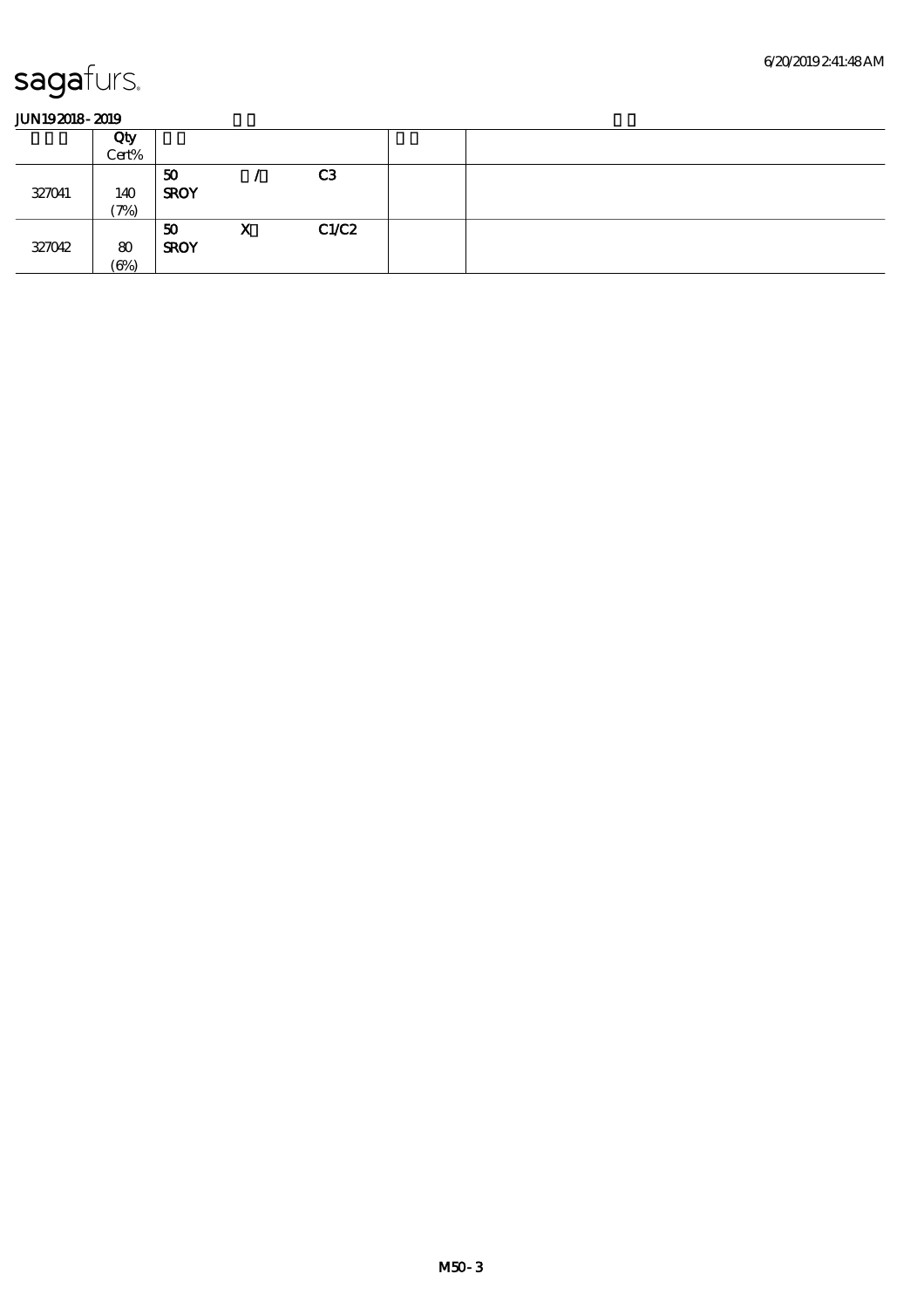sagafurs.

JUN19 2018 - 2019

| | Qty Cert% | | | | | |
|---|---|---|---|---|---|---|
| 327041 | 140 (7%) | 50 SROY | / | C3 | | |
| 327042 | 80 (6%) | 50 SROY | X | C1/C2 | | |

M50 - 3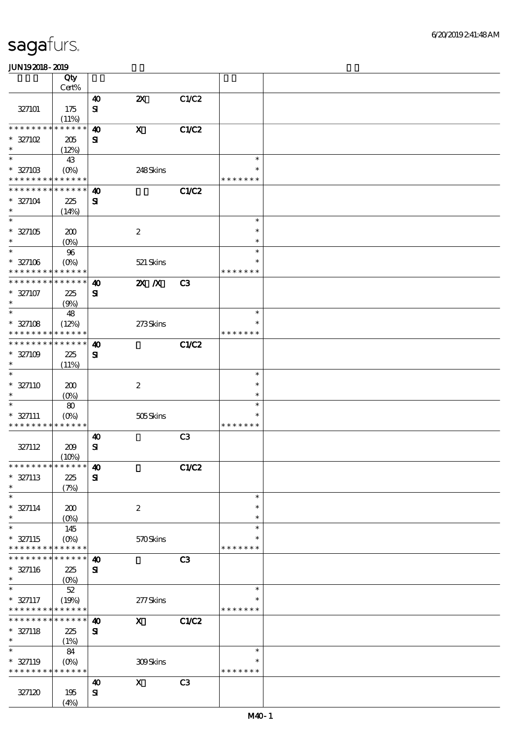sagafurs.

JUN192018-2019

| | Qty Cert% | | | | | |
|---|---|---|---|---|---|---|
| 327101 | 175 (11%) | 40 SI | 2X | C1/C2 | | |
| * * * * * * * * * * * * * * 327102 * | 205 (12%) | 40 SI | X | C1/C2 | | |
| * * 327103 * * * * * * * * * * * * * | 43 (0%) | | 248 Skins | | * * * * * * * * * | |
| * * * * * * * * * * * * * * 327104 * | 225 (14%) | 40 SI | | C1/C2 | | |
| * * 327105 * | 200 (0%) | | 2 | | * * * | |
| * * 327106 * * * * * * * * * * * * * | 96 (0%) | | 521 Skins | | * * * * * * * * * | |
| * * * * * * * * * * * * * * 327107 * | 225 (9%) | 40 SI | 2X /X | C3 | | |
| * * 327108 * * * * * * * * * * * * * | 48 (12%) | | 273 Skins | | * * * * * * * * * | |
| * * * * * * * * * * * * * * 327109 * | 225 (11%) | 40 SI | | C1/C2 | | |
| * * 327110 * | 200 (0%) | | 2 | | * * * | |
| * * 327111 * * * * * * * * * * * * * | 80 (0%) | | 505 Skins | | * * * * * * * * * | |
| 327112 | 209 (10%) | 40 SI | | C3 | | |
| * * * * * * * * * * * * * * 327113 * | 225 (7%) | 40 SI | | C1/C2 | | |
| * * 327114 * | 200 (0%) | | 2 | | * * * | |
| * * 327115 * * * * * * * * * * * * * | 145 (0%) | | 570 Skins | | * * * * * * * * * | |
| * * * * * * * * * * * * * * 327116 * | 225 (0%) | 40 SI | | C3 | | |
| * * 327117 * * * * * * * * * * * * * | 52 (19%) | | 277 Skins | | * * * * * * * * * | |
| * * * * * * * * * * * * * * 327118 * | 225 (1%) | 40 SI | X | C1/C2 | | |
| * * 327119 * * * * * * * * * * * * * | 84 (0%) | | 309 Skins | | * * * * * * * * * | |
| 327120 | 195 (4%) | 40 SI | X | C3 | | |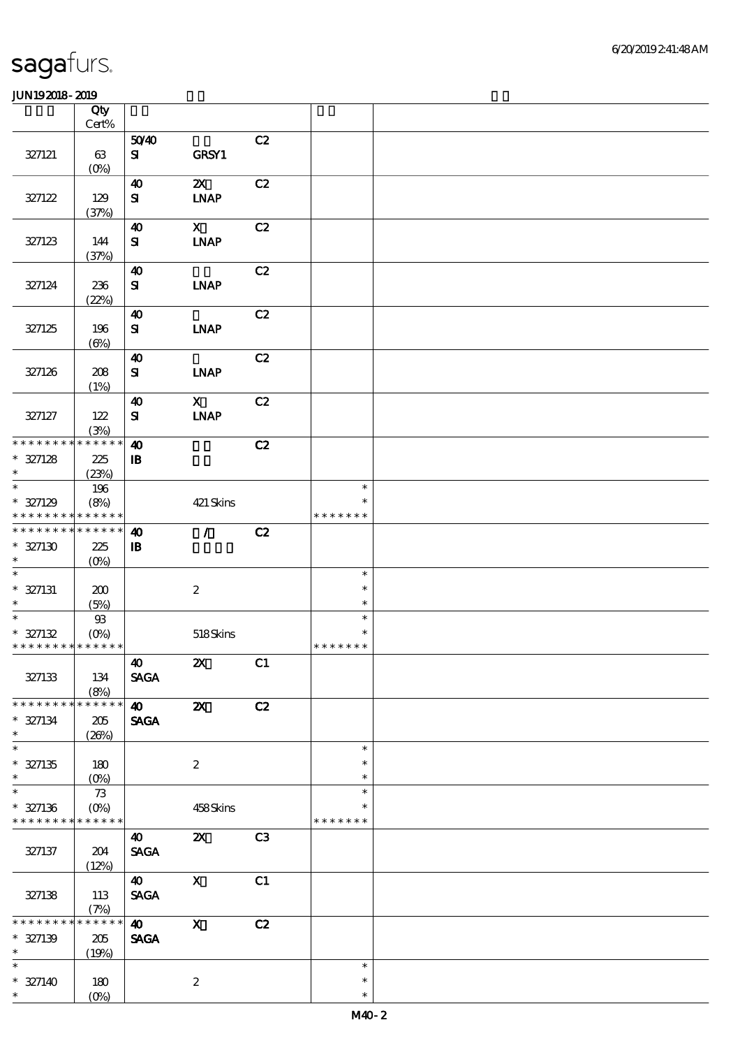# sagafurs.

JUN19 2018 - 2019

| | Qty Cert% | | | | | |
|---|---|---|---|---|---|---|
| 327121 | 63 (0%) | 50/40 SI | GRSY1 | C2 | | |
| 327122 | 129 (37%) | 40 SI | 2X LNAP | C2 | | |
| 327123 | 144 (37%) | 40 SI | X LNAP | C2 | | |
| 327124 | 236 (22%) | 40 SI | LNAP | C2 | | |
| 327125 | 196 (6%) | 40 SI | LNAP | C2 | | |
| 327126 | 208 (1%) | 40 SI | LNAP | C2 | | |
| 327127 | 122 (3%) | 40 SI | X LNAP | C2 | | |
| * * * * * * * * * * * * * * * 327128 * | 225 (23%) | 40 IB | | C2 | | |
| * * 327129 * * * * * * * * * * * * * * | 196 (8%) | | 421 Skins | | * * * * * * * * * | |
| * * * * * * * * * * * * * * * 327130 * | 225 (0%) | 40 IB | / | C2 | | |
| * * 327131 * | 200 (5%) | | 2 | | * * * | |
| * * 327132 * * * * * * * * * * * * * * | 93 (0%) | | 518 Skins | | * * * * * * * * * | |
| 327133 | 134 (8%) | 40 SAGA | 2X | C1 | | |
| * * * * * * * * * * * * * * * 327134 * | 205 (26%) | 40 SAGA | 2X | C2 | | |
| * * 327135 * | 180 (0%) | | 2 | | * * * | |
| * * 327136 * * * * * * * * * * * * * * | 73 (0%) | | 458 Skins | | * * * * * * * * * | |
| 327137 | 204 (12%) | 40 SAGA | 2X | C3 | | |
| 327138 | 113 (7%) | 40 SAGA | X | C1 | | |
| * * * * * * * * * * * * * * * 327139 * | 205 (19%) | 40 SAGA | X | C2 | | |
| * * 327140 * | 180 (0%) | | 2 | | * * * | |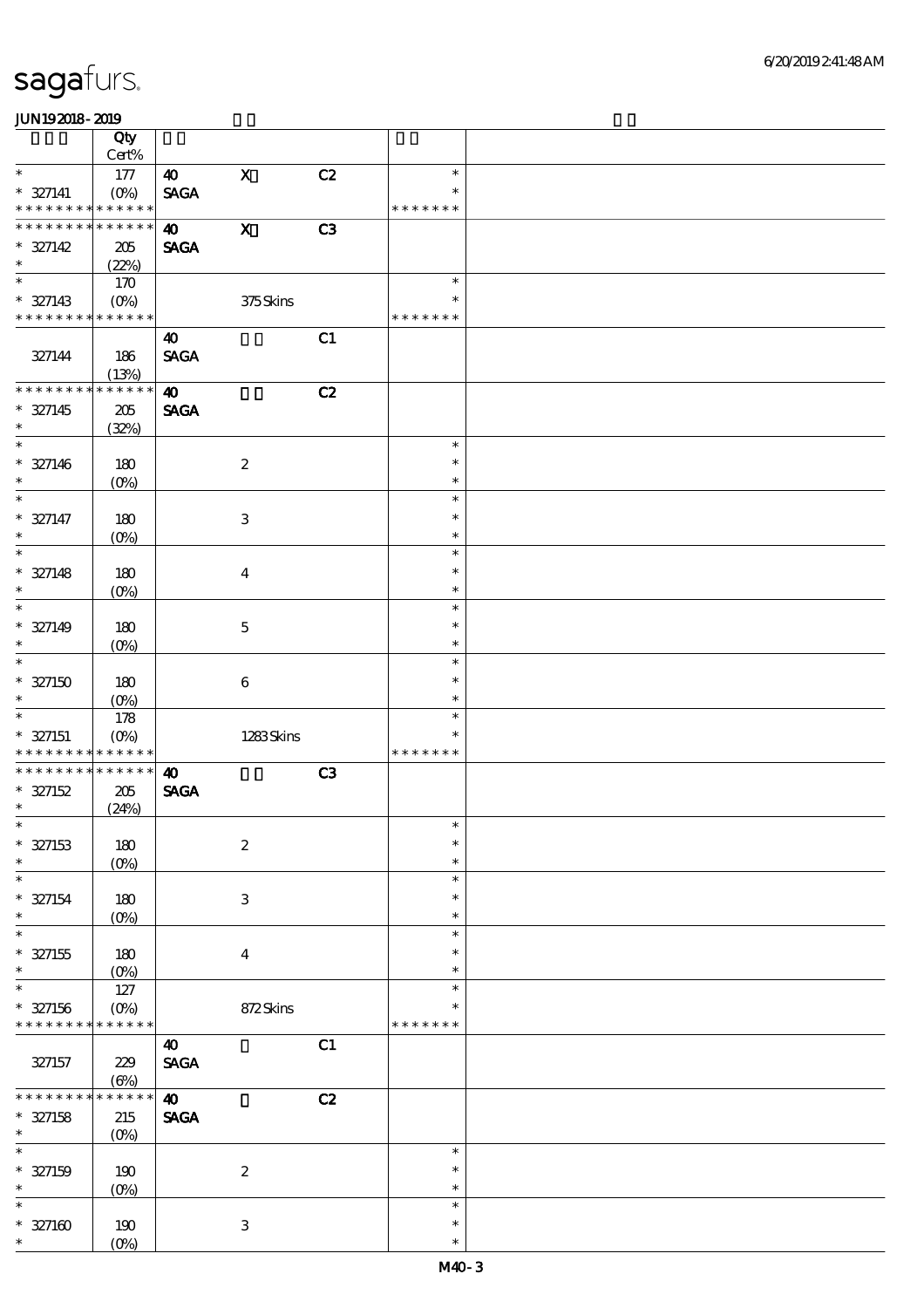sagafurs.

JUN19 2018 - 2019

| | Qty Cert% | | | | | |
|---|---|---|---|---|---|---|
| * | 177 | 40 | X | C2 | * | |
| * 327141 | (0%) | SAGA | | | * | |
| * * * * * * * * * * * * * * | | | | | * * * * * * * | |
| * * * * * * * * * * * * * * | | 40 | X | C3 | | |
| * 327142 | 205 | SAGA | | | | |
| * | (22%) | | | | | |
| * | 170 | | | | * | |
| * 327143 | (0%) | | 375 Skins | | * | |
| * * * * * * * * * * * * * * | | | | | * * * * * * * | |
| | | 40 | | C1 | | |
| 327144 | 186 | SAGA | | | | |
| | (13%) | | | | | |
| * * * * * * * * * * * * * * | | 40 | | C2 | | |
| * 327145 | 205 | SAGA | | | | |
| * | (32%) | | | | | |
| * | | | | | * | |
| * 327146 | 180 | | 2 | | * | |
| * | (0%) | | | | * | |
| * | | | | | * | |
| * 327147 | 180 | | 3 | | * | |
| * | (0%) | | | | * | |
| * | | | | | * | |
| * 327148 | 180 | | 4 | | * | |
| * | (0%) | | | | * | |
| * | | | | | * | |
| * 327149 | 180 | | 5 | | * | |
| * | (0%) | | | | * | |
| * | | | | | * | |
| * 327150 | 180 | | 6 | | * | |
| * | (0%) | | | | * | |
| * | 178 | | | | * | |
| * 327151 | (0%) | | 1283 Skins | | * | |
| * * * * * * * * * * * * * * | | | | | * * * * * * * | |
| * * * * * * * * * * * * * * | | 40 | | C3 | | |
| * 327152 | 205 | SAGA | | | | |
| * | (24%) | | | | | |
| * | | | | | * | |
| * 327153 | 180 | | 2 | | * | |
| * | (0%) | | | | * | |
| * | | | | | * | |
| * 327154 | 180 | | 3 | | * | |
| * | (0%) | | | | * | |
| * | | | | | * | |
| * 327155 | 180 | | 4 | | * | |
| * | (0%) | | | | * | |
| * | 127 | | | | * | |
| * 327156 | (0%) | | 872 Skins | | * | |
| * * * * * * * * * * * * * * | | | | | * * * * * * * | |
| | | 40 | | C1 | | |
| 327157 | 229 | SAGA | | | | |
| | (6%) | | | | | |
| * * * * * * * * * * * * * * | | 40 | | C2 | | |
| * 327158 | 215 | SAGA | | | | |
| * | (0%) | | | | | |
| * | | | | | * | |
| * 327159 | 190 | | 2 | | * | |
| * | (0%) | | | | * | |
| * | | | | | * | |
| * 327160 | 190 | | 3 | | * | |
| * | (0%) | | | | * | |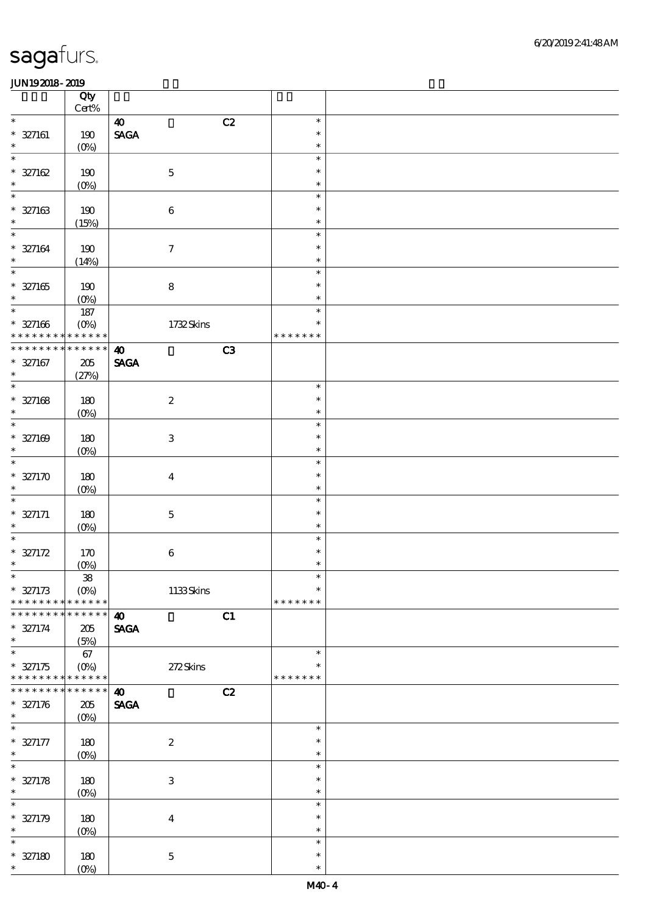| | Qty Cert% | | | | | |
|---|---|---|---|---|---|---|
| * * 327161 * | 190 (0%) | 40 SAGA | | C2 | * * * | |
| * * 327162 * | 190 (0%) | | 5 | | * * * | |
| * * 327163 * | 190 (15%) | | 6 | | * * * | |
| * * 327164 * | 190 (14%) | | 7 | | * * * | |
| * * 327165 * | 190 (0%) | | 8 | | * * * | |
| * * 327166 * * * * * * * * * * * * * * | 187 (0%) | | 1732 Skins | | * * * * * * * * * | |
| * * * * * * * * * * * * * * 327167 * | 205 (27%) | 40 SAGA | | C3 | | |
| * * 327168 * | 180 (0%) | | 2 | | * * * | |
| * * 327169 * | 180 (0%) | | 3 | | * * * | |
| * * 327170 * | 180 (0%) | | 4 | | * * * | |
| * * 327171 * | 180 (0%) | | 5 | | * * * | |
| * * 327172 * | 170 (0%) | | 6 | | * * * | |
| * * 327173 * * * * * * * * * * * * * * | 38 (0%) | | 1133 Skins | | * * * * * * * * * | |
| * * * * * * * * * * * * * * 327174 * | 205 (5%) | 40 SAGA | | C1 | | |
| * * 327175 * * * * * * * * * * * * * * | 67 (0%) | | 272 Skins | | * * * * * * * * | |
| * * * * * * * * * * * * * * 327176 * | 205 (0%) | 40 SAGA | | C2 | | |
| * * 327177 * | 180 (0%) | | 2 | | * * * | |
| * * 327178 * | 180 (0%) | | 3 | | * * * | |
| * * 327179 * | 180 (0%) | | 4 | | * * * | |
| * * 327180 * | 180 (0%) | | 5 | | * * * | |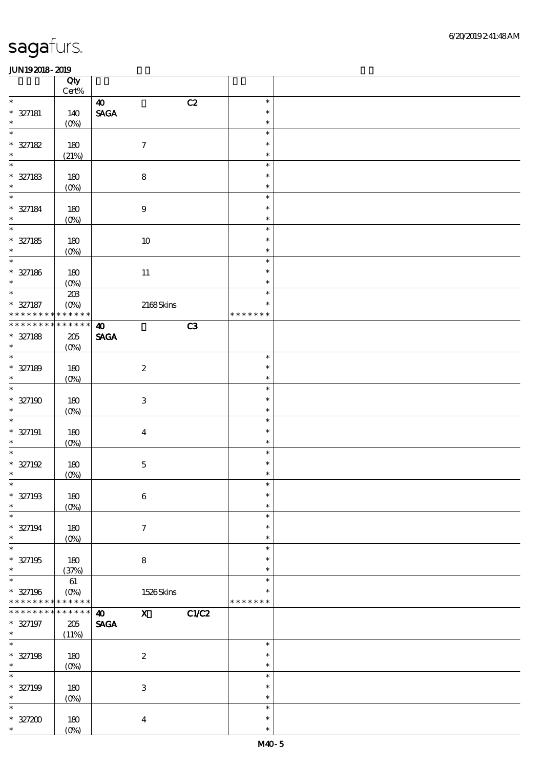# sagafurs.

JUN19 2018 - 2019

| | Qty Cert% | | | | | |
|---|---|---|---|---|---|---|
| * | | 40 | | C2 | * | |
| * 327181 | 140 | SAGA | | | * | |
| * | (0%) | | | | * | |
| * | | | | | * | |
| * 327182 | 180 | | 7 | | * | |
| * | (21%) | | | | * | |
| * | | | | | * | |
| * 327183 | 180 | | 8 | | * | |
| * | (0%) | | | | * | |
| * | | | | | * | |
| * 327184 | 180 | | 9 | | * | |
| * | (0%) | | | | * | |
| * | | | | | * | |
| * 327185 | 180 | | 10 | | * | |
| * | (0%) | | | | * | |
| * | | | | | * | |
| * 327186 | 180 | | 11 | | * | |
| * | (0%) | | | | * | |
| * | 203 | | | | * | |
| * 327187 | (0%) | | 2168 Skins | | * | |
| * * * * * * * * * * * * * * | | | | | * * * * * * * | |
| * * * * * * * * * * * * * * | | 40 | | C3 | | |
| * 327188 | 205 | SAGA | | | | |
| * | (0%) | | | | | |
| * | | | | | * | |
| * 327189 | 180 | | 2 | | * | |
| * | (0%) | | | | * | |
| * | | | | | * | |
| * 327190 | 180 | | 3 | | * | |
| * | (0%) | | | | * | |
| * | | | | | * | |
| * 327191 | 180 | | 4 | | * | |
| * | (0%) | | | | * | |
| * | | | | | * | |
| * 327192 | 180 | | 5 | | * | |
| * | (0%) | | | | * | |
| * | | | | | * | |
| * 327193 | 180 | | 6 | | * | |
| * | (0%) | | | | * | |
| * | | | | | * | |
| * 327194 | 180 | | 7 | | * | |
| * | (0%) | | | | * | |
| * | | | | | * | |
| * 327195 | 180 | | 8 | | * | |
| * | (37%) | | | | * | |
| * | 61 | | | | * | |
| * 327196 | (0%) | | 1526 Skins | | * | |
| * * * * * * * * * * * * * * | | | | | * * * * * * * | |
| * * * * * * * * * * * * * * | | 40 | X | C1/C2 | | |
| * 327197 | 205 | SAGA | | | | |
| * | (11%) | | | | | |
| * | | | | | * | |
| * 327198 | 180 | | 2 | | * | |
| * | (0%) | | | | * | |
| * | | | | | * | |
| * 327199 | 180 | | 3 | | * | |
| * | (0%) | | | | * | |
| * | | | | | * | |
| * 327200 | 180 | | 4 | | * | |
| * | (0%) | | | | * | |

M40 - 5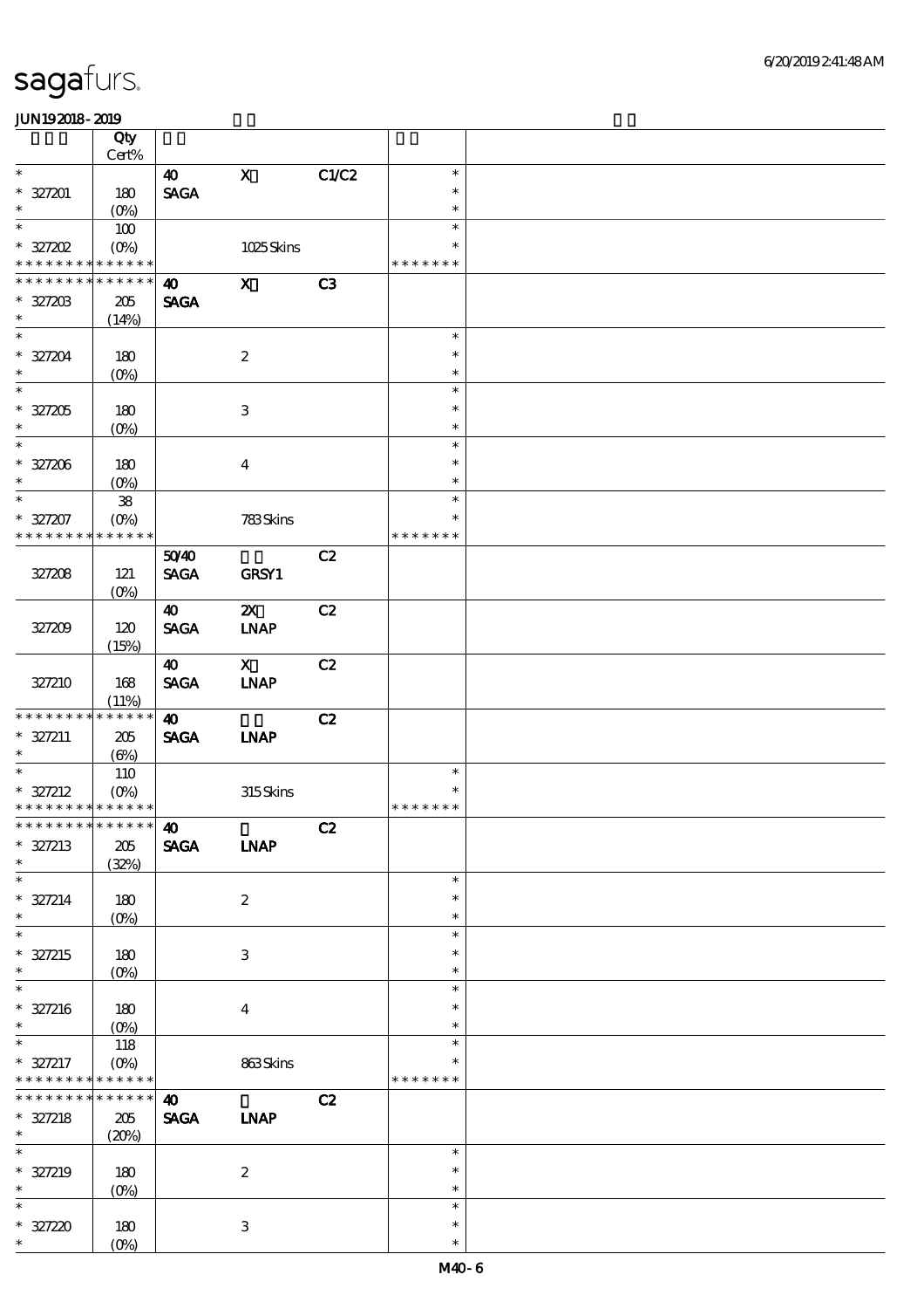sagafurs.

JUN192018-2019

| | Qty Cert% | | | | | |
|---|---|---|---|---|---|---|
| * | | 40 | X | C1/C2 | * | |
| * 327201 | 180 | SAGA | | | * | |
| * | (0%) | | | | * | |
| * | 100 | | | | * | |
| * 327202 | (0%) | | 1025 Skins | | * | |
| * * * * * * * * * * * * * * | | | | | * * * * * * * | |
| * * * * * * * * * * * * * * | | 40 | X | C3 | | |
| * 327203 | 205 | SAGA | | | | |
| * | (14%) | | | | | |
| * | | | | | * | |
| * 327204 | 180 | | 2 | | * | |
| * | (0%) | | | | * | |
| * | | | | | * | |
| * 327205 | 180 | | 3 | | * | |
| * | (0%) | | | | * | |
| * | | | | | * | |
| * 327206 | 180 | | 4 | | * | |
| * | (0%) | | | | * | |
| * | 38 | | | | * | |
| * 327207 | (0%) | | 783 Skins | | * | |
| * * * * * * * * * * * * * * | | | | | * * * * * * * | |
| | | 50/40 | | C2 | | |
| 327208 | 121 | SAGA | GRSY1 | | | |
| | (0%) | | | | | |
| | | 40 | 2X | C2 | | |
| 327209 | 120 | SAGA | LNAP | | | |
| | (15%) | | | | | |
| | | 40 | X | C2 | | |
| 327210 | 168 | SAGA | LNAP | | | |
| | (11%) | | | | | |
| * * * * * * * * * * * * * * | | 40 | | C2 | | |
| * 327211 | 205 | SAGA | LNAP | | | |
| * | (6%) | | | | | |
| * | 110 | | | | * | |
| * 327212 | (0%) | | 315 Skins | | * | |
| * * * * * * * * * * * * * * | | | | | * * * * * * * | |
| * * * * * * * * * * * * * * | | 40 | | C2 | | |
| * 327213 | 205 | SAGA | LNAP | | | |
| * | (32%) | | | | | |
| * | | | | | * | |
| * 327214 | 180 | | 2 | | * | |
| * | (0%) | | | | * | |
| * | | | | | * | |
| * 327215 | 180 | | 3 | | * | |
| * | (0%) | | | | * | |
| * | | | | | * | |
| * 327216 | 180 | | 4 | | * | |
| * | (0%) | | | | * | |
| * | 118 | | | | * | |
| * 327217 | (0%) | | 863 Skins | | * | |
| * * * * * * * * * * * * * * | | | | | * * * * * * * | |
| * * * * * * * * * * * * * * | | 40 | | C2 | | |
| * 327218 | 205 | SAGA | LNAP | | | |
| * | (20%) | | | | | |
| * | | | | | * | |
| * 327219 | 180 | | 2 | | * | |
| * | (0%) | | | | * | |
| * | | | | | * | |
| * 327220 | 180 | | 3 | | * | |
| * | (0%) | | | | * | |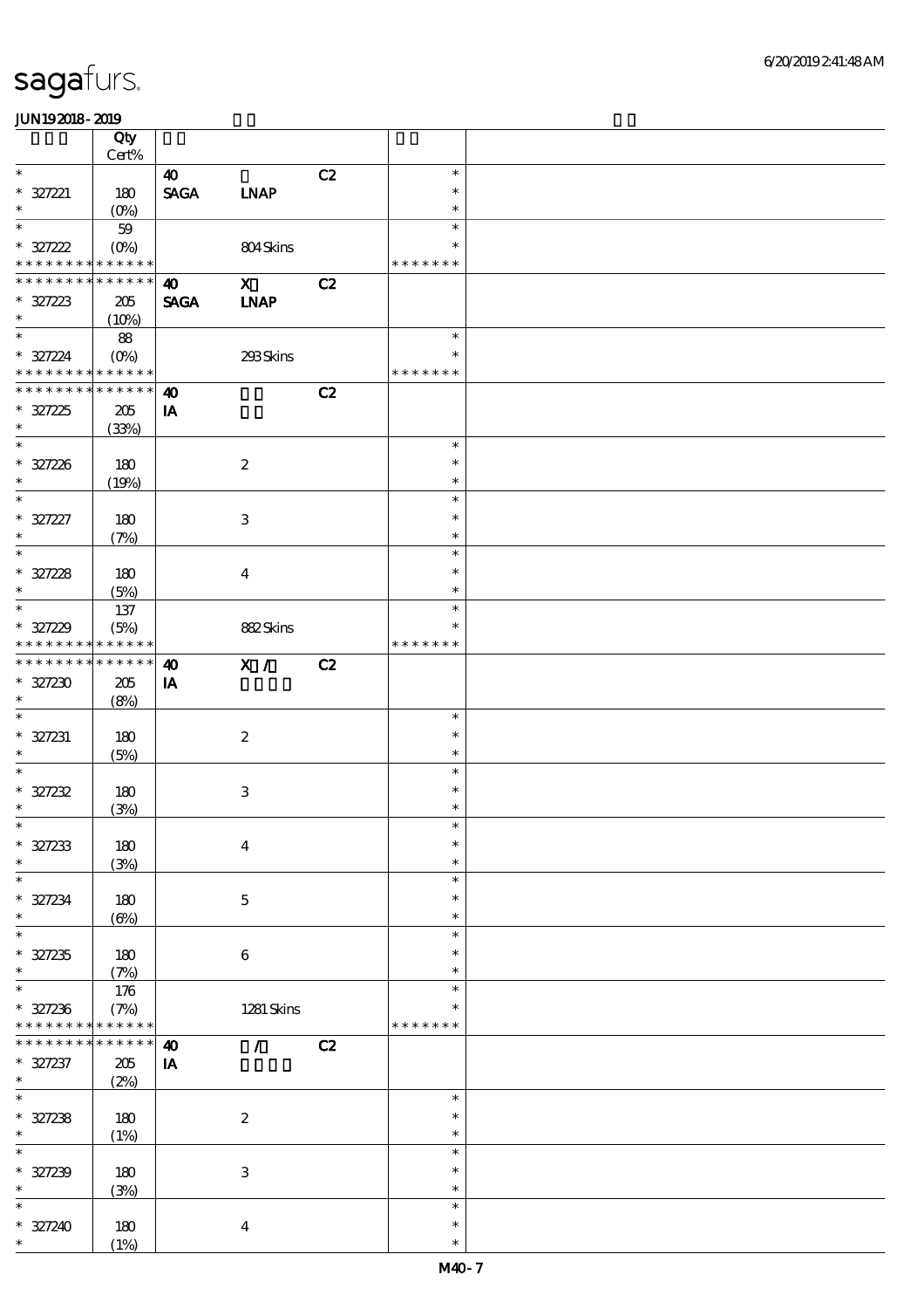sagafurs.

JUN19 2018 - 2019

| | Qty Cert% | | | | | |
|---|---|---|---|---|---|---|
| * | | 40 | | C2 | * | |
| * 327221 | 180 | SAGA | LNAP | | * | |
| * | (0%) | | | | * | |
| * | 59 | | | | * | |
| * 327222 | (0%) | | 804 Skins | | * | |
| * * * * * * * * * * * * * * | | | | | * * * * * * * | |
| * * * * * * * * * * * * * * | | 40 | X | C2 | | |
| * 327223 | 205 | SAGA | LNAP | | | |
| * | (10%) | | | | | |
| * | 88 | | | | * | |
| * 327224 | (0%) | | 293 Skins | | * | |
| * * * * * * * * * * * * * * | | | | | * * * * * * * | |
| * * * * * * * * * * * * * * | | 40 | | C2 | | |
| * 327225 | 205 | IA | | | | |
| * | (33%) | | | | | |
| * | | | | | * | |
| * 327226 | 180 | | 2 | | * | |
| * | (19%) | | | | * | |
| * | | | | | * | |
| * 327227 | 180 | | 3 | | * | |
| * | (7%) | | | | * | |
| * | | | | | * | |
| * 327228 | 180 | | 4 | | * | |
| * | (5%) | | | | * | |
| * | 137 | | | | * | |
| * 327229 | (5%) | | 882 Skins | | * | |
| * * * * * * * * * * * * * * | | | | | * * * * * * * | |
| * * * * * * * * * * * * * * | | 40 | X / | C2 | | |
| * 327230 | 205 | IA | | | | |
| * | (8%) | | | | | |
| * | | | | | * | |
| * 327231 | 180 | | 2 | | * | |
| * | (5%) | | | | * | |
| * | | | | | * | |
| * 327232 | 180 | | 3 | | * | |
| * | (3%) | | | | * | |
| * | | | | | * | |
| * 327233 | 180 | | 4 | | * | |
| * | (3%) | | | | * | |
| * | | | | | * | |
| * 327234 | 180 | | 5 | | * | |
| * | (6%) | | | | * | |
| * | | | | | * | |
| * 327235 | 180 | | 6 | | * | |
| * | (7%) | | | | * | |
| * | 176 | | | | * | |
| * 327236 | (7%) | | 1281 Skins | | * | |
| * * * * * * * * * * * * * * | | | | | * * * * * * * | |
| * * * * * * * * * * * * * * | | 40 | / | C2 | | |
| * 327237 | 205 | IA | | | | |
| * | (2%) | | | | | |
| * | | | | | * | |
| * 327238 | 180 | | 2 | | * | |
| * | (1%) | | | | * | |
| * | | | | | * | |
| * 327239 | 180 | | 3 | | * | |
| * | (3%) | | | | * | |
| * | | | | | * | |
| * 327240 | 180 | | 4 | | * | |
| * | (1%) | | | | * | |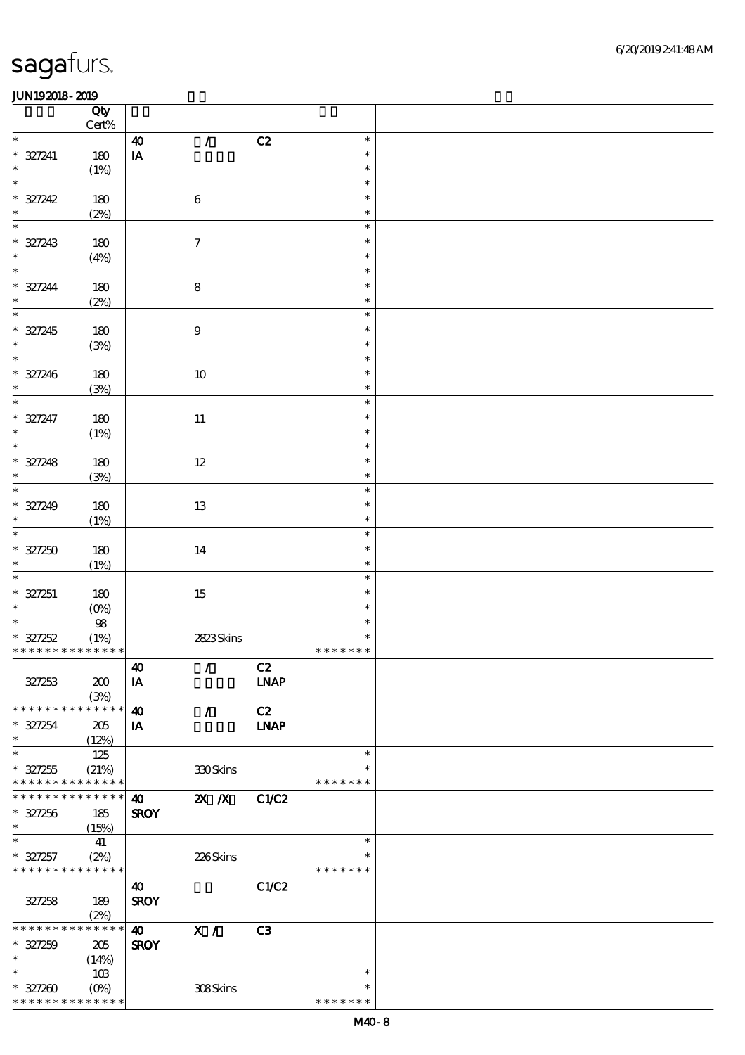| 拍卖号 | Qty Cert% | 说明 | | | 价格 | |
|---|---|---|---|---|---|---|
| * * 327241 * | 180 (1%) | 40 IA | 二 / 四 | C2 | * * * | |
| * * 327242 * | 180 (2%) | | 6 | | * * * | |
| * * 327243 * | 180 (4%) | | 7 | | * * * | |
| * * 327244 * | 180 (2%) | | 8 | | * * * | |
| * * 327245 * | 180 (3%) | | 9 | | * * * | |
| * * 327246 * | 180 (3%) | | 10 | | * * * | |
| * * 327247 * | 180 (1%) | | 11 | | * * * | |
| * * 327248 * | 180 (3%) | | 12 | | * * * | |
| * * 327249 * | 180 (1%) | | 13 | | * * * | |
| * * 327250 * | 180 (1%) | | 14 | | * * * | |
| * * 327251 * | 180 (0%) | | 15 | | * * * | |
| * * 327252 * * * * * * * * * * * * * | 98 (1%) | | 2823 Skins | | * * * * * * * * * | |
| 327253 | 200 (3%) | 40 IA | / | C2 LNAP | | |
| * * * * * * * * * * * * * * 327254 * | 205 (12%) | 40 IA | / | C2 LNAP | | |
| * * 327255 * * * * * * * * * * * * * | 125 (21%) | | 330 Skins | | * * * * * * * * * | |
| * * * * * * * * * * * * * * 327256 * | 185 (15%) | 40 SROY | 2X /X | C1/C2 | | |
| * * 327257 * * * * * * * * * * * * * | 41 (2%) | | 226 Skins | | * * * * * * * * * | |
| 327258 | 189 (2%) | 40 SROY | | C1/C2 | | |
| * * * * * * * * * * * * * * 327259 * | 205 (14%) | 40 SROY | X / | C3 | | |
| * * 327260 * * * * * * * * * * * * * | 103 (0%) | | 308 Skins | | * * * * * * * * * | |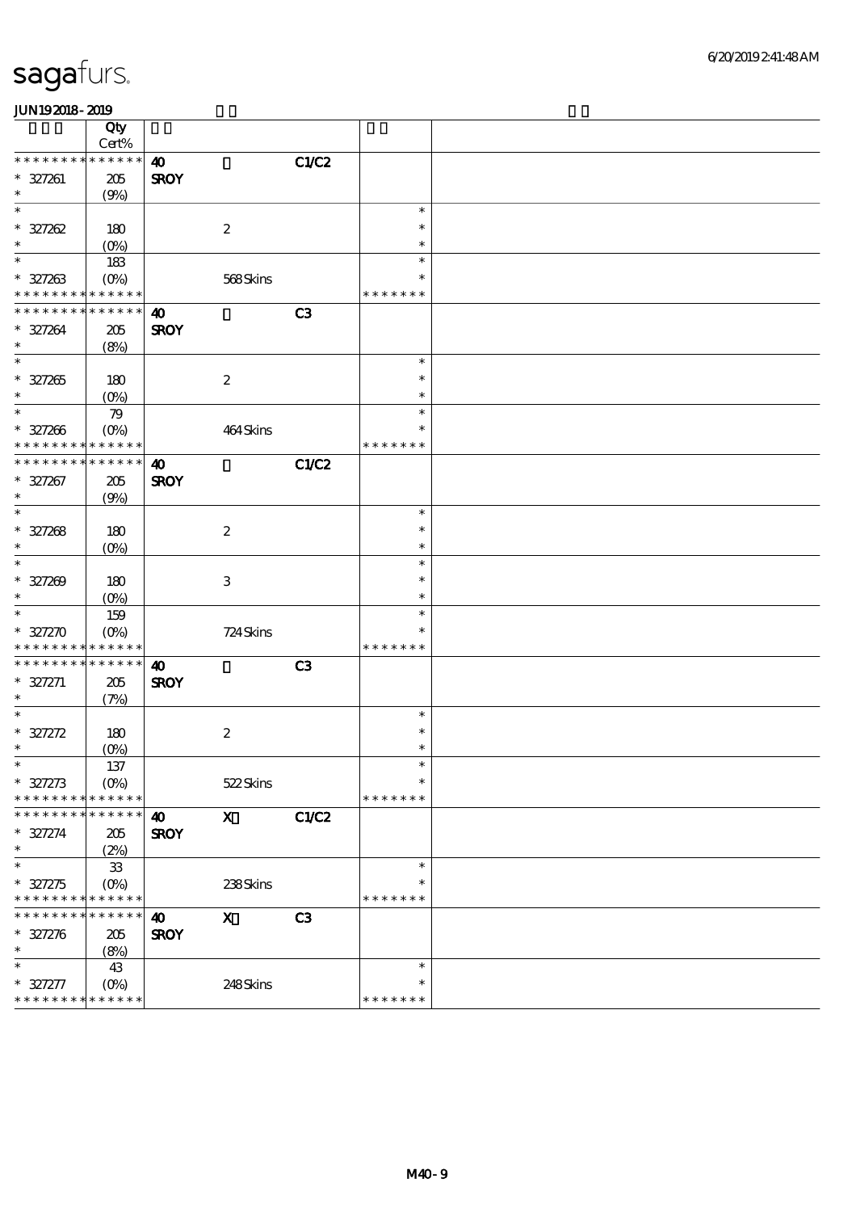# sagafurs.

JUN19 2018 - 2019

| | Qty Cert% | | | | | |
|---|---|---|---|---|---|---|
| * * * * * * * * * * * * * * | 40 | | C1/C2 | | | |
| * 327261 | 205 | SROY | | | | |
| * | (9%) | | | | | |
| * | | | | | * | |
| * 327262 | 180 | | 2 | | * | |
| * | (0%) | | | | * | |
| * | 183 | | | | * | |
| * 327263 | (0%) | | 568 Skins | | * | |
| * * * * * * * * * * * * * * | | | | | * * * * * * * | |
| * * * * * * * * * * * * * * | 40 | | C3 | | | |
| * 327264 | 205 | SROY | | | | |
| * | (8%) | | | | | |
| * | | | | | * | |
| * 327265 | 180 | | 2 | | * | |
| * | (0%) | | | | * | |
| * | 79 | | | | * | |
| * 327266 | (0%) | | 464 Skins | | * | |
| * * * * * * * * * * * * * * | | | | | * * * * * * * | |
| * * * * * * * * * * * * * * | 40 | | C1/C2 | | | |
| * 327267 | 205 | SROY | | | | |
| * | (9%) | | | | | |
| * | | | | | * | |
| * 327268 | 180 | | 2 | | * | |
| * | (0%) | | | | * | |
| * | | | | | * | |
| * 327269 | 180 | | 3 | | * | |
| * | (0%) | | | | * | |
| * | 159 | | | | * | |
| * 327270 | (0%) | | 724 Skins | | * | |
| * * * * * * * * * * * * * * | | | | | * * * * * * * | |
| * * * * * * * * * * * * * * | 40 | | C3 | | | |
| * 327271 | 205 | SROY | | | | |
| * | (7%) | | | | | |
| * | | | | | * | |
| * 327272 | 180 | | 2 | | * | |
| * | (0%) | | | | * | |
| * | 137 | | | | * | |
| * 327273 | (0%) | | 522 Skins | | * | |
| * * * * * * * * * * * * * * | | | | | * * * * * * * | |
| * * * * * * * * * * * * * * | 40 | X | C1/C2 | | | |
| * 327274 | 205 | SROY | | | | |
| * | (2%) | | | | | |
| * | 33 | | | | * | |
| * 327275 | (0%) | | 238 Skins | | * | |
| * * * * * * * * * * * * * * | | | | | * * * * * * * | |
| * * * * * * * * * * * * * * | 40 | X | C3 | | | |
| * 327276 | 205 | SROY | | | | |
| * | (8%) | | | | | |
| * | 43 | | | | * | |
| * 327277 | (0%) | | 248 Skins | | * | |
| * * * * * * * * * * * * * * | | | | | * * * * * * * | |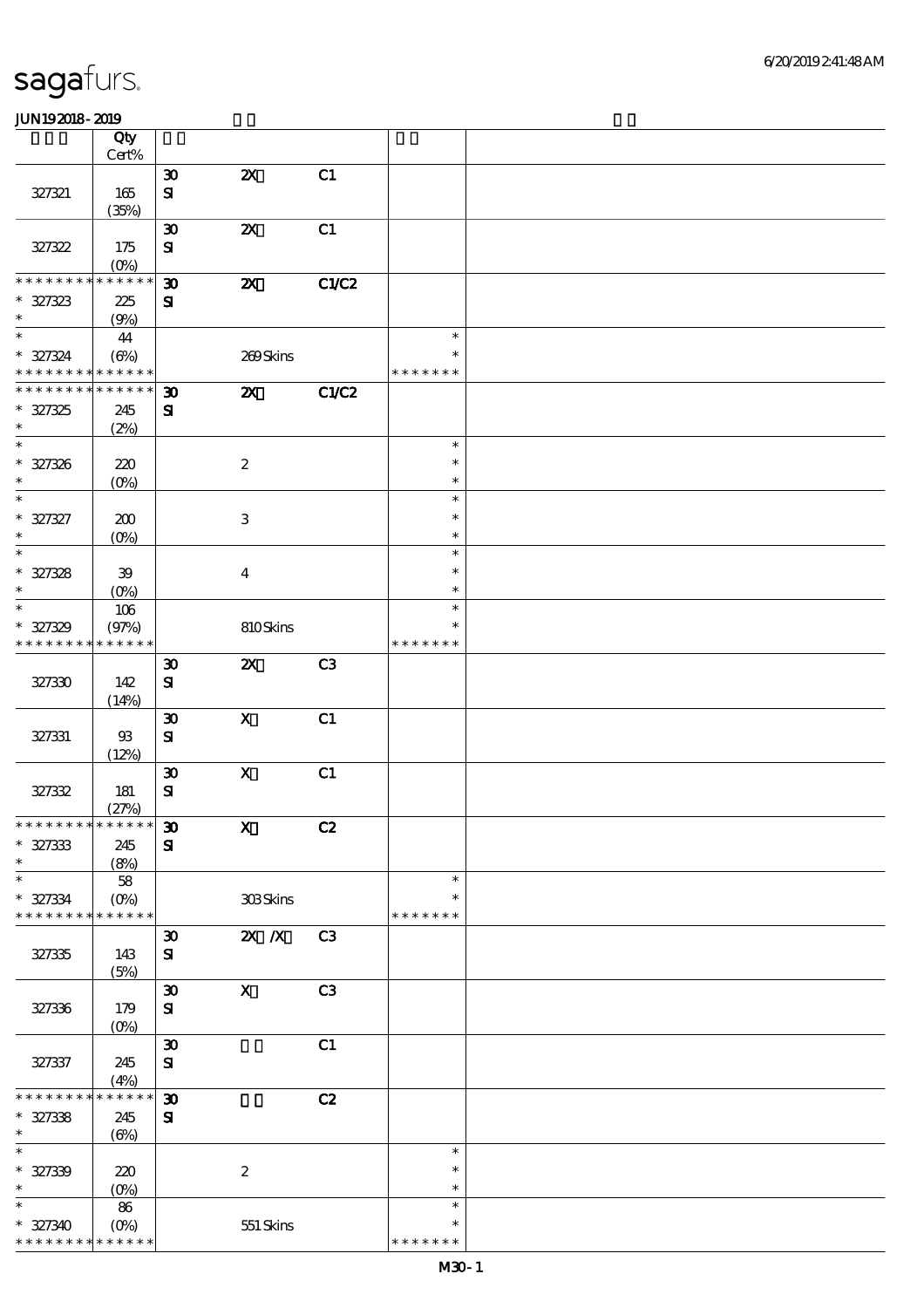# sagafurs.

JUN192018-2019

| | Qty Cert% | | | | | |
|---|---|---|---|---|---|---|
| 327321 | 165 (35%) | 30 SI | 2X | C1 | | |
| 327322 | 175 (0%) | 30 SI | 2X | C1 | | |
| * * * * * * * * * * * * * * 327323 * | 225 (9%) | 30 SI | 2X | C1/C2 | | |
| * * 327324 * * * * * * * * * * * * * | 44 (6%) | | 269 Skins | | * * * * * * * * * | |
| * * * * * * * * * * * * * * 327325 * | 245 (2%) | 30 SI | 2X | C1/C2 | | |
| * * 327326 * | 220 (0%) | | 2 | | * * * | |
| * * 327327 * | 200 (0%) | | 3 | | * * * | |
| * * 327328 * | 39 (0%) | | 4 | | * * * | |
| * * 327329 * * * * * * * * * * * * * | 106 (97%) | | 810 Skins | | * * * * * * * * * | |
| 327330 | 142 (14%) | 30 SI | 2X | C3 | | |
| 327331 | 93 (12%) | 30 SI | X | C1 | | |
| 327332 | 181 (27%) | 30 SI | X | C1 | | |
| * * * * * * * * * * * * * * 327333 * | 245 (8%) | 30 SI | X | C2 | | |
| * * 327334 * * * * * * * * * * * * * | 58 (0%) | | 303 Skins | | * * * * * * * * * | |
| 327335 | 143 (5%) | 30 SI | 2X /X | C3 | | |
| 327336 | 179 (0%) | 30 SI | X | C3 | | |
| 327337 | 245 (4%) | 30 SI | | C1 | | |
| * * * * * * * * * * * * * * 327338 * | 245 (6%) | 30 SI | | C2 | | |
| * * 327339 * | 220 (0%) | | 2 | | * * * | |
| * * 327340 * * * * * * * * * * * * * | 86 (0%) | | 551 Skins | | * * * * * * * * * | |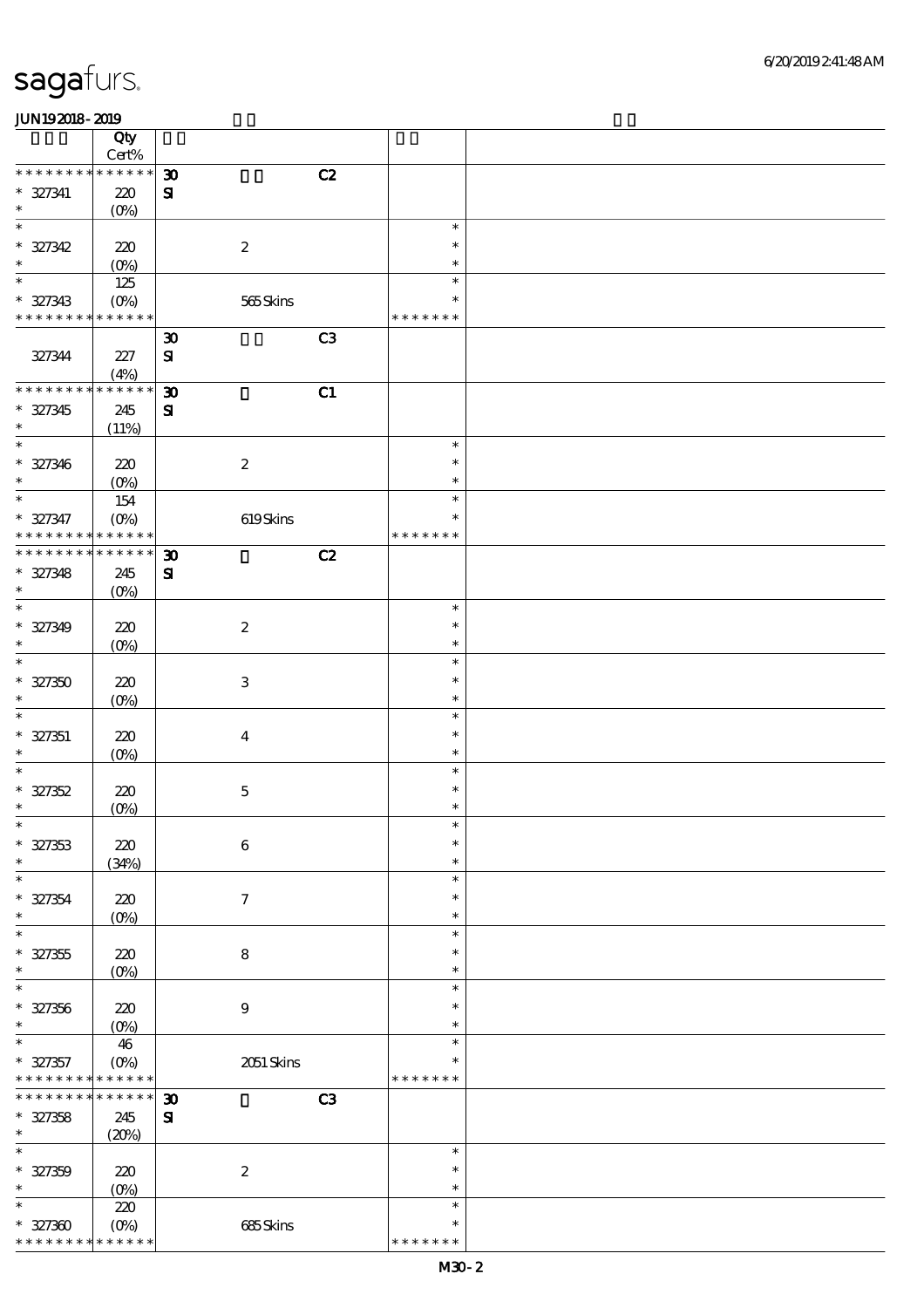| | Qty Cert% | | | |
|---|---|---|---|---|
| * * * * * * * * * * * * * * * | | 30 | C2 | |
| * 327341 | 220 | SI | | |
| * | (0%) | | | |
| * | | | | * |
| * 327342 | 220 | 2 | | * |
| * | (0%) | | | * |
| * | 125 | | | * |
| * 327343 | (0%) | 565 Skins | | * |
| * * * * * * * * * * * * * * * | | | | * * * * * * * |
| | | 30 | C3 | |
| 327344 | 227 | SI | | |
| | (4%) | | | |
| * * * * * * * * * * * * * * * | | 30 | C1 | |
| * 327345 | 245 | SI | | |
| * | (11%) | | | |
| * | | | | * |
| * 327346 | 220 | 2 | | * |
| * | (0%) | | | * |
| * | 154 | | | * |
| * 327347 | (0%) | 619 Skins | | * |
| * * * * * * * * * * * * * * * | | | | * * * * * * * |
| * * * * * * * * * * * * * * * | | 30 | C2 | |
| * 327348 | 245 | SI | | |
| * | (0%) | | | |
| * | | | | * |
| * 327349 | 220 | 2 | | * |
| * | (0%) | | | * |
| * | | | | * |
| * 327350 | 220 | 3 | | * |
| * | (0%) | | | * |
| * | | | | * |
| * 327351 | 220 | 4 | | * |
| * | (0%) | | | * |
| * | | | | * |
| * 327352 | 220 | 5 | | * |
| * | (0%) | | | * |
| * | | | | * |
| * 327353 | 220 | 6 | | * |
| * | (34%) | | | * |
| * | | | | * |
| * 327354 | 220 | 7 | | * |
| * | (0%) | | | * |
| * | | | | * |
| * 327355 | 220 | 8 | | * |
| * | (0%) | | | * |
| * | | | | * |
| * 327356 | 220 | 9 | | * |
| * | (0%) | | | * |
| * | 46 | | | * |
| * 327357 | (0%) | 2051 Skins | | * |
| * * * * * * * * * * * * * * * | | | | * * * * * * * |
| * * * * * * * * * * * * * * * | | 30 | C3 | |
| * 327358 | 245 | SI | | |
| * | (20%) | | | |
| * | | | | * |
| * 327359 | 220 | 2 | | * |
| * | (0%) | | | * |
| * | 220 | | | * |
| * 327360 | (0%) | 685 Skins | | * |
| * * * * * * * * * * * * * * * | | | | * * * * * * * |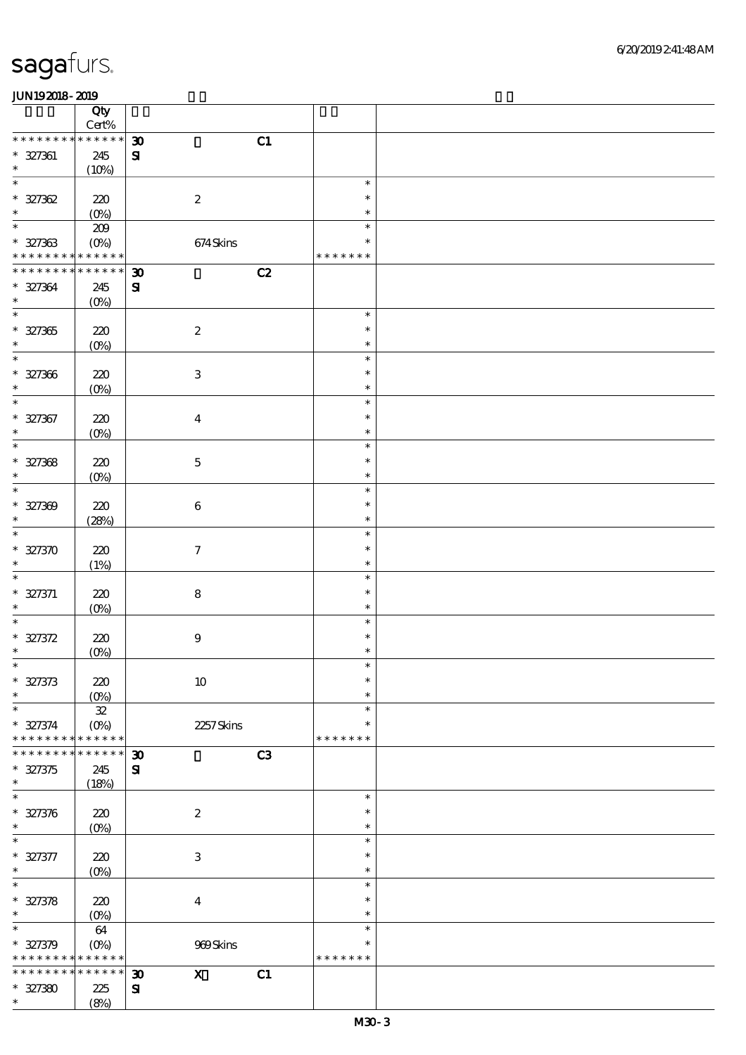# sagafurs.

JUN19 2018 - 2019

| | Qty Cert% | | | | | |
|---|---|---|---|---|---|---|
| * * * * * * * * * * * * * * | 30 | | C1 | | | |
| * 327361 | 245 | SI | | | | |
| * | (10%) | | | | | |
| * | | | | | * | |
| * 327362 | 220 | | 2 | | * | |
| * | (0%) | | | | * | |
| * | 209 | | | | * | |
| * 327363 | (0%) | | 674 Skins | | * | |
| * * * * * * * * * * * * * * | | | | | * * * * * * * | |
| * * * * * * * * * * * * * * | 30 | | C2 | | | |
| * 327364 | 245 | SI | | | | |
| * | (0%) | | | | | |
| * | | | | | * | |
| * 327365 | 220 | | 2 | | * | |
| * | (0%) | | | | * | |
| * | | | | | * | |
| * 327366 | 220 | | 3 | | * | |
| * | (0%) | | | | * | |
| * | | | | | * | |
| * 327367 | 220 | | 4 | | * | |
| * | (0%) | | | | * | |
| * | | | | | * | |
| * 327368 | 220 | | 5 | | * | |
| * | (0%) | | | | * | |
| * | | | | | * | |
| * 327369 | 220 | | 6 | | * | |
| * | (28%) | | | | * | |
| * | | | | | * | |
| * 327370 | 220 | | 7 | | * | |
| * | (1%) | | | | * | |
| * | | | | | * | |
| * 327371 | 220 | | 8 | | * | |
| * | (0%) | | | | * | |
| * | | | | | * | |
| * 327372 | 220 | | 9 | | * | |
| * | (0%) | | | | * | |
| * | | | | | * | |
| * 327373 | 220 | | 10 | | * | |
| * | (0%) | | | | * | |
| * | 32 | | | | * | |
| * 327374 | (0%) | | 2257 Skins | | * | |
| * * * * * * * * * * * * * * | | | | | * * * * * * * | |
| * * * * * * * * * * * * * * | 30 | | C3 | | | |
| * 327375 | 245 | SI | | | | |
| * | (18%) | | | | | |
| * | | | | | * | |
| * 327376 | 220 | | 2 | | * | |
| * | (0%) | | | | * | |
| * | | | | | * | |
| * 327377 | 220 | | 3 | | * | |
| * | (0%) | | | | * | |
| * | | | | | * | |
| * 327378 | 220 | | 4 | | * | |
| * | (0%) | | | | * | |
| * | 64 | | | | * | |
| * 327379 | (0%) | | 969 Skins | | * | |
| * * * * * * * * * * * * * * | | | | | * * * * * * * | |
| * * * * * * * * * * * * * * | 30 | X | C1 | | | |
| * 327380 | 225 | SI | | | | |
| * | (8%) | | | | | |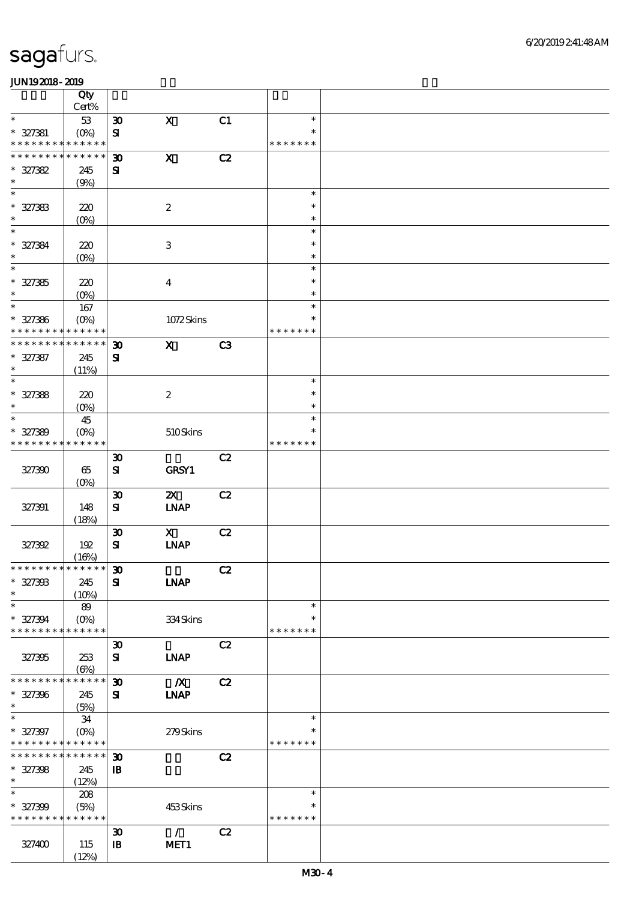# sagafurs.

JUN19 2018 - 2019

| | Qty Cert% | | | | | |
|---|---|---|---|---|---|---|
| * | 53 | 30 | X | C1 | * | |
| * 327381 | (0%) | SI | | | * | |
| * * * * * * * * * * * * * * | | | | | * * * * * * * | |
| * * * * * * * * * * * * * * | | 30 | X | C2 | | |
| * 327382 | 245 | SI | | | | |
| * | (9%) | | | | | |
| * | | | | | * | |
| * 327383 | 220 | | 2 | | * | |
| * | (0%) | | | | * | |
| * | | | | | * | |
| * 327384 | 220 | | 3 | | * | |
| * | (0%) | | | | * | |
| * | | | | | * | |
| * 327385 | 220 | | 4 | | * | |
| * | (0%) | | | | * | |
| * | 167 | | | | * | |
| * 327386 | (0%) | | 1072 Skins | | * | |
| * * * * * * * * * * * * * * | | | | | * * * * * * * | |
| * * * * * * * * * * * * * * | | 30 | X | C3 | | |
| * 327387 | 245 | SI | | | | |
| * | (11%) | | | | | |
| * | | | | | * | |
| * 327388 | 220 | | 2 | | * | |
| * | (0%) | | | | * | |
| * | 45 | | | | * | |
| * 327389 | (0%) | | 510 Skins | | * | |
| * * * * * * * * * * * * * * | | | | | * * * * * * * | |
| | | 30 | | C2 | | |
| 327390 | 65 | SI | GRSY1 | | | |
| | (0%) | | | | | |
| | | 30 | 2X | C2 | | |
| 327391 | 148 | SI | LNAP | | | |
| | (18%) | | | | | |
| | | 30 | X | C2 | | |
| 327392 | 192 | SI | LNAP | | | |
| | (16%) | | | | | |
| * * * * * * * * * * * * * * | | 30 | | C2 | | |
| * 327393 | 245 | SI | LNAP | | | |
| * | (10%) | | | | | |
| * | 89 | | | | * | |
| * 327394 | (0%) | | 334 Skins | | * | |
| * * * * * * * * * * * * * * | | | | | * * * * * * * | |
| | | 30 | | C2 | | |
| 327395 | 253 | SI | LNAP | | | |
| | (6%) | | | | | |
| * * * * * * * * * * * * * * | | 30 | /X | C2 | | |
| * 327396 | 245 | SI | LNAP | | | |
| * | (5%) | | | | | |
| * | 34 | | | | * | |
| * 327397 | (0%) | | 279 Skins | | * | |
| * * * * * * * * * * * * * * | | | | | * * * * * * * | |
| * * * * * * * * * * * * * * | | 30 | | C2 | | |
| * 327398 | 245 | IB | | | | |
| * | (12%) | | | | | |
| * | 208 | | | | * | |
| * 327399 | (5%) | | 453 Skins | | * | |
| * * * * * * * * * * * * * * | | | | | * * * * * * * | |
| | | 30 | / | C2 | | |
| 327400 | 115 | IB | MET1 | | | |
| | (12%) | | | | | |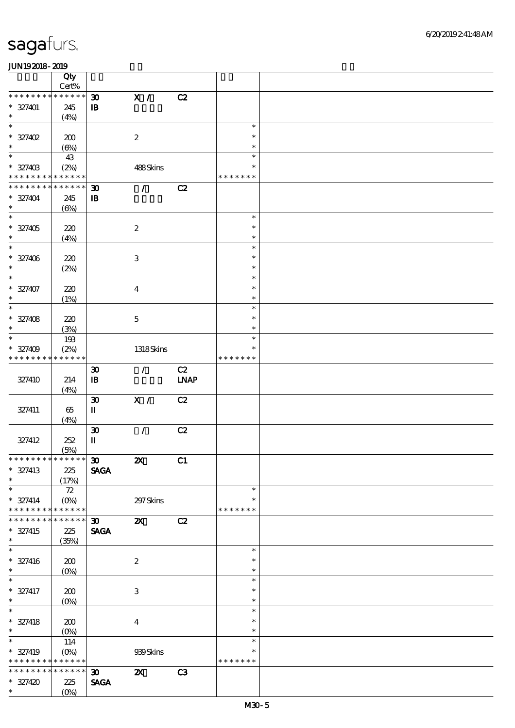sagafurs.

JUN19 2018 - 2019

| | Qty Cert% | | | | | |
|---|---|---|---|---|---|---|
| ************* | | 30 | X / | C2 | | |
| * 327401 | 245 | IB | | | | |
| * | (4%) | | | | | |
| * | | | | | * | |
| * 327402 | 200 | | 2 | | * | |
| * | (6%) | | | | * | |
| * | 43 | | | | * | |
| * 327403 | (2%) | | 488 Skins | | * | |
| ************* | | | | | ******* | |
| ************* | | 30 | / | C2 | | |
| * 327404 | 245 | IB | | | | |
| * | (6%) | | | | | |
| * | | | | | * | |
| * 327405 | 220 | | 2 | | * | |
| * | (4%) | | | | * | |
| * | | | | | * | |
| * 327406 | 220 | | 3 | | * | |
| * | (2%) | | | | * | |
| * | | | | | * | |
| * 327407 | 220 | | 4 | | * | |
| * | (1%) | | | | * | |
| * | | | | | * | |
| * 327408 | 220 | | 5 | | * | |
| * | (3%) | | | | * | |
| * | 193 | | | | * | |
| * 327409 | (2%) | | 1318 Skins | | * | |
| ************* | | | | | ******* | |
| 327410 | 214 (4%) | 30 IB | / | C2 LNAP | | |
| 327411 | 65 (4%) | 30 II | X / | C2 | | |
| 327412 | 252 (5%) | 30 II | / | C2 | | |
| ************* | | 30 | 2X | C1 | | |
| * 327413 | 225 | SAGA | | | | |
| * | (17%) | | | | | |
| * | 72 | | | | * | |
| * 327414 | (0%) | | 297 Skins | | * | |
| ************* | | | | | ******* | |
| ************* | | 30 | 2X | C2 | | |
| * 327415 | 225 | SAGA | | | | |
| * | (35%) | | | | | |
| * | | | | | * | |
| * 327416 | 200 | | 2 | | * | |
| * | (0%) | | | | * | |
| * | | | | | * | |
| * 327417 | 200 | | 3 | | * | |
| * | (0%) | | | | * | |
| * | | | | | * | |
| * 327418 | 200 | | 4 | | * | |
| * | (0%) | | | | * | |
| * | 114 | | | | * | |
| * 327419 | (0%) | | 939 Skins | | * | |
| ************* | | | | | ******* | |
| ************* | | 30 | 2X | C3 | | |
| * 327420 | 225 | SAGA | | | | |
| * | (0%) | | | | | |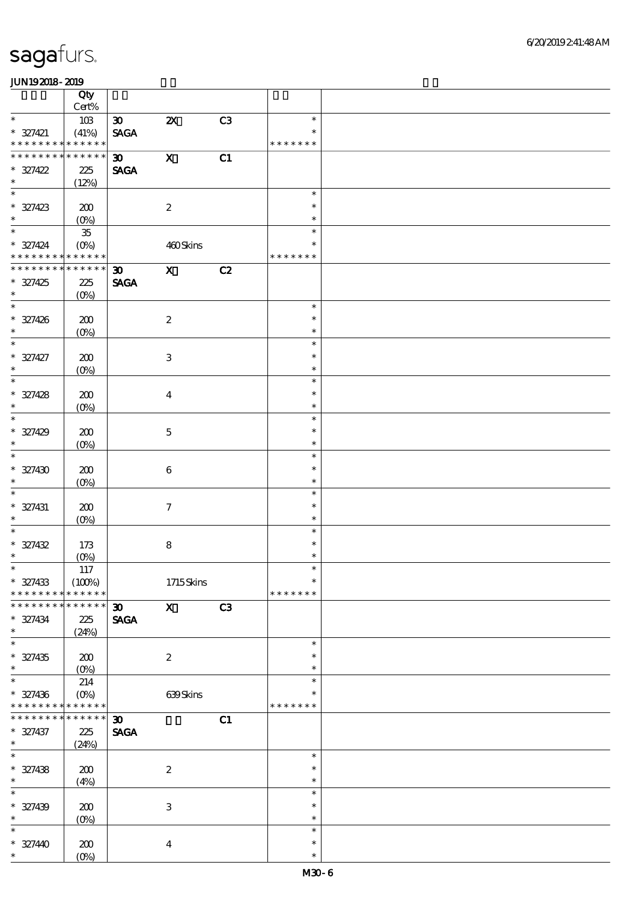sagafurs.

JUN19 2018 - 2019

| | Qty Cert% | | | | | |
|---|---|---|---|---|---|---|
| * | 103 | 30 | 2X | C3 | * | |
| * 327421 | (41%) | SAGA | | | * | |
| * * * * * * * * * * * * * * | | | | | * * * * * * * | |
| * * * * * * * * * * * * * * | | 30 | X | C1 | | |
| * 327422 | 225 | SAGA | | | | |
| * | (12%) | | | | | |
| * | | | | | * | |
| * 327423 | 200 | | 2 | | * | |
| * | (0%) | | | | * | |
| * | 35 | | | | * | |
| * 327424 | (0%) | | 460 Skins | | * | |
| * * * * * * * * * * * * * * | | | | | * * * * * * * | |
| * * * * * * * * * * * * * * | | 30 | X | C2 | | |
| * 327425 | 225 | SAGA | | | | |
| * | (0%) | | | | | |
| * | | | | | * | |
| * 327426 | 200 | | 2 | | * | |
| * | (0%) | | | | * | |
| * | | | | | * | |
| * 327427 | 200 | | 3 | | * | |
| * | (0%) | | | | * | |
| * | | | | | * | |
| * 327428 | 200 | | 4 | | * | |
| * | (0%) | | | | * | |
| * | | | | | * | |
| * 327429 | 200 | | 5 | | * | |
| * | (0%) | | | | * | |
| * | | | | | * | |
| * 327430 | 200 | | 6 | | * | |
| * | (0%) | | | | * | |
| * | | | | | * | |
| * 327431 | 200 | | 7 | | * | |
| * | (0%) | | | | * | |
| * | | | | | * | |
| * 327432 | 173 | | 8 | | * | |
| * | (0%) | | | | * | |
| * | 117 | | | | * | |
| * 327433 | (100%) | | 1715 Skins | | * | |
| * * * * * * * * * * * * * * | | | | | * * * * * * * | |
| * * * * * * * * * * * * * * | | 30 | X | C3 | | |
| * 327434 | 225 | SAGA | | | | |
| * | (24%) | | | | | |
| * | | | | | * | |
| * 327435 | 200 | | 2 | | * | |
| * | (0%) | | | | * | |
| * | 214 | | | | * | |
| * 327436 | (0%) | | 639 Skins | | * | |
| * * * * * * * * * * * * * * | | | | | * * * * * * * | |
| * * * * * * * * * * * * * * | | 30 | | C1 | | |
| * 327437 | 225 | SAGA | | | | |
| * | (24%) | | | | | |
| * | | | | | * | |
| * 327438 | 200 | | 2 | | * | |
| * | (4%) | | | | * | |
| * | | | | | * | |
| * 327439 | 200 | | 3 | | * | |
| * | (0%) | | | | * | |
| * | | | | | * | |
| * 327440 | 200 | | 4 | | * | |
| * | (0%) | | | | * | |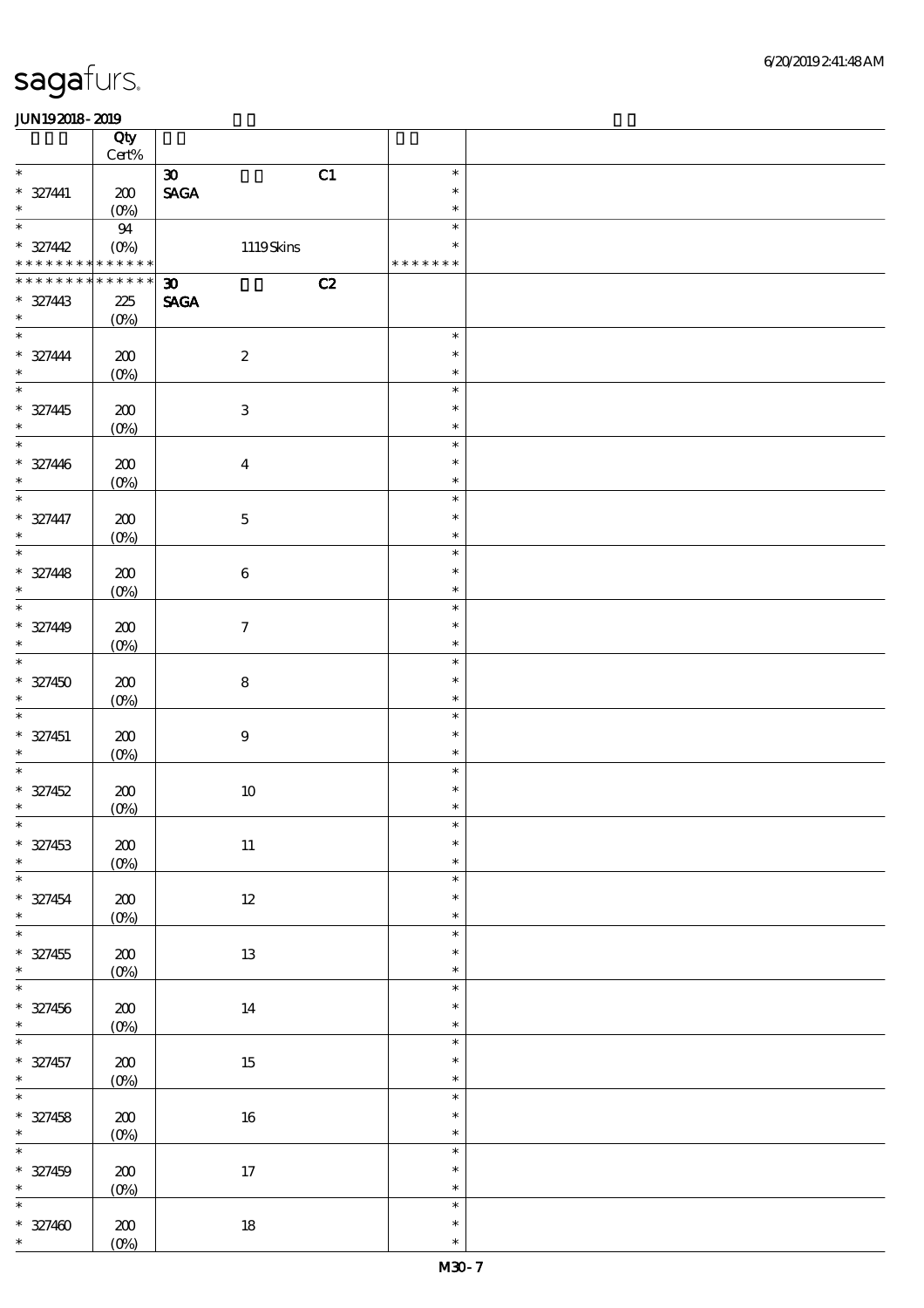| | Qty Cert% | | |
|---|---|---|---|
| * * 327441 * | 200 (0%) | 30 C1 SAGA | * * * |
| * * 327442 * * * * * * * * * * * * * | 94 (0%) | 1119 Skins | * * * * * * * * * * |
| * * * * * * * * * * * * * * 327443 * | 225 (0%) | 30 C2 SAGA | |
| * * 327444 * | 200 (0%) | 2 | * * * |
| * * 327445 * | 200 (0%) | 3 | * * * |
| * * 327446 * | 200 (0%) | 4 | * * * |
| * * 327447 * | 200 (0%) | 5 | * * * |
| * * 327448 * | 200 (0%) | 6 | * * * |
| * * 327449 * | 200 (0%) | 7 | * * * |
| * * 327450 * | 200 (0%) | 8 | * * * |
| * * 327451 * | 200 (0%) | 9 | * * * |
| * * 327452 * | 200 (0%) | 10 | * * * |
| * * 327453 * | 200 (0%) | 11 | * * * |
| * * 327454 * | 200 (0%) | 12 | * * * |
| * * 327455 * | 200 (0%) | 13 | * * * |
| * * 327456 * | 200 (0%) | 14 | * * * |
| * * 327457 * | 200 (0%) | 15 | * * * |
| * * 327458 * | 200 (0%) | 16 | * * * |
| * * 327459 * | 200 (0%) | 17 | * * * |
| * * 327460 * | 200 (0%) | 18 | * * * |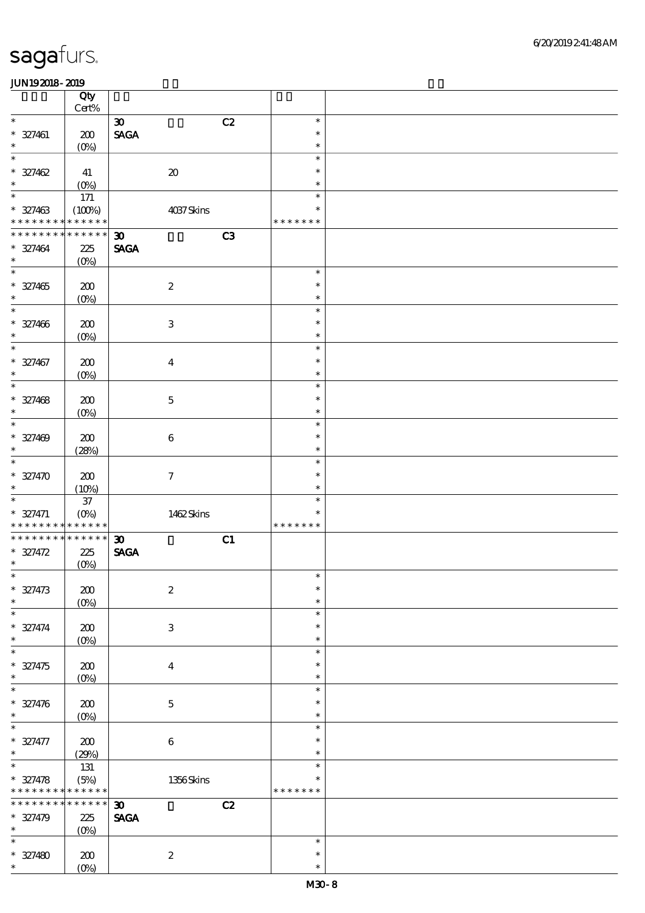sagafurs.

JUN19 2018 - 2019

| | Qty Cert% | | | | |
|---|---|---|---|---|---|
| * | | 30 | C2 | * | |
| * 327461 | 200 | SAGA | | * | |
| * | (0%) | | | * | |
| * | | | | * | |
| * 327462 | 41 | 20 | | * | |
| * | (0%) | | | * | |
| * | 171 | | | * | |
| * 327463 | (100%) | 4037 Skins | | * | |
| * * * * * * * * * * * * * | | | | * * * * * * * | |
| * * * * * * * * * * * * * | | 30 | C3 | | |
| * 327464 | 225 | SAGA | | | |
| * | (0%) | | | | |
| * | | | | * | |
| * 327465 | 200 | 2 | | * | |
| * | (0%) | | | * | |
| * | | | | * | |
| * 327466 | 200 | 3 | | * | |
| * | (0%) | | | * | |
| * | | | | * | |
| * 327467 | 200 | 4 | | * | |
| * | (0%) | | | * | |
| * | | | | * | |
| * 327468 | 200 | 5 | | * | |
| * | (0%) | | | * | |
| * | | | | * | |
| * 327469 | 200 | 6 | | * | |
| * | (28%) | | | * | |
| * | | | | * | |
| * 327470 | 200 | 7 | | * | |
| * | (10%) | | | * | |
| * | 37 | | | * | |
| * 327471 | (0%) | 1462 Skins | | * | |
| * * * * * * * * * * * * * | | | | * * * * * * * | |
| * * * * * * * * * * * * * | | 30 | C1 | | |
| * 327472 | 225 | SAGA | | | |
| * | (0%) | | | | |
| * | | | | * | |
| * 327473 | 200 | 2 | | * | |
| * | (0%) | | | * | |
| * | | | | * | |
| * 327474 | 200 | 3 | | * | |
| * | (0%) | | | * | |
| * | | | | * | |
| * 327475 | 200 | 4 | | * | |
| * | (0%) | | | * | |
| * | | | | * | |
| * 327476 | 200 | 5 | | * | |
| * | (0%) | | | * | |
| * | | | | * | |
| * 327477 | 200 | 6 | | * | |
| * | (29%) | | | * | |
| * | 131 | | | * | |
| * 327478 | (5%) | 1356 Skins | | * | |
| * * * * * * * * * * * * * | | | | * * * * * * * | |
| * * * * * * * * * * * * * | | 30 | C2 | | |
| * 327479 | 225 | SAGA | | | |
| * | (0%) | | | | |
| * | | | | * | |
| * 327480 | 200 | 2 | | * | |
| * | (0%) | | | * | |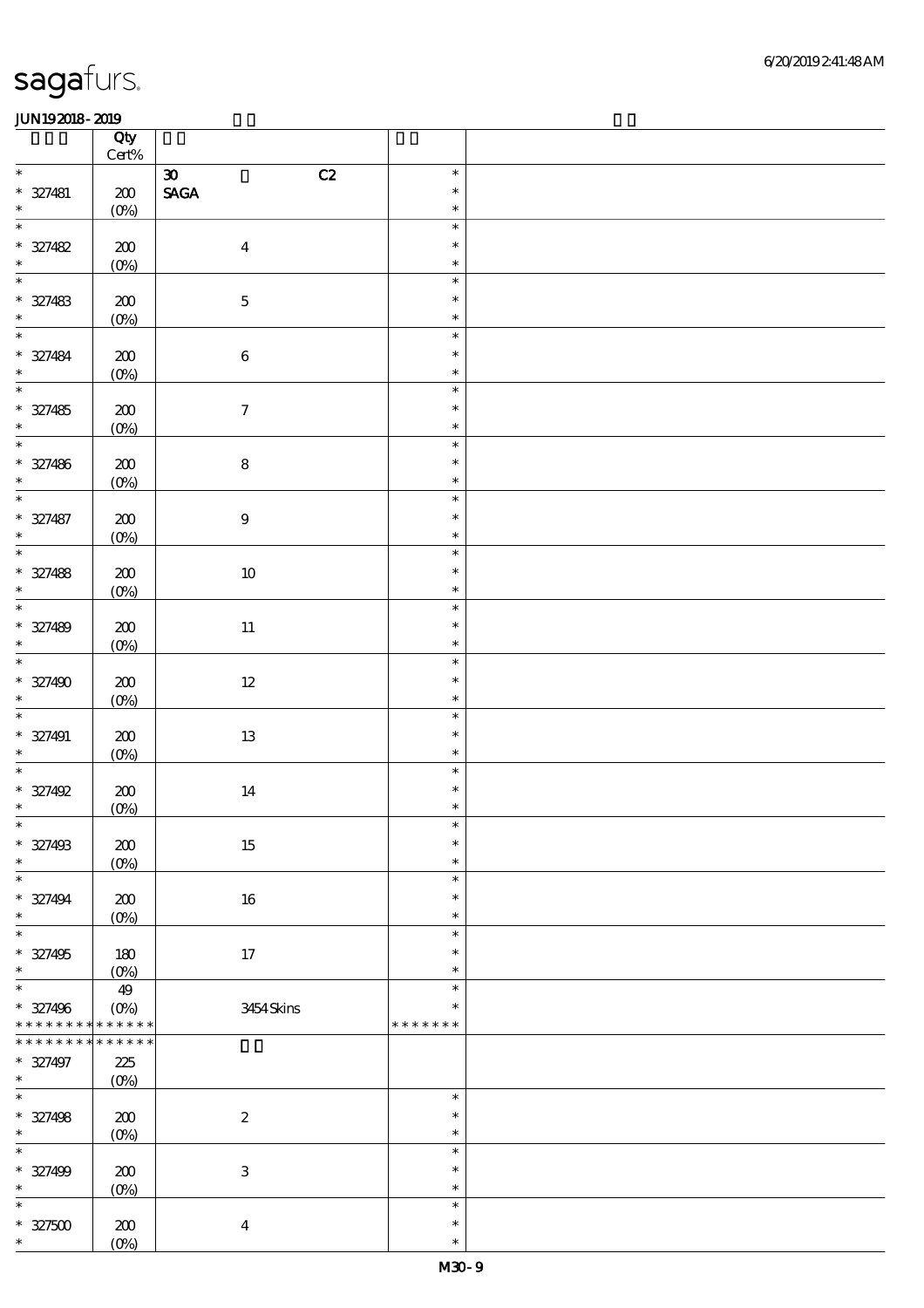sagafurs.

JUN19 2018 - 2019

| | Qty Cert% | | |
|---|---|---|---|
| * | | 30 C2 | * |
| * 327481 | 200 | SAGA | * |
| * | (0%) | | * |
| * | | | * |
| * 327482 | 200 | 4 | * |
| * | (0%) | | * |
| * | | | * |
| * 327483 | 200 | 5 | * |
| * | (0%) | | * |
| * | | | * |
| * 327484 | 200 | 6 | * |
| * | (0%) | | * |
| * | | | * |
| * 327485 | 200 | 7 | * |
| * | (0%) | | * |
| * | | | * |
| * 327486 | 200 | 8 | * |
| * | (0%) | | * |
| * | | | * |
| * 327487 | 200 | 9 | * |
| * | (0%) | | * |
| * | | | * |
| * 327488 | 200 | 10 | * |
| * | (0%) | | * |
| * | | | * |
| * 327489 | 200 | 11 | * |
| * | (0%) | | * |
| * | | | * |
| * 327490 | 200 | 12 | * |
| * | (0%) | | * |
| * | | | * |
| * 327491 | 200 | 13 | * |
| * | (0%) | | * |
| * | | | * |
| * 327492 | 200 | 14 | * |
| * | (0%) | | * |
| * | | | * |
| * 327493 | 200 | 15 | * |
| * | (0%) | | * |
| * | | | * |
| * 327494 | 200 | 16 | * |
| * | (0%) | | * |
| * | | | * |
| * 327495 | 180 | 17 | * |
| * | (0%) | | * |
| * | 49 | | * |
| * 327496 | (0%) | 3454 Skins | * |
| * * * * * * * * * * * * * * | | | * * * * * * * |
| * * * * * * * * * * * * * * | | | |
| * 327497 | 225 | | |
| * | (0%) | | |
| * | | | * |
| * 327498 | 200 | 2 | * |
| * | (0%) | | * |
| * | | | * |
| * 327499 | 200 | 3 | * |
| * | (0%) | | * |
| * | | | * |
| * 327500 | 200 | 4 | * |
| * | (0%) | | * |

M30 - 9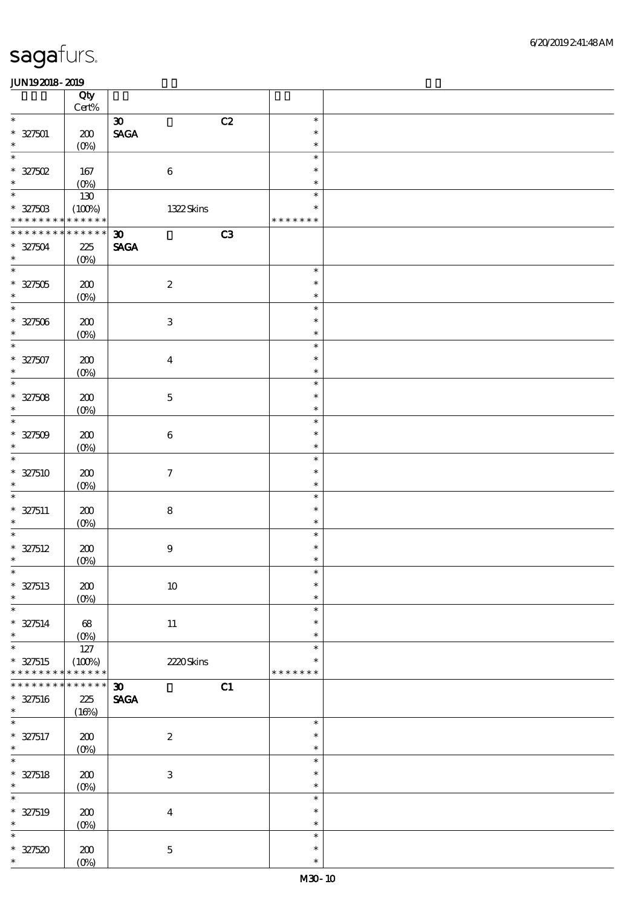sagafurs.

JUN19 2018 - 2019

| | Qty Cert% | | | |
|---|---|---|---|---|
| * | | 30 | C2 | * |
| * 327501 | 200 | SAGA | | * |
| * | (0%) | | | * |
| * | | | | * |
| * 327502 | 167 | 6 | | * |
| * | (0%) | | | * |
| * | 130 | | | * |
| * 327503 | (100%) | 1322 Skins | | * |
| * * * * * * * * * * * * * * | | | | * * * * * * * |
| * * * * * * * * * * * * * * | | 30 | C3 | |
| * 327504 | 225 | SAGA | | |
| * | (0%) | | | |
| * | | | | * |
| * 327505 | 200 | 2 | | * |
| * | (0%) | | | * |
| * | | | | * |
| * 327506 | 200 | 3 | | * |
| * | (0%) | | | * |
| * | | | | * |
| * 327507 | 200 | 4 | | * |
| * | (0%) | | | * |
| * | | | | * |
| * 327508 | 200 | 5 | | * |
| * | (0%) | | | * |
| * | | | | * |
| * 327509 | 200 | 6 | | * |
| * | (0%) | | | * |
| * | | | | * |
| * 327510 | 200 | 7 | | * |
| * | (0%) | | | * |
| * | | | | * |
| * 327511 | 200 | 8 | | * |
| * | (0%) | | | * |
| * | | | | * |
| * 327512 | 200 | 9 | | * |
| * | (0%) | | | * |
| * | | | | * |
| * 327513 | 200 | 10 | | * |
| * | (0%) | | | * |
| * | | | | * |
| * 327514 | 68 | 11 | | * |
| * | (0%) | | | * |
| * | 127 | | | * |
| * 327515 | (100%) | 2220 Skins | | * |
| * * * * * * * * * * * * * * | | | | * * * * * * * |
| * * * * * * * * * * * * * * | | 30 | C1 | |
| * 327516 | 225 | SAGA | | |
| * | (16%) | | | |
| * | | | | * |
| * 327517 | 200 | 2 | | * |
| * | (0%) | | | * |
| * | | | | * |
| * 327518 | 200 | 3 | | * |
| * | (0%) | | | * |
| * | | | | * |
| * 327519 | 200 | 4 | | * |
| * | (0%) | | | * |
| * | | | | * |
| * 327520 | 200 | 5 | | * |
| * | (0%) | | | * |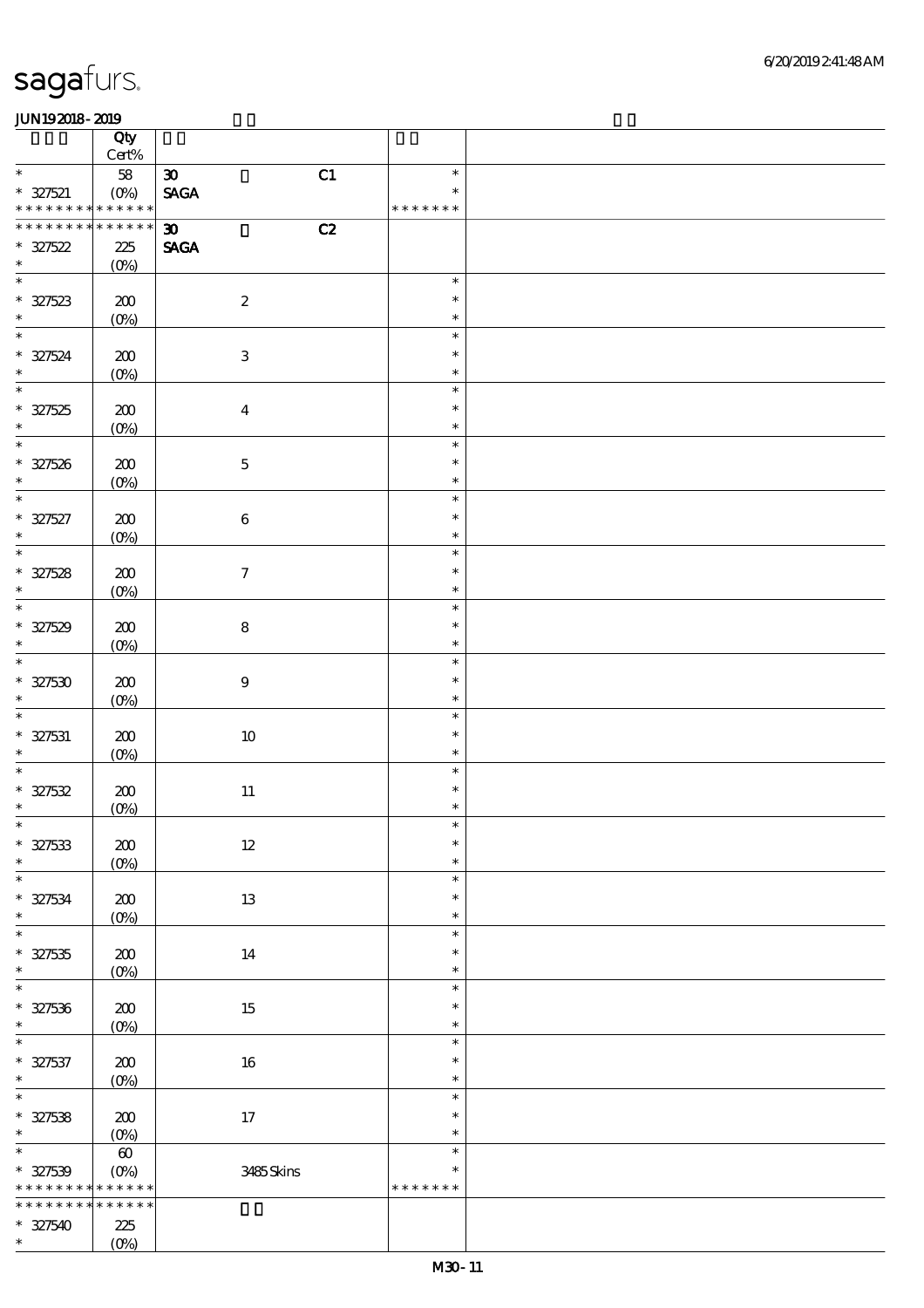sagafurs.

JUN19 2018 - 2019

| | Qty Cert% | | | |
|---|---|---|---|---|
| * <br> * 327521 <br> * * * * * * * * * * * * * | 58 <br> (0%) | 30 SAGA C1 | * <br> * <br> * * * * * * * | |
| * * * * * * * * * * * * * <br> * 327522 <br> * | 225 <br> (0%) | 30 SAGA C2 | | |
| * <br> * 327523 <br> * | 200 <br> (0%) | 2 | * <br> * <br> * | |
| * <br> * 327524 <br> * | 200 <br> (0%) | 3 | * <br> * <br> * | |
| * <br> * 327525 <br> * | 200 <br> (0%) | 4 | * <br> * <br> * | |
| * <br> * 327526 <br> * | 200 <br> (0%) | 5 | * <br> * <br> * | |
| * <br> * 327527 <br> * | 200 <br> (0%) | 6 | * <br> * <br> * | |
| * <br> * 327528 <br> * | 200 <br> (0%) | 7 | * <br> * <br> * | |
| * <br> * 327529 <br> * | 200 <br> (0%) | 8 | * <br> * <br> * | |
| * <br> * 327530 <br> * | 200 <br> (0%) | 9 | * <br> * <br> * | |
| * <br> * 327531 <br> * | 200 <br> (0%) | 10 | * <br> * <br> * | |
| * <br> * 327532 <br> * | 200 <br> (0%) | 11 | * <br> * <br> * | |
| * <br> * 327533 <br> * | 200 <br> (0%) | 12 | * <br> * <br> * | |
| * <br> * 327534 <br> * | 200 <br> (0%) | 13 | * <br> * <br> * | |
| * <br> * 327535 <br> * | 200 <br> (0%) | 14 | * <br> * <br> * | |
| * <br> * 327536 <br> * | 200 <br> (0%) | 15 | * <br> * <br> * | |
| * <br> * 327537 <br> * | 200 <br> (0%) | 16 | * <br> * <br> * | |
| * <br> * 327538 <br> * | 200 <br> (0%) | 17 | * <br> * <br> * | |
| * <br> * 327539 <br> * * * * * * * * * * * * * | 60 <br> (0%) | 3485 Skins | * <br> * <br> * * * * * * * | |
| * * * * * * * * * * * * * <br> * 327540 <br> * | 225 <br> (0%) | | | |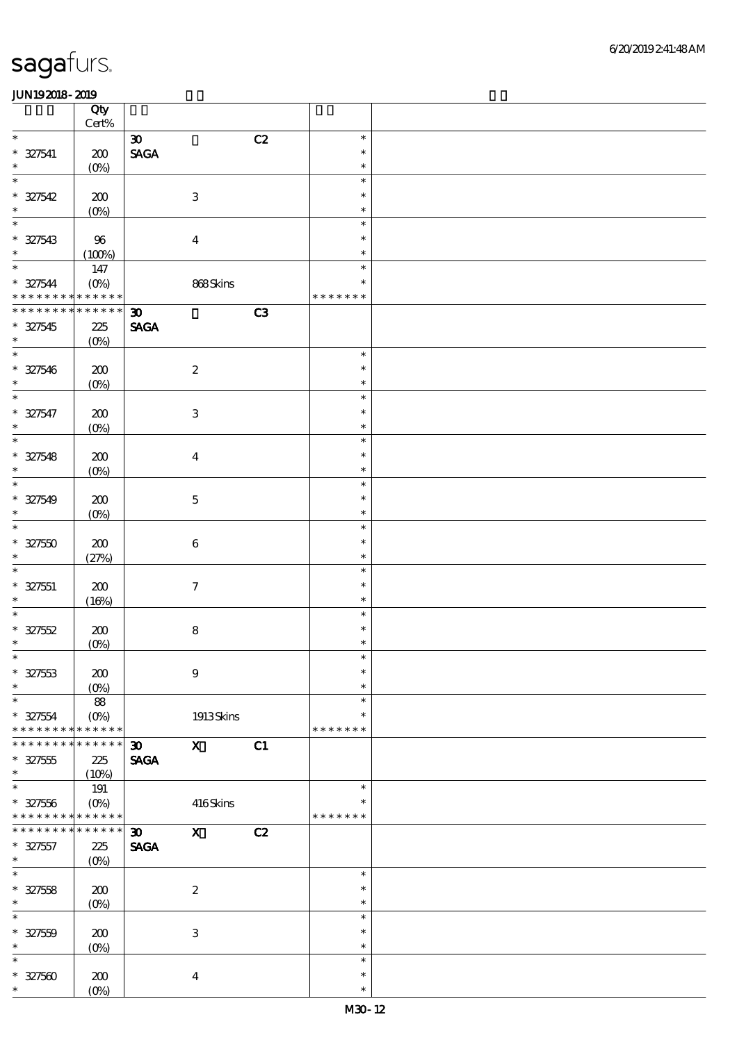sagafurs.

JUN19 2018 - 2019

| | Qty Cert% | | | | | |
|---|---|---|---|---|---|---|
| * | | 30 | | C2 | * | |
| * 327541 | 200 | SAGA | | | * | |
| * | (0%) | | | | * | |
| * | | | | | * | |
| * 327542 | 200 | | 3 | | * | |
| * | (0%) | | | | * | |
| * | | | | | * | |
| * 327543 | 96 | | 4 | | * | |
| * | (100%) | | | | * | |
| * | 147 | | | | * | |
| * 327544 | (0%) | | 868 Skins | | * | |
| * * * * * * * * * * * * * * | | | | | * * * * * * * | |
| * * * * * * * * * * * * * * | | 30 | | C3 | | |
| * 327545 | 225 | SAGA | | | | |
| * | (0%) | | | | | |
| * | | | | | * | |
| * 327546 | 200 | | 2 | | * | |
| * | (0%) | | | | * | |
| * | | | | | * | |
| * 327547 | 200 | | 3 | | * | |
| * | (0%) | | | | * | |
| * | | | | | * | |
| * 327548 | 200 | | 4 | | * | |
| * | (0%) | | | | * | |
| * | | | | | * | |
| * 327549 | 200 | | 5 | | * | |
| * | (0%) | | | | * | |
| * | | | | | * | |
| * 327550 | 200 | | 6 | | * | |
| * | (27%) | | | | * | |
| * | | | | | * | |
| * 327551 | 200 | | 7 | | * | |
| * | (16%) | | | | * | |
| * | | | | | * | |
| * 327552 | 200 | | 8 | | * | |
| * | (0%) | | | | * | |
| * | | | | | * | |
| * 327553 | 200 | | 9 | | * | |
| * | (0%) | | | | * | |
| * | 88 | | | | * | |
| * 327554 | (0%) | | 1913 Skins | | * | |
| * * * * * * * * * * * * * * | | | | | * * * * * * * | |
| * * * * * * * * * * * * * * | | 30 | X | C1 | | |
| * 327555 | 225 | SAGA | | | | |
| * | (10%) | | | | | |
| * | 191 | | | | * | |
| * 327556 | (0%) | | 416 Skins | | * | |
| * * * * * * * * * * * * * * | | | | | * * * * * * * | |
| * * * * * * * * * * * * * * | | 30 | X | C2 | | |
| * 327557 | 225 | SAGA | | | | |
| * | (0%) | | | | | |
| * | | | | | * | |
| * 327558 | 200 | | 2 | | * | |
| * | (0%) | | | | * | |
| * | | | | | * | |
| * 327559 | 200 | | 3 | | * | |
| * | (0%) | | | | * | |
| * | | | | | * | |
| * 327560 | 200 | | 4 | | * | |
| * | (0%) | | | | * | |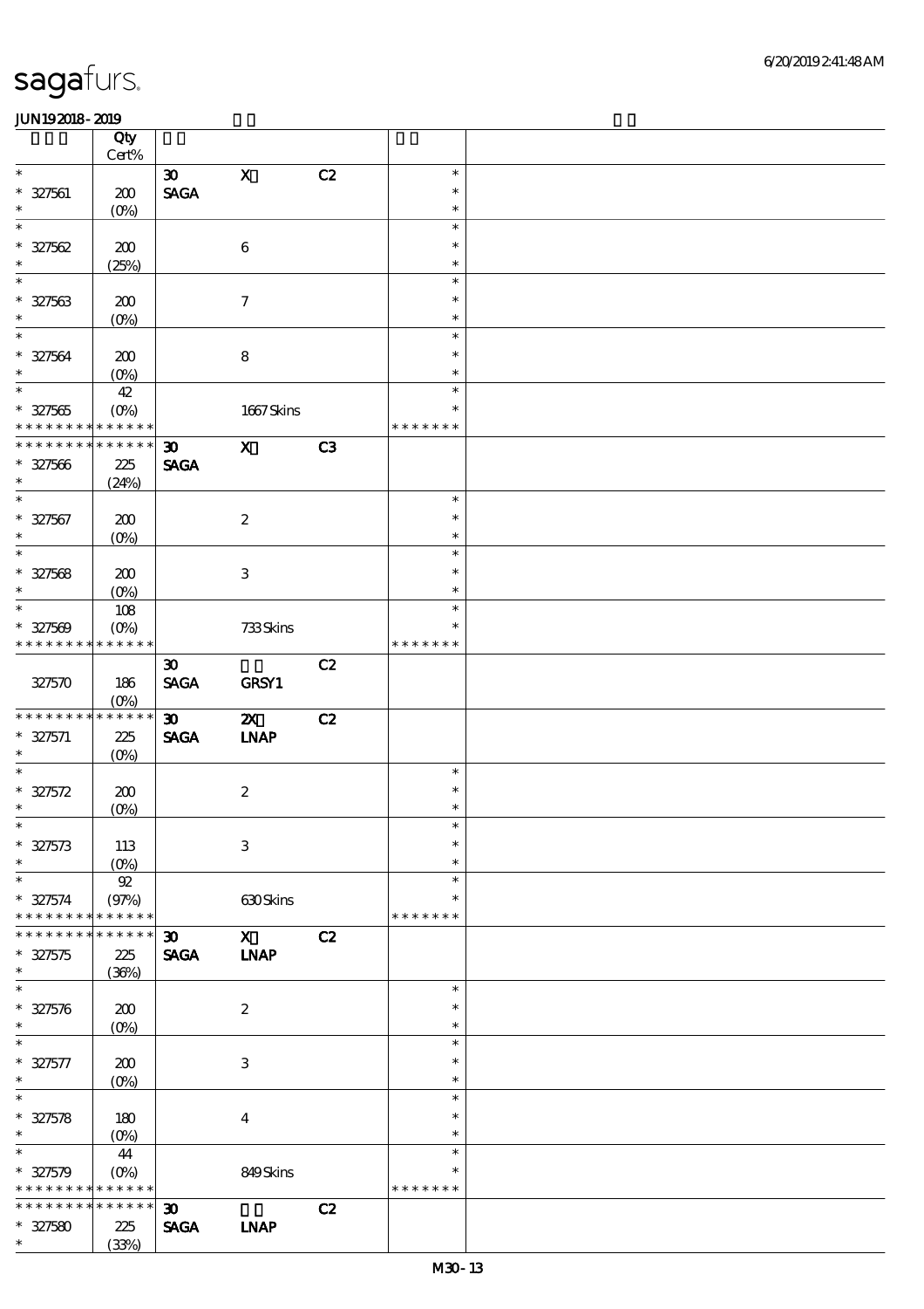sagafurs.

JUN19 2018 - 2019

| | Qty Cert% | | | | | |
|---|---|---|---|---|---|---|
| * | | 30 | X | C2 | * | |
| * 327561 | 200 | SAGA | | | * | |
| * | (0%) | | | | * | |
| * | | | | | * | |
| * 327562 | 200 | | 6 | | * | |
| * | (25%) | | | | * | |
| * | | | | | * | |
| * 327563 | 200 | | 7 | | * | |
| * | (0%) | | | | * | |
| * | | | | | * | |
| * 327564 | 200 | | 8 | | * | |
| * | (0%) | | | | * | |
| * | 42 | | | | * | |
| * 327565 | (0%) | | 1667 Skins | | * | |
| * * * * * * * * * * * * * | | | | | * * * * * * * | |
| * * * * * * * * * * * * * | | 30 | X | C3 | | |
| * 327566 | 225 | SAGA | | | | |
| * | (24%) | | | | | |
| * | | | | | * | |
| * 327567 | 200 | | 2 | | * | |
| * | (0%) | | | | * | |
| * | | | | | * | |
| * 327568 | 200 | | 3 | | * | |
| * | (0%) | | | | * | |
| * | 108 | | | | * | |
| * 327569 | (0%) | | 733 Skins | | * | |
| * * * * * * * * * * * * * | | | | | * * * * * * * | |
| | | 30 | | C2 | | |
| 327570 | 186 | SAGA | GRSY1 | | | |
| | (0%) | | | | | |
| * * * * * * * * * * * * * | | 30 | 2X | C2 | | |
| * 327571 | 225 | SAGA | LNAP | | | |
| * | (0%) | | | | | |
| * | | | | | * | |
| * 327572 | 200 | | 2 | | * | |
| * | (0%) | | | | * | |
| * | | | | | * | |
| * 327573 | 113 | | 3 | | * | |
| * | (0%) | | | | * | |
| * | 92 | | | | * | |
| * 327574 | (97%) | | 630 Skins | | * | |
| * * * * * * * * * * * * * | | | | | * * * * * * * | |
| * * * * * * * * * * * * * | | 30 | X | C2 | | |
| * 327575 | 225 | SAGA | LNAP | | | |
| * | (36%) | | | | | |
| * | | | | | * | |
| * 327576 | 200 | | 2 | | * | |
| * | (0%) | | | | * | |
| * | | | | | * | |
| * 327577 | 200 | | 3 | | * | |
| * | (0%) | | | | * | |
| * | | | | | * | |
| * 327578 | 180 | | 4 | | * | |
| * | (0%) | | | | * | |
| * | 44 | | | | * | |
| * 327579 | (0%) | | 849 Skins | | * | |
| * * * * * * * * * * * * * | | | | | * * * * * * * | |
| * * * * * * * * * * * * * | | 30 | | C2 | | |
| * 327580 | 225 | SAGA | LNAP | | | |
| * | (33%) | | | | | |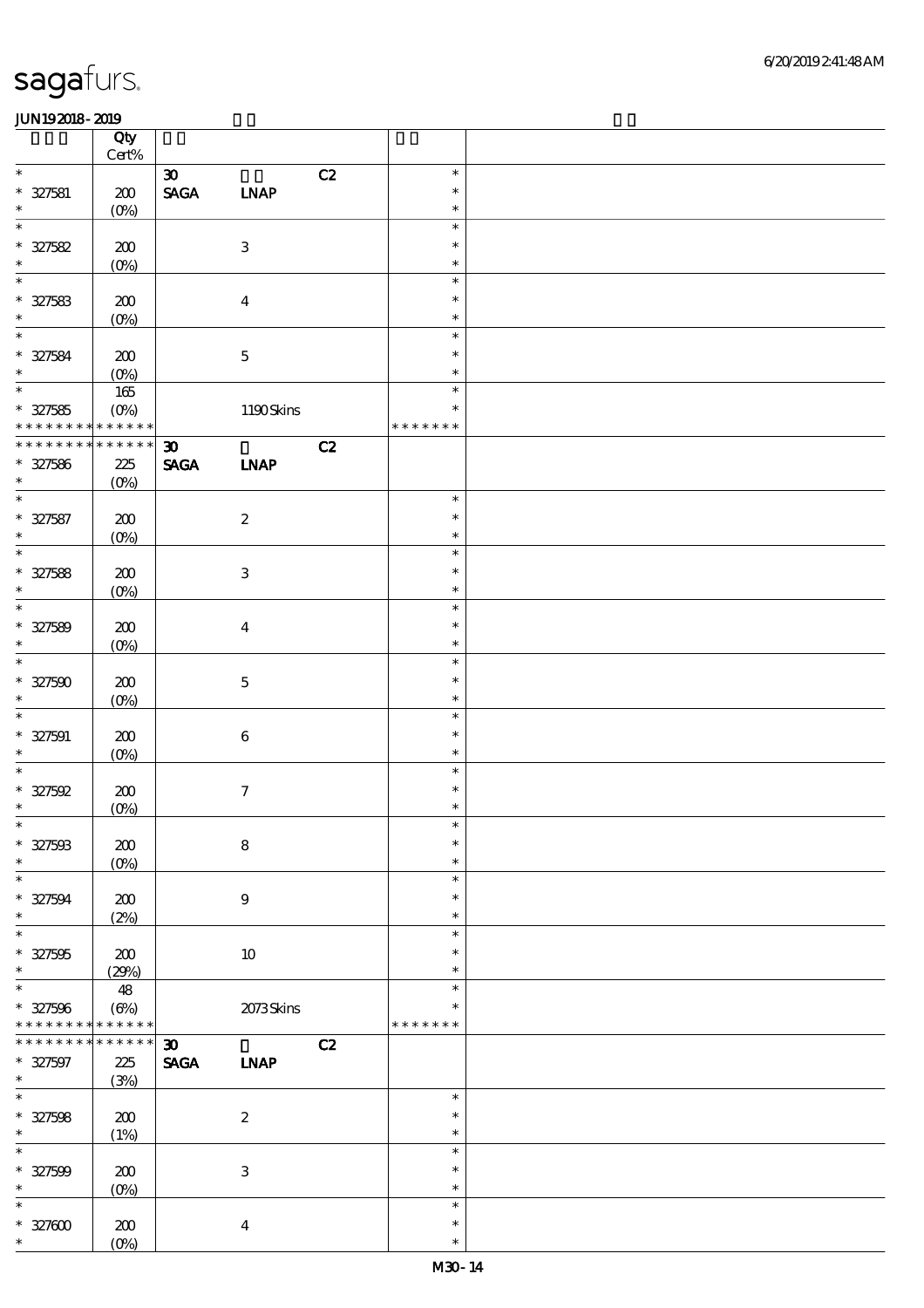# sagafurs.

JUN19 2018 - 2019

| | Qty Cert% | | | | |
|---|---|---|---|---|---|
| * | | 30 | | C2 | * |
| * 327581 | 200 | SAGA | LNAP | | * |
| * | (0%) | | | | * |
| * | | | | | * |
| * 327582 | 200 | | 3 | | * |
| * | (0%) | | | | * |
| * | | | | | * |
| * 327583 | 200 | | 4 | | * |
| * | (0%) | | | | * |
| * | | | | | * |
| * 327584 | 200 | | 5 | | * |
| * | (0%) | | | | * |
| * | 165 | | | | * |
| * 327585 | (0%) | | 1190 Skins | | * |
| * * * * * * * * * * * * * * | | | | | * * * * * * * |
| * * * * * * * * * * * * * * | | 30 | | C2 | |
| * 327586 | 225 | SAGA | LNAP | | |
| * | (0%) | | | | |
| * | | | | | * |
| * 327587 | 200 | | 2 | | * |
| * | (0%) | | | | * |
| * | | | | | * |
| * 327588 | 200 | | 3 | | * |
| * | (0%) | | | | * |
| * | | | | | * |
| * 327589 | 200 | | 4 | | * |
| * | (0%) | | | | * |
| * | | | | | * |
| * 327590 | 200 | | 5 | | * |
| * | (0%) | | | | * |
| * | | | | | * |
| * 327591 | 200 | | 6 | | * |
| * | (0%) | | | | * |
| * | | | | | * |
| * 327592 | 200 | | 7 | | * |
| * | (0%) | | | | * |
| * | | | | | * |
| * 327593 | 200 | | 8 | | * |
| * | (0%) | | | | * |
| * | | | | | * |
| * 327594 | 200 | | 9 | | * |
| * | (2%) | | | | * |
| * | | | | | * |
| * 327595 | 200 | | 10 | | * |
| * | (29%) | | | | * |
| * | 48 | | | | * |
| * 327596 | (6%) | | 2073 Skins | | * |
| * * * * * * * * * * * * * * | | | | | * * * * * * * |
| * * * * * * * * * * * * * * | | 30 | | C2 | |
| * 327597 | 225 | SAGA | LNAP | | |
| * | (3%) | | | | |
| * | | | | | * |
| * 327598 | 200 | | 2 | | * |
| * | (1%) | | | | * |
| * | | | | | * |
| * 327599 | 200 | | 3 | | * |
| * | (0%) | | | | * |
| * | | | | | * |
| * 327600 | 200 | | 4 | | * |
| * | (0%) | | | | * |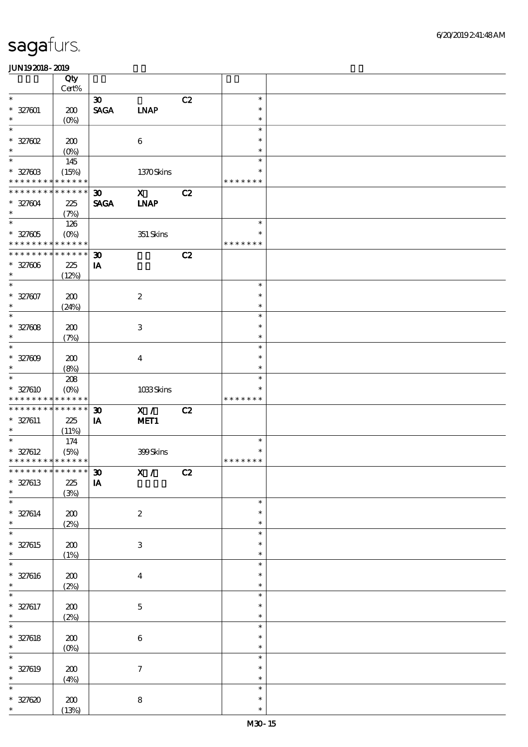| | Qty Cert% | | | | | |
|---|---|---|---|---|---|---|
| * | | 30 | | C2 | * | |
| * 327601 | 200 | SAGA | LNAP | | * | |
| * | (0%) | | | | * | |
| * | | | | | * | |
| * 327602 | 200 | | 6 | | * | |
| * | (0%) | | | | * | |
| * | 145 | | | | * | |
| * 327603 | (15%) | | 1370 Skins | | * | |
| * * * * * * * * * * * * * * | | | | | * * * * * * * | |
| * * * * * * * * * * * * * * | | 30 | X | C2 | | |
| * 327604 | 225 | SAGA | LNAP | | | |
| * | (7%) | | | | | |
| * | 126 | | | | * | |
| * 327605 | (0%) | | 351 Skins | | * | |
| * * * * * * * * * * * * * * | | | | | * * * * * * * | |
| * * * * * * * * * * * * * * | | 30 | | C2 | | |
| * 327606 | 225 | IA | | | | |
| * | (12%) | | | | | |
| * | | | | | * | |
| * 327607 | 200 | | 2 | | * | |
| * | (24%) | | | | * | |
| * | | | | | * | |
| * 327608 | 200 | | 3 | | * | |
| * | (7%) | | | | * | |
| * | | | | | * | |
| * 327609 | 200 | | 4 | | * | |
| * | (8%) | | | | * | |
| * | 208 | | | | * | |
| * 327610 | (0%) | | 1033 Skins | | * | |
| * * * * * * * * * * * * * * | | | | | * * * * * * * | |
| * * * * * * * * * * * * * * | | 30 | X / | C2 | | |
| * 327611 | 225 | IA | MET1 | | | |
| * | (11%) | | | | | |
| * | 174 | | | | * | |
| * 327612 | (5%) | | 399 Skins | | * | |
| * * * * * * * * * * * * * * | | | | | * * * * * * * | |
| * * * * * * * * * * * * * * | | 30 | X / | C2 | | |
| * 327613 | 225 | IA | | | | |
| * | (3%) | | | | | |
| * | | | | | * | |
| * 327614 | 200 | | 2 | | * | |
| * | (2%) | | | | * | |
| * | | | | | * | |
| * 327615 | 200 | | 3 | | * | |
| * | (1%) | | | | * | |
| * | | | | | * | |
| * 327616 | 200 | | 4 | | * | |
| * | (2%) | | | | * | |
| * | | | | | * | |
| * 327617 | 200 | | 5 | | * | |
| * | (2%) | | | | * | |
| * | | | | | * | |
| * 327618 | 200 | | 6 | | * | |
| * | (0%) | | | | * | |
| * | | | | | * | |
| * 327619 | 200 | | 7 | | * | |
| * | (4%) | | | | * | |
| * | | | | | * | |
| * 327620 | 200 | | 8 | | * | |
| * | (13%) | | | | * | |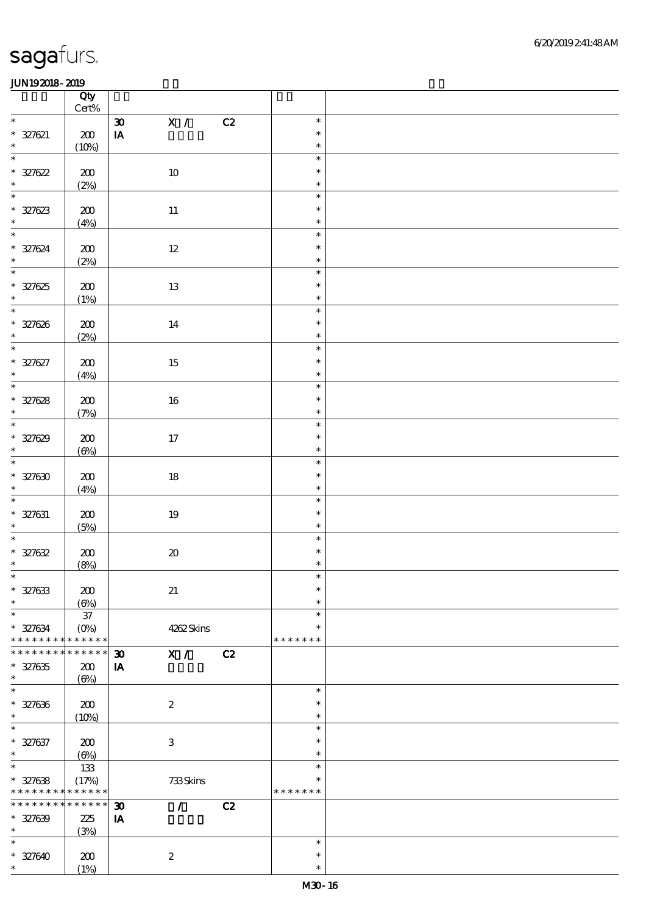# sagafurs.

JUN19 2018 - 2019

| | Qty Cert% | | | |
|---|---|---|---|---|
| * | | 30 X / C2 | * | |
| * 327621 | 200 | IA | * | |
| * | (10%) | | * | |
| * | | | * | |
| * 327622 | 200 | 10 | * | |
| * | (2%) | | * | |
| * | | | * | |
| * 327623 | 200 | 11 | * | |
| * | (4%) | | * | |
| * | | | * | |
| * 327624 | 200 | 12 | * | |
| * | (2%) | | * | |
| * | | | * | |
| * 327625 | 200 | 13 | * | |
| * | (1%) | | * | |
| * | | | * | |
| * 327626 | 200 | 14 | * | |
| * | (2%) | | * | |
| * | | | * | |
| * 327627 | 200 | 15 | * | |
| * | (4%) | | * | |
| * | | | * | |
| * 327628 | 200 | 16 | * | |
| * | (7%) | | * | |
| * | | | * | |
| * 327629 | 200 | 17 | * | |
| * | (6%) | | * | |
| * | | | * | |
| * 327630 | 200 | 18 | * | |
| * | (4%) | | * | |
| * | | | * | |
| * 327631 | 200 | 19 | * | |
| * | (5%) | | * | |
| * | | | * | |
| * 327632 | 200 | 20 | * | |
| * | (8%) | | * | |
| * | | | * | |
| * 327633 | 200 | 21 | * | |
| * | (6%) | | * | |
| * | 37 | | * | |
| * 327634 | (0%) | 4262 Skins | * | |
| * * * * * * * * * * * * * | | | * * * * * * * | |
| * * * * * * * * * * * * * | | 30 X / C2 | | |
| * 327635 | 200 | IA | | |
| * | (6%) | | | |
| * | | | * | |
| * 327636 | 200 | 2 | * | |
| * | (10%) | | * | |
| * | | | * | |
| * 327637 | 200 | 3 | * | |
| * | (6%) | | * | |
| * | 133 | | * | |
| * 327638 | (17%) | 733 Skins | * | |
| * * * * * * * * * * * * * | | | * * * * * * * | |
| * * * * * * * * * * * * * | | 30 / C2 | | |
| * 327639 | 225 | IA | | |
| * | (3%) | | | |
| * | | | * | |
| * 327640 | 200 | 2 | * | |
| * | (1%) | | * | |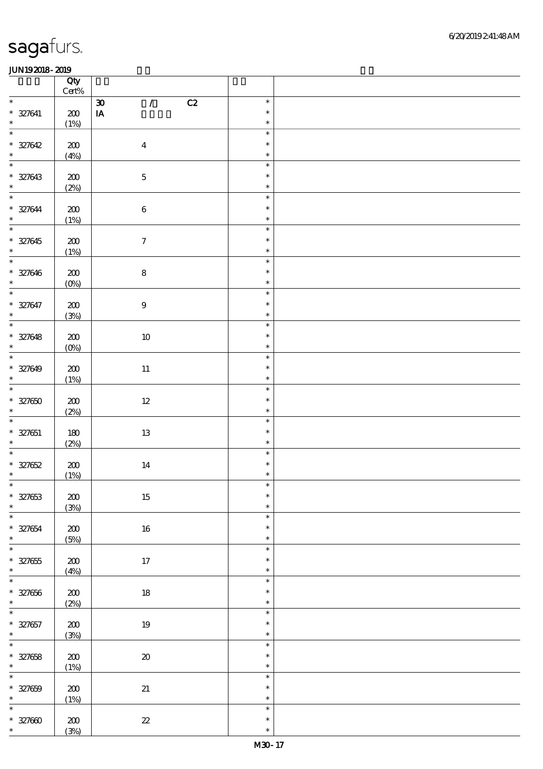sagafurs.

JUN19 2018 - 2019

| | Qty Cert% | | | |
|---|---|---|---|---|
| * 327641 * | 200 (1%) | 30 / C2 IA | * * * | |
| * 327642 * | 200 (4%) | 4 | * * * | |
| * 327643 * | 200 (2%) | 5 | * * * | |
| * 327644 * | 200 (1%) | 6 | * * * | |
| * 327645 * | 200 (1%) | 7 | * * * | |
| * 327646 * | 200 (0%) | 8 | * * * | |
| * 327647 * | 200 (3%) | 9 | * * * | |
| * 327648 * | 200 (0%) | 10 | * * * | |
| * 327649 * | 200 (1%) | 11 | * * * | |
| * 327650 * | 200 (2%) | 12 | * * * | |
| * 327651 * | 180 (2%) | 13 | * * * | |
| * 327652 * | 200 (1%) | 14 | * * * | |
| * 327653 * | 200 (3%) | 15 | * * * | |
| * 327654 * | 200 (5%) | 16 | * * * | |
| * 327655 * | 200 (4%) | 17 | * * * | |
| * 327656 * | 200 (2%) | 18 | * * * | |
| * 327657 * | 200 (3%) | 19 | * * * | |
| * 327658 * | 200 (1%) | 20 | * * * | |
| * 327659 * | 200 (1%) | 21 | * * * | |
| * 327660 * | 200 (3%) | 22 | * * * | |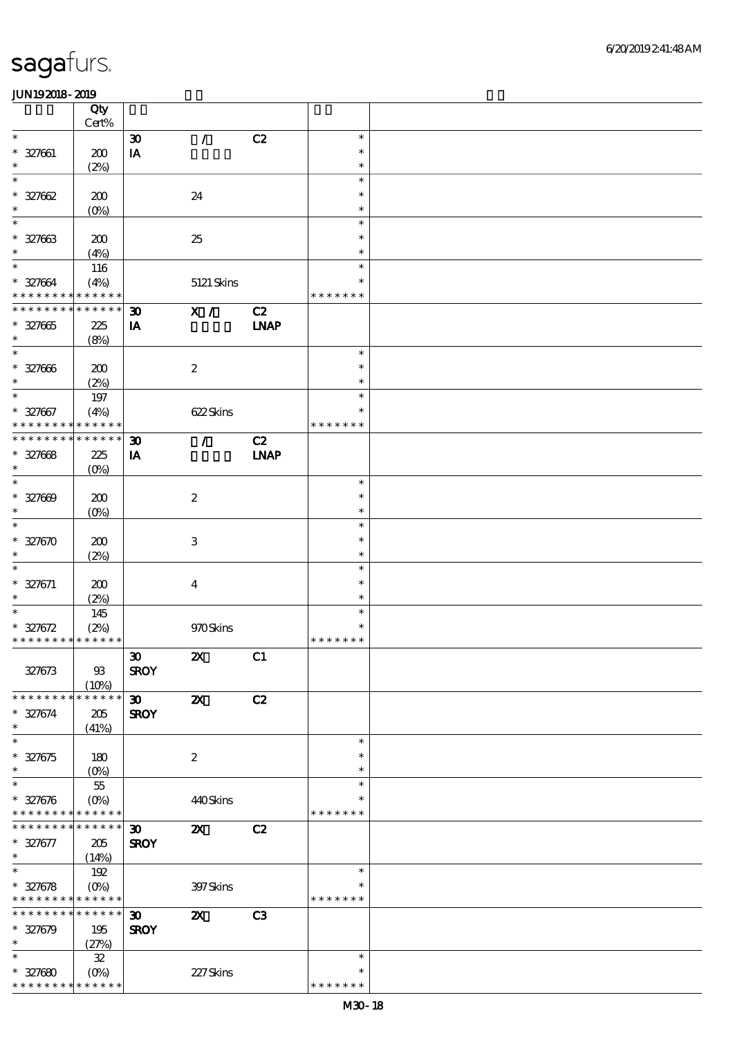# sagafurs.

JUN192018-2019

| | Qty Cert% | | | | | |
|---|---|---|---|---|---|---|
| * | | 30 | / | C2 | * | |
| * 327661 | 200 | IA | | | * | |
| * | (2%) | | | | * | |
| * | | | | | * | |
| * 327662 | 200 | | 24 | | * | |
| * | (0%) | | | | * | |
| * | | | | | * | |
| * 327663 | 200 | | 25 | | * | |
| * | (4%) | | | | * | |
| * | 116 | | | | * | |
| * 327664 | (4%) | | 5121 Skins | | * | |
| * * * * * * * * * * * * * * | | | | | * * * * * * * | |
| * * * * * * * * * * * * * * | | 30 | X / | C2 | | |
| * 327665 | 225 | IA | | LNAP | | |
| * | (8%) | | | | | |
| * | | | | | * | |
| * 327666 | 200 | | 2 | | * | |
| * | (2%) | | | | * | |
| * | 197 | | | | * | |
| * 327667 | (4%) | | 622 Skins | | * | |
| * * * * * * * * * * * * * * | | | | | * * * * * * * | |
| * * * * * * * * * * * * * * | | 30 | / | C2 | | |
| * 327668 | 225 | IA | | LNAP | | |
| * | (0%) | | | | | |
| * | | | | | * | |
| * 327669 | 200 | | 2 | | * | |
| * | (0%) | | | | * | |
| * | | | | | * | |
| * 327670 | 200 | | 3 | | * | |
| * | (2%) | | | | * | |
| * | | | | | * | |
| * 327671 | 200 | | 4 | | * | |
| * | (2%) | | | | * | |
| * | 145 | | | | * | |
| * 327672 | (2%) | | 970 Skins | | * | |
| * * * * * * * * * * * * * * | | | | | * * * * * * * | |
| | | 30 | 2X | C1 | | |
| 327673 | 93 | SROY | | | | |
| | (10%) | | | | | |
| * * * * * * * * * * * * * * | | 30 | 2X | C2 | | |
| * 327674 | 205 | SROY | | | | |
| * | (41%) | | | | | |
| * | | | | | * | |
| * 327675 | 180 | | 2 | | * | |
| * | (0%) | | | | * | |
| * | 55 | | | | * | |
| * 327676 | (0%) | | 440 Skins | | * | |
| * * * * * * * * * * * * * * | | | | | * * * * * * * | |
| * * * * * * * * * * * * * * | | 30 | 2X | C2 | | |
| * 327677 | 205 | SROY | | | | |
| * | (14%) | | | | | |
| * | 192 | | | | * | |
| * 327678 | (0%) | | 397 Skins | | * | |
| * * * * * * * * * * * * * * | | | | | * * * * * * * | |
| * * * * * * * * * * * * * * | | 30 | 2X | C3 | | |
| * 327679 | 195 | SROY | | | | |
| * | (27%) | | | | | |
| * | 32 | | | | * | |
| * 327680 | (0%) | | 227 Skins | | * | |
| * * * * * * * * * * * * * * | | | | | * * * * * * * | |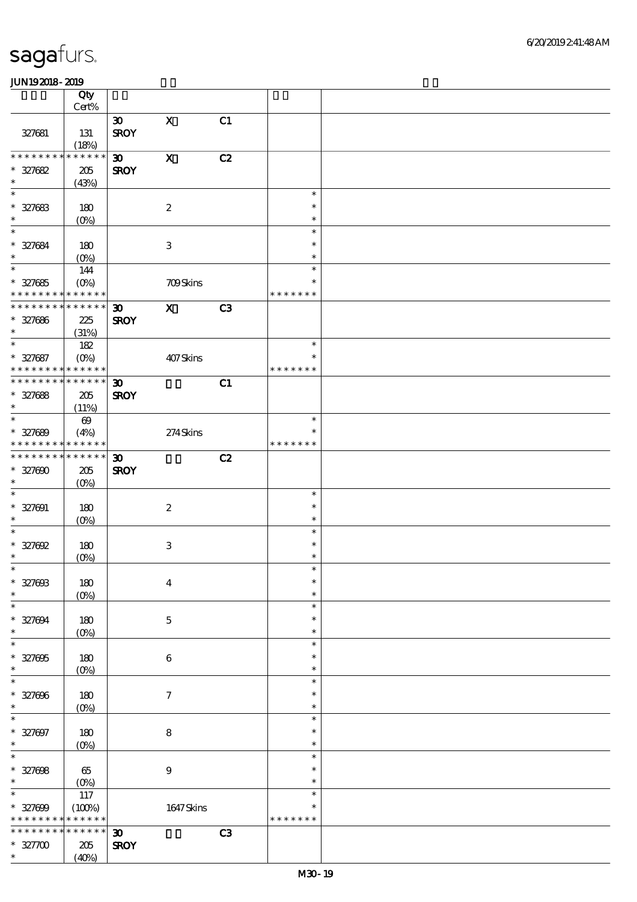# sagafurs.

JUN19 2018 - 2019

| | Qty Cert% | | | | | |
|---|---|---|---|---|---|---|
| 327681 | 131 (18%) | 30 SROY | X | C1 | | |
| * * * * * * * * * * * * * * 327682 * | 205 (43%) | 30 SROY | X | C2 | | |
| * * 327683 * | 180 (0%) | | 2 | | * * * | |
| * * 327684 * | 180 (0%) | | 3 | | * * * | |
| * * 327685 * * * * * * * * * * * * * | 144 (0%) | | 709 Skins | | * * * * * * * * | |
| * * * * * * * * * * * * * * 327686 * | 225 (31%) | 30 SROY | X | C3 | | |
| * * 327687 * * * * * * * * * * * * * | 182 (0%) | | 407 Skins | | * * * * * * * * | |
| * * * * * * * * * * * * * * 327688 * | 205 (11%) | 30 SROY | | C1 | | |
| * * 327689 * * * * * * * * * * * * * | 69 (4%) | | 274 Skins | | * * * * * * * * | |
| * * * * * * * * * * * * * * 327690 * | 205 (0%) | 30 SROY | | C2 | | |
| * * 327691 * | 180 (0%) | | 2 | | * * * | |
| * * 327692 * | 180 (0%) | | 3 | | * * * | |
| * * 327693 * | 180 (0%) | | 4 | | * * * | |
| * * 327694 * | 180 (0%) | | 5 | | * * * | |
| * * 327695 * | 180 (0%) | | 6 | | * * * | |
| * * 327696 * | 180 (0%) | | 7 | | * * * | |
| * * 327697 * | 180 (0%) | | 8 | | * * * | |
| * * 327698 * | 65 (0%) | | 9 | | * * * | |
| * * 327699 * * * * * * * * * * * * * | 117 (100%) | | 1647 Skins | | * * * * * * * * | |
| * * * * * * * * * * * * * * 327700 * | 205 (40%) | 30 SROY | | C3 | | |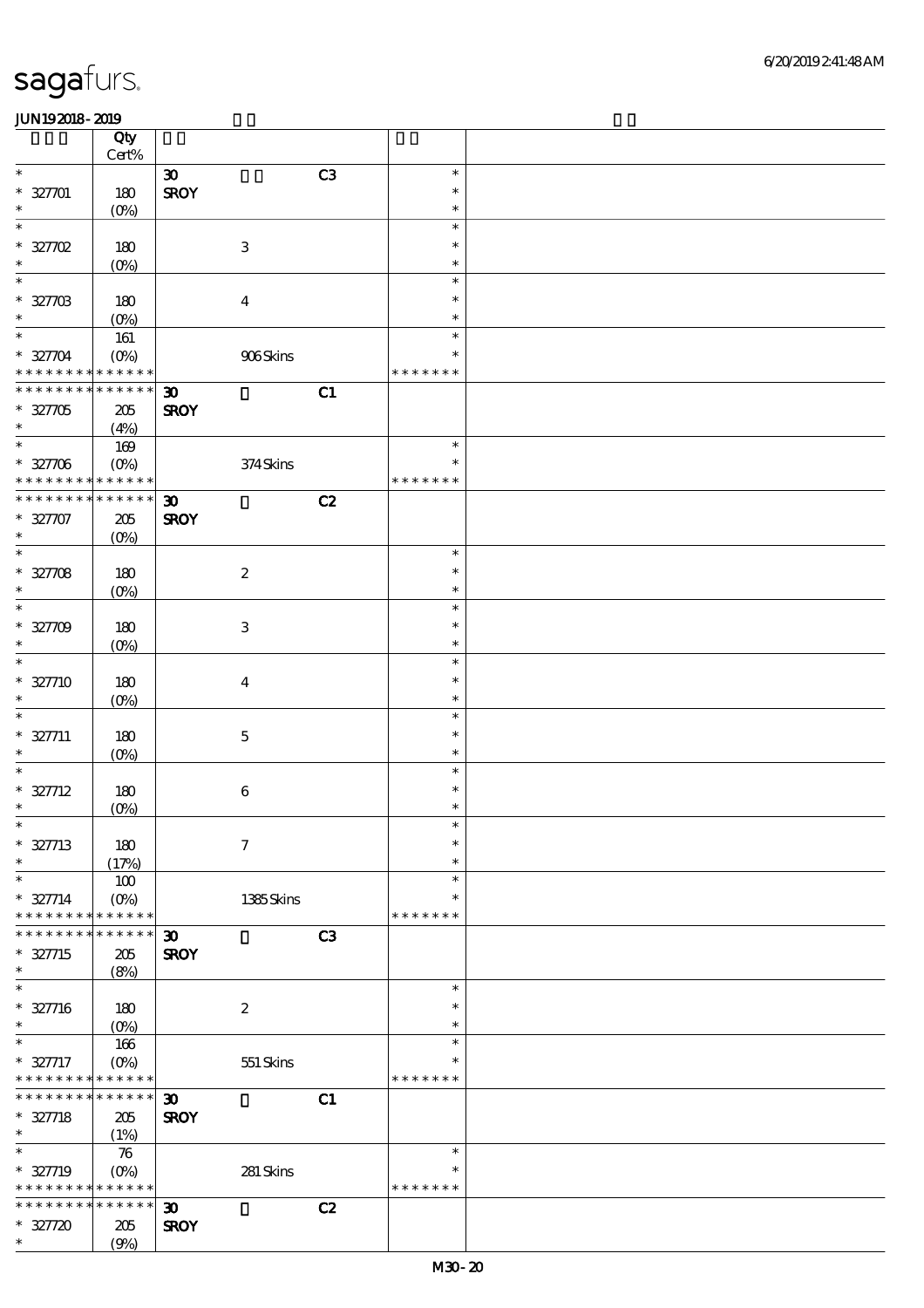| | Qty Cert% | | | | | |
|---|---|---|---|---|---|---|
| * | | 30 | | C3 | * | |
| * 327701 | 180 | SROY | | | * | |
| * | (0%) | | | | * | |
| * | | | | | * | |
| * 327702 | 180 | | 3 | | * | |
| * | (0%) | | | | * | |
| * | | | | | * | |
| * 327703 | 180 | | 4 | | * | |
| * | (0%) | | | | * | |
| * | 161 | | | | * | |
| * 327704 | (0%) | | 906 Skins | | * | |
| * * * * * * * * * * * * * * | | | | | * * * * * * * | |
| * * * * * * * * * * * * * * | | 30 | | C1 | | |
| * 327705 | 205 | SROY | | | | |
| * | (4%) | | | | | |
| * | 169 | | | | * | |
| * 327706 | (0%) | | 374 Skins | | * | |
| * * * * * * * * * * * * * * | | | | | * * * * * * * | |
| * * * * * * * * * * * * * * | | 30 | | C2 | | |
| * 327707 | 205 | SROY | | | | |
| * | (0%) | | | | | |
| * | | | | | * | |
| * 327708 | 180 | | 2 | | * | |
| * | (0%) | | | | * | |
| * | | | | | * | |
| * 327709 | 180 | | 3 | | * | |
| * | (0%) | | | | * | |
| * | | | | | * | |
| * 327710 | 180 | | 4 | | * | |
| * | (0%) | | | | * | |
| * | | | | | * | |
| * 327711 | 180 | | 5 | | * | |
| * | (0%) | | | | * | |
| * | | | | | * | |
| * 327712 | 180 | | 6 | | * | |
| * | (0%) | | | | * | |
| * | | | | | * | |
| * 327713 | 180 | | 7 | | * | |
| * | (17%) | | | | * | |
| * | 100 | | | | * | |
| * 327714 | (0%) | | 1385 Skins | | * | |
| * * * * * * * * * * * * * * | | | | | * * * * * * * | |
| * * * * * * * * * * * * * * | | 30 | | C3 | | |
| * 327715 | 205 | SROY | | | | |
| * | (8%) | | | | | |
| * | | | | | * | |
| * 327716 | 180 | | 2 | | * | |
| * | (0%) | | | | * | |
| * | 166 | | | | * | |
| * 327717 | (0%) | | 551 Skins | | * | |
| * * * * * * * * * * * * * * | | | | | * * * * * * * | |
| * * * * * * * * * * * * * * | | 30 | | C1 | | |
| * 327718 | 205 | SROY | | | | |
| * | (1%) | | | | | |
| * | 76 | | | | * | |
| * 327719 | (0%) | | 281 Skins | | * | |
| * * * * * * * * * * * * * * | | | | | * * * * * * * | |
| * * * * * * * * * * * * * * | | 30 | | C2 | | |
| * 327720 | 205 | SROY | | | | |
| * | (9%) | | | | | |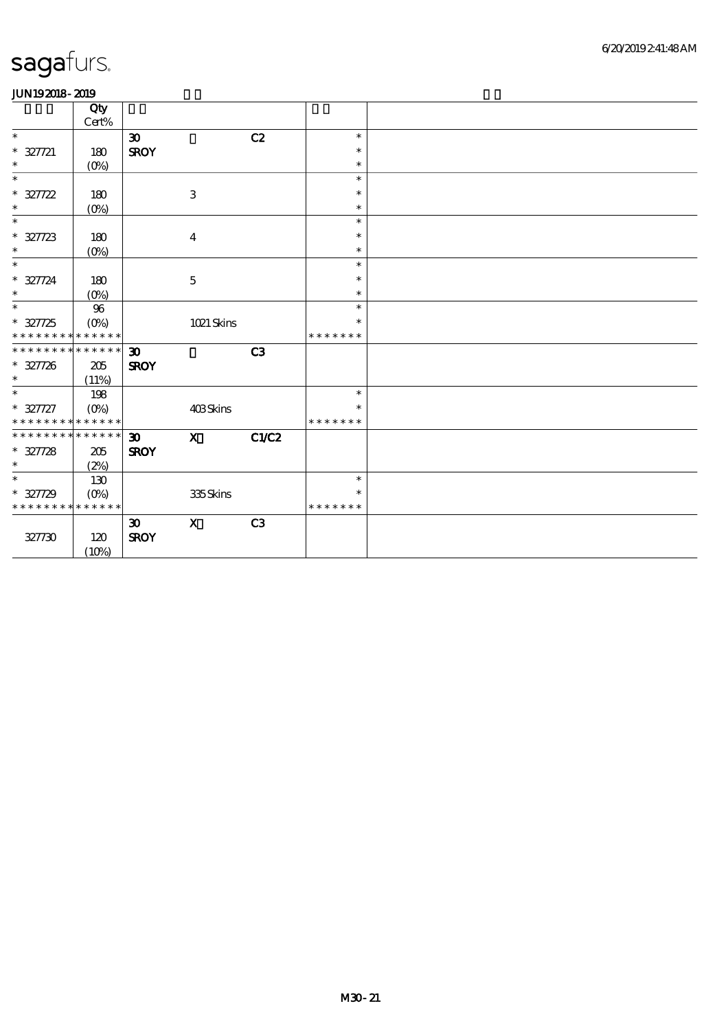sagafurs.

JUN19 2018 - 2019

| | Qty Cert% | | | | | |
|---|---|---|---|---|---|---|
| * | | 30 | | C2 | * | |
| * 327721 | 180 | SROY | | | * | |
| * | (0%) | | | | * | |
| * | | | | | * | |
| * 327722 | 180 | | 3 | | * | |
| * | (0%) | | | | * | |
| * | | | | | * | |
| * 327723 | 180 | | 4 | | * | |
| * | (0%) | | | | * | |
| * | | | | | * | |
| * 327724 | 180 | | 5 | | * | |
| * | (0%) | | | | * | |
| * | 96 | | | | * | |
| * 327725 | (0%) | | 1021 Skins | | * | |
| * * * * * * * * * * * * * * | | | | | * * * * * * * | |
| * * * * * * * * * * * * * * | | 30 | | C3 | | |
| * 327726 | 205 | SROY | | | | |
| * | (11%) | | | | | |
| * | 198 | | | | * | |
| * 327727 | (0%) | | 403 Skins | | * | |
| * * * * * * * * * * * * * * | | | | | * * * * * * * | |
| * * * * * * * * * * * * * * | | 30 | X | C1/C2 | | |
| * 327728 | 205 | SROY | | | | |
| * | (2%) | | | | | |
| * | 130 | | | | * | |
| * 327729 | (0%) | | 335 Skins | | * | |
| * * * * * * * * * * * * * * | | | | | * * * * * * * | |
| | | 30 | X | C3 | | |
| 327730 | 120 | SROY | | | | |
| | (10%) | | | | | |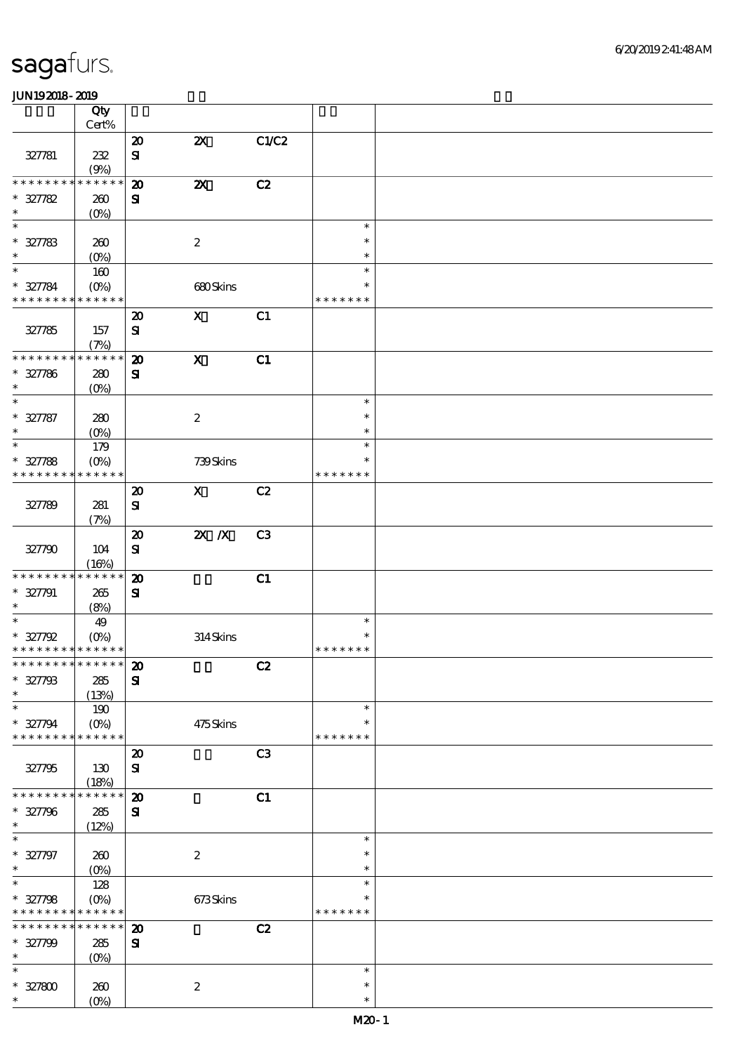# sagafurs.

JUN19 2018 - 2019

| | Qty Cert% | | | | | |
|---|---|---|---|---|---|---|
| 327781 | 232 (9%) | 20 SI | 2X | C1/C2 | | |
| * * * * * * * * * * * * * * 327782 * | 260 (0%) | 20 SI | 2X | C2 | | |
| * * 327783 * | 260 (0%) | | 2 | | * * * | |
| * * 327784 * * * * * * * * * * * * * | 160 (0%) | | 680 Skins | | * * * * * * * * * | |
| 327785 | 157 (7%) | 20 SI | X | C1 | | |
| * * * * * * * * * * * * * * 327786 * | 280 (0%) | 20 SI | X | C1 | | |
| * * 327787 * | 280 (0%) | | 2 | | * * * | |
| * * 327788 * * * * * * * * * * * * * | 179 (0%) | | 739 Skins | | * * * * * * * * * | |
| 327789 | 281 (7%) | 20 SI | X | C2 | | |
| 327790 | 104 (16%) | 20 SI | 2X /X | C3 | | |
| * * * * * * * * * * * * * * 327791 * | 265 (8%) | 20 SI | | C1 | | |
| * * 327792 * * * * * * * * * * * * * | 49 (0%) | | 314 Skins | | * * * * * * * * * | |
| * * * * * * * * * * * * * * 327793 * | 285 (13%) | 20 SI | | C2 | | |
| * * 327794 * * * * * * * * * * * * * | 190 (0%) | | 475 Skins | | * * * * * * * * * | |
| 327795 | 130 (18%) | 20 SI | | C3 | | |
| * * * * * * * * * * * * * * 327796 * | 285 (12%) | 20 SI | | C1 | | |
| * * 327797 * | 260 (0%) | | 2 | | * * * | |
| * * 327798 * * * * * * * * * * * * * | 128 (0%) | | 673 Skins | | * * * * * * * * * | |
| * * * * * * * * * * * * * * 327799 * | 285 (0%) | 20 SI | | C2 | | |
| * * 327800 * | 260 (0%) | | 2 | | * * * | |

M20 - 1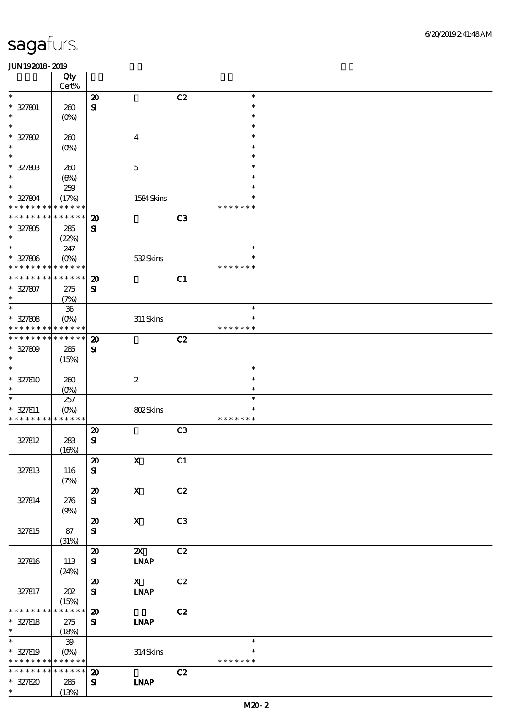sagafurs.

JUN192018-2019

| | Qty Cert% | | | | | |
|---|---|---|---|---|---|---|
| * | | 20 | | C2 | * | |
| * 327801 | 260 | SI | | | * | |
| * | (0%) | | | | * | |
| * | | | | | * | |
| * 327802 | 260 | | 4 | | * | |
| * | (0%) | | | | * | |
| * | | | | | * | |
| * 327803 | 260 | | 5 | | * | |
| * | (6%) | | | | * | |
| * | 259 | | | | * | |
| * 327804 | (17%) | | 1584 Skins | | * | |
| * * * * * * * * * * * * * * | | | | | * * * * * * * | |
| * * * * * * * * * * * * * * | | 20 | | C3 | | |
| * 327805 | 285 | SI | | | | |
| * | (22%) | | | | | |
| * | 247 | | | | * | |
| * 327806 | (0%) | | 532 Skins | | * | |
| * * * * * * * * * * * * * * | | | | | * * * * * * * | |
| * * * * * * * * * * * * * * | | 20 | | C1 | | |
| * 327807 | 275 | SI | | | | |
| * | (7%) | | | | | |
| * | 36 | | | | * | |
| * 327808 | (0%) | | 311 Skins | | * | |
| * * * * * * * * * * * * * * | | | | | * * * * * * * | |
| * * * * * * * * * * * * * * | | 20 | | C2 | | |
| * 327809 | 285 | SI | | | | |
| * | (15%) | | | | | |
| * | | | | | * | |
| * 327810 | 260 | | 2 | | * | |
| * | (0%) | | | | * | |
| * | 257 | | | | * | |
| * 327811 | (0%) | | 802 Skins | | * | |
| * * * * * * * * * * * * * * | | | | | * * * * * * * | |
| | | 20 | | C3 | | |
| 327812 | 283 | SI | | | | |
| | (16%) | | | | | |
| | | 20 | X | C1 | | |
| 327813 | 116 | SI | | | | |
| | (7%) | | | | | |
| | | 20 | X | C2 | | |
| 327814 | 276 | SI | | | | |
| | (9%) | | | | | |
| | | 20 | X | C3 | | |
| 327815 | 87 | SI | | | | |
| | (31%) | | | | | |
| | | 20 | 2X | C2 | | |
| 327816 | 113 | SI | LNAP | | | |
| | (24%) | | | | | |
| | | 20 | X | C2 | | |
| 327817 | 202 | SI | LNAP | | | |
| | (15%) | | | | | |
| * * * * * * * * * * * * * * | | 20 | | C2 | | |
| * 327818 | 275 | SI | LNAP | | | |
| * | (18%) | | | | | |
| * | 39 | | | | * | |
| * 327819 | (0%) | | 314 Skins | | * | |
| * * * * * * * * * * * * * * | | | | | * * * * * * * | |
| * * * * * * * * * * * * * * | | 20 | | C2 | | |
| * 327820 | 285 | SI | LNAP | | | |
| * | (13%) | | | | | |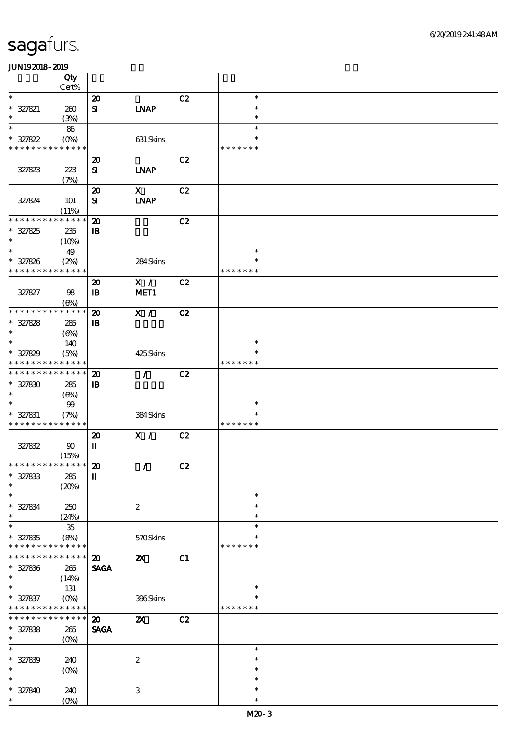sagafurs.

JUN19 2018 - 2019

| | Qty Cert% | | | | | |
|---|---|---|---|---|---|---|
| * | | 20 | | C2 | * | |
| * 327821 | 260 | SI | LNAP | | * | |
| * | (3%) | | | | * | |
| * | 86 | | | | * | |
| * 327822 | (0%) | | 631 Skins | | * | |
| * * * * * * * * * * * * * * | | | | | * * * * * * * | |
| | | 20 | | C2 | | |
| 327823 | 223 | SI | LNAP | | | |
| | (7%) | | | | | |
| | | 20 | X | C2 | | |
| 327824 | 101 | SI | LNAP | | | |
| | (11%) | | | | | |
| * * * * * * * * * * * * * * | | 20 | | C2 | | |
| * 327825 | 235 | IB | | | | |
| * | (10%) | | | | | |
| * | 49 | | | | * | |
| * 327826 | (2%) | | 284 Skins | | * | |
| * * * * * * * * * * * * * * | | | | | * * * * * * * | |
| | | 20 | X / | C2 | | |
| 327827 | 98 | IB | MET1 | | | |
| | (6%) | | | | | |
| * * * * * * * * * * * * * * | | 20 | X / | C2 | | |
| * 327828 | 285 | IB | | | | |
| * | (6%) | | | | | |
| * | 140 | | | | * | |
| * 327829 | (5%) | | 425 Skins | | * | |
| * * * * * * * * * * * * * * | | | | | * * * * * * * | |
| * * * * * * * * * * * * * * | | 20 | / | C2 | | |
| * 327830 | 285 | IB | | | | |
| * | (6%) | | | | | |
| * | 99 | | | | * | |
| * 327831 | (7%) | | 384 Skins | | * | |
| * * * * * * * * * * * * * * | | | | | * * * * * * * | |
| | | 20 | X / | C2 | | |
| 327832 | 90 | II | | | | |
| | (15%) | | | | | |
| * * * * * * * * * * * * * * | | 20 | / | C2 | | |
| * 327833 | 285 | II | | | | |
| * | (20%) | | | | | |
| * | | | | | * | |
| * 327834 | 250 | | 2 | | * | |
| * | (24%) | | | | * | |
| * | 35 | | | | * | |
| * 327835 | (8%) | | 570 Skins | | * | |
| * * * * * * * * * * * * * * | | | | | * * * * * * * | |
| * * * * * * * * * * * * * * | | 20 | 2X | C1 | | |
| * 327836 | 265 | SAGA | | | | |
| * | (14%) | | | | | |
| * | 131 | | | | * | |
| * 327837 | (0%) | | 396 Skins | | * | |
| * * * * * * * * * * * * * * | | | | | * * * * * * * | |
| * * * * * * * * * * * * * * | | 20 | 2X | C2 | | |
| * 327838 | 265 | SAGA | | | | |
| * | (0%) | | | | | |
| * | | | | | * | |
| * 327839 | 240 | | 2 | | * | |
| * | (0%) | | | | * | |
| * | | | | | * | |
| * 327840 | 240 | | 3 | | * | |
| * | (0%) | | | | * | |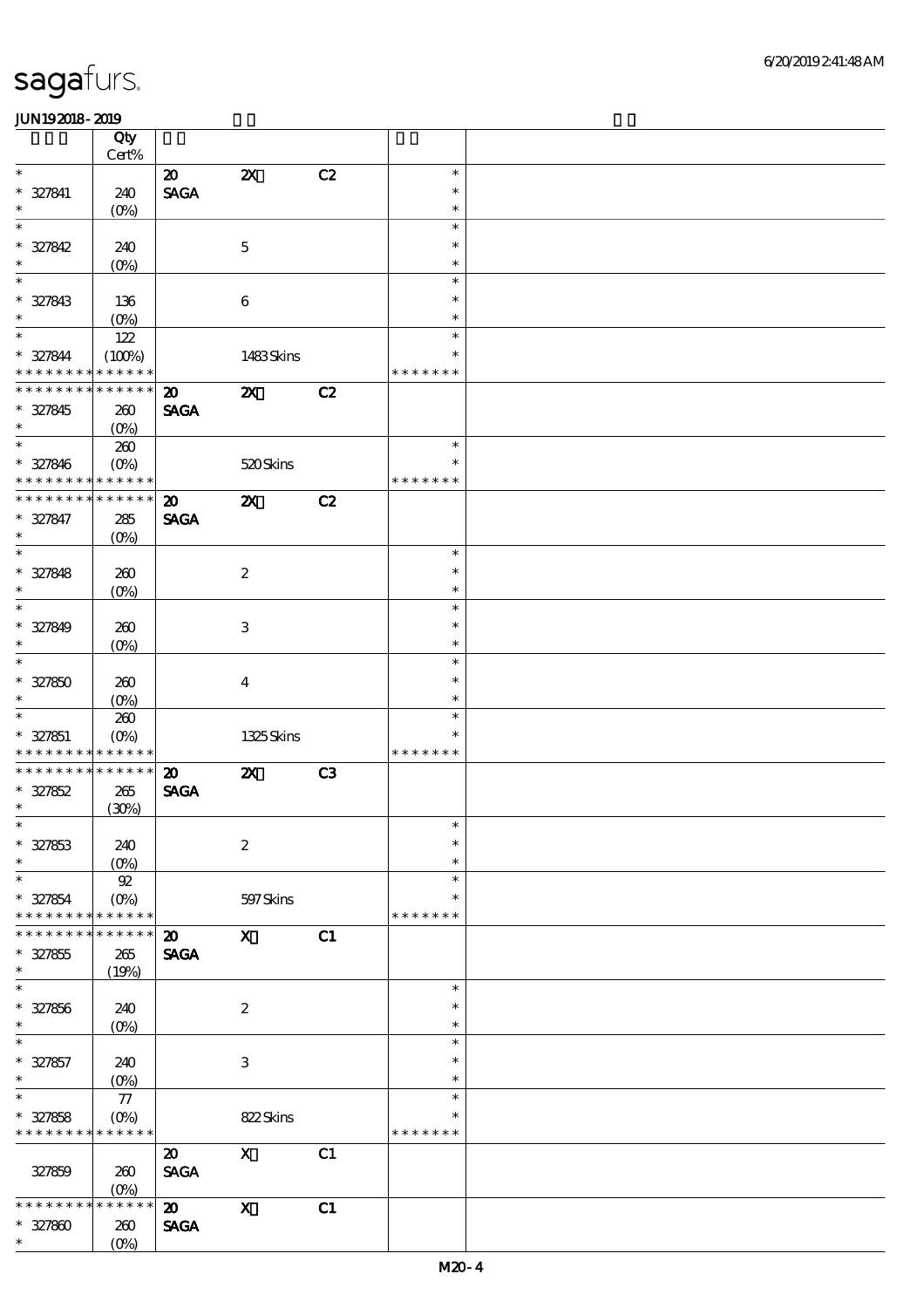sagafurs.

JUN19 2018 - 2019

| | Qty Cert% | | | | | |
|---|---|---|---|---|---|---|
| * | | 20 | 2X | C2 | * | |
| * 327841 | 240 | SAGA | | | * | |
| * | (0%) | | | | * | |
| * | | | | | * | |
| * 327842 | 240 | | 5 | | * | |
| * | (0%) | | | | * | |
| * | | | | | * | |
| * 327843 | 136 | | 6 | | * | |
| * | (0%) | | | | * | |
| * | 122 | | | | * | |
| * 327844 | (100%) | | 1483 Skins | | * | |
| * * * * * * * * * * * * * * | | | | | * * * * * * * | |
| * * * * * * * * * * * * * * | | 20 | 2X | C2 | | |
| * 327845 | 260 | SAGA | | | | |
| * | (0%) | | | | | |
| * | 260 | | | | * | |
| * 327846 | (0%) | | 520 Skins | | * | |
| * * * * * * * * * * * * * * | | | | | * * * * * * * | |
| * * * * * * * * * * * * * * | | 20 | 2X | C2 | | |
| * 327847 | 285 | SAGA | | | | |
| * | (0%) | | | | | |
| * | | | | | * | |
| * 327848 | 260 | | 2 | | * | |
| * | (0%) | | | | * | |
| * | | | | | * | |
| * 327849 | 260 | | 3 | | * | |
| * | (0%) | | | | * | |
| * | | | | | * | |
| * 327850 | 260 | | 4 | | * | |
| * | (0%) | | | | * | |
| * | 260 | | | | * | |
| * 327851 | (0%) | | 1325 Skins | | * | |
| * * * * * * * * * * * * * * | | | | | * * * * * * * | |
| * * * * * * * * * * * * * * | | 20 | 2X | C3 | | |
| * 327852 | 265 | SAGA | | | | |
| * | (30%) | | | | | |
| * | | | | | * | |
| * 327853 | 240 | | 2 | | * | |
| * | (0%) | | | | * | |
| * | 92 | | | | * | |
| * 327854 | (0%) | | 597 Skins | | * | |
| * * * * * * * * * * * * * * | | | | | * * * * * * * | |
| * * * * * * * * * * * * * * | | 20 | X | C1 | | |
| * 327855 | 265 | SAGA | | | | |
| * | (19%) | | | | | |
| * | | | | | * | |
| * 327856 | 240 | | 2 | | * | |
| * | (0%) | | | | * | |
| * | | | | | * | |
| * 327857 | 240 | | 3 | | * | |
| * | (0%) | | | | * | |
| * | 77 | | | | * | |
| * 327858 | (0%) | | 822 Skins | | * | |
| * * * * * * * * * * * * * * | | | | | * * * * * * * | |
| | | 20 | X | C1 | | |
| 327859 | 260 | SAGA | | | | |
| | (0%) | | | | | |
| * * * * * * * * * * * * * * | | 20 | X | C1 | | |
| * 327860 | 260 | SAGA | | | | |
| * | (0%) | | | | | |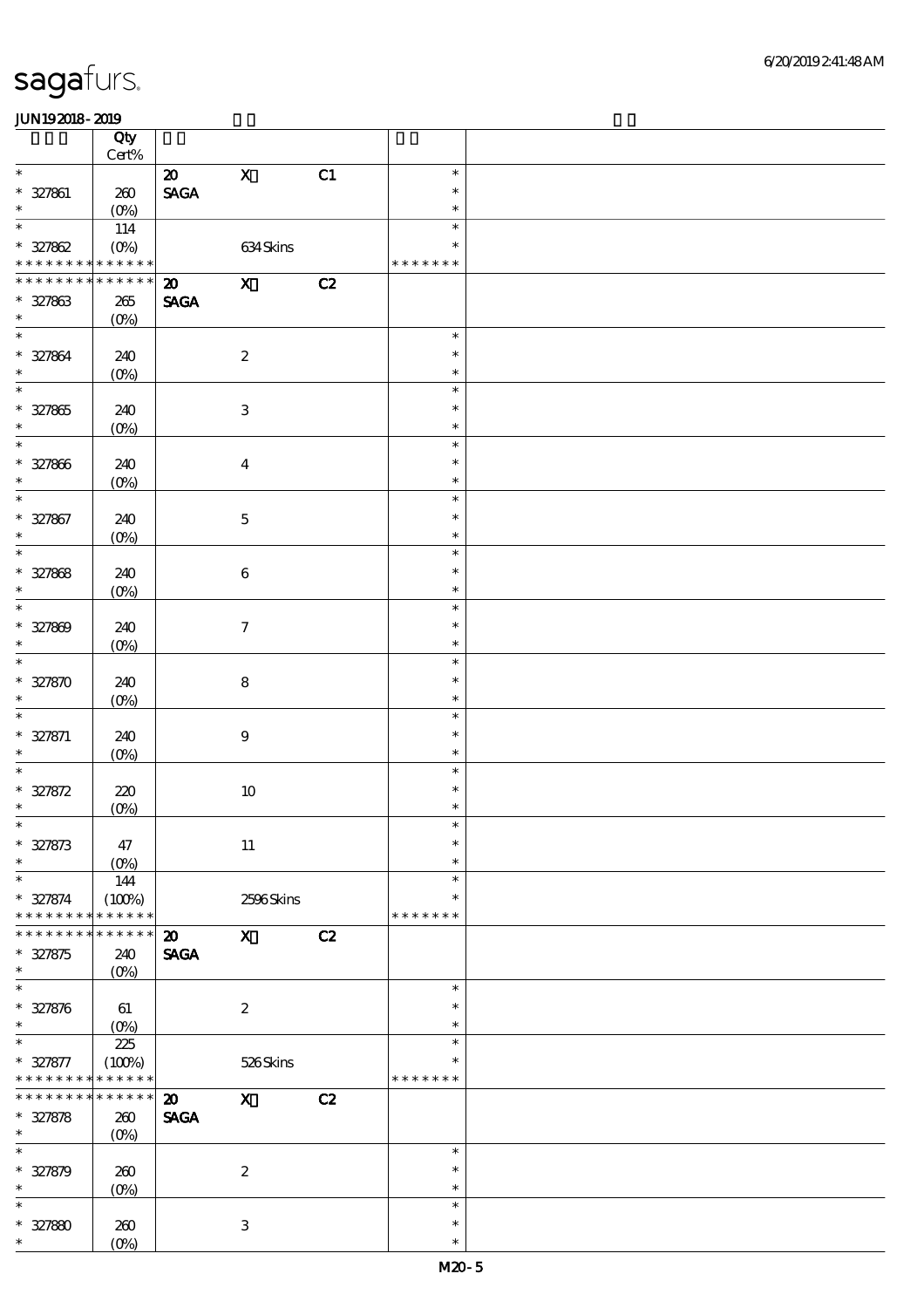sagafurs.

JUN19 2018 - 2019

| | Qty Cert% | | | | | |
|---|---|---|---|---|---|---|
| * | | 20 | X | C1 | * | |
| * 327861 | 260 | SAGA | | | * | |
| * | (0%) | | | | * | |
| * | 114 | | | | * | |
| * 327862 | (0%) | | 634 Skins | | * | |
| * * * * * * * * * * * * * * | | | | | * * * * * * * | |
| * * * * * * * * * * * * * * | | 20 | X | C2 | | |
| * 327863 | 265 | SAGA | | | | |
| * | (0%) | | | | | |
| * | | | | | * | |
| * 327864 | 240 | | 2 | | * | |
| * | (0%) | | | | * | |
| * | | | | | * | |
| * 327865 | 240 | | 3 | | * | |
| * | (0%) | | | | * | |
| * | | | | | * | |
| * 327866 | 240 | | 4 | | * | |
| * | (0%) | | | | * | |
| * | | | | | * | |
| * 327867 | 240 | | 5 | | * | |
| * | (0%) | | | | * | |
| * | | | | | * | |
| * 327868 | 240 | | 6 | | * | |
| * | (0%) | | | | * | |
| * | | | | | * | |
| * 327869 | 240 | | 7 | | * | |
| * | (0%) | | | | * | |
| * | | | | | * | |
| * 327870 | 240 | | 8 | | * | |
| * | (0%) | | | | * | |
| * | | | | | * | |
| * 327871 | 240 | | 9 | | * | |
| * | (0%) | | | | * | |
| * | | | | | * | |
| * 327872 | 220 | | 10 | | * | |
| * | (0%) | | | | * | |
| * | | | | | * | |
| * 327873 | 47 | | 11 | | * | |
| * | (0%) | | | | * | |
| * | 144 | | | | * | |
| * 327874 | (100%) | | 2596 Skins | | * | |
| * * * * * * * * * * * * * * | | | | | * * * * * * * | |
| * * * * * * * * * * * * * * | | 20 | X | C2 | | |
| * 327875 | 240 | SAGA | | | | |
| * | (0%) | | | | | |
| * | | | | | * | |
| * 327876 | 61 | | 2 | | * | |
| * | (0%) | | | | * | |
| * | 225 | | | | * | |
| * 327877 | (100%) | | 526 Skins | | * | |
| * * * * * * * * * * * * * * | | | | | * * * * * * * | |
| * * * * * * * * * * * * * * | | 20 | X | C2 | | |
| * 327878 | 260 | SAGA | | | | |
| * | (0%) | | | | | |
| * | | | | | * | |
| * 327879 | 260 | | 2 | | * | |
| * | (0%) | | | | * | |
| * | | | | | * | |
| * 327880 | 260 | | 3 | | * | |
| * | (0%) | | | | * | |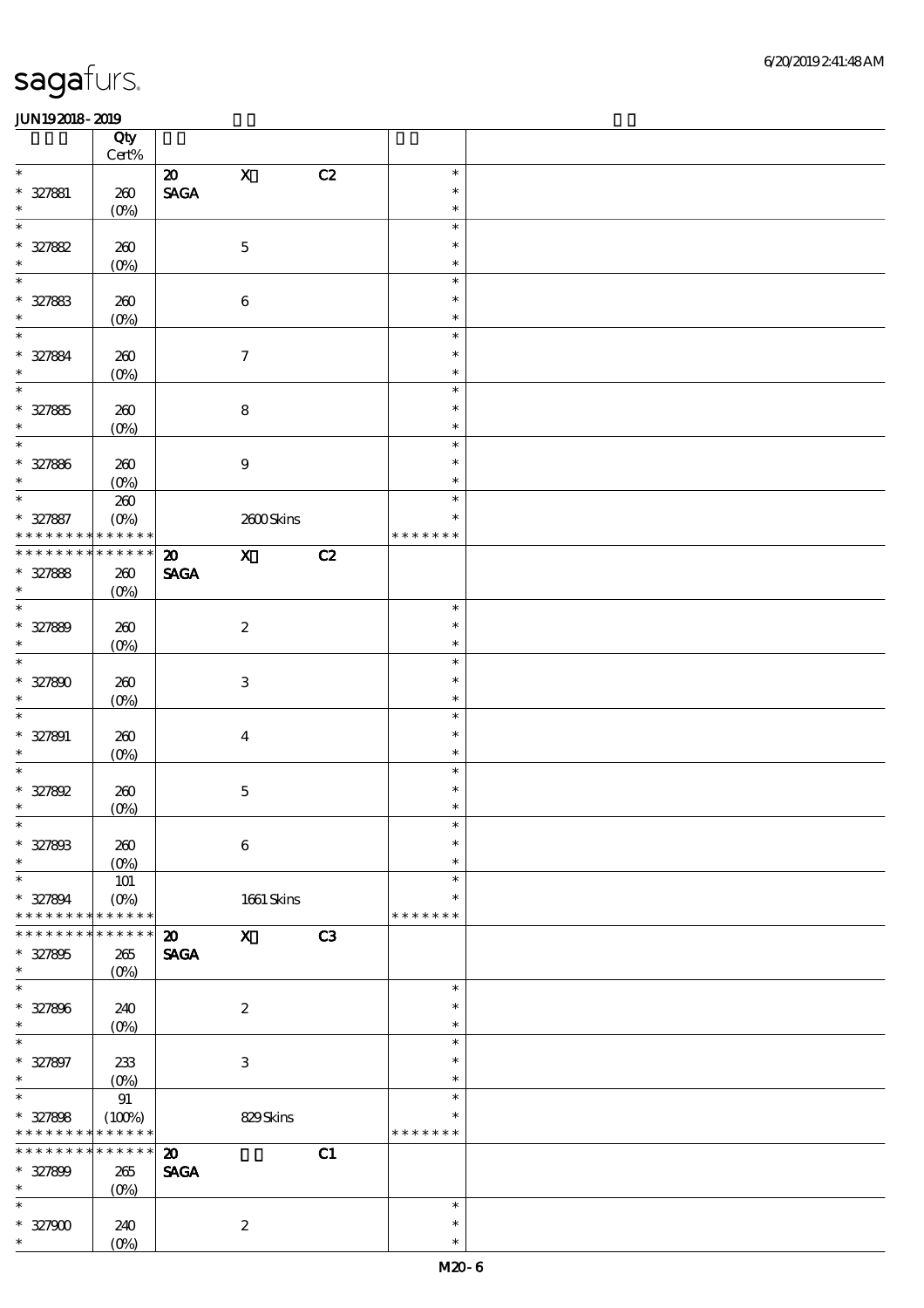sagafurs.

JUN19 2018 - 2019

| | Qty Cert% | | | | | |
|---|---|---|---|---|---|---|
| * | | 20 | X | C2 | * | |
| * 327881 | 260 | SAGA | | | * | |
| * | (0%) | | | | * | |
| * | | | | | * | |
| * 327882 | 260 | | 5 | | * | |
| * | (0%) | | | | * | |
| * | | | | | * | |
| * 327883 | 260 | | 6 | | * | |
| * | (0%) | | | | * | |
| * | | | | | * | |
| * 327884 | 260 | | 7 | | * | |
| * | (0%) | | | | * | |
| * | | | | | * | |
| * 327885 | 260 | | 8 | | * | |
| * | (0%) | | | | * | |
| * | | | | | * | |
| * 327886 | 260 | | 9 | | * | |
| * | (0%) | | | | * | |
| * | 260 | | | | * | |
| * 327887 | (0%) | | 2600 Skins | | * | |
| * * * * * * * * * * * * * * | | | | | * * * * * * * | |
| * * * * * * * * * * * * * * | | 20 | X | C2 | | |
| * 327888 | 260 | SAGA | | | | |
| * | (0%) | | | | | |
| * | | | | | * | |
| * 327889 | 260 | | 2 | | * | |
| * | (0%) | | | | * | |
| * | | | | | * | |
| * 327890 | 260 | | 3 | | * | |
| * | (0%) | | | | * | |
| * | | | | | * | |
| * 327891 | 260 | | 4 | | * | |
| * | (0%) | | | | * | |
| * | | | | | * | |
| * 327892 | 260 | | 5 | | * | |
| * | (0%) | | | | * | |
| * | | | | | * | |
| * 327893 | 260 | | 6 | | * | |
| * | (0%) | | | | * | |
| * | 101 | | | | * | |
| * 327894 | (0%) | | 1661 Skins | | * | |
| * * * * * * * * * * * * * * | | | | | * * * * * * * | |
| * * * * * * * * * * * * * * | | 20 | X | C3 | | |
| * 327895 | 265 | SAGA | | | | |
| * | (0%) | | | | | |
| * | | | | | * | |
| * 327896 | 240 | | 2 | | * | |
| * | (0%) | | | | * | |
| * | | | | | * | |
| * 327897 | 233 | | 3 | | * | |
| * | (0%) | | | | * | |
| * | 91 | | | | * | |
| * 327898 | (100%) | | 829 Skins | | * | |
| * * * * * * * * * * * * * * | | | | | * * * * * * * | |
| * * * * * * * * * * * * * * | | 20 | | C1 | | |
| * 327899 | 265 | SAGA | | | | |
| * | (0%) | | | | | |
| * | | | | | * | |
| * 327900 | 240 | | 2 | | * | |
| * | (0%) | | | | * | |

M20 - 6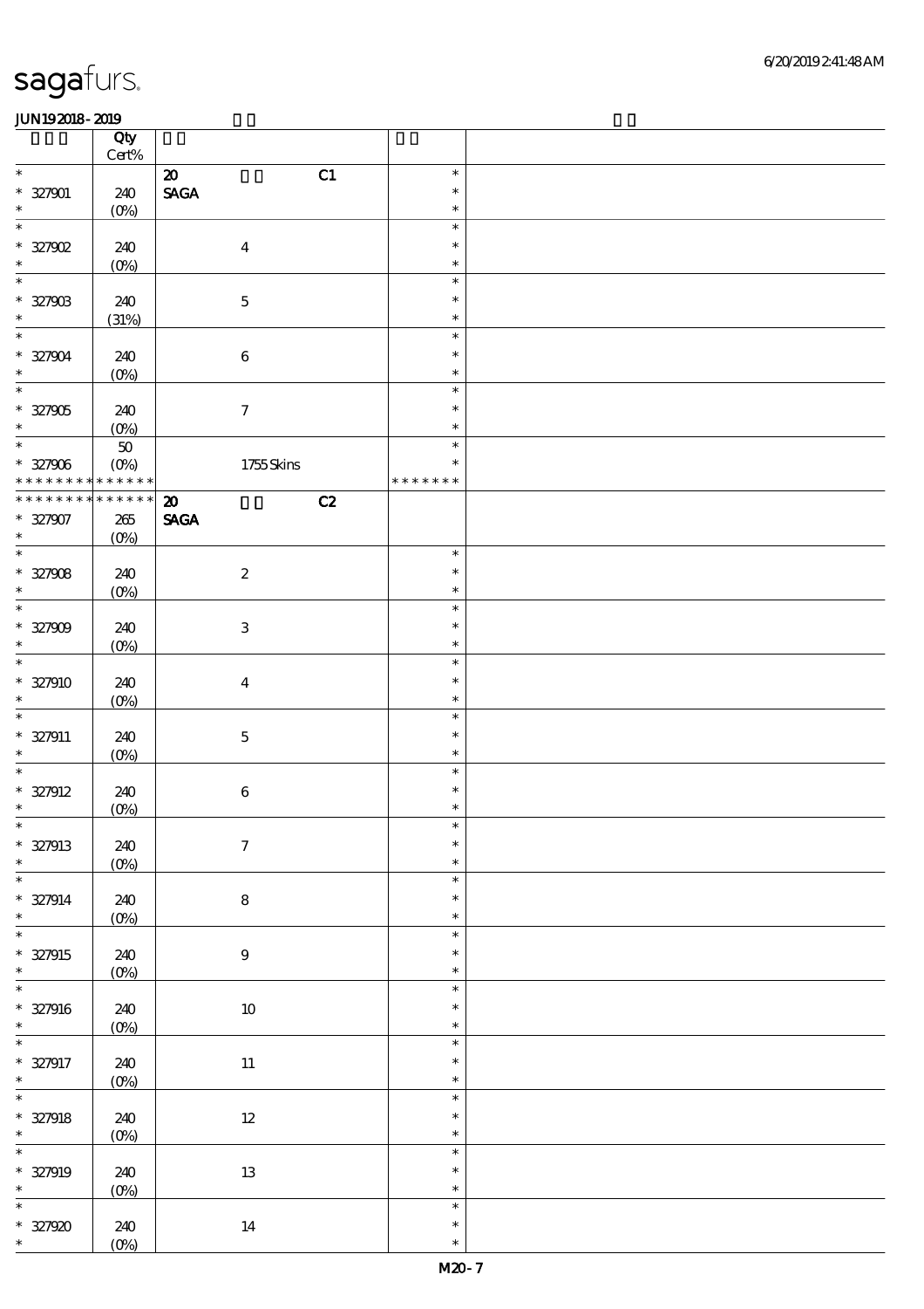sagafurs.

JUN19 2018 - 2019

| | Qty Cert% | | | | | |
|---|---|---|---|---|---|---|
| * <br> * 327901 <br> * | 240 <br> (0%) | 20 SAGA | | C1 | * <br> * <br> * | |
| * <br> * 327902 <br> * | 240 <br> (0%) | | 4 | | * <br> * <br> * | |
| * <br> * 327903 <br> * | 240 <br> (31%) | | 5 | | * <br> * <br> * | |
| * <br> * 327904 <br> * | 240 <br> (0%) | | 6 | | * <br> * <br> * | |
| * <br> * 327905 <br> * | 240 <br> (0%) | | 7 | | * <br> * <br> * | |
| * <br> * 327906 <br> * * * * * * * * * * * * * | 50 <br> (0%) | | 1755 Skins | | * <br> * <br> * * * * * * * | |
| * * * * * * * * * * * * * * <br> * 327907 <br> * | 265 <br> (0%) | 20 SAGA | | C2 | | |
| * <br> * 327908 <br> * | 240 <br> (0%) | | 2 | | * <br> * <br> * | |
| * <br> * 327909 <br> * | 240 <br> (0%) | | 3 | | * <br> * <br> * | |
| * <br> * 327910 <br> * | 240 <br> (0%) | | 4 | | * <br> * <br> * | |
| * <br> * 327911 <br> * | 240 <br> (0%) | | 5 | | * <br> * <br> * | |
| * <br> * 327912 <br> * | 240 <br> (0%) | | 6 | | * <br> * <br> * | |
| * <br> * 327913 <br> * | 240 <br> (0%) | | 7 | | * <br> * <br> * | |
| * <br> * 327914 <br> * | 240 <br> (0%) | | 8 | | * <br> * <br> * | |
| * <br> * 327915 <br> * | 240 <br> (0%) | | 9 | | * <br> * <br> * | |
| * <br> * 327916 <br> * | 240 <br> (0%) | | 10 | | * <br> * <br> * | |
| * <br> * 327917 <br> * | 240 <br> (0%) | | 11 | | * <br> * <br> * | |
| * <br> * 327918 <br> * | 240 <br> (0%) | | 12 | | * <br> * <br> * | |
| * <br> * 327919 <br> * | 240 <br> (0%) | | 13 | | * <br> * <br> * | |
| * <br> * 327920 <br> * | 240 <br> (0%) | | 14 | | * <br> * <br> * | |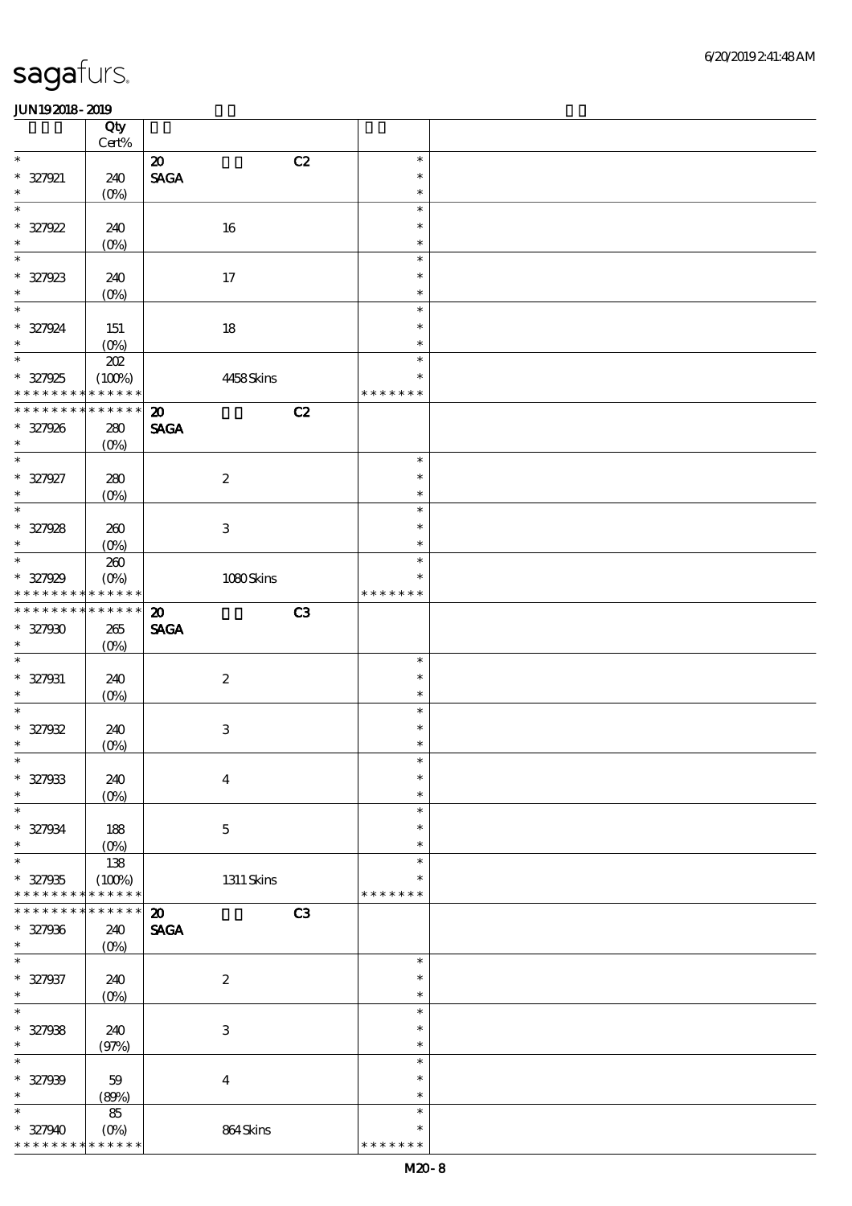sagafurs.

JUN192018-2019

| | Qty Cert% | | | | | |
|---|---|---|---|---|---|---|
| * | | 20 | | C2 | * | |
| * 327921 | 240 | SAGA | | | * | |
| * | (0%) | | | | * | |
| * | | | | | * | |
| * 327922 | 240 | | 16 | | * | |
| * | (0%) | | | | * | |
| * | | | | | * | |
| * 327923 | 240 | | 17 | | * | |
| * | (0%) | | | | * | |
| * | | | | | * | |
| * 327924 | 151 | | 18 | | * | |
| * | (0%) | | | | * | |
| * | 202 | | | | * | |
| * 327925 | (100%) | | 4458 Skins | | * | |
| * * * * * * * * * * * * * | | | | | * * * * * * * | |
| * * * * * * * * * * * * * | | 20 | | C2 | | |
| * 327926 | 280 | SAGA | | | | |
| * | (0%) | | | | | |
| * | | | | | * | |
| * 327927 | 280 | | 2 | | * | |
| * | (0%) | | | | * | |
| * | | | | | * | |
| * 327928 | 260 | | 3 | | * | |
| * | (0%) | | | | * | |
| * | 260 | | | | * | |
| * 327929 | (0%) | | 1080 Skins | | * | |
| * * * * * * * * * * * * * | | | | | * * * * * * * | |
| * * * * * * * * * * * * * | | 20 | | C3 | | |
| * 327930 | 265 | SAGA | | | | |
| * | (0%) | | | | | |
| * | | | | | * | |
| * 327931 | 240 | | 2 | | * | |
| * | (0%) | | | | * | |
| * | | | | | * | |
| * 327932 | 240 | | 3 | | * | |
| * | (0%) | | | | * | |
| * | | | | | * | |
| * 327933 | 240 | | 4 | | * | |
| * | (0%) | | | | * | |
| * | | | | | * | |
| * 327934 | 188 | | 5 | | * | |
| * | (0%) | | | | * | |
| * | 138 | | | | * | |
| * 327935 | (100%) | | 1311 Skins | | * | |
| * * * * * * * * * * * * * | | | | | * * * * * * * | |
| * * * * * * * * * * * * * | | 20 | | C3 | | |
| * 327936 | 240 | SAGA | | | | |
| * | (0%) | | | | | |
| * | | | | | * | |
| * 327937 | 240 | | 2 | | * | |
| * | (0%) | | | | * | |
| * | | | | | * | |
| * 327938 | 240 | | 3 | | * | |
| * | (97%) | | | | * | |
| * | | | | | * | |
| * 327939 | 59 | | 4 | | * | |
| * | (89%) | | | | * | |
| * | 85 | | | | * | |
| * 327940 | (0%) | | 864 Skins | | * | |
| * * * * * * * * * * * * * | | | | | * * * * * * * | |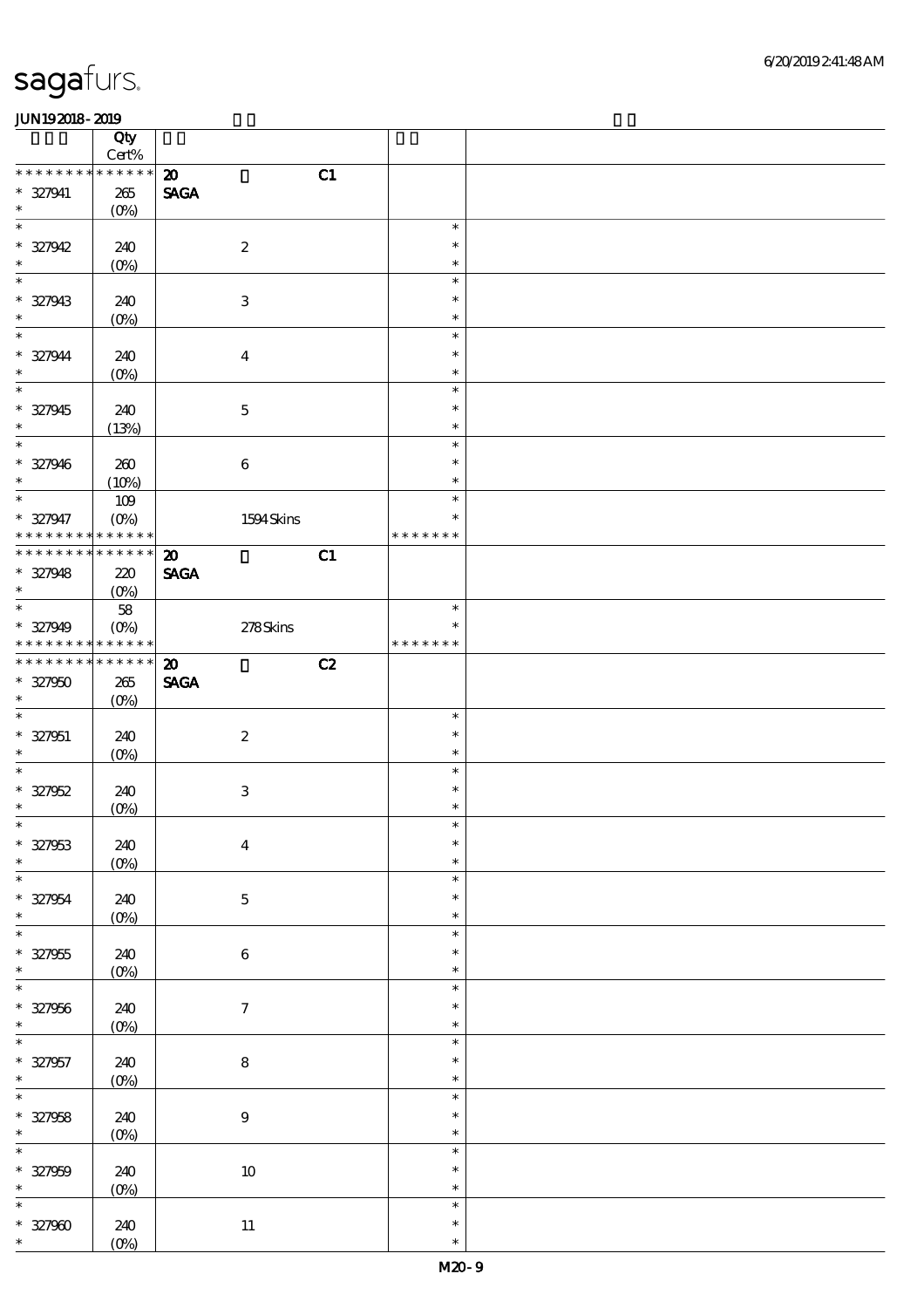| | Qty Cert% | | | |
|---|---|---|---|---|
| * * * * * * * * * * * * * * | 20 | | C1 | |
| * 327941 | 265 | SAGA | | |
| * | (0%) | | | |
| * | | | | * |
| * 327942 | 240 | 2 | | * |
| * | (0%) | | | * |
| * | | | | * |
| * 327943 | 240 | 3 | | * |
| * | (0%) | | | * |
| * | | | | * |
| * 327944 | 240 | 4 | | * |
| * | (0%) | | | * |
| * | | | | * |
| * 327945 | 240 | 5 | | * |
| * | (13%) | | | * |
| * | | | | * |
| * 327946 | 260 | 6 | | * |
| * | (10%) | | | * |
| * | 109 | | | * |
| * 327947 | (0%) | 1594 Skins | | * |
| * * * * * * * * * * * * * * | | | | * * * * * * * |
| * * * * * * * * * * * * * * | 20 | | C1 | |
| * 327948 | 220 | SAGA | | |
| * | (0%) | | | |
| * | 58 | | | * |
| * 327949 | (0%) | 278 Skins | | * |
| * * * * * * * * * * * * * * | | | | * * * * * * * |
| * * * * * * * * * * * * * * | 20 | | C2 | |
| * 327950 | 265 | SAGA | | |
| * | (0%) | | | |
| * | | | | * |
| * 327951 | 240 | 2 | | * |
| * | (0%) | | | * |
| * | | | | * |
| * 327952 | 240 | 3 | | * |
| * | (0%) | | | * |
| * | | | | * |
| * 327953 | 240 | 4 | | * |
| * | (0%) | | | * |
| * | | | | * |
| * 327954 | 240 | 5 | | * |
| * | (0%) | | | * |
| * | | | | * |
| * 327955 | 240 | 6 | | * |
| * | (0%) | | | * |
| * | | | | * |
| * 327956 | 240 | 7 | | * |
| * | (0%) | | | * |
| * | | | | * |
| * 327957 | 240 | 8 | | * |
| * | (0%) | | | * |
| * | | | | * |
| * 327958 | 240 | 9 | | * |
| * | (0%) | | | * |
| * | | | | * |
| * 327959 | 240 | 10 | | * |
| * | (0%) | | | * |
| * | | | | * |
| * 327960 | 240 | 11 | | * |
| * | (0%) | | | * |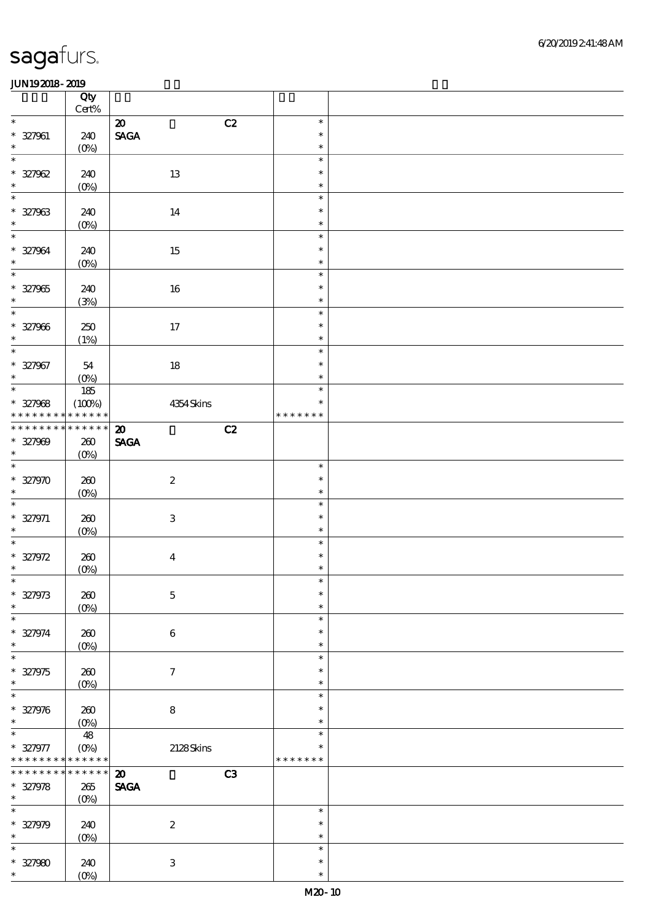# sagafurs.

JUN192018-2019

| | Qty Cert% | | | |
|---|---|---|---|---|
| * * 327961 * | 240 (0%) | 20 SAGA C2 | * * * | |
| * * 327962 * | 240 (0%) | 13 | * * * | |
| * * 327963 * | 240 (0%) | 14 | * * * | |
| * * 327964 * | 240 (0%) | 15 | * * * | |
| * * 327965 * | 240 (3%) | 16 | * * * | |
| * * 327966 * | 250 (1%) | 17 | * * * | |
| * * 327967 * | 54 (0%) | 18 | * * * | |
| * * 327968 * * * * * * * * * * * * * * | 185 (100%) | 4354 Skins | * * * * * * * * * | |
| * * * * * * * * * * * * * * 327969 * | 260 (0%) | 20 SAGA C2 | | |
| * * 327970 * | 260 (0%) | 2 | * * * | |
| * * 327971 * | 260 (0%) | 3 | * * * | |
| * * 327972 * | 260 (0%) | 4 | * * * | |
| * * 327973 * | 260 (0%) | 5 | * * * | |
| * * 327974 * | 260 (0%) | 6 | * * * | |
| * * 327975 * | 260 (0%) | 7 | * * * | |
| * * 327976 * | 260 (0%) | 8 | * * * | |
| * * 327977 * * * * * * * * * * * * * * | 48 (0%) | 2128 Skins | * * * * * * * * * | |
| * * * * * * * * * * * * * * 327978 * | 265 (0%) | 20 SAGA C3 | | |
| * * 327979 * | 240 (0%) | 2 | * * * | |
| * * 327980 * | 240 (0%) | 3 | * * * | |

M20-10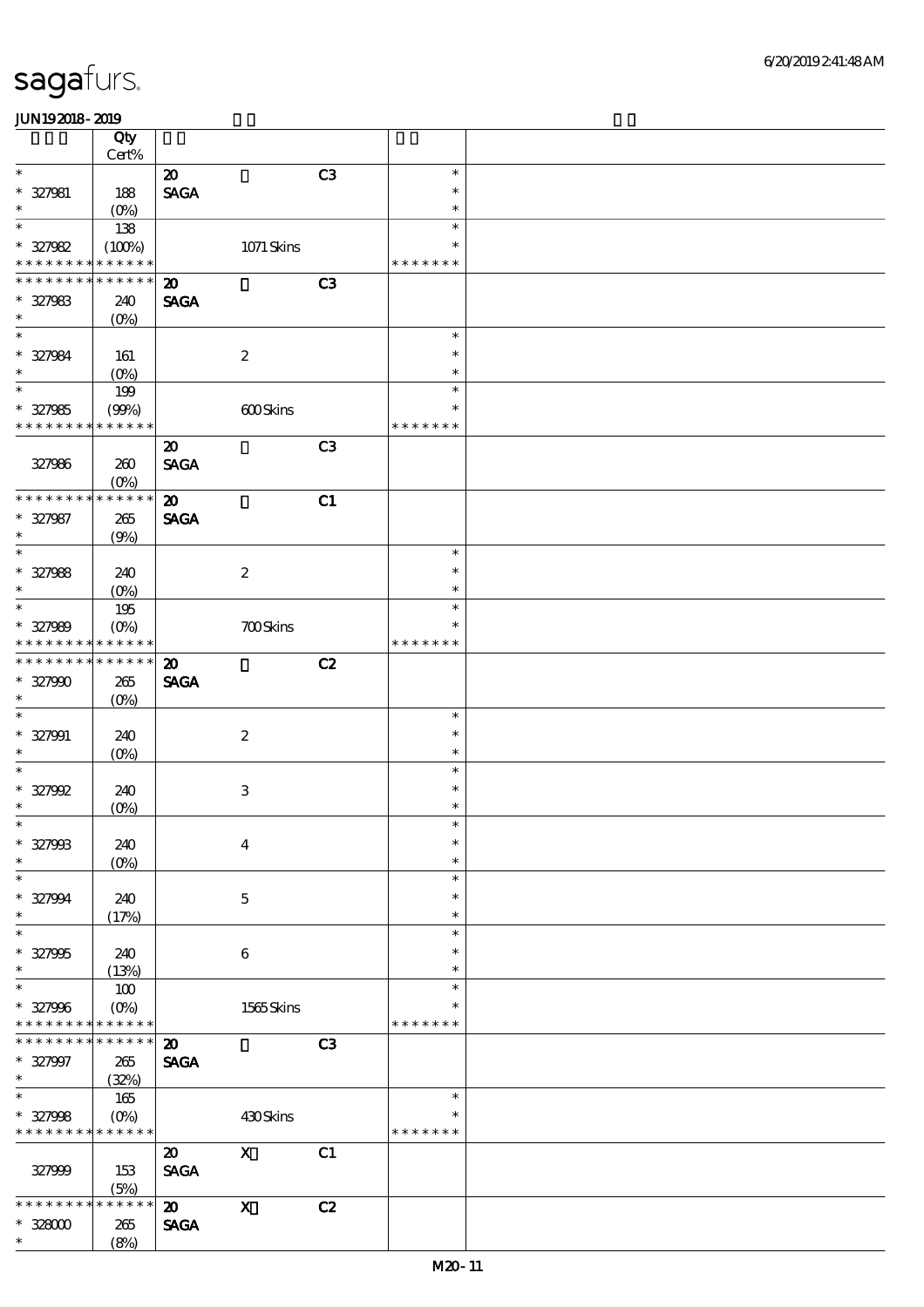sagafurs.

JUN192018-2019

| | Qty Cert% | | | | | |
|---|---|---|---|---|---|---|
| * | | 20 | | C3 | * | |
| * 327981 | 188 | SAGA | | | * | |
| * | (0%) | | | | * | |
| * | 138 | | | | * | |
| * 327982 | (100%) | | 1071 Skins | | * | |
| * * * * * * * * * * * * * * | | | | | * * * * * * * | |
| * * * * * * * * * * * * * * | | 20 | | C3 | | |
| * 327983 | 240 | SAGA | | | | |
| * | (0%) | | | | | |
| * | | | | | * | |
| * 327984 | 161 | | 2 | | * | |
| * | (0%) | | | | * | |
| * | 199 | | | | * | |
| * 327985 | (99%) | | 600 Skins | | * | |
| * * * * * * * * * * * * * * | | | | | * * * * * * * | |
| | | 20 | | C3 | | |
| 327986 | 260 | SAGA | | | | |
| | (0%) | | | | | |
| * * * * * * * * * * * * * * | | 20 | | C1 | | |
| * 327987 | 265 | SAGA | | | | |
| * | (9%) | | | | | |
| * | | | | | * | |
| * 327988 | 240 | | 2 | | * | |
| * | (0%) | | | | * | |
| * | 195 | | | | * | |
| * 327989 | (0%) | | 700 Skins | | * | |
| * * * * * * * * * * * * * * | | | | | * * * * * * * | |
| * * * * * * * * * * * * * * | | 20 | | C2 | | |
| * 327990 | 265 | SAGA | | | | |
| * | (0%) | | | | | |
| * | | | | | * | |
| * 327991 | 240 | | 2 | | * | |
| * | (0%) | | | | * | |
| * | | | | | * | |
| * 327992 | 240 | | 3 | | * | |
| * | (0%) | | | | * | |
| * | | | | | * | |
| * 327993 | 240 | | 4 | | * | |
| * | (0%) | | | | * | |
| * | | | | | * | |
| * 327994 | 240 | | 5 | | * | |
| * | (17%) | | | | * | |
| * | | | | | * | |
| * 327995 | 240 | | 6 | | * | |
| * | (13%) | | | | * | |
| * | 100 | | | | * | |
| * 327996 | (0%) | | 1565 Skins | | * | |
| * * * * * * * * * * * * * * | | | | | * * * * * * * | |
| * * * * * * * * * * * * * * | | 20 | | C3 | | |
| * 327997 | 265 | SAGA | | | | |
| * | (32%) | | | | | |
| * | 165 | | | | * | |
| * 327998 | (0%) | | 430 Skins | | * | |
| * * * * * * * * * * * * * * | | | | | * * * * * * * | |
| | | 20 | X | C1 | | |
| 327999 | 153 | SAGA | | | | |
| | (5%) | | | | | |
| * * * * * * * * * * * * * * | | 20 | X | C2 | | |
| * 328000 | 265 | SAGA | | | | |
| * | (8%) | | | | | |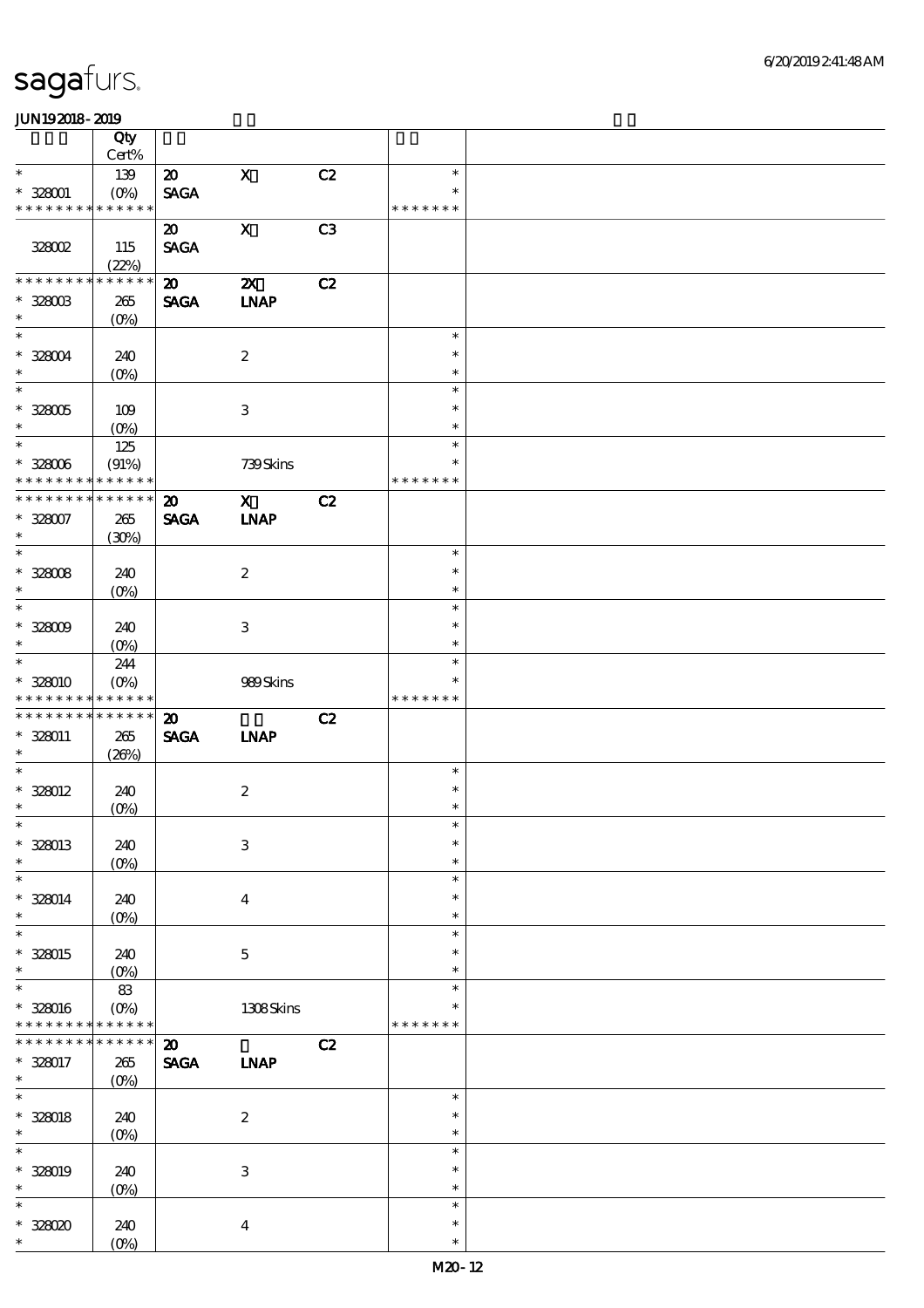sagafurs.

JUN19 2018 - 2019

| | Qty Cert% | | | | | |
|---|---|---|---|---|---|---|
| * | 139 | 20 | X | C2 | * | |
| * 328001 | (0%) | SAGA | | | * | |
| * * * * * * * * * * * * * * | | | | | * * * * * * * | |
| | | 20 | X | C3 | | |
| 328002 | 115 | SAGA | | | | |
| | (22%) | | | | | |
| * * * * * * * * * * * * * * | | 20 | 2X | C2 | | |
| * 328003 | 265 | SAGA | LNAP | | | |
| * | (0%) | | | | | |
| * | | | | | * | |
| * 328004 | 240 | | 2 | | * | |
| * | (0%) | | | | * | |
| * | | | | | * | |
| * 328005 | 109 | | 3 | | * | |
| * | (0%) | | | | * | |
| * | 125 | | | | * | |
| * 328006 | (91%) | | 739 Skins | | * | |
| * * * * * * * * * * * * * * | | | | | * * * * * * * | |
| * * * * * * * * * * * * * * | | 20 | X | C2 | | |
| * 328007 | 265 | SAGA | LNAP | | | |
| * | (30%) | | | | | |
| * | | | | | * | |
| * 328008 | 240 | | 2 | | * | |
| * | (0%) | | | | * | |
| * | | | | | * | |
| * 328009 | 240 | | 3 | | * | |
| * | (0%) | | | | * | |
| * | 244 | | | | * | |
| * 328010 | (0%) | | 989 Skins | | * | |
| * * * * * * * * * * * * * * | | | | | * * * * * * * | |
| * * * * * * * * * * * * * * | | 20 | | C2 | | |
| * 328011 | 265 | SAGA | LNAP | | | |
| * | (26%) | | | | | |
| * | | | | | * | |
| * 328012 | 240 | | 2 | | * | |
| * | (0%) | | | | * | |
| * | | | | | * | |
| * 328013 | 240 | | 3 | | * | |
| * | (0%) | | | | * | |
| * | | | | | * | |
| * 328014 | 240 | | 4 | | * | |
| * | (0%) | | | | * | |
| * | | | | | * | |
| * 328015 | 240 | | 5 | | * | |
| * | (0%) | | | | * | |
| * | 83 | | | | * | |
| * 328016 | (0%) | | 1308 Skins | | * | |
| * * * * * * * * * * * * * * | | | | | * * * * * * * | |
| * * * * * * * * * * * * * * | | 20 | | C2 | | |
| * 328017 | 265 | SAGA | LNAP | | | |
| * | (0%) | | | | | |
| * | | | | | * | |
| * 328018 | 240 | | 2 | | * | |
| * | (0%) | | | | * | |
| * | | | | | * | |
| * 328019 | 240 | | 3 | | * | |
| * | (0%) | | | | * | |
| * | | | | | * | |
| * 328020 | 240 | | 4 | | * | |
| * | (0%) | | | | * | |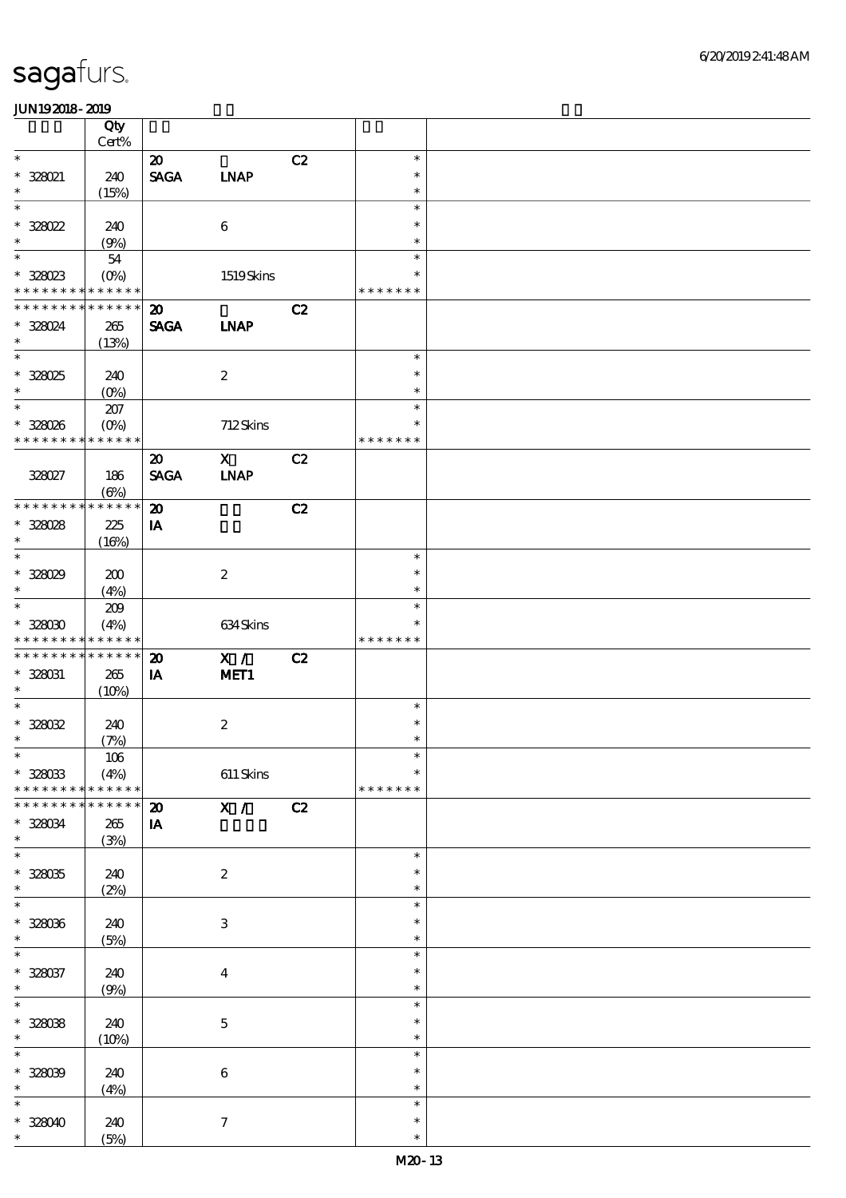sagafurs.

JUN192018-2019

| | Qty Cert% | | | | | |
|---|---|---|---|---|---|---|
| * | | 20 | | C2 | * | |
| * 328021 | 240 | SAGA | LNAP | | * | |
| * | (15%) | | | | * | |
| * | | | | | * | |
| * 328022 | 240 | | 6 | | * | |
| * | (9%) | | | | * | |
| * | 54 | | | | * | |
| * 328023 | (0%) | | 1519 Skins | | * | |
| * * * * * * * * * * * * * * | | | | | * * * * * * * | |
| * * * * * * * * * * * * * * | | 20 | | C2 | | |
| * 328024 | 265 | SAGA | LNAP | | | |
| * | (13%) | | | | | |
| * | | | | | * | |
| * 328025 | 240 | | 2 | | * | |
| * | (0%) | | | | * | |
| * | 207 | | | | * | |
| * 328026 | (0%) | | 712 Skins | | * | |
| * * * * * * * * * * * * * * | | | | | * * * * * * * | |
| | | 20 | X | C2 | | |
| 328027 | 186 | SAGA | LNAP | | | |
| | (6%) | | | | | |
| * * * * * * * * * * * * * * | | 20 | | C2 | | |
| * 328028 | 225 | IA | | | | |
| * | (16%) | | | | | |
| * | | | | | * | |
| * 328029 | 200 | | 2 | | * | |
| * | (4%) | | | | * | |
| * | 209 | | | | * | |
| * 328030 | (4%) | | 634 Skins | | * | |
| * * * * * * * * * * * * * * | | | | | * * * * * * * | |
| * * * * * * * * * * * * * * | | 20 | X / | C2 | | |
| * 328031 | 265 | IA | MET1 | | | |
| * | (10%) | | | | | |
| * | | | | | * | |
| * 328032 | 240 | | 2 | | * | |
| * | (7%) | | | | * | |
| * | 106 | | | | * | |
| * 328033 | (4%) | | 611 Skins | | * | |
| * * * * * * * * * * * * * * | | | | | * * * * * * * | |
| * * * * * * * * * * * * * * | | 20 | X / | C2 | | |
| * 328034 | 265 | IA | | | | |
| * | (3%) | | | | | |
| * | | | | | * | |
| * 328035 | 240 | | 2 | | * | |
| * | (2%) | | | | * | |
| * | | | | | * | |
| * 328036 | 240 | | 3 | | * | |
| * | (5%) | | | | * | |
| * | | | | | * | |
| * 328037 | 240 | | 4 | | * | |
| * | (9%) | | | | * | |
| * | | | | | * | |
| * 328038 | 240 | | 5 | | * | |
| * | (10%) | | | | * | |
| * | | | | | * | |
| * 328039 | 240 | | 6 | | * | |
| * | (4%) | | | | * | |
| * | | | | | * | |
| * 328040 | 240 | | 7 | | * | |
| * | (5%) | | | | * | |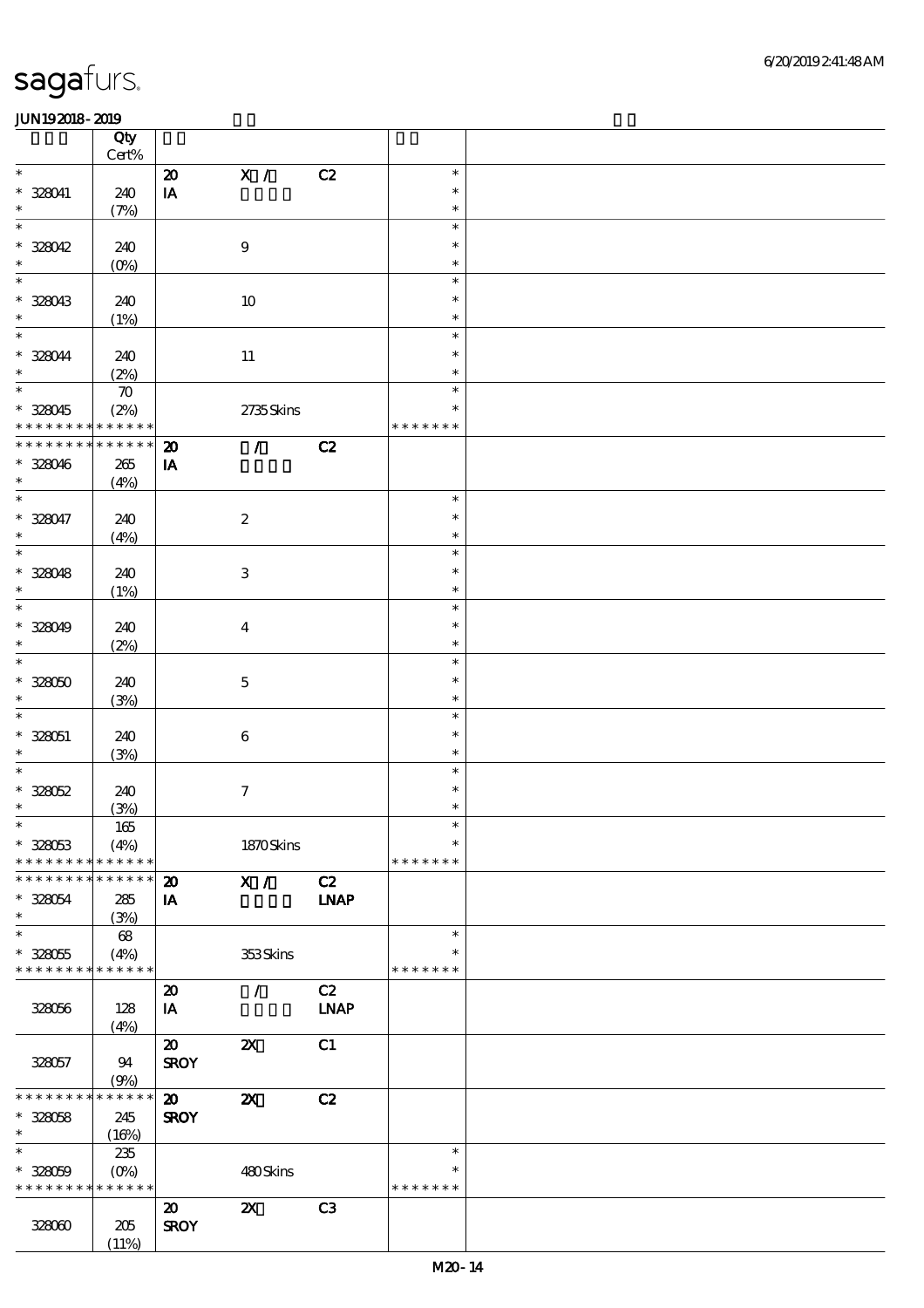**JUN19 2018 - 2019**

| | Qty Cert% | | | | | |
|---|---|---|---|---|---|---|
| * | | 20 | X / | C2 | * | |
| * 328041 | 240 | IA | | | * | |
| * | (7%) | | | | * | |
| * | | | | | * | |
| * 328042 | 240 | | 9 | | * | |
| * | (0%) | | | | * | |
| * | | | | | * | |
| * 328043 | 240 | | 10 | | * | |
| * | (1%) | | | | * | |
| * | | | | | * | |
| * 328044 | 240 | | 11 | | * | |
| * | (2%) | | | | * | |
| * | 70 | | | | * | |
| * 328045 | (2%) | | 2735 Skins | | * | |
| * * * * * * * * * * * * * * | | | | | * * * * * * * | |
| * * * * * * * * * * * * * * | | 20 | / | C2 | | |
| * 328046 | 265 | IA | | | | |
| * | (4%) | | | | | |
| * | | | | | * | |
| * 328047 | 240 | | 2 | | * | |
| * | (4%) | | | | * | |
| * | | | | | * | |
| * 328048 | 240 | | 3 | | * | |
| * | (1%) | | | | * | |
| * | | | | | * | |
| * 328049 | 240 | | 4 | | * | |
| * | (2%) | | | | * | |
| * | | | | | * | |
| * 328050 | 240 | | 5 | | * | |
| * | (3%) | | | | * | |
| * | | | | | * | |
| * 328051 | 240 | | 6 | | * | |
| * | (3%) | | | | * | |
| * | | | | | * | |
| * 328052 | 240 | | 7 | | * | |
| * | (3%) | | | | * | |
| * | 165 | | | | * | |
| * 328053 | (4%) | | 1870 Skins | | * | |
| * * * * * * * * * * * * * * | | | | | * * * * * * * | |
| * * * * * * * * * * * * * * | | 20 | X / | C2 | | |
| * 328054 | 285 | IA | | LNAP | | |
| * | (3%) | | | | | |
| * | 68 | | | | * | |
| * 328055 | (4%) | | 353 Skins | | * | |
| * * * * * * * * * * * * * * | | | | | * * * * * * * | |
| | | 20 | / | C2 | | |
| 328056 | 128 | IA | | LNAP | | |
| | (4%) | | | | | |
| | | 20 | 2X | C1 | | |
| 328057 | 94 | SROY | | | | |
| | (9%) | | | | | |
| * * * * * * * * * * * * * * | | 20 | 2X | C2 | | |
| * 328058 | 245 | SROY | | | | |
| * | (16%) | | | | | |
| * | 235 | | | | * | |
| * 328059 | (0%) | | 480 Skins | | * | |
| * * * * * * * * * * * * * * | | | | | * * * * * * * | |
| | | 20 | 2X | C3 | | |
| 328060 | 205 | SROY | | | | |
| | (11%) | | | | | |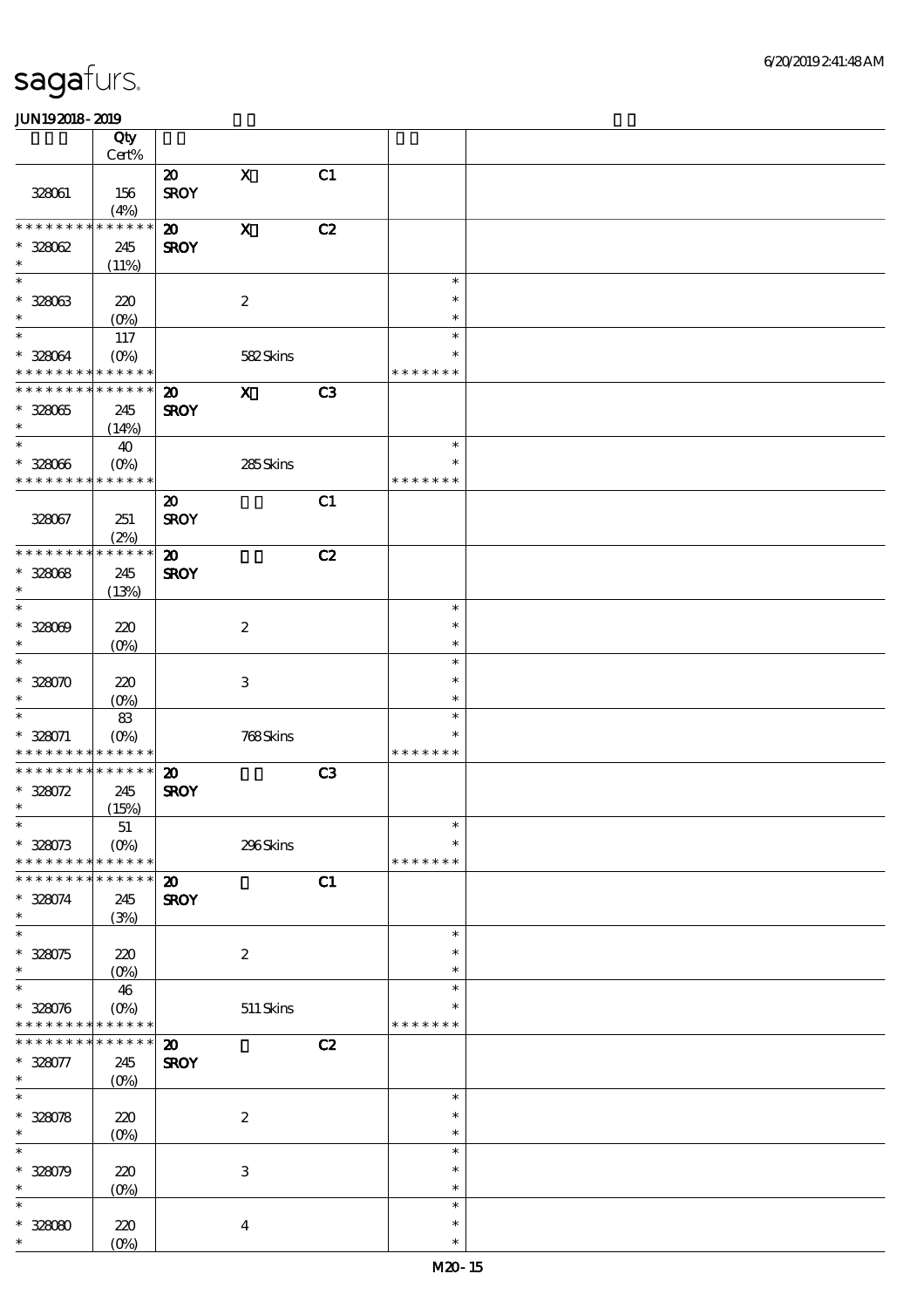# sagafurs.

JUN19 2018 - 2019

| | Qty Cert% | | | | | |
|---|---|---|---|---|---|---|
| 328061 | 156 (4%) | 20 SROY | X | C1 | | |
| * * * * * * * * * * * * * * 328062 * | 245 (11%) | 20 SROY | X | C2 | | |
| * * 328063 * | 220 (0%) | | 2 | | * * * | |
| * * 328064 * * * * * * * * * * * * * * | 117 (0%) | | 582 Skins | | * * * * * * * * * | |
| * * * * * * * * * * * * * * 328065 * | 245 (14%) | 20 SROY | X | C3 | | |
| * * 328066 * * * * * * * * * * * * * * | 40 (0%) | | 285 Skins | | * * * * * * * * * | |
| 328067 | 251 (2%) | 20 SROY | | C1 | | |
| * * * * * * * * * * * * * * 328068 * | 245 (13%) | 20 SROY | | C2 | | |
| * * 328069 * | 220 (0%) | | 2 | | * * * | |
| * * 328070 * | 220 (0%) | | 3 | | * * * | |
| * * 328071 * * * * * * * * * * * * * * | 83 (0%) | | 768 Skins | | * * * * * * * * * | |
| * * * * * * * * * * * * * * 328072 * | 245 (15%) | 20 SROY | | C3 | | |
| * * 328073 * * * * * * * * * * * * * * | 51 (0%) | | 296 Skins | | * * * * * * * * * | |
| * * * * * * * * * * * * * * 328074 * | 245 (3%) | 20 SROY | | C1 | | |
| * * 328075 * | 220 (0%) | | 2 | | * * * | |
| * * 328076 * * * * * * * * * * * * * * | 46 (0%) | | 511 Skins | | * * * * * * * * * | |
| * * * * * * * * * * * * * * 328077 * | 245 (0%) | 20 SROY | | C2 | | |
| * * 328078 * | 220 (0%) | | 2 | | * * * | |
| * * 328079 * | 220 (0%) | | 3 | | * * * | |
| * * 328080 * | 220 (0%) | | 4 | | * * * | |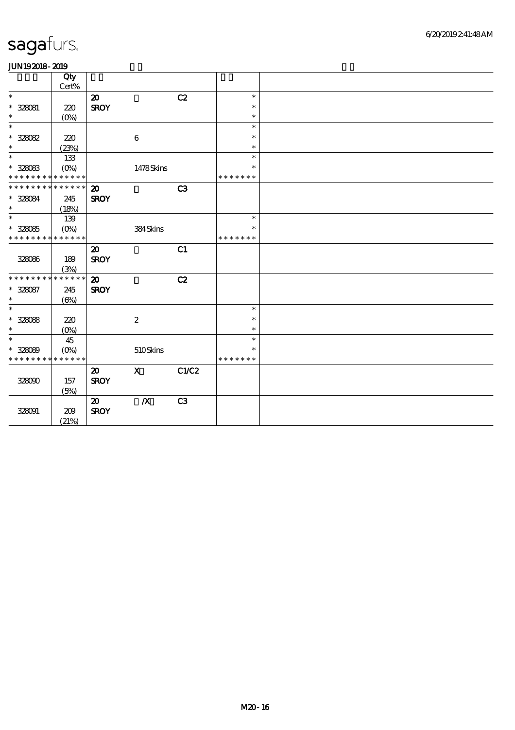# sagafurs.

JUN19 2018 - 2019

| | Qty Cert% | | | | | |
|---|---|---|---|---|---|---|
| * | | 20 | | C2 | * | |
| * 328081 | 220 | SROY | | | * | |
| * | (0%) | | | | * | |
| * | | | | | * | |
| * 328082 | 220 | | 6 | | * | |
| * | (23%) | | | | * | |
| * | 133 | | | | * | |
| * 328083 | (0%) | | 1478 Skins | | * | |
| * * * * * * * * * * * * * * | | | | | * * * * * * * | |
| * * * * * * * * * * * * * * | | 20 | | C3 | | |
| * 328084 | 245 | SROY | | | | |
| * | (18%) | | | | | |
| * | 139 | | | | * | |
| * 328085 | (0%) | | 384 Skins | | * | |
| * * * * * * * * * * * * * * | | | | | * * * * * * * | |
| | | 20 | | C1 | | |
| 328086 | 189 | SROY | | | | |
| | (3%) | | | | | |
| * * * * * * * * * * * * * * | | 20 | | C2 | | |
| * 328087 | 245 | SROY | | | | |
| * | (6%) | | | | | |
| * | | | | | * | |
| * 328088 | 220 | | 2 | | * | |
| * | (0%) | | | | * | |
| * | 45 | | | | * | |
| * 328089 | (0%) | | 510 Skins | | * | |
| * * * * * * * * * * * * * * | | | | | * * * * * * * | |
| | | 20 | X | C1/C2 | | |
| 328090 | 157 | SROY | | | | |
| | (5%) | | | | | |
| | | 20 | /X | C3 | | |
| 328091 | 209 | SROY | | | | |
| | (21%) | | | | | |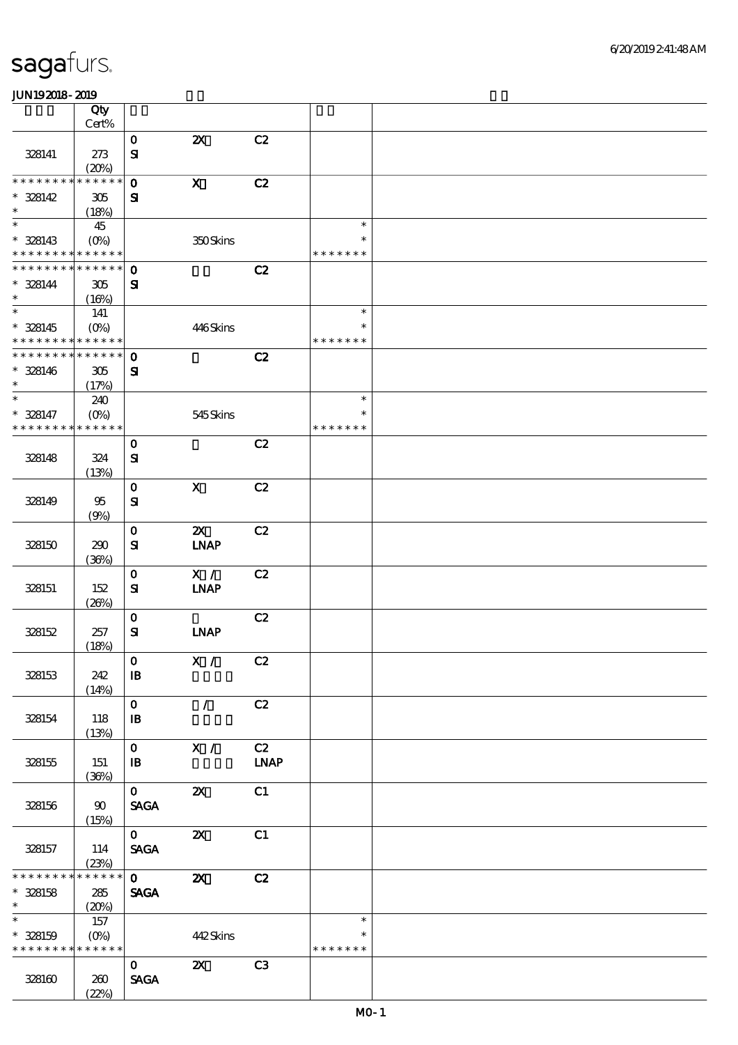# sagafurs.

JUN192018-2019

| | Qty Cert% | | | | | |
|---|---|---|---|---|---|---|
| 328141 | 273 (20%) | 0 SI | 2X | C2 | | |
| * * * * * * * * * * * * * * 328142 * | 305 (18%) | 0 SI | X | C2 | | |
| * * 328143 * * * * * * * * * * * * * * | 45 (0%) | | 350 Skins | | * * * * * * * * * | |
| * * * * * * * * * * * * * * 328144 * | 305 (16%) | 0 SI | | C2 | | |
| * * 328145 * * * * * * * * * * * * * * | 141 (0%) | | 446 Skins | | * * * * * * * * * | |
| * * * * * * * * * * * * * * 328146 * | 305 (17%) | 0 SI | | C2 | | |
| * * 328147 * * * * * * * * * * * * * * | 240 (0%) | | 545 Skins | | * * * * * * * * * | |
| 328148 | 324 (13%) | 0 SI | | C2 | | |
| 328149 | 95 (9%) | 0 SI | X | C2 | | |
| 328150 | 290 (36%) | 0 SI | 2X LNAP | C2 | | |
| 328151 | 152 (26%) | 0 SI | X / LNAP | C2 | | |
| 328152 | 257 (18%) | 0 SI | LNAP | C2 | | |
| 328153 | 242 (14%) | 0 IB | X / | C2 | | |
| 328154 | 118 (13%) | 0 IB | / | C2 | | |
| 328155 | 151 (36%) | 0 IB | X / | C2 LNAP | | |
| 328156 | 90 (15%) | 0 SAGA | 2X | C1 | | |
| 328157 | 114 (23%) | 0 SAGA | 2X | C1 | | |
| * * * * * * * * * * * * * * 328158 * | 285 (20%) | 0 SAGA | 2X | C2 | | |
| * * 328159 * * * * * * * * * * * * * * | 157 (0%) | | 442 Skins | | * * * * * * * * * | |
| 328160 | 260 (22%) | 0 SAGA | 2X | C3 | | |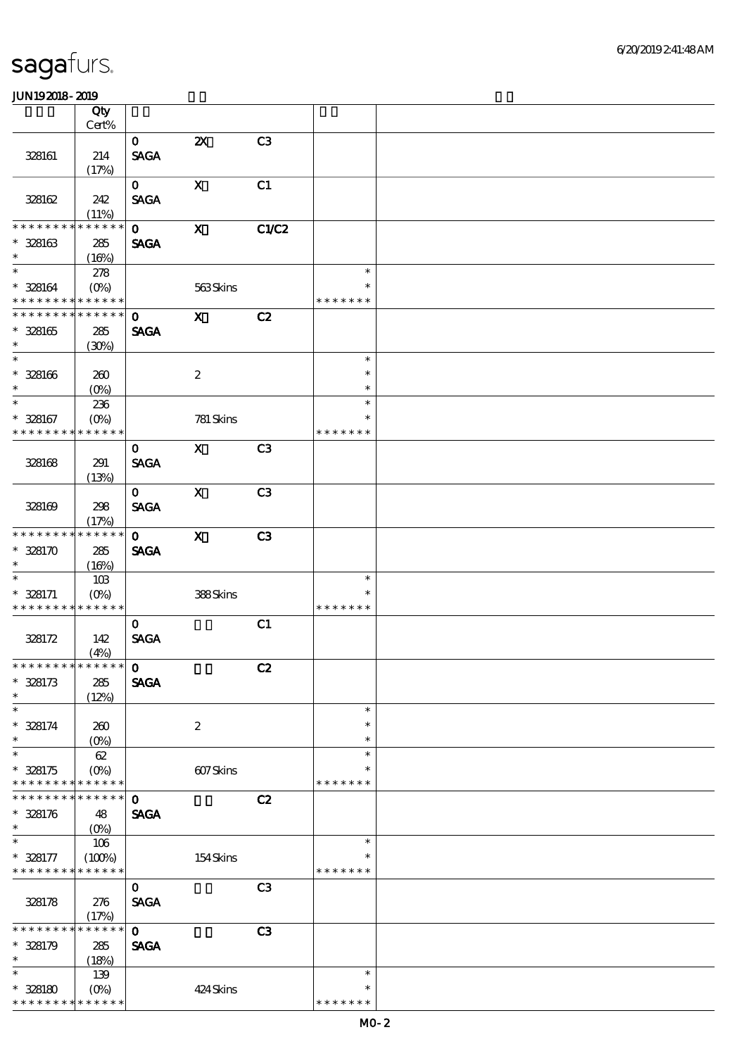| | Qty Cert% | | | | | |
|---|---|---|---|---|---|---|
| 328161 | 214 (17%) | 0 SAGA | 2X | C3 | | |
| 328162 | 242 (11%) | 0 SAGA | X | C1 | | |
| * * * * * * * * * * * * * * * 328163 * | 285 (16%) | 0 SAGA | X | C1/C2 | | |
| * * 328164 * * * * * * * * * * * * * | 278 (0%) | | 563 Skins | | * * * * * * * * * | |
| * * * * * * * * * * * * * * * 328165 * | 285 (30%) | 0 SAGA | X | C2 | | |
| * * 328166 * | 260 (0%) | | 2 | | * * * | |
| * * 328167 * * * * * * * * * * * * * | 236 (0%) | | 781 Skins | | * * * * * * * * * | |
| 328168 | 291 (13%) | 0 SAGA | X | C3 | | |
| 328169 | 298 (17%) | 0 SAGA | X | C3 | | |
| * * * * * * * * * * * * * * * 328170 * | 285 (16%) | 0 SAGA | X | C3 | | |
| * * 328171 * * * * * * * * * * * * * | 103 (0%) | | 388 Skins | | * * * * * * * * * | |
| 328172 | 142 (4%) | 0 SAGA | | C1 | | |
| * * * * * * * * * * * * * * * 328173 * | 285 (12%) | 0 SAGA | | C2 | | |
| * * 328174 * | 260 (0%) | | 2 | | * * * | |
| * * 328175 * * * * * * * * * * * * * | 62 (0%) | | 607 Skins | | * * * * * * * * * | |
| * * * * * * * * * * * * * * * 328176 * | 48 (0%) | 0 SAGA | | C2 | | |
| * * 328177 * * * * * * * * * * * * * | 106 (100%) | | 154 Skins | | * * * * * * * * * | |
| 328178 | 276 (17%) | 0 SAGA | | C3 | | |
| * * * * * * * * * * * * * * * 328179 * | 285 (18%) | 0 SAGA | | C3 | | |
| * * 328180 * * * * * * * * * * * * * | 139 (0%) | | 424 Skins | | * * * * * * * * * | |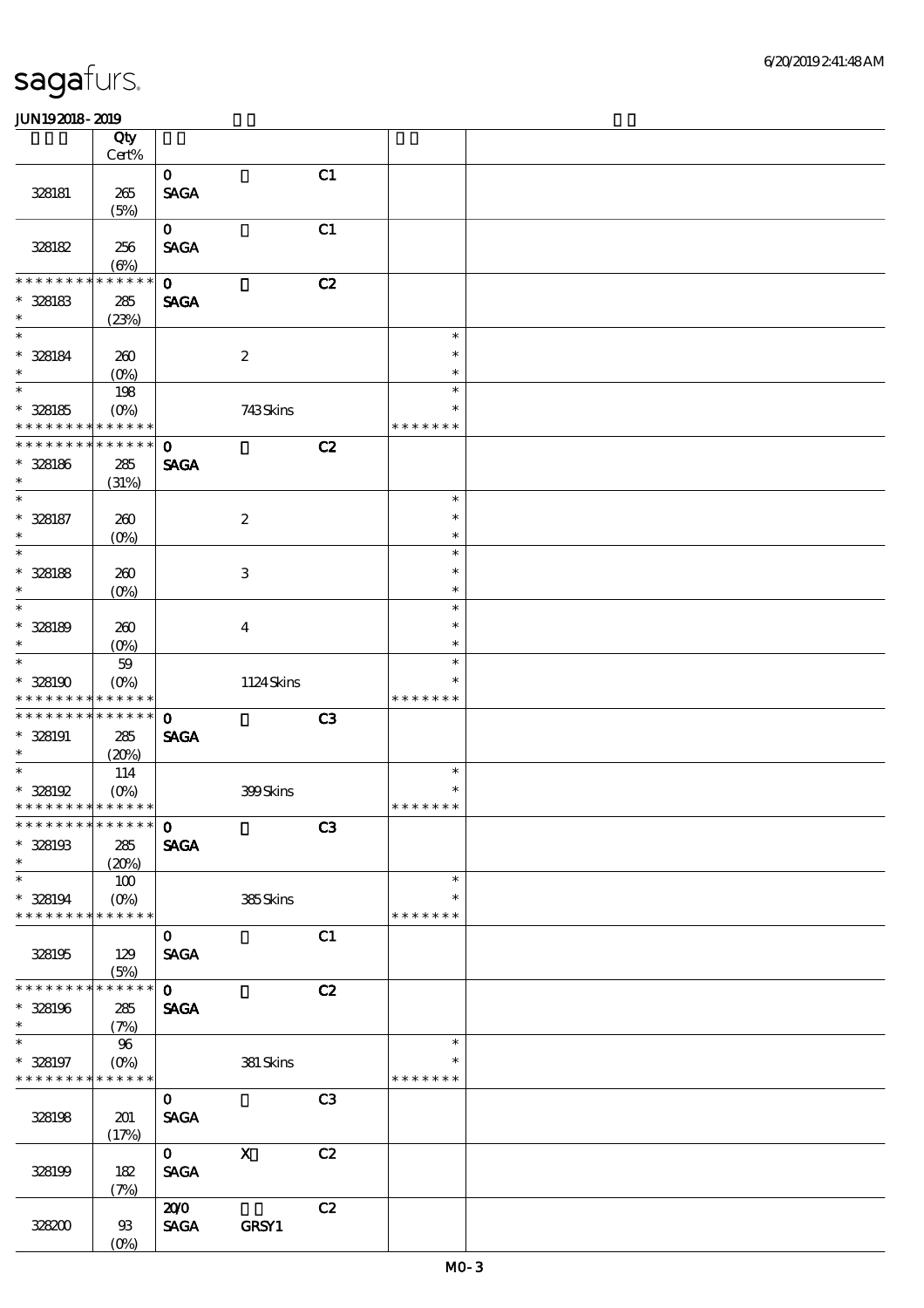# sagafurs.

JUN19 2018 - 2019

| | Qty Cert% | | | | | |
|---|---|---|---|---|---|---|
| 328181 | 265 (5%) | 0 SAGA | | C1 | | |
| 328182 | 256 (6%) | 0 SAGA | | C1 | | |
| * * * * * * * * * * * * * * * 328183 * | 285 (23%) | 0 SAGA | | C2 | | |
| * * 328184 * | 260 (0%) | | 2 | | * * * | |
| * * 328185 * * * * * * * * * * * * * | 198 (0%) | | 743 Skins | | * * * * * * * * * | |
| * * * * * * * * * * * * * * * 328186 * | 285 (31%) | 0 SAGA | | C2 | | |
| * * 328187 * | 260 (0%) | | 2 | | * * * | |
| * * 328188 * | 260 (0%) | | 3 | | * * * | |
| * * 328189 * | 260 (0%) | | 4 | | * * * | |
| * * 328190 * * * * * * * * * * * * * | 59 (0%) | | 1124 Skins | | * * * * * * * * * | |
| * * * * * * * * * * * * * * * 328191 * | 285 (20%) | 0 SAGA | | C3 | | |
| * * 328192 * * * * * * * * * * * * * | 114 (0%) | | 399 Skins | | * * * * * * * * * | |
| * * * * * * * * * * * * * * * 328193 * | 285 (20%) | 0 SAGA | | C3 | | |
| * * 328194 * * * * * * * * * * * * * | 100 (0%) | | 385 Skins | | * * * * * * * * * | |
| 328195 | 129 (5%) | 0 SAGA | | C1 | | |
| * * * * * * * * * * * * * * * 328196 * | 285 (7%) | 0 SAGA | | C2 | | |
| * * 328197 * * * * * * * * * * * * * | 96 (0%) | | 381 Skins | | * * * * * * * * * | |
| 328198 | 201 (17%) | 0 SAGA | | C3 | | |
| 328199 | 182 (7%) | 0 SAGA | X | C2 | | |
| 328200 | 93 (0%) | 20/0 SAGA | GRSY1 | C2 | | |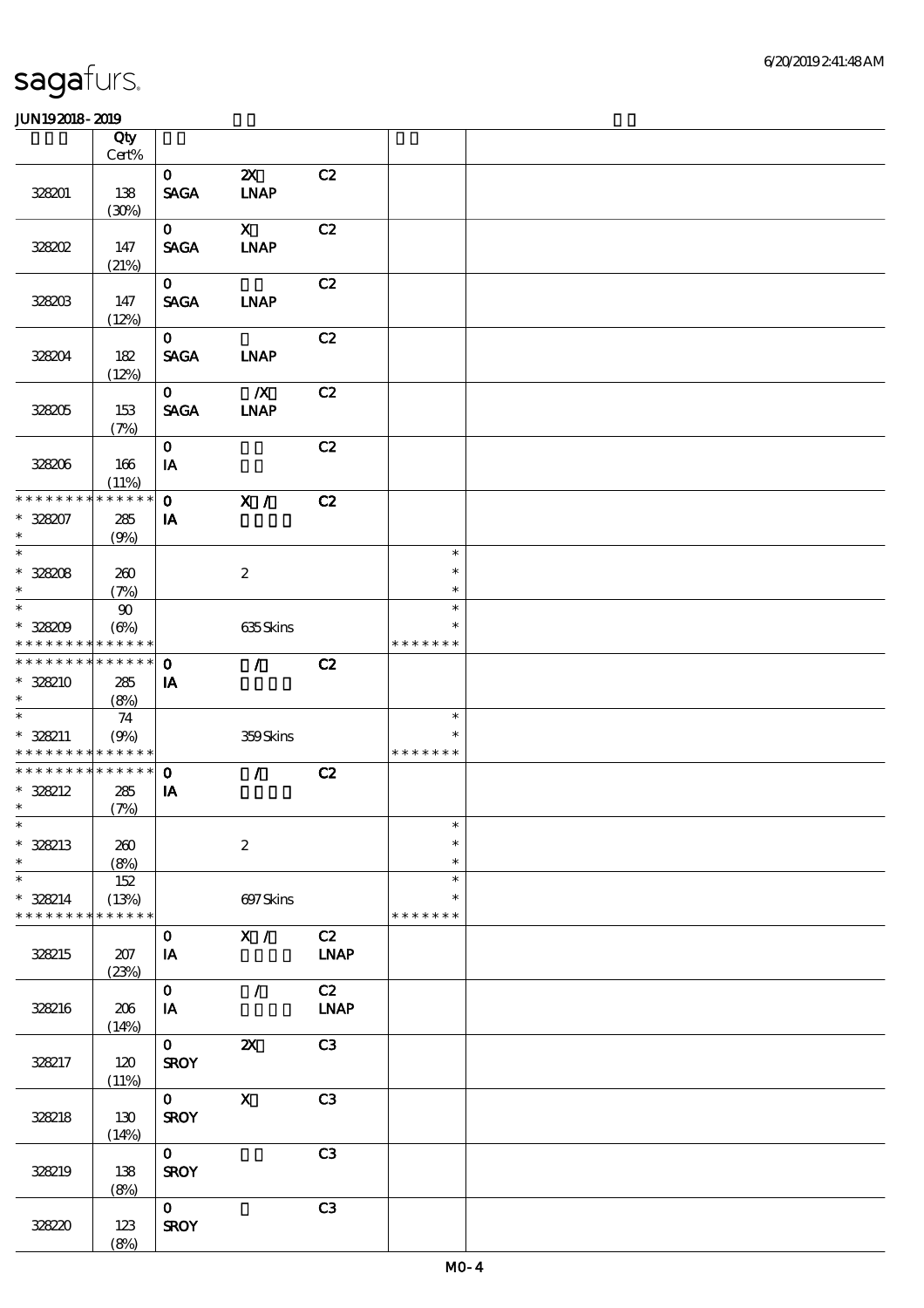sagafurs.

JUN19 2018 - 2019

| | Qty Cert% | | | | | |
|---|---|---|---|---|---|---|
| 328201 | 138 (30%) | 0 SAGA | 2X LNAP | C2 | | |
| 328202 | 147 (21%) | 0 SAGA | X LNAP | C2 | | |
| 328203 | 147 (12%) | 0 SAGA | LNAP | C2 | | |
| 328204 | 182 (12%) | 0 SAGA | LNAP | C2 | | |
| 328205 | 153 (7%) | 0 SAGA | /X LNAP | C2 | | |
| 328206 | 166 (11%) | 0 IA | | C2 | | |
| * * * * * * * * * * * * * * 328207 * | 285 (9%) | 0 IA | X / | C2 | | |
| * * 328208 * | 260 (7%) | | 2 | | * * * | |
| * * 328209 * * * * * * * * * * * * * | 90 (6%) | | 635 Skins | | * * * * * * * * * | |
| * * * * * * * * * * * * * * 328210 * | 285 (8%) | 0 IA | / | C2 | | |
| * * 328211 * * * * * * * * * * * * * | 74 (9%) | | 359 Skins | | * * * * * * * * | |
| * * * * * * * * * * * * * * 328212 * | 285 (7%) | 0 IA | / | C2 | | |
| * * 328213 * | 260 (8%) | | 2 | | * * * | |
| * * 328214 * * * * * * * * * * * * * | 152 (13%) | | 697 Skins | | * * * * * * * * * | |
| 328215 | 207 (23%) | 0 IA | X / | C2 LNAP | | |
| 328216 | 206 (14%) | 0 IA | / | C2 LNAP | | |
| 328217 | 120 (11%) | 0 SROY | 2X | C3 | | |
| 328218 | 130 (14%) | 0 SROY | X | C3 | | |
| 328219 | 138 (8%) | 0 SROY | | C3 | | |
| 328220 | 123 (8%) | 0 SROY | | C3 | | |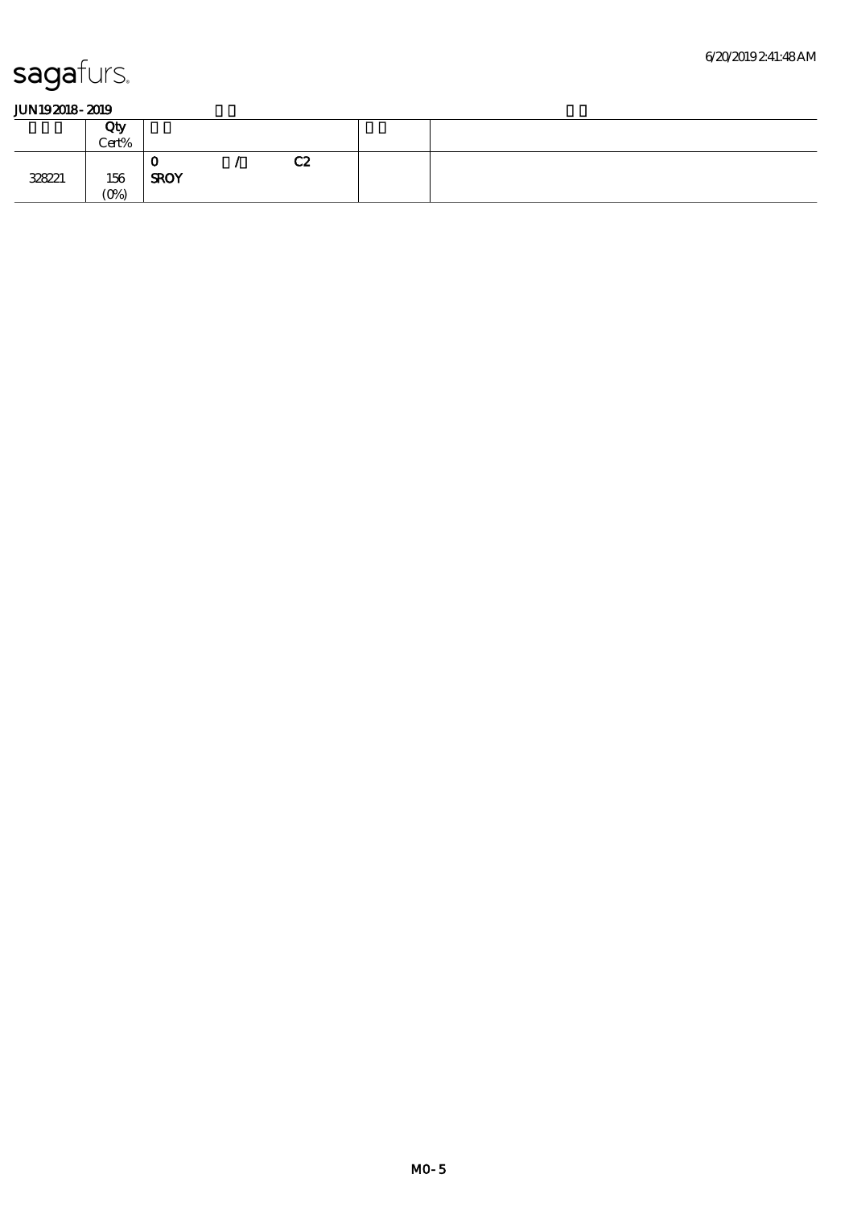**JUN19 2018 - 2019**

| | Qty Cert% | | | |
|---|---|---|---|---|
| 328221 | 156 (0%) | 0 / C2 SROY | | |

M0-5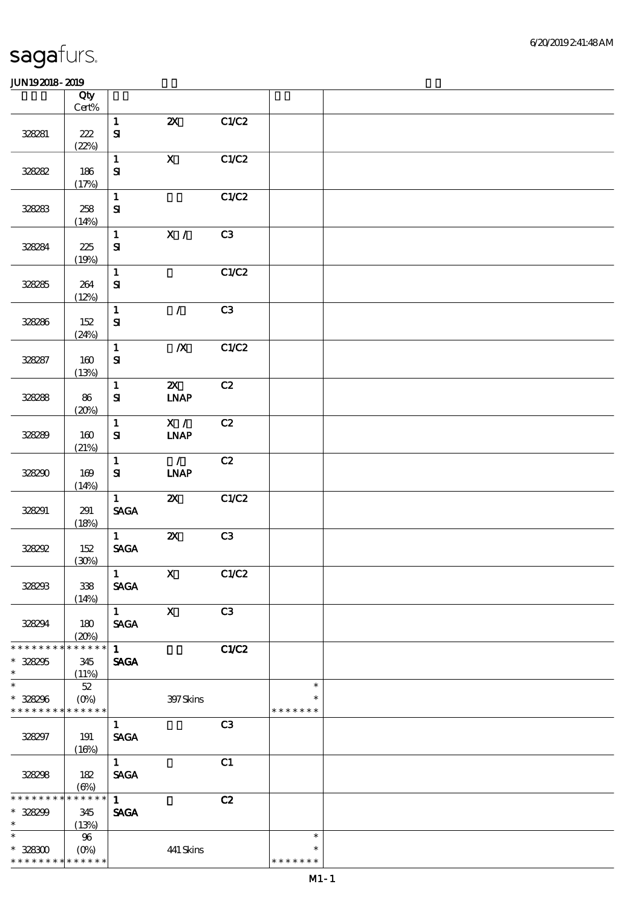# sagafurs.

JUN192018-2019

| | Qty Cert% | | | | | |
|---|---|---|---|---|---|---|
| 328281 | 222 (22%) | 1 SI | 2X | C1/C2 | | |
| 328282 | 186 (17%) | 1 SI | X | C1/C2 | | |
| 328283 | 258 (14%) | 1 SI | | C1/C2 | | |
| 328284 | 225 (19%) | 1 SI | X / | C3 | | |
| 328285 | 264 (12%) | 1 SI | | C1/C2 | | |
| 328286 | 152 (24%) | 1 SI | / | C3 | | |
| 328287 | 160 (13%) | 1 SI | /X | C1/C2 | | |
| 328288 | 86 (20%) | 1 SI | 2X LNAP | C2 | | |
| 328289 | 160 (21%) | 1 SI | X / LNAP | C2 | | |
| 328290 | 169 (14%) | 1 SI | / LNAP | C2 | | |
| 328291 | 291 (18%) | 1 SAGA | 2X | C1/C2 | | |
| 328292 | 152 (30%) | 1 SAGA | 2X | C3 | | |
| 328293 | 338 (14%) | 1 SAGA | X | C1/C2 | | |
| 328294 | 180 (20%) | 1 SAGA | X | C3 | | |
| * * * * * * * * * * * * * * * 328295 * | 345 (11%) | 1 SAGA | | C1/C2 | | |
| * * 328296 * * * * * * * * * * * * * | 52 (0%) | | 397 Skins | | * * * * * * * * * | |
| 328297 | 191 (16%) | 1 SAGA | | C3 | | |
| 328298 | 182 (6%) | 1 SAGA | | C1 | | |
| * * * * * * * * * * * * * * * 328299 * | 345 (13%) | 1 SAGA | | C2 | | |
| * * 328300 * * * * * * * * * * * * * | 96 (0%) | | 441 Skins | | * * * * * * * * * | |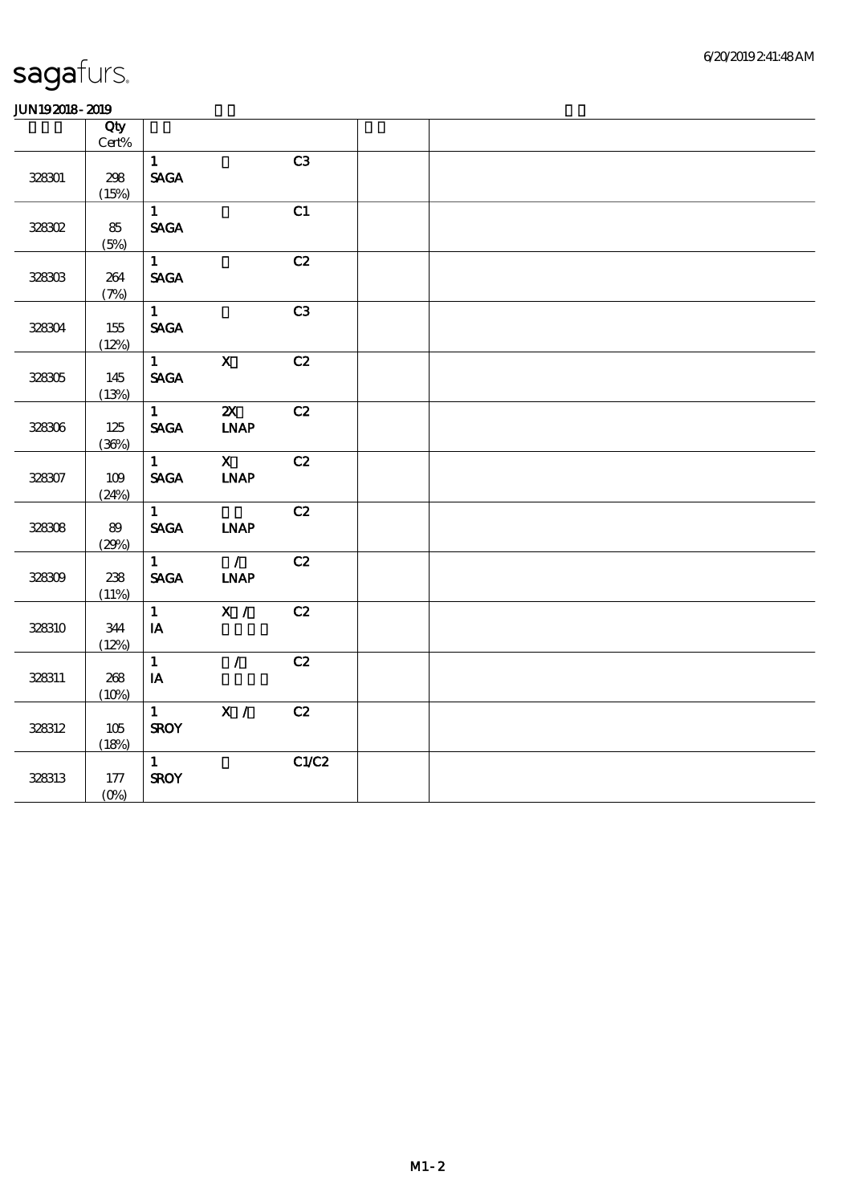sagafurs.

JUN19 2018 - 2019

| | Qty Cert% | | | | | |
|---|---|---|---|---|---|---|
| 328301 | 298 (15%) | 1 SAGA | | C3 | | |
| 328302 | 85 (5%) | 1 SAGA | | C1 | | |
| 328303 | 264 (7%) | 1 SAGA | | C2 | | |
| 328304 | 155 (12%) | 1 SAGA | | C3 | | |
| 328305 | 145 (13%) | 1 SAGA | X | C2 | | |
| 328306 | 125 (36%) | 1 SAGA | 2X LNAP | C2 | | |
| 328307 | 109 (24%) | 1 SAGA | X LNAP | C2 | | |
| 328308 | 89 (29%) | 1 SAGA | LNAP | C2 | | |
| 328309 | 238 (11%) | 1 SAGA | / LNAP | C2 | | |
| 328310 | 344 (12%) | 1 IA | X / | C2 | | |
| 328311 | 268 (10%) | 1 IA | / | C2 | | |
| 328312 | 105 (18%) | 1 SROY | X / | C2 | | |
| 328313 | 177 (0%) | 1 SROY | | C1/C2 | | |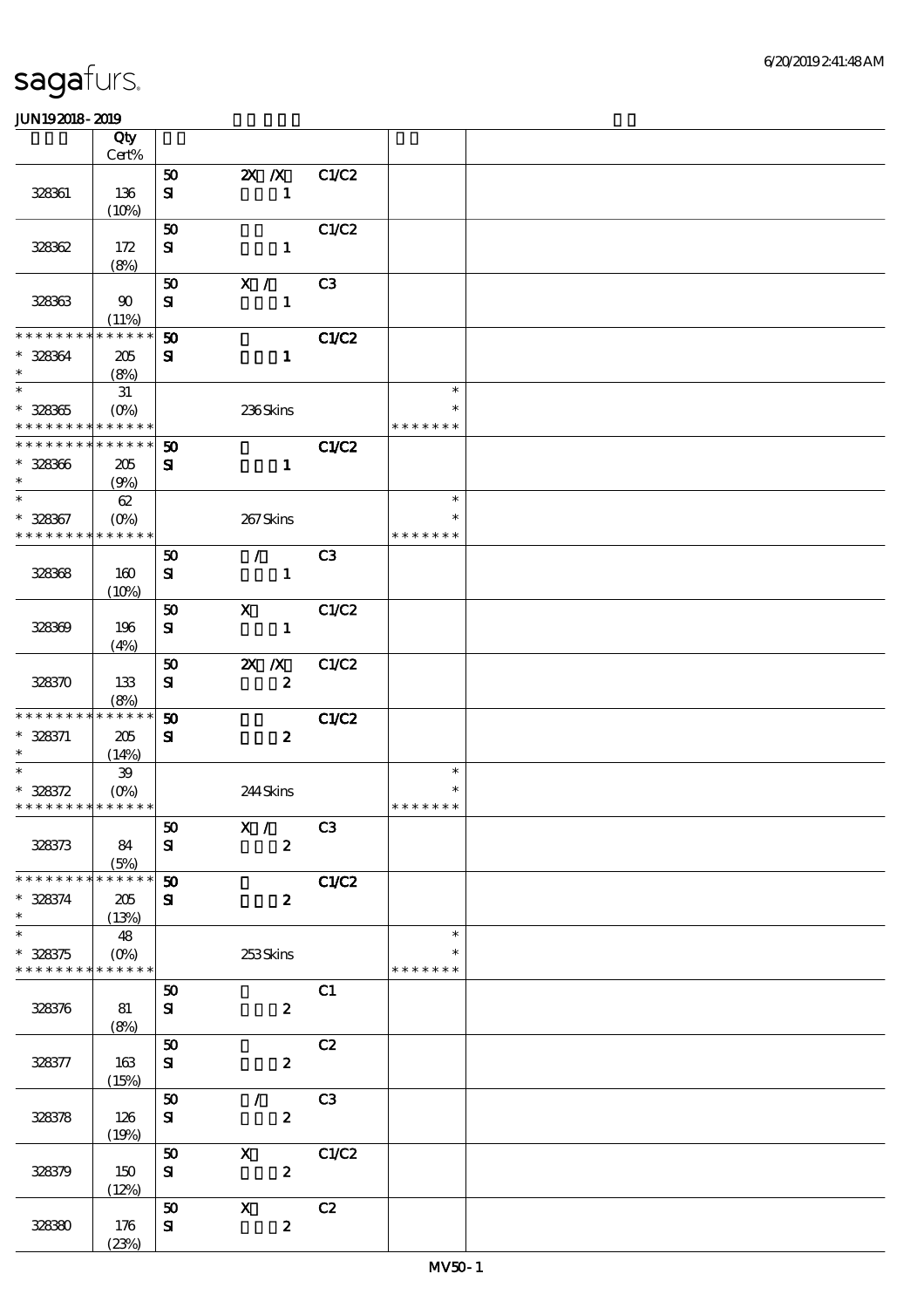# sagafurs.

JUN192018 - 2019

| | Qty Cert% | | | | | |
|---|---|---|---|---|---|---|
| 328361 | 136 (10%) | 50 SI | 2X /X 1 | C1/C2 | | |
| 328362 | 172 (8%) | 50 SI | 1 | C1/C2 | | |
| 328363 | 90 (11%) | 50 SI | X / 1 | C3 | | |
| * * * * * * * * * * * * * * * 328364 * | 205 (8%) | 50 SI | 1 | C1/C2 | | |
| * * 328365 * * * * * * * * * * * * * * | 31 (0%) | | 236 Skins | | * * * * * * * * * | |
| * * * * * * * * * * * * * * * 328366 * | 205 (9%) | 50 SI | 1 | C1/C2 | | |
| * * 328367 * * * * * * * * * * * * * * | 62 (0%) | | 267 Skins | | * * * * * * * * * | |
| 328368 | 160 (10%) | 50 SI | / 1 | C3 | | |
| 328369 | 196 (4%) | 50 SI | X 1 | C1/C2 | | |
| 328370 | 133 (8%) | 50 SI | 2X /X 2 | C1/C2 | | |
| * * * * * * * * * * * * * * * 328371 * | 205 (14%) | 50 SI | 2 | C1/C2 | | |
| * * 328372 * * * * * * * * * * * * * * | 39 (0%) | | 244 Skins | | * * * * * * * * * | |
| 328373 | 84 (5%) | 50 SI | X / 2 | C3 | | |
| * * * * * * * * * * * * * * * 328374 * | 205 (13%) | 50 SI | 2 | C1/C2 | | |
| * * 328375 * * * * * * * * * * * * * * | 48 (0%) | | 253 Skins | | * * * * * * * * * | |
| 328376 | 81 (8%) | 50 SI | 2 | C1 | | |
| 328377 | 163 (15%) | 50 SI | 2 | C2 | | |
| 328378 | 126 (19%) | 50 SI | / 2 | C3 | | |
| 328379 | 150 (12%) | 50 SI | X 2 | C1/C2 | | |
| 328380 | 176 (23%) | 50 SI | X 2 | C2 | | |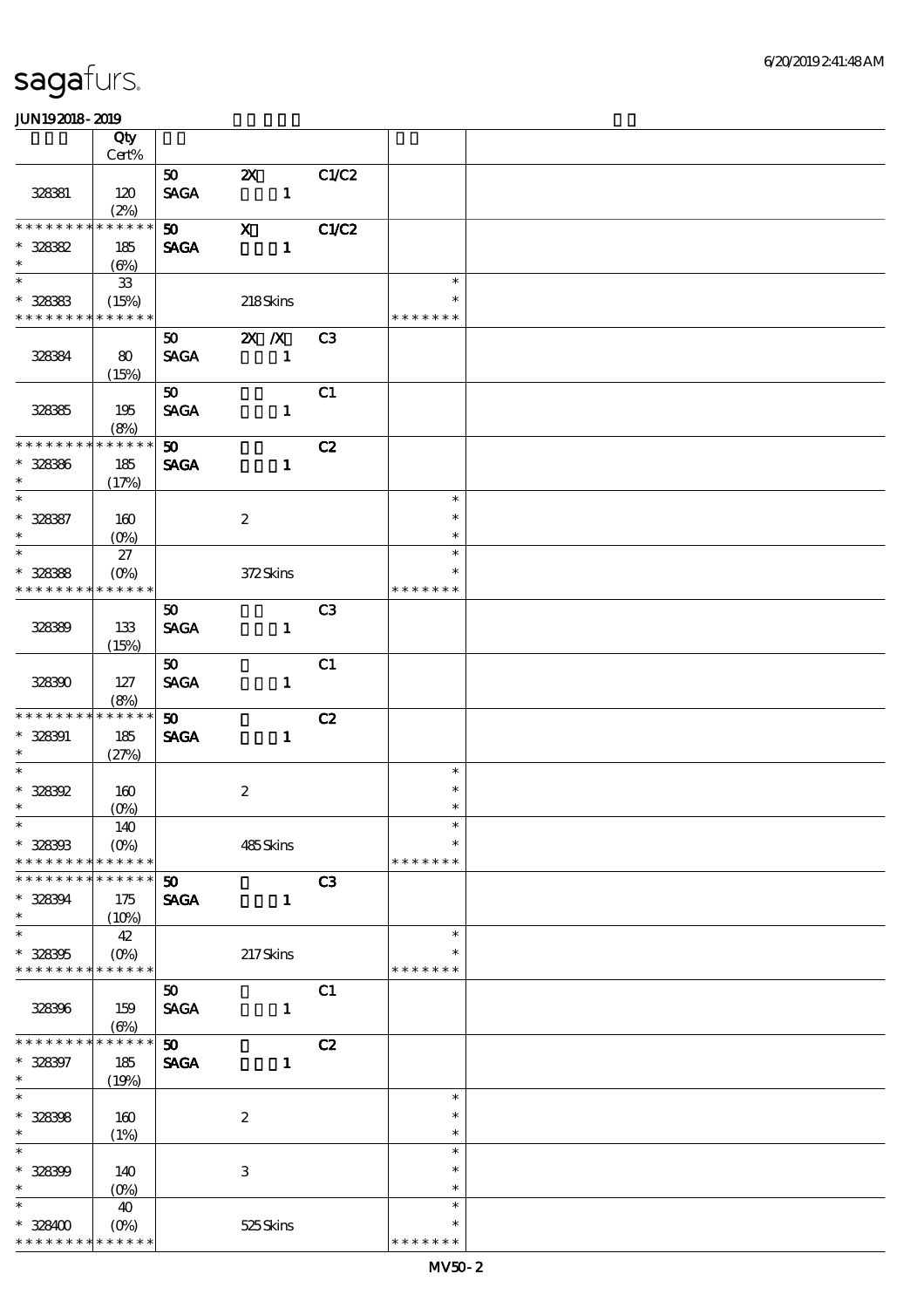| | Qty Cert% | | | | | |
|---|---|---|---|---|---|---|
| 328381 | 120 (2%) | 50 SAGA | 2X 1 | C1/C2 | | |
| * * * * * * * * * * * * * * 328382 * | 185 (6%) | 50 SAGA | X 1 | C1/C2 | | |
| * * 328383 * * * * * * * * * * * * * | 33 (15%) | | 218 Skins | | * * * * * * * * * | |
| 328384 | 80 (15%) | 50 SAGA | 2X /X 1 | C3 | | |
| 328385 | 195 (8%) | 50 SAGA | 1 | C1 | | |
| * * * * * * * * * * * * * * 328386 * | 185 (17%) | 50 SAGA | 1 | C2 | | |
| * * 328387 * | 160 (0%) | | 2 | | * * * | |
| * * 328388 * * * * * * * * * * * * * | 27 (0%) | | 372 Skins | | * * * * * * * * * | |
| 328389 | 133 (15%) | 50 SAGA | 1 | C3 | | |
| 328390 | 127 (8%) | 50 SAGA | 1 | C1 | | |
| * * * * * * * * * * * * * * 328391 * | 185 (27%) | 50 SAGA | 1 | C2 | | |
| * * 328392 * | 160 (0%) | | 2 | | * * * | |
| * * 328393 * * * * * * * * * * * * * | 140 (0%) | | 485 Skins | | * * * * * * * * * | |
| * * * * * * * * * * * * * * 328394 * | 175 (10%) | 50 SAGA | 1 | C3 | | |
| * * 328395 * * * * * * * * * * * * * | 42 (0%) | | 217 Skins | | * * * * * * * * * | |
| 328396 | 159 (6%) | 50 SAGA | 1 | C1 | | |
| * * * * * * * * * * * * * * 328397 * | 185 (19%) | 50 SAGA | 1 | C2 | | |
| * * 328398 * | 160 (1%) | | 2 | | * * * | |
| * * 328399 * | 140 (0%) | | 3 | | * * * | |
| * * 328400 * * * * * * * * * * * * * | 40 (0%) | | 525 Skins | | * * * * * * * * * | |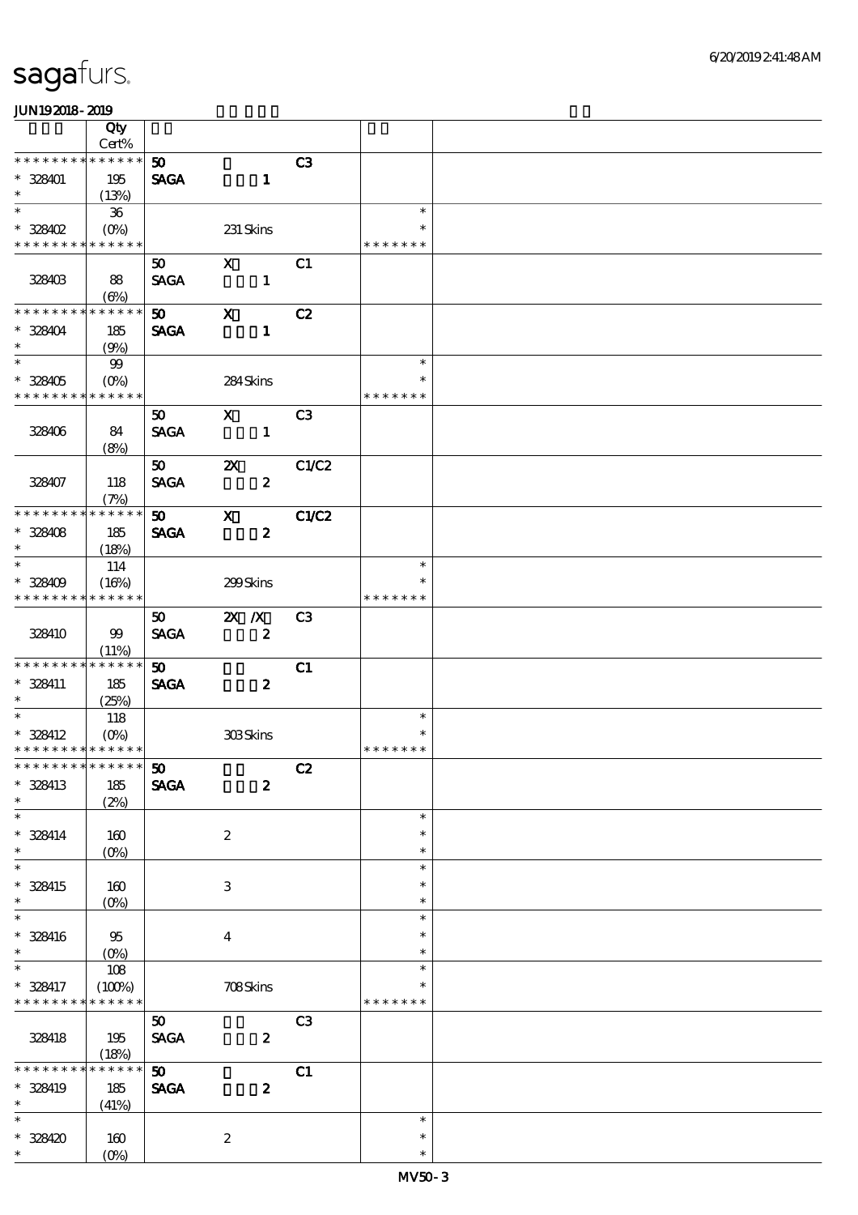# sagafurs.

JUN192018-2019

| | Qty Cert% | | | | | |
|---|---|---|---|---|---|---|
| * * * * * * * * * * * * * * | 50 | | C3 | | | |
| * 328401 | 195 | SAGA | 1 | | | |
| * | (13%) | | | | | |
| * | 36 | | | | * | |
| * 328402 | (0%) | | 231 Skins | | * | |
| * * * * * * * * * * * * * * | | | | | * * * * * * * | |
| | | 50 | X | C1 | | |
| 328403 | 88 (6%) | SAGA | 1 | | | |
| * * * * * * * * * * * * * * | | 50 | X | C2 | | |
| * 328404 | 185 (9%) | SAGA | 1 | | | |
| * | 99 | | | | * | |
| * 328405 | (0%) | | 284 Skins | | * | |
| * * * * * * * * * * * * * * | | | | | * * * * * * * | |
| | | 50 | X | C3 | | |
| 328406 | 84 (8%) | SAGA | 1 | | | |
| | | 50 | 2X | C1/C2 | | |
| 328407 | 118 (7%) | SAGA | 2 | | | |
| * * * * * * * * * * * * * * | | 50 | X | C1/C2 | | |
| * 328408 | 185 (18%) | SAGA | 2 | | | |
| * | 114 | | | | * | |
| * 328409 | (16%) | | 299 Skins | | * | |
| * * * * * * * * * * * * * * | | | | | * * * * * * * | |
| | | 50 | 2X /X | C3 | | |
| 328410 | 99 (11%) | SAGA | 2 | | | |
| * * * * * * * * * * * * * * | | 50 | | C1 | | |
| * 328411 | 185 (25%) | SAGA | 2 | | | |
| * | 118 | | | | * | |
| * 328412 | (0%) | | 303 Skins | | * | |
| * * * * * * * * * * * * * * | | | | | * * * * * * * | |
| * * * * * * * * * * * * * * | | 50 | | C2 | | |
| * 328413 | 185 (2%) | SAGA | 2 | | | |
| * 328414 | 160 (0%) | | 2 | | * | |
| * 328415 | 160 (0%) | | 3 | | * | |
| * 328416 | 95 (0%) | | 4 | | * | |
| * | 108 | | | | * | |
| * 328417 | (100%) | | 708 Skins | | * | |
| * * * * * * * * * * * * * * | | | | | * * * * * * * | |
| | | 50 | | C3 | | |
| 328418 | 195 (18%) | SAGA | 2 | | | |
| * * * * * * * * * * * * * * | | 50 | | C1 | | |
| * 328419 | 185 (41%) | SAGA | 2 | | | |
| * 328420 | 160 (0%) | | 2 | | * | |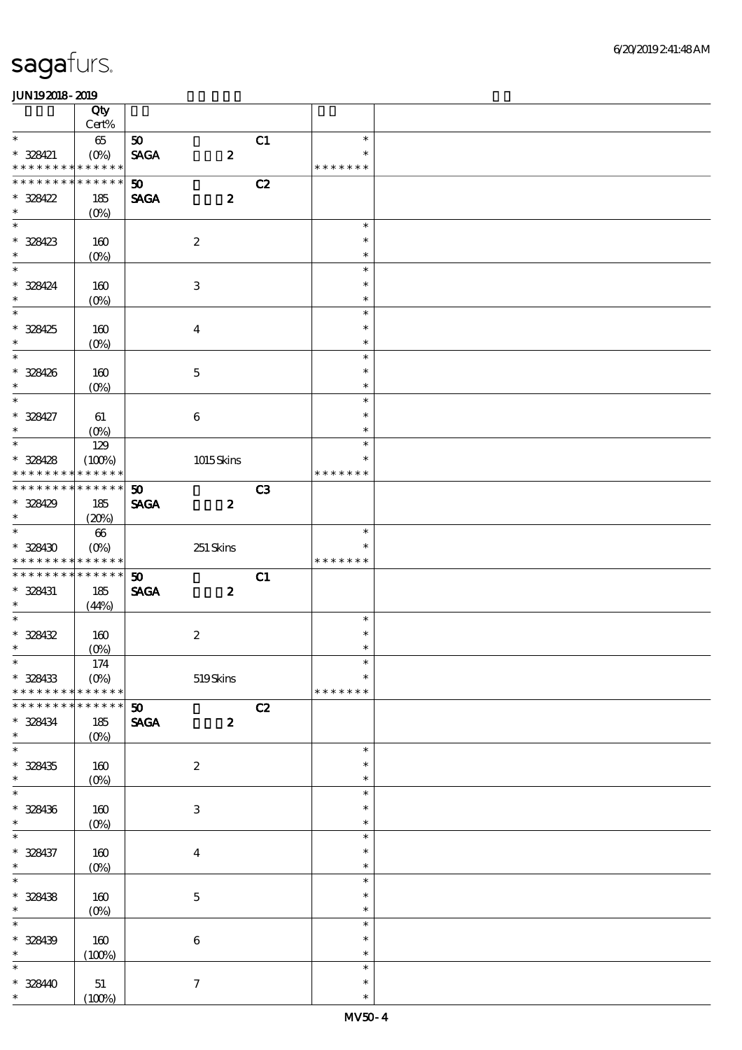sagafurs.

6/20/2019 2:41:48 AM

JUN19 2018 - 2019

| | Qty Cert% | | | | | |
|---|---|---|---|---|---|---|
| * <br> * 328421 <br> * * * * * * * * * * * * * | 65 <br> (0%) | 50 <br> SAGA | 2 | C1 | * <br> * <br> * * * * * * * | |
| * * * * * * * * * * * * * * <br> * 328422 <br> * | 185 <br> (0%) | 50 <br> SAGA | 2 | C2 | | |
| * <br> * 328423 <br> * | 160 <br> (0%) | | 2 | | * <br> * <br> * | |
| * <br> * 328424 <br> * | 160 <br> (0%) | | 3 | | * <br> * <br> * | |
| * <br> * 328425 <br> * | 160 <br> (0%) | | 4 | | * <br> * <br> * | |
| * <br> * 328426 <br> * | 160 <br> (0%) | | 5 | | * <br> * <br> * | |
| * <br> * 328427 <br> * | 61 <br> (0%) | | 6 | | * <br> * <br> * | |
| * <br> * 328428 <br> * * * * * * * * * * * * * | 129 <br> (100%) | | 1015 Skins | | * <br> * <br> * * * * * * * | |
| * * * * * * * * * * * * * * <br> * 328429 <br> * | 185 <br> (20%) | 50 <br> SAGA | 2 | C3 | | |
| * <br> * 328430 <br> * * * * * * * * * * * * * | 66 <br> (0%) | | 251 Skins | | * <br> * <br> * * * * * * * | |
| * * * * * * * * * * * * * * <br> * 328431 <br> * | 185 <br> (44%) | 50 <br> SAGA | 2 | C1 | | |
| * <br> * 328432 <br> * | 160 <br> (0%) | | 2 | | * <br> * <br> * | |
| * <br> * 328433 <br> * * * * * * * * * * * * * | 174 <br> (0%) | | 519 Skins | | * <br> * <br> * * * * * * * | |
| * * * * * * * * * * * * * * <br> * 328434 <br> * | 185 <br> (0%) | 50 <br> SAGA | 2 | C2 | | |
| * <br> * 328435 <br> * | 160 <br> (0%) | | 2 | | * <br> * <br> * | |
| * <br> * 328436 <br> * | 160 <br> (0%) | | 3 | | * <br> * <br> * | |
| * <br> * 328437 <br> * | 160 <br> (0%) | | 4 | | * <br> * <br> * | |
| * <br> * 328438 <br> * | 160 <br> (0%) | | 5 | | * <br> * <br> * | |
| * <br> * 328439 <br> * | 160 <br> (100%) | | 6 | | * <br> * <br> * | |
| * <br> * 328440 <br> * | 51 <br> (100%) | | 7 | | * <br> * <br> * | |

MV50 - 4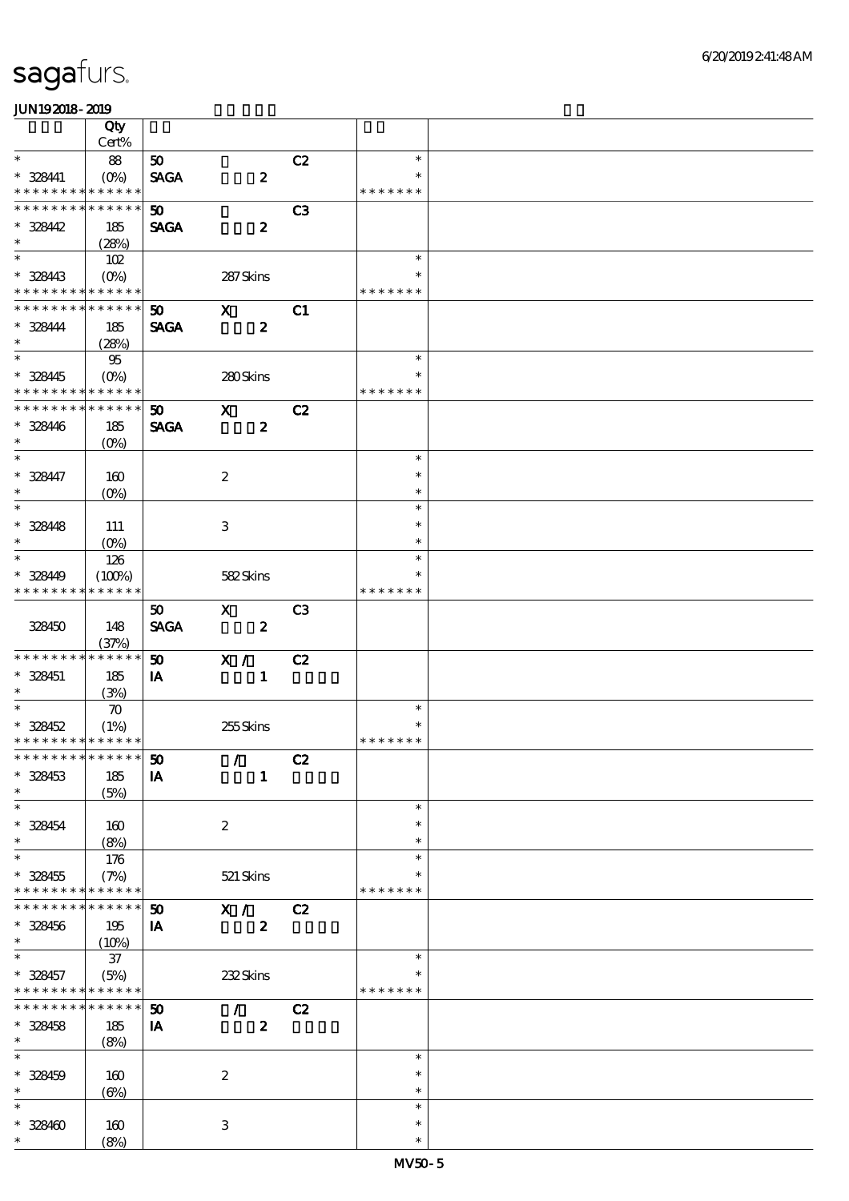sagafurs.

6/20/2019 2:41:48 AM

JUN19 2018 - 2019

| | Qty Cert% | | | | | |
|---|---|---|---|---|---|---|
| * | 88 | 50 | | C2 | * | |
| * 328441 | (0%) | SAGA | 2 | | * | |
| * * * * * * * * * * * * * * | | | | | * * * * * * * | |
| * * * * * * * * * * * * * * | | 50 | | C3 | | |
| * 328442 | 185 | SAGA | 2 | | | |
| * | (28%) | | | | | |
| * | 102 | | | | * | |
| * 328443 | (0%) | | 287 Skins | | * | |
| * * * * * * * * * * * * * * | | | | | * * * * * * * | |
| * * * * * * * * * * * * * * | | 50 | X | C1 | | |
| * 328444 | 185 | SAGA | 2 | | | |
| * | (28%) | | | | | |
| * | 95 | | | | * | |
| * 328445 | (0%) | | 280 Skins | | * | |
| * * * * * * * * * * * * * * | | | | | * * * * * * * | |
| * * * * * * * * * * * * * * | | 50 | X | C2 | | |
| * 328446 | 185 | SAGA | 2 | | | |
| * | (0%) | | | | | |
| * | | | | | * | |
| * 328447 | 160 | | 2 | | * | |
| * | (0%) | | | | * | |
| * | | | | | * | |
| * 328448 | 111 | | 3 | | * | |
| * | (0%) | | | | * | |
| * | 126 | | | | * | |
| * 328449 | (100%) | | 582 Skins | | * | |
| * * * * * * * * * * * * * * | | | | | * * * * * * * | |
| | | 50 | X | C3 | | |
| 328450 | 148 | SAGA | 2 | | | |
| | (37%) | | | | | |
| * * * * * * * * * * * * * * | | 50 | X / | C2 | | |
| * 328451 | 185 | IA | 1 | | | |
| * | (3%) | | | | | |
| * | 70 | | | | * | |
| * 328452 | (1%) | | 255 Skins | | * | |
| * * * * * * * * * * * * * * | | | | | * * * * * * * | |
| * * * * * * * * * * * * * * | | 50 | / | C2 | | |
| * 328453 | 185 | IA | 1 | | | |
| * | (5%) | | | | | |
| * | | | | | * | |
| * 328454 | 160 | | 2 | | * | |
| * | (8%) | | | | * | |
| * | 176 | | | | * | |
| * 328455 | (7%) | | 521 Skins | | * | |
| * * * * * * * * * * * * * * | | | | | * * * * * * * | |
| * * * * * * * * * * * * * * | | 50 | X / | C2 | | |
| * 328456 | 195 | IA | 2 | | | |
| * | (10%) | | | | | |
| * | 37 | | | | * | |
| * 328457 | (5%) | | 232 Skins | | * | |
| * * * * * * * * * * * * * * | | | | | * * * * * * * | |
| * * * * * * * * * * * * * * | | 50 | / | C2 | | |
| * 328458 | 185 | IA | 2 | | | |
| * | (8%) | | | | | |
| * | | | | | * | |
| * 328459 | 160 | | 2 | | * | |
| * | (6%) | | | | * | |
| * | | | | | * | |
| * 328460 | 160 | | 3 | | * | |
| * | (8%) | | | | * | |

MV50 - 5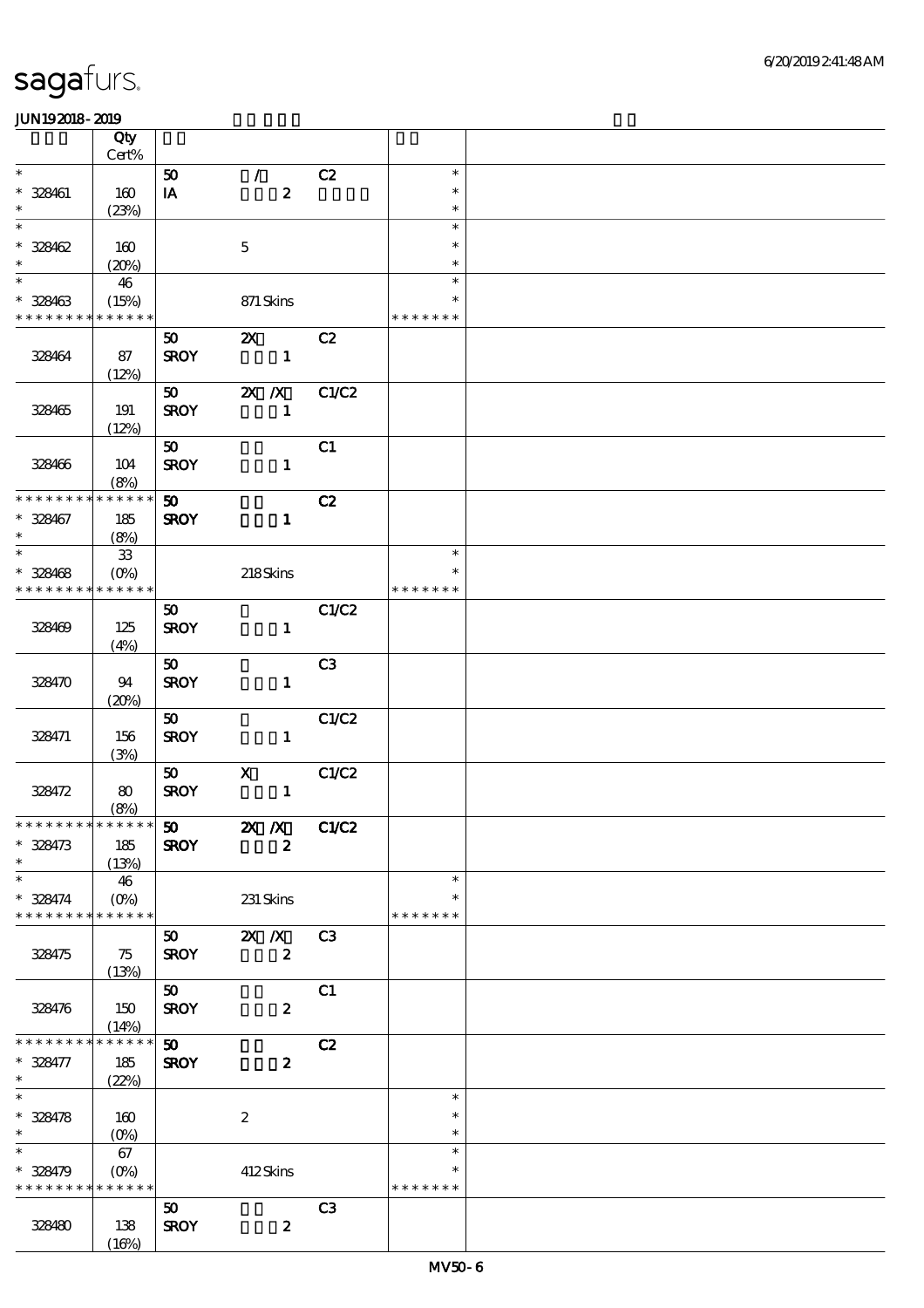| | Qty Cert% | | | | | |
|---|---|---|---|---|---|---|
| * | | 50 | / | C2 | * | |
| * 328461 | 160 | IA | 2 | | * | |
| * | (23%) | | | | * | |
| * | | | | | * | |
| * 328462 | 160 | | 5 | | * | |
| * | (20%) | | | | * | |
| * | 46 | | | | * | |
| * 328463 | (15%) | | 871 Skins | | * | |
| * * * * * * * * * * * * * * | | | | | * * * * * * * | |
| | | 50 | 2X | C2 | | |
| 328464 | 87 | SROY | 1 | | | |
| | (12%) | | | | | |
| | | 50 | 2X /X | C1/C2 | | |
| 328465 | 191 | SROY | 1 | | | |
| | (12%) | | | | | |
| | | 50 | | C1 | | |
| 328466 | 104 | SROY | 1 | | | |
| | (8%) | | | | | |
| * * * * * * * * * * * * * * | | 50 | | C2 | | |
| * 328467 | 185 | SROY | 1 | | | |
| * | (8%) | | | | | |
| * | 33 | | | | * | |
| * 328468 | (0%) | | 218 Skins | | * | |
| * * * * * * * * * * * * * * | | | | | * * * * * * * | |
| | | 50 | | C1/C2 | | |
| 328469 | 125 | SROY | 1 | | | |
| | (4%) | | | | | |
| | | 50 | | C3 | | |
| 328470 | 94 | SROY | 1 | | | |
| | (20%) | | | | | |
| | | 50 | | C1/C2 | | |
| 328471 | 156 | SROY | 1 | | | |
| | (3%) | | | | | |
| | | 50 | X | C1/C2 | | |
| 328472 | 80 | SROY | 1 | | | |
| | (8%) | | | | | |
| * * * * * * * * * * * * * * | | 50 | 2X /X | C1/C2 | | |
| * 328473 | 185 | SROY | 2 | | | |
| * | (13%) | | | | | |
| * | 46 | | | | * | |
| * 328474 | (0%) | | 231 Skins | | * | |
| * * * * * * * * * * * * * * | | | | | * * * * * * * | |
| | | 50 | 2X /X | C3 | | |
| 328475 | 75 | SROY | 2 | | | |
| | (13%) | | | | | |
| | | 50 | | C1 | | |
| 328476 | 150 | SROY | 2 | | | |
| | (14%) | | | | | |
| * * * * * * * * * * * * * * | | 50 | | C2 | | |
| * 328477 | 185 | SROY | 2 | | | |
| * | (22%) | | | | | |
| * | | | | | * | |
| * 328478 | 160 | | 2 | | * | |
| * | (0%) | | | | * | |
| * | 67 | | | | * | |
| * 328479 | (0%) | | 412 Skins | | * | |
| * * * * * * * * * * * * * * | | | | | * * * * * * * | |
| | | 50 | | C3 | | |
| 328480 | 138 | SROY | 2 | | | |
| | (16%) | | | | | |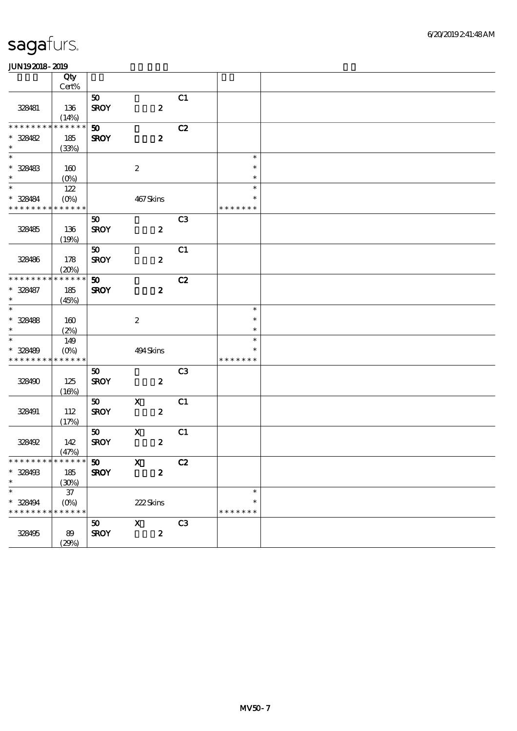sagafurs.

JUN19 2018 - 2019

| | Qty Cert% | | | | | |
|---|---|---|---|---|---|---|
| 328481 | 136 (14%) | 50 SROY | 2 | C1 | | |
| * * * * * * * * * * * * * * 328482 * | 185 (33%) | 50 SROY | 2 | C2 | | |
| * * 328483 * | 160 (0%) | | 2 | | * * * | |
| * * 328484 * * * * * * * * * * * * * | 122 (0%) | | 467 Skins | | * * * * * * * * | |
| 328485 | 136 (19%) | 50 SROY | 2 | C3 | | |
| 328486 | 178 (20%) | 50 SROY | 2 | C1 | | |
| * * * * * * * * * * * * * * 328487 * | 185 (45%) | 50 SROY | 2 | C2 | | |
| * * 328488 * | 160 (2%) | | 2 | | * * * | |
| * * 328489 * * * * * * * * * * * * * | 149 (0%) | | 494 Skins | | * * * * * * * * | |
| 328490 | 125 (16%) | 50 SROY | 2 | C3 | | |
| 328491 | 112 (17%) | 50 SROY | X 2 | C1 | | |
| 328492 | 142 (47%) | 50 SROY | X 2 | C1 | | |
| * * * * * * * * * * * * * * 328493 * | 185 (30%) | 50 SROY | X 2 | C2 | | |
| * * 328494 * * * * * * * * * * * * * | 37 (0%) | | 222 Skins | | * * * * * * * * | |
| 328495 | 89 (29%) | 50 SROY | X 2 | C3 | | |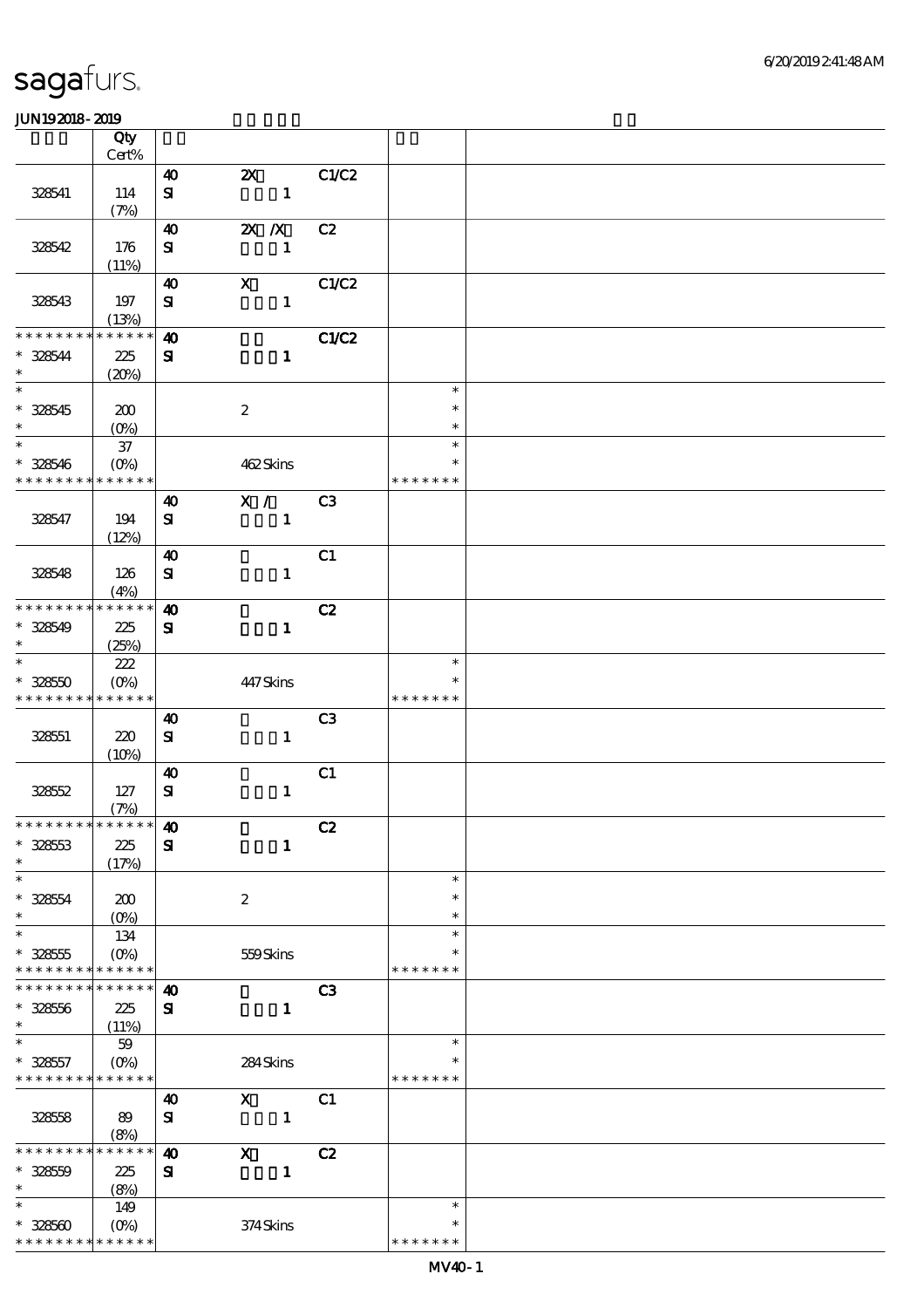sagafurs.

JUN19 2018 - 2019

| | Qty Cert% | | | | | |
|---|---|---|---|---|---|---|
| 328541 | 114 (7%) | 40 SI | 2X 1 | C1/C2 | | |
| 328542 | 176 (11%) | 40 SI | 2X /X 1 | C2 | | |
| 328543 | 197 (13%) | 40 SI | X 1 | C1/C2 | | |
| * * * * * * * * * * * * * * 328544 * | 225 (20%) | 40 SI | 1 | C1/C2 | | |
| * * 328545 * | 200 (0%) | | 2 | | * * * | |
| * * 328546 * * * * * * * * * * * * * | 37 (0%) | | 462 Skins | | * * * * * * * * | |
| 328547 | 194 (12%) | 40 SI | X / 1 | C3 | | |
| 328548 | 126 (4%) | 40 SI | 1 | C1 | | |
| * * * * * * * * * * * * * * 328549 * | 225 (25%) | 40 SI | 1 | C2 | | |
| * * 328550 * * * * * * * * * * * * * | 222 (0%) | | 447 Skins | | * * * * * * * * | |
| 328551 | 220 (10%) | 40 SI | 1 | C3 | | |
| 328552 | 127 (7%) | 40 SI | 1 | C1 | | |
| * * * * * * * * * * * * * * 328553 * | 225 (17%) | 40 SI | 1 | C2 | | |
| * * 328554 * | 200 (0%) | | 2 | | * * * | |
| * * 328555 * * * * * * * * * * * * * | 134 (0%) | | 559 Skins | | * * * * * * * * | |
| * * * * * * * * * * * * * * 328556 * | 225 (11%) | 40 SI | 1 | C3 | | |
| * * 328557 * * * * * * * * * * * * * | 59 (0%) | | 284 Skins | | * * * * * * * * | |
| 328558 | 89 (8%) | 40 SI | X 1 | C1 | | |
| * * * * * * * * * * * * * * 328559 * | 225 (8%) | 40 SI | X 1 | C2 | | |
| * * 328560 * * * * * * * * * * * * * | 149 (0%) | | 374 Skins | | * * * * * * * * | |

MV40-1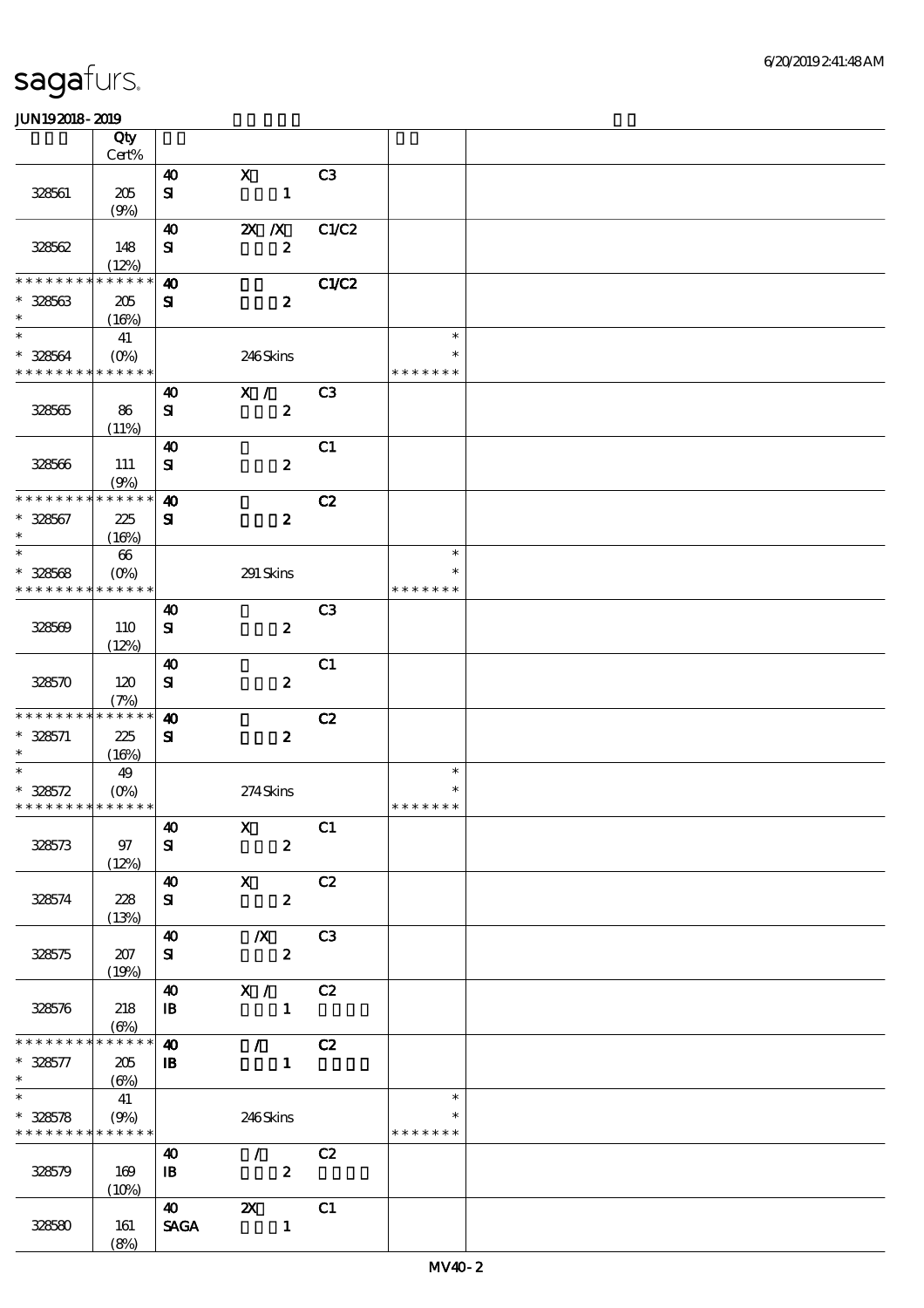| | Qty Cert% | | | | | |
|---|---|---|---|---|---|---|
| 328561 | 205 (9%) | 40 SI | X 1 | C3 | | |
| 328562 | 148 (12%) | 40 SI | 2X /X 2 | C1/C2 | | |
| * * * * * * * * * * * * * * 328563 * | 205 (16%) | 40 SI | 2 | C1/C2 | | |
| * * 328564 * * * * * * * * * * * * * | 41 (0%) | | 246 Skins | | * * * * * * * * * | |
| 328565 | 86 (11%) | 40 SI | X / 2 | C3 | | |
| 328566 | 111 (9%) | 40 SI | 2 | C1 | | |
| * * * * * * * * * * * * * * 328567 * | 225 (16%) | 40 SI | 2 | C2 | | |
| * * 328568 * * * * * * * * * * * * * | 66 (0%) | | 291 Skins | | * * * * * * * * * | |
| 328569 | 110 (12%) | 40 SI | 2 | C3 | | |
| 328570 | 120 (7%) | 40 SI | 2 | C1 | | |
| * * * * * * * * * * * * * * 328571 * | 225 (16%) | 40 SI | 2 | C2 | | |
| * * 328572 * * * * * * * * * * * * * | 49 (0%) | | 274 Skins | | * * * * * * * * * | |
| 328573 | 97 (12%) | 40 SI | X 2 | C1 | | |
| 328574 | 228 (13%) | 40 SI | X 2 | C2 | | |
| 328575 | 207 (19%) | 40 SI | /X 2 | C3 | | |
| 328576 | 218 (6%) | 40 IB | X / 1 | C2 | | |
| * * * * * * * * * * * * * * 328577 * | 205 (6%) | 40 IB | / 1 | C2 | | |
| * * 328578 * * * * * * * * * * * * * | 41 (9%) | | 246 Skins | | * * * * * * * * * | |
| 328579 | 169 (10%) | 40 IB | / 2 | C2 | | |
| 328580 | 161 (8%) | 40 SAGA | 2X 1 | C1 | | |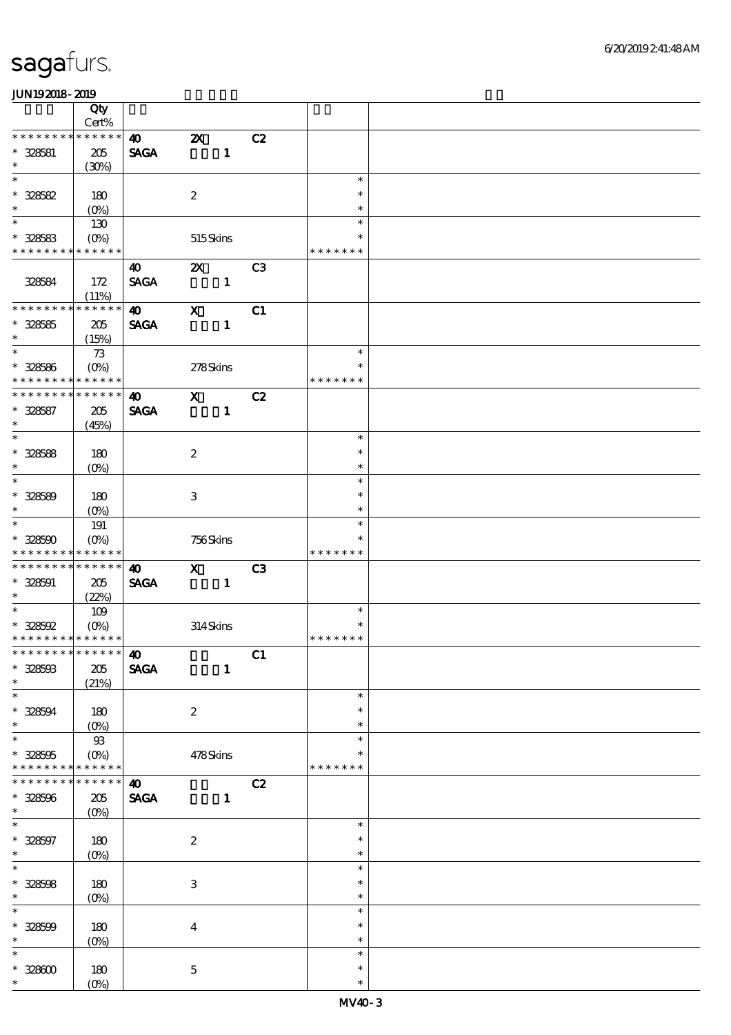**JUN19 2018 - 2019**

| | Qty Cert% | | | | | |
|---|---|---|---|---|---|---|
| * * * * * * * * * * * * * * | | 40 | 2X | C2 | | |
| * 328581 | 205 | SAGA | 1 | | | |
| * | (30%) | | | | | |
| * | | | | | * | |
| * 328582 | 180 | | 2 | | * | |
| * | (0%) | | | | * | |
| * | 130 | | | | * | |
| * 328583 | (0%) | | 515 Skins | | * | |
| * * * * * * * * * * * * * * | | | | | * * * * * * * | |
| | | 40 | 2X | C3 | | |
| 328584 | 172 | SAGA | 1 | | | |
| | (11%) | | | | | |
| * * * * * * * * * * * * * * | | 40 | X | C1 | | |
| * 328585 | 205 | SAGA | 1 | | | |
| * | (15%) | | | | | |
| * | 73 | | | | * | |
| * 328586 | (0%) | | 278 Skins | | * | |
| * * * * * * * * * * * * * * | | | | | * * * * * * * | |
| * * * * * * * * * * * * * * | | 40 | X | C2 | | |
| * 328587 | 205 | SAGA | 1 | | | |
| * | (45%) | | | | | |
| * | | | | | * | |
| * 328588 | 180 | | 2 | | * | |
| * | (0%) | | | | * | |
| * | | | | | * | |
| * 328589 | 180 | | 3 | | * | |
| * | (0%) | | | | * | |
| * | 191 | | | | * | |
| * 328590 | (0%) | | 756 Skins | | * | |
| * * * * * * * * * * * * * * | | | | | * * * * * * * | |
| * * * * * * * * * * * * * * | | 40 | X | C3 | | |
| * 328591 | 205 | SAGA | 1 | | | |
| * | (22%) | | | | | |
| * | 109 | | | | * | |
| * 328592 | (0%) | | 314 Skins | | * | |
| * * * * * * * * * * * * * * | | | | | * * * * * * * | |
| * * * * * * * * * * * * * * | | 40 | | C1 | | |
| * 328593 | 205 | SAGA | 1 | | | |
| * | (21%) | | | | | |
| * | | | | | * | |
| * 328594 | 180 | | 2 | | * | |
| * | (0%) | | | | * | |
| * | 93 | | | | * | |
| * 328595 | (0%) | | 478 Skins | | * | |
| * * * * * * * * * * * * * * | | | | | * * * * * * * | |
| * * * * * * * * * * * * * * | | 40 | | C2 | | |
| * 328596 | 205 | SAGA | 1 | | | |
| * | (0%) | | | | | |
| * | | | | | * | |
| * 328597 | 180 | | 2 | | * | |
| * | (0%) | | | | * | |
| * | | | | | * | |
| * 328598 | 180 | | 3 | | * | |
| * | (0%) | | | | * | |
| * | | | | | * | |
| * 328599 | 180 | | 4 | | * | |
| * | (0%) | | | | * | |
| * | | | | | * | |
| * 328600 | 180 | | 5 | | * | |
| * | (0%) | | | | * | |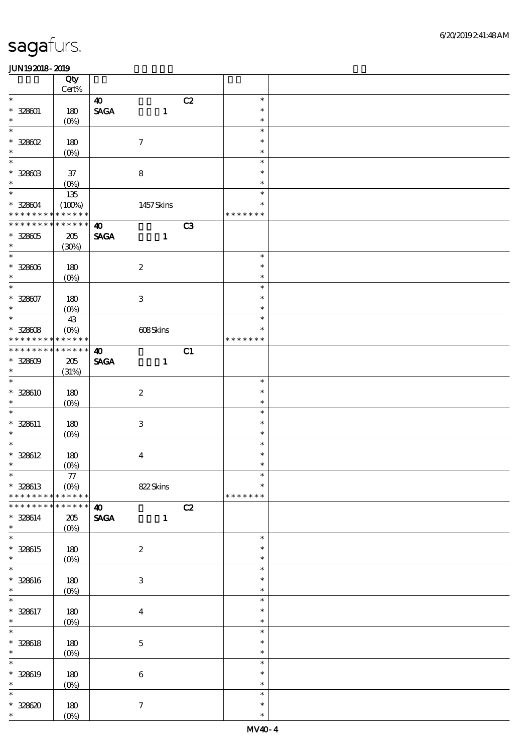# sagafurs.

JUN19 2018 - 2019

| | Qty Cert% | | | | |
|---|---|---|---|---|---|
| * | | 40 | | C2 | * |
| * 328601 | 180 | SAGA | 1 | | * |
| * | (0%) | | | | * |
| * | | | | | * |
| * 328602 | 180 | | 7 | | * |
| * | (0%) | | | | * |
| * | | | | | * |
| * 328603 | 37 | | 8 | | * |
| * | (0%) | | | | * |
| * | 135 | | | | * |
| * 328604 | (100%) | | 1457 Skins | | * |
| * * * * * * * * * * * * * * | | | | | * * * * * * * |
| * * * * * * * * * * * * * * | | 40 | | C3 | |
| * 328605 | 205 | SAGA | 1 | | |
| * | (30%) | | | | |
| * | | | | | * |
| * 328606 | 180 | | 2 | | * |
| * | (0%) | | | | * |
| * | | | | | * |
| * 328607 | 180 | | 3 | | * |
| * | (0%) | | | | * |
| * | 43 | | | | * |
| * 328608 | (0%) | | 608 Skins | | * |
| * * * * * * * * * * * * * * | | | | | * * * * * * * |
| * * * * * * * * * * * * * * | | 40 | | C1 | |
| * 328609 | 205 | SAGA | 1 | | |
| * | (31%) | | | | |
| * | | | | | * |
| * 328610 | 180 | | 2 | | * |
| * | (0%) | | | | * |
| * | | | | | * |
| * 328611 | 180 | | 3 | | * |
| * | (0%) | | | | * |
| * | | | | | * |
| * 328612 | 180 | | 4 | | * |
| * | (0%) | | | | * |
| * | 77 | | | | * |
| * 328613 | (0%) | | 822 Skins | | * |
| * * * * * * * * * * * * * * | | | | | * * * * * * * |
| * * * * * * * * * * * * * * | | 40 | | C2 | |
| * 328614 | 205 | SAGA | 1 | | |
| * | (0%) | | | | |
| * | | | | | * |
| * 328615 | 180 | | 2 | | * |
| * | (0%) | | | | * |
| * | | | | | * |
| * 328616 | 180 | | 3 | | * |
| * | (0%) | | | | * |
| * | | | | | * |
| * 328617 | 180 | | 4 | | * |
| * | (0%) | | | | * |
| * | | | | | * |
| * 328618 | 180 | | 5 | | * |
| * | (0%) | | | | * |
| * | | | | | * |
| * 328619 | 180 | | 6 | | * |
| * | (0%) | | | | * |
| * | | | | | * |
| * 328620 | 180 | | 7 | | * |
| * | (0%) | | | | * |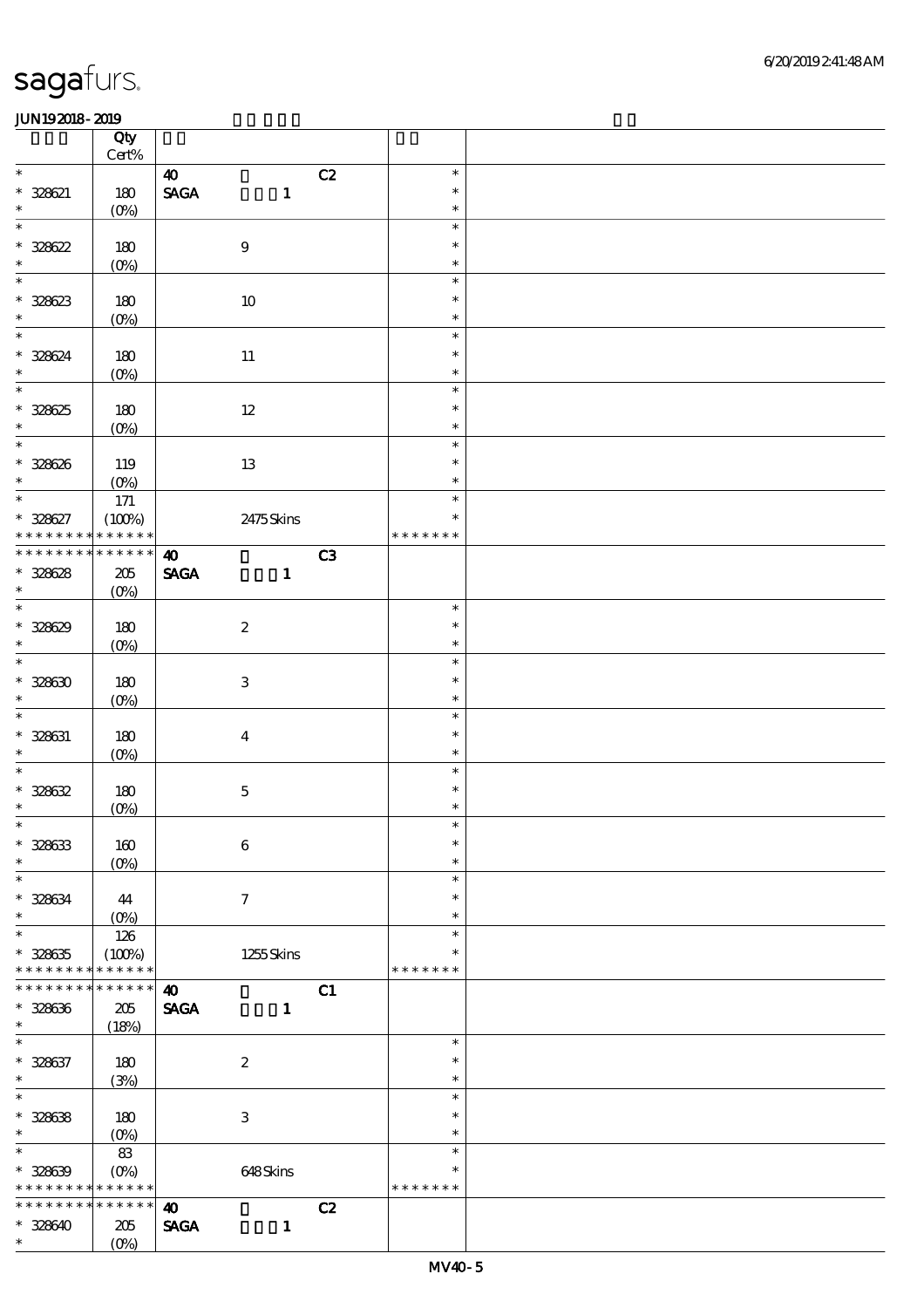| | Qty Cert% | | | |
|---|---|---|---|---|
| * * 328621 * | 180 (0%) | 40 SAGA 1 C2 | * * * | |
| * * 328622 * | 180 (0%) | 9 | * * * | |
| * * 328623 * | 180 (0%) | 10 | * * * | |
| * * 328624 * | 180 (0%) | 11 | * * * | |
| * * 328625 * | 180 (0%) | 12 | * * * | |
| * * 328626 * | 119 (0%) | 13 | * * * | |
| * * 328627 * * * * * * * * * * * * * | 171 (100%) | 2475 Skins | * * * * * * * * | |
| * * * * * * * * * * * * * * 328628 * | 205 (0%) | 40 SAGA 1 C3 | | |
| * * 328629 * | 180 (0%) | 2 | * * * | |
| * * 328630 * | 180 (0%) | 3 | * * * | |
| * * 328631 * | 180 (0%) | 4 | * * * | |
| * * 328632 * | 180 (0%) | 5 | * * * | |
| * * 328633 * | 160 (0%) | 6 | * * * | |
| * * 328634 * | 44 (0%) | 7 | * * * | |
| * * 328635 * * * * * * * * * * * * * | 126 (100%) | 1255 Skins | * * * * * * * * | |
| * * * * * * * * * * * * * * 328636 * | 205 (18%) | 40 SAGA 1 C1 | | |
| * * 328637 * | 180 (3%) | 2 | * * * | |
| * * 328638 * | 180 (0%) | 3 | * * * | |
| * * 328639 * * * * * * * * * * * * * | 83 (0%) | 648 Skins | * * * * * * * * | |
| * * * * * * * * * * * * * * 328640 * | 205 (0%) | 40 SAGA 1 C2 | | |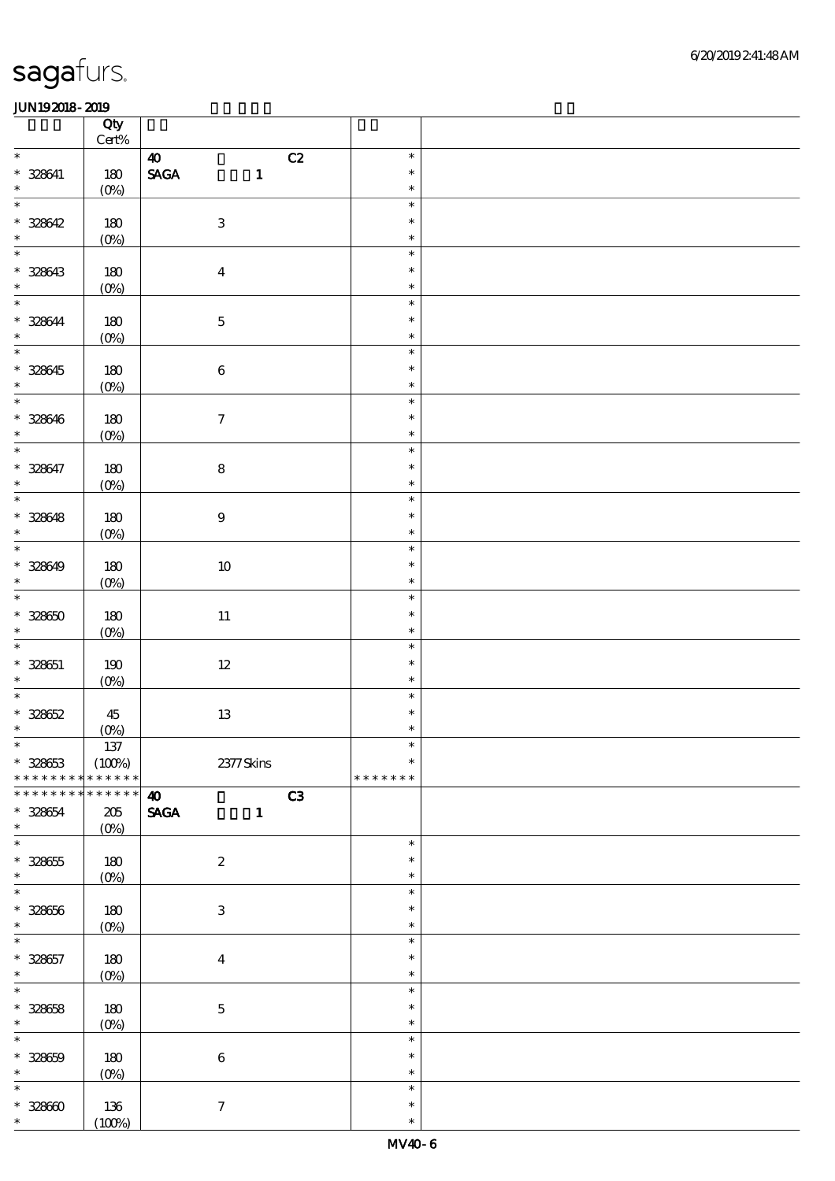# sagafurs.

JUN19 2018 - 2019

| | Qty Cert% | | |
|---|---|---|---|
| * | | 40 C2 | * |
| * 328641 | 180 | SAGA 1 | * |
| * | (0%) | | * |
| * 328642 | 180 | 3 | * |
| * | (0%) | | * |
| * 328643 | 180 | 4 | * |
| * | (0%) | | * |
| * 328644 | 180 | 5 | * |
| * | (0%) | | * |
| * 328645 | 180 | 6 | * |
| * | (0%) | | * |
| * 328646 | 180 | 7 | * |
| * | (0%) | | * |
| * 328647 | 180 | 8 | * |
| * | (0%) | | * |
| * 328648 | 180 | 9 | * |
| * | (0%) | | * |
| * 328649 | 180 | 10 | * |
| * | (0%) | | * |
| * 328650 | 180 | 11 | * |
| * | (0%) | | * |
| * 328651 | 190 | 12 | * |
| * | (0%) | | * |
| * 328652 | 45 | 13 | * |
| * | (0%) | | * |
| * | 137 | | * |
| * 328653 | (100%) | 2377 Skins | * |
| * * * * * * * * * * * * * * | | | * * * * * * * |
| * * * * * * * * * * * * * * | | 40 C3 | |
| * 328654 | 205 | SAGA 1 | |
| * | (0%) | | |
| * 328655 | 180 | 2 | * |
| * | (0%) | | * |
| * 328656 | 180 | 3 | * |
| * | (0%) | | * |
| * 328657 | 180 | 4 | * |
| * | (0%) | | * |
| * 328658 | 180 | 5 | * |
| * | (0%) | | * |
| * 328659 | 180 | 6 | * |
| * | (0%) | | * |
| * 328660 | 136 | 7 | * |
| * | (100%) | | * |

MV40 - 6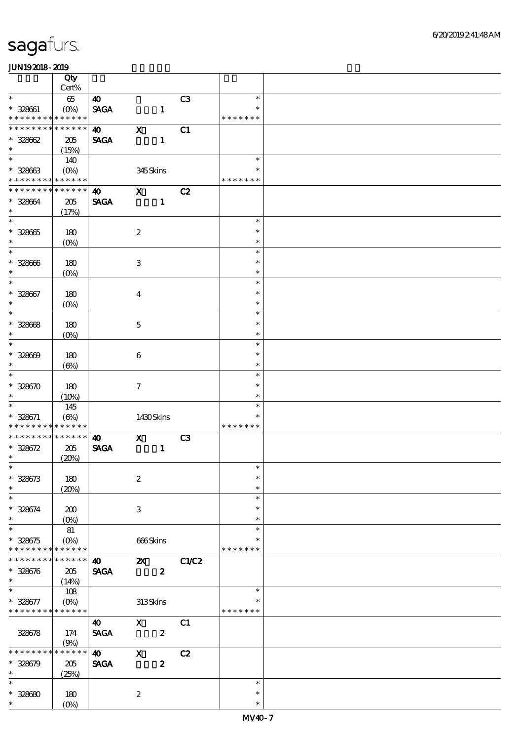# sagafurs.

**JUN192018-2019**

| | Qty Cert% | | | | | |
|---|---|---|---|---|---|---|
| * | 65 | 40 | | C3 | * | |
| * 328661 | (0%) | SAGA | 1 | | * | |
| * * * * * * * * * * * * * * | | | | | * * * * * * * | |
| * * * * * * * * * * * * * * | | 40 | X | C1 | | |
| * 328662 | 205 | SAGA | 1 | | | |
| * | (15%) | | | | | |
| * | 140 | | | | * | |
| * 328663 | (0%) | | 345 Skins | | * | |
| * * * * * * * * * * * * * * | | | | | * * * * * * * | |
| * * * * * * * * * * * * * * | | 40 | X | C2 | | |
| * 328664 | 205 | SAGA | 1 | | | |
| * | (17%) | | | | | |
| * | | | | | * | |
| * 328665 | 180 | | 2 | | * | |
| * | (0%) | | | | * | |
| * | | | | | * | |
| * 328666 | 180 | | 3 | | * | |
| * | (0%) | | | | * | |
| * | | | | | * | |
| * 328667 | 180 | | 4 | | * | |
| * | (0%) | | | | * | |
| * | | | | | * | |
| * 328668 | 180 | | 5 | | * | |
| * | (0%) | | | | * | |
| * | | | | | * | |
| * 328669 | 180 | | 6 | | * | |
| * | (6%) | | | | * | |
| * | | | | | * | |
| * 328670 | 180 | | 7 | | * | |
| * | (10%) | | | | * | |
| * | 145 | | | | * | |
| * 328671 | (6%) | | 1430 Skins | | * | |
| * * * * * * * * * * * * * * | | | | | * * * * * * * | |
| * * * * * * * * * * * * * * | | 40 | X | C3 | | |
| * 328672 | 205 | SAGA | 1 | | | |
| * | (20%) | | | | | |
| * | | | | | * | |
| * 328673 | 180 | | 2 | | * | |
| * | (20%) | | | | * | |
| * | | | | | * | |
| * 328674 | 200 | | 3 | | * | |
| * | (0%) | | | | * | |
| * | 81 | | | | * | |
| * 328675 | (0%) | | 666 Skins | | * | |
| * * * * * * * * * * * * * * | | | | | * * * * * * * | |
| * * * * * * * * * * * * * * | | 40 | 2X | C1/C2 | | |
| * 328676 | 205 | SAGA | 2 | | | |
| * | (14%) | | | | | |
| * | 108 | | | | * | |
| * 328677 | (0%) | | 313 Skins | | * | |
| * * * * * * * * * * * * * * | | | | | * * * * * * * | |
| | | 40 | X | C1 | | |
| 328678 | 174 | SAGA | 2 | | | |
| | (9%) | | | | | |
| * * * * * * * * * * * * * * | | 40 | X | C2 | | |
| * 328679 | 205 | SAGA | 2 | | | |
| * | (25%) | | | | | |
| * | | | | | * | |
| * 328680 | 180 | | 2 | | * | |
| * | (0%) | | | | * | |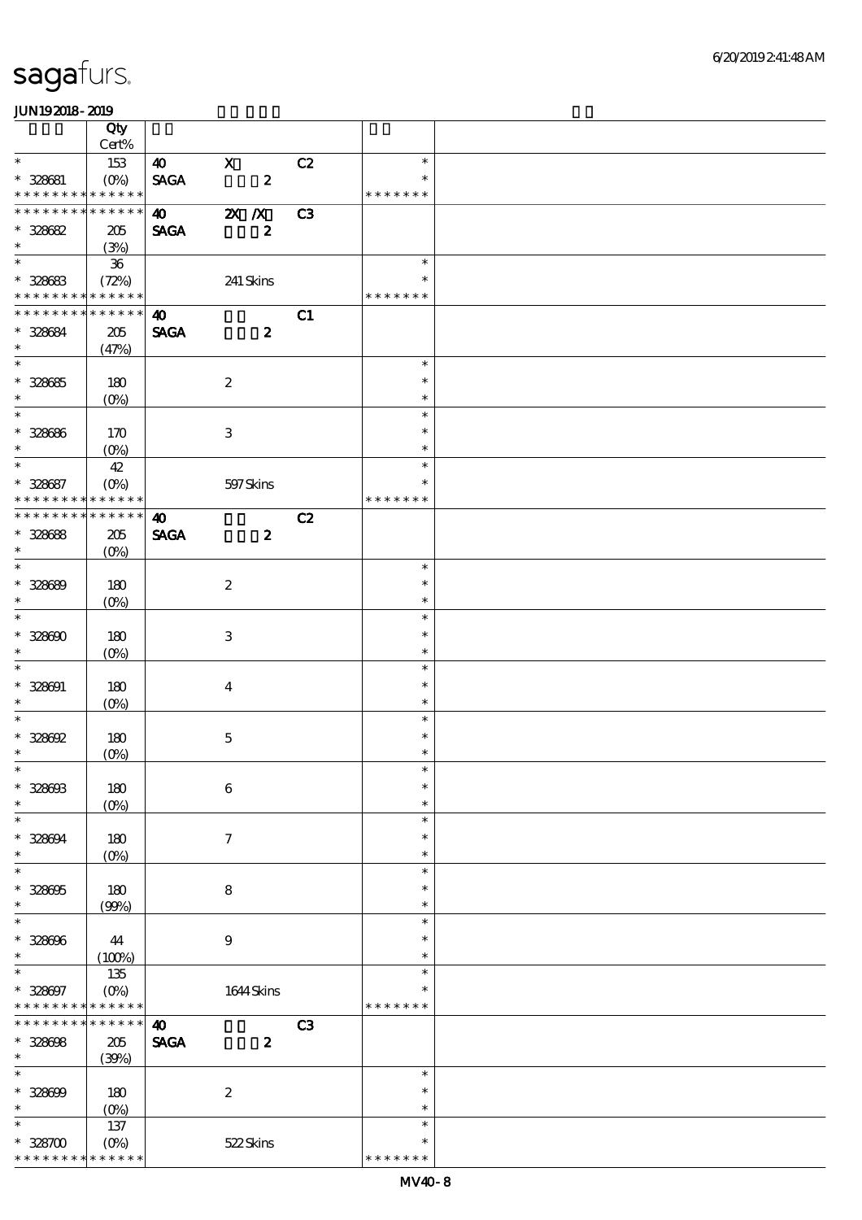sagafurs.

JUN19 2018 - 2019

| | Qty Cert% | | | | | |
|---|---|---|---|---|---|---|
| * | 153 | 40 | X | C2 | * | |
| * 328681 | (0%) | SAGA | 2 | | * | |
| * * * * * * * * * * * * * * | | | | | * * * * * * * | |
| * * * * * * * * * * * * * * | | 40 | 2X /X | C3 | | |
| * 328682 | 205 | SAGA | 2 | | | |
| * | (3%) | | | | | |
| * | 36 | | | | * | |
| * 328683 | (72%) | | 241 Skins | | * | |
| * * * * * * * * * * * * * * | | | | | * * * * * * * | |
| * * * * * * * * * * * * * * | | 40 | | C1 | | |
| * 328684 | 205 | SAGA | 2 | | | |
| * | (47%) | | | | | |
| * | | | | | * | |
| * 328685 | 180 | | 2 | | * | |
| * | (0%) | | | | * | |
| * | | | | | * | |
| * 328686 | 170 | | 3 | | * | |
| * | (0%) | | | | * | |
| * | 42 | | | | * | |
| * 328687 | (0%) | | 597 Skins | | * | |
| * * * * * * * * * * * * * * | | | | | * * * * * * * | |
| * * * * * * * * * * * * * * | | 40 | | C2 | | |
| * 328688 | 205 | SAGA | 2 | | | |
| * | (0%) | | | | | |
| * | | | | | * | |
| * 328689 | 180 | | 2 | | * | |
| * | (0%) | | | | * | |
| * | | | | | * | |
| * 328690 | 180 | | 3 | | * | |
| * | (0%) | | | | * | |
| * | | | | | * | |
| * 328691 | 180 | | 4 | | * | |
| * | (0%) | | | | * | |
| * | | | | | * | |
| * 328692 | 180 | | 5 | | * | |
| * | (0%) | | | | * | |
| * | | | | | * | |
| * 328693 | 180 | | 6 | | * | |
| * | (0%) | | | | * | |
| * | | | | | * | |
| * 328694 | 180 | | 7 | | * | |
| * | (0%) | | | | * | |
| * | | | | | * | |
| * 328695 | 180 | | 8 | | * | |
| * | (99%) | | | | * | |
| * | | | | | * | |
| * 328696 | 44 | | 9 | | * | |
| * | (100%) | | | | * | |
| * | 135 | | | | * | |
| * 328697 | (0%) | | 1644 Skins | | * | |
| * * * * * * * * * * * * * * | | | | | * * * * * * * | |
| * * * * * * * * * * * * * * | | 40 | | C3 | | |
| * 328698 | 205 | SAGA | 2 | | | |
| * | (39%) | | | | | |
| * | | | | | * | |
| * 328699 | 180 | | 2 | | * | |
| * | (0%) | | | | * | |
| * | 137 | | | | * | |
| * 328700 | (0%) | | 522 Skins | | * | |
| * * * * * * * * * * * * * * | | | | | * * * * * * * | |

MV40-8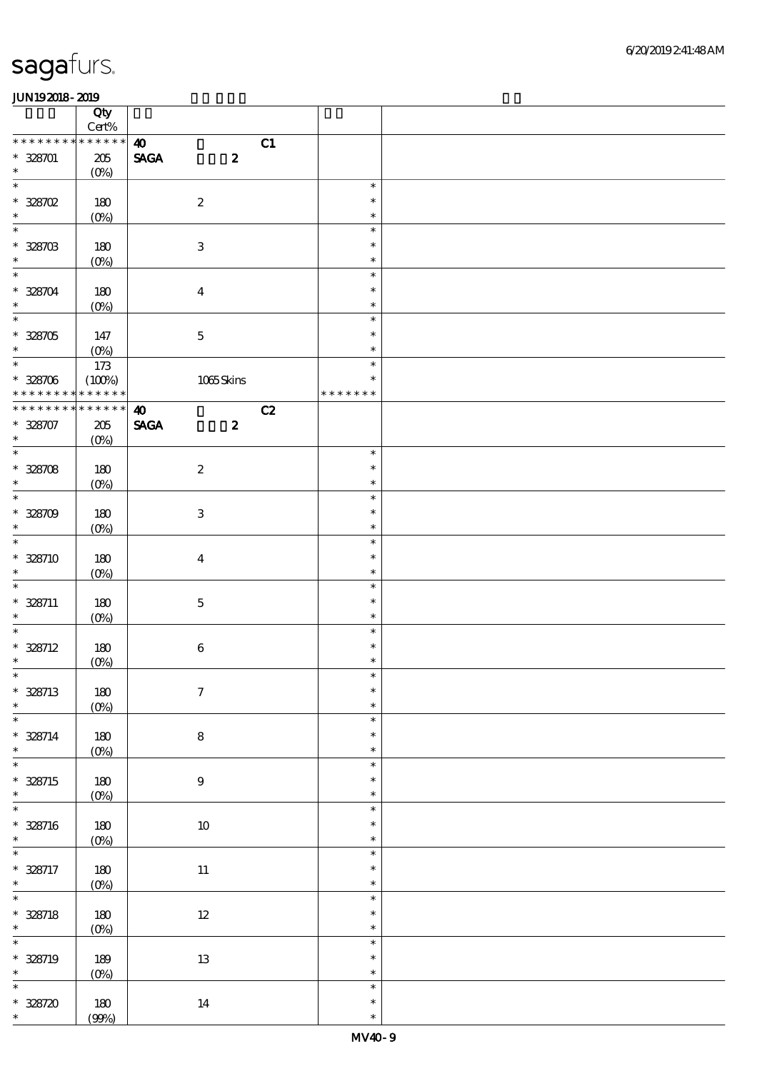| | Qty Cert% | | |
|---|---|---|---|
| * * * * * * * * * * * * * * | 40 C1 | | |
| * 328701 * | 205 (0%) | SAGA 2 | |
| * 328702 * | 180 (0%) | 2 | * * * |
| * 328703 * | 180 (0%) | 3 | * * * |
| * 328704 * | 180 (0%) | 4 | * * * |
| * 328705 * | 147 (0%) | 5 | * * * |
| * 328706 * * * * * * * * * * * * * * | 173 (100%) | 1065 Skins | * * * * * * * * * * |
| * * * * * * * * * * * * * * | 40 C2 | | |
| * 328707 * | 205 (0%) | SAGA 2 | |
| * 328708 * | 180 (0%) | 2 | * * * |
| * 328709 * | 180 (0%) | 3 | * * * |
| * 328710 * | 180 (0%) | 4 | * * * |
| * 328711 * | 180 (0%) | 5 | * * * |
| * 328712 * | 180 (0%) | 6 | * * * |
| * 328713 * | 180 (0%) | 7 | * * * |
| * 328714 * | 180 (0%) | 8 | * * * |
| * 328715 * | 180 (0%) | 9 | * * * |
| * 328716 * | 180 (0%) | 10 | * * * |
| * 328717 * | 180 (0%) | 11 | * * * |
| * 328718 * | 180 (0%) | 12 | * * * |
| * 328719 * | 189 (0%) | 13 | * * * |
| * 328720 * | 180 (99%) | 14 | * * * |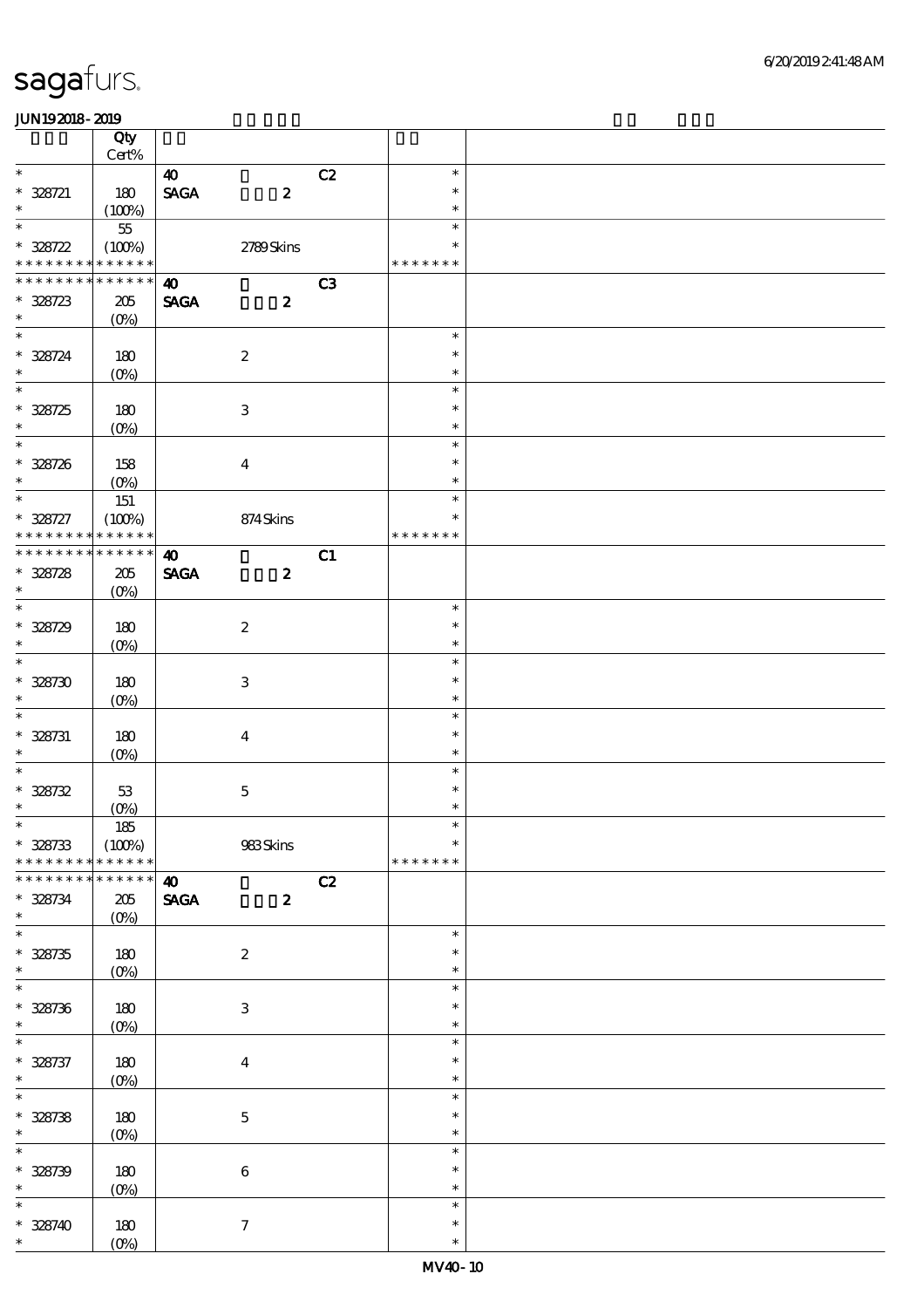# sagafurs.

JUN19 2018 - 2019

| | Qty Cert% | | | |
|---|---|---|---|---|
| * | | 40 C2 | * | |
| * 328721 | 180 | SAGA 2 | * | |
| * | (100%) | | * | |
| * | 55 | | * | |
| * 328722 | (100%) | 2789 Skins | * | |
| * * * * * * * * * * * * * * | | | * * * * * * * | |
| * * * * * * * * * * * * * * | | 40 C3 | | |
| * 328723 | 205 | SAGA 2 | | |
| * | (0%) | | | |
| * | | | * | |
| * 328724 | 180 | 2 | * | |
| * | (0%) | | * | |
| * | | | * | |
| * 328725 | 180 | 3 | * | |
| * | (0%) | | * | |
| * | | | * | |
| * 328726 | 158 | 4 | * | |
| * | (0%) | | * | |
| * | 151 | | * | |
| * 328727 | (100%) | 874 Skins | * | |
| * * * * * * * * * * * * * * | | | * * * * * * * | |
| * * * * * * * * * * * * * * | | 40 C1 | | |
| * 328728 | 205 | SAGA 2 | | |
| * | (0%) | | | |
| * | | | * | |
| * 328729 | 180 | 2 | * | |
| * | (0%) | | * | |
| * | | | * | |
| * 328730 | 180 | 3 | * | |
| * | (0%) | | * | |
| * | | | * | |
| * 328731 | 180 | 4 | * | |
| * | (0%) | | * | |
| * | | | * | |
| * 328732 | 53 | 5 | * | |
| * | (0%) | | * | |
| * | 185 | | * | |
| * 328733 | (100%) | 983 Skins | * | |
| * * * * * * * * * * * * * * | | | * * * * * * * | |
| * * * * * * * * * * * * * * | | 40 C2 | | |
| * 328734 | 205 | SAGA 2 | | |
| * | (0%) | | | |
| * | | | * | |
| * 328735 | 180 | 2 | * | |
| * | (0%) | | * | |
| * | | | * | |
| * 328736 | 180 | 3 | * | |
| * | (0%) | | * | |
| * | | | * | |
| * 328737 | 180 | 4 | * | |
| * | (0%) | | * | |
| * | | | * | |
| * 328738 | 180 | 5 | * | |
| * | (0%) | | * | |
| * | | | * | |
| * 328739 | 180 | 6 | * | |
| * | (0%) | | * | |
| * | | | * | |
| * 328740 | 180 | 7 | * | |
| * | (0%) | | * | |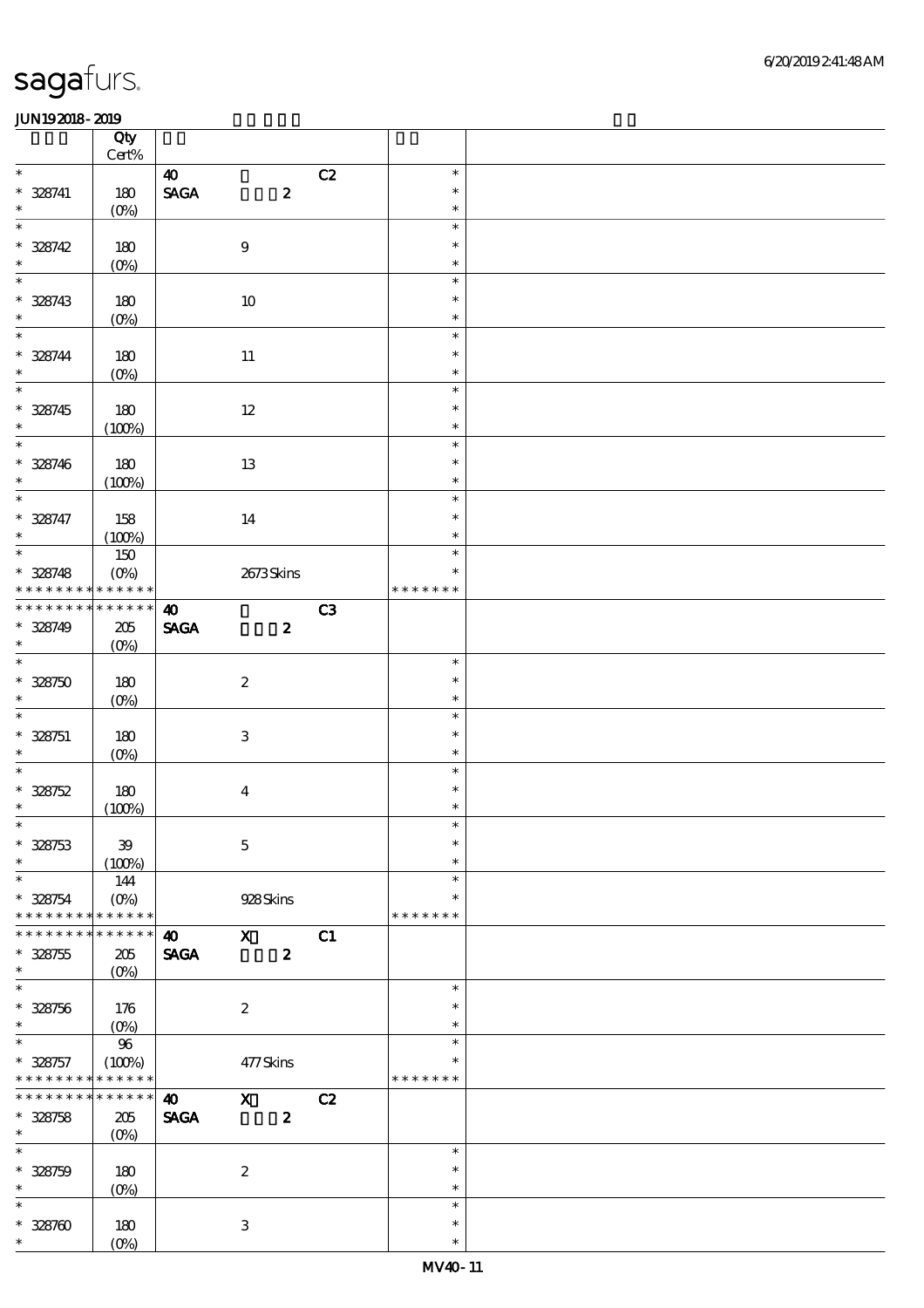sagafurs.

JUN19 2018 - 2019

| | Qty Cert% | | | |
|---|---|---|---|---|
| * | | 40 C2 | * | |
| * 328741 | 180 | SAGA 2 | * | |
| * | (0%) | | * | |
| * | | | * | |
| * 328742 | 180 | 9 | * | |
| * | (0%) | | * | |
| * | | | * | |
| * 328743 | 180 | 10 | * | |
| * | (0%) | | * | |
| * | | | * | |
| * 328744 | 180 | 11 | * | |
| * | (0%) | | * | |
| * | | | * | |
| * 328745 | 180 | 12 | * | |
| * | (100%) | | * | |
| * | | | * | |
| * 328746 | 180 | 13 | * | |
| * | (100%) | | * | |
| * | | | * | |
| * 328747 | 158 | 14 | * | |
| * | (100%) | | * | |
| * | 150 | | * | |
| * 328748 | (0%) | 2673 Skins | * | |
| * * * * * * * * * * * * * * | | | * * * * * * * | |
| * * * * * * * * * * * * * * | | 40 C3 | | |
| * 328749 | 205 | SAGA 2 | | |
| * | (0%) | | | |
| * | | | * | |
| * 328750 | 180 | 2 | * | |
| * | (0%) | | * | |
| * | | | * | |
| * 328751 | 180 | 3 | * | |
| * | (0%) | | * | |
| * | | | * | |
| * 328752 | 180 | 4 | * | |
| * | (100%) | | * | |
| * | | | * | |
| * 328753 | 39 | 5 | * | |
| * | (100%) | | * | |
| * | 144 | | * | |
| * 328754 | (0%) | 928 Skins | * | |
| * * * * * * * * * * * * * * | | | * * * * * * * | |
| * * * * * * * * * * * * * * | | 40 X C1 | | |
| * 328755 | 205 | SAGA 2 | | |
| * | (0%) | | | |
| * | | | * | |
| * 328756 | 176 | 2 | * | |
| * | (0%) | | * | |
| * | 96 | | * | |
| * 328757 | (100%) | 477 Skins | * | |
| * * * * * * * * * * * * * * | | | * * * * * * * | |
| * * * * * * * * * * * * * * | | 40 X C2 | | |
| * 328758 | 205 | SAGA 2 | | |
| * | (0%) | | | |
| * | | | * | |
| * 328759 | 180 | 2 | * | |
| * | (0%) | | * | |
| * | | | * | |
| * 328760 | 180 | 3 | * | |
| * | (0%) | | * | |

MV40-11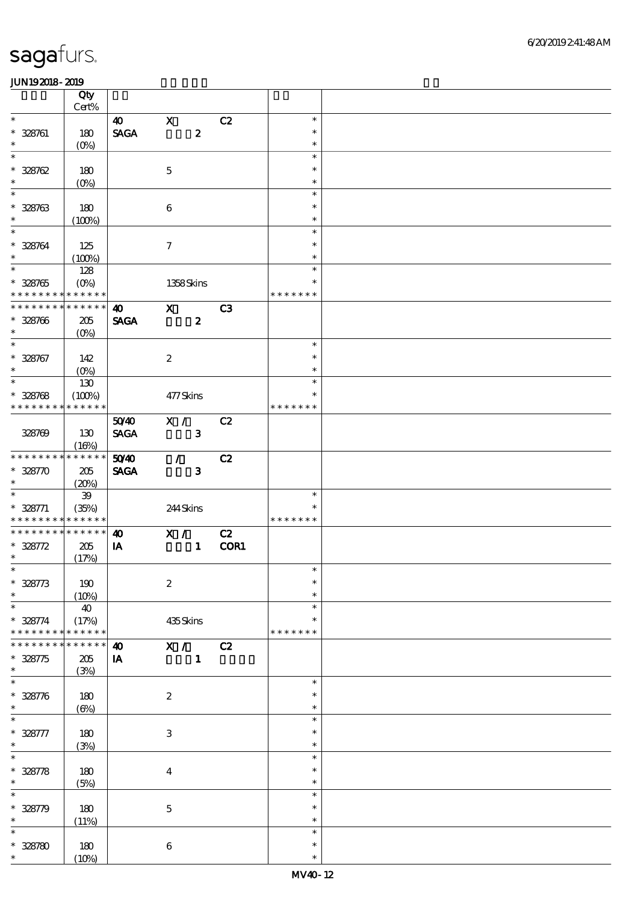| | Qty Cert% | | | | | |
|---|---|---|---|---|---|---|
| * | | 40 | X | C2 | * | |
| * 328761 | 180 | SAGA | 2 | | * | |
| * | (0%) | | | | * | |
| * | | | | | * | |
| * 328762 | 180 | | 5 | | * | |
| * | (0%) | | | | * | |
| * | | | | | * | |
| * 328763 | 180 | | 6 | | * | |
| * | (100%) | | | | * | |
| * | | | | | * | |
| * 328764 | 125 | | 7 | | * | |
| * | (100%) | | | | * | |
| * | 128 | | | | * | |
| * 328765 | (0%) | | 1358 Skins | | * | |
| * * * * * * * * * * * * * * | | | | | * * * * * * * | |
| * * * * * * * * * * * * * * | | 40 | X | C3 | | |
| * 328766 | 205 | SAGA | 2 | | | |
| * | (0%) | | | | | |
| * | | | | | * | |
| * 328767 | 142 | | 2 | | * | |
| * | (0%) | | | | * | |
| * | 130 | | | | * | |
| * 328768 | (100%) | | 477 Skins | | * | |
| * * * * * * * * * * * * * * | | | | | * * * * * * * | |
| | | 50/40 | X / | C2 | | |
| 328769 | 130 | SAGA | 3 | | | |
| | (16%) | | | | | |
| * * * * * * * * * * * * * * | | 50/40 | / | C2 | | |
| * 328770 | 205 | SAGA | 3 | | | |
| * | (20%) | | | | | |
| * | 39 | | | | * | |
| * 328771 | (35%) | | 244 Skins | | * | |
| * * * * * * * * * * * * * * | | | | | * * * * * * * | |
| * * * * * * * * * * * * * * | | 40 | X / | C2 | | |
| * 328772 | 205 | IA | 1 | COR1 | | |
| * | (17%) | | | | | |
| * | | | | | * | |
| * 328773 | 190 | | 2 | | * | |
| * | (10%) | | | | * | |
| * | 40 | | | | * | |
| * 328774 | (17%) | | 435 Skins | | * | |
| * * * * * * * * * * * * * * | | | | | * * * * * * * | |
| * * * * * * * * * * * * * * | | 40 | X / | C2 | | |
| * 328775 | 205 | IA | 1 | | | |
| * | (3%) | | | | | |
| * | | | | | * | |
| * 328776 | 180 | | 2 | | * | |
| * | (6%) | | | | * | |
| * | | | | | * | |
| * 328777 | 180 | | 3 | | * | |
| * | (3%) | | | | * | |
| * | | | | | * | |
| * 328778 | 180 | | 4 | | * | |
| * | (5%) | | | | * | |
| * | | | | | * | |
| * 328779 | 180 | | 5 | | * | |
| * | (11%) | | | | * | |
| * | | | | | * | |
| * 328780 | 180 | | 6 | | * | |
| * | (10%) | | | | * | |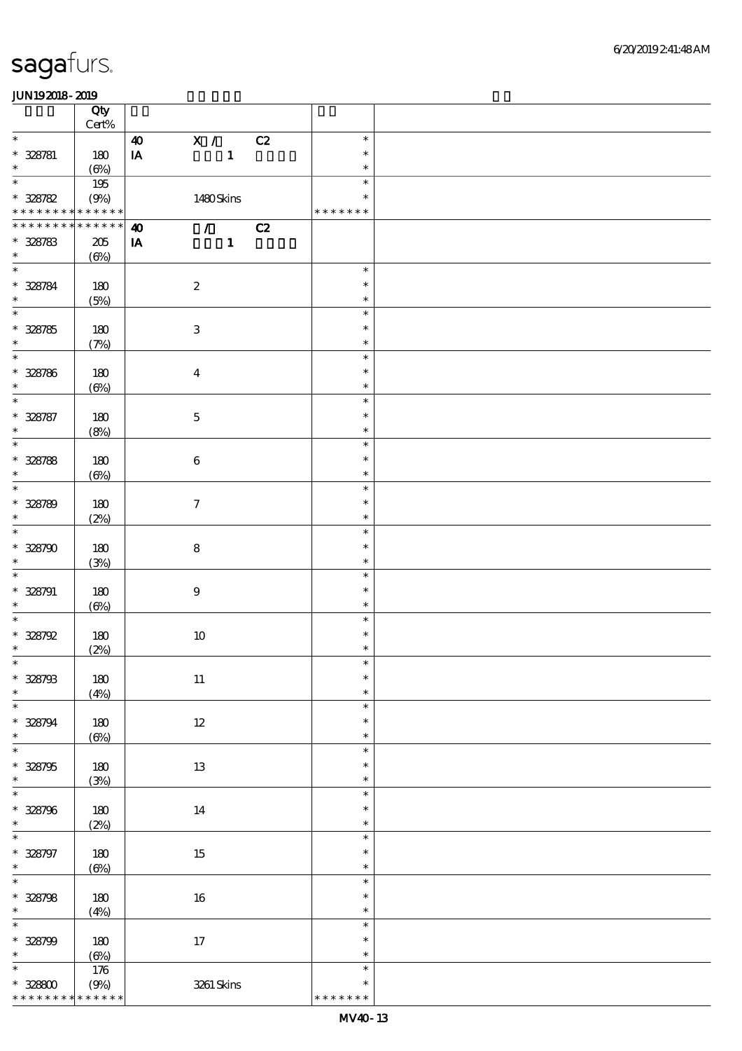# sagafurs.

JUN192018 - 2019

| | Qty Cert% | | | | |
|---|---|---|---|---|---|
| * | | 40 | X / C2 | * | |
| * 328781 | 180 | IA | 1 | * | |
| * | (6%) | | | * | |
| * | 195 | | | * | |
| * 328782 | (9%) | | 1480 Skins | * | |
| * * * * * * * * * * * * * * | | | | * * * * * * * | |
| * * * * * * * * * * * * * * | | 40 | / C2 | | |
| * 328783 | 205 | IA | 1 | | |
| * | (6%) | | | | |
| * | | | | * | |
| * 328784 | 180 | | 2 | * | |
| * | (5%) | | | * | |
| * | | | | * | |
| * 328785 | 180 | | 3 | * | |
| * | (7%) | | | * | |
| * | | | | * | |
| * 328786 | 180 | | 4 | * | |
| * | (6%) | | | * | |
| * | | | | * | |
| * 328787 | 180 | | 5 | * | |
| * | (8%) | | | * | |
| * | | | | * | |
| * 328788 | 180 | | 6 | * | |
| * | (6%) | | | * | |
| * | | | | * | |
| * 328789 | 180 | | 7 | * | |
| * | (2%) | | | * | |
| * | | | | * | |
| * 328790 | 180 | | 8 | * | |
| * | (3%) | | | * | |
| * | | | | * | |
| * 328791 | 180 | | 9 | * | |
| * | (6%) | | | * | |
| * | | | | * | |
| * 328792 | 180 | | 10 | * | |
| * | (2%) | | | * | |
| * | | | | * | |
| * 328793 | 180 | | 11 | * | |
| * | (4%) | | | * | |
| * | | | | * | |
| * 328794 | 180 | | 12 | * | |
| * | (6%) | | | * | |
| * | | | | * | |
| * 328795 | 180 | | 13 | * | |
| * | (3%) | | | * | |
| * | | | | * | |
| * 328796 | 180 | | 14 | * | |
| * | (2%) | | | * | |
| * | | | | * | |
| * 328797 | 180 | | 15 | * | |
| * | (6%) | | | * | |
| * | | | | * | |
| * 328798 | 180 | | 16 | * | |
| * | (4%) | | | * | |
| * | | | | * | |
| * 328799 | 180 | | 17 | * | |
| * | (6%) | | | * | |
| * | 176 | | | * | |
| * 328800 | (9%) | | 3261 Skins | * | |
| * * * * * * * * * * * * * * | | | | * * * * * * * | |

MV40 - 13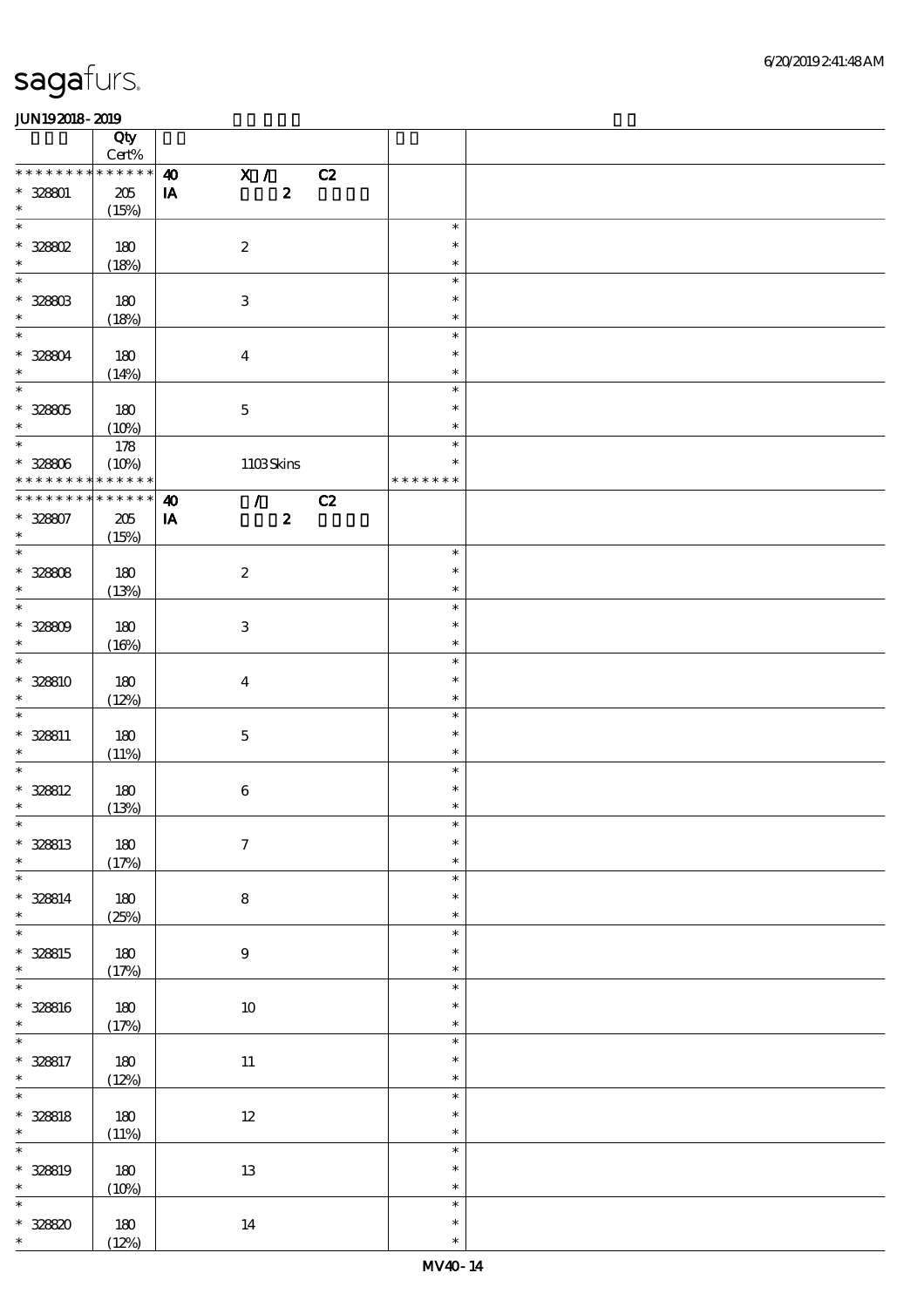| | Qty Cert% | | |
|---|---|---|---|
| * * * * * * * * * * * * * * | 40 | X / C2 | |
| * 328801 | 205 | IA 2 | |
| * | (15%) | | |
| * | | | * |
| * 328802 | 180 | 2 | * |
| * | (18%) | | * |
| * | | | * |
| * 328803 | 180 | 3 | * |
| * | (18%) | | * |
| * | | | * |
| * 328804 | 180 | 4 | * |
| * | (14%) | | * |
| * | | | * |
| * 328805 | 180 | 5 | * |
| * | (10%) | | * |
| * | 178 | | * |
| * 328806 | (10%) | 1103 Skins | * |
| * * * * * * * * * * * * * * | | | * * * * * * * |
| * * * * * * * * * * * * * * | 40 | / C2 | |
| * 328807 | 205 | IA 2 | |
| * | (15%) | | |
| * | | | * |
| * 328808 | 180 | 2 | * |
| * | (13%) | | * |
| * | | | * |
| * 328809 | 180 | 3 | * |
| * | (16%) | | * |
| * | | | * |
| * 328810 | 180 | 4 | * |
| * | (12%) | | * |
| * | | | * |
| * 328811 | 180 | 5 | * |
| * | (11%) | | * |
| * | | | * |
| * 328812 | 180 | 6 | * |
| * | (13%) | | * |
| * | | | * |
| * 328813 | 180 | 7 | * |
| * | (17%) | | * |
| * | | | * |
| * 328814 | 180 | 8 | * |
| * | (25%) | | * |
| * | | | * |
| * 328815 | 180 | 9 | * |
| * | (17%) | | * |
| * | | | * |
| * 328816 | 180 | 10 | * |
| * | (17%) | | * |
| * | | | * |
| * 328817 | 180 | 11 | * |
| * | (12%) | | * |
| * | | | * |
| * 328818 | 180 | 12 | * |
| * | (11%) | | * |
| * | | | * |
| * 328819 | 180 | 13 | * |
| * | (10%) | | * |
| * | | | * |
| * 328820 | 180 | 14 | * |
| * | (12%) | | * |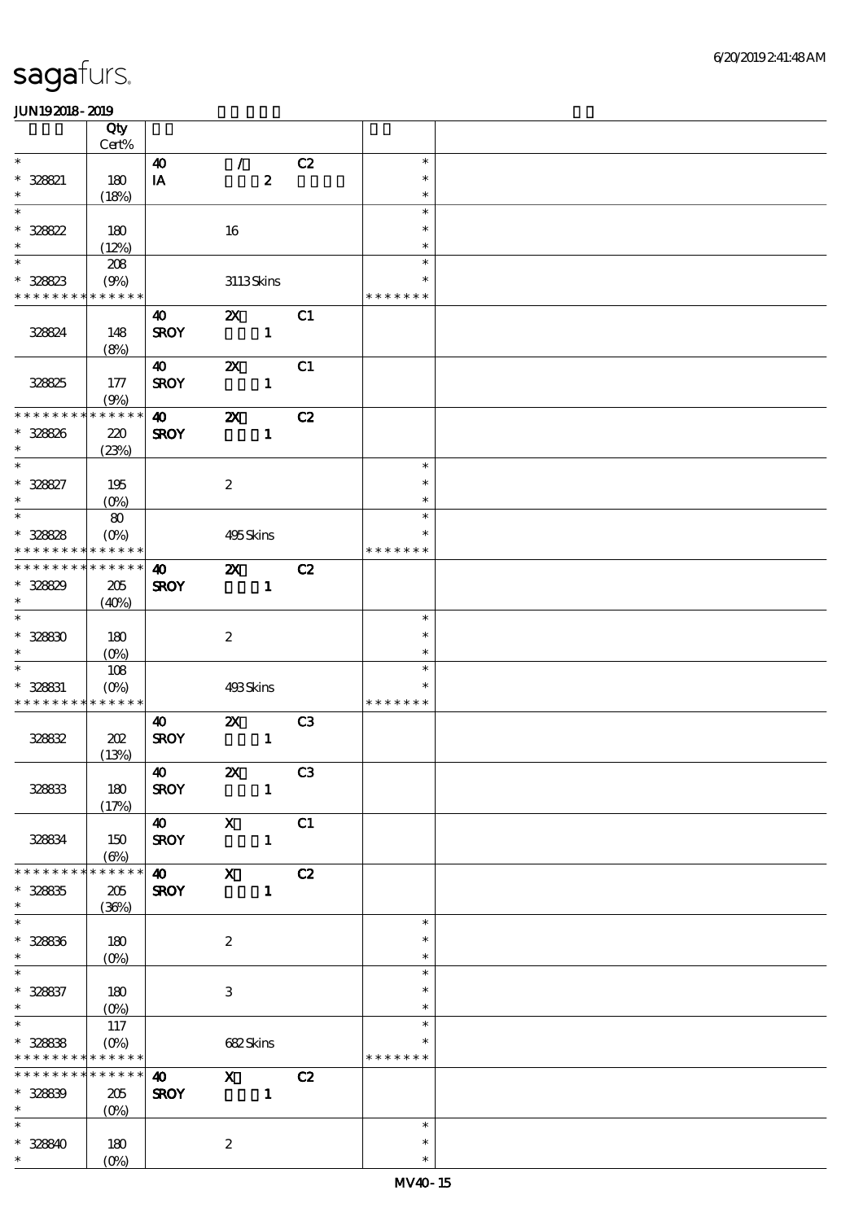# sagafurs.

JUN19 2018 - 2019

| | Qty Cert% | | | | | |
|---|---|---|---|---|---|---|
| * | | 40 | / | C2 | * | |
| * 328821 | 180 | IA | 2 | | * | |
| * | (18%) | | | | * | |
| * | | | | | * | |
| * 328822 | 180 | | 16 | | * | |
| * | (12%) | | | | * | |
| * | 208 | | | | * | |
| * 328823 | (9%) | | 3113 Skins | | * | |
| * * * * * * * * * * * * * * | | | | | * * * * * * * | |
| | | 40 | 2X | C1 | | |
| 328824 | 148 | SROY | 1 | | | |
| | (8%) | | | | | |
| | | 40 | 2X | C1 | | |
| 328825 | 177 | SROY | 1 | | | |
| | (9%) | | | | | |
| * * * * * * * * * * * * * * | | 40 | 2X | C2 | | |
| * 328826 | 220 | SROY | 1 | | | |
| * | (23%) | | | | | |
| * | | | | | * | |
| * 328827 | 195 | | 2 | | * | |
| * | (0%) | | | | * | |
| * | 80 | | | | * | |
| * 328828 | (0%) | | 495 Skins | | * | |
| * * * * * * * * * * * * * * | | | | | * * * * * * * | |
| * * * * * * * * * * * * * * | | 40 | 2X | C2 | | |
| * 328829 | 205 | SROY | 1 | | | |
| * | (40%) | | | | | |
| * | | | | | * | |
| * 328830 | 180 | | 2 | | * | |
| * | (0%) | | | | * | |
| * | 108 | | | | * | |
| * 328831 | (0%) | | 493 Skins | | * | |
| * * * * * * * * * * * * * * | | | | | * * * * * * * | |
| | | 40 | 2X | C3 | | |
| 328832 | 202 | SROY | 1 | | | |
| | (13%) | | | | | |
| | | 40 | 2X | C3 | | |
| 328833 | 180 | SROY | 1 | | | |
| | (17%) | | | | | |
| | | 40 | X | C1 | | |
| 328834 | 150 | SROY | 1 | | | |
| | (6%) | | | | | |
| * * * * * * * * * * * * * * | | 40 | X | C2 | | |
| * 328835 | 205 | SROY | 1 | | | |
| * | (36%) | | | | | |
| * | | | | | * | |
| * 328836 | 180 | | 2 | | * | |
| * | (0%) | | | | * | |
| * | | | | | * | |
| * 328837 | 180 | | 3 | | * | |
| * | (0%) | | | | * | |
| * | 117 | | | | * | |
| * 328838 | (0%) | | 682 Skins | | * | |
| * * * * * * * * * * * * * * | | | | | * * * * * * * | |
| * * * * * * * * * * * * * * | | 40 | X | C2 | | |
| * 328839 | 205 | SROY | 1 | | | |
| * | (0%) | | | | | |
| * | | | | | * | |
| * 328840 | 180 | | 2 | | * | |
| * | (0%) | | | | * | |

MV40 - 15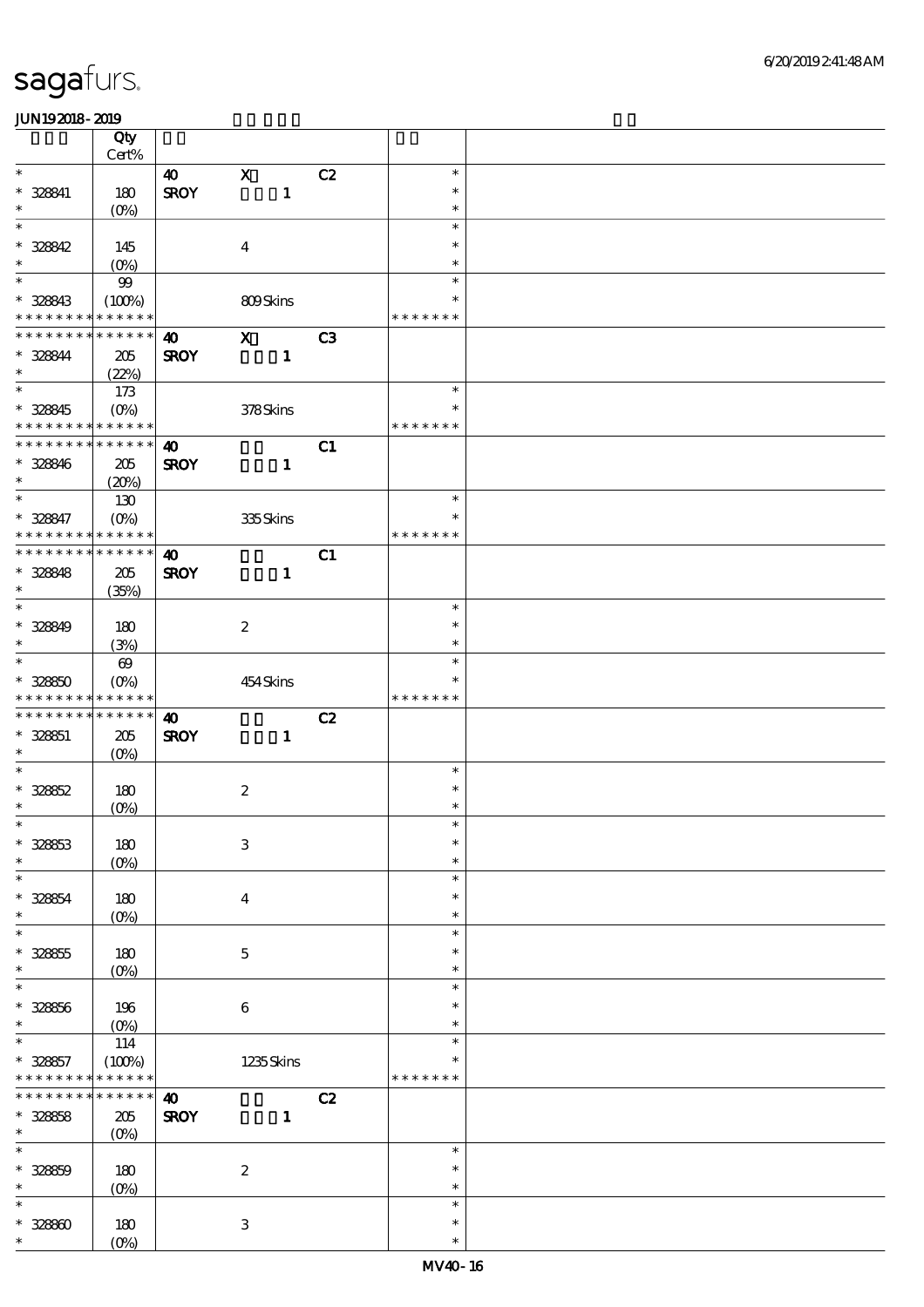| | Qty Cert% | | | | | |
|---|---|---|---|---|---|---|
| * | | 40 | X | C2 | * | |
| * 328841 | 180 | SROY | 1 | | * | |
| * | (0%) | | | | * | |
| * | | | | | * | |
| * 328842 | 145 | | 4 | | * | |
| * | (0%) | | | | * | |
| * | 99 | | | | * | |
| * 328843 | (100%) | | 809 Skins | | * | |
| * * * * * * * * * * * * * * | | | | | * * * * * * * | |
| * * * * * * * * * * * * * * | | 40 | X | C3 | | |
| * 328844 | 205 | SROY | 1 | | | |
| * | (22%) | | | | | |
| * | 173 | | | | * | |
| * 328845 | (0%) | | 378 Skins | | * | |
| * * * * * * * * * * * * * * | | | | | * * * * * * * | |
| * * * * * * * * * * * * * * | | 40 | | C1 | | |
| * 328846 | 205 | SROY | 1 | | | |
| * | (20%) | | | | | |
| * | 130 | | | | * | |
| * 328847 | (0%) | | 335 Skins | | * | |
| * * * * * * * * * * * * * * | | | | | * * * * * * * | |
| * * * * * * * * * * * * * * | | 40 | | C1 | | |
| * 328848 | 205 | SROY | 1 | | | |
| * | (35%) | | | | | |
| * | | | | | * | |
| * 328849 | 180 | | 2 | | * | |
| * | (3%) | | | | * | |
| * | 69 | | | | * | |
| * 328850 | (0%) | | 454 Skins | | * | |
| * * * * * * * * * * * * * * | | | | | * * * * * * * | |
| * * * * * * * * * * * * * * | | 40 | | C2 | | |
| * 328851 | 205 | SROY | 1 | | | |
| * | (0%) | | | | | |
| * | | | | | * | |
| * 328852 | 180 | | 2 | | * | |
| * | (0%) | | | | * | |
| * | | | | | * | |
| * 328853 | 180 | | 3 | | * | |
| * | (0%) | | | | * | |
| * | | | | | * | |
| * 328854 | 180 | | 4 | | * | |
| * | (0%) | | | | * | |
| * | | | | | * | |
| * 328855 | 180 | | 5 | | * | |
| * | (0%) | | | | * | |
| * | | | | | * | |
| * 328856 | 196 | | 6 | | * | |
| * | (0%) | | | | * | |
| * | 114 | | | | * | |
| * 328857 | (100%) | | 1235 Skins | | * | |
| * * * * * * * * * * * * * * | | | | | * * * * * * * | |
| * * * * * * * * * * * * * * | | 40 | | C2 | | |
| * 328858 | 205 | SROY | 1 | | | |
| * | (0%) | | | | | |
| * | | | | | * | |
| * 328859 | 180 | | 2 | | * | |
| * | (0%) | | | | * | |
| * | | | | | * | |
| * 328860 | 180 | | 3 | | * | |
| * | (0%) | | | | * | |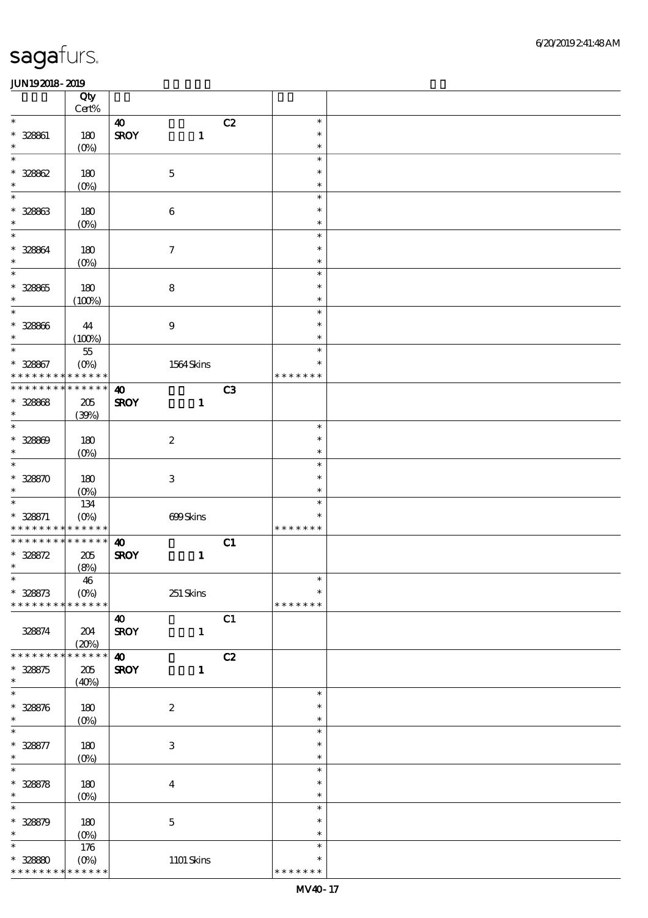# sagafurs.

JUN192018-2019

| | Qty Cert% | | | | | |
|---|---|---|---|---|---|---|
| * | | 40 | | C2 | * | |
| * 328861 | 180 | SROY | 1 | | * | |
| * | (0%) | | | | * | |
| * | | | | | * | |
| * 328862 | 180 | | 5 | | * | |
| * | (0%) | | | | * | |
| * | | | | | * | |
| * 328863 | 180 | | 6 | | * | |
| * | (0%) | | | | * | |
| * | | | | | * | |
| * 328864 | 180 | | 7 | | * | |
| * | (0%) | | | | * | |
| * | | | | | * | |
| * 328865 | 180 | | 8 | | * | |
| * | (100%) | | | | * | |
| * | | | | | * | |
| * 328866 | 44 | | 9 | | * | |
| * | (100%) | | | | * | |
| * | 55 | | | | * | |
| * 328867 | (0%) | | 1564 Skins | | * | |
| * * * * * * * * * * * * * * | | | | | * * * * * * * | |
| * * * * * * * * * * * * * * | | 40 | | C3 | | |
| * 328868 | 205 | SROY | 1 | | | |
| * | (39%) | | | | | |
| * | | | | | * | |
| * 328869 | 180 | | 2 | | * | |
| * | (0%) | | | | * | |
| * | | | | | * | |
| * 328870 | 180 | | 3 | | * | |
| * | (0%) | | | | * | |
| * | 134 | | | | * | |
| * 328871 | (0%) | | 699 Skins | | * | |
| * * * * * * * * * * * * * * | | | | | * * * * * * * | |
| * * * * * * * * * * * * * * | | 40 | | C1 | | |
| * 328872 | 205 | SROY | 1 | | | |
| * | (8%) | | | | | |
| * | 46 | | | | * | |
| * 328873 | (0%) | | 251 Skins | | * | |
| * * * * * * * * * * * * * * | | | | | * * * * * * * | |
| | | 40 | | C1 | | |
| 328874 | 204 | SROY | 1 | | | |
| | (20%) | | | | | |
| * * * * * * * * * * * * * * | | 40 | | C2 | | |
| * 328875 | 205 | SROY | 1 | | | |
| * | (40%) | | | | | |
| * | | | | | * | |
| * 328876 | 180 | | 2 | | * | |
| * | (0%) | | | | * | |
| * | | | | | * | |
| * 328877 | 180 | | 3 | | * | |
| * | (0%) | | | | * | |
| * | | | | | * | |
| * 328878 | 180 | | 4 | | * | |
| * | (0%) | | | | * | |
| * | | | | | * | |
| * 328879 | 180 | | 5 | | * | |
| * | (0%) | | | | * | |
| * | 176 | | | | * | |
| * 328880 | (0%) | | 1101 Skins | | * | |
| * * * * * * * * * * * * * * | | | | | * * * * * * * | |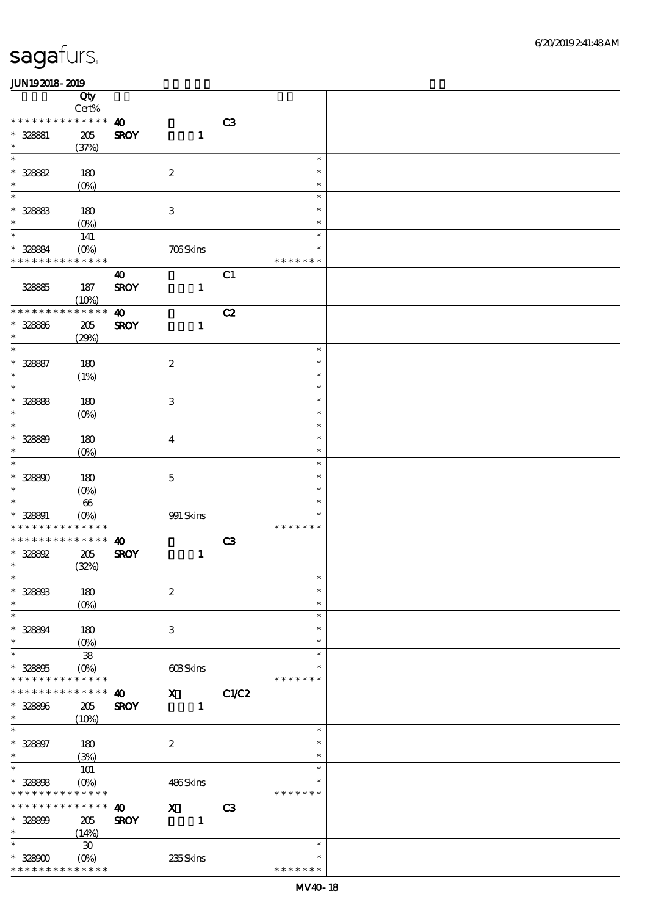# sagafurs.

JUN19 2018 - 2019

| | Qty Cert% | | | | | |
|---|---|---|---|---|---|---|
| * * * * * * * * * * * * * * | | 40 | | C3 | | |
| * 328881 | 205 | SROY | 1 | | | |
| * | (37%) | | | | | |
| * | | | | | * | |
| * 328882 | 180 | | 2 | | * | |
| * | (0%) | | | | * | |
| * | | | | | * | |
| * 328883 | 180 | | 3 | | * | |
| * | (0%) | | | | * | |
| * | 141 | | | | * | |
| * 328884 | (0%) | | 706 Skins | | * | |
| * * * * * * * * * * * * * * | | | | | * * * * * * * | |
| | | 40 | | C1 | | |
| 328885 | 187 | SROY | 1 | | | |
| | (10%) | | | | | |
| * * * * * * * * * * * * * * | | 40 | | C2 | | |
| * 328886 | 205 | SROY | 1 | | | |
| * | (29%) | | | | | |
| * | | | | | * | |
| * 328887 | 180 | | 2 | | * | |
| * | (1%) | | | | * | |
| * | | | | | * | |
| * 328888 | 180 | | 3 | | * | |
| * | (0%) | | | | * | |
| * | | | | | * | |
| * 328889 | 180 | | 4 | | * | |
| * | (0%) | | | | * | |
| * | | | | | * | |
| * 328890 | 180 | | 5 | | * | |
| * | (0%) | | | | * | |
| * | 66 | | | | * | |
| * 328891 | (0%) | | 991 Skins | | * | |
| * * * * * * * * * * * * * * | | | | | * * * * * * * | |
| * * * * * * * * * * * * * * | | 40 | | C3 | | |
| * 328892 | 205 | SROY | 1 | | | |
| * | (32%) | | | | | |
| * | | | | | * | |
| * 328893 | 180 | | 2 | | * | |
| * | (0%) | | | | * | |
| * | | | | | * | |
| * 328894 | 180 | | 3 | | * | |
| * | (0%) | | | | * | |
| * | 38 | | | | * | |
| * 328895 | (0%) | | 603 Skins | | * | |
| * * * * * * * * * * * * * * | | | | | * * * * * * * | |
| * * * * * * * * * * * * * * | | 40 | X | C1/C2 | | |
| * 328896 | 205 | SROY | 1 | | | |
| * | (10%) | | | | | |
| * | | | | | * | |
| * 328897 | 180 | | 2 | | * | |
| * | (3%) | | | | * | |
| * | 101 | | | | * | |
| * 328898 | (0%) | | 486 Skins | | * | |
| * * * * * * * * * * * * * * | | | | | * * * * * * * | |
| * * * * * * * * * * * * * * | | 40 | X | C3 | | |
| * 328899 | 205 | SROY | 1 | | | |
| * | (14%) | | | | | |
| * | 30 | | | | * | |
| * 328900 | (0%) | | 235 Skins | | * | |
| * * * * * * * * * * * * * * | | | | | * * * * * * * | |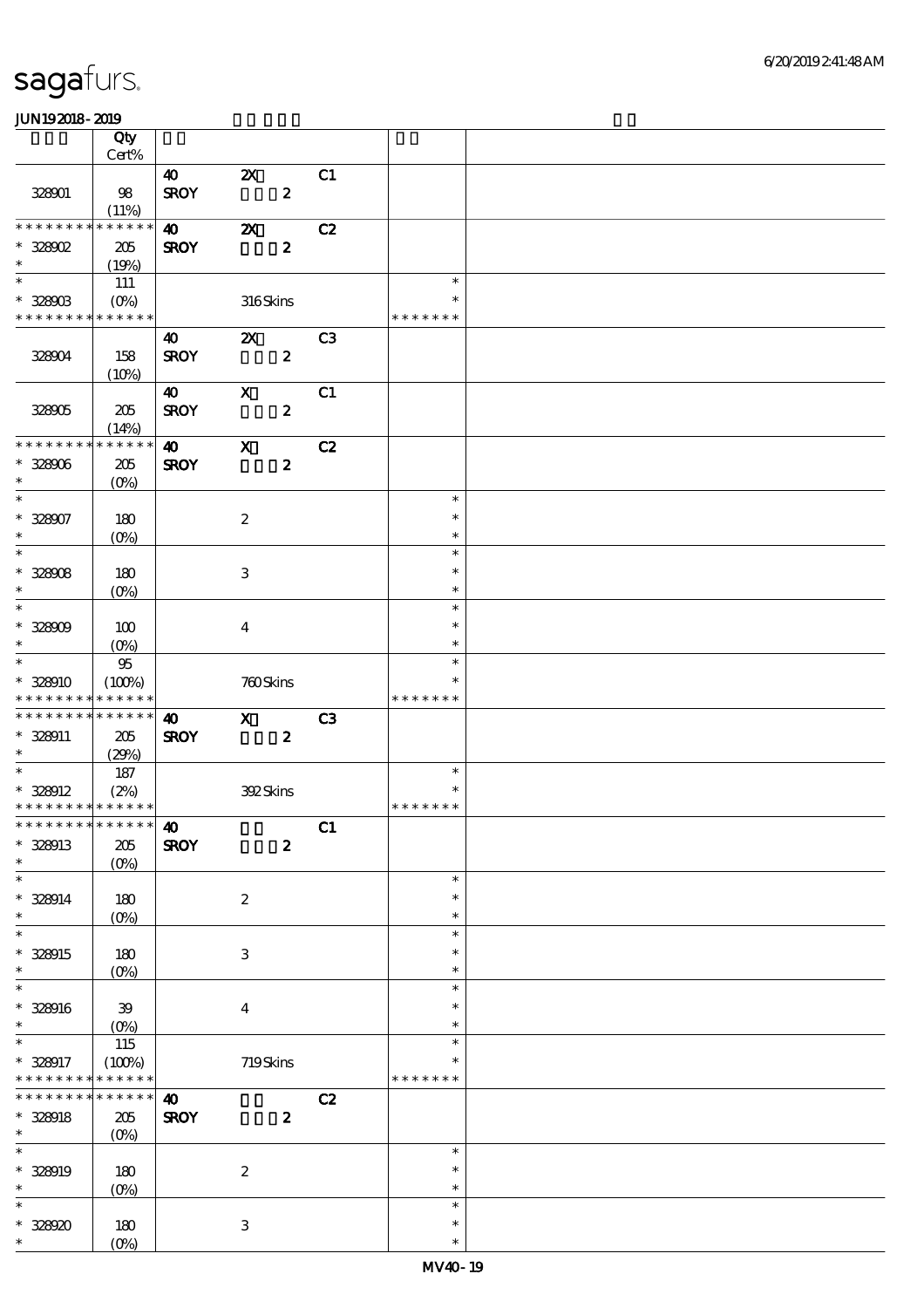| | Qty Cert% | | | | | |
|---|---|---|---|---|---|---|
| 328901 | 98 (11%) | 40 SROY | 2X 2 | C1 | | |
| * * * * * * * * * * * * * * 328902 * | 205 (19%) | 40 SROY | 2X 2 | C2 | | |
| * * 328903 * * * * * * * * * * * * * | 111 (0%) | | 316 Skins | | * * * * * * * * * | |
| 328904 | 158 (10%) | 40 SROY | 2X 2 | C3 | | |
| 328905 | 205 (14%) | 40 SROY | X 2 | C1 | | |
| * * * * * * * * * * * * * * 328906 * | 205 (0%) | 40 SROY | X 2 | C2 | | |
| * * 328907 * | 180 (0%) | | 2 | | * * * | |
| * * 328908 * | 180 (0%) | | 3 | | * * * | |
| * * 328909 * | 100 (0%) | | 4 | | * * * | |
| * * 328910 * * * * * * * * * * * * * | 95 (100%) | | 760 Skins | | * * * * * * * * * | |
| * * * * * * * * * * * * * * 328911 * | 205 (29%) | 40 SROY | X 2 | C3 | | |
| * * 328912 * * * * * * * * * * * * * | 187 (2%) | | 392 Skins | | * * * * * * * * * | |
| * * * * * * * * * * * * * * 328913 * | 205 (0%) | 40 SROY | 2 | C1 | | |
| * * 328914 * | 180 (0%) | | 2 | | * * * | |
| * * 328915 * | 180 (0%) | | 3 | | * * * | |
| * * 328916 * | 39 (0%) | | 4 | | * * * | |
| * * 328917 * * * * * * * * * * * * * | 115 (100%) | | 719 Skins | | * * * * * * * * * | |
| * * * * * * * * * * * * * * 328918 * | 205 (0%) | 40 SROY | 2 | C2 | | |
| * * 328919 * | 180 (0%) | | 2 | | * * * | |
| * * 328920 * | 180 (0%) | | 3 | | * * * | |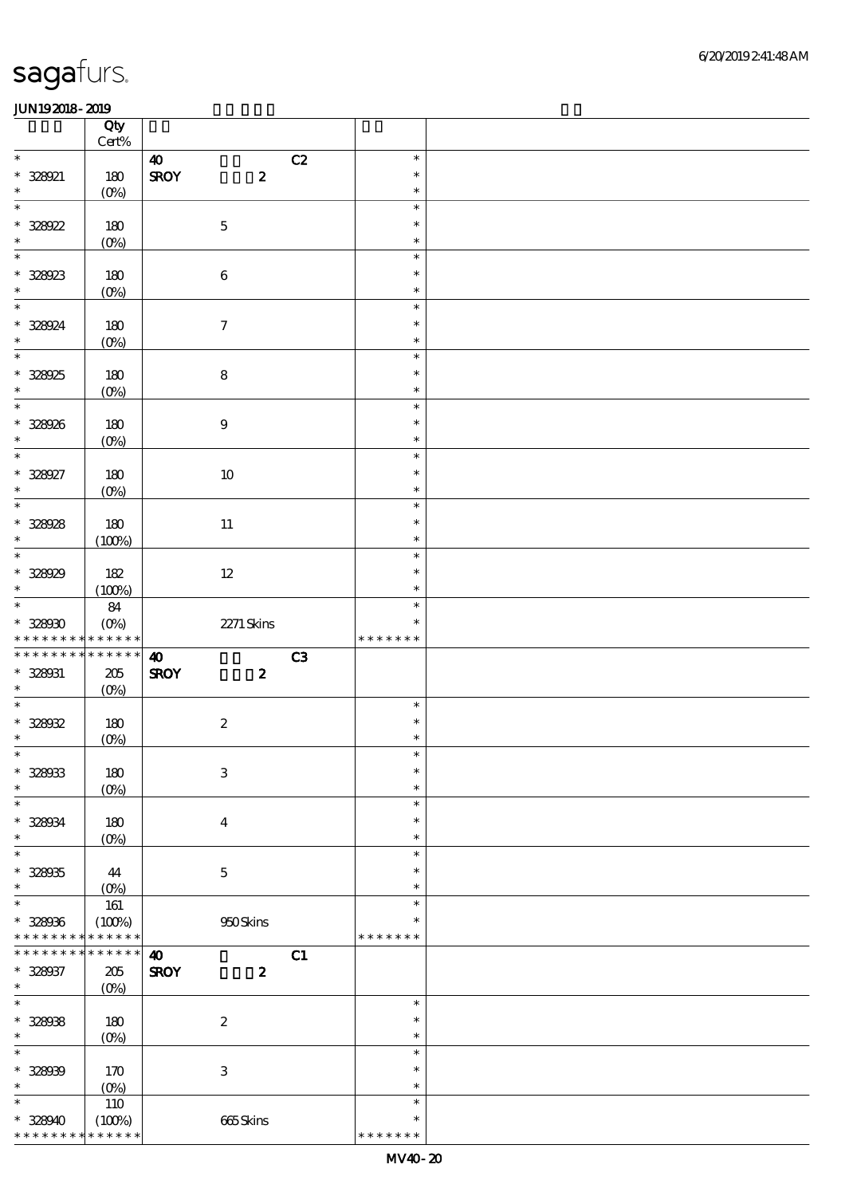sagafurs.

JUN19 2018 - 2019

| | Qty Cert% | | | |
|---|---|---|---|---|
| * | | 40 C2 | * | |
| * 328921 | 180 | SROY 2 | * | |
| * | (0%) | | * | |
| * | | | * | |
| * 328922 | 180 | 5 | * | |
| * | (0%) | | * | |
| * | | | * | |
| * 328923 | 180 | 6 | * | |
| * | (0%) | | * | |
| * | | | * | |
| * 328924 | 180 | 7 | * | |
| * | (0%) | | * | |
| * | | | * | |
| * 328925 | 180 | 8 | * | |
| * | (0%) | | * | |
| * | | | * | |
| * 328926 | 180 | 9 | * | |
| * | (0%) | | * | |
| * | | | * | |
| * 328927 | 180 | 10 | * | |
| * | (0%) | | * | |
| * | | | * | |
| * 328928 | 180 | 11 | * | |
| * | (100%) | | * | |
| * | | | * | |
| * 328929 | 182 | 12 | * | |
| * | (100%) | | * | |
| * | 84 | | * | |
| * 328930 | (0%) | 2271 Skins | * | |
| * * * * * * * * * * * * * * | | | * * * * * * * | |
| * * * * * * * * * * * * * * | | 40 C3 | | |
| * 328931 | 205 | SROY 2 | | |
| * | (0%) | | | |
| * | | | * | |
| * 328932 | 180 | 2 | * | |
| * | (0%) | | * | |
| * | | | * | |
| * 328933 | 180 | 3 | * | |
| * | (0%) | | * | |
| * | | | * | |
| * 328934 | 180 | 4 | * | |
| * | (0%) | | * | |
| * | | | * | |
| * 328935 | 44 | 5 | * | |
| * | (0%) | | * | |
| * | 161 | | * | |
| * 328936 | (100%) | 950 Skins | * | |
| * * * * * * * * * * * * * * | | | * * * * * * * | |
| * * * * * * * * * * * * * * | | 40 C1 | | |
| * 328937 | 205 | SROY 2 | | |
| * | (0%) | | | |
| * | | | * | |
| * 328938 | 180 | 2 | * | |
| * | (0%) | | * | |
| * | | | * | |
| * 328939 | 170 | 3 | * | |
| * | (0%) | | * | |
| * | 110 | | * | |
| * 328940 | (100%) | 665 Skins | * | |
| * * * * * * * * * * * * * * | | | * * * * * * * | |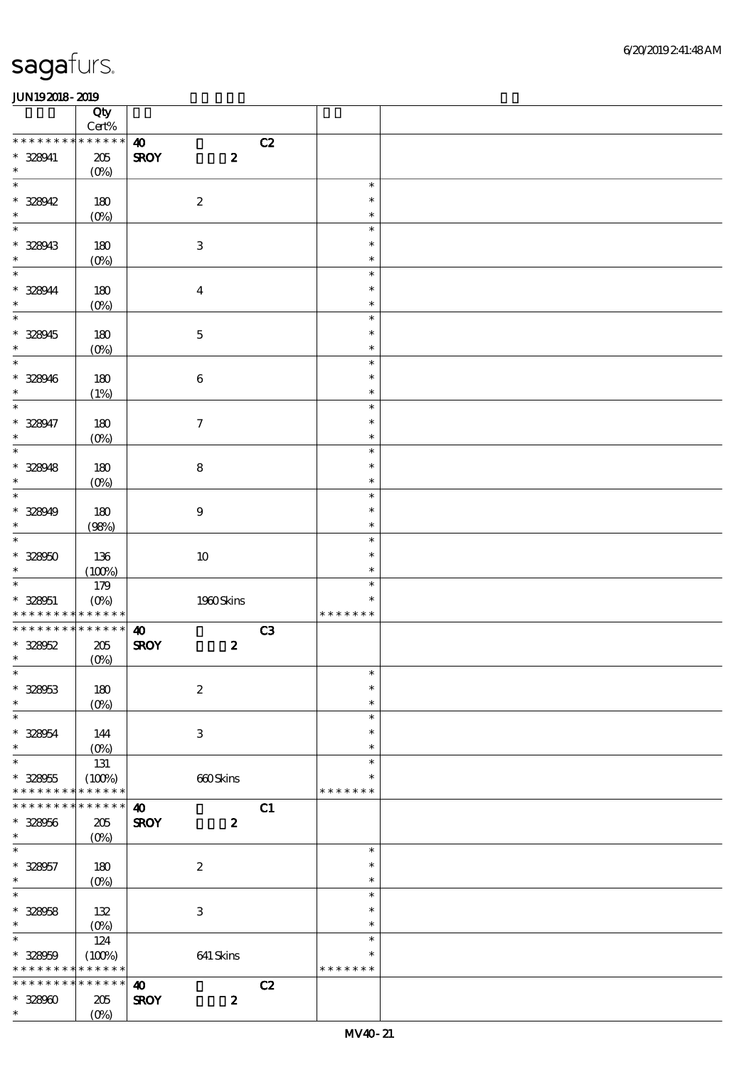| Qty Cert% | | | | |
|---|---|---|---|---|
| * * * * * * * * * * * * * * | 40 | C2 | | |
| * 328941 | 205 | SROY 2 | | |
| * | (0%) | | | |
| * 328942 | 180 | 2 | * * * | |
| | (0%) | | | |
| * 328943 | 180 | 3 | * * * | |
| | (0%) | | | |
| * 328944 | 180 | 4 | * * * | |
| | (0%) | | | |
| * 328945 | 180 | 5 | * * * | |
| | (0%) | | | |
| * 328946 | 180 | 6 | * * * | |
| | (1%) | | | |
| * 328947 | 180 | 7 | * * * | |
| | (0%) | | | |
| * 328948 | 180 | 8 | * * * | |
| | (0%) | | | |
| * 328949 | 180 | 9 | * * * | |
| | (98%) | | | |
| * 328950 | 136 | 10 | * * * | |
| | (100%) | | | |
| * 328951 | 179 (0%) | 1960 Skins | * * * * * * * * * | |
| * * * * * * * * * * * * * * | 40 | C3 | | |
| * 328952 | 205 | SROY 2 | | |
| * | (0%) | | | |
| * 328953 | 180 | 2 | * * * | |
| | (0%) | | | |
| * 328954 | 144 | 3 | * * * | |
| | (0%) | | | |
| * 328955 | 131 (100%) | 660 Skins | * * * * * * * * * | |
| * * * * * * * * * * * * * * | 40 | C1 | | |
| * 328956 | 205 | SROY 2 | | |
| * | (0%) | | | |
| * 328957 | 180 | 2 | * * * | |
| | (0%) | | | |
| * 328958 | 132 | 3 | * * * | |
| | (0%) | | | |
| * 328959 | 124 (100%) | 641 Skins | * * * * * * * * * | |
| * * * * * * * * * * * * * * | 40 | C2 | | |
| * 328960 | 205 | SROY 2 | | |
| * | (0%) | | | |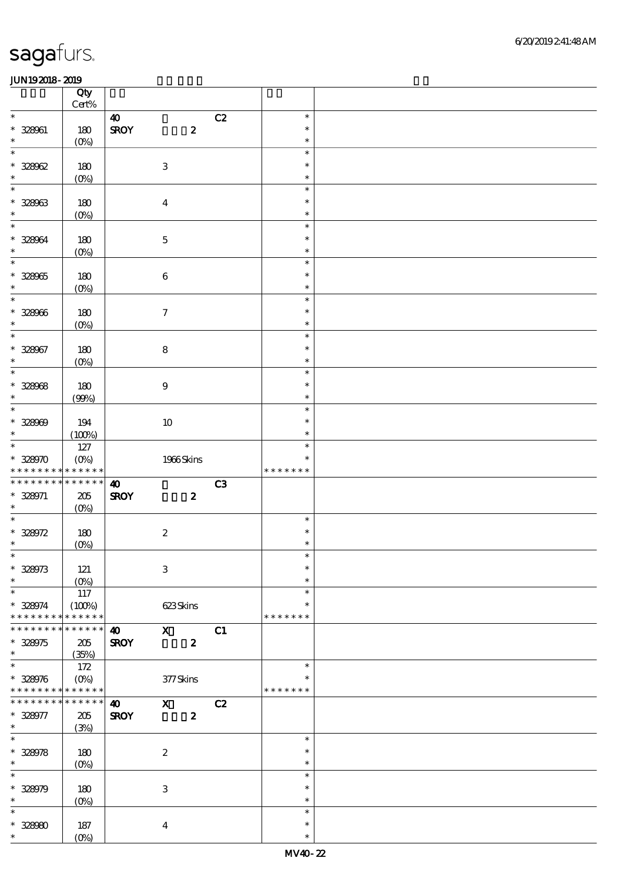sagafurs.

JUN19 2018 - 2019

| | Qty Cert% | | | |
|---|---|---|---|---|
| * | | 40 C2 | * | |
| * 328961 | 180 | SROY 2 | * | |
| * | (0%) | | * | |
| * 328962 | 180 | 3 | * | |
| * | (0%) | | * | |
| * 328963 | 180 | 4 | * | |
| * | (0%) | | * | |
| * 328964 | 180 | 5 | * | |
| * | (0%) | | * | |
| * 328965 | 180 | 6 | * | |
| * | (0%) | | * | |
| * 328966 | 180 | 7 | * | |
| * | (0%) | | * | |
| * 328967 | 180 | 8 | * | |
| * | (0%) | | * | |
| * 328968 | 180 | 9 | * | |
| * | (99%) | | * | |
| * 328969 | 194 | 10 | * | |
| * | (100%) | | * | |
| * | 127 | | * | |
| * 328970 | (0%) | 1966 Skins | * | |
| * * * * * * * * * * * * * * | | | * * * * * * * | |
| * * * * * * * * * * * * * * | | 40 C3 | | |
| * 328971 | 205 | SROY 2 | | |
| * | (0%) | | | |
| * 328972 | 180 | 2 | * | |
| * | (0%) | | * | |
| * 328973 | 121 | 3 | * | |
| * | (0%) | | * | |
| * | 117 | | * | |
| * 328974 | (100%) | 623 Skins | * | |
| * * * * * * * * * * * * * * | | | * * * * * * * | |
| * * * * * * * * * * * * * * | | 40 X C1 | | |
| * 328975 | 205 | SROY 2 | | |
| * | (35%) | | | |
| * | 172 | | * | |
| * 328976 | (0%) | 377 Skins | * | |
| * * * * * * * * * * * * * * | | | * * * * * * * | |
| * * * * * * * * * * * * * * | | 40 X C2 | | |
| * 328977 | 205 | SROY 2 | | |
| * | (3%) | | | |
| * 328978 | 180 | 2 | * | |
| * | (0%) | | * | |
| * 328979 | 180 | 3 | * | |
| * | (0%) | | * | |
| * 328980 | 187 | 4 | * | |
| * | (0%) | | * | |

MV40 - 22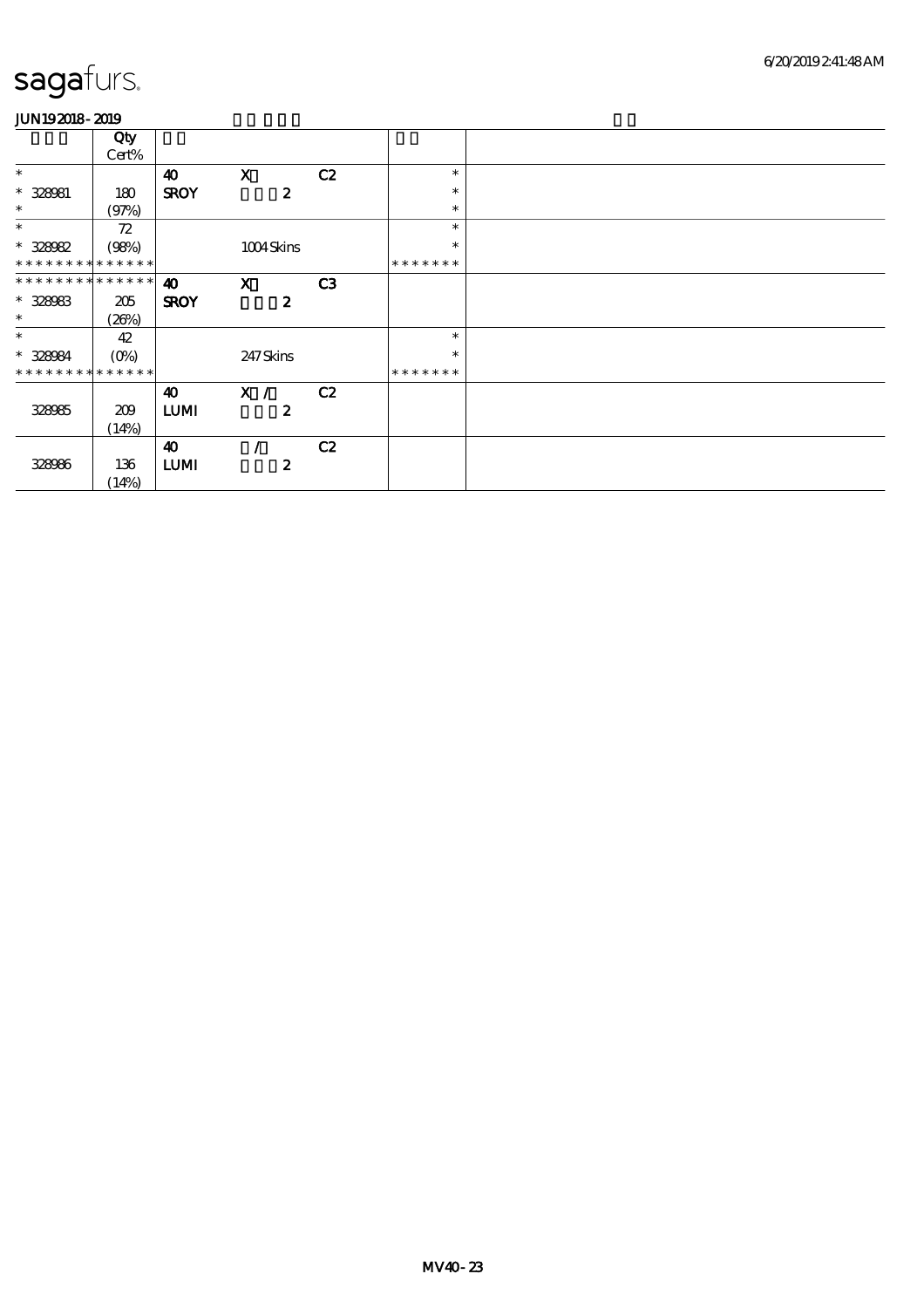sagafurs.

JUN19 2018 - 2019

| | Qty Cert% | | | | | |
|---|---|---|---|---|---|---|
| * | | 40 | X | C2 | * | |
| * 328981 | 180 | SROY | 2 | | * | |
| * | (97%) | | | | * | |
| * | 72 | | | | * | |
| * 328982 | (98%) | | 1004 Skins | | * | |
| * * * * * * * * * * * * * * | | | | | * * * * * * * | |
| * * * * * * * * * * * * * * | | 40 | X | C3 | | |
| * 328983 | 205 | SROY | 2 | | | |
| * | (26%) | | | | | |
| * | 42 | | | | * | |
| * 328984 | (0%) | | 247 Skins | | * | |
| * * * * * * * * * * * * * * | | | | | * * * * * * * | |
| | | 40 | X / | C2 | | |
| 328985 | 209 | LUMI | 2 | | | |
| | (14%) | | | | | |
| | | 40 | / | C2 | | |
| 328986 | 136 | LUMI | 2 | | | |
| | (14%) | | | | | |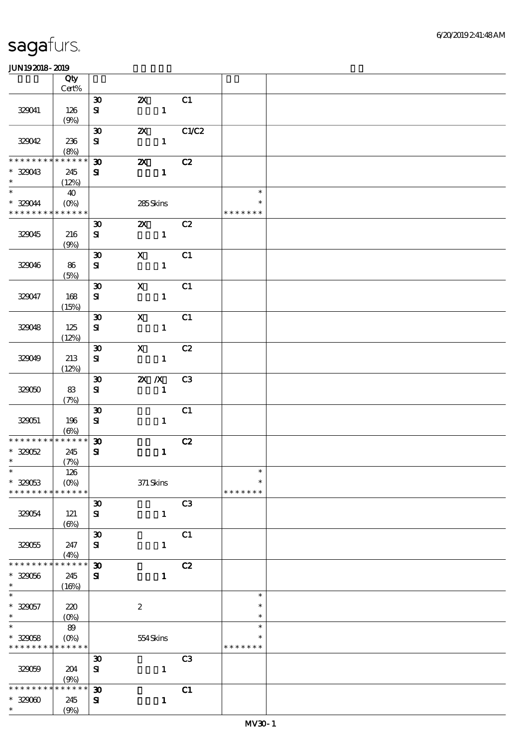# sagafurs.

JUN192018-2019

| | Qty Cert% | | | | | |
|---|---|---|---|---|---|---|
| 329041 | 126 (9%) | 30 SI | 2X 1 | C1 | | |
| 329042 | 236 (8%) | 30 SI | 2X 1 | C1/C2 | | |
| * * * * * * * * * * * * * * 329043 * | 245 (12%) | 30 SI | 2X 1 | C2 | | |
| * * 329044 * * * * * * * * * * * * * | 40 (0%) | | 285 Skins | | * * * * * * * * * | |
| 329045 | 216 (9%) | 30 SI | 2X 1 | C2 | | |
| 329046 | 86 (5%) | 30 SI | X 1 | C1 | | |
| 329047 | 168 (15%) | 30 SI | X 1 | C1 | | |
| 329048 | 125 (12%) | 30 SI | X 1 | C1 | | |
| 329049 | 213 (12%) | 30 SI | X 1 | C2 | | |
| 329050 | 83 (7%) | 30 SI | 2X /X 1 | C3 | | |
| 329051 | 196 (6%) | 30 SI | 1 | C1 | | |
| * * * * * * * * * * * * * * 329052 * | 245 (7%) | 30 SI | 1 | C2 | | |
| * * 329053 * * * * * * * * * * * * * | 126 (0%) | | 371 Skins | | * * * * * * * * * | |
| 329054 | 121 (6%) | 30 SI | 1 | C3 | | |
| 329055 | 247 (4%) | 30 SI | 1 | C1 | | |
| * * * * * * * * * * * * * * 329056 * | 245 (16%) | 30 SI | 1 | C2 | | |
| * * 329057 * | 220 (0%) | | 2 | | * * * | |
| * * 329058 * * * * * * * * * * * * * | 89 (0%) | | 554 Skins | | * * * * * * * * * | |
| 329059 | 204 (9%) | 30 SI | 1 | C3 | | |
| * * * * * * * * * * * * * * 329060 * | 245 (9%) | 30 SI | 1 | C1 | | |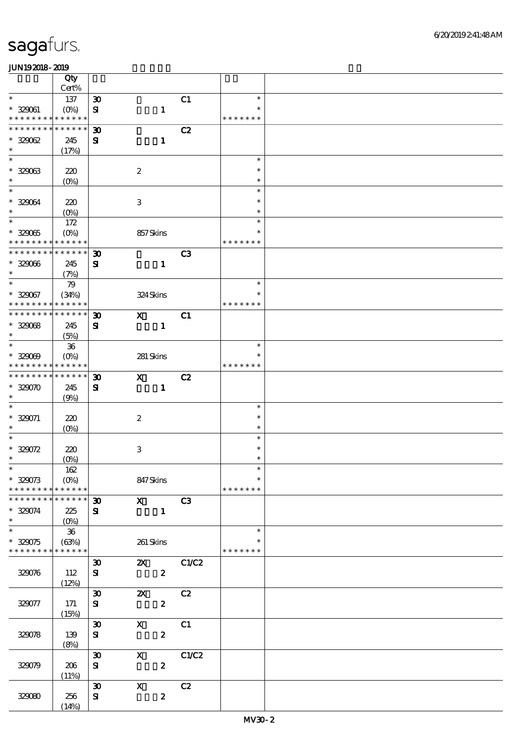sagafurs.

JUN19 2018 - 2019

| | Qty Cert% | | | | | |
|---|---|---|---|---|---|---|
| * | 137 | 30 | | C1 | * | |
| * 329061 | (0%) | SI | 1 | | * | |
| * * * * * * * * * * * * * * | | | | | * * * * * * * | |
| * * * * * * * * * * * * * * | | 30 | | C2 | | |
| * 329062 | 245 | SI | 1 | | | |
| * | (17%) | | | | | |
| * | | | | | * | |
| * 329063 | 220 | | 2 | | * | |
| * | (0%) | | | | * | |
| * | | | | | * | |
| * 329064 | 220 | | 3 | | * | |
| * | (0%) | | | | * | |
| * | 172 | | | | * | |
| * 329065 | (0%) | | 857 Skins | | * | |
| * * * * * * * * * * * * * * | | | | | * * * * * * * | |
| * * * * * * * * * * * * * * | | 30 | | C3 | | |
| * 329066 | 245 | SI | 1 | | | |
| * | (7%) | | | | | |
| * | 79 | | | | * | |
| * 329067 | (34%) | | 324 Skins | | * | |
| * * * * * * * * * * * * * * | | | | | * * * * * * * | |
| * * * * * * * * * * * * * * | | 30 | X | C1 | | |
| * 329068 | 245 | SI | 1 | | | |
| * | (5%) | | | | | |
| * | 36 | | | | * | |
| * 329069 | (0%) | | 281 Skins | | * | |
| * * * * * * * * * * * * * * | | | | | * * * * * * * | |
| * * * * * * * * * * * * * * | | 30 | X | C2 | | |
| * 329070 | 245 | SI | 1 | | | |
| * | (9%) | | | | | |
| * | | | | | * | |
| * 329071 | 220 | | 2 | | * | |
| * | (0%) | | | | * | |
| * | | | | | * | |
| * 329072 | 220 | | 3 | | * | |
| * | (0%) | | | | * | |
| * | 162 | | | | * | |
| * 329073 | (0%) | | 847 Skins | | * | |
| * * * * * * * * * * * * * * | | | | | * * * * * * * | |
| * * * * * * * * * * * * * * | | 30 | X | C3 | | |
| * 329074 | 225 | SI | 1 | | | |
| * | (0%) | | | | | |
| * | 36 | | | | * | |
| * 329075 | (63%) | | 261 Skins | | * | |
| * * * * * * * * * * * * * * | | | | | * * * * * * * | |
| 329076 | 112 (12%) | 30 SI | 2X 2 | C1/C2 | | |
| 329077 | 171 (15%) | 30 SI | 2X 2 | C2 | | |
| 329078 | 139 (8%) | 30 SI | X 2 | C1 | | |
| 329079 | 206 (11%) | 30 SI | X 2 | C1/C2 | | |
| 329080 | 256 (14%) | 30 SI | X 2 | C2 | | |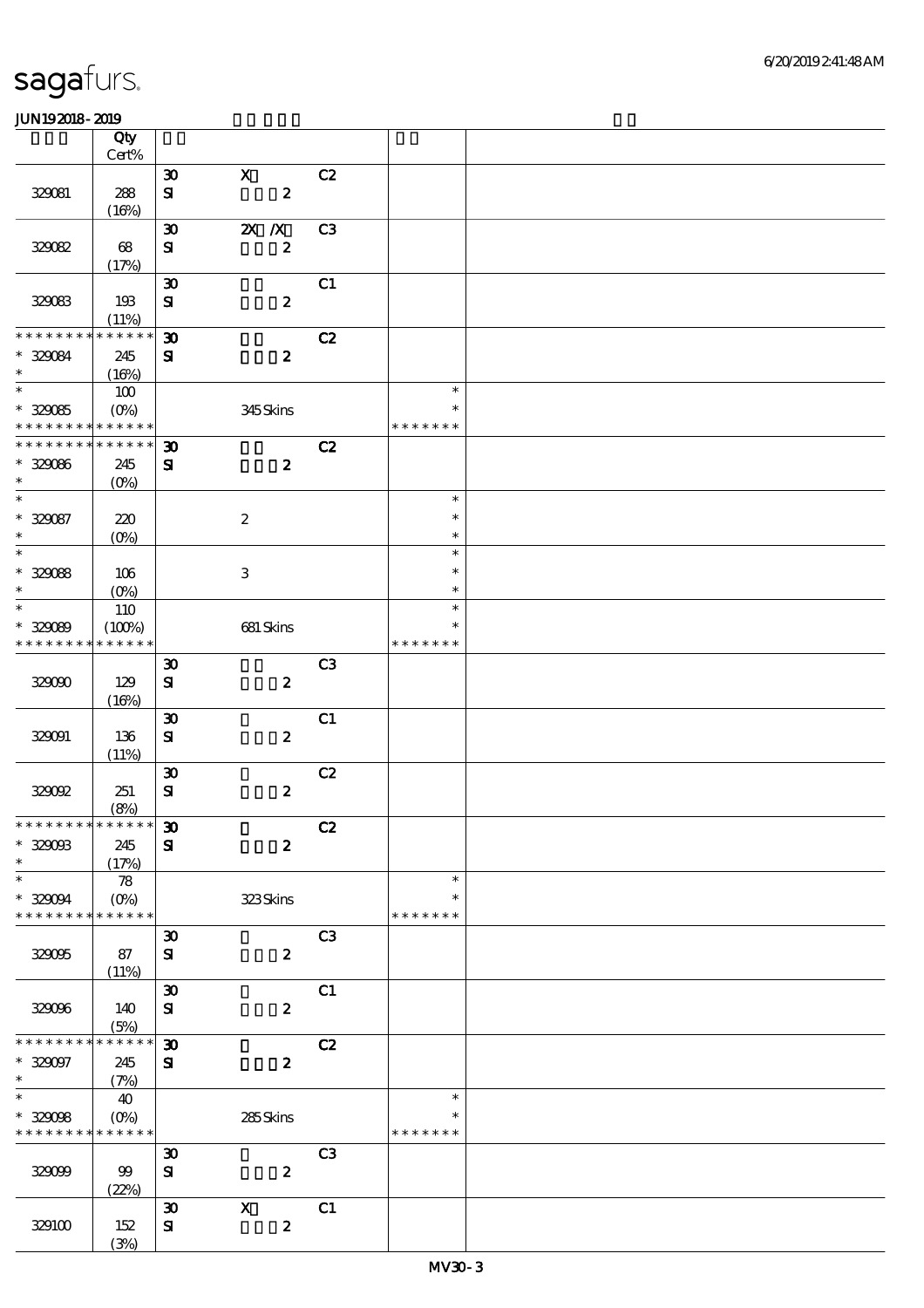| | Qty Cert% | | | | | |
|---|---|---|---|---|---|---|
| 329081 | 288 (16%) | 30 SI | X 2 | C2 | | |
| 329082 | 68 (17%) | 30 SI | 2X /X 2 | C3 | | |
| 329083 | 193 (11%) | 30 SI | 2 | C1 | | |
| * * * * * * * * * * * * * * 329084 * | 245 (16%) | 30 SI | 2 | C2 | | |
| * * 329085 * * * * * * * * * * * * * | 100 (0%) | | 345 Skins | | * * * * * * * * * | |
| * * * * * * * * * * * * * * 329086 * | 245 (0%) | 30 SI | 2 | C2 | | |
| * * 329087 * | 220 (0%) | | 2 | | * * * | |
| * * 329088 * | 106 (0%) | | 3 | | * * * | |
| * * 329089 * * * * * * * * * * * * * | 110 (100%) | | 681 Skins | | * * * * * * * * * | |
| 329090 | 129 (16%) | 30 SI | 2 | C3 | | |
| 329091 | 136 (11%) | 30 SI | 2 | C1 | | |
| 329092 | 251 (8%) | 30 SI | 2 | C2 | | |
| * * * * * * * * * * * * * * 329093 * | 245 (17%) | 30 SI | 2 | C2 | | |
| * * 329094 * * * * * * * * * * * * * | 78 (0%) | | 323 Skins | | * * * * * * * * * | |
| 329095 | 87 (11%) | 30 SI | 2 | C3 | | |
| 329096 | 140 (5%) | 30 SI | 2 | C1 | | |
| * * * * * * * * * * * * * * 329097 * | 245 (7%) | 30 SI | 2 | C2 | | |
| * * 329098 * * * * * * * * * * * * * | 40 (0%) | | 285 Skins | | * * * * * * * * * | |
| 329099 | 99 (22%) | 30 SI | 2 | C3 | | |
| 329100 | 152 (3%) | 30 SI | X 2 | C1 | | |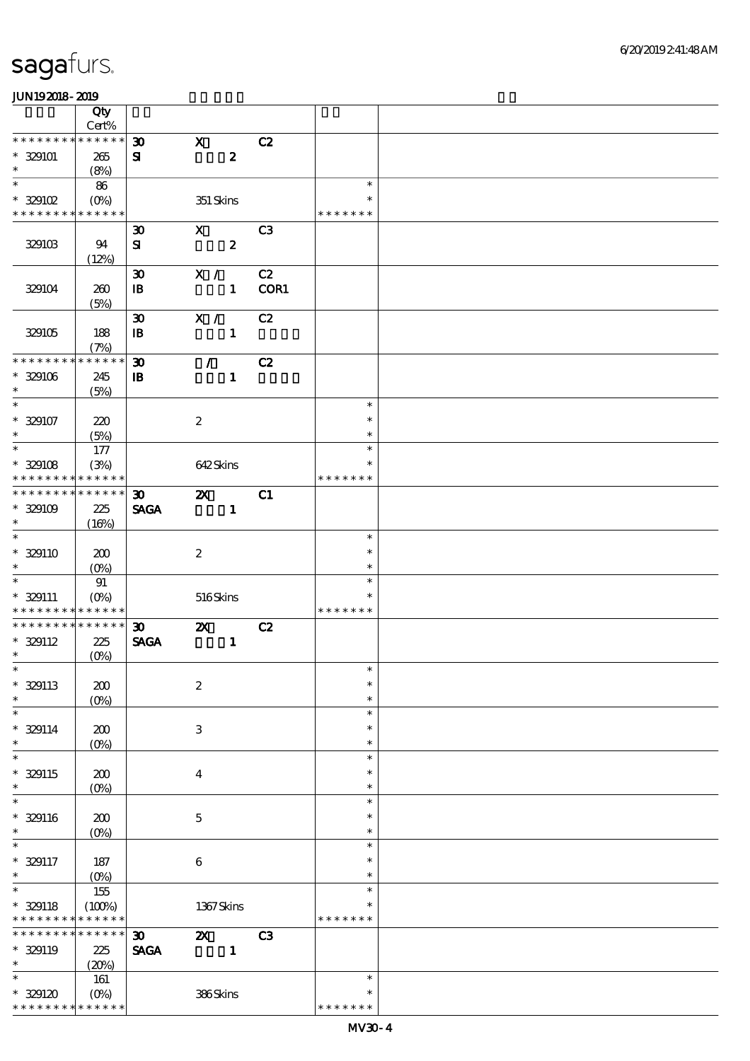sagafurs.

JUN192018-2019

| | Qty Cert% | | | | | |
|---|---|---|---|---|---|---|
| * * * * * * * * * * * * * * | | 30 | X | C2 | | |
| * 329101 | 265 | SI | 2 | | | |
| * | (8%) | | | | | |
| * | 86 | | | | * | |
| * 329102 | (0%) | | 351 Skins | | * | |
| * * * * * * * * * * * * * * | | | | | * * * * * * * | |
| | | 30 | X | C3 | | |
| 329103 | 94 | SI | 2 | | | |
| | (12%) | | | | | |
| | | 30 | X / | C2 | | |
| 329104 | 260 | IB | 1 | COR1 | | |
| | (5%) | | | | | |
| | | 30 | X / | C2 | | |
| 329105 | 188 | IB | 1 | | | |
| | (7%) | | | | | |
| * * * * * * * * * * * * * * | | 30 | / | C2 | | |
| * 329106 | 245 | IB | 1 | | | |
| * | (5%) | | | | | |
| * | | | | | * | |
| * 329107 | 220 | | 2 | | * | |
| * | (5%) | | | | * | |
| * | 177 | | | | * | |
| * 329108 | (3%) | | 642 Skins | | * | |
| * * * * * * * * * * * * * * | | | | | * * * * * * * | |
| * * * * * * * * * * * * * * | | 30 | 2X | C1 | | |
| * 329109 | 225 | SAGA | 1 | | | |
| * | (16%) | | | | | |
| * | | | | | * | |
| * 329110 | 200 | | 2 | | * | |
| * | (0%) | | | | * | |
| * | 91 | | | | * | |
| * 329111 | (0%) | | 516 Skins | | * | |
| * * * * * * * * * * * * * * | | | | | * * * * * * * | |
| * * * * * * * * * * * * * * | | 30 | 2X | C2 | | |
| * 329112 | 225 | SAGA | 1 | | | |
| * | (0%) | | | | | |
| * | | | | | * | |
| * 329113 | 200 | | 2 | | * | |
| * | (0%) | | | | * | |
| * | | | | | * | |
| * 329114 | 200 | | 3 | | * | |
| * | (0%) | | | | * | |
| * | | | | | * | |
| * 329115 | 200 | | 4 | | * | |
| * | (0%) | | | | * | |
| * | | | | | * | |
| * 329116 | 200 | | 5 | | * | |
| * | (0%) | | | | * | |
| * | | | | | * | |
| * 329117 | 187 | | 6 | | * | |
| * | (0%) | | | | * | |
| * | 155 | | | | * | |
| * 329118 | (100%) | | 1367 Skins | | * | |
| * * * * * * * * * * * * * * | | | | | * * * * * * * | |
| * * * * * * * * * * * * * * | | 30 | 2X | C3 | | |
| * 329119 | 225 | SAGA | 1 | | | |
| * | (20%) | | | | | |
| * | 161 | | | | * | |
| * 329120 | (0%) | | 386 Skins | | * | |
| * * * * * * * * * * * * * * | | | | | * * * * * * * | |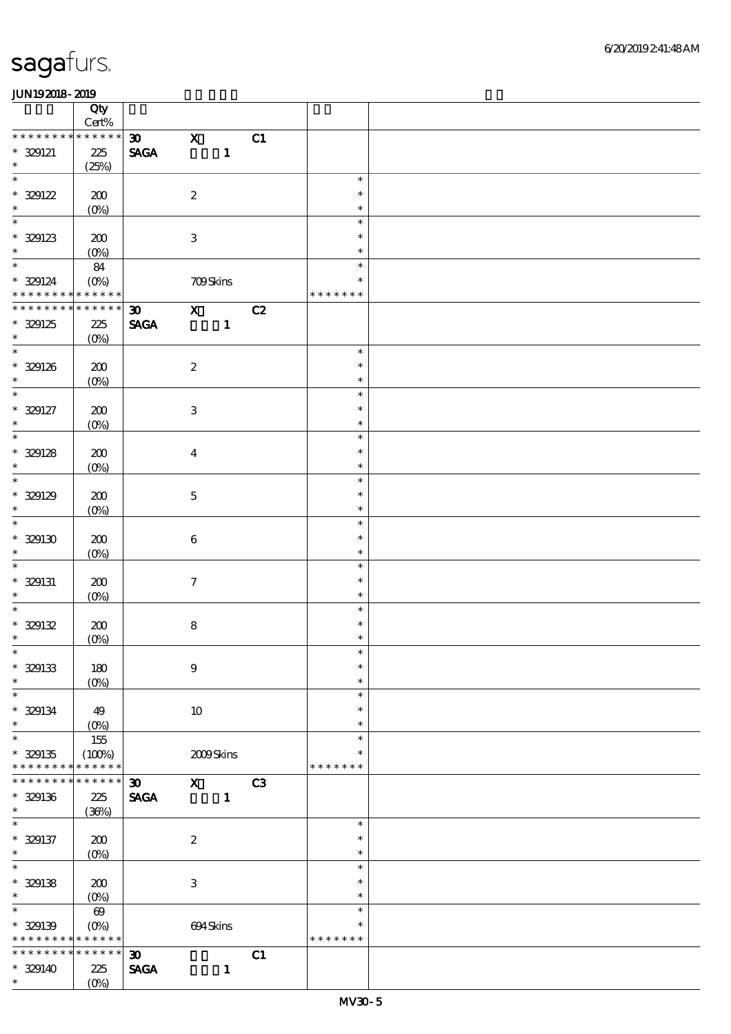# sagafurs.

JUN192018-2019

| | Qty Cert% | | | | | |
|---|---|---|---|---|---|---|
| * * * * * * * * * * * * * * | | 30 | X | C1 | | |
| * 329121 | 225 | SAGA | 1 | | | |
| * | (25%) | | | | | |
| * | | | | | * | |
| * 329122 | 200 | | 2 | | * | |
| * | (0%) | | | | * | |
| * | | | | | * | |
| * 329123 | 200 | | 3 | | * | |
| * | (0%) | | | | * | |
| * | 84 | | | | * | |
| * 329124 | (0%) | | 709 Skins | | * | |
| * * * * * * * * * * * * * * | | | | | * * * * * * * | |
| * * * * * * * * * * * * * * | | 30 | X | C2 | | |
| * 329125 | 225 | SAGA | 1 | | | |
| * | (0%) | | | | | |
| * | | | | | * | |
| * 329126 | 200 | | 2 | | * | |
| * | (0%) | | | | * | |
| * | | | | | * | |
| * 329127 | 200 | | 3 | | * | |
| * | (0%) | | | | * | |
| * | | | | | * | |
| * 329128 | 200 | | 4 | | * | |
| * | (0%) | | | | * | |
| * | | | | | * | |
| * 329129 | 200 | | 5 | | * | |
| * | (0%) | | | | * | |
| * | | | | | * | |
| * 329130 | 200 | | 6 | | * | |
| * | (0%) | | | | * | |
| * | | | | | * | |
| * 329131 | 200 | | 7 | | * | |
| * | (0%) | | | | * | |
| * | | | | | * | |
| * 329132 | 200 | | 8 | | * | |
| * | (0%) | | | | * | |
| * | | | | | * | |
| * 329133 | 180 | | 9 | | * | |
| * | (0%) | | | | * | |
| * | | | | | * | |
| * 329134 | 49 | | 10 | | * | |
| * | (0%) | | | | * | |
| * | 155 | | | | * | |
| * 329135 | (100%) | | 2009 Skins | | * | |
| * * * * * * * * * * * * * * | | | | | * * * * * * * | |
| * * * * * * * * * * * * * * | | 30 | X | C3 | | |
| * 329136 | 225 | SAGA | 1 | | | |
| * | (36%) | | | | | |
| * | | | | | * | |
| * 329137 | 200 | | 2 | | * | |
| * | (0%) | | | | * | |
| * | | | | | * | |
| * 329138 | 200 | | 3 | | * | |
| * | (0%) | | | | * | |
| * | 69 | | | | * | |
| * 329139 | (0%) | | 694 Skins | | * | |
| * * * * * * * * * * * * * * | | | | | * * * * * * * | |
| * * * * * * * * * * * * * * | | 30 | | C1 | | |
| * 329140 | 225 | SAGA | 1 | | | |
| * | (0%) | | | | | |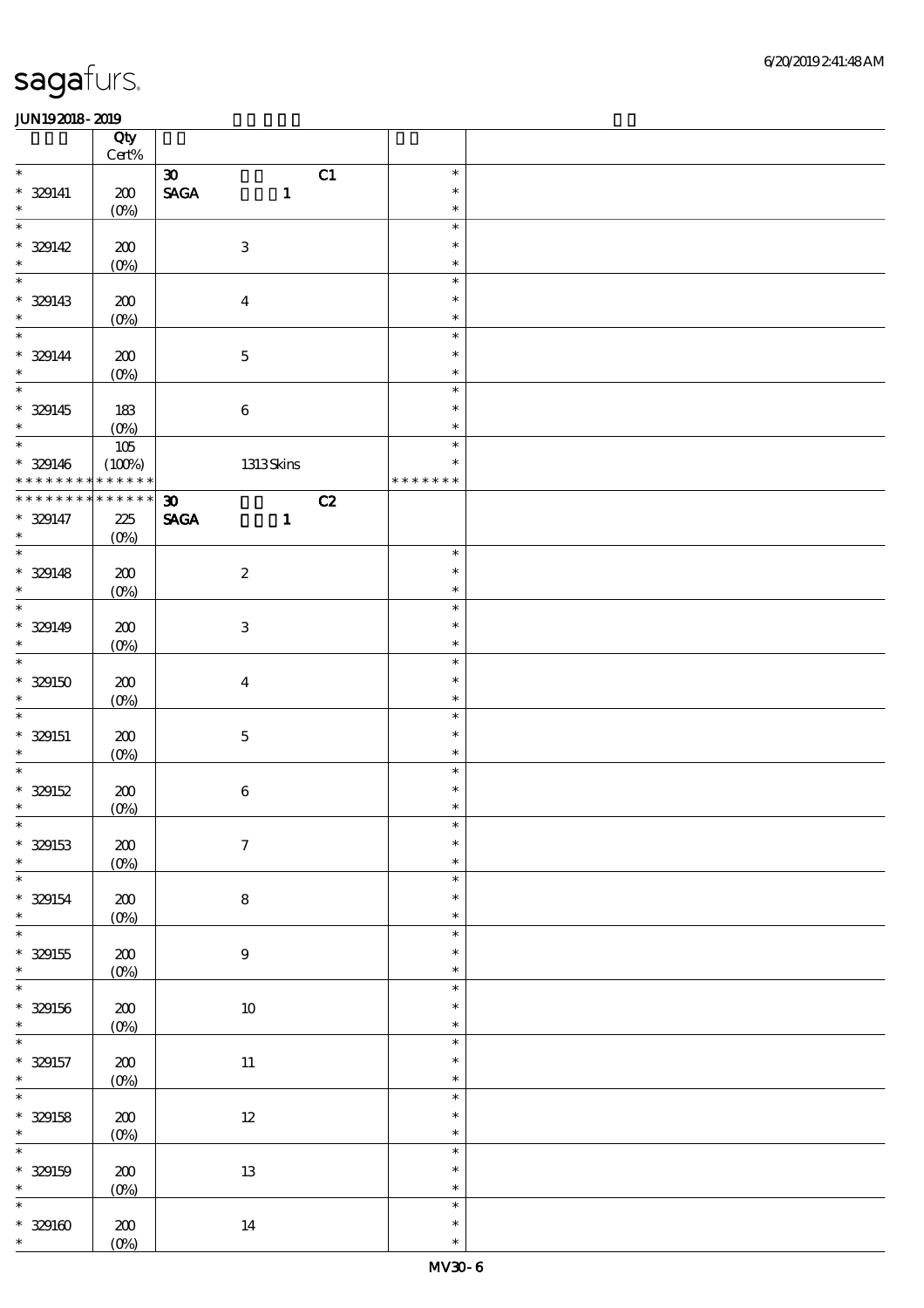sagafurs.

JUN19 2018 - 2019

| | Qty Cert% | | |
|---|---|---|---|
| * | | 30 C1 | * |
| * 329141 | 200 | SAGA 1 | * |
| * | (0%) | | * |
| * | | | * |
| * 329142 | 200 | 3 | * |
| * | (0%) | | * |
| * | | | * |
| * 329143 | 200 | 4 | * |
| * | (0%) | | * |
| * | | | * |
| * 329144 | 200 | 5 | * |
| * | (0%) | | * |
| * | | | * |
| * 329145 | 183 | 6 | * |
| * | (0%) | | * |
| * | 105 | | * |
| * 329146 | (100%) | 1313 Skins | * |
| * * * * * * * * * * * * * | | | * * * * * * * |
| * * * * * * * * * * * * * | | 30 C2 | |
| * 329147 | 225 | SAGA 1 | |
| * | (0%) | | |
| * | | | * |
| * 329148 | 200 | 2 | * |
| * | (0%) | | * |
| * | | | * |
| * 329149 | 200 | 3 | * |
| * | (0%) | | * |
| * | | | * |
| * 329150 | 200 | 4 | * |
| * | (0%) | | * |
| * | | | * |
| * 329151 | 200 | 5 | * |
| * | (0%) | | * |
| * | | | * |
| * 329152 | 200 | 6 | * |
| * | (0%) | | * |
| * | | | * |
| * 329153 | 200 | 7 | * |
| * | (0%) | | * |
| * | | | * |
| * 329154 | 200 | 8 | * |
| * | (0%) | | * |
| * | | | * |
| * 329155 | 200 | 9 | * |
| * | (0%) | | * |
| * | | | * |
| * 329156 | 200 | 10 | * |
| * | (0%) | | * |
| * | | | * |
| * 329157 | 200 | 11 | * |
| * | (0%) | | * |
| * | | | * |
| * 329158 | 200 | 12 | * |
| * | (0%) | | * |
| * | | | * |
| * 329159 | 200 | 13 | * |
| * | (0%) | | * |
| * | | | * |
| * 329160 | 200 | 14 | * |
| * | (0%) | | * |

MV30 - 6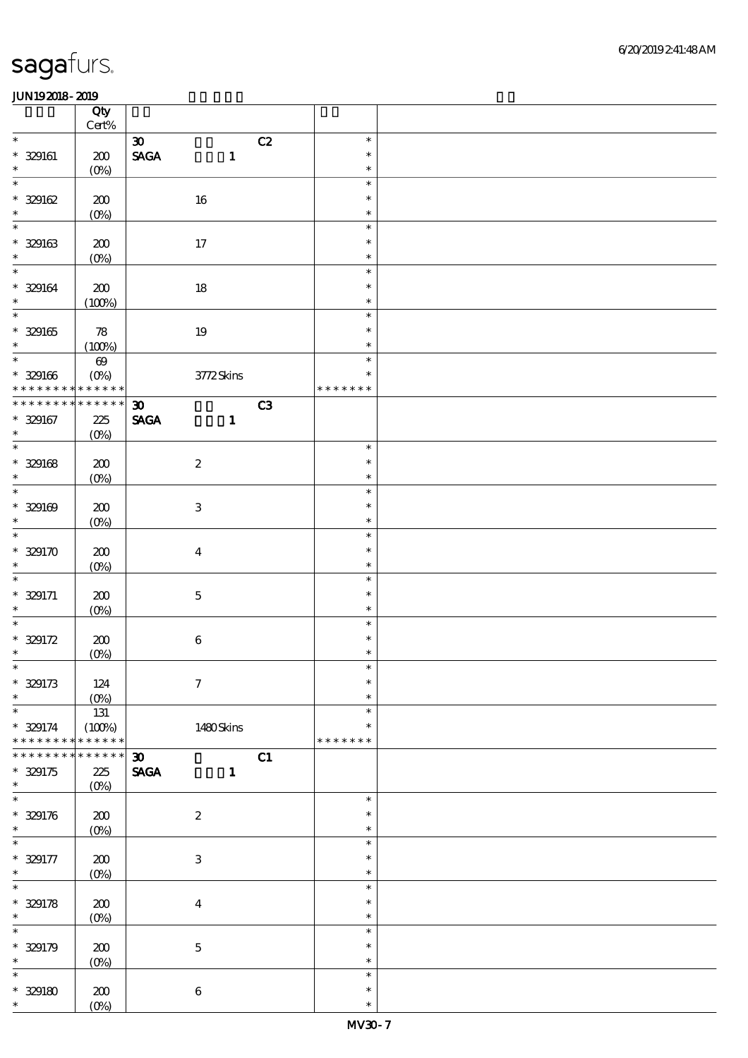# sagafurs.

JUN19 2018 - 2019

| | Qty Cert% | | |
|---|---|---|---|
| * | | 30 C2 | * |
| * 329161 | 200 | SAGA 1 | * |
| * | (0%) | | * |
| * | | | * |
| * 329162 | 200 | 16 | * |
| * | (0%) | | * |
| * | | | * |
| * 329163 | 200 | 17 | * |
| * | (0%) | | * |
| * | | | * |
| * 329164 | 200 | 18 | * |
| * | (100%) | | * |
| * | | | * |
| * 329165 | 78 | 19 | * |
| * | (100%) | | * |
| * | 69 | | * |
| * 329166 | (0%) | 3772 Skins | * |
| * * * * * * * * * * * * * * | | | * * * * * * * |
| * * * * * * * * * * * * * * | | 30 C3 | |
| * 329167 | 225 | SAGA 1 | |
| * | (0%) | | |
| * | | | * |
| * 329168 | 200 | 2 | * |
| * | (0%) | | * |
| * | | | * |
| * 329169 | 200 | 3 | * |
| * | (0%) | | * |
| * | | | * |
| * 329170 | 200 | 4 | * |
| * | (0%) | | * |
| * | | | * |
| * 329171 | 200 | 5 | * |
| * | (0%) | | * |
| * | | | * |
| * 329172 | 200 | 6 | * |
| * | (0%) | | * |
| * | | | * |
| * 329173 | 124 | 7 | * |
| * | (0%) | | * |
| * | 131 | | * |
| * 329174 | (100%) | 1480 Skins | * |
| * * * * * * * * * * * * * * | | | * * * * * * * |
| * * * * * * * * * * * * * * | | 30 C1 | |
| * 329175 | 225 | SAGA 1 | |
| * | (0%) | | |
| * | | | * |
| * 329176 | 200 | 2 | * |
| * | (0%) | | * |
| * | | | * |
| * 329177 | 200 | 3 | * |
| * | (0%) | | * |
| * | | | * |
| * 329178 | 200 | 4 | * |
| * | (0%) | | * |
| * | | | * |
| * 329179 | 200 | 5 | * |
| * | (0%) | | * |
| * | | | * |
| * 329180 | 200 | 6 | * |
| * | (0%) | | * |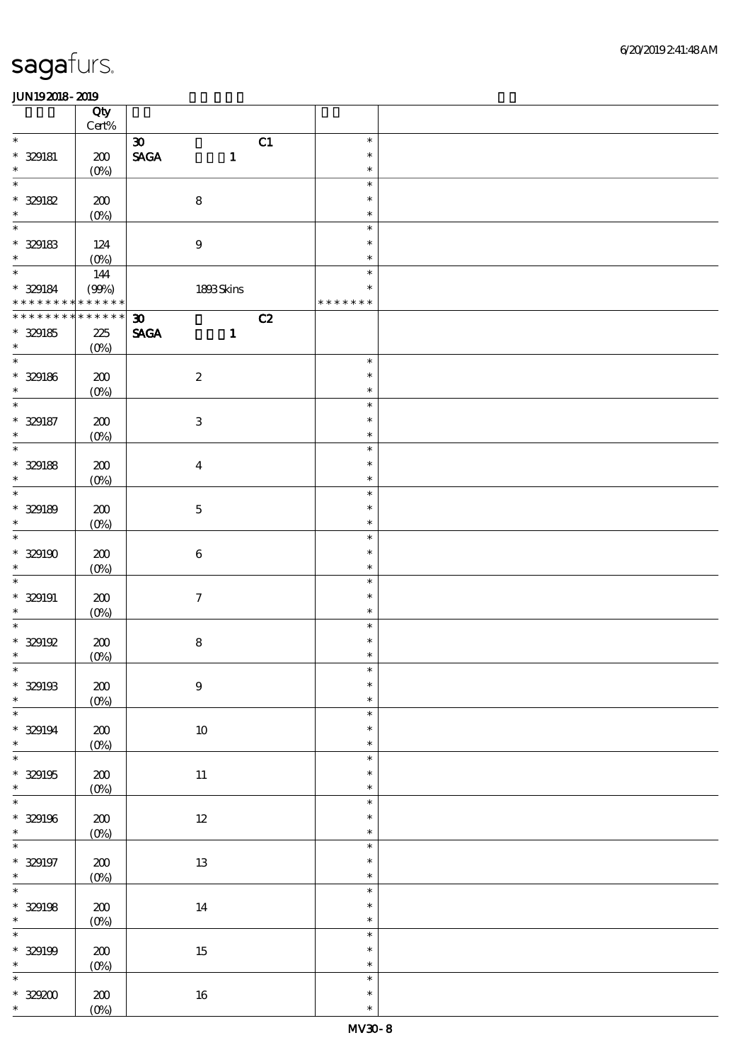# sagafurs.

JUN192018-2019

| | Qty Cert% | | |
|---|---|---|---|
| * 329181 * | 200 (0%) | 30 C1 SAGA 1 | * * * |
| * 329182 * | 200 (0%) | 8 | * * * |
| * 329183 * | 124 (0%) | 9 | * * * |
| * 329184 * * * * * * * * * * * * * * | 144 (99%) | 1893 Skins | * * * * * * * * * |
| * * * * * * * * * * * * * * 329185 * | 225 (0%) | 30 C2 SAGA 1 | |
| * 329186 * | 200 (0%) | 2 | * * * |
| * 329187 * | 200 (0%) | 3 | * * * |
| * 329188 * | 200 (0%) | 4 | * * * |
| * 329189 * | 200 (0%) | 5 | * * * |
| * 329190 * | 200 (0%) | 6 | * * * |
| * 329191 * | 200 (0%) | 7 | * * * |
| * 329192 * | 200 (0%) | 8 | * * * |
| * 329193 * | 200 (0%) | 9 | * * * |
| * 329194 * | 200 (0%) | 10 | * * * |
| * 329195 * | 200 (0%) | 11 | * * * |
| * 329196 * | 200 (0%) | 12 | * * * |
| * 329197 * | 200 (0%) | 13 | * * * |
| * 329198 * | 200 (0%) | 14 | * * * |
| * 329199 * | 200 (0%) | 15 | * * * |
| * 329200 * | 200 (0%) | 16 | * * * |

MV30-8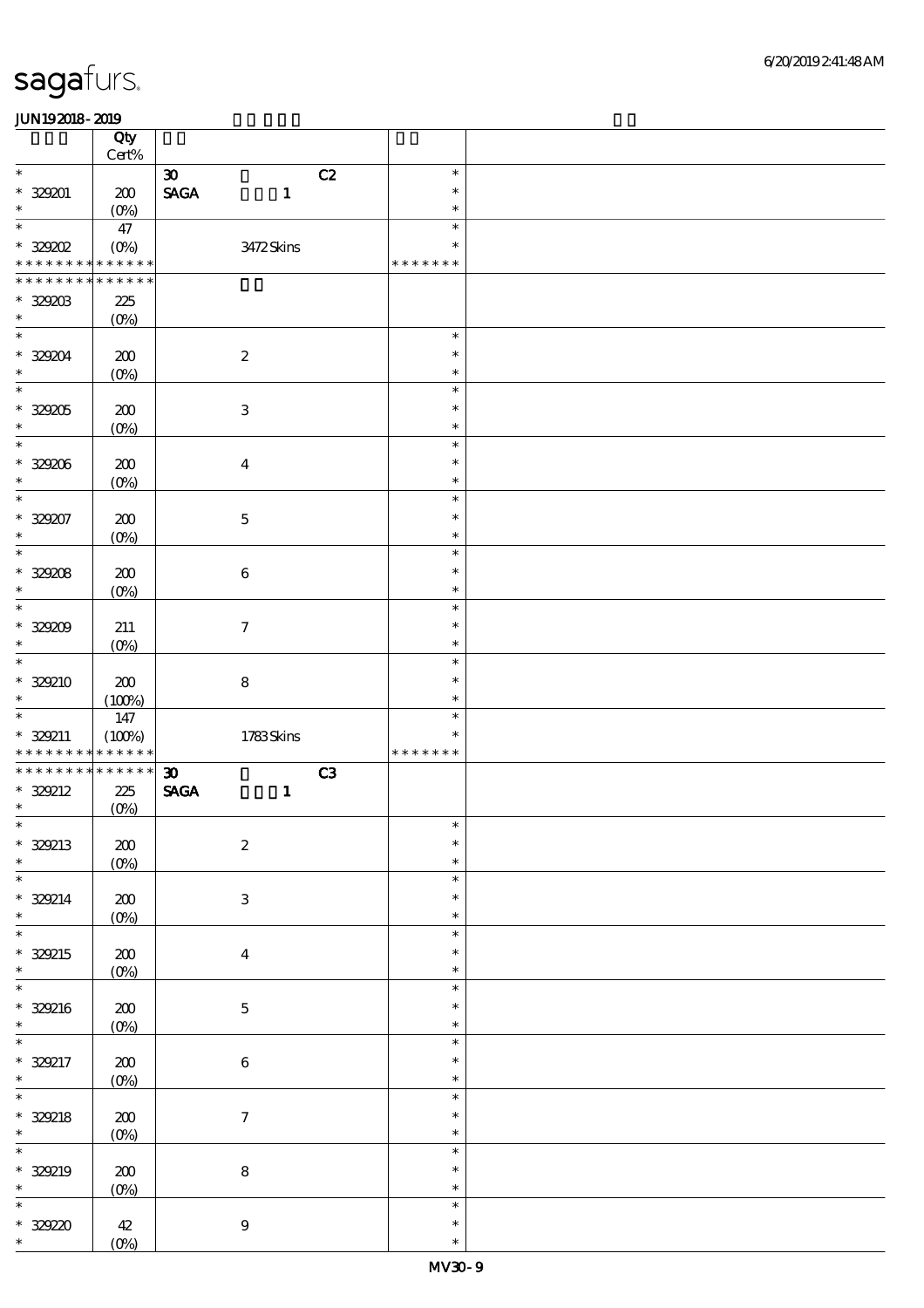sagafurs.

JUN19 2018 - 2019

| | Qty Cert% | | |
|---|---|---|---|
| * | | 30 C2 | * |
| * 329201 | 200 | SAGA 1 | * |
| * | (0%) | | * |
| * | 47 | | * |
| * 329202 | (0%) | 3472 Skins | * |
| * * * * * * * * * * * * * * | | | * * * * * * * |
| * * * * * * * * * * * * * * | | | |
| * 329203 | 225 | | |
| * | (0%) | | |
| * | | | * |
| * 329204 | 200 | 2 | * |
| * | (0%) | | * |
| * | | | * |
| * 329205 | 200 | 3 | * |
| * | (0%) | | * |
| * | | | * |
| * 329206 | 200 | 4 | * |
| * | (0%) | | * |
| * | | | * |
| * 329207 | 200 | 5 | * |
| * | (0%) | | * |
| * | | | * |
| * 329208 | 200 | 6 | * |
| * | (0%) | | * |
| * | | | * |
| * 329209 | 211 | 7 | * |
| * | (0%) | | * |
| * | | | * |
| * 329210 | 200 | 8 | * |
| * | (100%) | | * |
| * | 147 | | * |
| * 329211 | (100%) | 1783 Skins | * |
| * * * * * * * * * * * * * * | | | * * * * * * * |
| * * * * * * * * * * * * * * | | 30 C3 | |
| * 329212 | 225 | SAGA 1 | |
| * | (0%) | | |
| * | | | * |
| * 329213 | 200 | 2 | * |
| * | (0%) | | * |
| * | | | * |
| * 329214 | 200 | 3 | * |
| * | (0%) | | * |
| * | | | * |
| * 329215 | 200 | 4 | * |
| * | (0%) | | * |
| * | | | * |
| * 329216 | 200 | 5 | * |
| * | (0%) | | * |
| * | | | * |
| * 329217 | 200 | 6 | * |
| * | (0%) | | * |
| * | | | * |
| * 329218 | 200 | 7 | * |
| * | (0%) | | * |
| * | | | * |
| * 329219 | 200 | 8 | * |
| * | (0%) | | * |
| * | | | * |
| * 329220 | 42 | 9 | * |
| * | (0%) | | * |

MV30-9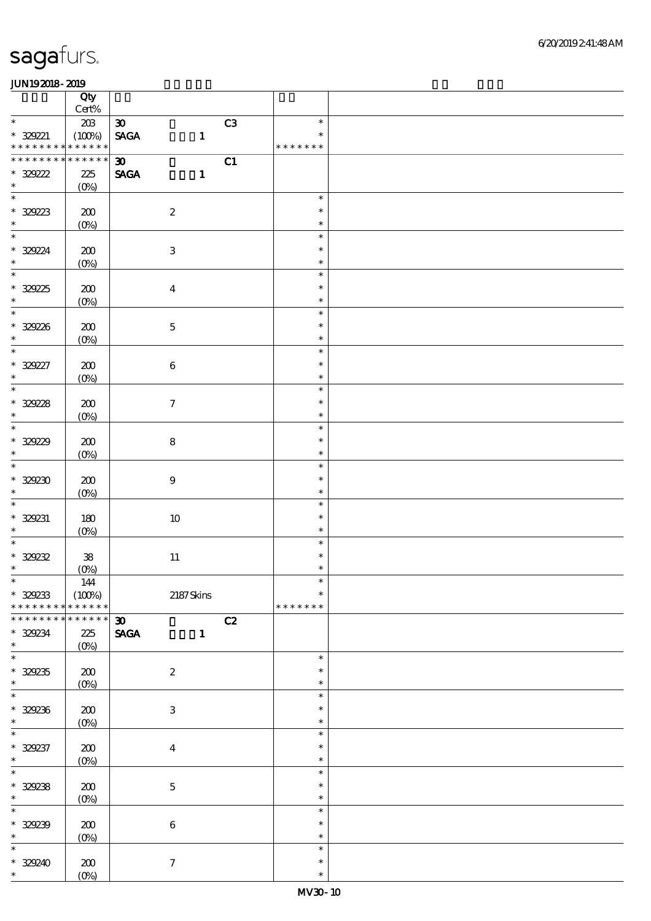sagafurs.

JUN19 2018 - 2019

| | Qty Cert% | | |
|---|---|---|---|
| * | 203 | 30 C3 | * |
| * 329221 | (100%) | SAGA 1 | * |
| * * * * * * * * * * * * * * | | | * * * * * * * |
| * * * * * * * * * * * * * * | | 30 C1 | |
| * 329222 | 225 | SAGA 1 | |
| * | (0%) | | |
| * | | | * |
| * 329223 | 200 | 2 | * |
| * | (0%) | | * |
| * | | | * |
| * 329224 | 200 | 3 | * |
| * | (0%) | | * |
| * | | | * |
| * 329225 | 200 | 4 | * |
| * | (0%) | | * |
| * | | | * |
| * 329226 | 200 | 5 | * |
| * | (0%) | | * |
| * | | | * |
| * 329227 | 200 | 6 | * |
| * | (0%) | | * |
| * | | | * |
| * 329228 | 200 | 7 | * |
| * | (0%) | | * |
| * | | | * |
| * 329229 | 200 | 8 | * |
| * | (0%) | | * |
| * | | | * |
| * 329230 | 200 | 9 | * |
| * | (0%) | | * |
| * | | | * |
| * 329231 | 180 | 10 | * |
| * | (0%) | | * |
| * | | | * |
| * 329232 | 38 | 11 | * |
| * | (0%) | | * |
| * | 144 | | * |
| * 329233 | (100%) | 2187 Skins | * |
| * * * * * * * * * * * * * * | | | * * * * * * * |
| * * * * * * * * * * * * * * | | 30 C2 | |
| * 329234 | 225 | SAGA 1 | |
| * | (0%) | | |
| * | | | * |
| * 329235 | 200 | 2 | * |
| * | (0%) | | * |
| * | | | * |
| * 329236 | 200 | 3 | * |
| * | (0%) | | * |
| * | | | * |
| * 329237 | 200 | 4 | * |
| * | (0%) | | * |
| * | | | * |
| * 329238 | 200 | 5 | * |
| * | (0%) | | * |
| * | | | * |
| * 329239 | 200 | 6 | * |
| * | (0%) | | * |
| * | | | * |
| * 329240 | 200 | 7 | * |
| * | (0%) | | * |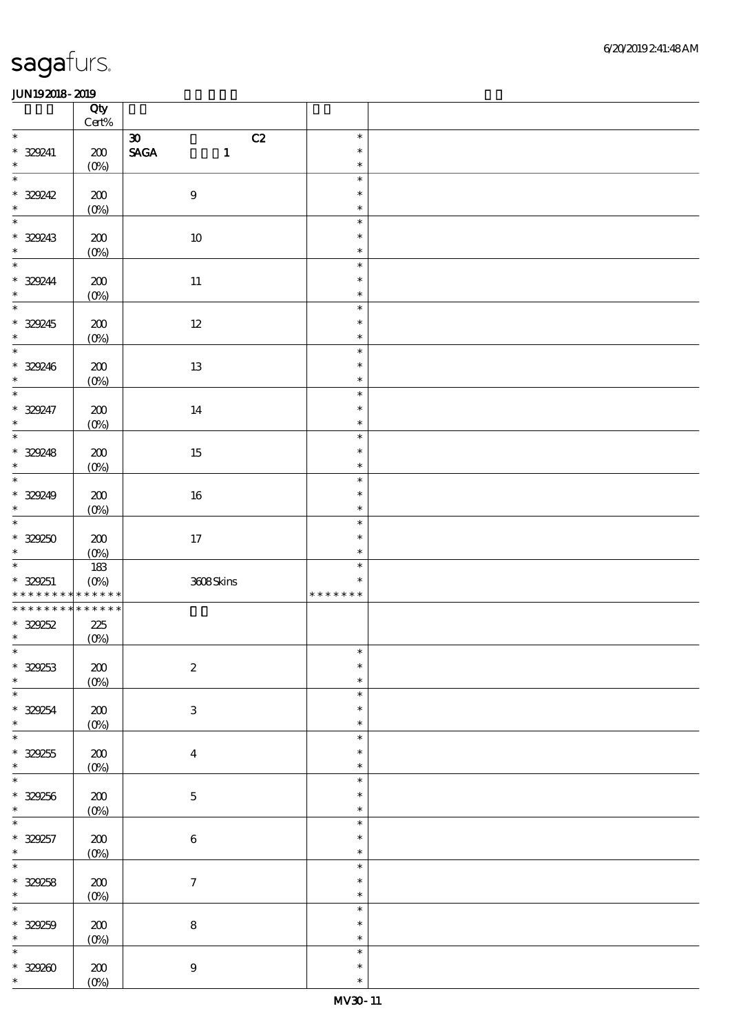| | Qty Cert% | | |
|---|---|---|---|
| * | | 30 C2 | * |
| * 329241 | 200 | SAGA 1 | * |
| * | (0%) | | * |
| * | | | * |
| * 329242 | 200 | 9 | * |
| * | (0%) | | * |
| * | | | * |
| * 329243 | 200 | 10 | * |
| * | (0%) | | * |
| * | | | * |
| * 329244 | 200 | 11 | * |
| * | (0%) | | * |
| * | | | * |
| * 329245 | 200 | 12 | * |
| * | (0%) | | * |
| * | | | * |
| * 329246 | 200 | 13 | * |
| * | (0%) | | * |
| * | | | * |
| * 329247 | 200 | 14 | * |
| * | (0%) | | * |
| * | | | * |
| * 329248 | 200 | 15 | * |
| * | (0%) | | * |
| * | | | * |
| * 329249 | 200 | 16 | * |
| * | (0%) | | * |
| * | | | * |
| * 329250 | 200 | 17 | * |
| * | (0%) | | * |
| * | 183 | | * |
| * 329251 | (0%) | 3608 Skins | * |
| * * * * * * * * * * * * * | | | * * * * * * * |
| * * * * * * * * * * * * * | | | |
| * 329252 | 225 | | |
| * | (0%) | | |
| * | | | * |
| * 329253 | 200 | 2 | * |
| * | (0%) | | * |
| * | | | * |
| * 329254 | 200 | 3 | * |
| * | (0%) | | * |
| * | | | * |
| * 329255 | 200 | 4 | * |
| * | (0%) | | * |
| * | | | * |
| * 329256 | 200 | 5 | * |
| * | (0%) | | * |
| * | | | * |
| * 329257 | 200 | 6 | * |
| * | (0%) | | * |
| * | | | * |
| * 329258 | 200 | 7 | * |
| * | (0%) | | * |
| * | | | * |
| * 329259 | 200 | 8 | * |
| * | (0%) | | * |
| * | | | * |
| * 329260 | 200 | 9 | * |
| * | (0%) | | * |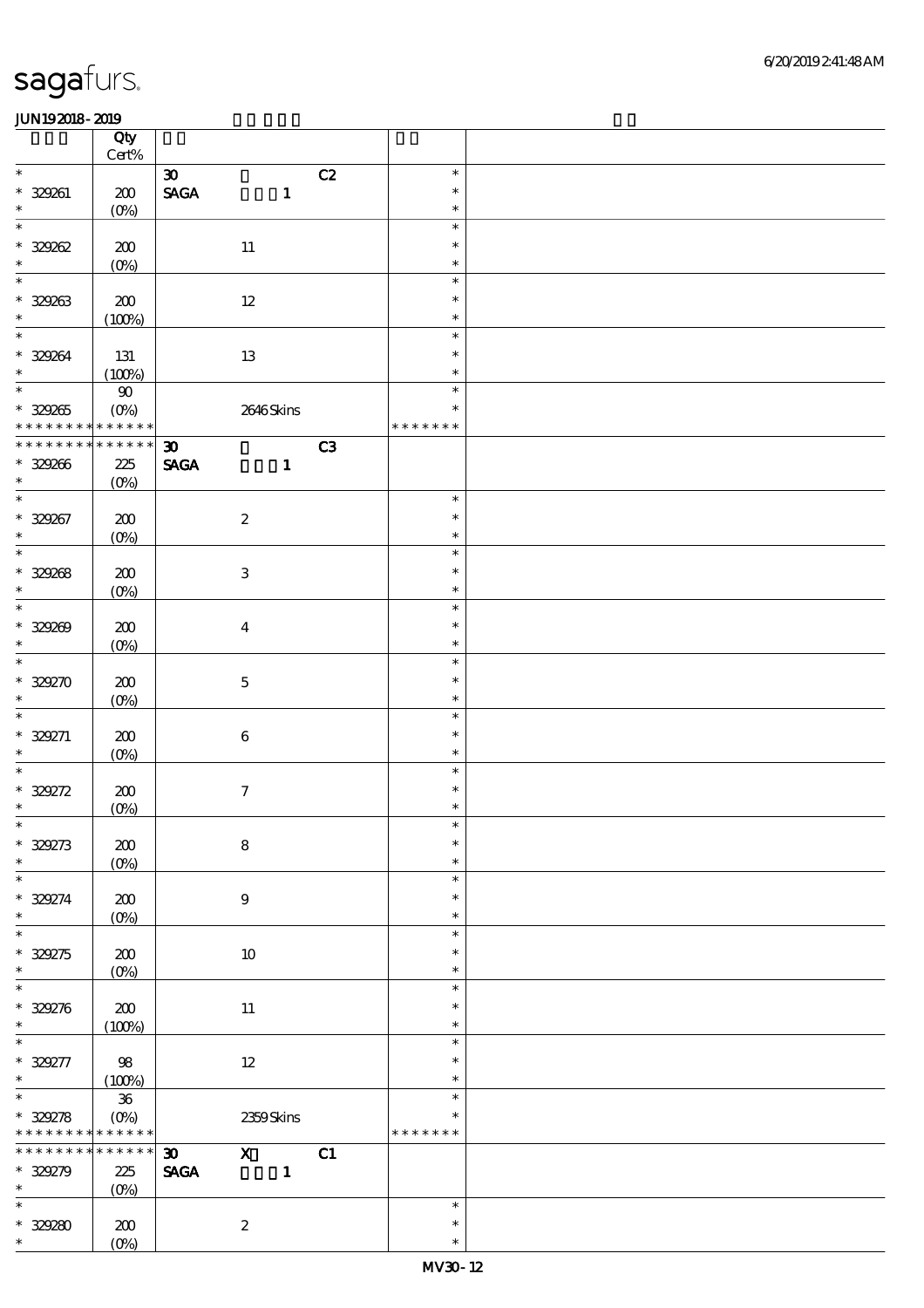| | Qty Cert% | | | | |
|---|---|---|---|---|---|
| * | | 30 | C2 | * | |
| * 329261 | 200 | SAGA 1 | | * | |
| * | (0%) | | | * | |
| * | | | | * | |
| * 329262 | 200 | 11 | | * | |
| * | (0%) | | | * | |
| * | | | | * | |
| * 329263 | 200 | 12 | | * | |
| * | (100%) | | | * | |
| * | | | | * | |
| * 329264 | 131 | 13 | | * | |
| * | (100%) | | | * | |
| * | 90 | | | * | |
| * 329265 | (0%) | 2646 Skins | | * | |
| * * * * * * * * * * * * * | | | | * * * * * * * | |
| * * * * * * * * * * * * * | | 30 | C3 | | |
| * 329266 | 225 | SAGA 1 | | | |
| * | (0%) | | | | |
| * | | | | * | |
| * 329267 | 200 | 2 | | * | |
| * | (0%) | | | * | |
| * | | | | * | |
| * 329268 | 200 | 3 | | * | |
| * | (0%) | | | * | |
| * | | | | * | |
| * 329269 | 200 | 4 | | * | |
| * | (0%) | | | * | |
| * | | | | * | |
| * 329270 | 200 | 5 | | * | |
| * | (0%) | | | * | |
| * | | | | * | |
| * 329271 | 200 | 6 | | * | |
| * | (0%) | | | * | |
| * | | | | * | |
| * 329272 | 200 | 7 | | * | |
| * | (0%) | | | * | |
| * | | | | * | |
| * 329273 | 200 | 8 | | * | |
| * | (0%) | | | * | |
| * | | | | * | |
| * 329274 | 200 | 9 | | * | |
| * | (0%) | | | * | |
| * | | | | * | |
| * 329275 | 200 | 10 | | * | |
| * | (0%) | | | * | |
| * | | | | * | |
| * 329276 | 200 | 11 | | * | |
| * | (100%) | | | * | |
| * | | | | * | |
| * 329277 | 98 | 12 | | * | |
| * | (100%) | | | * | |
| * | 36 | | | * | |
| * 329278 | (0%) | 2359 Skins | | * | |
| * * * * * * * * * * * * * | | | | * * * * * * * | |
| * * * * * * * * * * * * * | | 30 X | C1 | | |
| * 329279 | 225 | SAGA 1 | | | |
| * | (0%) | | | | |
| * | | | | * | |
| * 329280 | 200 | 2 | | * | |
| * | (0%) | | | * | |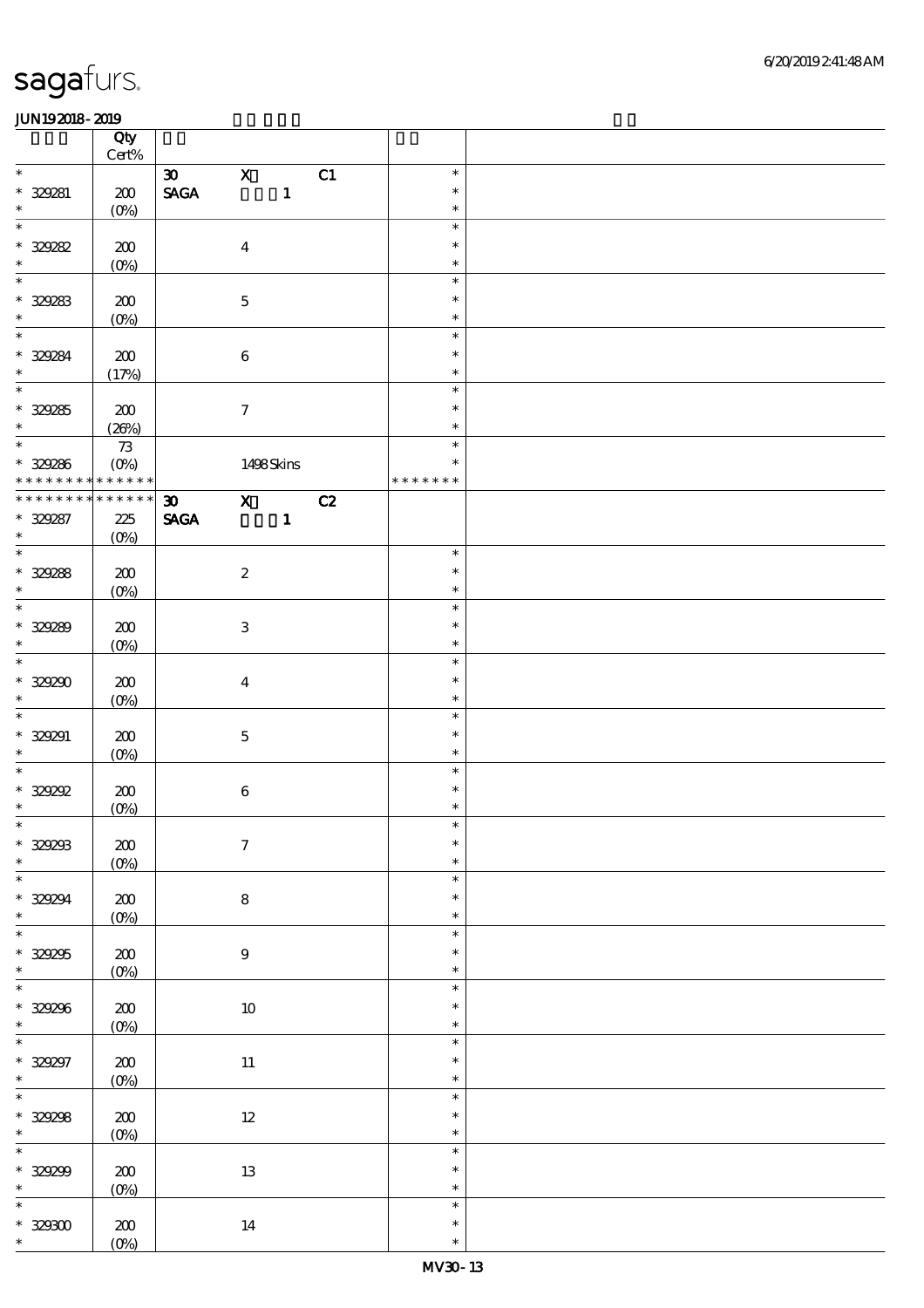# sagafurs.

JUN19 2018 - 2019

| | Qty Cert% | | |
|---|---|---|---|
| * | | 30 X C1 | * |
| * 329281 | 200 | SAGA 1 | * |
| * | (0%) | | * |
| * | | | * |
| * 329282 | 200 | 4 | * |
| * | (0%) | | * |
| * | | | * |
| * 329283 | 200 | 5 | * |
| * | (0%) | | * |
| * | | | * |
| * 329284 | 200 | 6 | * |
| * | (17%) | | * |
| * | | | * |
| * 329285 | 200 | 7 | * |
| * | (26%) | | * |
| * | 73 | | * |
| * 329286 | (0%) | 1498 Skins | * |
| * * * * * * * * * * * * * * | | | * * * * * * * |
| * * * * * * * * * * * * * * | | 30 X C2 | |
| * 329287 | 225 | SAGA 1 | |
| * | (0%) | | |
| * | | | * |
| * 329288 | 200 | 2 | * |
| * | (0%) | | * |
| * | | | * |
| * 329289 | 200 | 3 | * |
| * | (0%) | | * |
| * | | | * |
| * 329290 | 200 | 4 | * |
| * | (0%) | | * |
| * | | | * |
| * 329291 | 200 | 5 | * |
| * | (0%) | | * |
| * | | | * |
| * 329292 | 200 | 6 | * |
| * | (0%) | | * |
| * | | | * |
| * 329293 | 200 | 7 | * |
| * | (0%) | | * |
| * | | | * |
| * 329294 | 200 | 8 | * |
| * | (0%) | | * |
| * | | | * |
| * 329295 | 200 | 9 | * |
| * | (0%) | | * |
| * | | | * |
| * 329296 | 200 | 10 | * |
| * | (0%) | | * |
| * | | | * |
| * 329297 | 200 | 11 | * |
| * | (0%) | | * |
| * | | | * |
| * 329298 | 200 | 12 | * |
| * | (0%) | | * |
| * | | | * |
| * 329299 | 200 | 13 | * |
| * | (0%) | | * |
| * | | | * |
| * 329300 | 200 | 14 | * |
| * | (0%) | | * |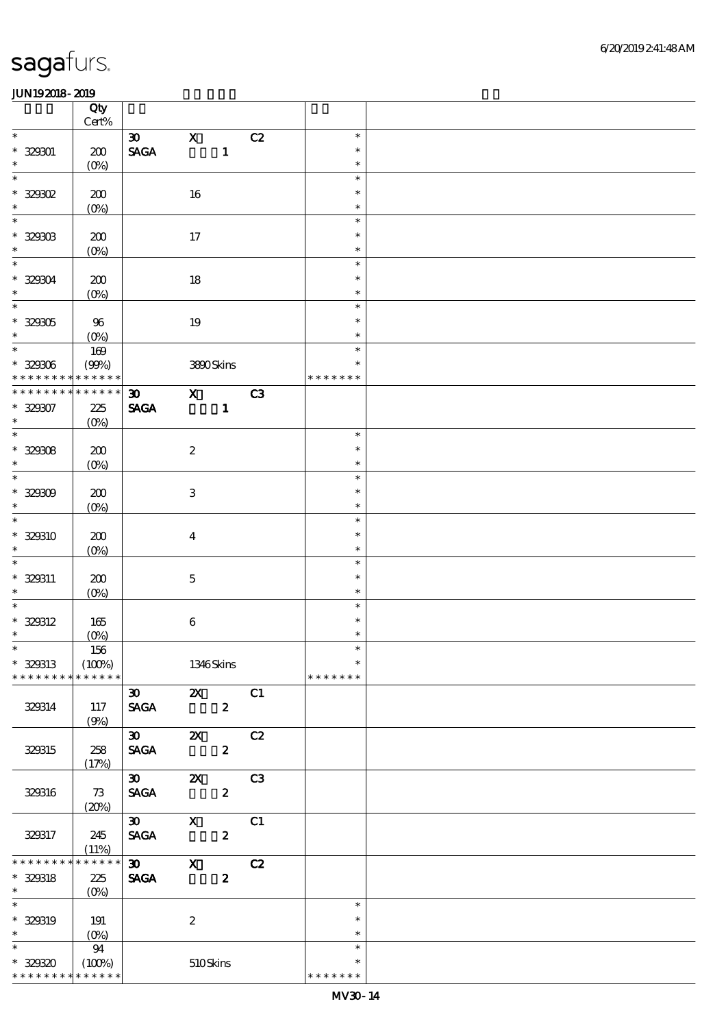| | Qty Cert% | | | | | |
|---|---|---|---|---|---|---|
| * | | 30 | X | C2 | * | |
| * 329301 | 200 | SAGA | 1 | | * | |
| * | (0%) | | | | * | |
| * | | | | | * | |
| * 329302 | 200 | | 16 | | * | |
| * | (0%) | | | | * | |
| * | | | | | * | |
| * 329303 | 200 | | 17 | | * | |
| * | (0%) | | | | * | |
| * | | | | | * | |
| * 329304 | 200 | | 18 | | * | |
| * | (0%) | | | | * | |
| * | | | | | * | |
| * 329305 | 96 | | 19 | | * | |
| * | (0%) | | | | * | |
| * | 169 | | | | * | |
| * 329306 | (99%) | | 3890 Skins | | * | |
| * * * * * * * * * * * * * * | | | | | * * * * * * * | |
| * * * * * * * * * * * * * * | | 30 | X | C3 | | |
| * 329307 | 225 | SAGA | 1 | | | |
| * | (0%) | | | | | |
| * | | | | | * | |
| * 329308 | 200 | | 2 | | * | |
| * | (0%) | | | | * | |
| * | | | | | * | |
| * 329309 | 200 | | 3 | | * | |
| * | (0%) | | | | * | |
| * | | | | | * | |
| * 329310 | 200 | | 4 | | * | |
| * | (0%) | | | | * | |
| * | | | | | * | |
| * 329311 | 200 | | 5 | | * | |
| * | (0%) | | | | * | |
| * | | | | | * | |
| * 329312 | 165 | | 6 | | * | |
| * | (0%) | | | | * | |
| * | 156 | | | | * | |
| * 329313 | (100%) | | 1346 Skins | | * | |
| * * * * * * * * * * * * * * | | | | | * * * * * * * | |
| | | 30 | 2X | C1 | | |
| 329314 | 117 | SAGA | 2 | | | |
| | (9%) | | | | | |
| | | 30 | 2X | C2 | | |
| 329315 | 258 | SAGA | 2 | | | |
| | (17%) | | | | | |
| | | 30 | 2X | C3 | | |
| 329316 | 73 | SAGA | 2 | | | |
| | (20%) | | | | | |
| | | 30 | X | C1 | | |
| 329317 | 245 | SAGA | 2 | | | |
| | (11%) | | | | | |
| * * * * * * * * * * * * * * | | 30 | X | C2 | | |
| * 329318 | 225 | SAGA | 2 | | | |
| * | (0%) | | | | | |
| * | | | | | * | |
| * 329319 | 191 | | 2 | | * | |
| * | (0%) | | | | * | |
| * | 94 | | | | * | |
| * 329320 | (100%) | | 510 Skins | | * | |
| * * * * * * * * * * * * * * | | | | | * * * * * * * | |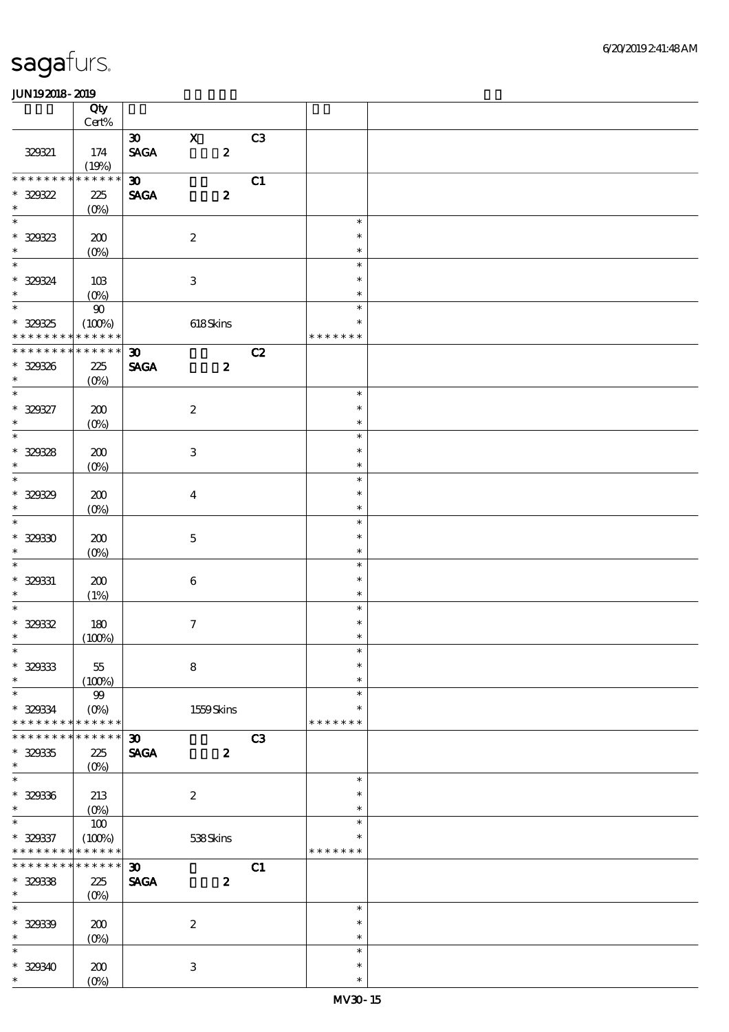| | Qty Cert% | | | | |
|---|---|---|---|---|---|
| 329321 | 174 (19%) | 30 SAGA | X 2 | C3 | |
| * * * * * * * * * * * * * * 329322 * | 225 (0%) | 30 SAGA | 2 | C1 | |
| * * 329323 * | 200 (0%) | | 2 | | * * * |
| * * 329324 * | 103 (0%) | | 3 | | * * * |
| * * 329325 * * * * * * * * * * * * * | 90 (100%) | | 618 Skins | | * * * * * * * * * |
| * * * * * * * * * * * * * * 329326 * | 225 (0%) | 30 SAGA | 2 | C2 | |
| * * 329327 * | 200 (0%) | | 2 | | * * * |
| * * 329328 * | 200 (0%) | | 3 | | * * * |
| * * 329329 * | 200 (0%) | | 4 | | * * * |
| * * 329330 * | 200 (0%) | | 5 | | * * * |
| * * 329331 * | 200 (1%) | | 6 | | * * * |
| * * 329332 * | 180 (100%) | | 7 | | * * * |
| * * 329333 * | 55 (100%) | | 8 | | * * * |
| * * 329334 * * * * * * * * * * * * * | 99 (0%) | | 1559 Skins | | * * * * * * * * * |
| * * * * * * * * * * * * * * 329335 * | 225 (0%) | 30 SAGA | 2 | C3 | |
| * * 329336 * | 213 (0%) | | 2 | | * * * |
| * * 329337 * * * * * * * * * * * * * | 100 (100%) | | 538 Skins | | * * * * * * * * * |
| * * * * * * * * * * * * * * 329338 * | 225 (0%) | 30 SAGA | 2 | C1 | |
| * * 329339 * | 200 (0%) | | 2 | | * * * |
| * * 329340 * | 200 (0%) | | 3 | | * * * |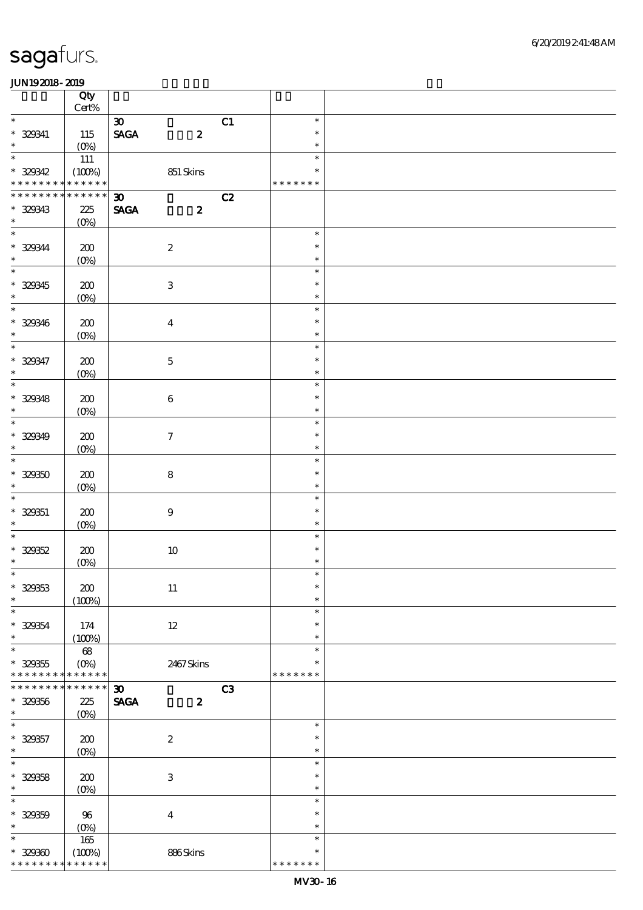sagafurs.

JUN19 2018 - 2019

| | Qty Cert% | | | |
|---|---|---|---|---|
| * | | 30 C1 | * | |
| * 329341 | 115 | SAGA 2 | * | |
| * | (0%) | | * | |
| * | 111 | | * | |
| * 329342 | (100%) | 851 Skins | * | |
| * * * * * * * * * * * * * * | | | * * * * * * * | |
| * * * * * * * * * * * * * * | | 30 C2 | | |
| * 329343 | 225 | SAGA 2 | | |
| * | (0%) | | | |
| * | | | * | |
| * 329344 | 200 | 2 | * | |
| * | (0%) | | * | |
| * | | | * | |
| * 329345 | 200 | 3 | * | |
| * | (0%) | | * | |
| * | | | * | |
| * 329346 | 200 | 4 | * | |
| * | (0%) | | * | |
| * | | | * | |
| * 329347 | 200 | 5 | * | |
| * | (0%) | | * | |
| * | | | * | |
| * 329348 | 200 | 6 | * | |
| * | (0%) | | * | |
| * | | | * | |
| * 329349 | 200 | 7 | * | |
| * | (0%) | | * | |
| * | | | * | |
| * 329350 | 200 | 8 | * | |
| * | (0%) | | * | |
| * | | | * | |
| * 329351 | 200 | 9 | * | |
| * | (0%) | | * | |
| * | | | * | |
| * 329352 | 200 | 10 | * | |
| * | (0%) | | * | |
| * | | | * | |
| * 329353 | 200 | 11 | * | |
| * | (100%) | | * | |
| * | | | * | |
| * 329354 | 174 | 12 | * | |
| * | (100%) | | * | |
| * | 68 | | * | |
| * 329355 | (0%) | 2467 Skins | * | |
| * * * * * * * * * * * * * * | | | * * * * * * * | |
| * * * * * * * * * * * * * * | | 30 C3 | | |
| * 329356 | 225 | SAGA 2 | | |
| * | (0%) | | | |
| * | | | * | |
| * 329357 | 200 | 2 | * | |
| * | (0%) | | * | |
| * | | | * | |
| * 329358 | 200 | 3 | * | |
| * | (0%) | | * | |
| * | | | * | |
| * 329359 | 96 | 4 | * | |
| * | (0%) | | * | |
| * | 165 | | * | |
| * 329360 | (100%) | 886 Skins | * | |
| * * * * * * * * * * * * * * | | | * * * * * * * | |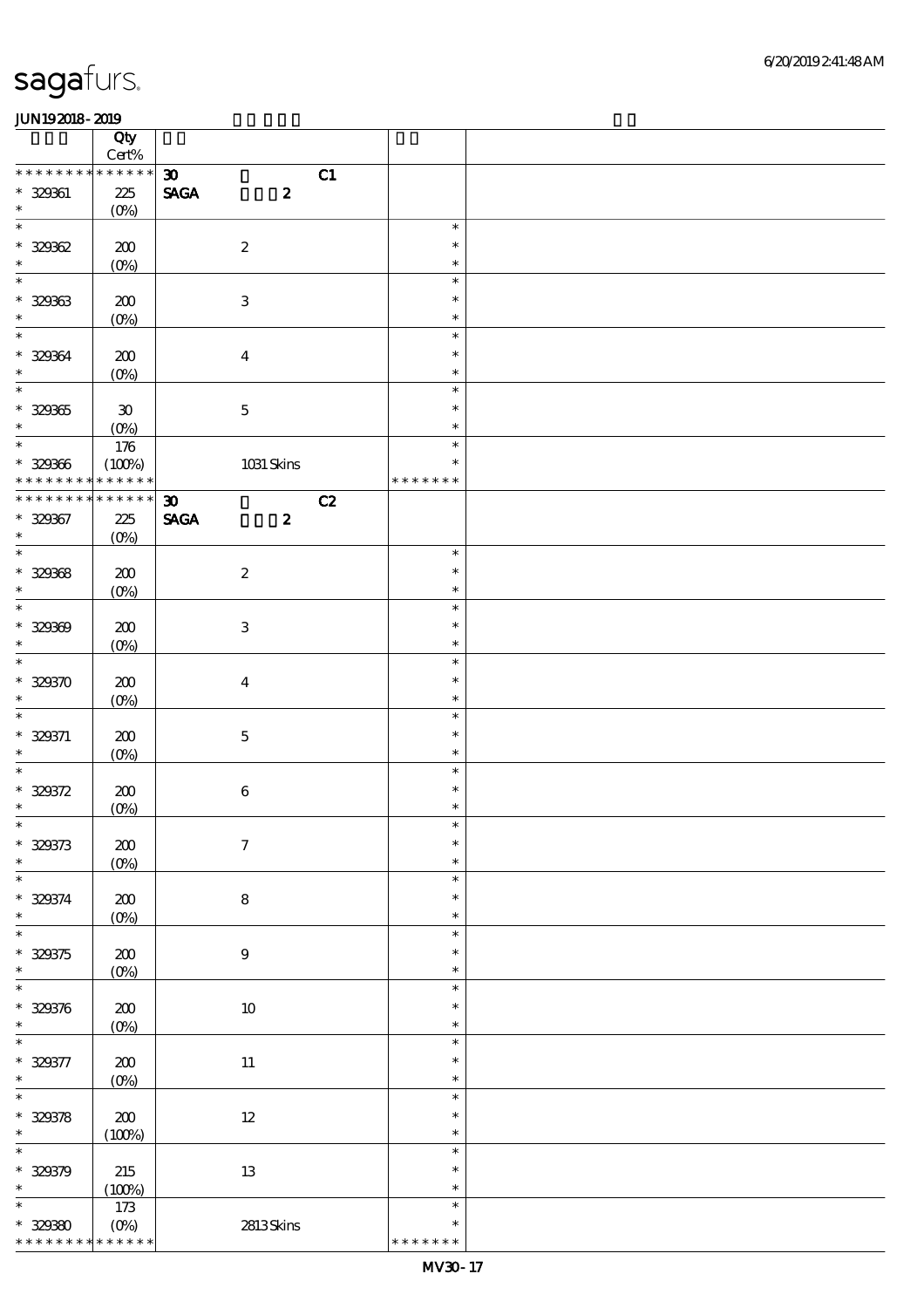# sagafurs.

JUN19 2018 - 2019

| | Qty Cert% | | |
|---|---|---|---|
| * * * * * * * * * * * * * * | 30 C1 | | |
| * 329361 | 225 (0%) | SAGA 2 | |
| * 329362 | 200 (0%) | 2 | * * * |
| * 329363 | 200 (0%) | 3 | * * * |
| * 329364 | 200 (0%) | 4 | * * * |
| * 329365 | 30 (0%) | 5 | * * * |
| * 329366 | 176 (100%) | 1031 Skins | * * * * * * * * * * |
| * * * * * * * * * * * * * * | 30 C2 | | |
| * 329367 | 225 (0%) | SAGA 2 | |
| * 329368 | 200 (0%) | 2 | * * * |
| * 329369 | 200 (0%) | 3 | * * * |
| * 329370 | 200 (0%) | 4 | * * * |
| * 329371 | 200 (0%) | 5 | * * * |
| * 329372 | 200 (0%) | 6 | * * * |
| * 329373 | 200 (0%) | 7 | * * * |
| * 329374 | 200 (0%) | 8 | * * * |
| * 329375 | 200 (0%) | 9 | * * * |
| * 329376 | 200 (0%) | 10 | * * * |
| * 329377 | 200 (0%) | 11 | * * * |
| * 329378 | 200 (100%) | 12 | * * * |
| * 329379 | 215 (100%) | 13 | * * * |
| * 329380 | 173 (0%) | 2813 Skins | * * * * * * * * * * |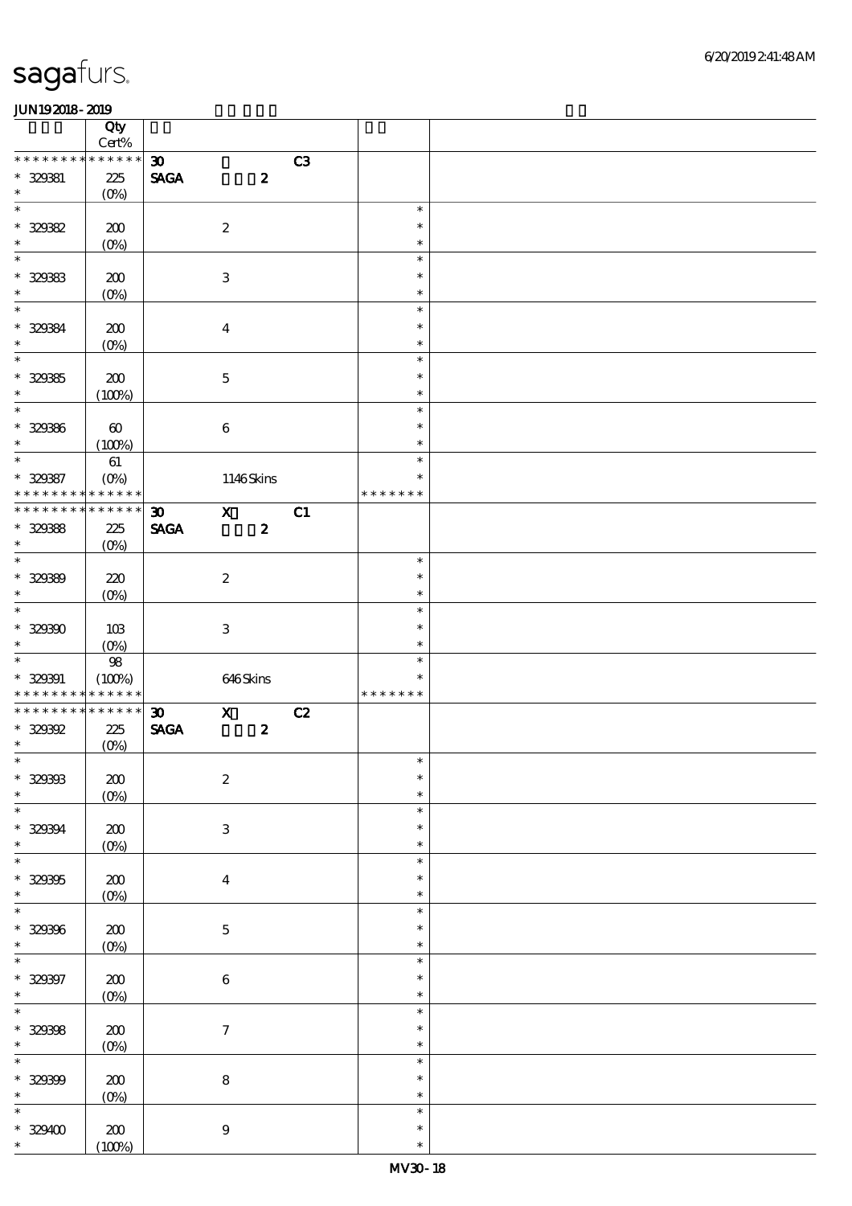sagafurs.

JUN19 2018 - 2019

| | Qty Cert% | | | |
|---|---|---|---|---|
| * * * * * * * * * * * * * * | 30 | C3 | | |
| * 329381 | 225 (0%) | SAGA 2 | | |
| * 329382 | 200 (0%) | 2 | * * * | |
| * 329383 | 200 (0%) | 3 | * * * | |
| * 329384 | 200 (0%) | 4 | * * * | |
| * 329385 | 200 (100%) | 5 | * * * | |
| * 329386 | 60 (100%) | 6 | * * * | |
| * 329387 | 61 (0%) | 1146 Skins | * * * * * * * * | |
| * * * * * * * * * * * * * * | 30 | X C1 | | |
| * 329388 | 225 (0%) | SAGA 2 | | |
| * 329389 | 220 (0%) | 2 | * * * | |
| * 329390 | 103 (0%) | 3 | * * * | |
| * 329391 | 98 (100%) | 646 Skins | * * * * * * * * | |
| * * * * * * * * * * * * * * | 30 | X C2 | | |
| * 329392 | 225 (0%) | SAGA 2 | | |
| * 329393 | 200 (0%) | 2 | * * * | |
| * 329394 | 200 (0%) | 3 | * * * | |
| * 329395 | 200 (0%) | 4 | * * * | |
| * 329396 | 200 (0%) | 5 | * * * | |
| * 329397 | 200 (0%) | 6 | * * * | |
| * 329398 | 200 (0%) | 7 | * * * | |
| * 329399 | 200 (0%) | 8 | * * * | |
| * 329400 | 200 (100%) | 9 | * * * | |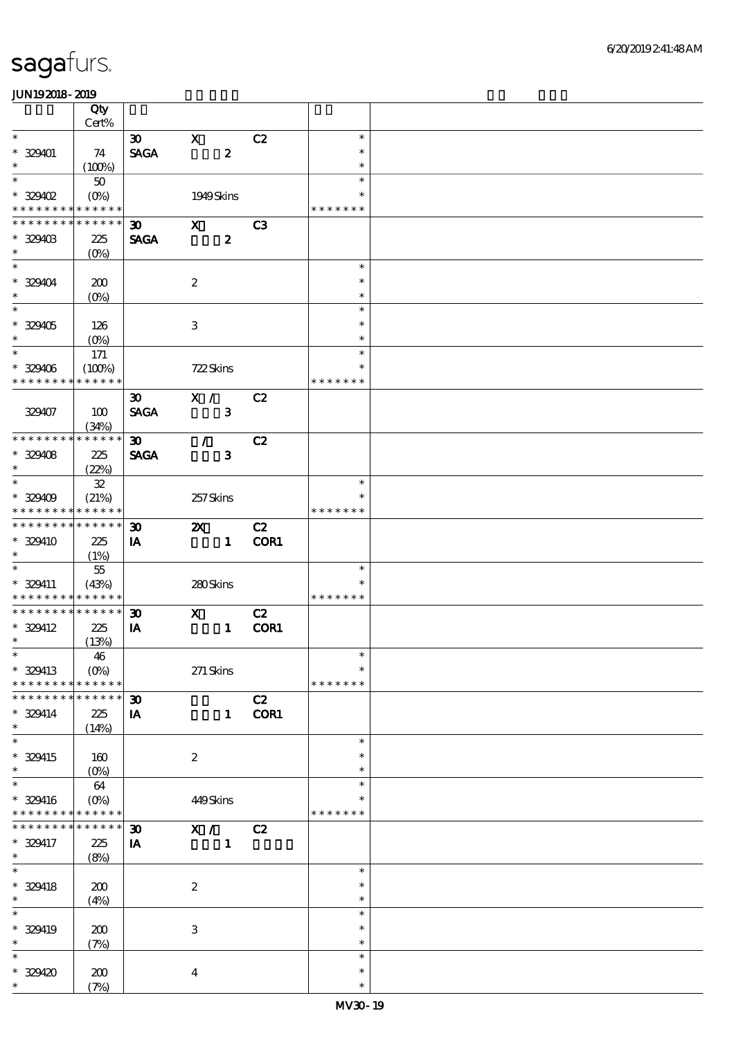sagafurs.

JUN19 2018 - 2019

| | Qty Cert% | | | | | |
|---|---|---|---|---|---|---|
| * | | 30 | X | C2 | * | |
| * 329401 | 74 | SAGA | 2 | | * | |
| * | (100%) | | | | * | |
| * | 50 | | | | * | |
| * 329402 | (0%) | | 1949 Skins | | * | |
| * * * * * * * * * * * * * * | | | | | * * * * * * * | |
| * * * * * * * * * * * * * * | | 30 | X | C3 | | |
| * 329403 | 225 | SAGA | 2 | | | |
| * | (0%) | | | | | |
| * | | | | | * | |
| * 329404 | 200 | | 2 | | * | |
| * | (0%) | | | | * | |
| * | | | | | * | |
| * 329405 | 126 | | 3 | | * | |
| * | (0%) | | | | * | |
| * | 171 | | | | * | |
| * 329406 | (100%) | | 722 Skins | | * | |
| * * * * * * * * * * * * * * | | | | | * * * * * * * | |
| | | 30 | X / | C2 | | |
| 329407 | 100 | SAGA | 3 | | | |
| | (34%) | | | | | |
| * * * * * * * * * * * * * * | | 30 | / | C2 | | |
| * 329408 | 225 | SAGA | 3 | | | |
| * | (22%) | | | | | |
| * | 32 | | | | * | |
| * 329409 | (21%) | | 257 Skins | | * | |
| * * * * * * * * * * * * * * | | | | | * * * * * * * | |
| * * * * * * * * * * * * * * | | 30 | 2X | C2 | | |
| * 329410 | 225 | IA | 1 | COR1 | | |
| * | (1%) | | | | | |
| * | 55 | | | | * | |
| * 329411 | (43%) | | 280 Skins | | * | |
| * * * * * * * * * * * * * * | | | | | * * * * * * * | |
| * * * * * * * * * * * * * * | | 30 | X | C2 | | |
| * 329412 | 225 | IA | 1 | COR1 | | |
| * | (13%) | | | | | |
| * | 46 | | | | * | |
| * 329413 | (0%) | | 271 Skins | | * | |
| * * * * * * * * * * * * * * | | | | | * * * * * * * | |
| * * * * * * * * * * * * * * | | 30 | | C2 | | |
| * 329414 | 225 | IA | 1 | COR1 | | |
| * | (14%) | | | | | |
| * | | | | | * | |
| * 329415 | 160 | | 2 | | * | |
| * | (0%) | | | | * | |
| * | 64 | | | | * | |
| * 329416 | (0%) | | 449 Skins | | * | |
| * * * * * * * * * * * * * * | | | | | * * * * * * * | |
| * * * * * * * * * * * * * * | | 30 | X / | C2 | | |
| * 329417 | 225 | IA | 1 | | | |
| * | (8%) | | | | | |
| * | | | | | * | |
| * 329418 | 200 | | 2 | | * | |
| * | (4%) | | | | * | |
| * | | | | | * | |
| * 329419 | 200 | | 3 | | * | |
| * | (7%) | | | | * | |
| * | | | | | * | |
| * 329420 | 200 | | 4 | | * | |
| * | (7%) | | | | * | |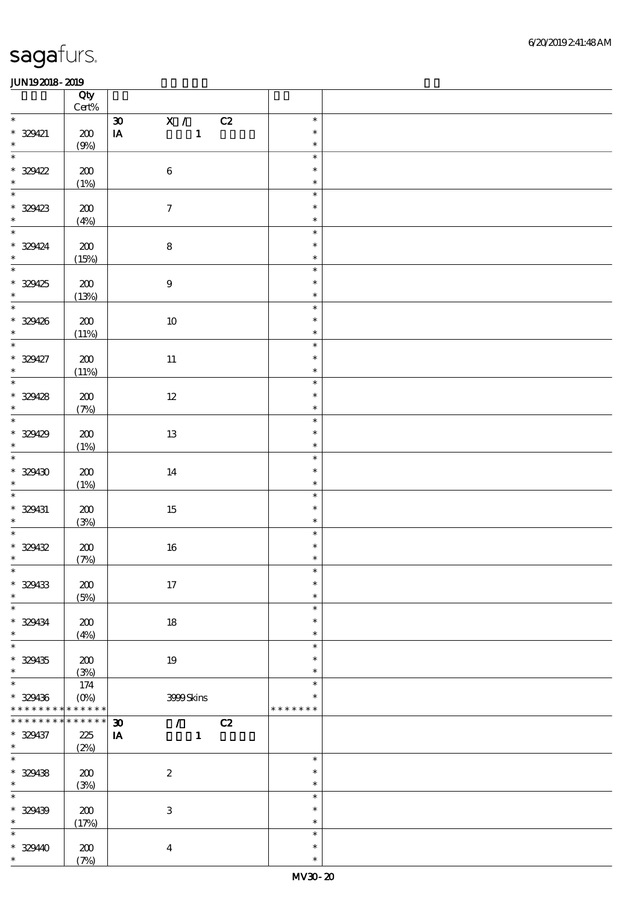sagafurs.

JUN19 2018 - 2019

| | Qty Cert% | | |
|---|---|---|---|
| * 329421 * | 200 (9%) | 30 IA X / C2 1 | * * * |
| * 329422 * | 200 (1%) | 6 | * * * |
| * 329423 * | 200 (4%) | 7 | * * * |
| * 329424 * | 200 (15%) | 8 | * * * |
| * 329425 * | 200 (13%) | 9 | * * * |
| * 329426 * | 200 (11%) | 10 | * * * |
| * 329427 * | 200 (11%) | 11 | * * * |
| * 329428 * | 200 (7%) | 12 | * * * |
| * 329429 * | 200 (1%) | 13 | * * * |
| * 329430 * | 200 (1%) | 14 | * * * |
| * 329431 * | 200 (3%) | 15 | * * * |
| * 329432 * | 200 (7%) | 16 | * * * |
| * 329433 * | 200 (5%) | 17 | * * * |
| * 329434 * | 200 (4%) | 18 | * * * |
| * 329435 * | 200 (3%) | 19 | * * * |
| * 329436 * * * * * * * * * * * * * | 174 (0%) | 3999 Skins | * * * * * * * * * |
| * * * * * * * * * * * * * * 329437 * | 225 (2%) | 30 IA / C2 1 | |
| * 329438 * | 200 (3%) | 2 | * * * |
| * 329439 * | 200 (17%) | 3 | * * * |
| * 329440 * | 200 (7%) | 4 | * * * |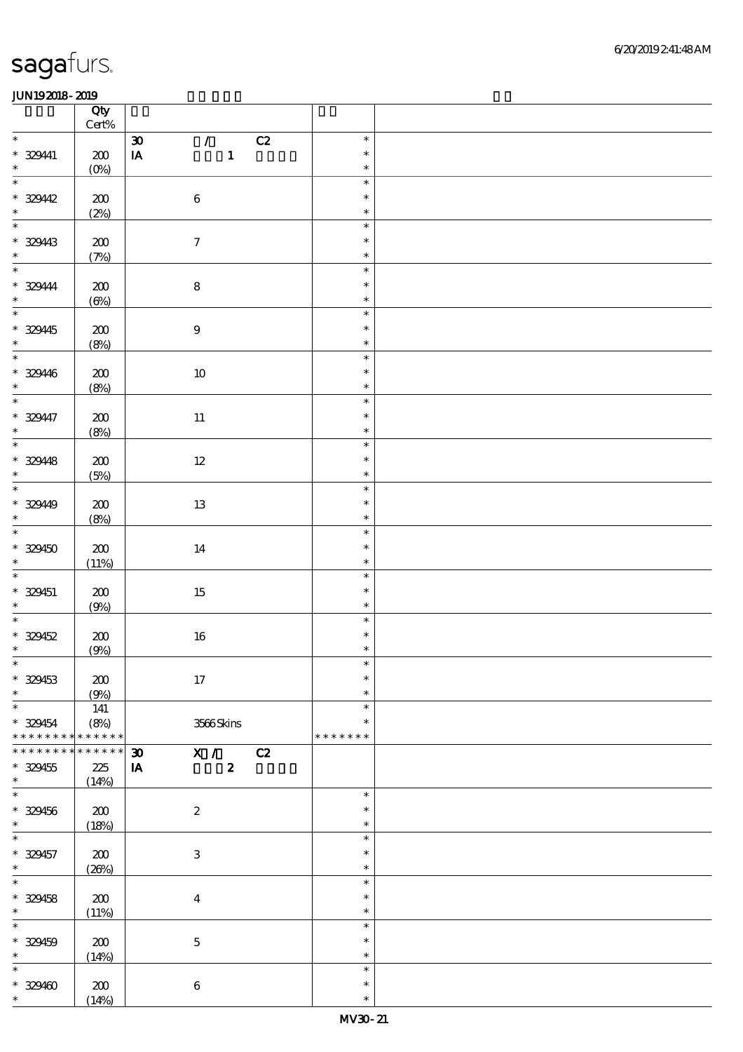sagafurs.

JUN19 2018 - 2019

| | Qty Cert% | | |
|---|---|---|---|
| * | | 30 / C2 | * |
| * 329441 | 200 | IA 1 | * |
| * | (0%) | | * |
| * | | | * |
| * 329442 | 200 | 6 | * |
| * | (2%) | | * |
| * | | | * |
| * 329443 | 200 | 7 | * |
| * | (7%) | | * |
| * | | | * |
| * 329444 | 200 | 8 | * |
| * | (6%) | | * |
| * | | | * |
| * 329445 | 200 | 9 | * |
| * | (8%) | | * |
| * | | | * |
| * 329446 | 200 | 10 | * |
| * | (8%) | | * |
| * | | | * |
| * 329447 | 200 | 11 | * |
| * | (8%) | | * |
| * | | | * |
| * 329448 | 200 | 12 | * |
| * | (5%) | | * |
| * | | | * |
| * 329449 | 200 | 13 | * |
| * | (8%) | | * |
| * | | | * |
| * 329450 | 200 | 14 | * |
| * | (11%) | | * |
| * | | | * |
| * 329451 | 200 | 15 | * |
| * | (9%) | | * |
| * | | | * |
| * 329452 | 200 | 16 | * |
| * | (9%) | | * |
| * | | | * |
| * 329453 | 200 | 17 | * |
| * | (9%) | | * |
| * | 141 | | * |
| * 329454 | (8%) | 3566 Skins | * |
| * * * * * * * * * * * * * | | | * * * * * * * |
| * * * * * * * * * * * * * | | 30 X / C2 | |
| * 329455 | 225 | IA 2 | |
| * | (14%) | | |
| * | | | * |
| * 329456 | 200 | 2 | * |
| * | (18%) | | * |
| * | | | * |
| * 329457 | 200 | 3 | * |
| * | (26%) | | * |
| * | | | * |
| * 329458 | 200 | 4 | * |
| * | (11%) | | * |
| * | | | * |
| * 329459 | 200 | 5 | * |
| * | (14%) | | * |
| * | | | * |
| * 329460 | 200 | 6 | * |
| * | (14%) | | * |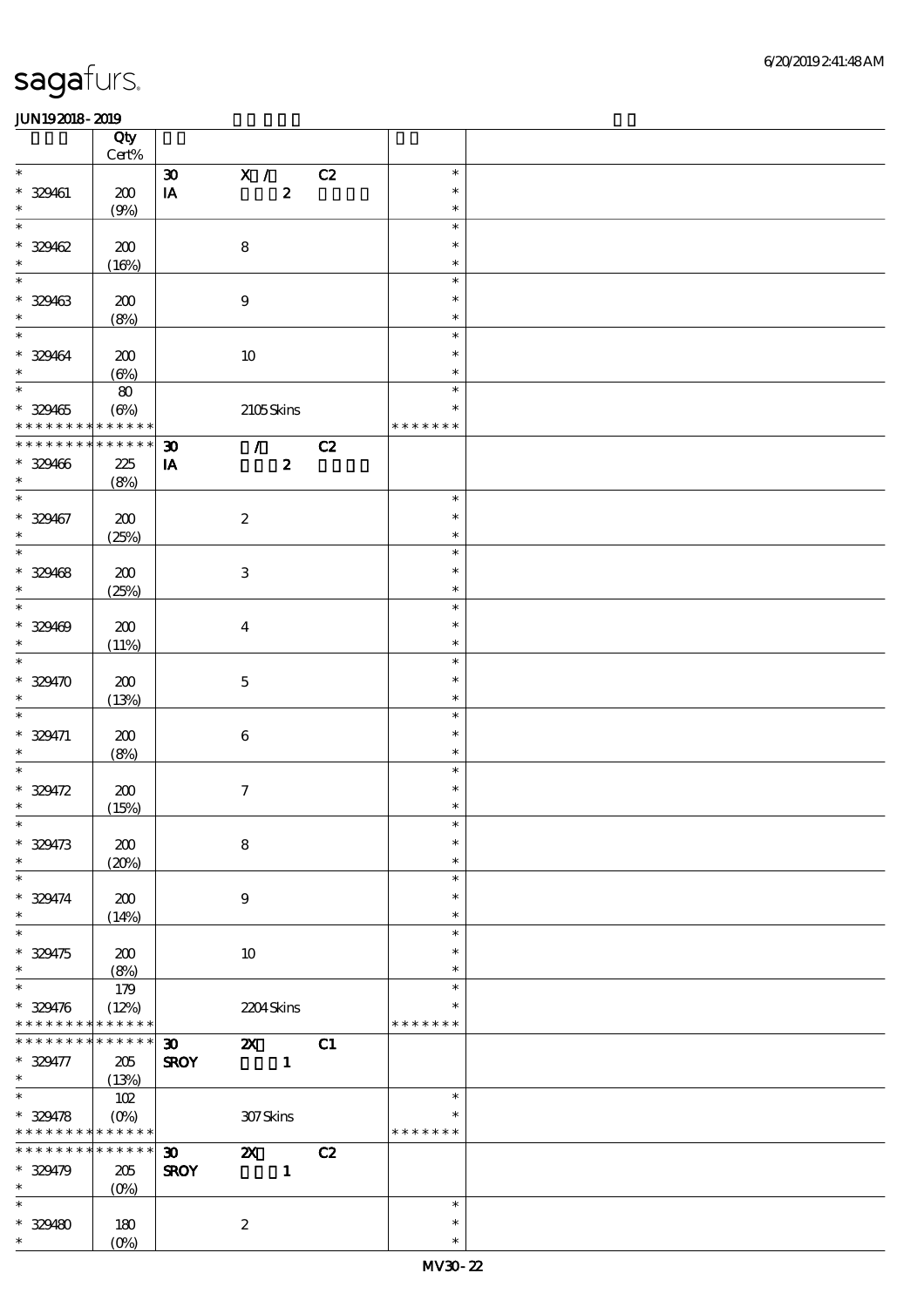sagafurs.

JUN192018-2019

| | Qty Cert% | | | |
|---|---|---|---|---|
| * | | 30 X / C2 | * | |
| * 329461 | 200 | IA 2 | * | |
| * | (9%) | | * | |
| * | | | * | |
| * 329462 | 200 | 8 | * | |
| * | (16%) | | * | |
| * | | | * | |
| * 329463 | 200 | 9 | * | |
| * | (8%) | | * | |
| * | | | * | |
| * 329464 | 200 | 10 | * | |
| * | (6%) | | * | |
| * | 80 | | * | |
| * 329465 | (6%) | 2105 Skins | * | |
| * * * * * * * * * * * * * * | | | * * * * * * * | |
| * * * * * * * * * * * * * * | | 30 / C2 | | |
| * 329466 | 225 | IA 2 | | |
| * | (8%) | | | |
| * | | | * | |
| * 329467 | 200 | 2 | * | |
| * | (25%) | | * | |
| * | | | * | |
| * 329468 | 200 | 3 | * | |
| * | (25%) | | * | |
| * | | | * | |
| * 329469 | 200 | 4 | * | |
| * | (11%) | | * | |
| * | | | * | |
| * 329470 | 200 | 5 | * | |
| * | (13%) | | * | |
| * | | | * | |
| * 329471 | 200 | 6 | * | |
| * | (8%) | | * | |
| * | | | * | |
| * 329472 | 200 | 7 | * | |
| * | (15%) | | * | |
| * | | | * | |
| * 329473 | 200 | 8 | * | |
| * | (20%) | | * | |
| * | | | * | |
| * 329474 | 200 | 9 | * | |
| * | (14%) | | * | |
| * | | | * | |
| * 329475 | 200 | 10 | * | |
| * | (8%) | | * | |
| * | 179 | | * | |
| * 329476 | (12%) | 2204 Skins | * | |
| * * * * * * * * * * * * * * | | | * * * * * * * | |
| * * * * * * * * * * * * * * | | 30 2X C1 | | |
| * 329477 | 205 | SROY 1 | | |
| * | (13%) | | | |
| * | 102 | | * | |
| * 329478 | (0%) | 307 Skins | * | |
| * * * * * * * * * * * * * * | | | * * * * * * * | |
| * * * * * * * * * * * * * * | | 30 2X C2 | | |
| * 329479 | 205 | SROY 1 | | |
| * | (0%) | | | |
| * | | | * | |
| * 329480 | 180 | 2 | * | |
| * | (0%) | | * | |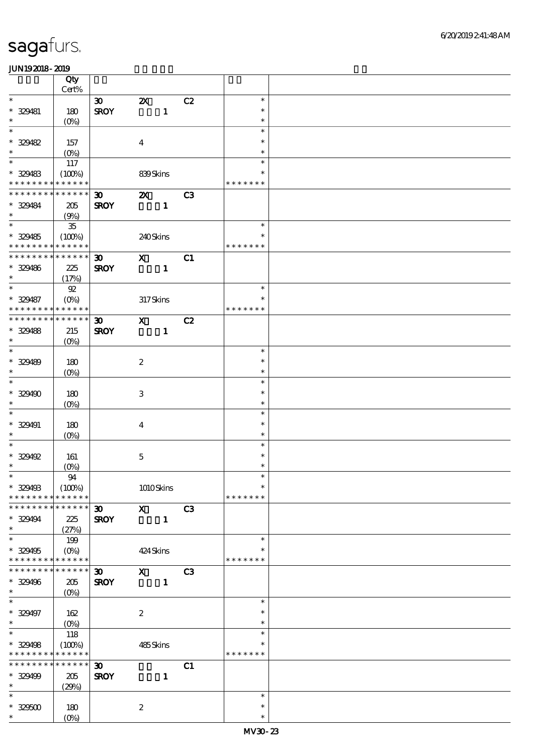| Lot | Qty Cert% | | | | | |
|---|---|---|---|---|---|---|
| * | | 30 | 2X | C2 | * | |
| * 329481 | 180 | SROY | 1 | | * | |
| * | (0%) | | | | * | |
| * | | | | | * | |
| * 329482 | 157 | | 4 | | * | |
| * | (0%) | | | | * | |
| * | 117 | | | | * | |
| * 329483 | (100%) | | 839 Skins | | * | |
| * * * * * * * * * * * * * * | | | | | * * * * * * * | |
| * * * * * * * * * * * * * * | | 30 | 2X | C3 | | |
| * 329484 | 205 | SROY | 1 | | | |
| * | (9%) | | | | | |
| * | 35 | | | | * | |
| * 329485 | (100%) | | 240 Skins | | * | |
| * * * * * * * * * * * * * * | | | | | * * * * * * * | |
| * * * * * * * * * * * * * * | | 30 | X | C1 | | |
| * 329486 | 225 | SROY | 1 | | | |
| * | (17%) | | | | | |
| * | 92 | | | | * | |
| * 329487 | (0%) | | 317 Skins | | * | |
| * * * * * * * * * * * * * * | | | | | * * * * * * * | |
| * * * * * * * * * * * * * * | | 30 | X | C2 | | |
| * 329488 | 215 | SROY | 1 | | | |
| * | (0%) | | | | | |
| * | | | | | * | |
| * 329489 | 180 | | 2 | | * | |
| * | (0%) | | | | * | |
| * | | | | | * | |
| * 329490 | 180 | | 3 | | * | |
| * | (0%) | | | | * | |
| * | | | | | * | |
| * 329491 | 180 | | 4 | | * | |
| * | (0%) | | | | * | |
| * | | | | | * | |
| * 329492 | 161 | | 5 | | * | |
| * | (0%) | | | | * | |
| * | 94 | | | | * | |
| * 329493 | (100%) | | 1010 Skins | | * | |
| * * * * * * * * * * * * * * | | | | | * * * * * * * | |
| * * * * * * * * * * * * * * | | 30 | X | C3 | | |
| * 329494 | 225 | SROY | 1 | | | |
| * | (27%) | | | | | |
| * | 199 | | | | * | |
| * 329495 | (0%) | | 424 Skins | | * | |
| * * * * * * * * * * * * * * | | | | | * * * * * * * | |
| * * * * * * * * * * * * * * | | 30 | X | C3 | | |
| * 329496 | 205 | SROY | 1 | | | |
| * | (0%) | | | | | |
| * | | | | | * | |
| * 329497 | 162 | | 2 | | * | |
| * | (0%) | | | | * | |
| * | 118 | | | | * | |
| * 329498 | (100%) | | 485 Skins | | * | |
| * * * * * * * * * * * * * * | | | | | * * * * * * * | |
| * * * * * * * * * * * * * * | | 30 | | C1 | | |
| * 329499 | 205 | SROY | 1 | | | |
| * | (29%) | | | | | |
| * | | | | | * | |
| * 329500 | 180 | | 2 | | * | |
| * | (0%) | | | | * | |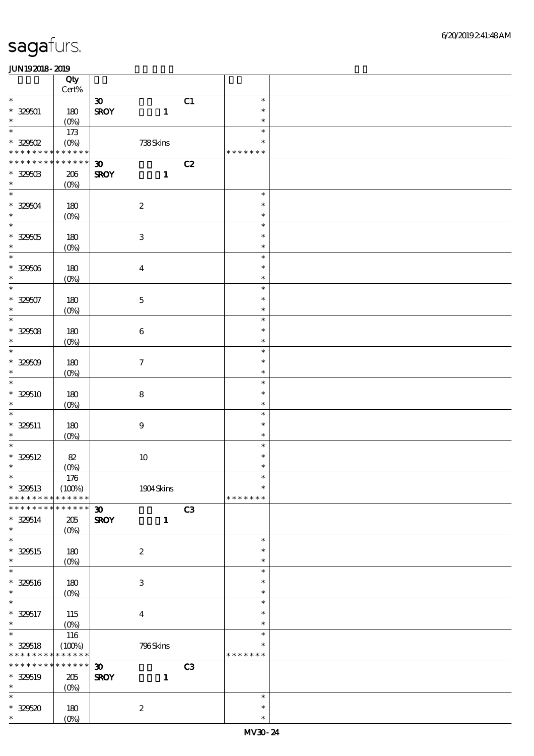| | Qty Cert% | | | |
|---|---|---|---|---|
| * | | 30 C1 | * | |
| * 329501 | 180 | SROY 1 | * | |
| * | (0%) | | * | |
| * | 173 | | * | |
| * 329502 | (0%) | 738 Skins | * | |
| * * * * * * * * * * * * * * | | | * * * * * * * | |
| * * * * * * * * * * * * * * | | 30 C2 | | |
| * 329503 | 206 | SROY 1 | | |
| * | (0%) | | | |
| * | | | * | |
| * 329504 | 180 | 2 | * | |
| * | (0%) | | * | |
| * | | | * | |
| * 329505 | 180 | 3 | * | |
| * | (0%) | | * | |
| * | | | * | |
| * 329506 | 180 | 4 | * | |
| * | (0%) | | * | |
| * | | | * | |
| * 329507 | 180 | 5 | * | |
| * | (0%) | | * | |
| * | | | * | |
| * 329508 | 180 | 6 | * | |
| * | (0%) | | * | |
| * | | | * | |
| * 329509 | 180 | 7 | * | |
| * | (0%) | | * | |
| * | | | * | |
| * 329510 | 180 | 8 | * | |
| * | (0%) | | * | |
| * | | | * | |
| * 329511 | 180 | 9 | * | |
| * | (0%) | | * | |
| * | | | * | |
| * 329512 | 82 | 10 | * | |
| * | (0%) | | * | |
| * | 176 | | * | |
| * 329513 | (100%) | 1904 Skins | * | |
| * * * * * * * * * * * * * * | | | * * * * * * * | |
| * * * * * * * * * * * * * * | | 30 C3 | | |
| * 329514 | 205 | SROY 1 | | |
| * | (0%) | | | |
| * | | | * | |
| * 329515 | 180 | 2 | * | |
| * | (0%) | | * | |
| * | | | * | |
| * 329516 | 180 | 3 | * | |
| * | (0%) | | * | |
| * | | | * | |
| * 329517 | 115 | 4 | * | |
| * | (0%) | | * | |
| * | 116 | | * | |
| * 329518 | (100%) | 796 Skins | * | |
| * * * * * * * * * * * * * * | | | * * * * * * * | |
| * * * * * * * * * * * * * * | | 30 C3 | | |
| * 329519 | 205 | SROY 1 | | |
| * | (0%) | | | |
| * | | | * | |
| * 329520 | 180 | 2 | * | |
| * | (0%) | | * | |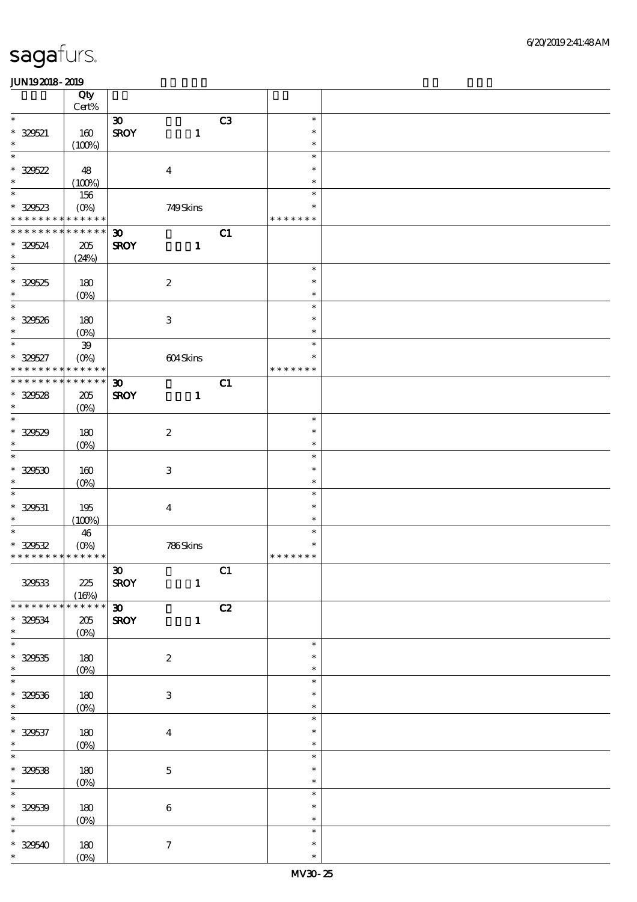| | Qty Cert% | | | | |
|---|---|---|---|---|---|
| * | | 30 | C3 | * | |
| * 329521 | 160 | SROY 1 | | * | |
| * | (100%) | | | * | |
| * | | | | * | |
| * 329522 | 48 | 4 | | * | |
| * | (100%) | | | * | |
| * | 156 | | | * | |
| * 329523 | (0%) | 749 Skins | | * | |
| * * * * * * * * * * * * * * | | | | * * * * * * * | |
| * * * * * * * * * * * * * * | | 30 | C1 | | |
| * 329524 | 205 | SROY 1 | | | |
| * | (24%) | | | | |
| * | | | | * | |
| * 329525 | 180 | 2 | | * | |
| * | (0%) | | | * | |
| * | | | | * | |
| * 329526 | 180 | 3 | | * | |
| * | (0%) | | | * | |
| * | 39 | | | * | |
| * 329527 | (0%) | 604 Skins | | * | |
| * * * * * * * * * * * * * * | | | | * * * * * * * | |
| * * * * * * * * * * * * * * | | 30 | C1 | | |
| * 329528 | 205 | SROY 1 | | | |
| * | (0%) | | | | |
| * | | | | * | |
| * 329529 | 180 | 2 | | * | |
| * | (0%) | | | * | |
| * | | | | * | |
| * 329530 | 160 | 3 | | * | |
| * | (0%) | | | * | |
| * | | | | * | |
| * 329531 | 195 | 4 | | * | |
| * | (100%) | | | * | |
| * | 46 | | | * | |
| * 329532 | (0%) | 786 Skins | | * | |
| * * * * * * * * * * * * * * | | | | * * * * * * * | |
| | | 30 | C1 | | |
| 329533 | 225 | SROY 1 | | | |
| | (16%) | | | | |
| * * * * * * * * * * * * * * | | 30 | C2 | | |
| * 329534 | 205 | SROY 1 | | | |
| * | (0%) | | | | |
| * | | | | * | |
| * 329535 | 180 | 2 | | * | |
| * | (0%) | | | * | |
| * | | | | * | |
| * 329536 | 180 | 3 | | * | |
| * | (0%) | | | * | |
| * | | | | * | |
| * 329537 | 180 | 4 | | * | |
| * | (0%) | | | * | |
| * | | | | * | |
| * 329538 | 180 | 5 | | * | |
| * | (0%) | | | * | |
| * | | | | * | |
| * 329539 | 180 | 6 | | * | |
| * | (0%) | | | * | |
| * | | | | * | |
| * 329540 | 180 | 7 | | * | |
| * | (0%) | | | * | |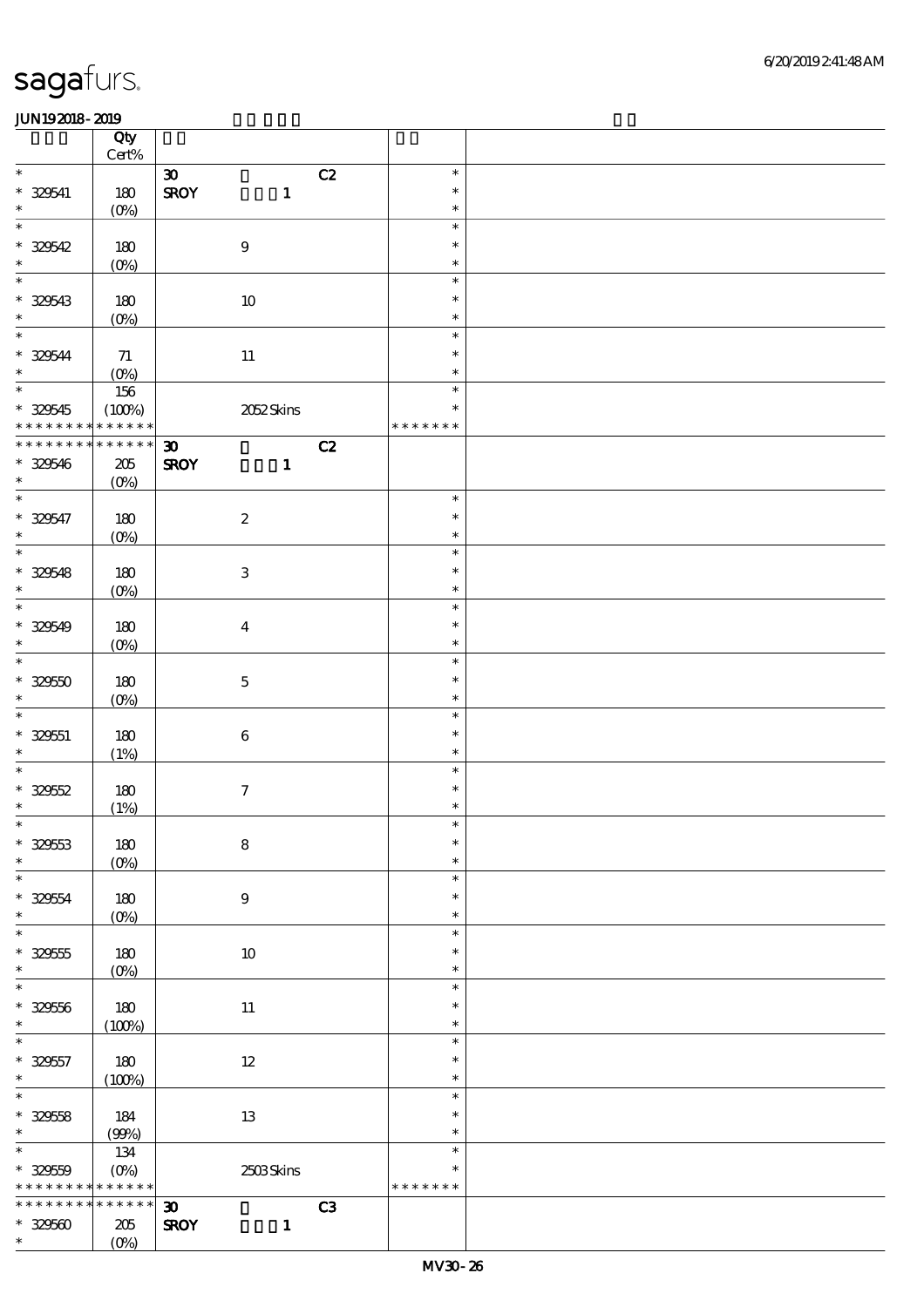sagafurs.

JUN192018-2019

| | Qty Cert% | | | |
|---|---|---|---|---|
| * | | 30 C2 | * | |
| * 329541 | 180 | SROY 1 | * | |
| * | (0%) | | * | |
| * | | | * | |
| * 329542 | 180 | 9 | * | |
| * | (0%) | | * | |
| * | | | * | |
| * 329543 | 180 | 10 | * | |
| * | (0%) | | * | |
| * | | | * | |
| * 329544 | 71 | 11 | * | |
| * | (0%) | | * | |
| * | 156 | | * | |
| * 329545 | (100%) | 2052 Skins | * | |
| * * * * * * * * * * * * * | | | * * * * * * * | |
| * * * * * * * * * * * * * | | 30 C2 | | |
| * 329546 | 205 | SROY 1 | | |
| * | (0%) | | | |
| * | | | * | |
| * 329547 | 180 | 2 | * | |
| * | (0%) | | * | |
| * | | | * | |
| * 329548 | 180 | 3 | * | |
| * | (0%) | | * | |
| * | | | * | |
| * 329549 | 180 | 4 | * | |
| * | (0%) | | * | |
| * | | | * | |
| * 329550 | 180 | 5 | * | |
| * | (0%) | | * | |
| * | | | * | |
| * 329551 | 180 | 6 | * | |
| * | (1%) | | * | |
| * | | | * | |
| * 329552 | 180 | 7 | * | |
| * | (1%) | | * | |
| * | | | * | |
| * 329553 | 180 | 8 | * | |
| * | (0%) | | * | |
| * | | | * | |
| * 329554 | 180 | 9 | * | |
| * | (0%) | | * | |
| * | | | * | |
| * 329555 | 180 | 10 | * | |
| * | (0%) | | * | |
| * | | | * | |
| * 329556 | 180 | 11 | * | |
| * | (100%) | | * | |
| * | | | * | |
| * 329557 | 180 | 12 | * | |
| * | (100%) | | * | |
| * | | | * | |
| * 329558 | 184 | 13 | * | |
| * | (99%) | | * | |
| * | 134 | | * | |
| * 329559 | (0%) | 2503 Skins | * | |
| * * * * * * * * * * * * * | | | * * * * * * * | |
| * * * * * * * * * * * * * | | 30 C3 | | |
| * 329560 | 205 | SROY 1 | | |
| * | (0%) | | | |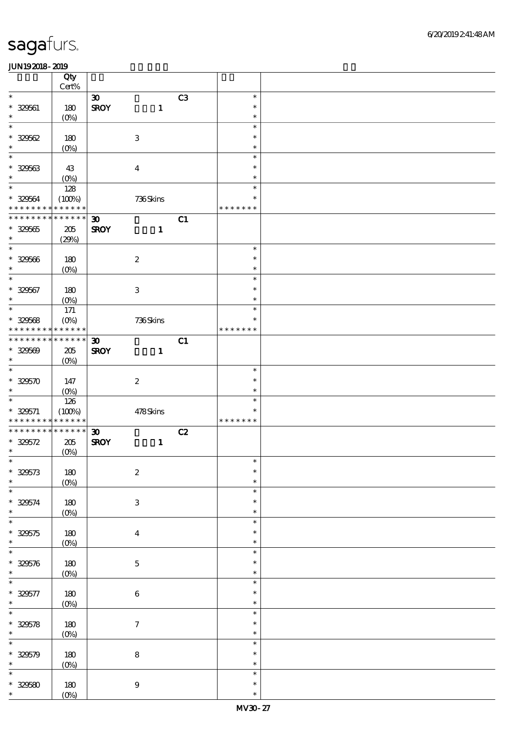| | Qty Cert% | | | |
|---|---|---|---|---|
| * | | 30 C3 | * | |
| * 329561 | 180 | SROY 1 | * | |
| * | (0%) | | * | |
| * | | | * | |
| * 329562 | 180 | 3 | * | |
| * | (0%) | | * | |
| * | | | * | |
| * 329563 | 43 | 4 | * | |
| * | (0%) | | * | |
| * | 128 | | * | |
| * 329564 | (100%) | 736 Skins | * | |
| * * * * * * * * * * * * * * | | | * * * * * * * | |
| * * * * * * * * * * * * * * | | 30 C1 | | |
| * 329565 | 205 | SROY 1 | | |
| * | (29%) | | | |
| * | | | * | |
| * 329566 | 180 | 2 | * | |
| * | (0%) | | * | |
| * | | | * | |
| * 329567 | 180 | 3 | * | |
| * | (0%) | | * | |
| * | 171 | | * | |
| * 329568 | (0%) | 736 Skins | * | |
| * * * * * * * * * * * * * * | | | * * * * * * * | |
| * * * * * * * * * * * * * * | | 30 C1 | | |
| * 329569 | 205 | SROY 1 | | |
| * | (0%) | | | |
| * | | | * | |
| * 329570 | 147 | 2 | * | |
| * | (0%) | | * | |
| * | 126 | | * | |
| * 329571 | (100%) | 478 Skins | * | |
| * * * * * * * * * * * * * * | | | * * * * * * * | |
| * * * * * * * * * * * * * * | | 30 C2 | | |
| * 329572 | 205 | SROY 1 | | |
| * | (0%) | | | |
| * | | | * | |
| * 329573 | 180 | 2 | * | |
| * | (0%) | | * | |
| * | | | * | |
| * 329574 | 180 | 3 | * | |
| * | (0%) | | * | |
| * | | | * | |
| * 329575 | 180 | 4 | * | |
| * | (0%) | | * | |
| * | | | * | |
| * 329576 | 180 | 5 | * | |
| * | (0%) | | * | |
| * | | | * | |
| * 329577 | 180 | 6 | * | |
| * | (0%) | | * | |
| * | | | * | |
| * 329578 | 180 | 7 | * | |
| * | (0%) | | * | |
| * | | | * | |
| * 329579 | 180 | 8 | * | |
| * | (0%) | | * | |
| * | | | * | |
| * 329580 | 180 | 9 | * | |
| * | (0%) | | * | |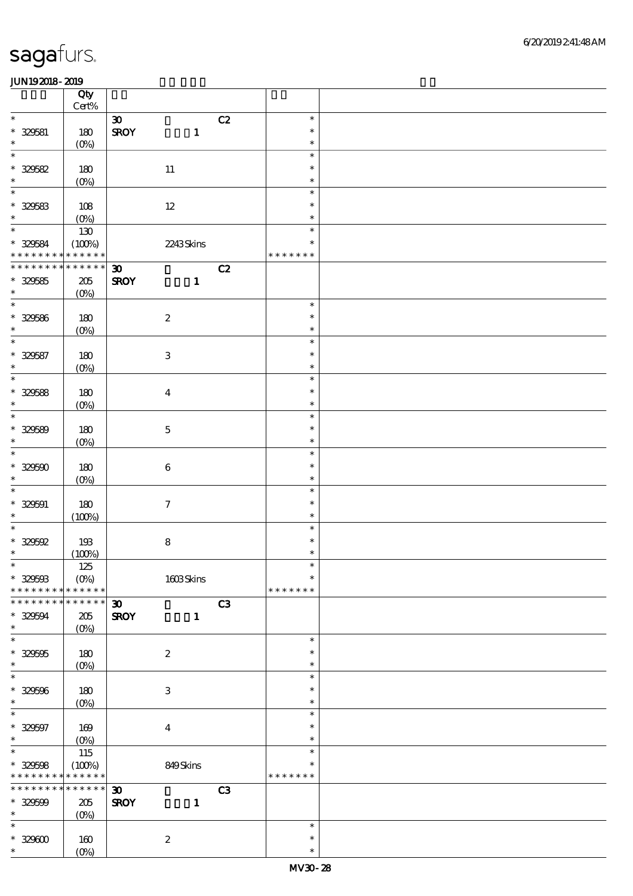sagafurs.

JUN19 2018 - 2019

| | Qty Cert% | | | |
|---|---|---|---|---|
| * | | 30 C2 | * | |
| * 329581 | 180 | SROY 1 | * | |
| * | (0%) | | * | |
| * | | | * | |
| * 329582 | 180 | 11 | * | |
| * | (0%) | | * | |
| * | | | * | |
| * 329583 | 108 | 12 | * | |
| * | (0%) | | * | |
| * | 130 | | * | |
| * 329584 | (100%) | 2243 Skins | * | |
| * * * * * * * * * * * * * * | | | * * * * * * * | |
| * * * * * * * * * * * * * * | | 30 C2 | | |
| * 329585 | 205 | SROY 1 | | |
| * | (0%) | | | |
| * | | | * | |
| * 329586 | 180 | 2 | * | |
| * | (0%) | | * | |
| * | | | * | |
| * 329587 | 180 | 3 | * | |
| * | (0%) | | * | |
| * | | | * | |
| * 329588 | 180 | 4 | * | |
| * | (0%) | | * | |
| * | | | * | |
| * 329589 | 180 | 5 | * | |
| * | (0%) | | * | |
| * | | | * | |
| * 329590 | 180 | 6 | * | |
| * | (0%) | | * | |
| * | | | * | |
| * 329591 | 180 | 7 | * | |
| * | (100%) | | * | |
| * | | | * | |
| * 329592 | 193 | 8 | * | |
| * | (100%) | | * | |
| * | 125 | | * | |
| * 329593 | (0%) | 1603 Skins | * | |
| * * * * * * * * * * * * * * | | | * * * * * * * | |
| * * * * * * * * * * * * * * | | 30 C3 | | |
| * 329594 | 205 | SROY 1 | | |
| * | (0%) | | | |
| * | | | * | |
| * 329595 | 180 | 2 | * | |
| * | (0%) | | * | |
| * | | | * | |
| * 329596 | 180 | 3 | * | |
| * | (0%) | | * | |
| * | | | * | |
| * 329597 | 169 | 4 | * | |
| * | (0%) | | * | |
| * | 115 | | * | |
| * 329598 | (100%) | 849 Skins | * | |
| * * * * * * * * * * * * * * | | | * * * * * * * | |
| * * * * * * * * * * * * * * | | 30 C3 | | |
| * 329599 | 205 | SROY 1 | | |
| * | (0%) | | | |
| * | | | * | |
| * 329600 | 160 | 2 | * | |
| * | (0%) | | * | |

MV30 - 28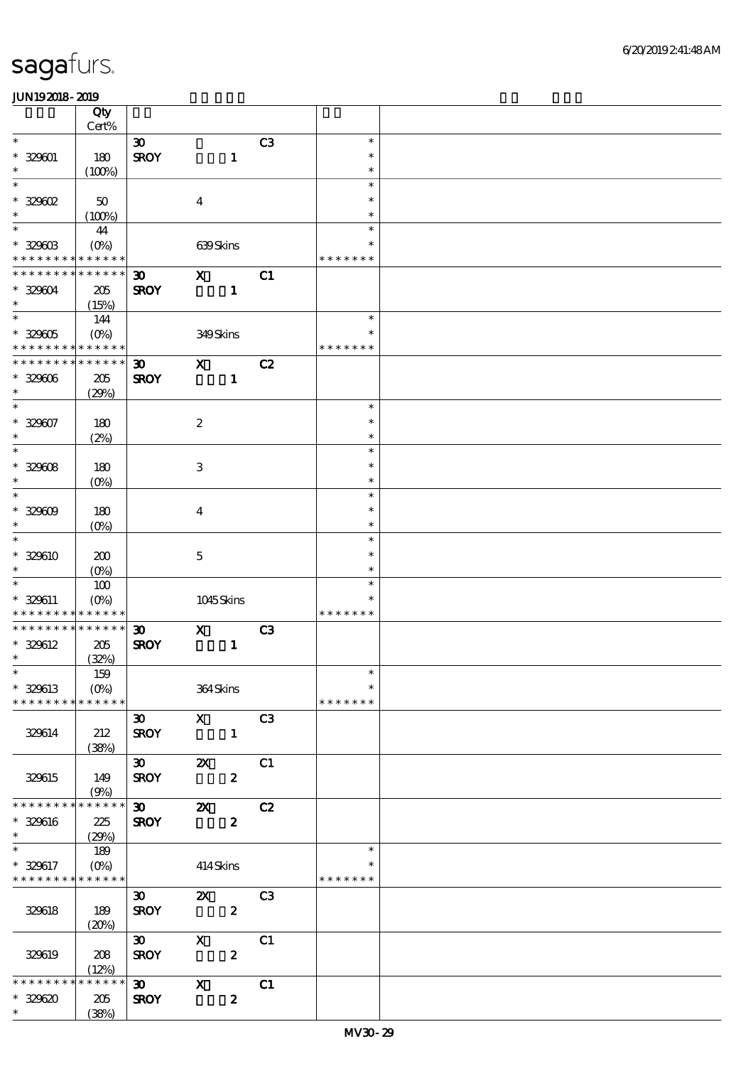# sagafurs.

JUN19 2018 - 2019

| | Qty Cert% | | | | | |
|---|---|---|---|---|---|---|
| * | | 30 | | C3 | * | |
| * 329601 | 180 | SROY | 1 | | * | |
| * | (100%) | | | | * | |
| * | | | | | * | |
| * 329602 | 50 | | 4 | | * | |
| * | (100%) | | | | * | |
| * | 44 | | | | * | |
| * 329603 | (0%) | | 639 Skins | | * | |
| * * * * * * * * * * * * * * | | | | | * * * * * * * | |
| * * * * * * * * * * * * * * | | 30 | X | C1 | | |
| * 329604 | 205 | SROY | 1 | | | |
| * | (15%) | | | | | |
| * | 144 | | | | * | |
| * 329605 | (0%) | | 349 Skins | | * | |
| * * * * * * * * * * * * * * | | | | | * * * * * * * | |
| * * * * * * * * * * * * * * | | 30 | X | C2 | | |
| * 329606 | 205 | SROY | 1 | | | |
| * | (29%) | | | | | |
| * | | | | | * | |
| * 329607 | 180 | | 2 | | * | |
| * | (2%) | | | | * | |
| * | | | | | * | |
| * 329608 | 180 | | 3 | | * | |
| * | (0%) | | | | * | |
| * | | | | | * | |
| * 329609 | 180 | | 4 | | * | |
| * | (0%) | | | | * | |
| * | | | | | * | |
| * 329610 | 200 | | 5 | | * | |
| * | (0%) | | | | * | |
| * | 100 | | | | * | |
| * 329611 | (0%) | | 1045 Skins | | * | |
| * * * * * * * * * * * * * * | | | | | * * * * * * * | |
| * * * * * * * * * * * * * * | | 30 | X | C3 | | |
| * 329612 | 205 | SROY | 1 | | | |
| * | (32%) | | | | | |
| * | 159 | | | | * | |
| * 329613 | (0%) | | 364 Skins | | * | |
| * * * * * * * * * * * * * * | | | | | * * * * * * * | |
| | | 30 | X | C3 | | |
| 329614 | 212 | SROY | 1 | | | |
| | (38%) | | | | | |
| | | 30 | 2X | C1 | | |
| 329615 | 149 | SROY | 2 | | | |
| | (9%) | | | | | |
| * * * * * * * * * * * * * * | | 30 | 2X | C2 | | |
| * 329616 | 225 | SROY | 2 | | | |
| * | (29%) | | | | | |
| * | 189 | | | | * | |
| * 329617 | (0%) | | 414 Skins | | * | |
| * * * * * * * * * * * * * * | | | | | * * * * * * * | |
| | | 30 | 2X | C3 | | |
| 329618 | 189 | SROY | 2 | | | |
| | (20%) | | | | | |
| | | 30 | X | C1 | | |
| 329619 | 208 | SROY | 2 | | | |
| | (12%) | | | | | |
| * * * * * * * * * * * * * * | | 30 | X | C1 | | |
| * 329620 | 205 | SROY | 2 | | | |
| * | (38%) | | | | | |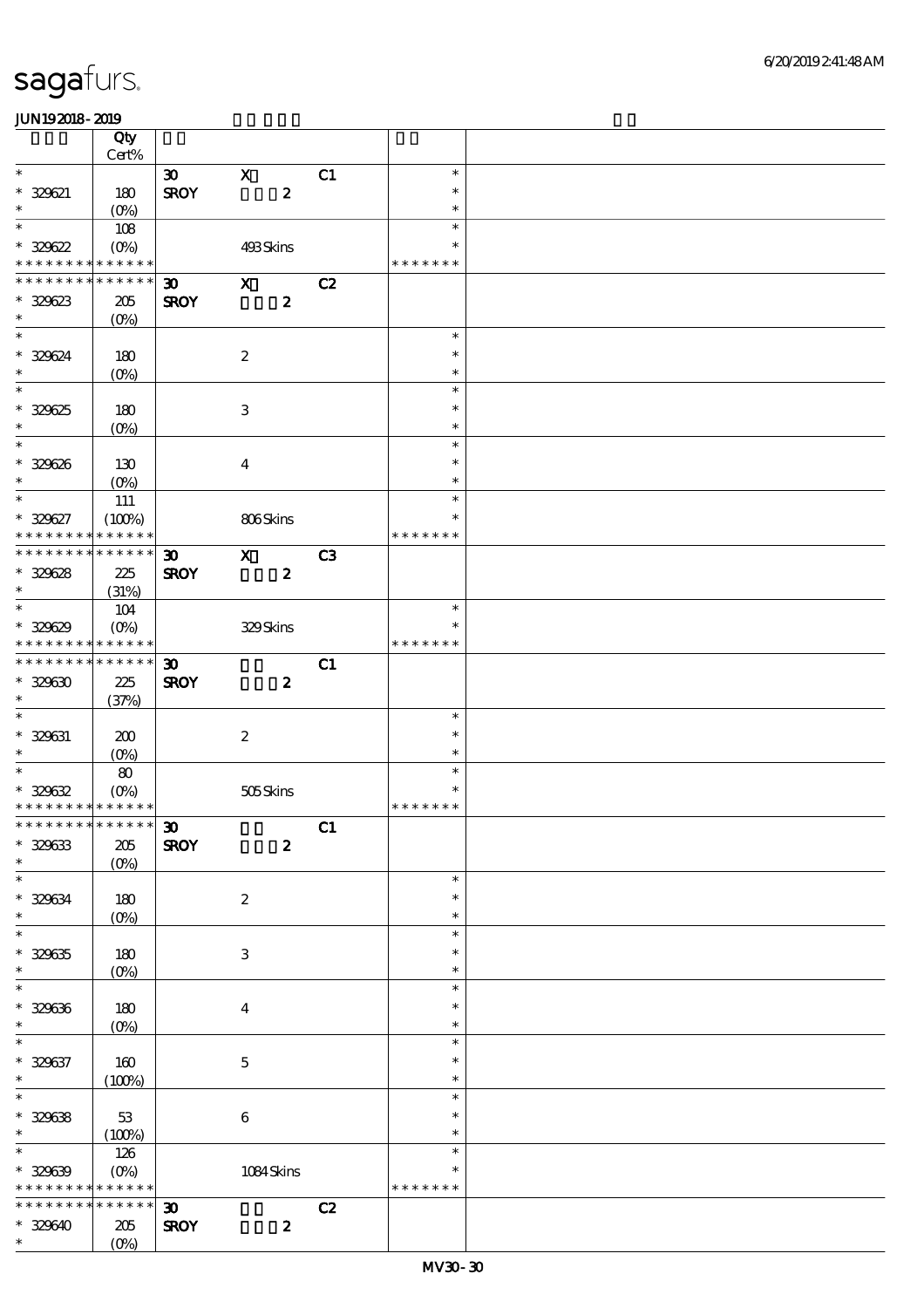# sagafurs.

JUN19 2018 - 2019

| | Qty Cert% | | | | | |
|---|---|---|---|---|---|---|
| * | | 30 | X | C1 | * | |
| * 329621 | 180 | SROY | 2 | | * | |
| * | (0%) | | | | * | |
| * | 108 | | | | * | |
| * 329622 | (0%) | | 493 Skins | | * | |
| * * * * * * * * * * * * * * | | | | | * * * * * * * | |
| * * * * * * * * * * * * * * | | 30 | X | C2 | | |
| * 329623 | 205 | SROY | 2 | | | |
| * | (0%) | | | | | |
| * | | | | | * | |
| * 329624 | 180 | | 2 | | * | |
| * | (0%) | | | | * | |
| * | | | | | * | |
| * 329625 | 180 | | 3 | | * | |
| * | (0%) | | | | * | |
| * | | | | | * | |
| * 329626 | 130 | | 4 | | * | |
| * | (0%) | | | | * | |
| * | 111 | | | | * | |
| * 329627 | (100%) | | 806 Skins | | * | |
| * * * * * * * * * * * * * * | | | | | * * * * * * * | |
| * * * * * * * * * * * * * * | | 30 | X | C3 | | |
| * 329628 | 225 | SROY | 2 | | | |
| * | (31%) | | | | | |
| * | 104 | | | | * | |
| * 329629 | (0%) | | 329 Skins | | * | |
| * * * * * * * * * * * * * * | | | | | * * * * * * * | |
| * * * * * * * * * * * * * * | | 30 | | C1 | | |
| * 329630 | 225 | SROY | 2 | | | |
| * | (37%) | | | | | |
| * | | | | | * | |
| * 329631 | 200 | | 2 | | * | |
| * | (0%) | | | | * | |
| * | 80 | | | | * | |
| * 329632 | (0%) | | 505 Skins | | * | |
| * * * * * * * * * * * * * * | | | | | * * * * * * * | |
| * * * * * * * * * * * * * * | | 30 | | C1 | | |
| * 329633 | 205 | SROY | 2 | | | |
| * | (0%) | | | | | |
| * | | | | | * | |
| * 329634 | 180 | | 2 | | * | |
| * | (0%) | | | | * | |
| * | | | | | * | |
| * 329635 | 180 | | 3 | | * | |
| * | (0%) | | | | * | |
| * | | | | | * | |
| * 329636 | 180 | | 4 | | * | |
| * | (0%) | | | | * | |
| * | | | | | * | |
| * 329637 | 160 | | 5 | | * | |
| * | (100%) | | | | * | |
| * | | | | | * | |
| * 329638 | 53 | | 6 | | * | |
| * | (100%) | | | | * | |
| * | 126 | | | | * | |
| * 329639 | (0%) | | 1084 Skins | | * | |
| * * * * * * * * * * * * * * | | | | | * * * * * * * | |
| * * * * * * * * * * * * * * | | 30 | | C2 | | |
| * 329640 | 205 | SROY | 2 | | | |
| * | (0%) | | | | | |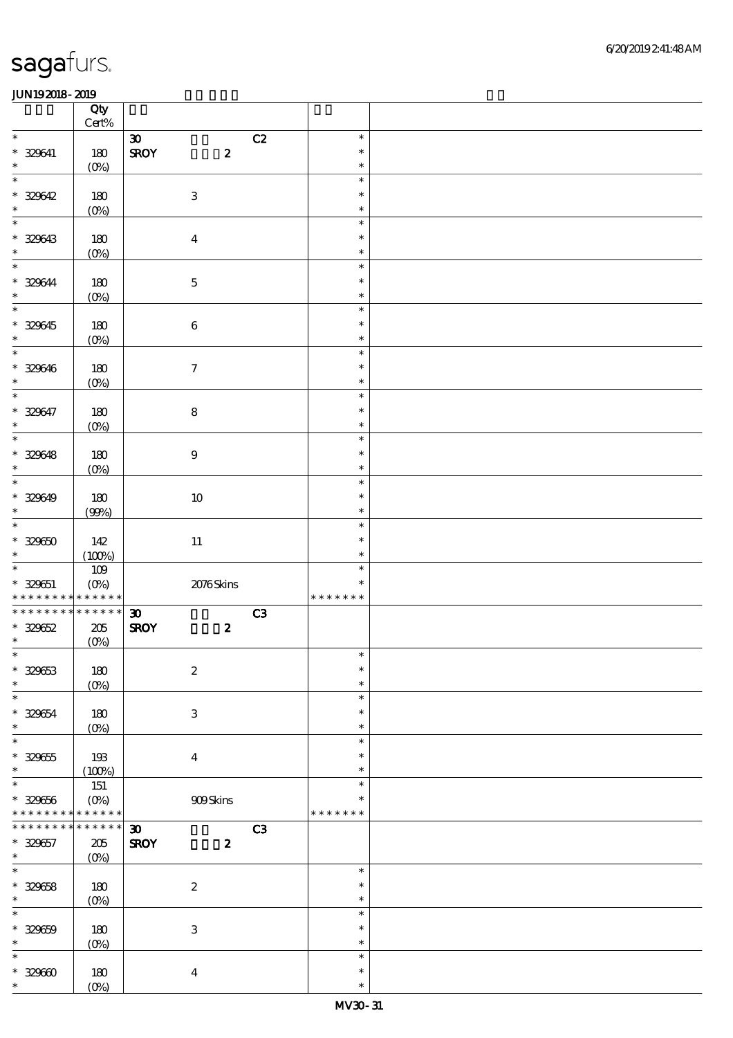sagafurs.

JUN19 2018 - 2019

| | Qty Cert% | | | |
|---|---|---|---|---|
| * | | 30 C2 | * | |
| * 329641 | 180 | SROY 2 | * | |
| * | (0%) | | * | |
| * | | | * | |
| * 329642 | 180 | 3 | * | |
| * | (0%) | | * | |
| * | | | * | |
| * 329643 | 180 | 4 | * | |
| * | (0%) | | * | |
| * | | | * | |
| * 329644 | 180 | 5 | * | |
| * | (0%) | | * | |
| * | | | * | |
| * 329645 | 180 | 6 | * | |
| * | (0%) | | * | |
| * | | | * | |
| * 329646 | 180 | 7 | * | |
| * | (0%) | | * | |
| * | | | * | |
| * 329647 | 180 | 8 | * | |
| * | (0%) | | * | |
| * | | | * | |
| * 329648 | 180 | 9 | * | |
| * | (0%) | | * | |
| * | | | * | |
| * 329649 | 180 | 10 | * | |
| * | (99%) | | * | |
| * | | | * | |
| * 329650 | 142 | 11 | * | |
| * | (100%) | | * | |
| * | 109 | | * | |
| * 329651 | (0%) | 2076 Skins | * | |
| * * * * * * * * * * * * * * | | | * * * * * * * | |
| * * * * * * * * * * * * * * | | 30 C3 | | |
| * 329652 | 205 | SROY 2 | | |
| * | (0%) | | | |
| * | | | * | |
| * 329653 | 180 | 2 | * | |
| * | (0%) | | * | |
| * | | | * | |
| * 329654 | 180 | 3 | * | |
| * | (0%) | | * | |
| * | | | * | |
| * 329655 | 193 | 4 | * | |
| * | (100%) | | * | |
| * | 151 | | * | |
| * 329656 | (0%) | 909 Skins | * | |
| * * * * * * * * * * * * * * | | | * * * * * * * | |
| * * * * * * * * * * * * * * | | 30 C3 | | |
| * 329657 | 205 | SROY 2 | | |
| * | (0%) | | | |
| * | | | * | |
| * 329658 | 180 | 2 | * | |
| * | (0%) | | * | |
| * | | | * | |
| * 329659 | 180 | 3 | * | |
| * | (0%) | | * | |
| * | | | * | |
| * 329660 | 180 | 4 | * | |
| * | (0%) | | * | |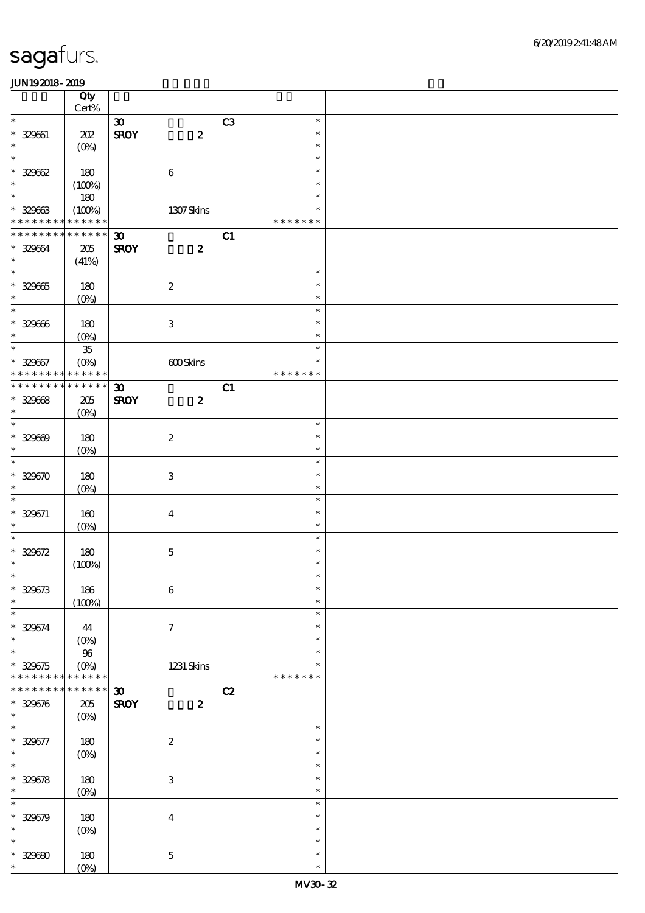| Qty Cert% | | | | | |
|---|---|---|---|---|---|
| * | | 30 | C3 | * | |
| * 329661 | 202 | SROY 2 | | * | |
| * | (0%) | | | * | |
| * | | | | * | |
| * 329662 | 180 | 6 | | * | |
| * | (100%) | | | * | |
| * | 180 | | | * | |
| * 329663 | (100%) | 1307 Skins | | * | |
| * * * * * * * * * * * * * * | | | | * * * * * * * | |
| * * * * * * * * * * * * * * | | 30 | C1 | | |
| * 329664 | 205 | SROY 2 | | | |
| * | (41%) | | | | |
| * | | | | * | |
| * 329665 | 180 | 2 | | * | |
| * | (0%) | | | * | |
| * | | | | * | |
| * 329666 | 180 | 3 | | * | |
| * | (0%) | | | * | |
| * | 35 | | | * | |
| * 329667 | (0%) | 600 Skins | | * | |
| * * * * * * * * * * * * * * | | | | * * * * * * * | |
| * * * * * * * * * * * * * * | | 30 | C1 | | |
| * 329668 | 205 | SROY 2 | | | |
| * | (0%) | | | | |
| * | | | | * | |
| * 329669 | 180 | 2 | | * | |
| * | (0%) | | | * | |
| * | | | | * | |
| * 329670 | 180 | 3 | | * | |
| * | (0%) | | | * | |
| * | | | | * | |
| * 329671 | 160 | 4 | | * | |
| * | (0%) | | | * | |
| * | | | | * | |
| * 329672 | 180 | 5 | | * | |
| * | (100%) | | | * | |
| * | | | | * | |
| * 329673 | 186 | 6 | | * | |
| * | (100%) | | | * | |
| * | | | | * | |
| * 329674 | 44 | 7 | | * | |
| * | (0%) | | | * | |
| * | 96 | | | * | |
| * 329675 | (0%) | 1231 Skins | | * | |
| * * * * * * * * * * * * * * | | | | * * * * * * * | |
| * * * * * * * * * * * * * * | | 30 | C2 | | |
| * 329676 | 205 | SROY 2 | | | |
| * | (0%) | | | | |
| * | | | | * | |
| * 329677 | 180 | 2 | | * | |
| * | (0%) | | | * | |
| * | | | | * | |
| * 329678 | 180 | 3 | | * | |
| * | (0%) | | | * | |
| * | | | | * | |
| * 329679 | 180 | 4 | | * | |
| * | (0%) | | | * | |
| * | | | | * | |
| * 329680 | 180 | 5 | | * | |
| * | (0%) | | | * | |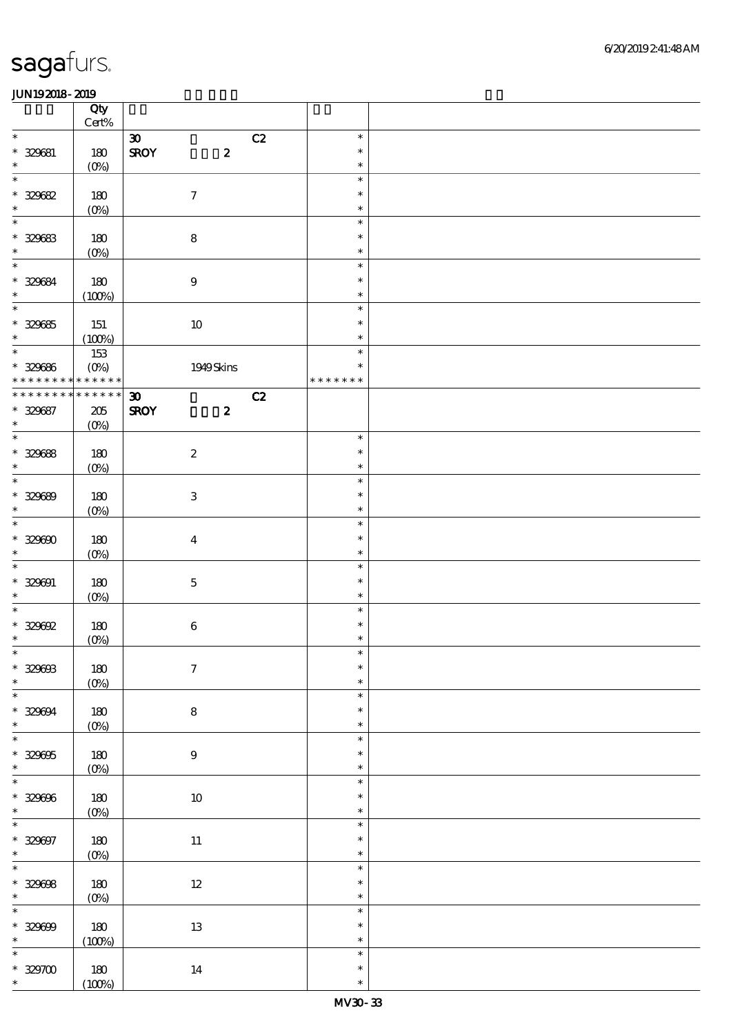| | Qty Cert% | | |
|---|---|---|---|
| * * 329681 * | 180 (0%) | 30 C2 SROY 2 | * * * |
| * * 329682 * | 180 (0%) | 7 | * * * |
| * * 329683 * | 180 (0%) | 8 | * * * |
| * * 329684 * | 180 (100%) | 9 | * * * |
| * * 329685 * | 151 (100%) | 10 | * * * |
| * * 329686 * * * * * * * * * * * * * * | 153 (0%) | 1949 Skins | * * * * * * * * * * |
| * * * * * * * * * * * * * * * 329687 * | 205 (0%) | 30 C2 SROY 2 | |
| * * 329688 * | 180 (0%) | 2 | * * * |
| * * 329689 * | 180 (0%) | 3 | * * * |
| * * 329690 * | 180 (0%) | 4 | * * * |
| * * 329691 * | 180 (0%) | 5 | * * * |
| * * 329692 * | 180 (0%) | 6 | * * * |
| * * 329693 * | 180 (0%) | 7 | * * * |
| * * 329694 * | 180 (0%) | 8 | * * * |
| * * 329695 * | 180 (0%) | 9 | * * * |
| * * 329696 * | 180 (0%) | 10 | * * * |
| * * 329697 * | 180 (0%) | 11 | * * * |
| * * 329698 * | 180 (0%) | 12 | * * * |
| * * 329699 * | 180 (100%) | 13 | * * * |
| * * 329700 * | 180 (100%) | 14 | * * * |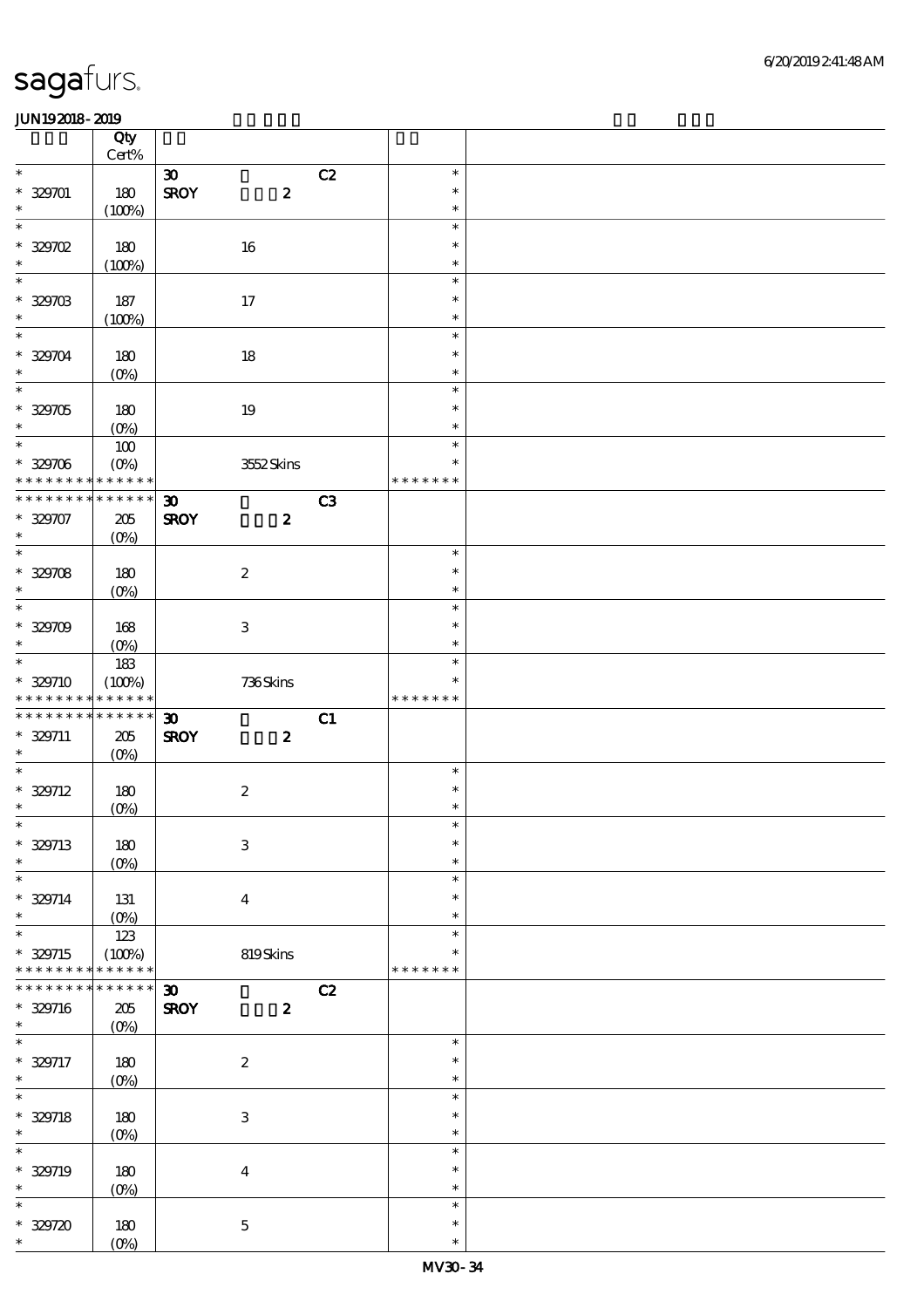sagafurs.

JUN19 2018 - 2019

| | Qty Cert% | | | |
|---|---|---|---|---|
| * | | 30 C2 | * | |
| * 329701 | 180 | SROY 2 | * | |
| * | (100%) | | * | |
| * | | | * | |
| * 329702 | 180 | 16 | * | |
| * | (100%) | | * | |
| * | | | * | |
| * 329703 | 187 | 17 | * | |
| * | (100%) | | * | |
| * | | | * | |
| * 329704 | 180 | 18 | * | |
| * | (0%) | | * | |
| * | | | * | |
| * 329705 | 180 | 19 | * | |
| * | (0%) | | * | |
| * | 100 | | * | |
| * 329706 | (0%) | 3552 Skins | * | |
| * * * * * * * * * * * * * * | | | * * * * * * * | |
| * * * * * * * * * * * * * * | | 30 C3 | | |
| * 329707 | 205 | SROY 2 | | |
| * | (0%) | | | |
| * | | | * | |
| * 329708 | 180 | 2 | * | |
| * | (0%) | | * | |
| * | | | * | |
| * 329709 | 168 | 3 | * | |
| * | (0%) | | * | |
| * | 183 | | * | |
| * 329710 | (100%) | 736 Skins | * | |
| * * * * * * * * * * * * * * | | | * * * * * * * | |
| * * * * * * * * * * * * * * | | 30 C1 | | |
| * 329711 | 205 | SROY 2 | | |
| * | (0%) | | | |
| * | | | * | |
| * 329712 | 180 | 2 | * | |
| * | (0%) | | * | |
| * | | | * | |
| * 329713 | 180 | 3 | * | |
| * | (0%) | | * | |
| * | | | * | |
| * 329714 | 131 | 4 | * | |
| * | (0%) | | * | |
| * | 123 | | * | |
| * 329715 | (100%) | 819 Skins | * | |
| * * * * * * * * * * * * * * | | | * * * * * * * | |
| * * * * * * * * * * * * * * | | 30 C2 | | |
| * 329716 | 205 | SROY 2 | | |
| * | (0%) | | | |
| * | | | * | |
| * 329717 | 180 | 2 | * | |
| * | (0%) | | * | |
| * | | | * | |
| * 329718 | 180 | 3 | * | |
| * | (0%) | | * | |
| * | | | * | |
| * 329719 | 180 | 4 | * | |
| * | (0%) | | * | |
| * | | | * | |
| * 329720 | 180 | 5 | * | |
| * | (0%) | | * | |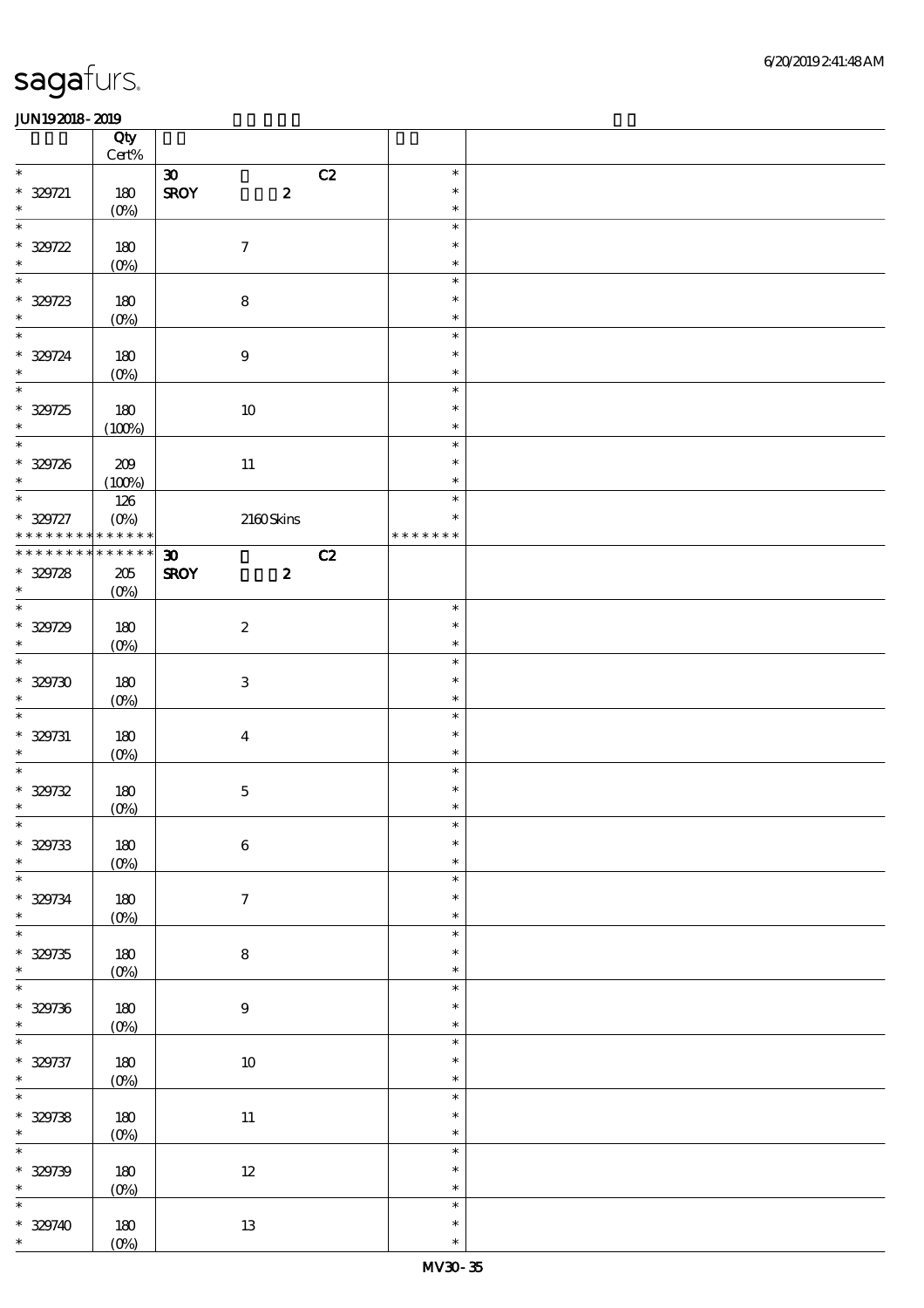| | Qty Cert% | | |
|---|---|---|---|---|
| * | | 30 C2 | * |
| * 329721 | 180 | SROY 2 | * |
| * | (0%) | | * |
| * | | | * |
| * 329722 | 180 | 7 | * |
| * | (0%) | | * |
| * | | | * |
| * 329723 | 180 | 8 | * |
| * | (0%) | | * |
| * | | | * |
| * 329724 | 180 | 9 | * |
| * | (0%) | | * |
| * | | | * |
| * 329725 | 180 | 10 | * |
| * | (100%) | | * |
| * | | | * |
| * 329726 | 209 | 11 | * |
| * | (100%) | | * |
| * | 126 | | * |
| * 329727 | (0%) | 2160 Skins | * |
| * * * * * * * * * * * * * * | | | * * * * * * * |
| * * * * * * * * * * * * * * | | 30 C2 | |
| * 329728 | 205 | SROY 2 | |
| * | (0%) | | |
| * | | | * |
| * 329729 | 180 | 2 | * |
| * | (0%) | | * |
| * | | | * |
| * 329730 | 180 | 3 | * |
| * | (0%) | | * |
| * | | | * |
| * 329731 | 180 | 4 | * |
| * | (0%) | | * |
| * | | | * |
| * 329732 | 180 | 5 | * |
| * | (0%) | | * |
| * | | | * |
| * 329733 | 180 | 6 | * |
| * | (0%) | | * |
| * | | | * |
| * 329734 | 180 | 7 | * |
| * | (0%) | | * |
| * | | | * |
| * 329735 | 180 | 8 | * |
| * | (0%) | | * |
| * | | | * |
| * 329736 | 180 | 9 | * |
| * | (0%) | | * |
| * | | | * |
| * 329737 | 180 | 10 | * |
| * | (0%) | | * |
| * | | | * |
| * 329738 | 180 | 11 | * |
| * | (0%) | | * |
| * | | | * |
| * 329739 | 180 | 12 | * |
| * | (0%) | | * |
| * | | | * |
| * 329740 | 180 | 13 | * |
| * | (0%) | | * |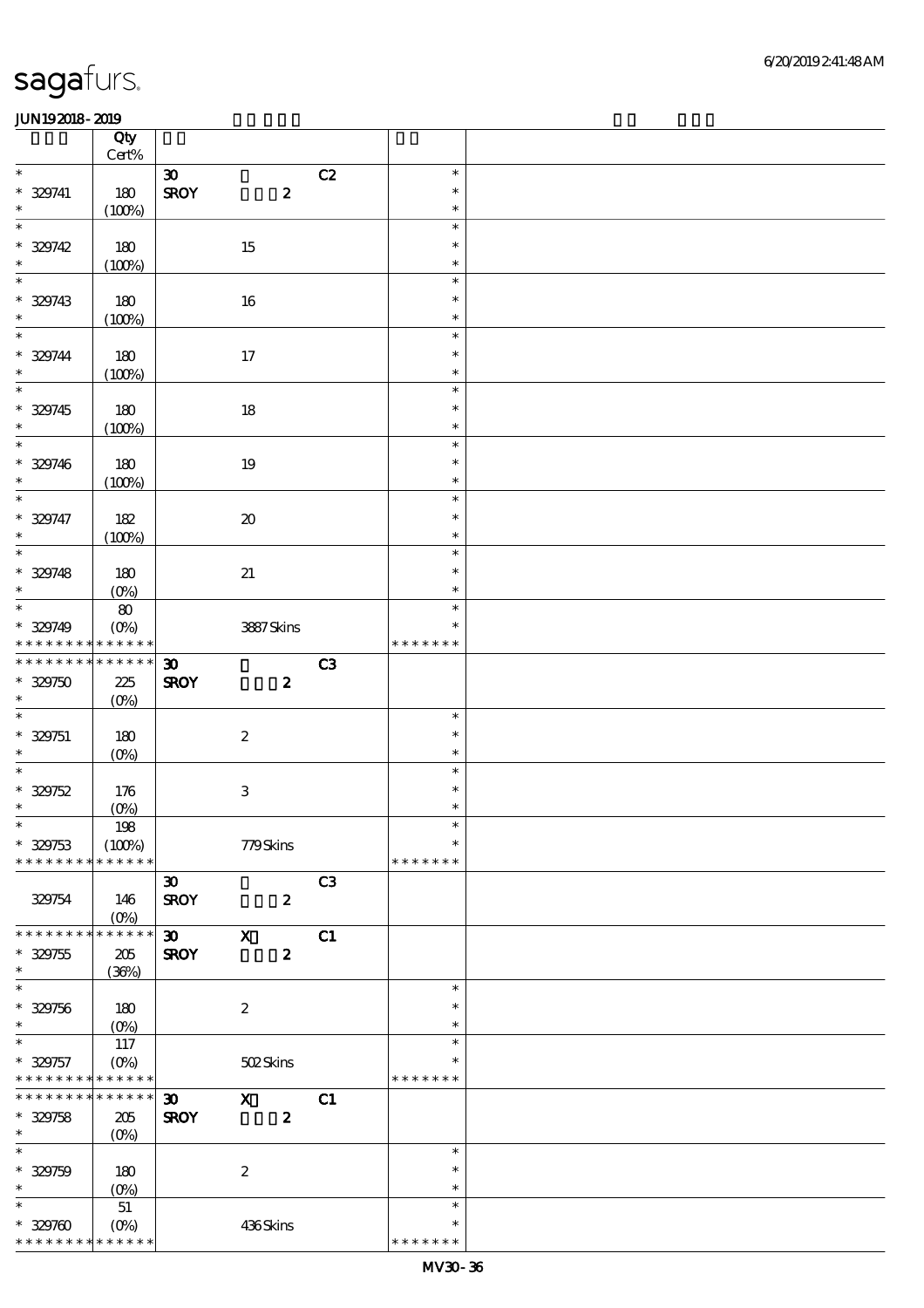# sagafurs.

JUN19 2018 - 2019

| | Qty Cert% | | | | |
|---|---|---|---|---|---|
| * | | 30 | | C2 | * |
| * 329741 | 180 | SROY | 2 | | * |
| * | (100%) | | | | * |
| * | | | | | * |
| * 329742 | 180 | | 15 | | * |
| * | (100%) | | | | * |
| * | | | | | * |
| * 329743 | 180 | | 16 | | * |
| * | (100%) | | | | * |
| * | | | | | * |
| * 329744 | 180 | | 17 | | * |
| * | (100%) | | | | * |
| * | | | | | * |
| * 329745 | 180 | | 18 | | * |
| * | (100%) | | | | * |
| * | | | | | * |
| * 329746 | 180 | | 19 | | * |
| * | (100%) | | | | * |
| * | | | | | * |
| * 329747 | 182 | | 20 | | * |
| * | (100%) | | | | * |
| * | | | | | * |
| * 329748 | 180 | | 21 | | * |
| * | (0%) | | | | * |
| * | 80 | | | | * |
| * 329749 | (0%) | | 3887 Skins | | * |
| * * * * * * * * * * * * * * | | | | | * * * * * * * |
| * * * * * * * * * * * * * * | | 30 | | C3 | |
| * 329750 | 225 | SROY | 2 | | |
| * | (0%) | | | | |
| * | | | | | * |
| * 329751 | 180 | | 2 | | * |
| * | (0%) | | | | * |
| * | | | | | * |
| * 329752 | 176 | | 3 | | * |
| * | (0%) | | | | * |
| * | 198 | | | | * |
| * 329753 | (100%) | | 779 Skins | | * |
| * * * * * * * * * * * * * * | | | | | * * * * * * * |
| | | 30 | | C3 | |
| 329754 | 146 | SROY | 2 | | |
| | (0%) | | | | |
| * * * * * * * * * * * * * * | | 30 | X | C1 | |
| * 329755 | 205 | SROY | 2 | | |
| * | (36%) | | | | |
| * | | | | | * |
| * 329756 | 180 | | 2 | | * |
| * | (0%) | | | | * |
| * | 117 | | | | * |
| * 329757 | (0%) | | 502 Skins | | * |
| * * * * * * * * * * * * * * | | | | | * * * * * * * |
| * * * * * * * * * * * * * * | | 30 | X | C1 | |
| * 329758 | 205 | SROY | 2 | | |
| * | (0%) | | | | |
| * | | | | | * |
| * 329759 | 180 | | 2 | | * |
| * | (0%) | | | | * |
| * | 51 | | | | * |
| * 329760 | (0%) | | 436 Skins | | * |
| * * * * * * * * * * * * * * | | | | | * * * * * * * |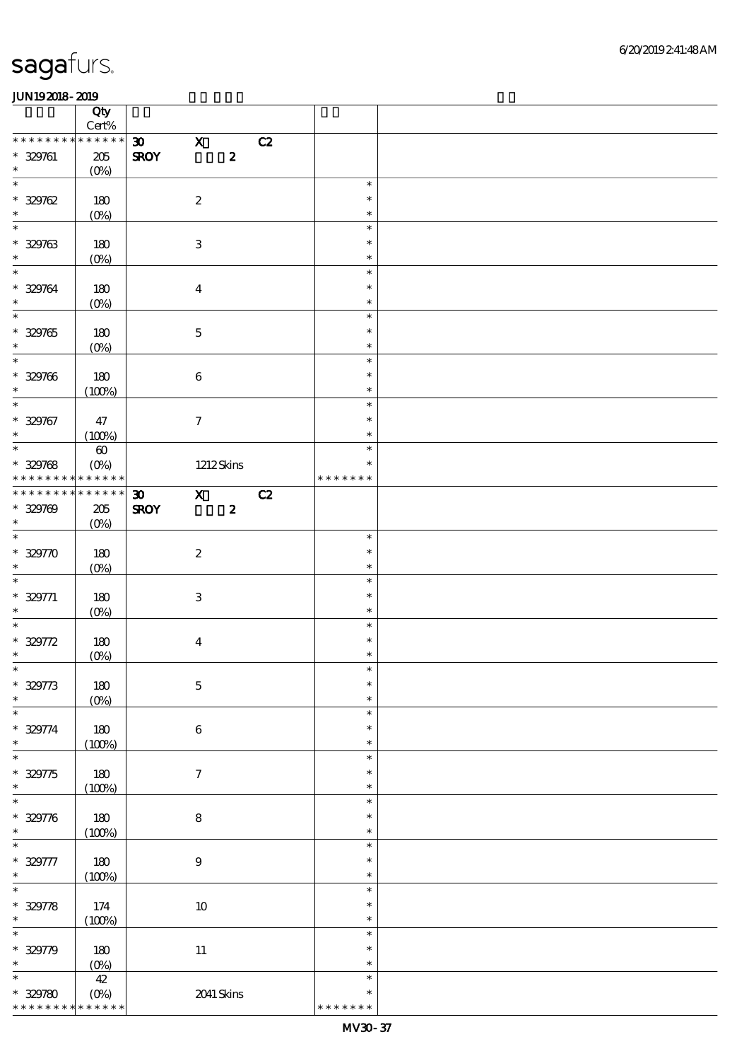sagafurs.

JUN192018-2019

| | Qty Cert% | | | |
|---|---|---|---|---|
| * * * * * * * * * * * * * * | 30 SROY | X 2 | C2 | |
| * 329761 * | 205 (0%) | | | |
| * * 329762 * | 180 (0%) | 2 | | * * * |
| * * 329763 * | 180 (0%) | 3 | | * * * |
| * * 329764 * | 180 (0%) | 4 | | * * * |
| * * 329765 * | 180 (0%) | 5 | | * * * |
| * * 329766 * | 180 (100%) | 6 | | * * * |
| * * 329767 * | 47 (100%) | 7 | | * * * |
| * * 329768 * * * * * * * * * * * * * | 60 (0%) | 1212 Skins | | * * * * * * * * * |
| * * * * * * * * * * * * * * | 30 SROY | X 2 | C2 | |
| * 329769 * | 205 (0%) | | | |
| * * 329770 * | 180 (0%) | 2 | | * * * |
| * * 329771 * | 180 (0%) | 3 | | * * * |
| * * 329772 * | 180 (0%) | 4 | | * * * |
| * * 329773 * | 180 (0%) | 5 | | * * * |
| * * 329774 * | 180 (100%) | 6 | | * * * |
| * * 329775 * | 180 (100%) | 7 | | * * * |
| * * 329776 * | 180 (100%) | 8 | | * * * |
| * * 329777 * | 180 (100%) | 9 | | * * * |
| * * 329778 * | 174 (100%) | 10 | | * * * |
| * * 329779 * | 180 (0%) | 11 | | * * * |
| * * 329780 * * * * * * * * * * * * * | 42 (0%) | 2041 Skins | | * * * * * * * * * |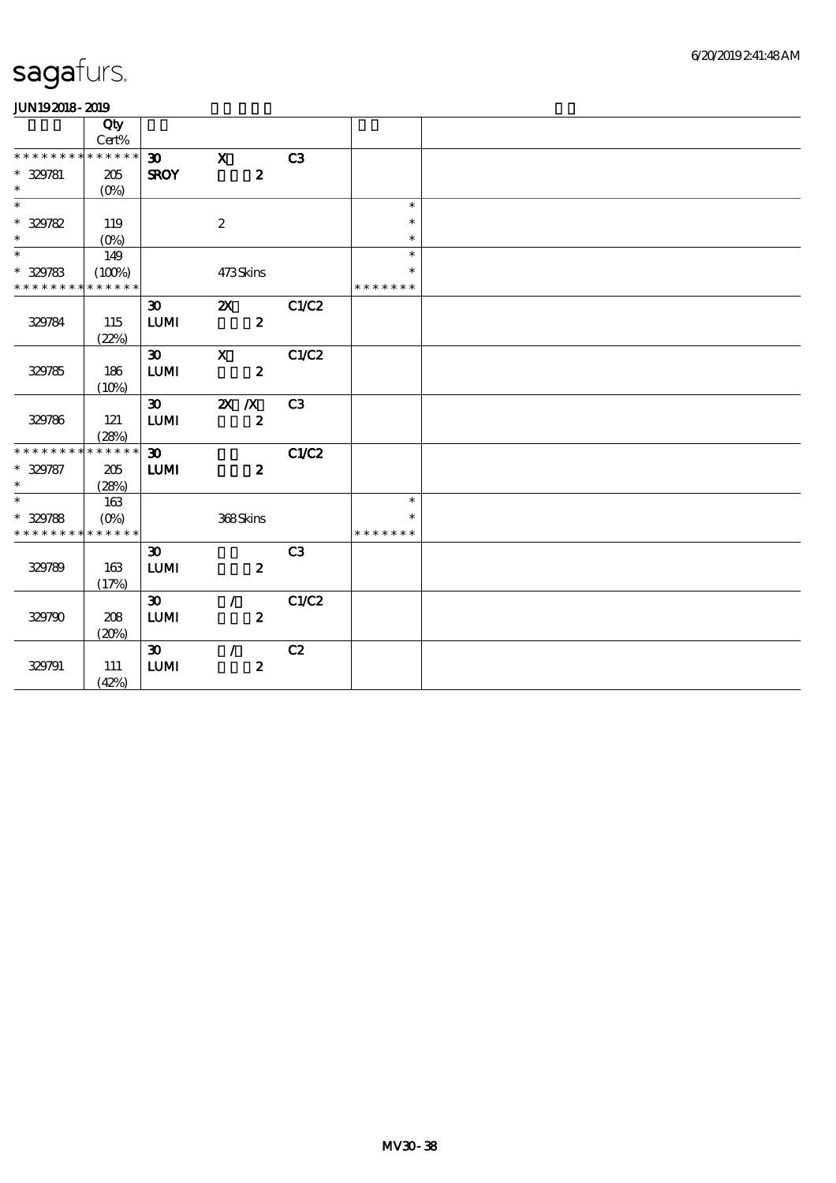# sagafurs.

JUN19 2018 - 2019

| | Qty Cert% | | | | | |
|---|---|---|---|---|---|---|
| * * * * * * * * * * * * * * | 30 | X | C3 | | | |
| * 329781 | 205 | SROY | 2 | | | |
| * | (0%) | | | | | |
| * | | | | | * | |
| * 329782 | 119 | | 2 | | * | |
| * | (0%) | | | | * | |
| * | 149 | | | | * | |
| * 329783 | (100%) | | 473 Skins | | * | |
| * * * * * * * * * * * * * * | | | | | * * * * * * * | |
| | | 30 | 2X | C1/C2 | | |
| 329784 | 115 | LUMI | 2 | | | |
| | (22%) | | | | | |
| | | 30 | X | C1/C2 | | |
| 329785 | 186 | LUMI | 2 | | | |
| | (10%) | | | | | |
| | | 30 | 2X /X | C3 | | |
| 329786 | 121 | LUMI | 2 | | | |
| | (28%) | | | | | |
| * * * * * * * * * * * * * * | | 30 | | C1/C2 | | |
| * 329787 | 205 | LUMI | 2 | | | |
| * | (28%) | | | | | |
| * | 163 | | | | * | |
| * 329788 | (0%) | | 368 Skins | | * | |
| * * * * * * * * * * * * * * | | | | | * * * * * * * | |
| | | 30 | | C3 | | |
| 329789 | 163 | LUMI | 2 | | | |
| | (17%) | | | | | |
| | | 30 | / | C1/C2 | | |
| 329790 | 208 | LUMI | 2 | | | |
| | (20%) | | | | | |
| | | 30 | / | C2 | | |
| 329791 | 111 | LUMI | 2 | | | |
| | (42%) | | | | | |

MV30 - 38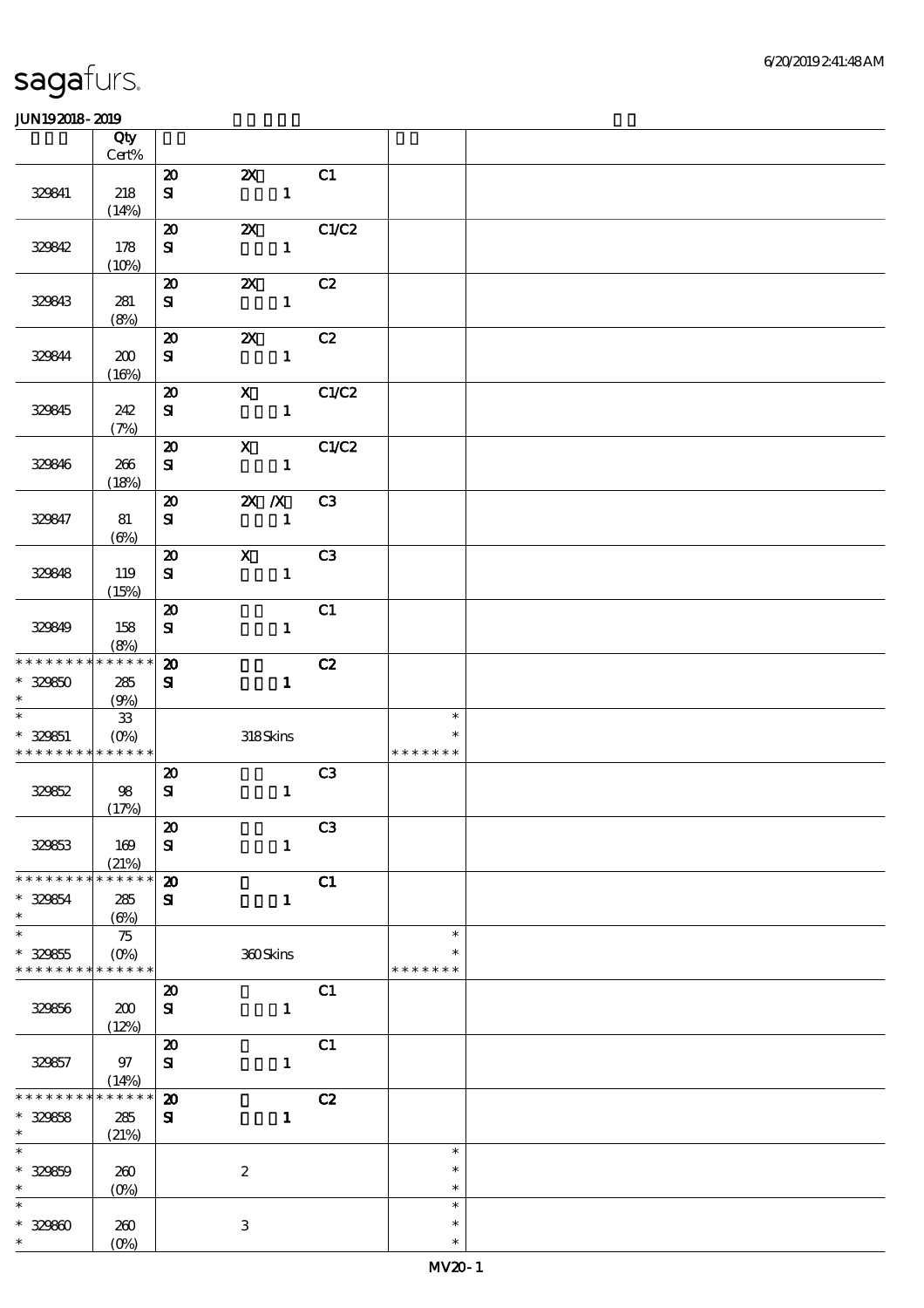sagafurs.

JUN19 2018 - 2019

| | Qty Cert% | | | | | |
|---|---|---|---|---|---|---|
| 329841 | 218 (14%) | 20 SI | 2X 1 | C1 | | |
| 329842 | 178 (10%) | 20 SI | 2X 1 | C1/C2 | | |
| 329843 | 281 (8%) | 20 SI | 2X 1 | C2 | | |
| 329844 | 200 (16%) | 20 SI | 2X 1 | C2 | | |
| 329845 | 242 (7%) | 20 SI | X 1 | C1/C2 | | |
| 329846 | 266 (18%) | 20 SI | X 1 | C1/C2 | | |
| 329847 | 81 (6%) | 20 SI | 2X /X 1 | C3 | | |
| 329848 | 119 (15%) | 20 SI | X 1 | C3 | | |
| 329849 | 158 (8%) | 20 SI | 1 | C1 | | |
| * * * * * * * * * * * * * * 329850 * | 285 (9%) | 20 SI | 1 | C2 | | |
| * * 329851 * * * * * * * * * * * * * * | 33 (0%) | | 318 Skins | | * * * * * * * * * | |
| 329852 | 98 (17%) | 20 SI | 1 | C3 | | |
| 329853 | 169 (21%) | 20 SI | 1 | C3 | | |
| * * * * * * * * * * * * * * 329854 * | 285 (6%) | 20 SI | 1 | C1 | | |
| * * 329855 * * * * * * * * * * * * * * | 75 (0%) | | 360 Skins | | * * * * * * * * * | |
| 329856 | 200 (12%) | 20 SI | 1 | C1 | | |
| 329857 | 97 (14%) | 20 SI | 1 | C1 | | |
| * * * * * * * * * * * * * * 329858 * | 285 (21%) | 20 SI | 1 | C2 | | |
| * * 329859 * | 260 (0%) | | 2 | | * * * | |
| * * 329860 * | 260 (0%) | | 3 | | * * * | |

MV20-1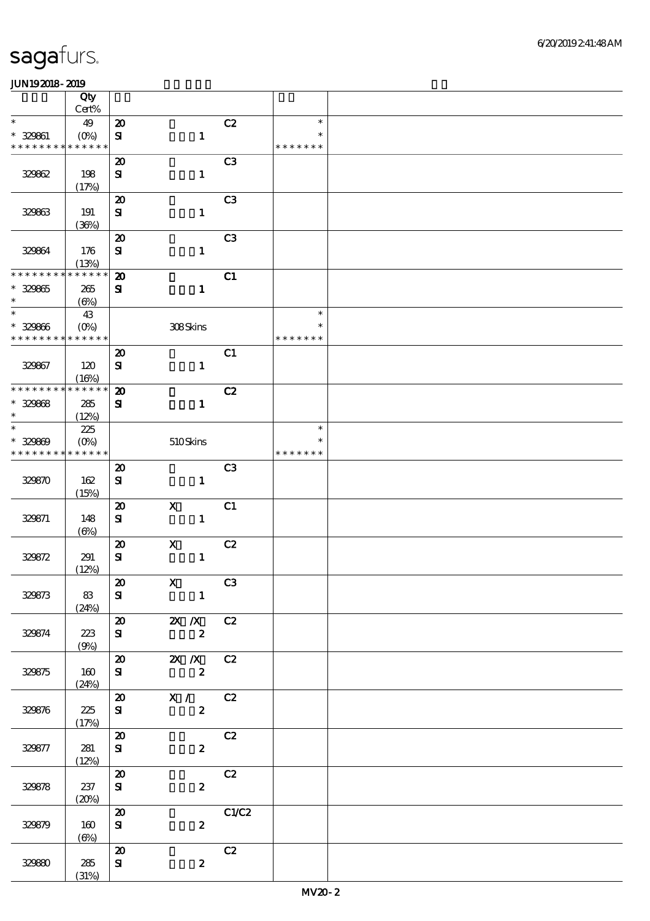| | Qty<br>Cert% | | | | |
|---|---|---|---|---|---|
| \*<br>\* 329861<br>\* \* \* \* \* \* \* \* \* \* \* \* \* \* | 49<br>(0%) | 20<br>SI 1 | C2 | \*<br>\*<br>\* \* \* \* \* \* \* | |
| 329862 | 198<br>(17%) | 20<br>SI 1 | C3 | | |
| 329863 | 191<br>(36%) | 20<br>SI 1 | C3 | | |
| 329864 | 176<br>(13%) | 20<br>SI 1 | C3 | | |
| \* \* \* \* \* \* \* \* \* \* \* \* \* \*<br>\* 329865<br>\* | 265<br>(6%) | 20<br>SI 1 | C1 | | |
| \*<br>\* 329866<br>\* \* \* \* \* \* \* \* \* \* \* \* \* \* | 43<br>(0%) | 308 Skins | | \*<br>\*<br>\* \* \* \* \* \* \* | |
| 329867 | 120<br>(16%) | 20<br>SI 1 | C1 | | |
| \* \* \* \* \* \* \* \* \* \* \* \* \* \*<br>\* 329868<br>\* | 285<br>(12%) | 20<br>SI 1 | C2 | | |
| \*<br>\* 329869<br>\* \* \* \* \* \* \* \* \* \* \* \* \* \* | 225<br>(0%) | 510 Skins | | \*<br>\*<br>\* \* \* \* \* \* \* | |
| 329870 | 162<br>(15%) | 20<br>SI 1 | C3 | | |
| 329871 | 148<br>(6%) | 20 X<br>SI 1 | C1 | | |
| 329872 | 291<br>(12%) | 20 X<br>SI 1 | C2 | | |
| 329873 | 83<br>(24%) | 20 X<br>SI 1 | C3 | | |
| 329874 | 223<br>(9%) | 20 2X /X<br>SI 2 | C2 | | |
| 329875 | 160<br>(24%) | 20 2X /X<br>SI 2 | C2 | | |
| 329876 | 225<br>(17%) | 20 X /<br>SI 2 | C2 | | |
| 329877 | 281<br>(12%) | 20<br>SI 2 | C2 | | |
| 329878 | 237<br>(20%) | 20<br>SI 2 | C2 | | |
| 329879 | 160<br>(6%) | 20<br>SI 2 | C1/C2 | | |
| 329880 | 285<br>(31%) | 20<br>SI 2 | C2 | | |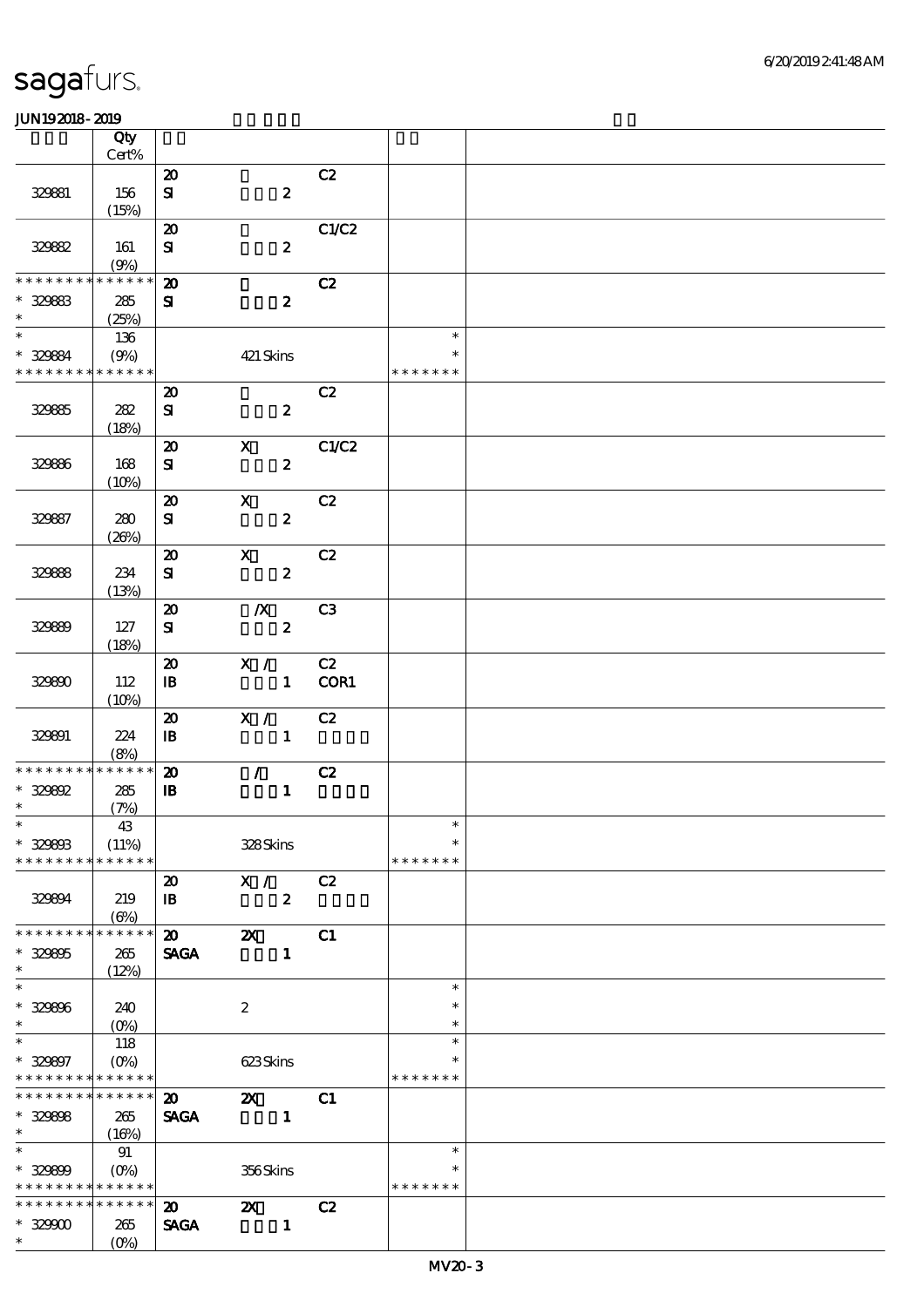sagafurs.

JUN19 2018 - 2019

| | Qty Cert% | | | | | |
|---|---|---|---|---|---|---|
| 329881 | 156 (15%) | 20 SI | 2 | C2 | | |
| 329882 | 161 (9%) | 20 SI | 2 | C1/C2 | | |
| * * * * * * * * * * * * * * 329883 * | 285 (25%) | 20 SI | 2 | C2 | | |
| * * 329884 * * * * * * * * * * * * * | 136 (9%) | | 421 Skins | | * * * * * * * * * | |
| 329885 | 282 (18%) | 20 SI | 2 | C2 | | |
| 329886 | 168 (10%) | 20 SI | X 2 | C1/C2 | | |
| 329887 | 280 (26%) | 20 SI | X 2 | C2 | | |
| 329888 | 234 (13%) | 20 SI | X 2 | C2 | | |
| 329889 | 127 (18%) | 20 SI | /X 2 | C3 | | |
| 329890 | 112 (10%) | 20 IB | X / 1 | C2 COR1 | | |
| 329891 | 224 (8%) | 20 IB | X / 1 | C2 | | |
| * * * * * * * * * * * * * * 329892 * | 285 (7%) | 20 IB | / 1 | C2 | | |
| * * 329893 * * * * * * * * * * * * * | 43 (11%) | | 328 Skins | | * * * * * * * * * | |
| 329894 | 219 (6%) | 20 IB | X / 2 | C2 | | |
| * * * * * * * * * * * * * * 329895 * | 265 (12%) | 20 SAGA | 2X 1 | C1 | | |
| * * 329896 * | 240 (0%) | | 2 | | * * * | |
| * * 329897 * * * * * * * * * * * * * | 118 (0%) | | 623 Skins | | * * * * * * * * * | |
| * * * * * * * * * * * * * * 329898 * | 265 (16%) | 20 SAGA | 2X 1 | C1 | | |
| * * 329899 * * * * * * * * * * * * * | 91 (0%) | | 356 Skins | | * * * * * * * * * | |
| * * * * * * * * * * * * * * 329900 * | 265 (0%) | 20 SAGA | 2X 1 | C2 | | |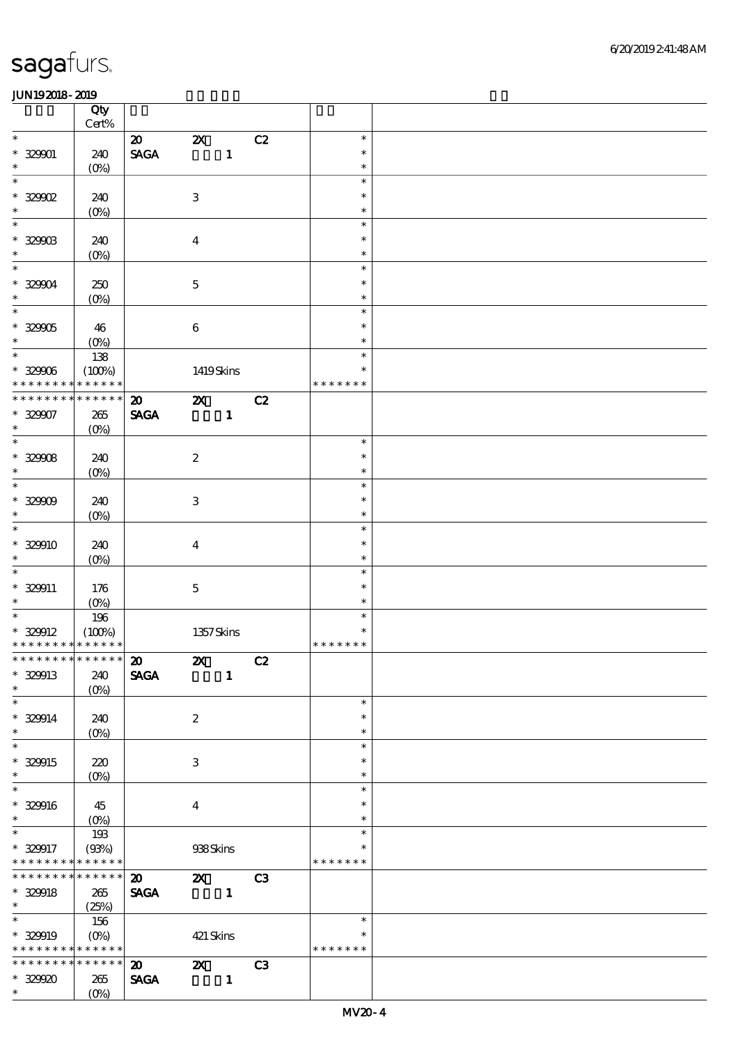# sagafurs.

JUN19 2018 - 2019

| | Qty Cert% | | | | |
|---|---|---|---|---|---|
| * | | 20 SAGA | 2X 1 | C2 | * |
| * 329901 | 240 | | | | * |
| * | (0%) | | | | * |
| * | | | | | * |
| * 329902 | 240 | | 3 | | * |
| * | (0%) | | | | * |
| * | | | | | * |
| * 329903 | 240 | | 4 | | * |
| * | (0%) | | | | * |
| * | | | | | * |
| * 329904 | 250 | | 5 | | * |
| * | (0%) | | | | * |
| * | | | | | * |
| * 329905 | 46 | | 6 | | * |
| * | (0%) | | | | * |
| * | 138 | | | | * |
| * 329906 | (100%) | | 1419 Skins | | * |
| * * * * * * * * * * * * * * | | | | | * * * * * * * |
| * * * * * * * * * * * * * * | | 20 SAGA | 2X 1 | C2 | |
| * 329907 | 265 | | | | |
| * | (0%) | | | | |
| * | | | | | * |
| * 329908 | 240 | | 2 | | * |
| * | (0%) | | | | * |
| * | | | | | * |
| * 329909 | 240 | | 3 | | * |
| * | (0%) | | | | * |
| * | | | | | * |
| * 329910 | 240 | | 4 | | * |
| * | (0%) | | | | * |
| * | | | | | * |
| * 329911 | 176 | | 5 | | * |
| * | (0%) | | | | * |
| * | 196 | | | | * |
| * 329912 | (100%) | | 1357 Skins | | * |
| * * * * * * * * * * * * * * | | | | | * * * * * * * |
| * * * * * * * * * * * * * * | | 20 SAGA | 2X 1 | C2 | |
| * 329913 | 240 | | | | |
| * | (0%) | | | | |
| * | | | | | * |
| * 329914 | 240 | | 2 | | * |
| * | (0%) | | | | * |
| * | | | | | * |
| * 329915 | 220 | | 3 | | * |
| * | (0%) | | | | * |
| * | | | | | * |
| * 329916 | 45 | | 4 | | * |
| * | (0%) | | | | * |
| * | 193 | | | | * |
| * 329917 | (93%) | | 938 Skins | | * |
| * * * * * * * * * * * * * * | | | | | * * * * * * * |
| * * * * * * * * * * * * * * | | 20 SAGA | 2X 1 | C3 | |
| * 329918 | 265 | | | | |
| * | (25%) | | | | |
| * | 156 | | | | * |
| * 329919 | (0%) | | 421 Skins | | * |
| * * * * * * * * * * * * * * | | | | | * * * * * * * |
| * * * * * * * * * * * * * * | | 20 SAGA | 2X 1 | C3 | |
| * 329920 | 265 | | | | |
| * | (0%) | | | | |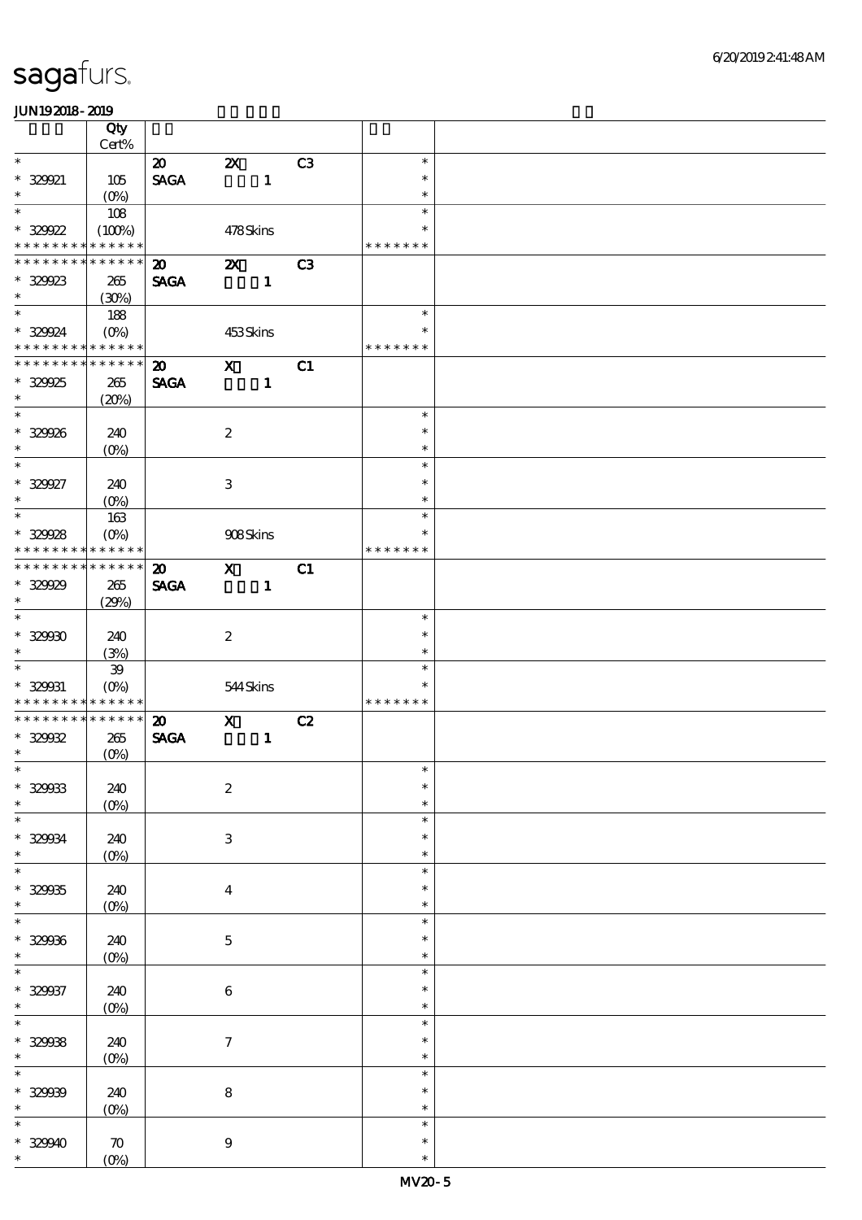sagafurs.

JUN19 2018 - 2019

| | Qty<br>Cert% | | | | | |
|---|---|---|---|---|---|---|
| * | | 20 | 2X | C3 | * | |
| * 329921 | 105 | SAGA | 1 | | * | |
| * | (0%) | | | | * | |
| * | 108 | | | | * | |
| * 329922 | (100%) | | 478 Skins | | * | |
| * * * * * * * * * * * * * * | | | | | * * * * * * * | |
| * * * * * * * * * * * * * * | | 20 | 2X | C3 | | |
| * 329923 | 265 | SAGA | 1 | | | |
| * | (30%) | | | | | |
| * | 188 | | | | * | |
| * 329924 | (0%) | | 453 Skins | | * | |
| * * * * * * * * * * * * * * | | | | | * * * * * * * | |
| * * * * * * * * * * * * * * | | 20 | X | C1 | | |
| * 329925 | 265 | SAGA | 1 | | | |
| * | (20%) | | | | | |
| * | | | | | * | |
| * 329926 | 240 | | 2 | | * | |
| * | (0%) | | | | * | |
| * | | | | | * | |
| * 329927 | 240 | | 3 | | * | |
| * | (0%) | | | | * | |
| * | 163 | | | | * | |
| * 329928 | (0%) | | 908 Skins | | * | |
| * * * * * * * * * * * * * * | | | | | * * * * * * * | |
| * * * * * * * * * * * * * * | | 20 | X | C1 | | |
| * 329929 | 265 | SAGA | 1 | | | |
| * | (29%) | | | | | |
| * | | | | | * | |
| * 329930 | 240 | | 2 | | * | |
| * | (3%) | | | | * | |
| * | 39 | | | | * | |
| * 329931 | (0%) | | 544 Skins | | * | |
| * * * * * * * * * * * * * * | | | | | * * * * * * * | |
| * * * * * * * * * * * * * * | | 20 | X | C2 | | |
| * 329932 | 265 | SAGA | 1 | | | |
| * | (0%) | | | | | |
| * | | | | | * | |
| * 329933 | 240 | | 2 | | * | |
| * | (0%) | | | | * | |
| * | | | | | * | |
| * 329934 | 240 | | 3 | | * | |
| * | (0%) | | | | * | |
| * | | | | | * | |
| * 329935 | 240 | | 4 | | * | |
| * | (0%) | | | | * | |
| * | | | | | * | |
| * 329936 | 240 | | 5 | | * | |
| * | (0%) | | | | * | |
| * | | | | | * | |
| * 329937 | 240 | | 6 | | * | |
| * | (0%) | | | | * | |
| * | | | | | * | |
| * 329938 | 240 | | 7 | | * | |
| * | (0%) | | | | * | |
| * | | | | | * | |
| * 329939 | 240 | | 8 | | * | |
| * | (0%) | | | | * | |
| * | | | | | * | |
| * 329940 | 70 | | 9 | | * | |
| * | (0%) | | | | * | |

MV20-5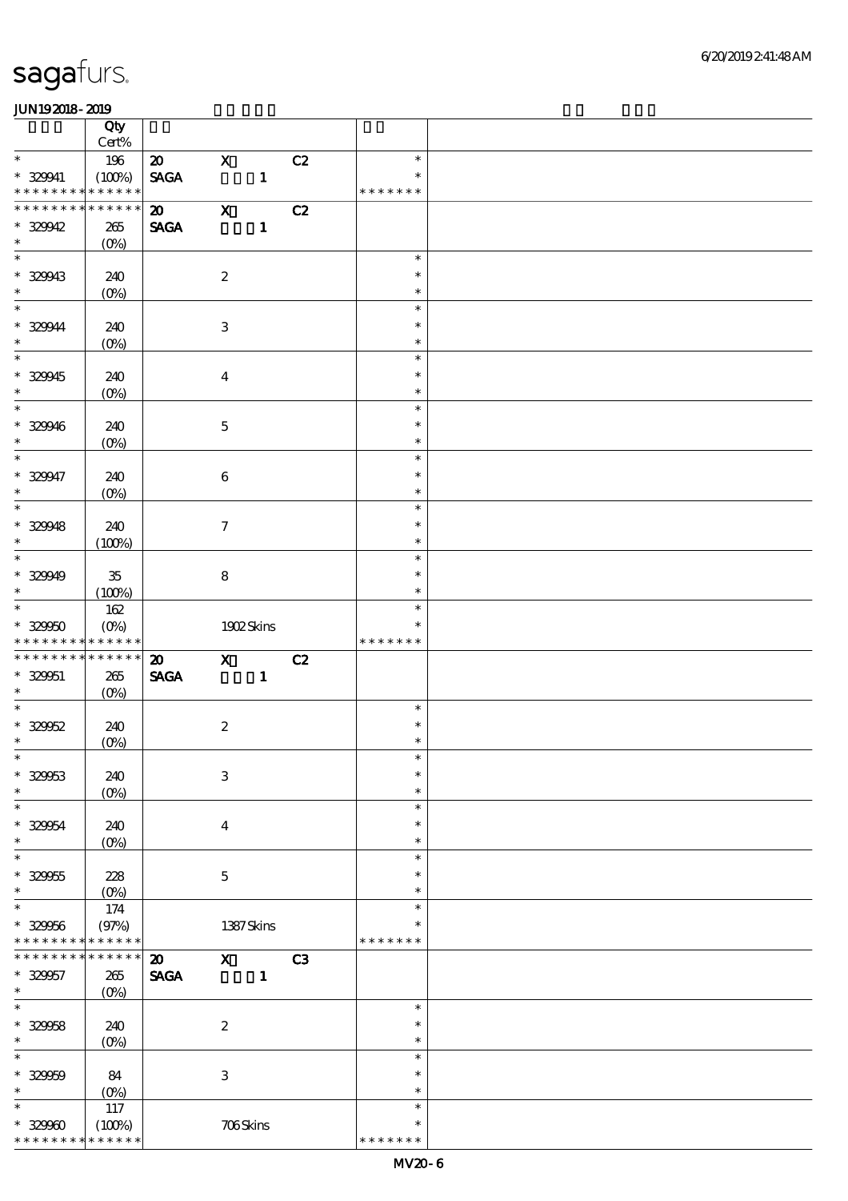| | Qty Cert% | | | | | |
|---|---|---|---|---|---|---|
| * | 196 | 20 | X | C2 | * | |
| * 329941 | (100%) | SAGA | 1 | | * | |
| * * * * * * * * * * * * * * | | | | | * * * * * * * | |
| * * * * * * * * * * * * * * | | 20 | X | C2 | | |
| * 329942 | 265 | SAGA | 1 | | | |
| * | (0%) | | | | | |
| * | | | | | * | |
| * 329943 | 240 | | 2 | | * | |
| * | (0%) | | | | * | |
| * | | | | | * | |
| * 329944 | 240 | | 3 | | * | |
| * | (0%) | | | | * | |
| * | | | | | * | |
| * 329945 | 240 | | 4 | | * | |
| * | (0%) | | | | * | |
| * | | | | | * | |
| * 329946 | 240 | | 5 | | * | |
| * | (0%) | | | | * | |
| * | | | | | * | |
| * 329947 | 240 | | 6 | | * | |
| * | (0%) | | | | * | |
| * | | | | | * | |
| * 329948 | 240 | | 7 | | * | |
| * | (100%) | | | | * | |
| * | | | | | * | |
| * 329949 | 35 | | 8 | | * | |
| * | (100%) | | | | * | |
| * | 162 | | | | * | |
| * 329950 | (0%) | | 1902 Skins | | * | |
| * * * * * * * * * * * * * * | | | | | * * * * * * * | |
| * * * * * * * * * * * * * * | | 20 | X | C2 | | |
| * 329951 | 265 | SAGA | 1 | | | |
| * | (0%) | | | | | |
| * | | | | | * | |
| * 329952 | 240 | | 2 | | * | |
| * | (0%) | | | | * | |
| * | | | | | * | |
| * 329953 | 240 | | 3 | | * | |
| * | (0%) | | | | * | |
| * | | | | | * | |
| * 329954 | 240 | | 4 | | * | |
| * | (0%) | | | | * | |
| * | | | | | * | |
| * 329955 | 228 | | 5 | | * | |
| * | (0%) | | | | * | |
| * | 174 | | | | * | |
| * 329956 | (97%) | | 1387 Skins | | * | |
| * * * * * * * * * * * * * * | | | | | * * * * * * * | |
| * * * * * * * * * * * * * * | | 20 | X | C3 | | |
| * 329957 | 265 | SAGA | 1 | | | |
| * | (0%) | | | | | |
| * | | | | | * | |
| * 329958 | 240 | | 2 | | * | |
| * | (0%) | | | | * | |
| * | | | | | * | |
| * 329959 | 84 | | 3 | | * | |
| * | (0%) | | | | * | |
| * | 117 | | | | * | |
| * 329960 | (100%) | | 706 Skins | | * | |
| * * * * * * * * * * * * * * | | | | | * * * * * * * | |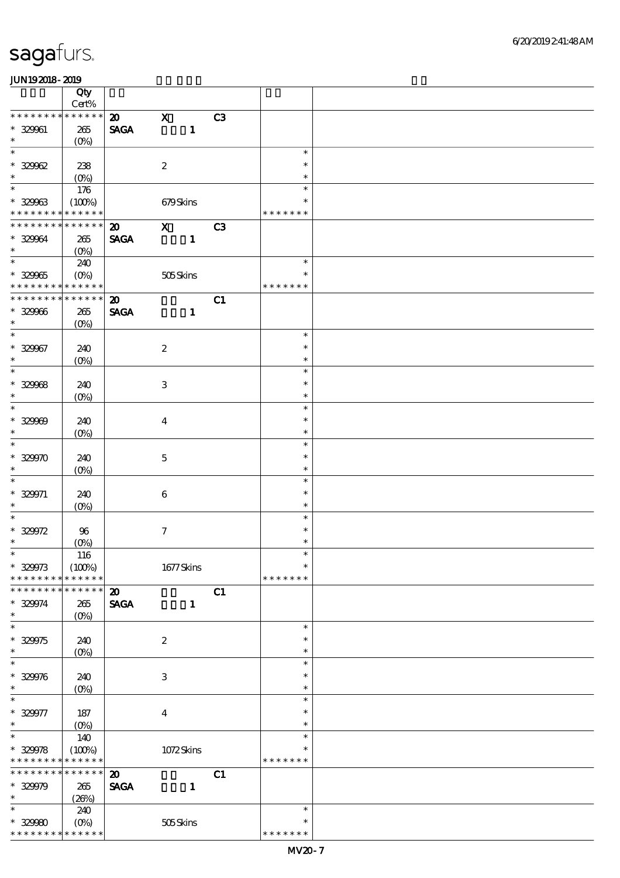# sagafurs.

JUN19 2018 - 2019

| | Qty Cert% | | | | | |
|---|---|---|---|---|---|---|
| * * * * * * * * * * * * * * | | 20 | X | C3 | | |
| * 329961 | 265 | SAGA | 1 | | | |
| * | (0%) | | | | | |
| * | | | | | * | |
| * 329962 | 238 | | 2 | | * | |
| * | (0%) | | | | * | |
| * | 176 | | | | * | |
| * 329963 | (100%) | | 679 Skins | | * | |
| * * * * * * * * * * * * * * | | | | | * * * * * * * | |
| * * * * * * * * * * * * * * | | 20 | X | C3 | | |
| * 329964 | 265 | SAGA | 1 | | | |
| * | (0%) | | | | | |
| * | 240 | | | | * | |
| * 329965 | (0%) | | 505 Skins | | * | |
| * * * * * * * * * * * * * * | | | | | * * * * * * * | |
| * * * * * * * * * * * * * * | | 20 | | C1 | | |
| * 329966 | 265 | SAGA | 1 | | | |
| * | (0%) | | | | | |
| * | | | | | * | |
| * 329967 | 240 | | 2 | | * | |
| * | (0%) | | | | * | |
| * | | | | | * | |
| * 329968 | 240 | | 3 | | * | |
| * | (0%) | | | | * | |
| * | | | | | * | |
| * 329969 | 240 | | 4 | | * | |
| * | (0%) | | | | * | |
| * | | | | | * | |
| * 329970 | 240 | | 5 | | * | |
| * | (0%) | | | | * | |
| * | | | | | * | |
| * 329971 | 240 | | 6 | | * | |
| * | (0%) | | | | * | |
| * | | | | | * | |
| * 329972 | 96 | | 7 | | * | |
| * | (0%) | | | | * | |
| * | 116 | | | | * | |
| * 329973 | (100%) | | 1677 Skins | | * | |
| * * * * * * * * * * * * * * | | | | | * * * * * * * | |
| * * * * * * * * * * * * * * | | 20 | | C1 | | |
| * 329974 | 265 | SAGA | 1 | | | |
| * | (0%) | | | | | |
| * | | | | | * | |
| * 329975 | 240 | | 2 | | * | |
| * | (0%) | | | | * | |
| * | | | | | * | |
| * 329976 | 240 | | 3 | | * | |
| * | (0%) | | | | * | |
| * | | | | | * | |
| * 329977 | 187 | | 4 | | * | |
| * | (0%) | | | | * | |
| * | 140 | | | | * | |
| * 329978 | (100%) | | 1072 Skins | | * | |
| * * * * * * * * * * * * * * | | | | | * * * * * * * | |
| * * * * * * * * * * * * * * | | 20 | | C1 | | |
| * 329979 | 265 | SAGA | 1 | | | |
| * | (26%) | | | | | |
| * | 240 | | | | * | |
| * 329980 | (0%) | | 505 Skins | | * | |
| * * * * * * * * * * * * * * | | | | | * * * * * * * | |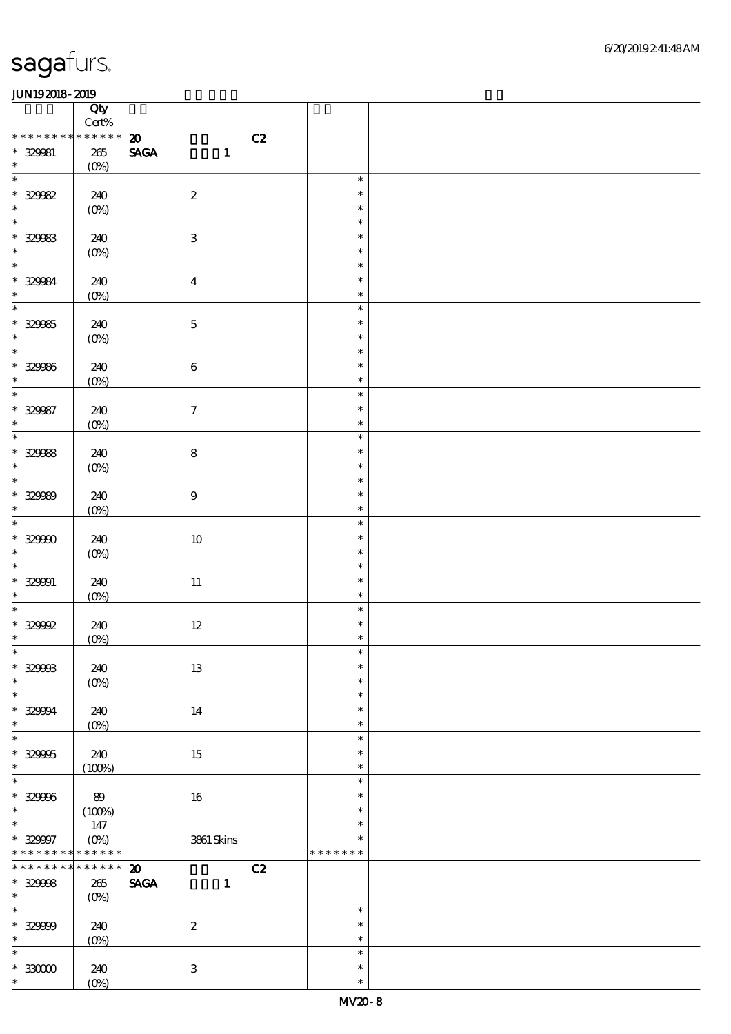sagafurs.

6/20/2019 2:41:48 AM

JUN19 2018 - 2019

| | Qty Cert% | | | |
|---|---|---|---|---|
| * * * * * * * * * * * * * * | 20 C2 | | | |
| * 329981 * | 265 (0%) | SAGA 1 | | |
| * * 329982 * | 240 (0%) | 2 | * * * | |
| * * 329983 * | 240 (0%) | 3 | * * * | |
| * * 329984 * | 240 (0%) | 4 | * * * | |
| * * 329985 * | 240 (0%) | 5 | * * * | |
| * * 329986 * | 240 (0%) | 6 | * * * | |
| * * 329987 * | 240 (0%) | 7 | * * * | |
| * * 329988 * | 240 (0%) | 8 | * * * | |
| * * 329989 * | 240 (0%) | 9 | * * * | |
| * * 329990 * | 240 (0%) | 10 | * * * | |
| * * 329991 * | 240 (0%) | 11 | * * * | |
| * * 329992 * | 240 (0%) | 12 | * * * | |
| * * 329993 * | 240 (0%) | 13 | * * * | |
| * * 329994 * | 240 (0%) | 14 | * * * | |
| * * 329995 * | 240 (100%) | 15 | * * * | |
| * * 329996 * | 89 (100%) | 16 | * * * | |
| * * 329997 * * * * * * * * * * * * * * | 147 (0%) | 3861 Skins | * * * * * * * * * | |
| * * * * * * * * * * * * * * | 20 C2 | | | |
| * 329998 * | 265 (0%) | SAGA 1 | | |
| * * 329999 * | 240 (0%) | 2 | * * * | |
| * * 330000 * | 240 (0%) | 3 | * * * | |

MV20 - 8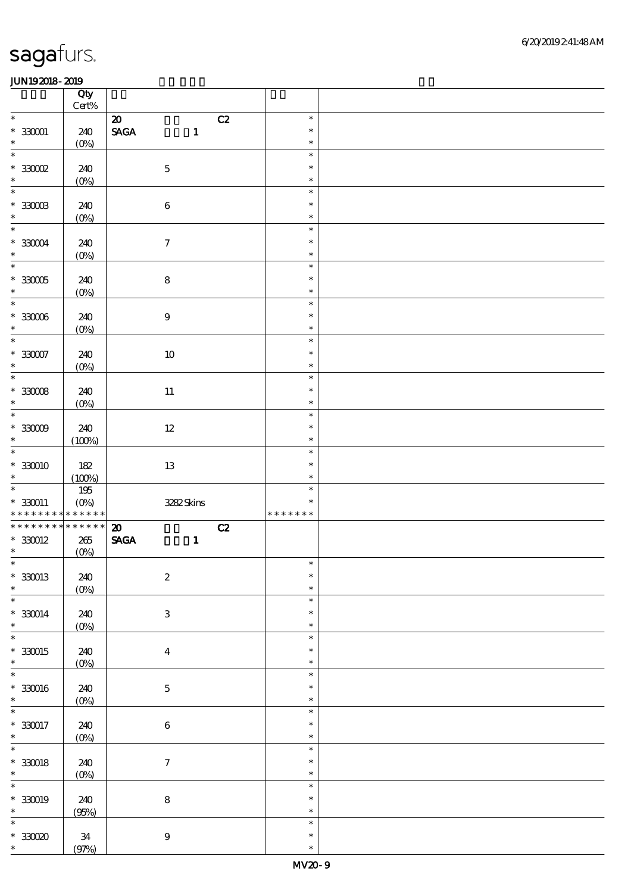| | Qty Cert% | | |
|---|---|---|---|
| * | | 20 C2 | * |
| * 330001 | 240 | SAGA 1 | * |
| * | (0%) | | * |
| * | | | * |
| * 330002 | 240 | 5 | * |
| * | (0%) | | * |
| * | | | * |
| * 330003 | 240 | 6 | * |
| * | (0%) | | * |
| * | | | * |
| * 330004 | 240 | 7 | * |
| * | (0%) | | * |
| * | | | * |
| * 330005 | 240 | 8 | * |
| * | (0%) | | * |
| * | | | * |
| * 330006 | 240 | 9 | * |
| * | (0%) | | * |
| * | | | * |
| * 330007 | 240 | 10 | * |
| * | (0%) | | * |
| * | | | * |
| * 330008 | 240 | 11 | * |
| * | (0%) | | * |
| * | | | * |
| * 330009 | 240 | 12 | * |
| * | (100%) | | * |
| * | | | * |
| * 330010 | 182 | 13 | * |
| * | (100%) | | * |
| * | 195 | | * |
| * 330011 | (0%) | 3282 Skins | * |
| * * * * * * * * * * * * * * | | | * * * * * * * |
| * * * * * * * * * * * * * * | | 20 C2 | |
| * 330012 | 265 | SAGA 1 | |
| * | (0%) | | |
| * | | | * |
| * 330013 | 240 | 2 | * |
| * | (0%) | | * |
| * | | | * |
| * 330014 | 240 | 3 | * |
| * | (0%) | | * |
| * | | | * |
| * 330015 | 240 | 4 | * |
| * | (0%) | | * |
| * | | | * |
| * 330016 | 240 | 5 | * |
| * | (0%) | | * |
| * | | | * |
| * 330017 | 240 | 6 | * |
| * | (0%) | | * |
| * | | | * |
| * 330018 | 240 | 7 | * |
| * | (0%) | | * |
| * | | | * |
| * 330019 | 240 | 8 | * |
| * | (95%) | | * |
| * | | | * |
| * 330020 | 34 | 9 | * |
| * | (97%) | | * |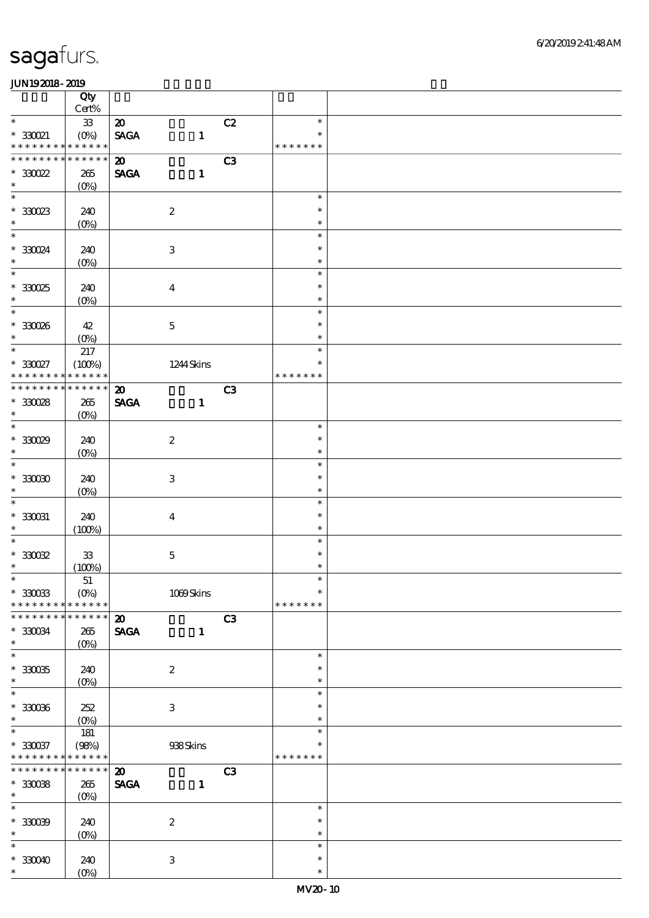sagafurs.

JUN19 2018 - 2019

| | Qty Cert% | | | |
|---|---|---|---|---|
| * | 33 | 20 C2 | * | |
| * 330021 | (0%) | SAGA 1 | * | |
| * * * * * * * * * * * * * * | | | * * * * * * * | |
| * * * * * * * * * * * * * * | | 20 C3 | | |
| * 330022 | 265 | SAGA 1 | | |
| * | (0%) | | | |
| * | | | * | |
| * 330023 | 240 | 2 | * | |
| * | (0%) | | * | |
| * | | | * | |
| * 330024 | 240 | 3 | * | |
| * | (0%) | | * | |
| * | | | * | |
| * 330025 | 240 | 4 | * | |
| * | (0%) | | * | |
| * | | | * | |
| * 330026 | 42 | 5 | * | |
| * | (0%) | | * | |
| * | 217 | | * | |
| * 330027 | (100%) | 1244 Skins | * | |
| * * * * * * * * * * * * * * | | | * * * * * * * | |
| * * * * * * * * * * * * * * | | 20 C3 | | |
| * 330028 | 265 | SAGA 1 | | |
| * | (0%) | | | |
| * | | | * | |
| * 330029 | 240 | 2 | * | |
| * | (0%) | | * | |
| * | | | * | |
| * 330030 | 240 | 3 | * | |
| * | (0%) | | * | |
| * | | | * | |
| * 330031 | 240 | 4 | * | |
| * | (100%) | | * | |
| * | | | * | |
| * 330032 | 33 | 5 | * | |
| * | (100%) | | * | |
| * | 51 | | * | |
| * 330033 | (0%) | 1069 Skins | * | |
| * * * * * * * * * * * * * * | | | * * * * * * * | |
| * * * * * * * * * * * * * * | | 20 C3 | | |
| * 330034 | 265 | SAGA 1 | | |
| * | (0%) | | | |
| * | | | * | |
| * 330035 | 240 | 2 | * | |
| * | (0%) | | * | |
| * | | | * | |
| * 330036 | 252 | 3 | * | |
| * | (0%) | | * | |
| * | 181 | | * | |
| * 330037 | (98%) | 938 Skins | * | |
| * * * * * * * * * * * * * * | | | * * * * * * * | |
| * * * * * * * * * * * * * * | | 20 C3 | | |
| * 330038 | 265 | SAGA 1 | | |
| * | (0%) | | | |
| * | | | * | |
| * 330039 | 240 | 2 | * | |
| * | (0%) | | * | |
| * | | | * | |
| * 330040 | 240 | 3 | * | |
| * | (0%) | | * | |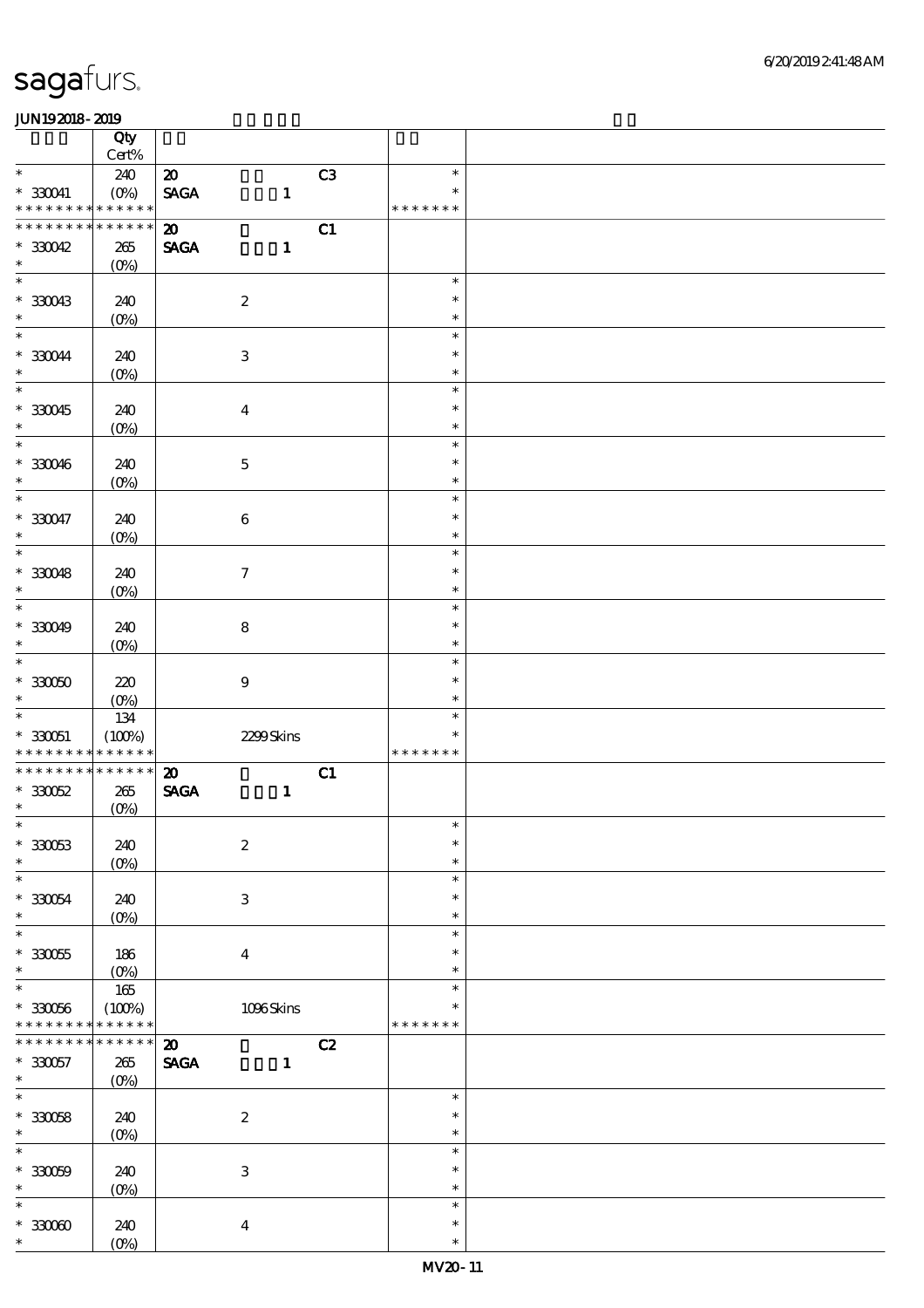| | Qty Cert% | | | | |
|---|---|---|---|---|---|
| * * 330041 * * * * * * * * * * * * * | 240 (0%) | 20 SAGA 1 | C3 | * * * * * * * * * | |
| * * * * * * * * * * * * * * 330042 * | 265 (0%) | 20 SAGA 1 | C1 | | |
| * * 330043 * | 240 (0%) | 2 | | * * * | |
| * * 330044 * | 240 (0%) | 3 | | * * * | |
| * * 330045 * | 240 (0%) | 4 | | * * * | |
| * * 330046 * | 240 (0%) | 5 | | * * * | |
| * * 330047 * | 240 (0%) | 6 | | * * * | |
| * * 330048 * | 240 (0%) | 7 | | * * * | |
| * * 330049 * | 240 (0%) | 8 | | * * * | |
| * * 330050 * | 220 (0%) | 9 | | * * * | |
| * * 330051 * * * * * * * * * * * * * | 134 (100%) | 2299 Skins | | * * * * * * * * * | |
| * * * * * * * * * * * * * * 330052 * | 265 (0%) | 20 SAGA 1 | C1 | | |
| * * 330053 * | 240 (0%) | 2 | | * * * | |
| * * 330054 * | 240 (0%) | 3 | | * * * | |
| * * 330055 * | 186 (0%) | 4 | | * * * | |
| * * 330056 * * * * * * * * * * * * * | 165 (100%) | 1096 Skins | | * * * * * * * * * | |
| * * * * * * * * * * * * * * 330057 * | 265 (0%) | 20 SAGA 1 | C2 | | |
| * * 330058 * | 240 (0%) | 2 | | * * * | |
| * * 330059 * | 240 (0%) | 3 | | * * * | |
| * * 330060 * | 240 (0%) | 4 | | * * * | |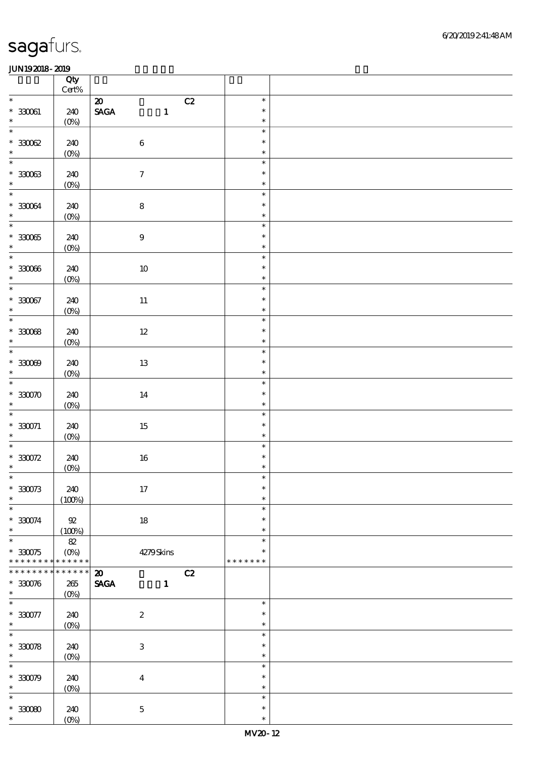| | Qty Cert% | | |
|---|---|---|---|
| * | | 20 C2 | * |
| * 330061 | 240 | SAGA 1 | * |
| * | (0%) | | * |
| * | | | * |
| * 330062 | 240 | 6 | * |
| * | (0%) | | * |
| * | | | * |
| * 330063 | 240 | 7 | * |
| * | (0%) | | * |
| * | | | * |
| * 330064 | 240 | 8 | * |
| * | (0%) | | * |
| * | | | * |
| * 330065 | 240 | 9 | * |
| * | (0%) | | * |
| * | | | * |
| * 330066 | 240 | 10 | * |
| * | (0%) | | * |
| * | | | * |
| * 330067 | 240 | 11 | * |
| * | (0%) | | * |
| * | | | * |
| * 330068 | 240 | 12 | * |
| * | (0%) | | * |
| * | | | * |
| * 330069 | 240 | 13 | * |
| * | (0%) | | * |
| * | | | * |
| * 330070 | 240 | 14 | * |
| * | (0%) | | * |
| * | | | * |
| * 330071 | 240 | 15 | * |
| * | (0%) | | * |
| * | | | * |
| * 330072 | 240 | 16 | * |
| * | (0%) | | * |
| * | | | * |
| * 330073 | 240 | 17 | * |
| * | (100%) | | * |
| * | | | * |
| * 330074 | 92 | 18 | * |
| * | (100%) | | * |
| * | 82 | | * |
| * 330075 | (0%) | 4279 Skins | * |
| * * * * * * * * * * * * * * | | | * * * * * * * |
| * * * * * * * * * * * * * * | | 20 C2 | |
| * 330076 | 265 | SAGA 1 | |
| * | (0%) | | |
| * | | | * |
| * 330077 | 240 | 2 | * |
| * | (0%) | | * |
| * | | | * |
| * 330078 | 240 | 3 | * |
| * | (0%) | | * |
| * | | | * |
| * 330079 | 240 | 4 | * |
| * | (0%) | | * |
| * | | | * |
| * 330080 | 240 | 5 | * |
| * | (0%) | | * |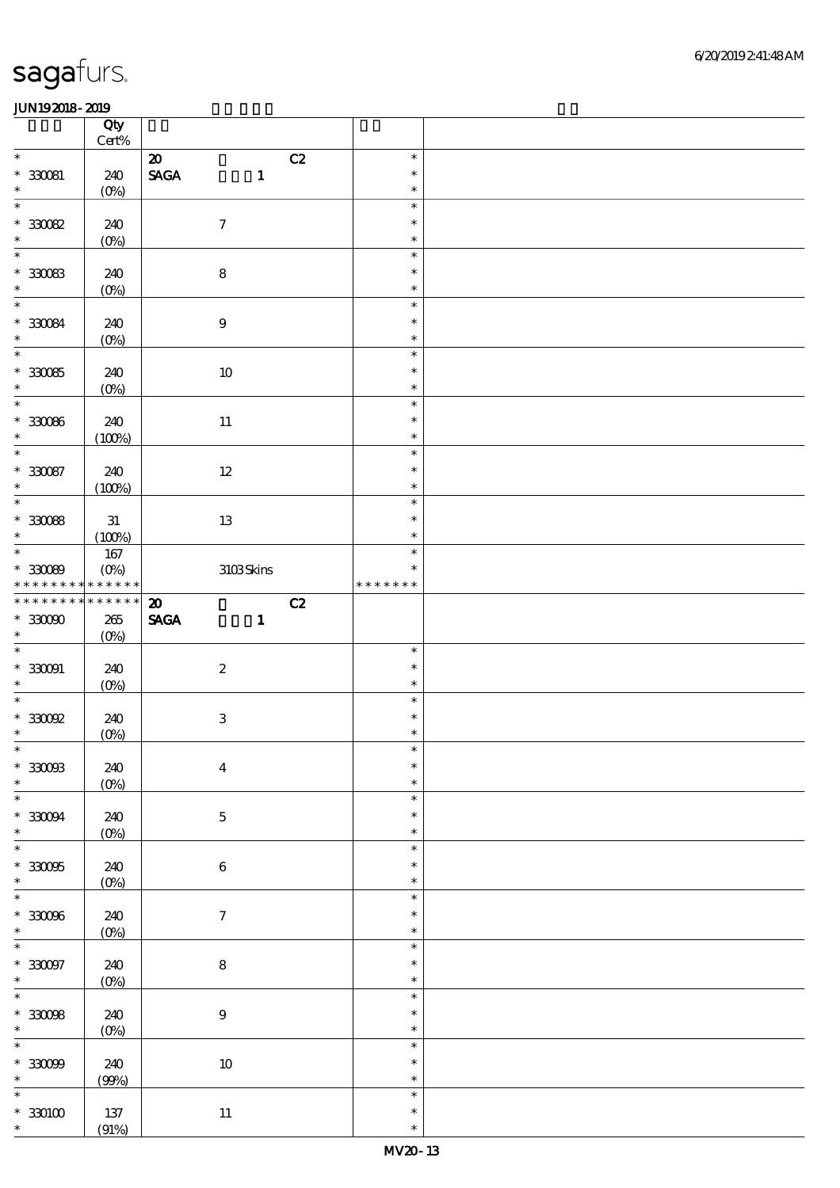sagafurs.

JUN19 2018 - 2019

| | Qty Cert% | | |
|---|---|---|---|
| * | | 20 C2 | * |
| * 330081 | 240 | SAGA 1 | * |
| * | (0%) | | * |
| * | | | * |
| * 330082 | 240 | 7 | * |
| * | (0%) | | * |
| * | | | * |
| * 330083 | 240 | 8 | * |
| * | (0%) | | * |
| * | | | * |
| * 330084 | 240 | 9 | * |
| * | (0%) | | * |
| * | | | * |
| * 330085 | 240 | 10 | * |
| * | (0%) | | * |
| * | | | * |
| * 330086 | 240 | 11 | * |
| * | (100%) | | * |
| * | | | * |
| * 330087 | 240 | 12 | * |
| * | (100%) | | * |
| * | | | * |
| * 330088 | 31 | 13 | * |
| * | (100%) | | * |
| * | 167 | | * |
| * 330089 | (0%) | 3103 Skins | * |
| * * * * * * * * * * * * * | | | * * * * * * * |
| * * * * * * * * * * * * * | | 20 C2 | |
| * 330090 | 265 | SAGA 1 | |
| * | (0%) | | |
| * | | | * |
| * 330091 | 240 | 2 | * |
| * | (0%) | | * |
| * | | | * |
| * 330092 | 240 | 3 | * |
| * | (0%) | | * |
| * | | | * |
| * 330093 | 240 | 4 | * |
| * | (0%) | | * |
| * | | | * |
| * 330094 | 240 | 5 | * |
| * | (0%) | | * |
| * | | | * |
| * 330095 | 240 | 6 | * |
| * | (0%) | | * |
| * | | | * |
| * 330096 | 240 | 7 | * |
| * | (0%) | | * |
| * | | | * |
| * 330097 | 240 | 8 | * |
| * | (0%) | | * |
| * | | | * |
| * 330098 | 240 | 9 | * |
| * | (0%) | | * |
| * | | | * |
| * 330099 | 240 | 10 | * |
| * | (99%) | | * |
| * | | | * |
| * 330100 | 137 | 11 | * |
| * | (91%) | | * |

MV20 - 13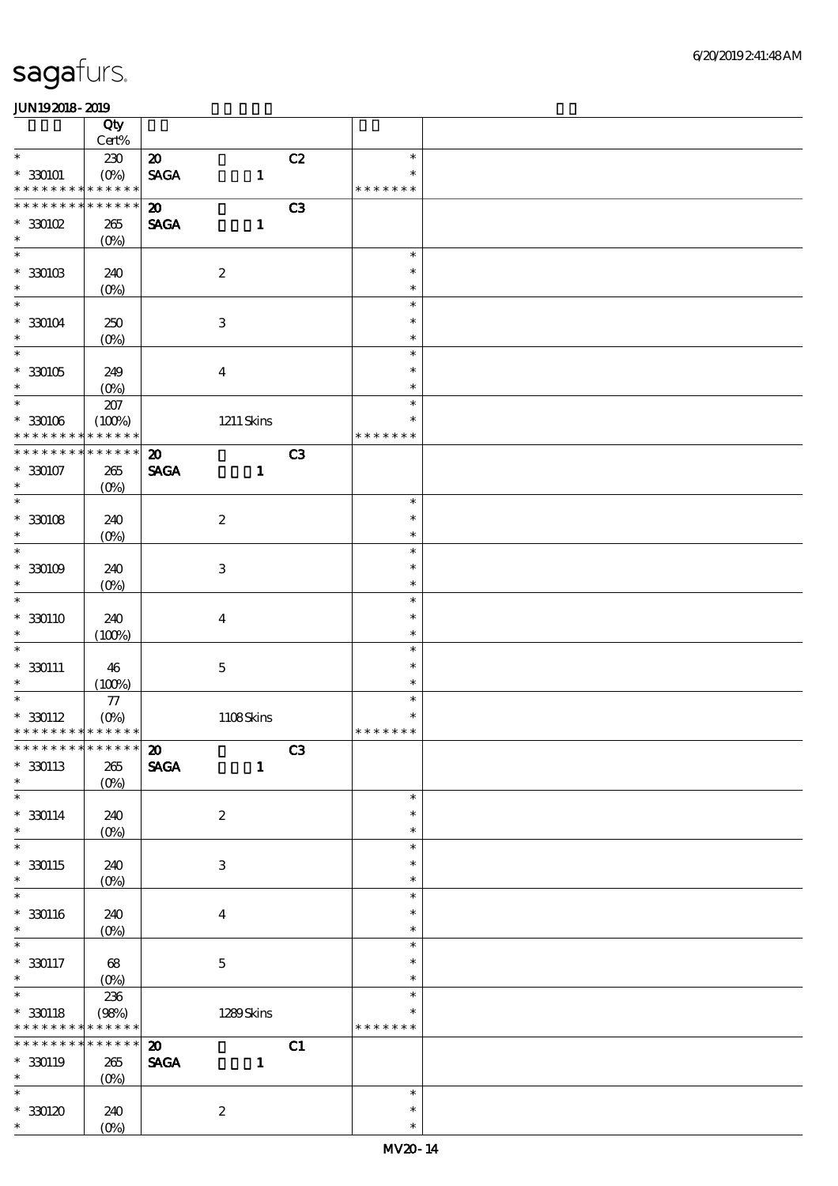# sagafurs.

JUN19 2018 - 2019

| | Qty Cert% | | | | |
|---|---|---|---|---|---|
| * | 230 | 20 | C2 | * | |
| * 330101 | (0%) | SAGA 1 | | * | |
| * * * * * * * * * * * * * * | | | | * * * * * * * | |
| * * * * * * * * * * * * * * | | 20 | C3 | | |
| * 330102 | 265 | SAGA 1 | | | |
| * | (0%) | | | | |
| * | | | | * | |
| * 330103 | 240 | 2 | | * | |
| * | (0%) | | | * | |
| * | | | | * | |
| * 330104 | 250 | 3 | | * | |
| * | (0%) | | | * | |
| * | | | | * | |
| * 330105 | 249 | 4 | | * | |
| * | (0%) | | | * | |
| * | 207 | | | * | |
| * 330106 | (100%) | 1211 Skins | | * | |
| * * * * * * * * * * * * * * | | | | * * * * * * * | |
| * * * * * * * * * * * * * * | | 20 | C3 | | |
| * 330107 | 265 | SAGA 1 | | | |
| * | (0%) | | | | |
| * | | | | * | |
| * 330108 | 240 | 2 | | * | |
| * | (0%) | | | * | |
| * | | | | * | |
| * 330109 | 240 | 3 | | * | |
| * | (0%) | | | * | |
| * | | | | * | |
| * 330110 | 240 | 4 | | * | |
| * | (100%) | | | * | |
| * | | | | * | |
| * 330111 | 46 | 5 | | * | |
| * | (100%) | | | * | |
| * | 77 | | | * | |
| * 330112 | (0%) | 1108 Skins | | * | |
| * * * * * * * * * * * * * * | | | | * * * * * * * | |
| * * * * * * * * * * * * * * | | 20 | C3 | | |
| * 330113 | 265 | SAGA 1 | | | |
| * | (0%) | | | | |
| * | | | | * | |
| * 330114 | 240 | 2 | | * | |
| * | (0%) | | | * | |
| * | | | | * | |
| * 330115 | 240 | 3 | | * | |
| * | (0%) | | | * | |
| * | | | | * | |
| * 330116 | 240 | 4 | | * | |
| * | (0%) | | | * | |
| * | | | | * | |
| * 330117 | 68 | 5 | | * | |
| * | (0%) | | | * | |
| * | 236 | | | * | |
| * 330118 | (98%) | 1289 Skins | | * | |
| * * * * * * * * * * * * * * | | | | * * * * * * * | |
| * * * * * * * * * * * * * * | | 20 | C1 | | |
| * 330119 | 265 | SAGA 1 | | | |
| * | (0%) | | | | |
| * | | | | * | |
| * 330120 | 240 | 2 | | * | |
| * | (0%) | | | * | |

MV20 - 14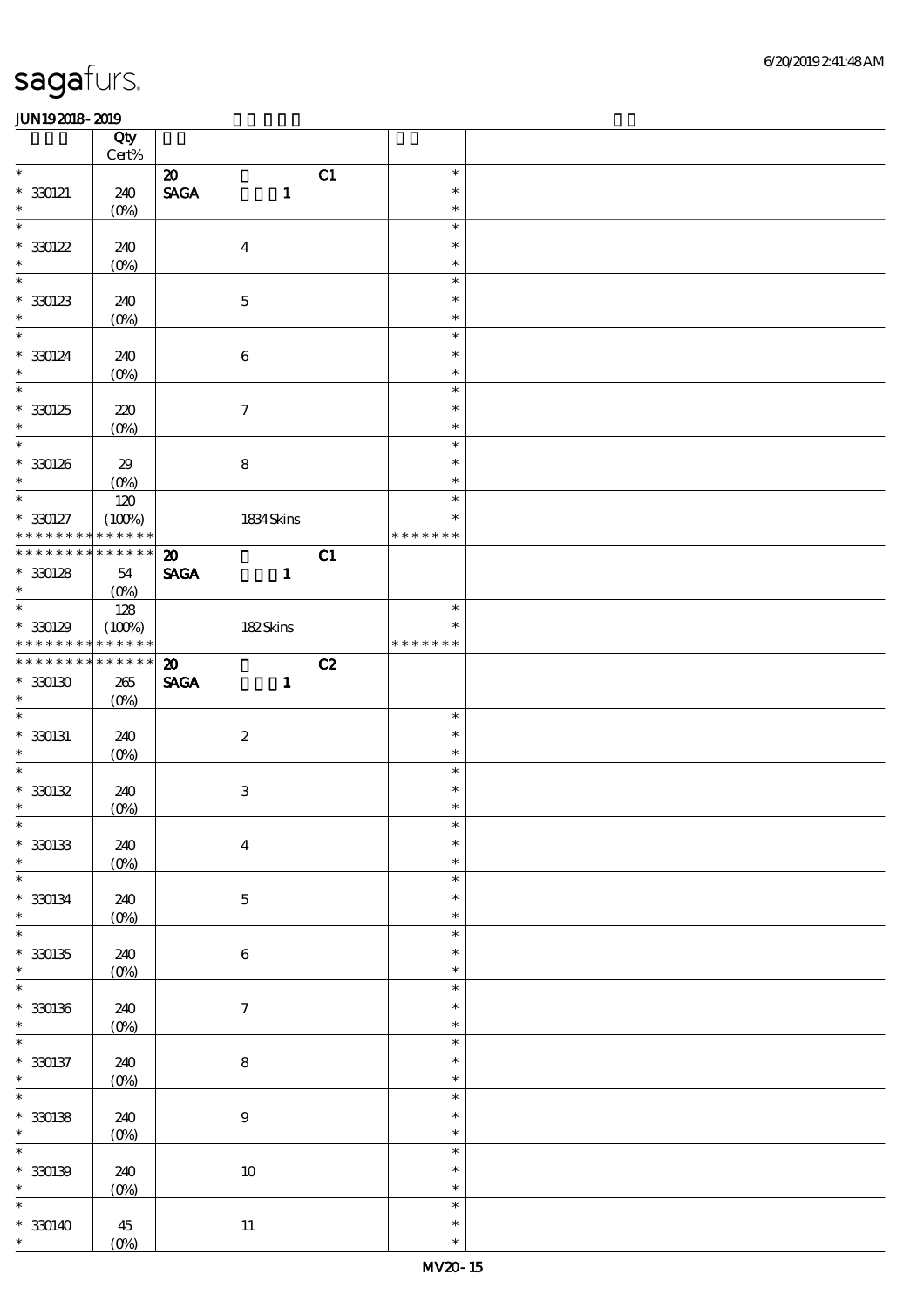**JUN19 2018 - 2019**

| | Qty Cert% | | |
|---|---|---|---|
| * | | 20 C1 | * |
| * 330121 | 240 | SAGA 1 | * |
| * | (0%) | | * |
| * | | | * |
| * 330122 | 240 | 4 | * |
| * | (0%) | | * |
| * | | | * |
| * 330123 | 240 | 5 | * |
| * | (0%) | | * |
| * | | | * |
| * 330124 | 240 | 6 | * |
| * | (0%) | | * |
| * | | | * |
| * 330125 | 220 | 7 | * |
| * | (0%) | | * |
| * | | | * |
| * 330126 | 29 | 8 | * |
| * | (0%) | | * |
| * | 120 | | * |
| * 330127 | (100%) | 1834 Skins | * |
| * * * * * * * * * * * * * * | | | * * * * * * * |
| * * * * * * * * * * * * * * | | 20 C1 | |
| * 330128 | 54 | SAGA 1 | |
| * | (0%) | | |
| * | 128 | | * |
| * 330129 | (100%) | 182 Skins | * |
| * * * * * * * * * * * * * * | | | * * * * * * * |
| * * * * * * * * * * * * * * | | 20 C2 | |
| * 330130 | 265 | SAGA 1 | |
| * | (0%) | | |
| * | | | * |
| * 330131 | 240 | 2 | * |
| * | (0%) | | * |
| * | | | * |
| * 330132 | 240 | 3 | * |
| * | (0%) | | * |
| * | | | * |
| * 330133 | 240 | 4 | * |
| * | (0%) | | * |
| * | | | * |
| * 330134 | 240 | 5 | * |
| * | (0%) | | * |
| * | | | * |
| * 330135 | 240 | 6 | * |
| * | (0%) | | * |
| * | | | * |
| * 330136 | 240 | 7 | * |
| * | (0%) | | * |
| * | | | * |
| * 330137 | 240 | 8 | * |
| * | (0%) | | * |
| * | | | * |
| * 330138 | 240 | 9 | * |
| * | (0%) | | * |
| * | | | * |
| * 330139 | 240 | 10 | * |
| * | (0%) | | * |
| * | | | * |
| * 330140 | 45 | 11 | * |
| * | (0%) | | * |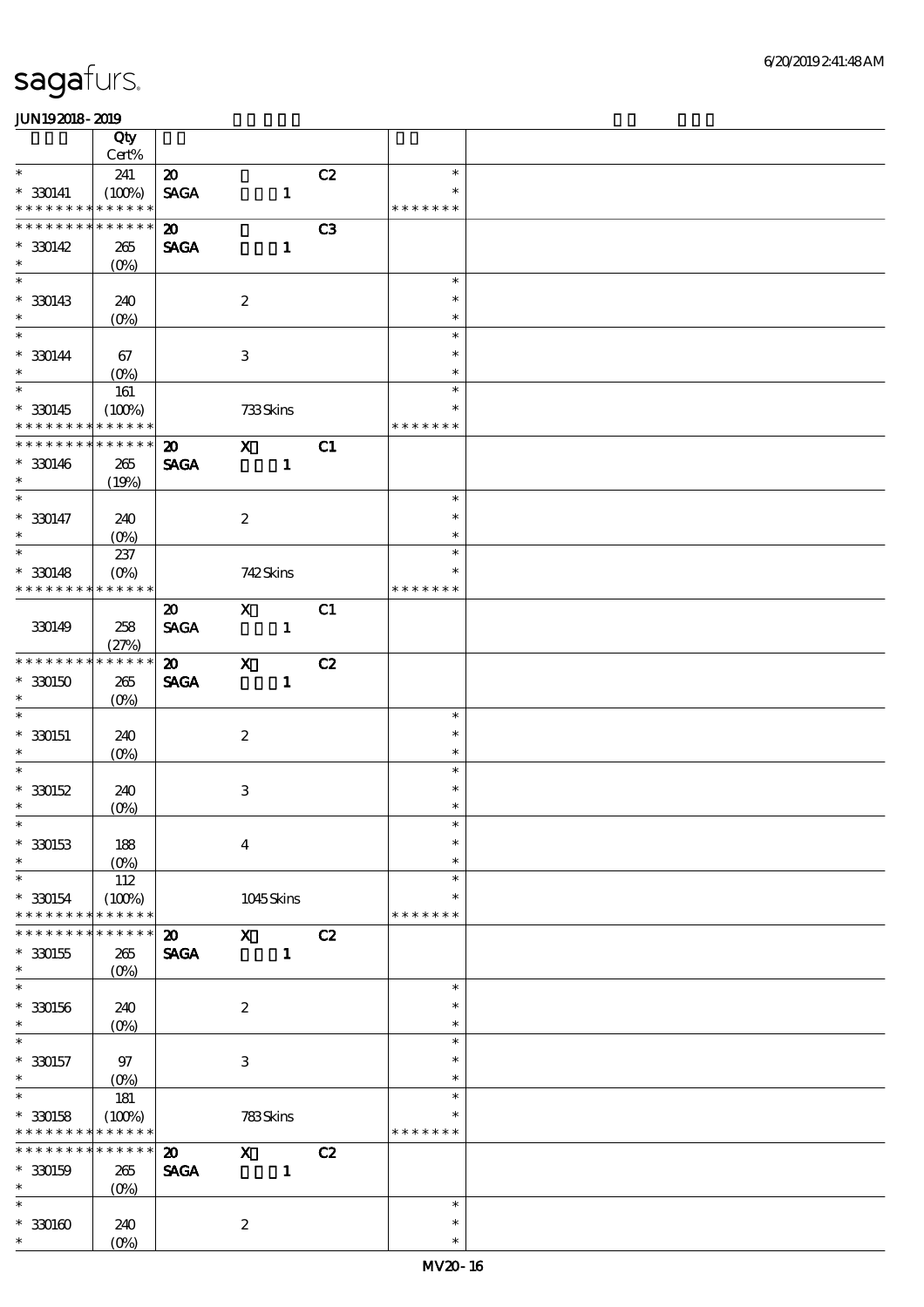# sagafurs.

JUN19 2018 - 2019

| | Qty Cert% | | | | | |
|---|---|---|---|---|---|---|
| * | 241 | 20 | | C2 | * | |
| * 330141 | (100%) | SAGA | 1 | | * | |
| * * * * * * * * * * * * * * | | | | | * * * * * * * | |
| * * * * * * * * * * * * * * | | 20 | | C3 | | |
| * 330142 | 265 | SAGA | 1 | | | |
| * | (0%) | | | | | |
| * | | | | | * | |
| * 330143 | 240 | | 2 | | * | |
| * | (0%) | | | | * | |
| * | | | | | * | |
| * 330144 | 67 | | 3 | | * | |
| * | (0%) | | | | * | |
| * | 161 | | | | * | |
| * 330145 | (100%) | | 733 Skins | | * | |
| * * * * * * * * * * * * * * | | | | | * * * * * * * | |
| * * * * * * * * * * * * * * | | 20 | X | C1 | | |
| * 330146 | 265 | SAGA | 1 | | | |
| * | (19%) | | | | | |
| * | | | | | * | |
| * 330147 | 240 | | 2 | | * | |
| * | (0%) | | | | * | |
| * | 237 | | | | * | |
| * 330148 | (0%) | | 742 Skins | | * | |
| * * * * * * * * * * * * * * | | | | | * * * * * * * | |
| | | 20 | X | C1 | | |
| 330149 | 258 | SAGA | 1 | | | |
| | (27%) | | | | | |
| * * * * * * * * * * * * * * | | 20 | X | C2 | | |
| * 330150 | 265 | SAGA | 1 | | | |
| * | (0%) | | | | | |
| * | | | | | * | |
| * 330151 | 240 | | 2 | | * | |
| * | (0%) | | | | * | |
| * | | | | | * | |
| * 330152 | 240 | | 3 | | * | |
| * | (0%) | | | | * | |
| * | | | | | * | |
| * 330153 | 188 | | 4 | | * | |
| * | (0%) | | | | * | |
| * | 112 | | | | * | |
| * 330154 | (100%) | | 1045 Skins | | * | |
| * * * * * * * * * * * * * * | | | | | * * * * * * * | |
| * * * * * * * * * * * * * * | | 20 | X | C2 | | |
| * 330155 | 265 | SAGA | 1 | | | |
| * | (0%) | | | | | |
| * | | | | | * | |
| * 330156 | 240 | | 2 | | * | |
| * | (0%) | | | | * | |
| * | | | | | * | |
| * 330157 | 97 | | 3 | | * | |
| * | (0%) | | | | * | |
| * | 181 | | | | * | |
| * 330158 | (100%) | | 783 Skins | | * | |
| * * * * * * * * * * * * * * | | | | | * * * * * * * | |
| * * * * * * * * * * * * * * | | 20 | X | C2 | | |
| * 330159 | 265 | SAGA | 1 | | | |
| * | (0%) | | | | | |
| * | | | | | * | |
| * 330160 | 240 | | 2 | | * | |
| * | (0%) | | | | * | |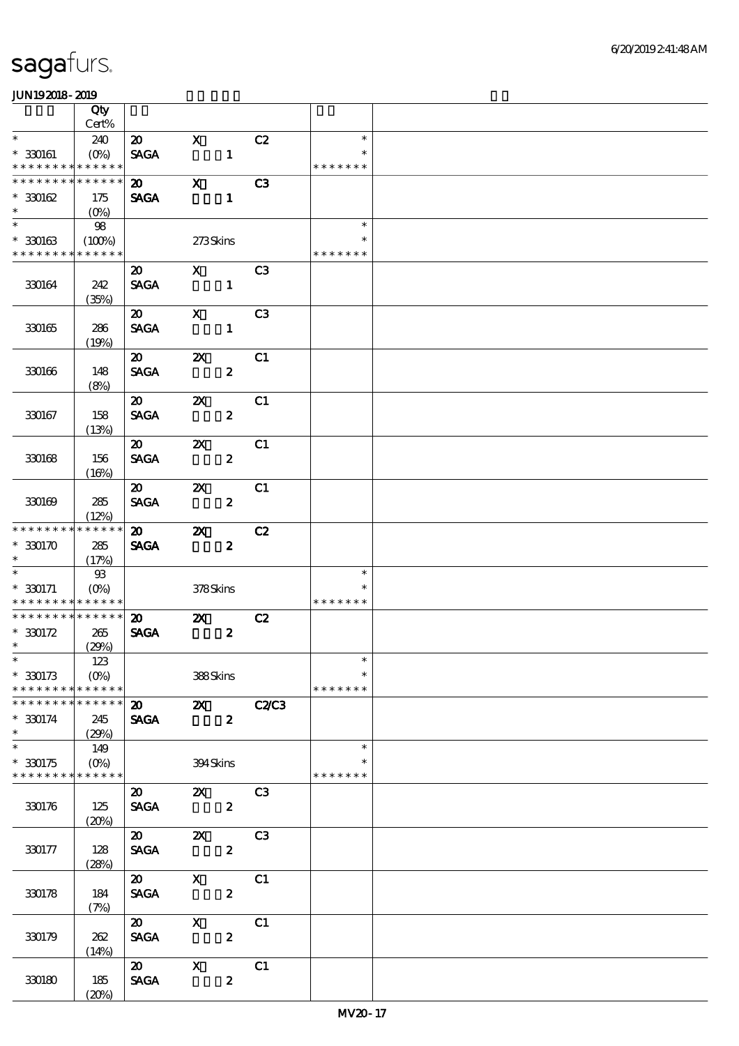sagafurs.

JUN19 2018 - 2019

| | Qty Cert% | | | | | |
|---|---|---|---|---|---|---|
| * | 240 | 20 | X | C2 | * | |
| * 330161 | (0%) | SAGA | 1 | | * | |
| * * * * * * * * * * * * * * | | | | | * * * * * * * | |
| * * * * * * * * * * * * * * | | 20 | X | C3 | | |
| * 330162 | 175 | SAGA | 1 | | | |
| * | (0%) | | | | | |
| * | 98 | | | | * | |
| * 330163 | (100%) | | 273 Skins | | * | |
| * * * * * * * * * * * * * * | | | | | * * * * * * * | |
| | | 20 | X | C3 | | |
| 330164 | 242 | SAGA | 1 | | | |
| | (35%) | | | | | |
| | | 20 | X | C3 | | |
| 330165 | 286 | SAGA | 1 | | | |
| | (19%) | | | | | |
| | | 20 | 2X | C1 | | |
| 330166 | 148 | SAGA | 2 | | | |
| | (8%) | | | | | |
| | | 20 | 2X | C1 | | |
| 330167 | 158 | SAGA | 2 | | | |
| | (13%) | | | | | |
| | | 20 | 2X | C1 | | |
| 330168 | 156 | SAGA | 2 | | | |
| | (16%) | | | | | |
| | | 20 | 2X | C1 | | |
| 330169 | 285 | SAGA | 2 | | | |
| | (12%) | | | | | |
| * * * * * * * * * * * * * * | | 20 | 2X | C2 | | |
| * 330170 | 285 | SAGA | 2 | | | |
| * | (17%) | | | | | |
| * | 93 | | | | * | |
| * 330171 | (0%) | | 378 Skins | | * | |
| * * * * * * * * * * * * * * | | | | | * * * * * * * | |
| * * * * * * * * * * * * * * | | 20 | 2X | C2 | | |
| * 330172 | 265 | SAGA | 2 | | | |
| * | (29%) | | | | | |
| * | 123 | | | | * | |
| * 330173 | (0%) | | 388 Skins | | * | |
| * * * * * * * * * * * * * * | | | | | * * * * * * * | |
| * * * * * * * * * * * * * * | | 20 | 2X | C2/C3 | | |
| * 330174 | 245 | SAGA | 2 | | | |
| * | (29%) | | | | | |
| * | 149 | | | | * | |
| * 330175 | (0%) | | 394 Skins | | * | |
| * * * * * * * * * * * * * * | | | | | * * * * * * * | |
| | | 20 | 2X | C3 | | |
| 330176 | 125 | SAGA | 2 | | | |
| | (20%) | | | | | |
| | | 20 | 2X | C3 | | |
| 330177 | 128 | SAGA | 2 | | | |
| | (28%) | | | | | |
| | | 20 | X | C1 | | |
| 330178 | 184 | SAGA | 2 | | | |
| | (7%) | | | | | |
| | | 20 | X | C1 | | |
| 330179 | 262 | SAGA | 2 | | | |
| | (14%) | | | | | |
| | | 20 | X | C1 | | |
| 330180 | 185 | SAGA | 2 | | | |
| | (20%) | | | | | |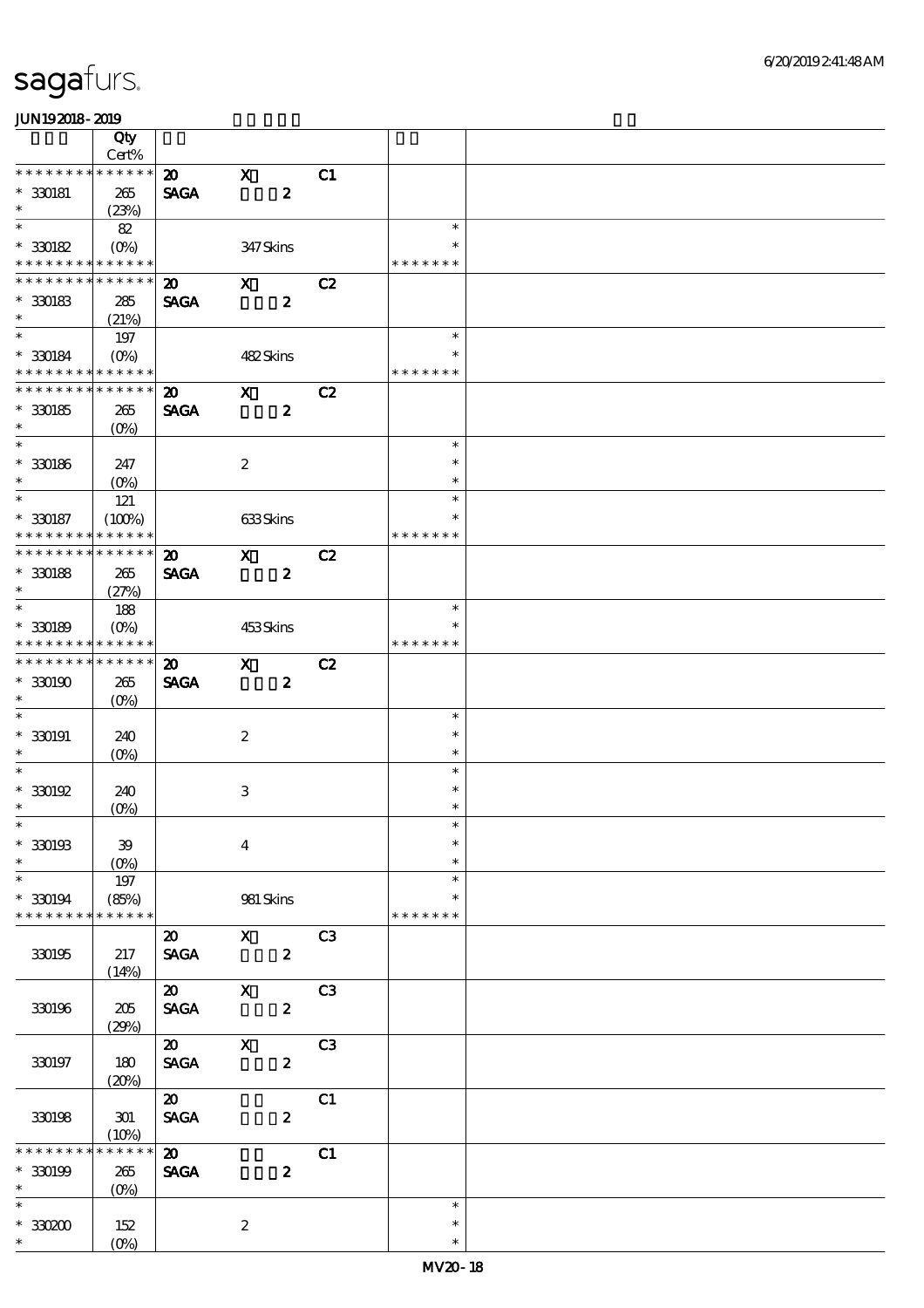| | Qty Cert% | | | | | |
|---|---|---|---|---|---|---|
| * * * * * * * * * * * * * * | | 20 | X | C1 | | |
| * 330181 | 265 | SAGA | 2 | | | |
| * | (23%) | | | | | |
| * | 82 | | | | * | |
| * 330182 | (0%) | | 347 Skins | | * | |
| * * * * * * * * * * * * * * | | | | | * * * * * * * | |
| * * * * * * * * * * * * * * | | 20 | X | C2 | | |
| * 330183 | 285 | SAGA | 2 | | | |
| * | (21%) | | | | | |
| * | 197 | | | | * | |
| * 330184 | (0%) | | 482 Skins | | * | |
| * * * * * * * * * * * * * * | | | | | * * * * * * * | |
| * * * * * * * * * * * * * * | | 20 | X | C2 | | |
| * 330185 | 265 | SAGA | 2 | | | |
| * | (0%) | | | | | |
| * | | | | | * | |
| * 330186 | 247 | | 2 | | * | |
| * | (0%) | | | | * | |
| * | 121 | | | | * | |
| * 330187 | (100%) | | 633 Skins | | * | |
| * * * * * * * * * * * * * * | | | | | * * * * * * * | |
| * * * * * * * * * * * * * * | | 20 | X | C2 | | |
| * 330188 | 265 | SAGA | 2 | | | |
| * | (27%) | | | | | |
| * | 188 | | | | * | |
| * 330189 | (0%) | | 453 Skins | | * | |
| * * * * * * * * * * * * * * | | | | | * * * * * * * | |
| * * * * * * * * * * * * * * | | 20 | X | C2 | | |
| * 330190 | 265 | SAGA | 2 | | | |
| * | (0%) | | | | | |
| * | | | | | * | |
| * 330191 | 240 | | 2 | | * | |
| * | (0%) | | | | * | |
| * | | | | | * | |
| * 330192 | 240 | | 3 | | * | |
| * | (0%) | | | | * | |
| * | | | | | * | |
| * 330193 | 39 | | 4 | | * | |
| * | (0%) | | | | * | |
| * | 197 | | | | * | |
| * 330194 | (85%) | | 981 Skins | | * | |
| * * * * * * * * * * * * * * | | | | | * * * * * * * | |
| | | 20 | X | C3 | | |
| 330195 | 217 | SAGA | 2 | | | |
| | (14%) | | | | | |
| | | 20 | X | C3 | | |
| 330196 | 205 | SAGA | 2 | | | |
| | (29%) | | | | | |
| | | 20 | X | C3 | | |
| 330197 | 180 | SAGA | 2 | | | |
| | (20%) | | | | | |
| | | 20 | | C1 | | |
| 330198 | 301 | SAGA | 2 | | | |
| | (10%) | | | | | |
| * * * * * * * * * * * * * * | | 20 | | C1 | | |
| * 330199 | 265 | SAGA | 2 | | | |
| * | (0%) | | | | | |
| * | | | | | * | |
| * 330200 | 152 | | 2 | | * | |
| * | (0%) | | | | * | |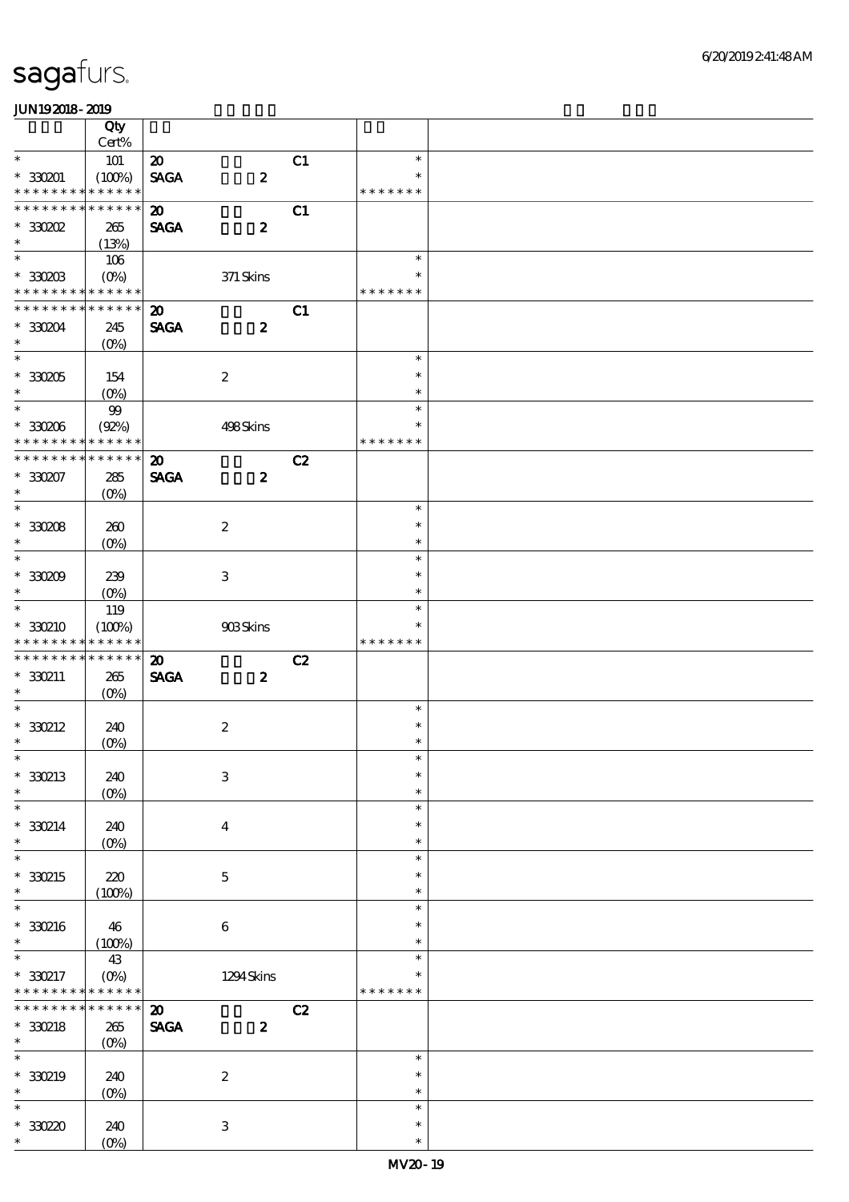# sagafurs.

JUN19 2018 - 2019

| | Qty Cert% | | |
|---|---|---|---|
| * | 101 | 20 C1 | * |
| * 330201 | (100%) | SAGA 2 | * |
| * * * * * * * * * * * * * * | | | * * * * * * * |
| * * * * * * * * * * * * * * | | 20 C1 | |
| * 330202 | 265 | SAGA 2 | |
| * | (13%) | | |
| * | 106 | | * |
| * 330203 | (0%) | 371 Skins | * |
| * * * * * * * * * * * * * * | | | * * * * * * * |
| * * * * * * * * * * * * * * | | 20 C1 | |
| * 330204 | 245 | SAGA 2 | |
| * | (0%) | | |
| * | | | * |
| * 330205 | 154 | 2 | * |
| * | (0%) | | * |
| * | 99 | | * |
| * 330206 | (92%) | 498 Skins | * |
| * * * * * * * * * * * * * * | | | * * * * * * * |
| * * * * * * * * * * * * * * | | 20 C2 | |
| * 330207 | 285 | SAGA 2 | |
| * | (0%) | | |
| * | | | * |
| * 330208 | 260 | 2 | * |
| * | (0%) | | * |
| * | | | * |
| * 330209 | 239 | 3 | * |
| * | (0%) | | * |
| * | 119 | | * |
| * 330210 | (100%) | 903 Skins | * |
| * * * * * * * * * * * * * * | | | * * * * * * * |
| * * * * * * * * * * * * * * | | 20 C2 | |
| * 330211 | 265 | SAGA 2 | |
| * | (0%) | | |
| * | | | * |
| * 330212 | 240 | 2 | * |
| * | (0%) | | * |
| * | | | * |
| * 330213 | 240 | 3 | * |
| * | (0%) | | * |
| * | | | * |
| * 330214 | 240 | 4 | * |
| * | (0%) | | * |
| * | | | * |
| * 330215 | 220 | 5 | * |
| * | (100%) | | * |
| * | | | * |
| * 330216 | 46 | 6 | * |
| * | (100%) | | * |
| * | 43 | | * |
| * 330217 | (0%) | 1294 Skins | * |
| * * * * * * * * * * * * * * | | | * * * * * * * |
| * * * * * * * * * * * * * * | | 20 C2 | |
| * 330218 | 265 | SAGA 2 | |
| * | (0%) | | |
| * | | | * |
| * 330219 | 240 | 2 | * |
| * | (0%) | | * |
| * | | | * |
| * 330220 | 240 | 3 | * |
| * | (0%) | | * |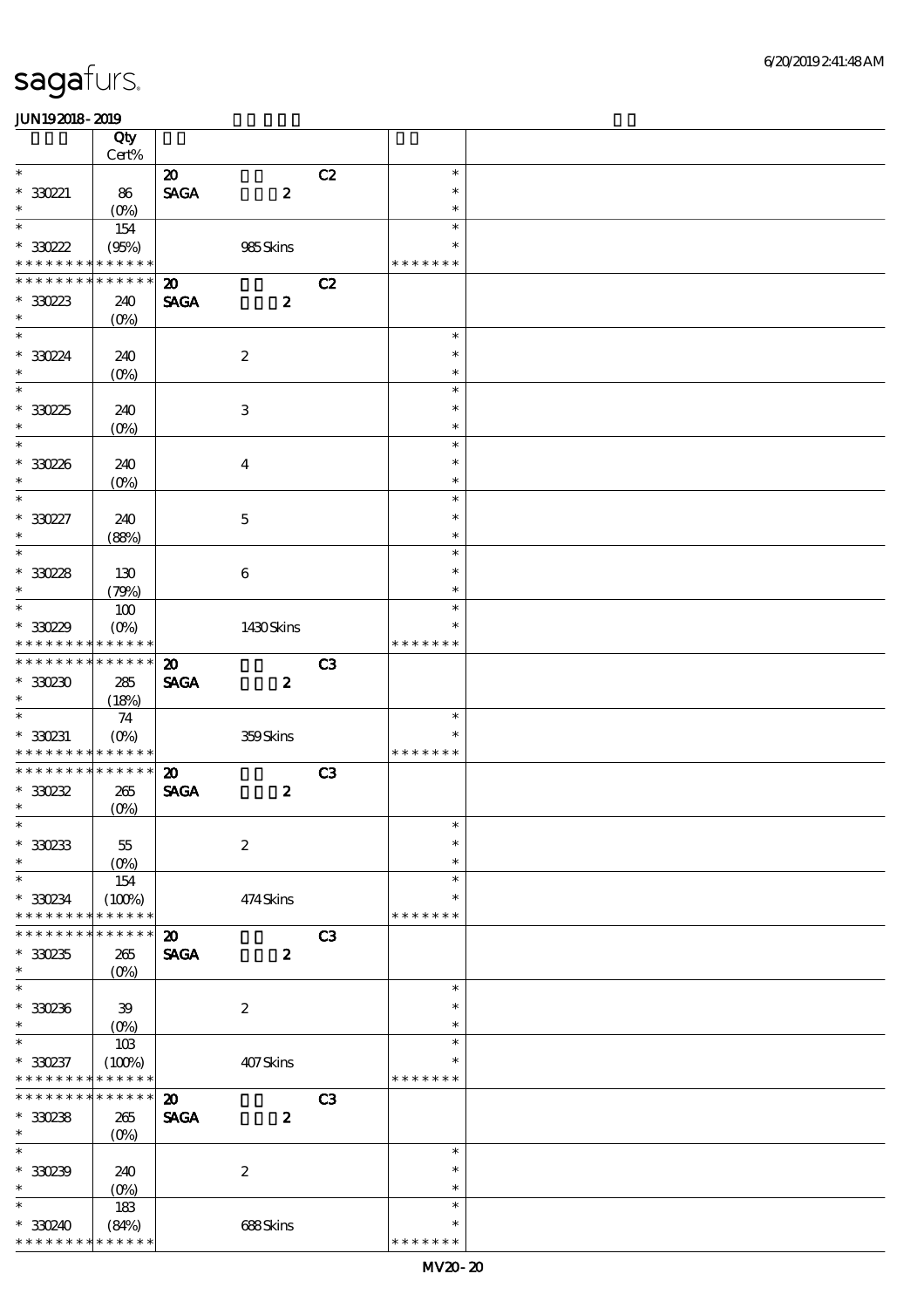sagafurs.

JUN19 2018 - 2019

| | Qty Cert% | | | | | |
|---|---|---|---|---|---|---|
| * | | 20 | | C2 | * | |
| * 330221 | 86 | SAGA | 2 | | * | |
| * | (0%) | | | | * | |
| * | 154 | | | | * | |
| * 330222 | (95%) | | 985 Skins | | * | |
| * * * * * * * * * * * * * * | | | | | * * * * * * * | |
| * * * * * * * * * * * * * * | | 20 | | C2 | | |
| * 330223 | 240 | SAGA | 2 | | | |
| * | (0%) | | | | | |
| * | | | | | * | |
| * 330224 | 240 | | 2 | | * | |
| * | (0%) | | | | * | |
| * | | | | | * | |
| * 330225 | 240 | | 3 | | * | |
| * | (0%) | | | | * | |
| * | | | | | * | |
| * 330226 | 240 | | 4 | | * | |
| * | (0%) | | | | * | |
| * | | | | | * | |
| * 330227 | 240 | | 5 | | * | |
| * | (88%) | | | | * | |
| * | | | | | * | |
| * 330228 | 130 | | 6 | | * | |
| * | (79%) | | | | * | |
| * | 100 | | | | * | |
| * 330229 | (0%) | | 1430 Skins | | * | |
| * * * * * * * * * * * * * * | | | | | * * * * * * * | |
| * * * * * * * * * * * * * * | | 20 | | C3 | | |
| * 330230 | 285 | SAGA | 2 | | | |
| * | (18%) | | | | | |
| * | 74 | | | | * | |
| * 330231 | (0%) | | 359 Skins | | * | |
| * * * * * * * * * * * * * * | | | | | * * * * * * * | |
| * * * * * * * * * * * * * * | | 20 | | C3 | | |
| * 330232 | 265 | SAGA | 2 | | | |
| * | (0%) | | | | | |
| * | | | | | * | |
| * 330233 | 55 | | 2 | | * | |
| * | (0%) | | | | * | |
| * | 154 | | | | * | |
| * 330234 | (100%) | | 474 Skins | | * | |
| * * * * * * * * * * * * * * | | | | | * * * * * * * | |
| * * * * * * * * * * * * * * | | 20 | | C3 | | |
| * 330235 | 265 | SAGA | 2 | | | |
| * | (0%) | | | | | |
| * | | | | | * | |
| * 330236 | 39 | | 2 | | * | |
| * | (0%) | | | | * | |
| * | 103 | | | | * | |
| * 330237 | (100%) | | 407 Skins | | * | |
| * * * * * * * * * * * * * * | | | | | * * * * * * * | |
| * * * * * * * * * * * * * * | | 20 | | C3 | | |
| * 330238 | 265 | SAGA | 2 | | | |
| * | (0%) | | | | | |
| * | | | | | * | |
| * 330239 | 240 | | 2 | | * | |
| * | (0%) | | | | * | |
| * | 183 | | | | * | |
| * 330240 | (84%) | | 688 Skins | | * | |
| * * * * * * * * * * * * * * | | | | | * * * * * * * | |

MV20 - 20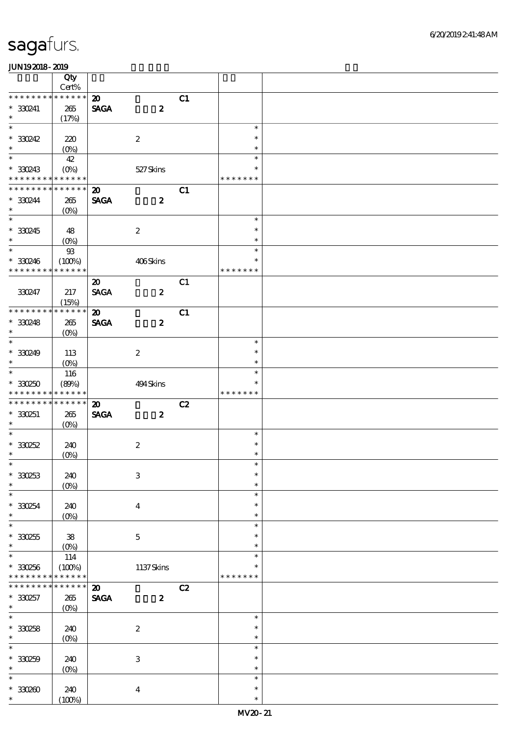| | Qty Cert% | | | | |
|---|---|---|---|---|---|
| * * * * * * * * * * * * * * | | **20** | | C1 | |
| * 330241 | 265 | **SAGA** | **2** | | |
| * | (17%) | | | | |
| * | | | | | * |
| * 330242 | 220 | | 2 | | * |
| * | (0%) | | | | * |
| * | 42 | | | | * |
| * 330243 | (0%) | | 527 Skins | | * |
| * * * * * * * * * * * * * * | | | | | * * * * * * * |
| * * * * * * * * * * * * * * | | **20** | | C1 | |
| * 330244 | 265 | **SAGA** | **2** | | |
| * | (0%) | | | | |
| * | | | | | * |
| * 330245 | 48 | | 2 | | * |
| * | (0%) | | | | * |
| * | 93 | | | | * |
| * 330246 | (100%) | | 406 Skins | | * |
| * * * * * * * * * * * * * * | | | | | * * * * * * * |
| | | **20** | | C1 | |
| 330247 | 217 | **SAGA** | **2** | | |
| | (15%) | | | | |
| * * * * * * * * * * * * * * | | **20** | | C1 | |
| * 330248 | 265 | **SAGA** | **2** | | |
| * | (0%) | | | | |
| * | | | | | * |
| * 330249 | 113 | | 2 | | * |
| * | (0%) | | | | * |
| * | 116 | | | | * |
| * 330250 | (89%) | | 494 Skins | | * |
| * * * * * * * * * * * * * * | | | | | * * * * * * * |
| * * * * * * * * * * * * * * | | **20** | | C2 | |
| * 330251 | 265 | **SAGA** | **2** | | |
| * | (0%) | | | | |
| * | | | | | * |
| * 330252 | 240 | | 2 | | * |
| * | (0%) | | | | * |
| * | | | | | * |
| * 330253 | 240 | | 3 | | * |
| * | (0%) | | | | * |
| * | | | | | * |
| * 330254 | 240 | | 4 | | * |
| * | (0%) | | | | * |
| * | | | | | * |
| * 330255 | 38 | | 5 | | * |
| * | (0%) | | | | * |
| * | 114 | | | | * |
| * 330256 | (100%) | | 1137 Skins | | * |
| * * * * * * * * * * * * * * | | | | | * * * * * * * |
| * * * * * * * * * * * * * * | | **20** | | C2 | |
| * 330257 | 265 | **SAGA** | **2** | | |
| * | (0%) | | | | |
| * | | | | | * |
| * 330258 | 240 | | 2 | | * |
| * | (0%) | | | | * |
| * | | | | | * |
| * 330259 | 240 | | 3 | | * |
| * | (0%) | | | | * |
| * | | | | | * |
| * 330260 | 240 | | 4 | | * |
| * | (100%) | | | | * |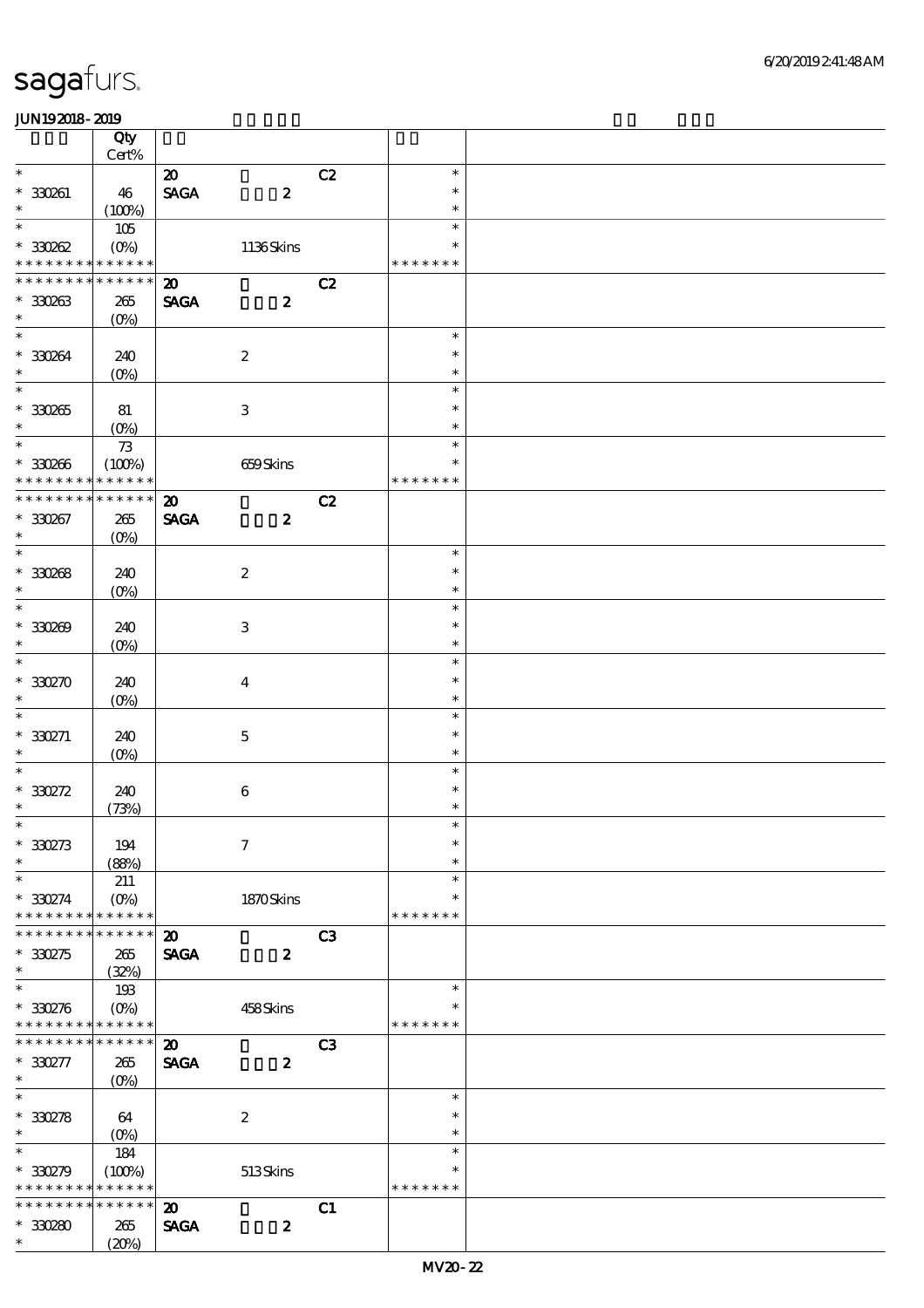# sagafurs.

JUN192018-2019

| | Qty Cert% | | | |
|---|---|---|---|---|
| * | | 20 C2 | * | |
| * 330261 | 46 | SAGA 2 | * | |
| * | (100%) | | * | |
| * | 105 | | * | |
| * 330262 | (0%) | 1136 Skins | * | |
| * * * * * * * * * * * * * | | | * * * * * * * | |
| * * * * * * * * * * * * * | | 20 C2 | | |
| * 330263 | 265 | SAGA 2 | | |
| * | (0%) | | | |
| * | | | * | |
| * 330264 | 240 | 2 | * | |
| * | (0%) | | * | |
| * | | | * | |
| * 330265 | 81 | 3 | * | |
| * | (0%) | | * | |
| * | 73 | | * | |
| * 330266 | (100%) | 659 Skins | * | |
| * * * * * * * * * * * * * | | | * * * * * * * | |
| * * * * * * * * * * * * * | | 20 C2 | | |
| * 330267 | 265 | SAGA 2 | | |
| * | (0%) | | | |
| * | | | * | |
| * 330268 | 240 | 2 | * | |
| * | (0%) | | * | |
| * | | | * | |
| * 330269 | 240 | 3 | * | |
| * | (0%) | | * | |
| * | | | * | |
| * 330270 | 240 | 4 | * | |
| * | (0%) | | * | |
| * | | | * | |
| * 330271 | 240 | 5 | * | |
| * | (0%) | | * | |
| * | | | * | |
| * 330272 | 240 | 6 | * | |
| * | (73%) | | * | |
| * | | | * | |
| * 330273 | 194 | 7 | * | |
| * | (88%) | | * | |
| * | 211 | | * | |
| * 330274 | (0%) | 1870 Skins | * | |
| * * * * * * * * * * * * * | | | * * * * * * * | |
| * * * * * * * * * * * * * | | 20 C3 | | |
| * 330275 | 265 | SAGA 2 | | |
| * | (32%) | | | |
| * | 193 | | * | |
| * 330276 | (0%) | 458 Skins | * | |
| * * * * * * * * * * * * * | | | * * * * * * * | |
| * * * * * * * * * * * * * | | 20 C3 | | |
| * 330277 | 265 | SAGA 2 | | |
| * | (0%) | | | |
| * | | | * | |
| * 330278 | 64 | 2 | * | |
| * | (0%) | | * | |
| * | 184 | | * | |
| * 330279 | (100%) | 513 Skins | * | |
| * * * * * * * * * * * * * | | | * * * * * * * | |
| * * * * * * * * * * * * * | | 20 C1 | | |
| * 330280 | 265 | SAGA 2 | | |
| * | (20%) | | | |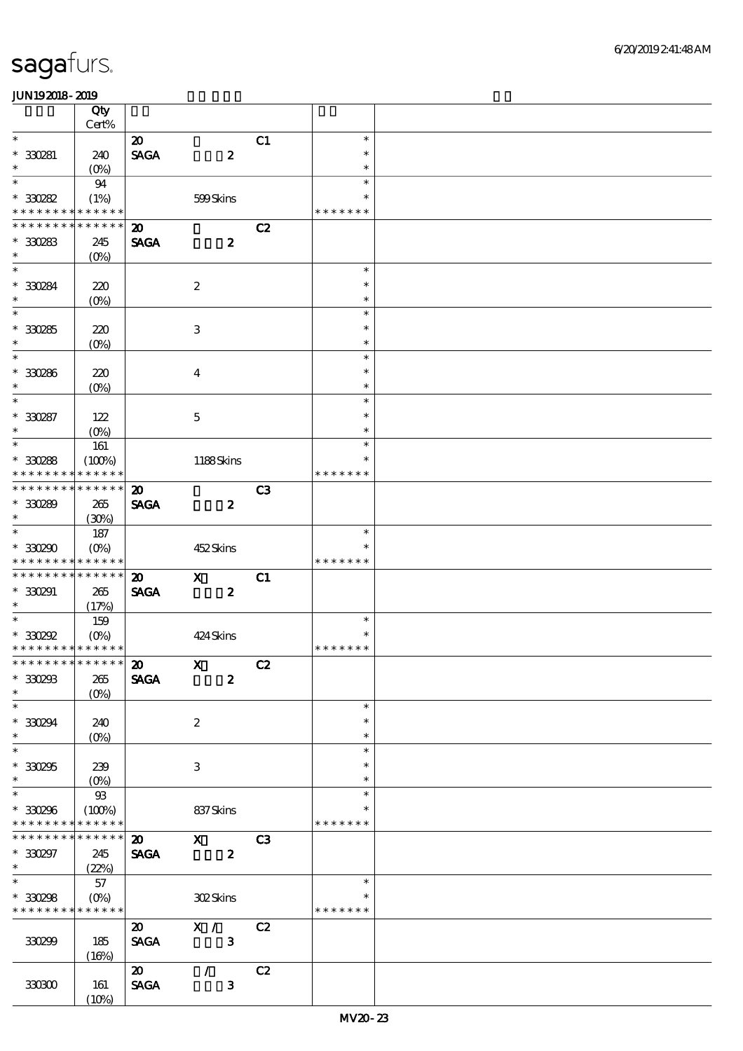**sagafurs.**

**JUN19 2018 - 2019**

| | Qty Cert% | | | | | |
|---|---|---|---|---|---|---|
| * | | 20 | | C1 | * | |
| * 330281 | 240 | SAGA | 2 | | * | |
| * | (0%) | | | | * | |
| * | 94 | | | | * | |
| * 330282 | (1%) | | 599 Skins | | * | |
| * * * * * * * * * * * * * * | | | | | * * * * * * * | |
| * * * * * * * * * * * * * * | | 20 | | C2 | | |
| * 330283 | 245 | SAGA | 2 | | | |
| * | (0%) | | | | | |
| * | | | | | * | |
| * 330284 | 220 | | 2 | | * | |
| * | (0%) | | | | * | |
| * | | | | | * | |
| * 330285 | 220 | | 3 | | * | |
| * | (0%) | | | | * | |
| * | | | | | * | |
| * 330286 | 220 | | 4 | | * | |
| * | (0%) | | | | * | |
| * | | | | | * | |
| * 330287 | 122 | | 5 | | * | |
| * | (0%) | | | | * | |
| * | 161 | | | | * | |
| * 330288 | (100%) | | 1188 Skins | | * | |
| * * * * * * * * * * * * * * | | | | | * * * * * * * | |
| * * * * * * * * * * * * * * | | 20 | | C3 | | |
| * 330289 | 265 | SAGA | 2 | | | |
| * | (30%) | | | | | |
| * | 187 | | | | * | |
| * 330290 | (0%) | | 452 Skins | | * | |
| * * * * * * * * * * * * * * | | | | | * * * * * * * | |
| * * * * * * * * * * * * * * | | 20 | X | C1 | | |
| * 330291 | 265 | SAGA | 2 | | | |
| * | (17%) | | | | | |
| * | 159 | | | | * | |
| * 330292 | (0%) | | 424 Skins | | * | |
| * * * * * * * * * * * * * * | | | | | * * * * * * * | |
| * * * * * * * * * * * * * * | | 20 | X | C2 | | |
| * 330293 | 265 | SAGA | 2 | | | |
| * | (0%) | | | | | |
| * | | | | | * | |
| * 330294 | 240 | | 2 | | * | |
| * | (0%) | | | | * | |
| * | | | | | * | |
| * 330295 | 239 | | 3 | | * | |
| * | (0%) | | | | * | |
| * | 93 | | | | * | |
| * 330296 | (100%) | | 837 Skins | | * | |
| * * * * * * * * * * * * * * | | | | | * * * * * * * | |
| * * * * * * * * * * * * * * | | 20 | X | C3 | | |
| * 330297 | 245 | SAGA | 2 | | | |
| * | (22%) | | | | | |
| * | 57 | | | | * | |
| * 330298 | (0%) | | 302 Skins | | * | |
| * * * * * * * * * * * * * * | | | | | * * * * * * * | |
| | | 20 | X / | C2 | | |
| 330299 | 185 | SAGA | 3 | | | |
| | (16%) | | | | | |
| | | 20 | / | C2 | | |
| 330300 | 161 | SAGA | 3 | | | |
| | (10%) | | | | | |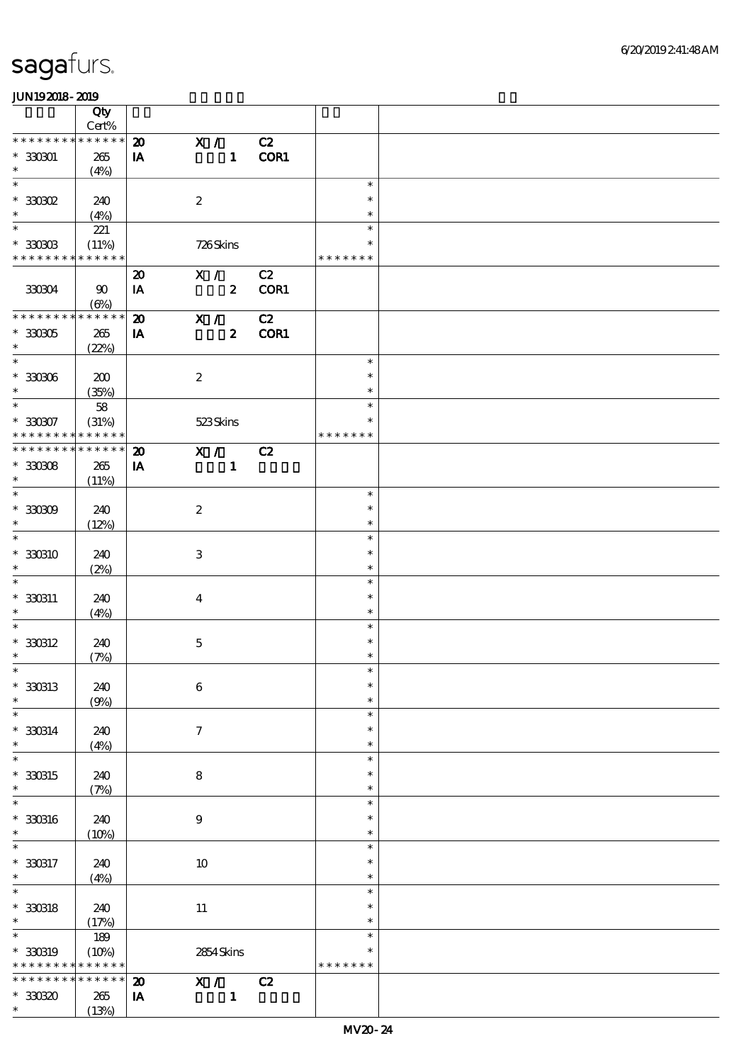# sagafurs.

JUN19 2018 - 2019

| | Qty Cert% | | | | | |
|---|---|---|---|---|---|---|
| * * * * * * * * * * * * * * | | 20 | X / | C2 | | |
| * 330301 | 265 | IA | 1 | COR1 | | |
| * | (4%) | | | | | |
| * | | | | | * | |
| * 330302 | 240 | | 2 | | * | |
| * | (4%) | | | | * | |
| * | 221 | | | | * | |
| * 330303 | (11%) | | 726 Skins | | * | |
| * * * * * * * * * * * * * * | | | | | * * * * * * * | |
| | | 20 | X / | C2 | | |
| 330304 | 90 | IA | 2 | COR1 | | |
| | (6%) | | | | | |
| * * * * * * * * * * * * * * | | 20 | X / | C2 | | |
| * 330305 | 265 | IA | 2 | COR1 | | |
| * | (22%) | | | | | |
| * | | | | | * | |
| * 330306 | 200 | | 2 | | * | |
| * | (35%) | | | | * | |
| * | 58 | | | | * | |
| * 330307 | (31%) | | 523 Skins | | * | |
| * * * * * * * * * * * * * * | | | | | * * * * * * * | |
| * * * * * * * * * * * * * * | | 20 | X / | C2 | | |
| * 330308 | 265 | IA | 1 | | | |
| * | (11%) | | | | | |
| * | | | | | * | |
| * 330309 | 240 | | 2 | | * | |
| * | (12%) | | | | * | |
| * | | | | | * | |
| * 330310 | 240 | | 3 | | * | |
| * | (2%) | | | | * | |
| * | | | | | * | |
| * 330311 | 240 | | 4 | | * | |
| * | (4%) | | | | * | |
| * | | | | | * | |
| * 330312 | 240 | | 5 | | * | |
| * | (7%) | | | | * | |
| * | | | | | * | |
| * 330313 | 240 | | 6 | | * | |
| * | (9%) | | | | * | |
| * | | | | | * | |
| * 330314 | 240 | | 7 | | * | |
| * | (4%) | | | | * | |
| * | | | | | * | |
| * 330315 | 240 | | 8 | | * | |
| * | (7%) | | | | * | |
| * | | | | | * | |
| * 330316 | 240 | | 9 | | * | |
| * | (10%) | | | | * | |
| * | | | | | * | |
| * 330317 | 240 | | 10 | | * | |
| * | (4%) | | | | * | |
| * | | | | | * | |
| * 330318 | 240 | | 11 | | * | |
| * | (17%) | | | | * | |
| * | 189 | | | | * | |
| * 330319 | (10%) | | 2854 Skins | | * | |
| * * * * * * * * * * * * * * | | | | | * * * * * * * | |
| * * * * * * * * * * * * * * | | 20 | X / | C2 | | |
| * 330320 | 265 | IA | 1 | | | |
| * | (13%) | | | | | |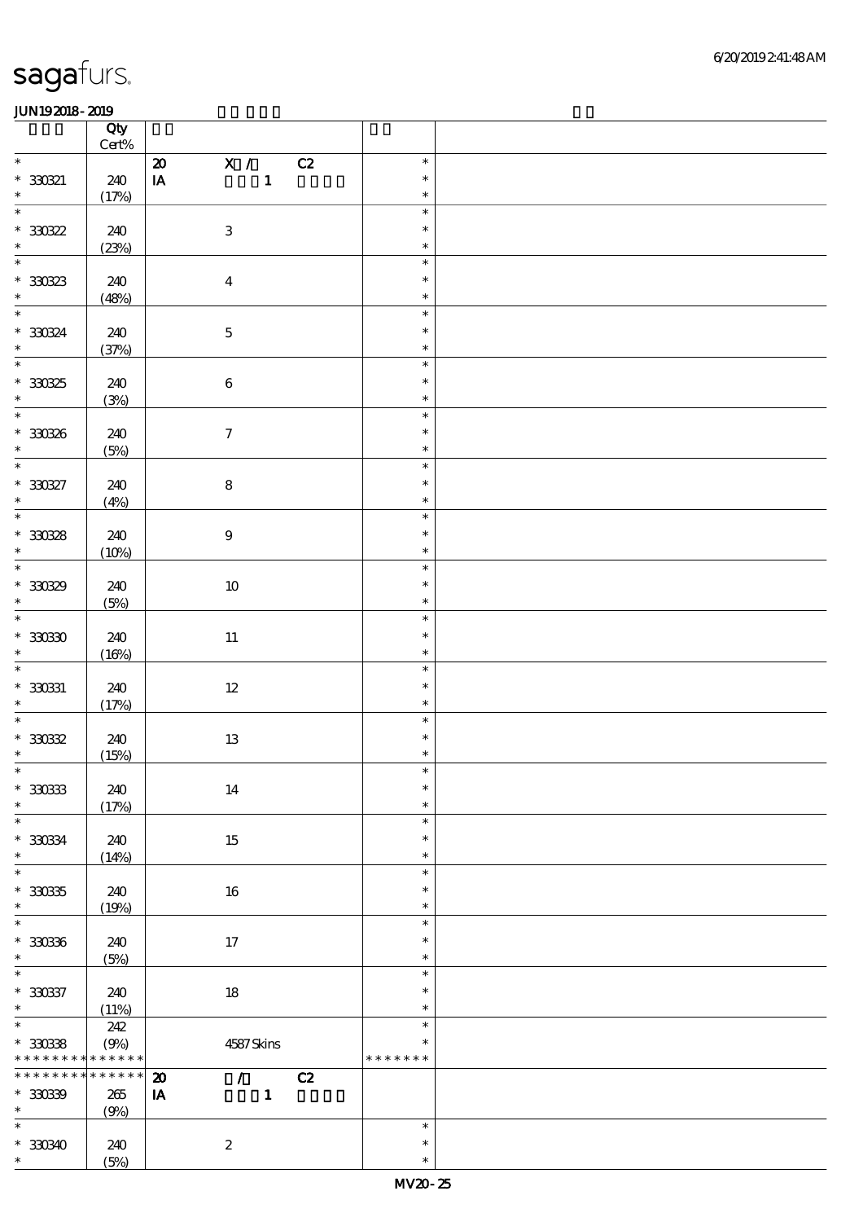| Qty Cert% | | | |
|---|---|---|---|
| * <br> * 330321 <br> * | 240 <br> (17%) | 20 X / C2 <br> IA 1 | * <br> * <br> * |
| * <br> * 330322 <br> * | 240 <br> (23%) | 3 | * <br> * <br> * |
| * <br> * 330323 <br> * | 240 <br> (48%) | 4 | * <br> * <br> * |
| * <br> * 330324 <br> * | 240 <br> (37%) | 5 | * <br> * <br> * |
| * <br> * 330325 <br> * | 240 <br> (3%) | 6 | * <br> * <br> * |
| * <br> * 330326 <br> * | 240 <br> (5%) | 7 | * <br> * <br> * |
| * <br> * 330327 <br> * | 240 <br> (4%) | 8 | * <br> * <br> * |
| * <br> * 330328 <br> * | 240 <br> (10%) | 9 | * <br> * <br> * |
| * <br> * 330329 <br> * | 240 <br> (5%) | 10 | * <br> * <br> * |
| * <br> * 330330 <br> * | 240 <br> (16%) | 11 | * <br> * <br> * |
| * <br> * 330331 <br> * | 240 <br> (17%) | 12 | * <br> * <br> * |
| * <br> * 330332 <br> * | 240 <br> (15%) | 13 | * <br> * <br> * |
| * <br> * 330333 <br> * | 240 <br> (17%) | 14 | * <br> * <br> * |
| * <br> * 330334 <br> * | 240 <br> (14%) | 15 | * <br> * <br> * |
| * <br> * 330335 <br> * | 240 <br> (19%) | 16 | * <br> * <br> * |
| * <br> * 330336 <br> * | 240 <br> (5%) | 17 | * <br> * <br> * |
| * <br> * 330337 <br> * | 240 <br> (11%) | 18 | * <br> * <br> * |
| * <br> * 330338 <br> * * * * * * * * * * * * * | 242 <br> (9%) | 4587 Skins | * <br> * <br> * * * * * * * |
| * * * * * * * * * * * * * * <br> * 330339 <br> * | 265 <br> (9%) | 20 / C2 <br> IA 1 | |
| * <br> * 330340 <br> * | 240 <br> (5%) | 2 | * <br> * <br> * |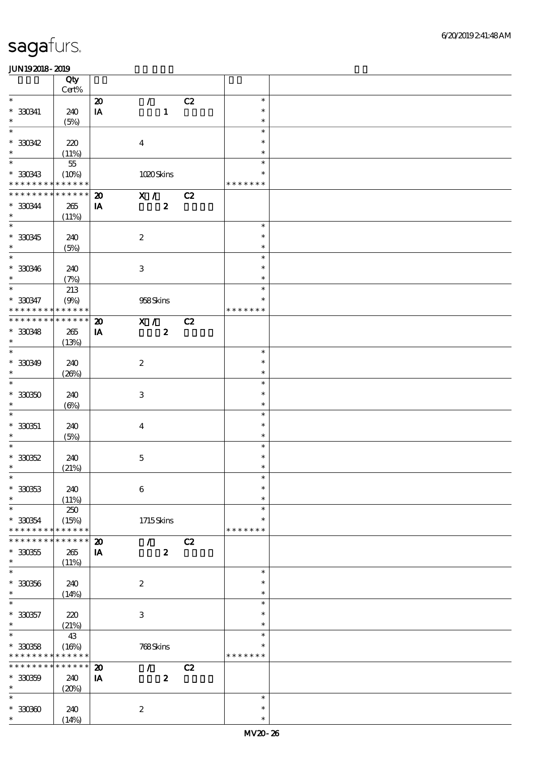# sagafurs.

JUN192018-2019

| | Qty Cert% | | | | |
|---|---|---|---|---|---|
| * | | 20 | / C2 | * | |
| * 330341 | 240 | IA | 1 | * | |
| * | (5%) | | | * | |
| * | | | | * | |
| * 330342 | 220 | | 4 | * | |
| * | (11%) | | | * | |
| * | 55 | | | * | |
| * 330343 | (10%) | | 1020 Skins | * | |
| * * * * * * * * * * * * * * | | | | * * * * * * * | |
| * * * * * * * * * * * * * * | | 20 | X / C2 | | |
| * 330344 | 265 | IA | 2 | | |
| * | (11%) | | | | |
| * | | | | * | |
| * 330345 | 240 | | 2 | * | |
| * | (5%) | | | * | |
| * | | | | * | |
| * 330346 | 240 | | 3 | * | |
| * | (7%) | | | * | |
| * | 213 | | | * | |
| * 330347 | (9%) | | 958 Skins | * | |
| * * * * * * * * * * * * * * | | | | * * * * * * * | |
| * * * * * * * * * * * * * * | | 20 | X / C2 | | |
| * 330348 | 265 | IA | 2 | | |
| * | (13%) | | | | |
| * | | | | * | |
| * 330349 | 240 | | 2 | * | |
| * | (26%) | | | * | |
| * | | | | * | |
| * 330350 | 240 | | 3 | * | |
| * | (6%) | | | * | |
| * | | | | * | |
| * 330351 | 240 | | 4 | * | |
| * | (5%) | | | * | |
| * | | | | * | |
| * 330352 | 240 | | 5 | * | |
| * | (21%) | | | * | |
| * | | | | * | |
| * 330353 | 240 | | 6 | * | |
| * | (11%) | | | * | |
| * | 250 | | | * | |
| * 330354 | (15%) | | 1715 Skins | * | |
| * * * * * * * * * * * * * * | | | | * * * * * * * | |
| * * * * * * * * * * * * * * | | 20 | / C2 | | |
| * 330355 | 265 | IA | 2 | | |
| * | (11%) | | | | |
| * | | | | * | |
| * 330356 | 240 | | 2 | * | |
| * | (14%) | | | * | |
| * | | | | * | |
| * 330357 | 220 | | 3 | * | |
| * | (21%) | | | * | |
| * | 43 | | | * | |
| * 330358 | (16%) | | 768 Skins | * | |
| * * * * * * * * * * * * * * | | | | * * * * * * * | |
| * * * * * * * * * * * * * * | | 20 | / C2 | | |
| * 330359 | 240 | IA | 2 | | |
| * | (20%) | | | | |
| * | | | | * | |
| * 330360 | 240 | | 2 | * | |
| * | (14%) | | | * | |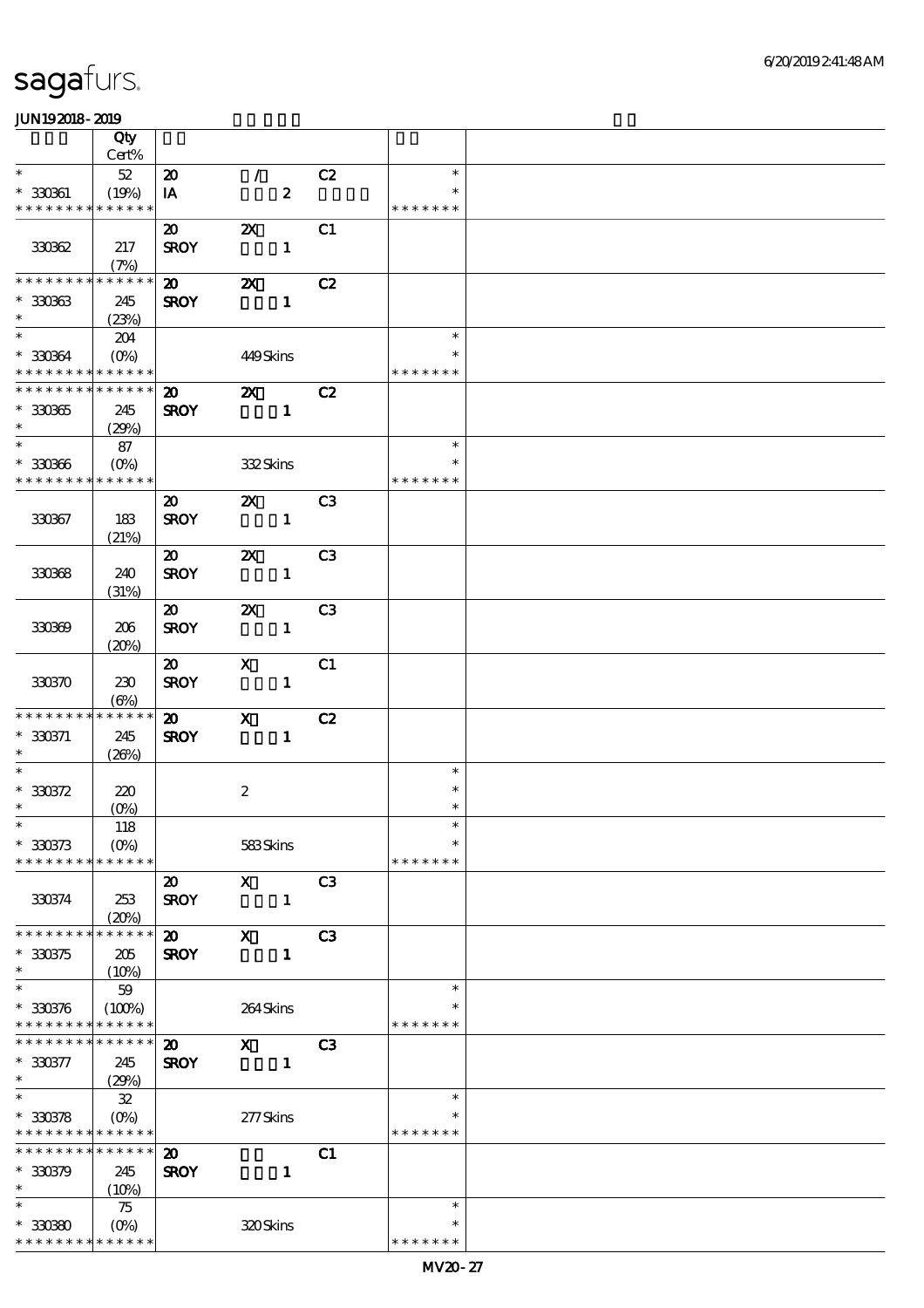sagafurs.

JUN192018-2019

| | Qty Cert% | | | | | |
|---|---|---|---|---|---|---|
| * * 330361 * * * * * * * * * * * * * * | 52 (19%) | 20 IA | / 2 | C2 | * * * * * * * * * | |
| 330362 | 217 (7%) | 20 SROY | 2X 1 | C1 | | |
| * * * * * * * * * * * * * * * 330363 * | 245 (23%) | 20 SROY | 2X 1 | C2 | | |
| * * 330364 * * * * * * * * * * * * * * | 204 (0%) | | 449 Skins | | * * * * * * * * * | |
| * * * * * * * * * * * * * * * 330365 * | 245 (29%) | 20 SROY | 2X 1 | C2 | | |
| * * 330366 * * * * * * * * * * * * * * | 87 (0%) | | 332 Skins | | * * * * * * * * * | |
| 330367 | 183 (21%) | 20 SROY | 2X 1 | C3 | | |
| 330368 | 240 (31%) | 20 SROY | 2X 1 | C3 | | |
| 330369 | 206 (20%) | 20 SROY | 2X 1 | C3 | | |
| 330370 | 230 (6%) | 20 SROY | X 1 | C1 | | |
| * * * * * * * * * * * * * * * 330371 * | 245 (26%) | 20 SROY | X 1 | C2 | | |
| * * 330372 * | 220 (0%) | | 2 | | * * * | |
| * * 330373 * * * * * * * * * * * * * * | 118 (0%) | | 583 Skins | | * * * * * * * * * | |
| 330374 | 253 (20%) | 20 SROY | X 1 | C3 | | |
| * * * * * * * * * * * * * * * 330375 * | 205 (10%) | 20 SROY | X 1 | C3 | | |
| * * 330376 * * * * * * * * * * * * * * | 59 (100%) | | 264 Skins | | * * * * * * * * * | |
| * * * * * * * * * * * * * * * 330377 * | 245 (29%) | 20 SROY | X 1 | C3 | | |
| * * 330378 * * * * * * * * * * * * * * | 32 (0%) | | 277 Skins | | * * * * * * * * * | |
| * * * * * * * * * * * * * * * 330379 * | 245 (10%) | 20 SROY | 1 | C1 | | |
| * * 330380 * * * * * * * * * * * * * * | 75 (0%) | | 320 Skins | | * * * * * * * * * | |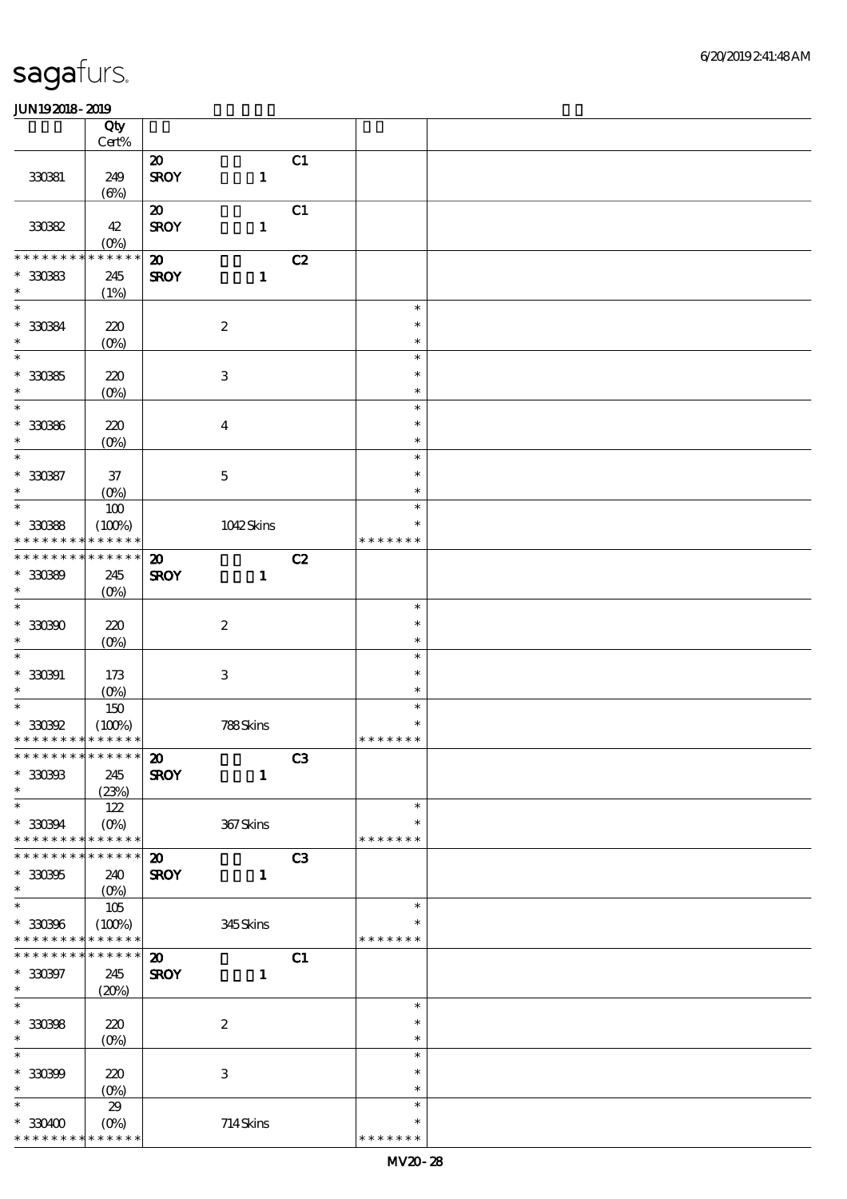sagafurs.

JUN19 2018 - 2019

| | Qty Cert% | | | | |
|---|---|---|---|---|---|
| 330381 | 249 (6%) | 20 SROY | 1 | C1 | |
| 330382 | 42 (0%) | 20 SROY | 1 | C1 | |
| * * * * * * * * * * * * * * 330383 * | 245 (1%) | 20 SROY | 1 | C2 | |
| * 330384 * | 220 (0%) | | 2 | | * * * |
| * 330385 * | 220 (0%) | | 3 | | * * * |
| * 330386 * | 220 (0%) | | 4 | | * * * |
| * 330387 * | 37 (0%) | | 5 | | * * * |
| * 330388 * * * * * * * * * * * * * | 100 (100%) | | 1042 Skins | | * * * * * * * * * |
| * * * * * * * * * * * * * * 330389 * | 245 (0%) | 20 SROY | 1 | C2 | |
| * 330390 * | 220 (0%) | | 2 | | * * * |
| * 330391 * | 173 (0%) | | 3 | | * * * |
| * 330392 * * * * * * * * * * * * * | 150 (100%) | | 788 Skins | | * * * * * * * * * |
| * * * * * * * * * * * * * * 330393 * | 245 (23%) | 20 SROY | 1 | C3 | |
| * 330394 * * * * * * * * * * * * * | 122 (0%) | | 367 Skins | | * * * * * * * * * |
| * * * * * * * * * * * * * * 330395 * | 240 (0%) | 20 SROY | 1 | C3 | |
| * 330396 * * * * * * * * * * * * * | 105 (100%) | | 345 Skins | | * * * * * * * * * |
| * * * * * * * * * * * * * * 330397 * | 245 (20%) | 20 SROY | 1 | C1 | |
| * 330398 * | 220 (0%) | | 2 | | * * * |
| * 330399 * | 220 (0%) | | 3 | | * * * |
| * 330400 * * * * * * * * * * * * * | 29 (0%) | | 714 Skins | | * * * * * * * * * |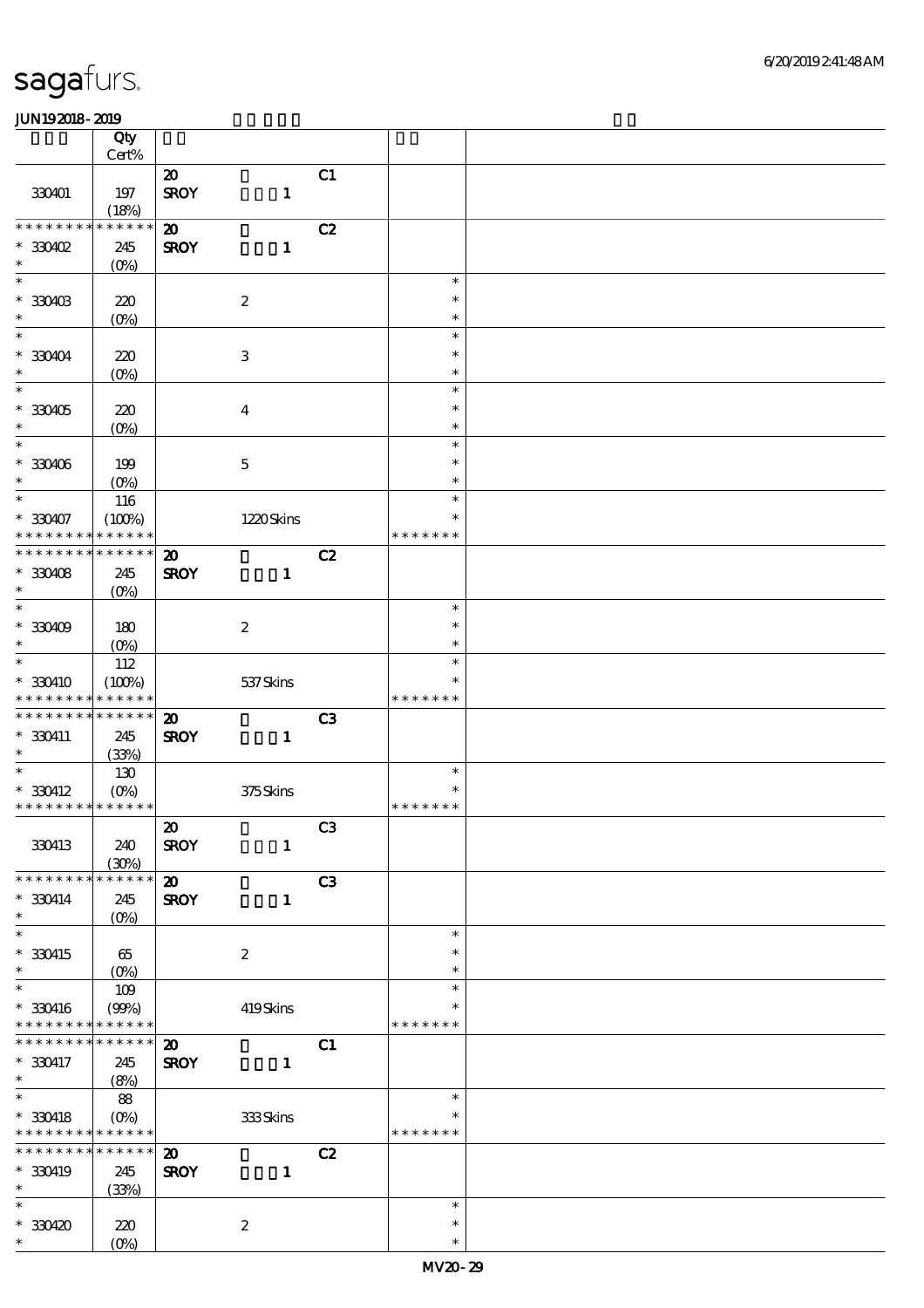| | Qty Cert% | | | | | |
|---|---|---|---|---|---|---|
| | | 20 | | C1 | | |
| 330401 | 197 (18%) | SROY | 1 | | | |
| * * * * * * * * * * * * * * | | 20 | | C2 | | |
| * 330402 * | 245 (0%) | SROY | 1 | | | |
| * * 330403 * | 220 (0%) | | 2 | | * * * | |
| * * 330404 * | 220 (0%) | | 3 | | * * * | |
| * * 330405 * | 220 (0%) | | 4 | | * * * | |
| * * 330406 * | 199 (0%) | | 5 | | * * * | |
| * * 330407 * * * * * * * * * * * * * * | 116 (100%) | | 1220 Skins | | * * * * * * * * * | |
| * * * * * * * * * * * * * * | | 20 | | C2 | | |
| * 330408 * | 245 (0%) | SROY | 1 | | | |
| * * 330409 * | 180 (0%) | | 2 | | * * * | |
| * * 330410 * * * * * * * * * * * * * * | 112 (100%) | | 537 Skins | | * * * * * * * * * | |
| * * * * * * * * * * * * * * | | 20 | | C3 | | |
| * 330411 * | 245 (33%) | SROY | 1 | | | |
| * * 330412 * * * * * * * * * * * * * * | 130 (0%) | | 375 Skins | | * * * * * * * * * | |
| | | 20 | | C3 | | |
| 330413 | 240 (30%) | SROY | 1 | | | |
| * * * * * * * * * * * * * * | | 20 | | C3 | | |
| * 330414 * | 245 (0%) | SROY | 1 | | | |
| * * 330415 * | 65 (0%) | | 2 | | * * * | |
| * * 330416 * * * * * * * * * * * * * * | 109 (99%) | | 419 Skins | | * * * * * * * * * | |
| * * * * * * * * * * * * * * | | 20 | | C1 | | |
| * 330417 * | 245 (8%) | SROY | 1 | | | |
| * * 330418 * * * * * * * * * * * * * * | 88 (0%) | | 333 Skins | | * * * * * * * * * | |
| * * * * * * * * * * * * * * | | 20 | | C2 | | |
| * 330419 * | 245 (33%) | SROY | 1 | | | |
| * * 330420 * | 220 (0%) | | 2 | | * * * | |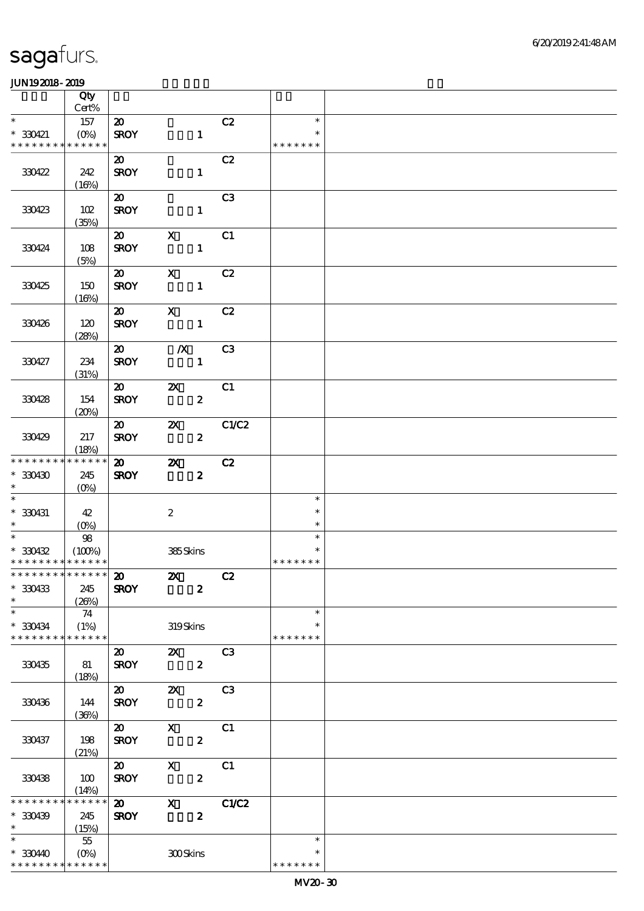sagafurs.

JUN192018-2019

| | Qty Cert% | | | | | |
|---|---|---|---|---|---|---|
| * * 330421 * * * * * * * * * * * * * | 157 (0%) | 20 SROY | 1 | C2 | * * * * * * * * * | |
| 330422 | 242 (16%) | 20 SROY | 1 | C2 | | |
| 330423 | 102 (35%) | 20 SROY | 1 | C3 | | |
| 330424 | 108 (5%) | 20 SROY | X 1 | C1 | | |
| 330425 | 150 (16%) | 20 SROY | X 1 | C2 | | |
| 330426 | 120 (28%) | 20 SROY | X 1 | C2 | | |
| 330427 | 234 (31%) | 20 SROY | /X 1 | C3 | | |
| 330428 | 154 (20%) | 20 SROY | 2X 2 | C1 | | |
| 330429 | 217 (18%) | 20 SROY | 2X 2 | C1/C2 | | |
| * * * * * * * * * * * * * * * 330430 * | 245 (0%) | 20 SROY | 2X 2 | C2 | | |
| * * 330431 * | 42 (0%) | | 2 | | * * * | |
| * * 330432 * * * * * * * * * * * * * | 98 (100%) | | 385 Skins | | * * * * * * * * * | |
| * * * * * * * * * * * * * * * 330433 * | 245 (26%) | 20 SROY | 2X 2 | C2 | | |
| * * 330434 * * * * * * * * * * * * * | 74 (1%) | | 319 Skins | | * * * * * * * * * | |
| 330435 | 81 (18%) | 20 SROY | 2X 2 | C3 | | |
| 330436 | 144 (36%) | 20 SROY | 2X 2 | C3 | | |
| 330437 | 198 (21%) | 20 SROY | X 2 | C1 | | |
| 330438 | 100 (14%) | 20 SROY | X 2 | C1 | | |
| * * * * * * * * * * * * * * * 330439 * | 245 (15%) | 20 SROY | X 2 | C1/C2 | | |
| * * 330440 * * * * * * * * * * * * * | 55 (0%) | | 300 Skins | | * * * * * * * * * | |

MV20-30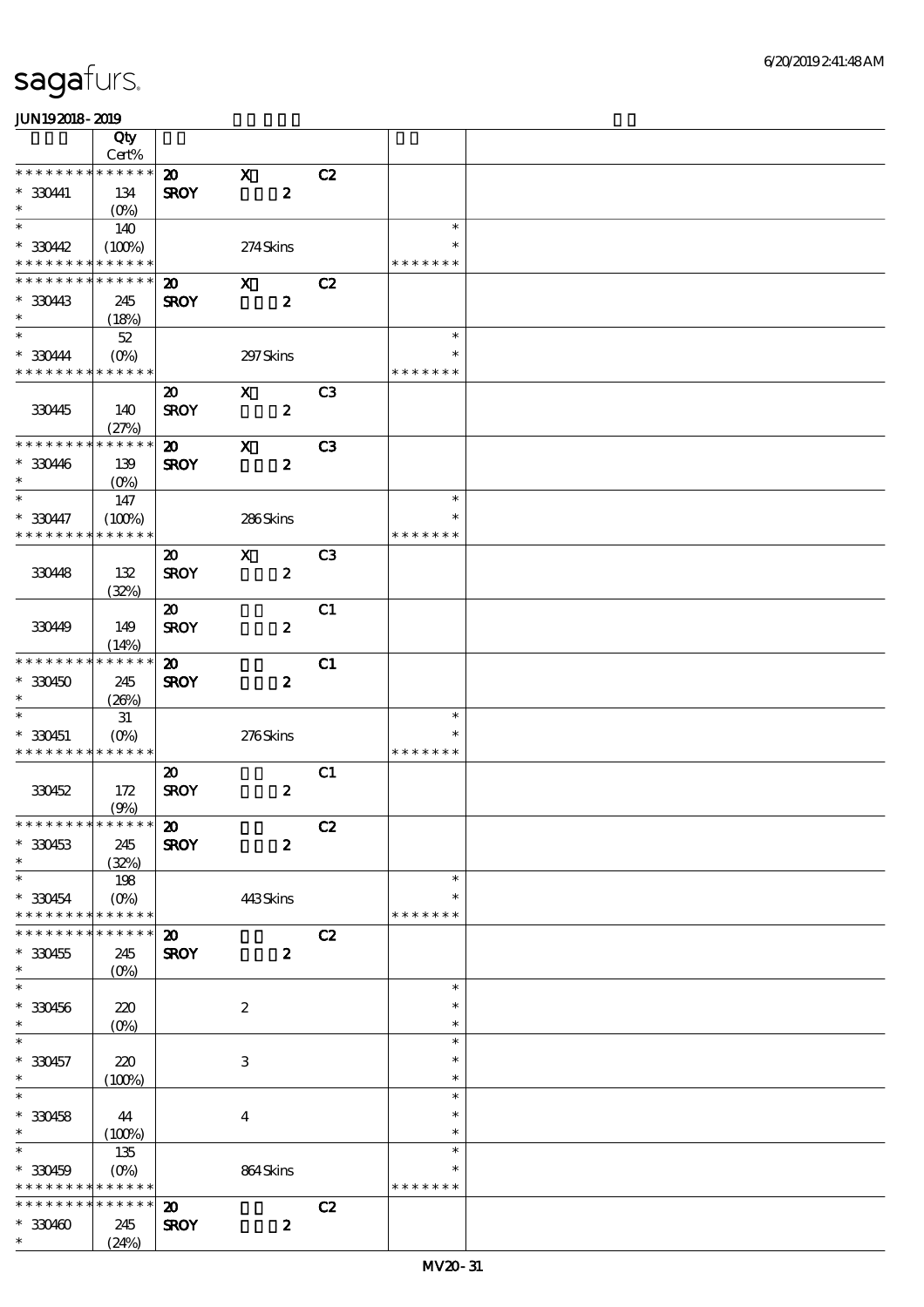| Qty Cert% | | | | | |
|---|---|---|---|---|---|
| * * * * * * * * * * * * * * | | | | | |
| * 330441 | 134 | 20 SROY | X 2 | C2 | |
| * | (0%) | | | | |
| * | 140 | | | | * |
| * 330442 | (100%) | | 274 Skins | | * |
| * * * * * * * * * * * * * * | | | | | * * * * * * * |
| * * * * * * * * * * * * * * | | | | | |
| * 330443 | 245 | 20 SROY | X 2 | C2 | |
| * | (18%) | | | | |
| * | 52 | | | | * |
| * 330444 | (0%) | | 297 Skins | | * |
| * * * * * * * * * * * * * * | | | | | * * * * * * * |
| 330445 | 140 (27%) | 20 SROY | X 2 | C3 | |
| * * * * * * * * * * * * * * | | | | | |
| * 330446 | 139 | 20 SROY | X 2 | C3 | |
| * | (0%) | | | | |
| * | 147 | | | | * |
| * 330447 | (100%) | | 286 Skins | | * |
| * * * * * * * * * * * * * * | | | | | * * * * * * * |
| 330448 | 132 (32%) | 20 SROY | X 2 | C3 | |
| 330449 | 149 (14%) | 20 SROY | 2 | C1 | |
| * * * * * * * * * * * * * * | | | | | |
| * 330450 | 245 | 20 SROY | 2 | C1 | |
| * | (26%) | | | | |
| * | 31 | | | | * |
| * 330451 | (0%) | | 276 Skins | | * |
| * * * * * * * * * * * * * * | | | | | * * * * * * * |
| 330452 | 172 (9%) | 20 SROY | 2 | C1 | |
| * * * * * * * * * * * * * * | | | | | |
| * 330453 | 245 | 20 SROY | 2 | C2 | |
| * | (32%) | | | | |
| * | 198 | | | | * |
| * 330454 | (0%) | | 443 Skins | | * |
| * * * * * * * * * * * * * * | | | | | * * * * * * * |
| * * * * * * * * * * * * * * | | | | | |
| * 330455 | 245 | 20 SROY | 2 | C2 | |
| * | (0%) | | | | |
| * 330456 | 220 (0%) | | 2 | | * |
| * 330457 | 220 (100%) | | 3 | | * |
| * 330458 | 44 (100%) | | 4 | | * |
| * | 135 | | | | * |
| * 330459 | (0%) | | 864 Skins | | * |
| * * * * * * * * * * * * * * | | | | | * * * * * * * |
| * * * * * * * * * * * * * * | | | | | |
| * 330460 | 245 | 20 SROY | 2 | C2 | |
| * | (24%) | | | | |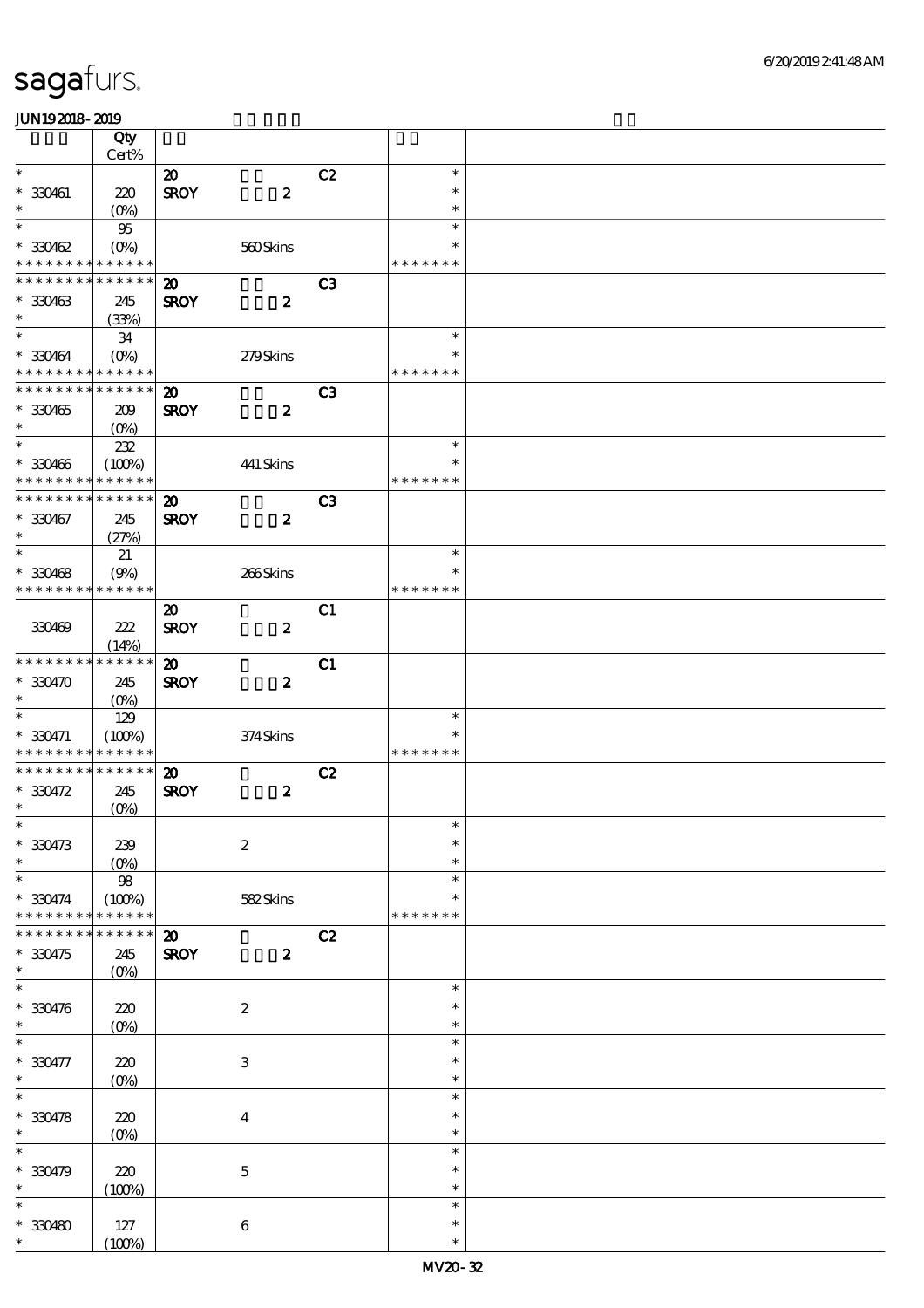sagafurs.

JUN192018-2019

| | Qty Cert% | | | | | |
|---|---|---|---|---|---|---|
| * | | 20 | | C2 | * | |
| * 330461 | 220 | SROY | 2 | | * | |
| * | (0%) | | | | * | |
| * | 95 | | | | * | |
| * 330462 | (0%) | | 560 Skins | | * | |
| * * * * * * * * * * * * * * | | | | | * * * * * * * | |
| * * * * * * * * * * * * * * | | 20 | | C3 | | |
| * 330463 | 245 | SROY | 2 | | | |
| * | (33%) | | | | | |
| * | 34 | | | | * | |
| * 330464 | (0%) | | 279 Skins | | * | |
| * * * * * * * * * * * * * * | | | | | * * * * * * * | |
| * * * * * * * * * * * * * * | | 20 | | C3 | | |
| * 330465 | 209 | SROY | 2 | | | |
| * | (0%) | | | | | |
| * | 232 | | | | * | |
| * 330466 | (100%) | | 441 Skins | | * | |
| * * * * * * * * * * * * * * | | | | | * * * * * * * | |
| * * * * * * * * * * * * * * | | 20 | | C3 | | |
| * 330467 | 245 | SROY | 2 | | | |
| * | (27%) | | | | | |
| * | 21 | | | | * | |
| * 330468 | (9%) | | 266 Skins | | * | |
| * * * * * * * * * * * * * * | | | | | * * * * * * * | |
| | | 20 | | C1 | | |
| 330469 | 222 | SROY | 2 | | | |
| | (14%) | | | | | |
| * * * * * * * * * * * * * * | | 20 | | C1 | | |
| * 330470 | 245 | SROY | 2 | | | |
| * | (0%) | | | | | |
| * | 129 | | | | * | |
| * 330471 | (100%) | | 374 Skins | | * | |
| * * * * * * * * * * * * * * | | | | | * * * * * * * | |
| * * * * * * * * * * * * * * | | 20 | | C2 | | |
| * 330472 | 245 | SROY | 2 | | | |
| * | (0%) | | | | | |
| * | | | | | * | |
| * 330473 | 239 | | 2 | | * | |
| * | (0%) | | | | * | |
| * | 98 | | | | * | |
| * 330474 | (100%) | | 582 Skins | | * | |
| * * * * * * * * * * * * * * | | | | | * * * * * * * | |
| * * * * * * * * * * * * * * | | 20 | | C2 | | |
| * 330475 | 245 | SROY | 2 | | | |
| * | (0%) | | | | | |
| * | | | | | * | |
| * 330476 | 220 | | 2 | | * | |
| * | (0%) | | | | * | |
| * | | | | | * | |
| * 330477 | 220 | | 3 | | * | |
| * | (0%) | | | | * | |
| * | | | | | * | |
| * 330478 | 220 | | 4 | | * | |
| * | (0%) | | | | * | |
| * | | | | | * | |
| * 330479 | 220 | | 5 | | * | |
| * | (100%) | | | | * | |
| * | | | | | * | |
| * 330480 | 127 | | 6 | | * | |
| * | (100%) | | | | * | |

MV20-32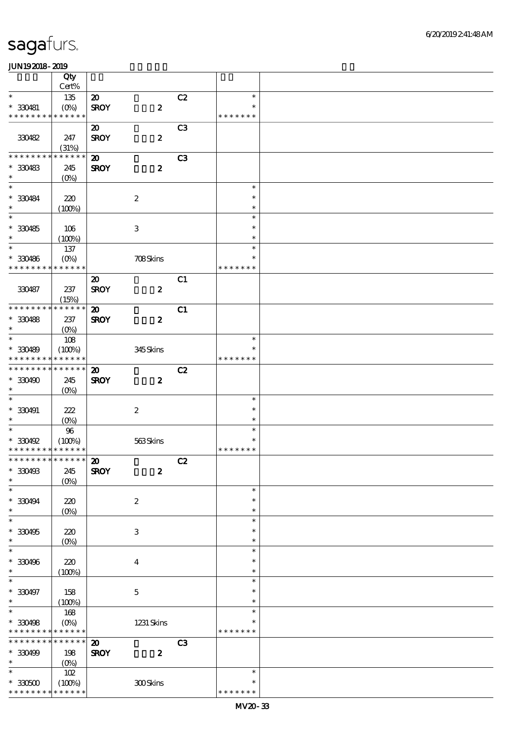| | Qty<br>Cert% | | | | |
|---|---|---|---|---|---|
| * | 135 | 20 | | C2 | * |
| * 330481 | (0%) | SROY | 2 | | * |
| * * * * * * * * * * * * * * | | | | | * * * * * * * |
| | | 20 | | C3 | |
| 330482 | 247<br>(31%) | SROY | 2 | | |
| * * * * * * * * * * * * * * | | 20 | | C3 | |
| * 330483<br>* | 245<br>(0%) | SROY | 2 | | |
| *<br>* 330484<br>* | 220<br>(100%) | | 2 | | *<br>*<br>* |
| *<br>* 330485<br>* | 106<br>(100%) | | 3 | | *<br>*<br>* |
| * | 137 | | | | * |
| * 330486 | (0%) | | 708 Skins | | * |
| * * * * * * * * * * * * * * | | | | | * * * * * * * |
| | | 20 | | C1 | |
| 330487 | 237<br>(15%) | SROY | 2 | | |
| * * * * * * * * * * * * * * | | 20 | | C1 | |
| * 330488<br>* | 237<br>(0%) | SROY | 2 | | |
| * | 108 | | | | * |
| * 330489 | (100%) | | 345 Skins | | * |
| * * * * * * * * * * * * * * | | | | | * * * * * * * |
| * * * * * * * * * * * * * * | | 20 | | C2 | |
| * 330490<br>* | 245<br>(0%) | SROY | 2 | | |
| *<br>* 330491<br>* | 222<br>(0%) | | 2 | | *<br>*<br>* |
| * | 96 | | | | * |
| * 330492 | (100%) | | 563 Skins | | * |
| * * * * * * * * * * * * * * | | | | | * * * * * * * |
| * * * * * * * * * * * * * * | | 20 | | C2 | |
| * 330493<br>* | 245<br>(0%) | SROY | 2 | | |
| *<br>* 330494<br>* | 220<br>(0%) | | 2 | | *<br>*<br>* |
| *<br>* 330495<br>* | 220<br>(0%) | | 3 | | *<br>*<br>* |
| *<br>* 330496<br>* | 220<br>(100%) | | 4 | | *<br>*<br>* |
| *<br>* 330497<br>* | 158<br>(100%) | | 5 | | *<br>*<br>* |
| * | 168 | | | | * |
| * 330498 | (0%) | | 1231 Skins | | * |
| * * * * * * * * * * * * * * | | | | | * * * * * * * |
| * * * * * * * * * * * * * * | | 20 | | C3 | |
| * 330499<br>* | 198<br>(0%) | SROY | 2 | | |
| * | 102 | | | | * |
| * 330500 | (100%) | | 300 Skins | | * |
| * * * * * * * * * * * * * * | | | | | * * * * * * * |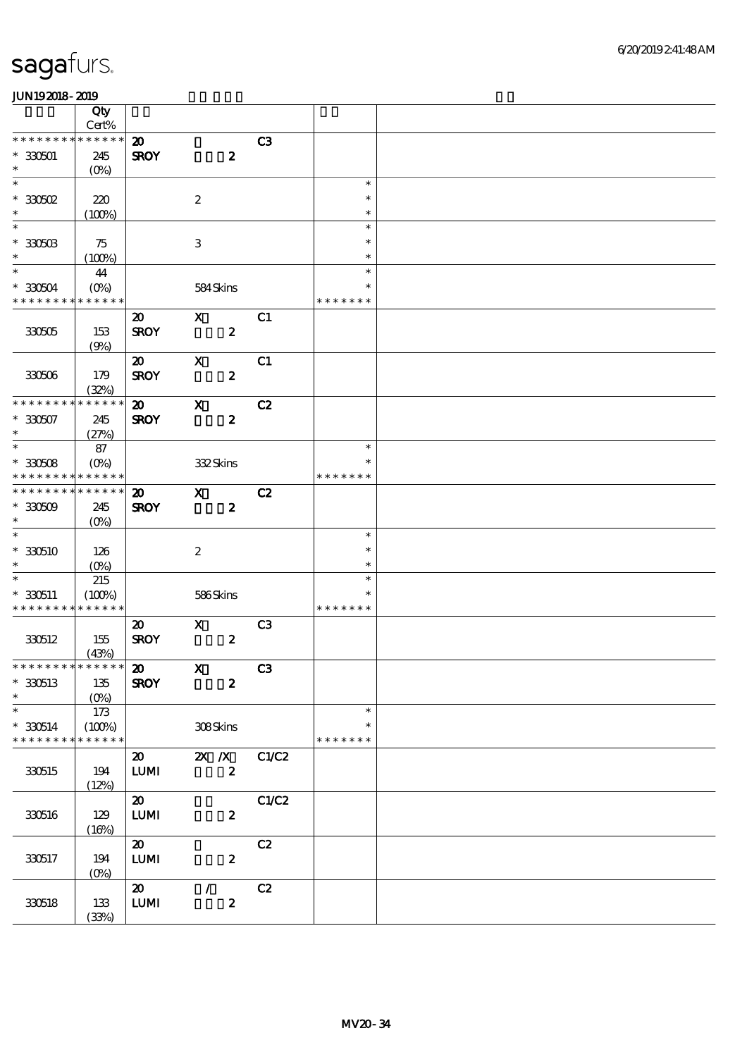| | Qty Cert% | | | | | |
|---|---|---|---|---|---|---|
| * * * * * * * * * * * * * * | | 20 | | C3 | | |
| * 330501 | 245 | SROY | 2 | | | |
| * | (0%) | | | | | |
| * | | | | | * | |
| * 330502 | 220 | | 2 | | * | |
| * | (100%) | | | | * | |
| * | | | | | * | |
| * 330503 | 75 | | 3 | | * | |
| * | (100%) | | | | * | |
| * | 44 | | | | * | |
| * 330504 | (0%) | | 584 Skins | | * | |
| * * * * * * * * * * * * * * | | | | | * * * * * * * | |
| | | 20 | X | C1 | | |
| 330505 | 153 | SROY | 2 | | | |
| | (9%) | | | | | |
| | | 20 | X | C1 | | |
| 330506 | 179 | SROY | 2 | | | |
| | (32%) | | | | | |
| * * * * * * * * * * * * * * | | 20 | X | C2 | | |
| * 330507 | 245 | SROY | 2 | | | |
| * | (27%) | | | | | |
| * | 87 | | | | * | |
| * 330508 | (0%) | | 332 Skins | | * | |
| * * * * * * * * * * * * * * | | | | | * * * * * * * | |
| * * * * * * * * * * * * * * | | 20 | X | C2 | | |
| * 330509 | 245 | SROY | 2 | | | |
| * | (0%) | | | | | |
| * | | | | | * | |
| * 330510 | 126 | | 2 | | * | |
| * | (0%) | | | | * | |
| * | 215 | | | | * | |
| * 330511 | (100%) | | 586 Skins | | * | |
| * * * * * * * * * * * * * * | | | | | * * * * * * * | |
| | | 20 | X | C3 | | |
| 330512 | 155 | SROY | 2 | | | |
| | (43%) | | | | | |
| * * * * * * * * * * * * * * | | 20 | X | C3 | | |
| * 330513 | 135 | SROY | 2 | | | |
| * | (0%) | | | | | |
| * | 173 | | | | * | |
| * 330514 | (100%) | | 308 Skins | | * | |
| * * * * * * * * * * * * * * | | | | | * * * * * * * | |
| | | 20 | 2X /X | C1/C2 | | |
| 330515 | 194 | LUMI | 2 | | | |
| | (12%) | | | | | |
| | | 20 | | C1/C2 | | |
| 330516 | 129 | LUMI | 2 | | | |
| | (16%) | | | | | |
| | | 20 | | C2 | | |
| 330517 | 194 | LUMI | 2 | | | |
| | (0%) | | | | | |
| | | 20 | / | C2 | | |
| 330518 | 133 | LUMI | 2 | | | |
| | (33%) | | | | | |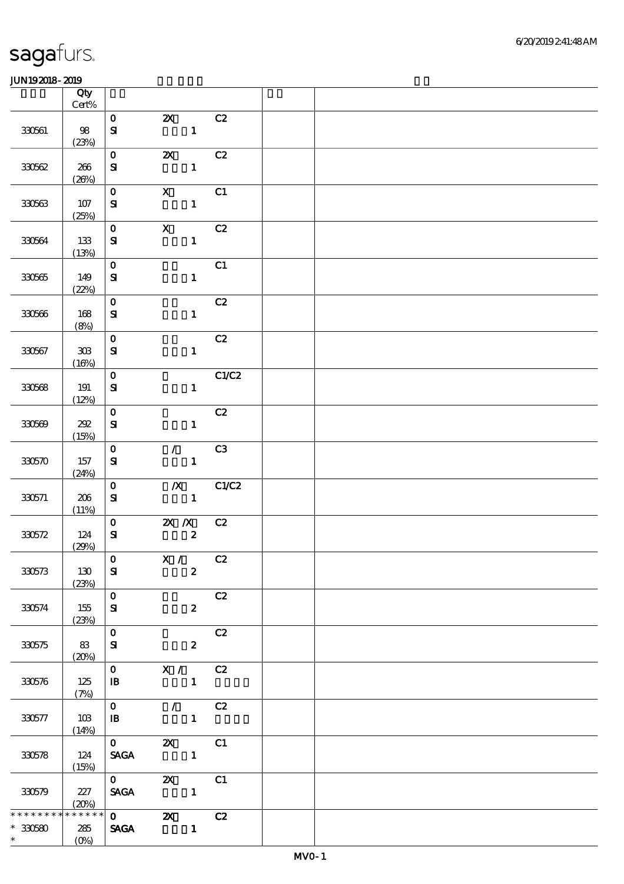sagafurs.

6/20/2019 2:41:48 AM

JUN19 2018 - 2019

| | Qty Cert% | | | | | |
|---|---|---|---|---|---|---|
| 330561 | 98 (23%) | 0 SI | 2X 1 | C2 | | |
| 330562 | 266 (26%) | 0 SI | 2X 1 | C2 | | |
| 330563 | 107 (25%) | 0 SI | X 1 | C1 | | |
| 330564 | 133 (13%) | 0 SI | X 1 | C2 | | |
| 330565 | 149 (22%) | 0 SI | 1 | C1 | | |
| 330566 | 168 (8%) | 0 SI | 1 | C2 | | |
| 330567 | 303 (16%) | 0 SI | 1 | C2 | | |
| 330568 | 191 (12%) | 0 SI | 1 | C1/C2 | | |
| 330569 | 292 (15%) | 0 SI | 1 | C2 | | |
| 330570 | 157 (24%) | 0 SI | / 1 | C3 | | |
| 330571 | 206 (11%) | 0 SI | /X 1 | C1/C2 | | |
| 330572 | 124 (29%) | 0 SI | 2X /X 2 | C2 | | |
| 330573 | 130 (23%) | 0 SI | X / 2 | C2 | | |
| 330574 | 155 (23%) | 0 SI | 2 | C2 | | |
| 330575 | 83 (20%) | 0 SI | 2 | C2 | | |
| 330576 | 125 (7%) | 0 IB | X / 1 | C2 | | |
| 330577 | 103 (14%) | 0 IB | / 1 | C2 | | |
| 330578 | 124 (15%) | 0 SAGA | 2X 1 | C1 | | |
| 330579 | 227 (20%) | 0 SAGA | 2X 1 | C1 | | |
| * * * * * * * * * * * * * * 330580 * | 285 (0%) | 0 SAGA | 2X 1 | C2 | | |

MVO-1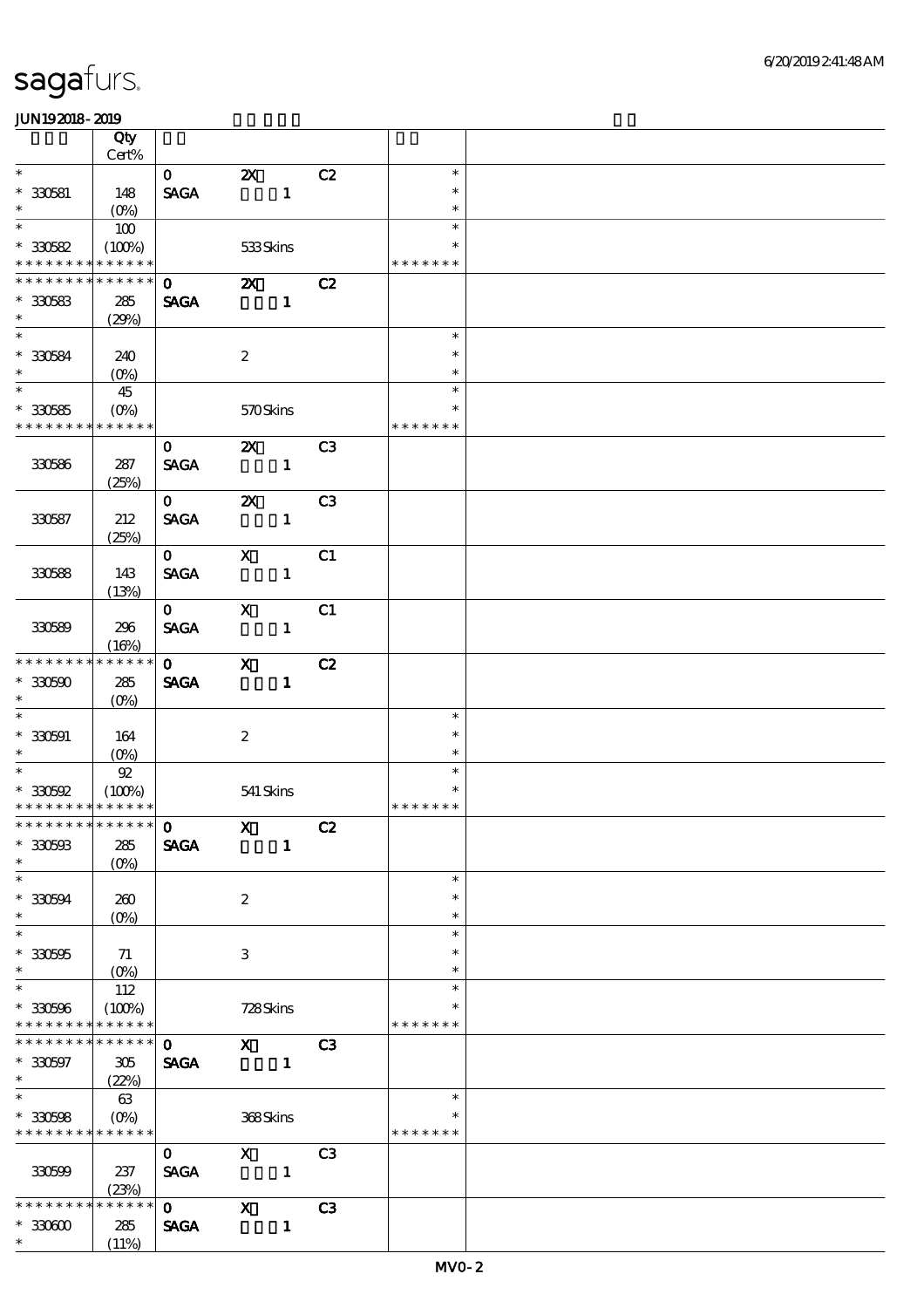sagafurs.

JUN19 2018 - 2019

| | Qty Cert% | | | | | |
|---|---|---|---|---|---|---|
| * | | 0 | 2X | C2 | * | |
| * 330581 | 148 | SAGA | 1 | | * | |
| * | (0%) | | | | * | |
| * | 100 | | | | * | |
| * 330582 | (100%) | | 533 Skins | | * | |
| * * * * * * * * * * * * * * | | | | | * * * * * * * | |
| * * * * * * * * * * * * * * | | 0 | 2X | C2 | | |
| * 330583 | 285 | SAGA | 1 | | | |
| * | (29%) | | | | | |
| * | | | | | * | |
| * 330584 | 240 | | 2 | | * | |
| * | (0%) | | | | * | |
| * | 45 | | | | * | |
| * 330585 | (0%) | | 570 Skins | | * | |
| * * * * * * * * * * * * * * | | | | | * * * * * * * | |
| | | 0 | 2X | C3 | | |
| 330586 | 287 | SAGA | 1 | | | |
| | (25%) | | | | | |
| | | 0 | 2X | C3 | | |
| 330587 | 212 | SAGA | 1 | | | |
| | (25%) | | | | | |
| | | 0 | X | C1 | | |
| 330588 | 143 | SAGA | 1 | | | |
| | (13%) | | | | | |
| | | 0 | X | C1 | | |
| 330589 | 296 | SAGA | 1 | | | |
| | (16%) | | | | | |
| * * * * * * * * * * * * * * | | 0 | X | C2 | | |
| * 330590 | 285 | SAGA | 1 | | | |
| * | (0%) | | | | | |
| * | | | | | * | |
| * 330591 | 164 | | 2 | | * | |
| * | (0%) | | | | * | |
| * | 92 | | | | * | |
| * 330592 | (100%) | | 541 Skins | | * | |
| * * * * * * * * * * * * * * | | | | | * * * * * * * | |
| * * * * * * * * * * * * * * | | 0 | X | C2 | | |
| * 330593 | 285 | SAGA | 1 | | | |
| * | (0%) | | | | | |
| * | | | | | * | |
| * 330594 | 260 | | 2 | | * | |
| * | (0%) | | | | * | |
| * | | | | | * | |
| * 330595 | 71 | | 3 | | * | |
| * | (0%) | | | | * | |
| * | 112 | | | | * | |
| * 330596 | (100%) | | 728 Skins | | * | |
| * * * * * * * * * * * * * * | | | | | * * * * * * * | |
| * * * * * * * * * * * * * * | | 0 | X | C3 | | |
| * 330597 | 305 | SAGA | 1 | | | |
| * | (22%) | | | | | |
| * | 63 | | | | * | |
| * 330598 | (0%) | | 368 Skins | | * | |
| * * * * * * * * * * * * * * | | | | | * * * * * * * | |
| | | 0 | X | C3 | | |
| 330599 | 237 | SAGA | 1 | | | |
| | (23%) | | | | | |
| * * * * * * * * * * * * * * | | 0 | X | C3 | | |
| * 330600 | 285 | SAGA | 1 | | | |
| * | (11%) | | | | | |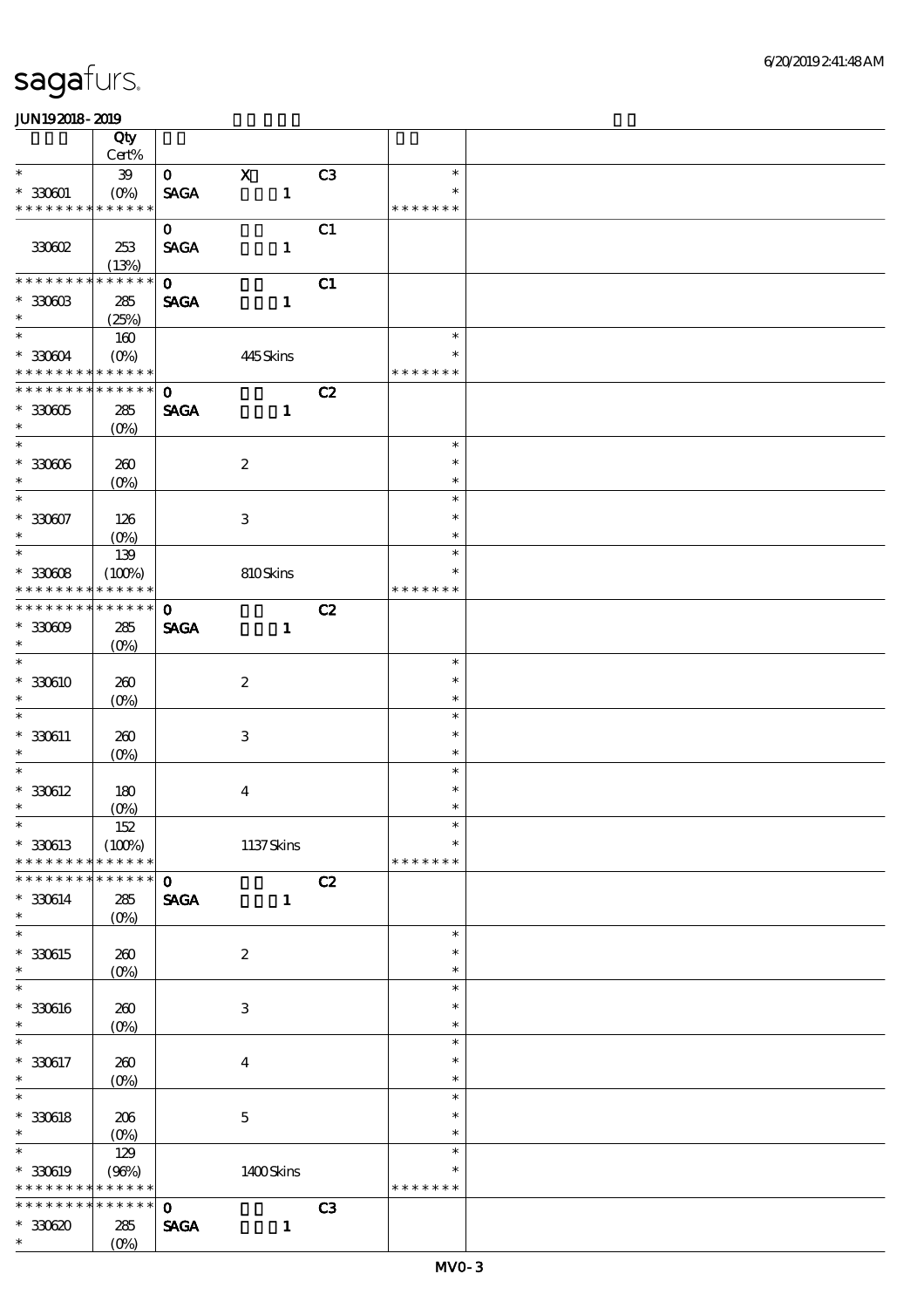sagafurs.

JUN192018-2019

| | Qty Cert% | | | | | |
|---|---|---|---|---|---|---|
| * | 39 | 0 | X | C3 | * | |
| * 330601 | (0%) | SAGA | 1 | | * | |
| * * * * * * * * * * * * * * | | | | | * * * * * * * | |
| | | 0 | | C1 | | |
| 330602 | 253 (13%) | SAGA | 1 | | | |
| * * * * * * * * * * * * * * | | 0 | | C1 | | |
| * 330603 | 285 | SAGA | 1 | | | |
| * | (25%) | | | | | |
| * | 160 | | | | * | |
| * 330604 | (0%) | | 445 Skins | | * | |
| * * * * * * * * * * * * * * | | | | | * * * * * * * | |
| * * * * * * * * * * * * * * | | 0 | | C2 | | |
| * 330605 | 285 | SAGA | 1 | | | |
| * | (0%) | | | | | |
| * | | | | | * | |
| * 330606 | 260 | | 2 | | * | |
| * | (0%) | | | | * | |
| * | | | | | * | |
| * 330607 | 126 | | 3 | | * | |
| * | (0%) | | | | * | |
| * | 139 | | | | * | |
| * 330608 | (100%) | | 810 Skins | | * | |
| * * * * * * * * * * * * * * | | | | | * * * * * * * | |
| * * * * * * * * * * * * * * | | 0 | | C2 | | |
| * 330609 | 285 | SAGA | 1 | | | |
| * | (0%) | | | | | |
| * | | | | | * | |
| * 330610 | 260 | | 2 | | * | |
| * | (0%) | | | | * | |
| * | | | | | * | |
| * 330611 | 260 | | 3 | | * | |
| * | (0%) | | | | * | |
| * | | | | | * | |
| * 330612 | 180 | | 4 | | * | |
| * | (0%) | | | | * | |
| * | 152 | | | | * | |
| * 330613 | (100%) | | 1137 Skins | | * | |
| * * * * * * * * * * * * * * | | | | | * * * * * * * | |
| * * * * * * * * * * * * * * | | 0 | | C2 | | |
| * 330614 | 285 | SAGA | 1 | | | |
| * | (0%) | | | | | |
| * | | | | | * | |
| * 330615 | 260 | | 2 | | * | |
| * | (0%) | | | | * | |
| * | | | | | * | |
| * 330616 | 260 | | 3 | | * | |
| * | (0%) | | | | * | |
| * | | | | | * | |
| * 330617 | 260 | | 4 | | * | |
| * | (0%) | | | | * | |
| * | | | | | * | |
| * 330618 | 206 | | 5 | | * | |
| * | (0%) | | | | * | |
| * | 129 | | | | * | |
| * 330619 | (96%) | | 1400 Skins | | * | |
| * * * * * * * * * * * * * * | | | | | * * * * * * * | |
| * * * * * * * * * * * * * * | | 0 | | C3 | | |
| * 330620 | 285 | SAGA | 1 | | | |
| * | (0%) | | | | | |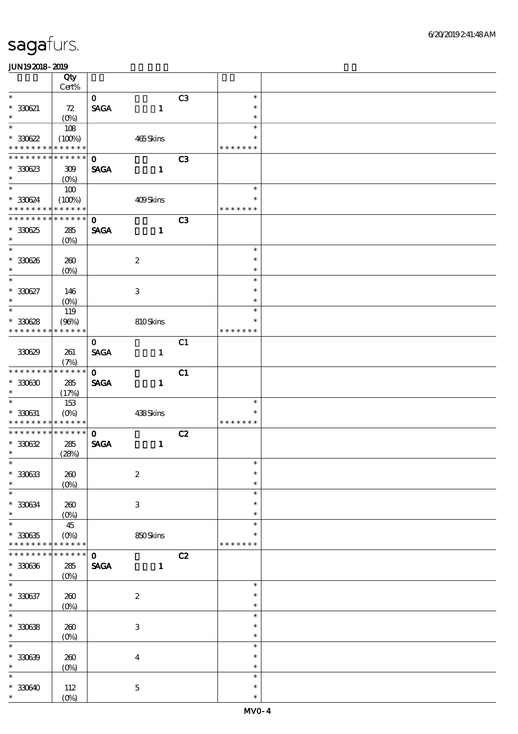sagafurs.

JUN19 2018 - 2019

| | Qty Cert% | | | | | |
|---|---|---|---|---|---|---|
| * | | 0 | | C3 | * | |
| * 330621 | 72 | SAGA | 1 | | * | |
| * | (0%) | | | | * | |
| * | 108 | | | | * | |
| * 330622 | (100%) | | 465 Skins | | * | |
| * * * * * * * * * * * * * | | | | | * * * * * * * | |
| * * * * * * * * * * * * * | | 0 | | C3 | | |
| * 330623 | 309 | SAGA | 1 | | | |
| * | (0%) | | | | | |
| * | 100 | | | | * | |
| * 330624 | (100%) | | 409 Skins | | * | |
| * * * * * * * * * * * * * | | | | | * * * * * * * | |
| * * * * * * * * * * * * * | | 0 | | C3 | | |
| * 330625 | 285 | SAGA | 1 | | | |
| * | (0%) | | | | | |
| * | | | | | * | |
| * 330626 | 260 | | 2 | | * | |
| * | (0%) | | | | * | |
| * | | | | | * | |
| * 330627 | 146 | | 3 | | * | |
| * | (0%) | | | | * | |
| * | 119 | | | | * | |
| * 330628 | (96%) | | 810 Skins | | * | |
| * * * * * * * * * * * * * | | | | | * * * * * * * | |
| | | 0 | | C1 | | |
| 330629 | 261 | SAGA | 1 | | | |
| | (7%) | | | | | |
| * * * * * * * * * * * * * | | 0 | | C1 | | |
| * 330630 | 285 | SAGA | 1 | | | |
| * | (17%) | | | | | |
| * | 153 | | | | * | |
| * 330631 | (0%) | | 438 Skins | | * | |
| * * * * * * * * * * * * * | | | | | * * * * * * * | |
| * * * * * * * * * * * * * | | 0 | | C2 | | |
| * 330632 | 285 | SAGA | 1 | | | |
| * | (28%) | | | | | |
| * | | | | | * | |
| * 330633 | 260 | | 2 | | * | |
| * | (0%) | | | | * | |
| * | | | | | * | |
| * 330634 | 260 | | 3 | | * | |
| * | (0%) | | | | * | |
| * | 45 | | | | * | |
| * 330635 | (0%) | | 850 Skins | | * | |
| * * * * * * * * * * * * * | | | | | * * * * * * * | |
| * * * * * * * * * * * * * | | 0 | | C2 | | |
| * 330636 | 285 | SAGA | 1 | | | |
| * | (0%) | | | | | |
| * | | | | | * | |
| * 330637 | 260 | | 2 | | * | |
| * | (0%) | | | | * | |
| * | | | | | * | |
| * 330638 | 260 | | 3 | | * | |
| * | (0%) | | | | * | |
| * | | | | | * | |
| * 330639 | 260 | | 4 | | * | |
| * | (0%) | | | | * | |
| * | | | | | * | |
| * 330640 | 112 | | 5 | | * | |
| * | (0%) | | | | * | |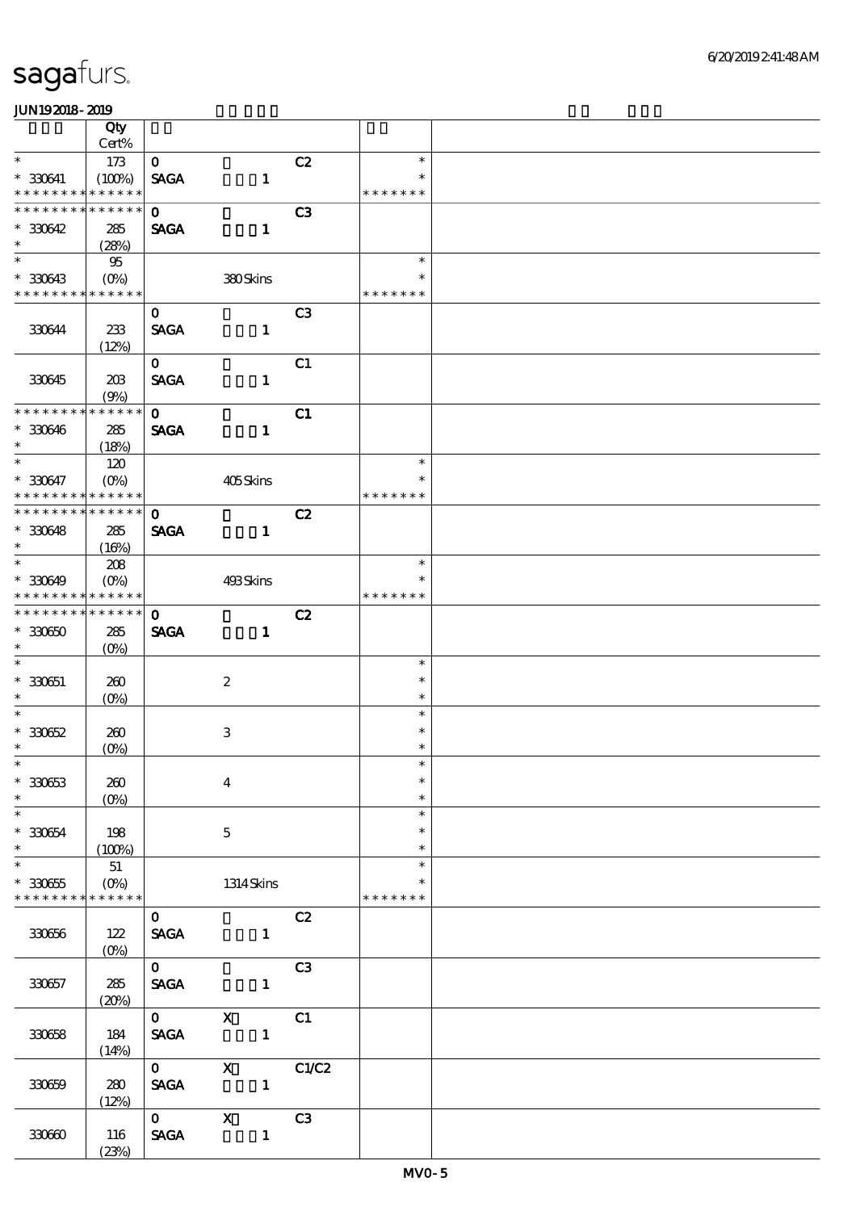| | Qty Cert% | | | | | |
|---|---|---|---|---|---|---|
| * | 173 | 0 | | C2 | * | |
| * 330641 | (100%) | SAGA | 1 | | * | |
| * * * * * * * * * * * * * * | | | | | * * * * * * * | |
| * * * * * * * * * * * * * * | | 0 | | C3 | | |
| * 330642 | 285 | SAGA | 1 | | | |
| * | (28%) | | | | | |
| * | 95 | | | | * | |
| * 330643 | (0%) | | 380 Skins | | * | |
| * * * * * * * * * * * * * * | | | | | * * * * * * * | |
| | | 0 | | C3 | | |
| 330644 | 233 | SAGA | 1 | | | |
| | (12%) | | | | | |
| | | 0 | | C1 | | |
| 330645 | 203 | SAGA | 1 | | | |
| | (9%) | | | | | |
| * * * * * * * * * * * * * * | | 0 | | C1 | | |
| * 330646 | 285 | SAGA | 1 | | | |
| * | (18%) | | | | | |
| * | 120 | | | | * | |
| * 330647 | (0%) | | 405 Skins | | * | |
| * * * * * * * * * * * * * * | | | | | * * * * * * * | |
| * * * * * * * * * * * * * * | | 0 | | C2 | | |
| * 330648 | 285 | SAGA | 1 | | | |
| * | (16%) | | | | | |
| * | 208 | | | | * | |
| * 330649 | (0%) | | 493 Skins | | * | |
| * * * * * * * * * * * * * * | | | | | * * * * * * * | |
| * * * * * * * * * * * * * * | | 0 | | C2 | | |
| * 330650 | 285 | SAGA | 1 | | | |
| * | (0%) | | | | | |
| * | | | | | * | |
| * 330651 | 260 | | 2 | | * | |
| * | (0%) | | | | * | |
| * | | | | | * | |
| * 330652 | 260 | | 3 | | * | |
| * | (0%) | | | | * | |
| * | | | | | * | |
| * 330653 | 260 | | 4 | | * | |
| * | (0%) | | | | * | |
| * | | | | | * | |
| * 330654 | 198 | | 5 | | * | |
| * | (100%) | | | | * | |
| * | 51 | | | | * | |
| * 330655 | (0%) | | 1314 Skins | | * | |
| * * * * * * * * * * * * * * | | | | | * * * * * * * | |
| | | 0 | | C2 | | |
| 330656 | 122 | SAGA | 1 | | | |
| | (0%) | | | | | |
| | | 0 | | C3 | | |
| 330657 | 285 | SAGA | 1 | | | |
| | (20%) | | | | | |
| | | 0 | X | C1 | | |
| 330658 | 184 | SAGA | 1 | | | |
| | (14%) | | | | | |
| | | 0 | X | C1/C2 | | |
| 330659 | 280 | SAGA | 1 | | | |
| | (12%) | | | | | |
| | | 0 | X | C3 | | |
| 330660 | 116 | SAGA | 1 | | | |
| | (23%) | | | | | |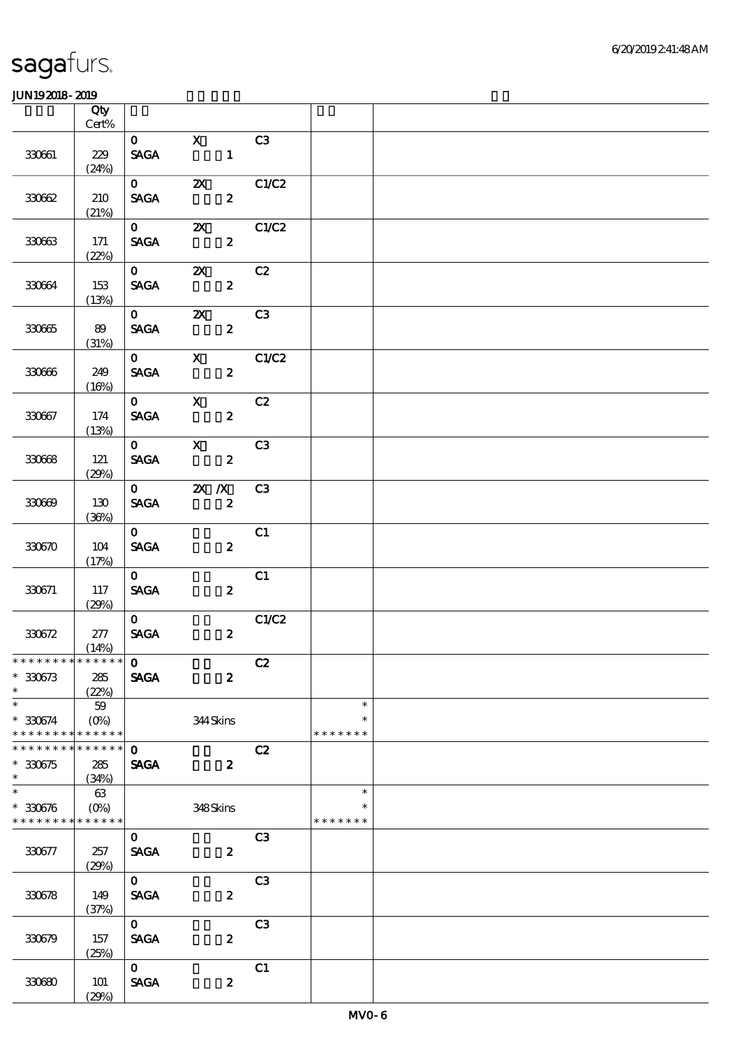# sagafurs.

JUN19 2018 - 2019

| | Qty Cert% | | | | | |
|---|---|---|---|---|---|---|
| 330661 | 229 (24%) | 0 SAGA | X 1 | C3 | | |
| 330662 | 210 (21%) | 0 SAGA | 2X 2 | C1/C2 | | |
| 330663 | 171 (22%) | 0 SAGA | 2X 2 | C1/C2 | | |
| 330664 | 153 (13%) | 0 SAGA | 2X 2 | C2 | | |
| 330665 | 89 (31%) | 0 SAGA | 2X 2 | C3 | | |
| 330666 | 249 (16%) | 0 SAGA | X 2 | C1/C2 | | |
| 330667 | 174 (13%) | 0 SAGA | X 2 | C2 | | |
| 330668 | 121 (29%) | 0 SAGA | X 2 | C3 | | |
| 330669 | 130 (36%) | 0 SAGA | 2X /X 2 | C3 | | |
| 330670 | 104 (17%) | 0 SAGA | 2 | C1 | | |
| 330671 | 117 (29%) | 0 SAGA | 2 | C1 | | |
| 330672 | 277 (14%) | 0 SAGA | 2 | C1/C2 | | |
| * * * * * * * * * * * * * * 330673 * | * * * * * * 285 (22%) | 0 SAGA | 2 | C2 | | |
| * * 330674 * * * * * * * * * * * * * | 59 (0%) * * * * * * | | 344 Skins | | * * * * * * * * * | |
| * * * * * * * * * * * * * * 330675 * | * * * * * * 285 (34%) | 0 SAGA | 2 | C2 | | |
| * * 330676 * * * * * * * * * * * * * | 63 (0%) * * * * * * | | 348 Skins | | * * * * * * * * * | |
| 330677 | 257 (29%) | 0 SAGA | 2 | C3 | | |
| 330678 | 149 (37%) | 0 SAGA | 2 | C3 | | |
| 330679 | 157 (25%) | 0 SAGA | 2 | C3 | | |
| 330680 | 101 (29%) | 0 SAGA | 2 | C1 | | |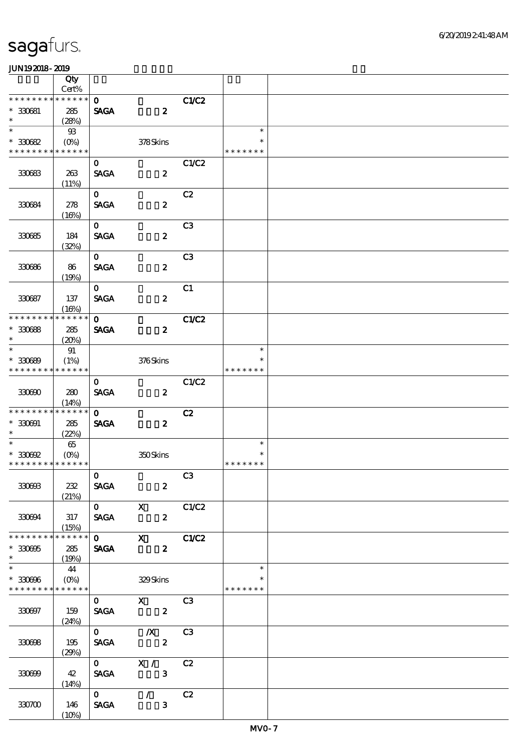# sagafurs.

JUN19 2018 - 2019

| | Qty Cert% | | | | | |
|---|---|---|---|---|---|---|
| * * * * * * * * * * * * * * | | 0 | | C1/C2 | | |
| * 330681 | 285 | SAGA | 2 | | | |
| * | (28%) | | | | | |
| * | 93 | | | | * | |
| * 330682 | (0%) | | 378 Skins | | * | |
| * * * * * * * * * * * * * * | | | | | * * * * * * * | |
| | | 0 | | C1/C2 | | |
| 330683 | 263 | SAGA | 2 | | | |
| | (11%) | | | | | |
| | | 0 | | C2 | | |
| 330684 | 278 | SAGA | 2 | | | |
| | (16%) | | | | | |
| | | 0 | | C3 | | |
| 330685 | 184 | SAGA | 2 | | | |
| | (32%) | | | | | |
| | | 0 | | C3 | | |
| 330686 | 86 | SAGA | 2 | | | |
| | (19%) | | | | | |
| | | 0 | | C1 | | |
| 330687 | 137 | SAGA | 2 | | | |
| | (16%) | | | | | |
| * * * * * * * * * * * * * * | | 0 | | C1/C2 | | |
| * 330688 | 285 | SAGA | 2 | | | |
| * | (20%) | | | | | |
| * | 91 | | | | * | |
| * 330689 | (1%) | | 376 Skins | | * | |
| * * * * * * * * * * * * * * | | | | | * * * * * * * | |
| | | 0 | | C1/C2 | | |
| 330690 | 280 | SAGA | 2 | | | |
| | (14%) | | | | | |
| * * * * * * * * * * * * * * | | 0 | | C2 | | |
| * 330691 | 285 | SAGA | 2 | | | |
| * | (22%) | | | | | |
| * | 65 | | | | * | |
| * 330692 | (0%) | | 350 Skins | | * | |
| * * * * * * * * * * * * * * | | | | | * * * * * * * | |
| | | 0 | | C3 | | |
| 330693 | 232 | SAGA | 2 | | | |
| | (21%) | | | | | |
| | | 0 | X | C1/C2 | | |
| 330694 | 317 | SAGA | 2 | | | |
| | (15%) | | | | | |
| * * * * * * * * * * * * * * | | 0 | X | C1/C2 | | |
| * 330695 | 285 | SAGA | 2 | | | |
| * | (19%) | | | | | |
| * | 44 | | | | * | |
| * 330696 | (0%) | | 329 Skins | | * | |
| * * * * * * * * * * * * * * | | | | | * * * * * * * | |
| | | 0 | X | C3 | | |
| 330697 | 159 | SAGA | 2 | | | |
| | (24%) | | | | | |
| | | 0 | /X | C3 | | |
| 330698 | 195 | SAGA | 2 | | | |
| | (29%) | | | | | |
| | | 0 | X / | C2 | | |
| 330699 | 42 | SAGA | 3 | | | |
| | (14%) | | | | | |
| | | 0 | / | C2 | | |
| 330700 | 146 | SAGA | 3 | | | |
| | (10%) | | | | | |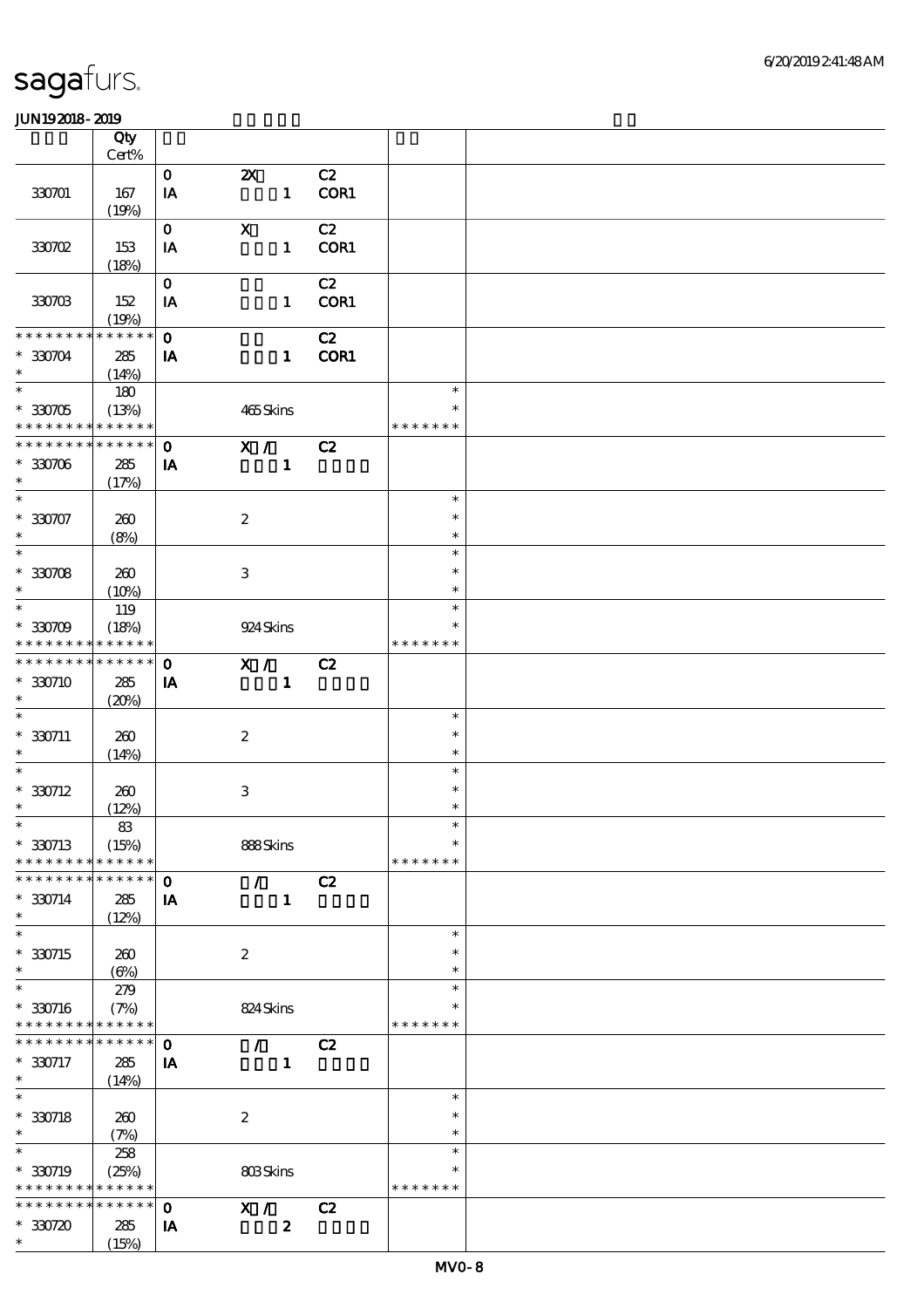| | Qty Cert% | | | | | |
|---|---|---|---|---|---|---|
| 330701 | 167 (19%) | 0 IA | 2X 1 | C2 COR1 | | |
| 330702 | 153 (18%) | 0 IA | X 1 | C2 COR1 | | |
| 330703 | 152 (19%) | 0 IA | 1 | C2 COR1 | | |
| * * * * * * * * * * * * * * 330704 * | 285 (14%) | 0 IA | 1 | C2 COR1 | | |
| * * 330705 * * * * * * * * * * * * * | 180 (13%) | | 465 Skins | | * * * * * * * * * | |
| * * * * * * * * * * * * * * 330706 * | 285 (17%) | 0 IA | X / 1 | C2 | | |
| * * 330707 * | 260 (8%) | | 2 | | * * * | |
| * * 330708 * | 260 (10%) | | 3 | | * * * | |
| * * 330709 * * * * * * * * * * * * * | 119 (18%) | | 924 Skins | | * * * * * * * * * | |
| * * * * * * * * * * * * * * 330710 * | 285 (20%) | 0 IA | X / 1 | C2 | | |
| * * 330711 * | 260 (14%) | | 2 | | * * * | |
| * * 330712 * | 260 (12%) | | 3 | | * * * | |
| * * 330713 * * * * * * * * * * * * * | 83 (15%) | | 888 Skins | | * * * * * * * * * | |
| * * * * * * * * * * * * * * 330714 * | 285 (12%) | 0 IA | / 1 | C2 | | |
| * * 330715 * | 260 (6%) | | 2 | | * * * | |
| * * 330716 * * * * * * * * * * * * * | 279 (7%) | | 824 Skins | | * * * * * * * * * | |
| * * * * * * * * * * * * * * 330717 * | 285 (14%) | 0 IA | / 1 | C2 | | |
| * * 330718 * | 260 (7%) | | 2 | | * * * | |
| * * 330719 * * * * * * * * * * * * * | 258 (25%) | | 803 Skins | | * * * * * * * * * | |
| * * * * * * * * * * * * * * 330720 * | 285 (15%) | 0 IA | X / 2 | C2 | | |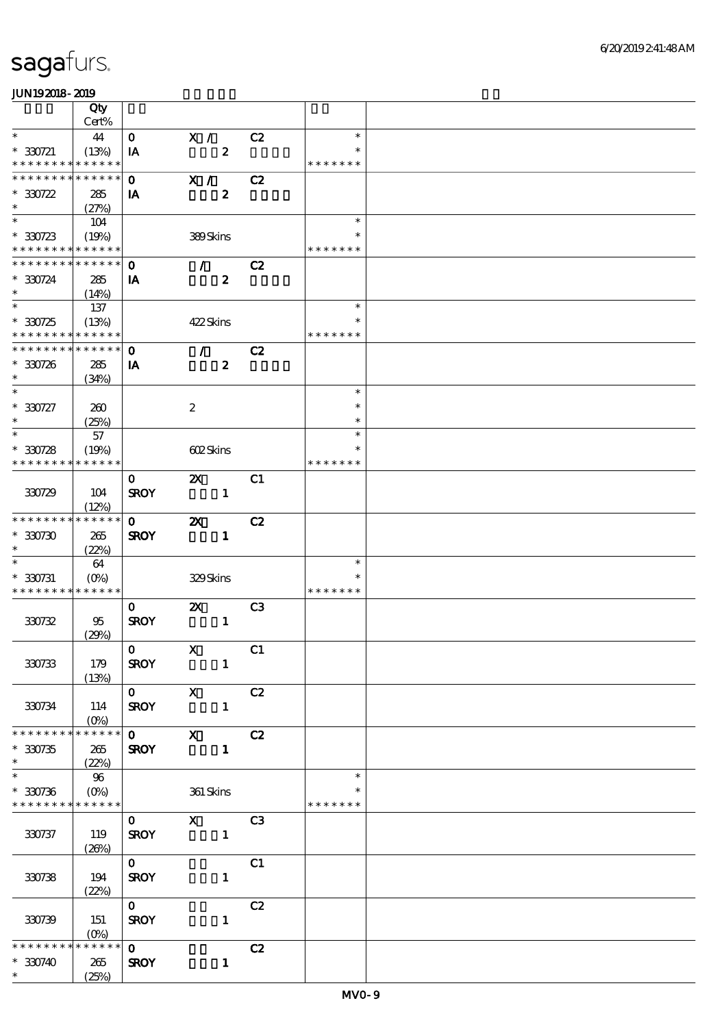sagafurs.

JUN19 2018 - 2019

| | Qty Cert% | | | | | |
|---|---|---|---|---|---|---|
| * | 44 | 0 | X / | C2 | * | |
| * 330721 | (13%) | IA | 2 | | * | |
| * * * * * * * * * * * * * * | | | | | * * * * * * * | |
| * * * * * * * * * * * * * * | | 0 | X / | C2 | | |
| * 330722 | 285 | IA | 2 | | | |
| * | (27%) | | | | | |
| * | 104 | | | | * | |
| * 330723 | (19%) | | 389 Skins | | * | |
| * * * * * * * * * * * * * * | | | | | * * * * * * * | |
| * * * * * * * * * * * * * * | | 0 | / | C2 | | |
| * 330724 | 285 | IA | 2 | | | |
| * | (14%) | | | | | |
| * | 137 | | | | * | |
| * 330725 | (13%) | | 422 Skins | | * | |
| * * * * * * * * * * * * * * | | | | | * * * * * * * | |
| * * * * * * * * * * * * * * | | 0 | / | C2 | | |
| * 330726 | 285 | IA | 2 | | | |
| * | (34%) | | | | | |
| * | | | | | * | |
| * 330727 | 260 | | 2 | | * | |
| * | (25%) | | | | * | |
| * | 57 | | | | * | |
| * 330728 | (19%) | | 602 Skins | | * | |
| * * * * * * * * * * * * * * | | | | | * * * * * * * | |
| | | 0 | 2X | C1 | | |
| 330729 | 104 | SROY | 1 | | | |
| | (12%) | | | | | |
| * * * * * * * * * * * * * * | | 0 | 2X | C2 | | |
| * 330730 | 265 | SROY | 1 | | | |
| * | (22%) | | | | | |
| * | 64 | | | | * | |
| * 330731 | (0%) | | 329 Skins | | * | |
| * * * * * * * * * * * * * * | | | | | * * * * * * * | |
| | | 0 | 2X | C3 | | |
| 330732 | 95 | SROY | 1 | | | |
| | (29%) | | | | | |
| | | 0 | X | C1 | | |
| 330733 | 179 | SROY | 1 | | | |
| | (13%) | | | | | |
| | | 0 | X | C2 | | |
| 330734 | 114 | SROY | 1 | | | |
| | (0%) | | | | | |
| * * * * * * * * * * * * * * | | 0 | X | C2 | | |
| * 330735 | 265 | SROY | 1 | | | |
| * | (22%) | | | | | |
| * | 96 | | | | * | |
| * 330736 | (0%) | | 361 Skins | | * | |
| * * * * * * * * * * * * * * | | | | | * * * * * * * | |
| | | 0 | X | C3 | | |
| 330737 | 119 | SROY | 1 | | | |
| | (26%) | | | | | |
| | | 0 | | C1 | | |
| 330738 | 194 | SROY | 1 | | | |
| | (22%) | | | | | |
| | | 0 | | C2 | | |
| 330739 | 151 | SROY | 1 | | | |
| | (0%) | | | | | |
| * * * * * * * * * * * * * * | | 0 | | C2 | | |
| * 330740 | 265 | SROY | 1 | | | |
| * | (25%) | | | | | |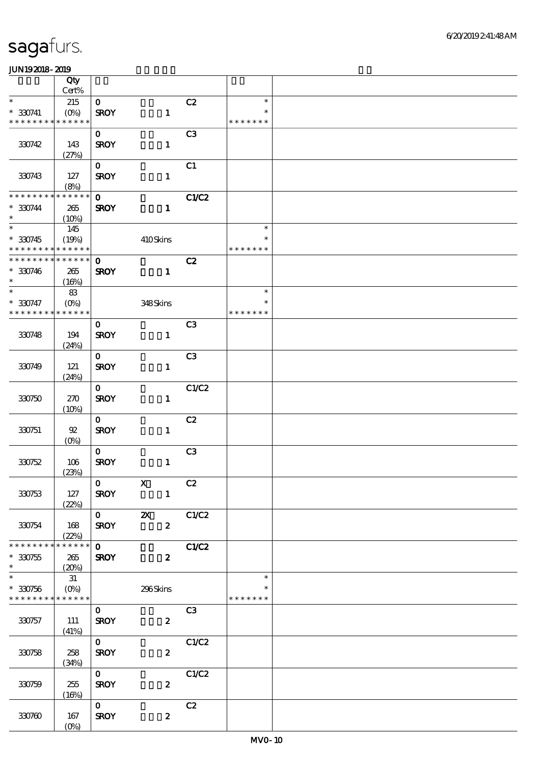| | Qty Cert% | | | | | |
|---|---|---|---|---|---|---|
| * * 330741 * * * * * * * * * * * * * * | 215 (0%) | 0 SROY | 1 | C2 | * * * * * * * * * | |
| 330742 | 143 (27%) | 0 SROY | 1 | C3 | | |
| 330743 | 127 (8%) | 0 SROY | 1 | C1 | | |
| * * * * * * * * * * * * * * * 330744 * | 265 (10%) | 0 SROY | 1 | C1/C2 | | |
| * * 330745 * * * * * * * * * * * * * * | 145 (19%) | | 410 Skins | | * * * * * * * * * | |
| * * * * * * * * * * * * * * * 330746 * | 265 (16%) | 0 SROY | 1 | C2 | | |
| * * 330747 * * * * * * * * * * * * * * | 83 (0%) | | 348 Skins | | * * * * * * * * * | |
| 330748 | 194 (24%) | 0 SROY | 1 | C3 | | |
| 330749 | 121 (24%) | 0 SROY | 1 | C3 | | |
| 330750 | 270 (10%) | 0 SROY | 1 | C1/C2 | | |
| 330751 | 92 (0%) | 0 SROY | 1 | C2 | | |
| 330752 | 106 (23%) | 0 SROY | 1 | C3 | | |
| 330753 | 127 (22%) | 0 SROY | X 1 | C2 | | |
| 330754 | 168 (22%) | 0 SROY | 2X 2 | C1/C2 | | |
| * * * * * * * * * * * * * * * 330755 * | 265 (20%) | 0 SROY | 2 | C1/C2 | | |
| * * 330756 * * * * * * * * * * * * * * | 31 (0%) | | 296 Skins | | * * * * * * * * * | |
| 330757 | 111 (41%) | 0 SROY | 2 | C3 | | |
| 330758 | 258 (34%) | 0 SROY | 2 | C1/C2 | | |
| 330759 | 255 (16%) | 0 SROY | 2 | C1/C2 | | |
| 330760 | 167 (0%) | 0 SROY | 2 | C2 | | |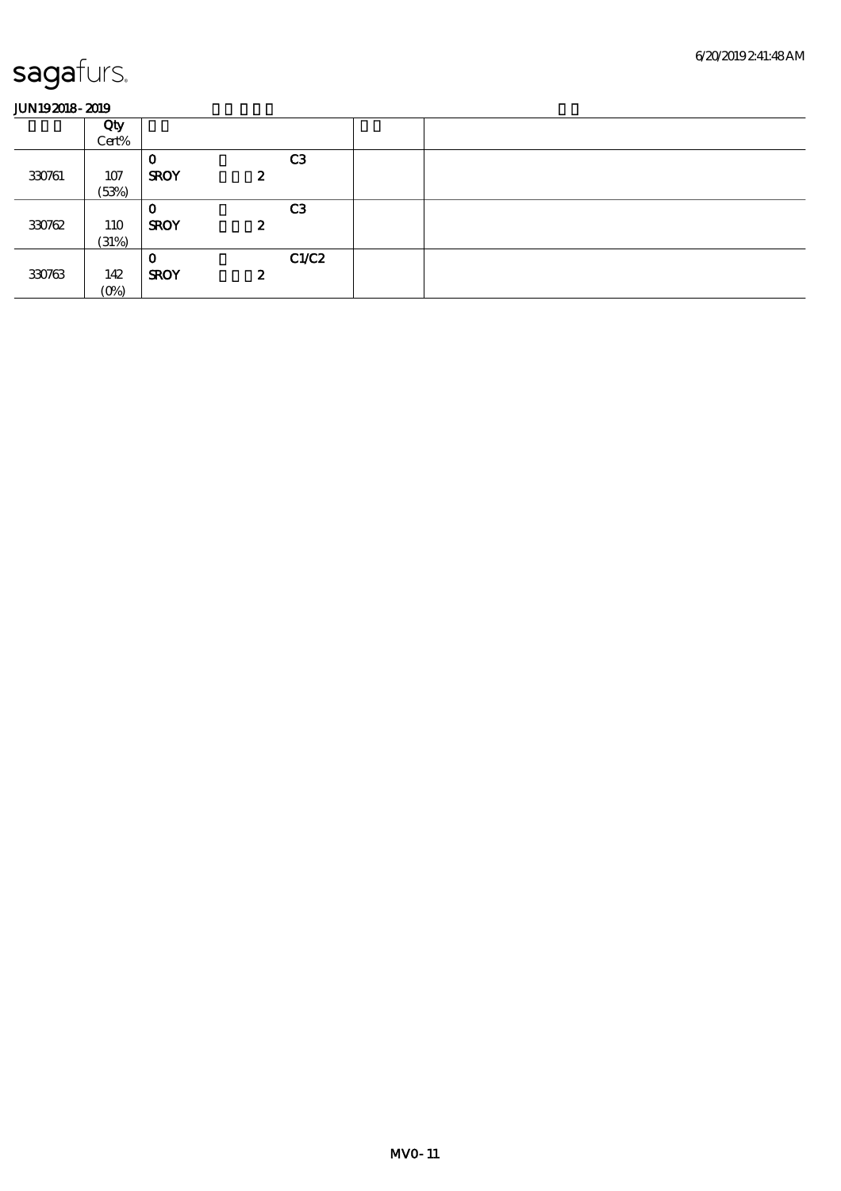# sagafurs.

**JUN19 2018 - 2019**

| | Qty Cert% | | | | | |
|---|---|---|---|---|---|---|
| 330761 | 107 (53%) | 0 **SROY** | 2 | C3 | | |
| 330762 | 110 (31%) | 0 **SROY** | 2 | C3 | | |
| 330763 | 142 (0%) | 0 **SROY** | 2 | C1/C2 | | |

**MVO - 11**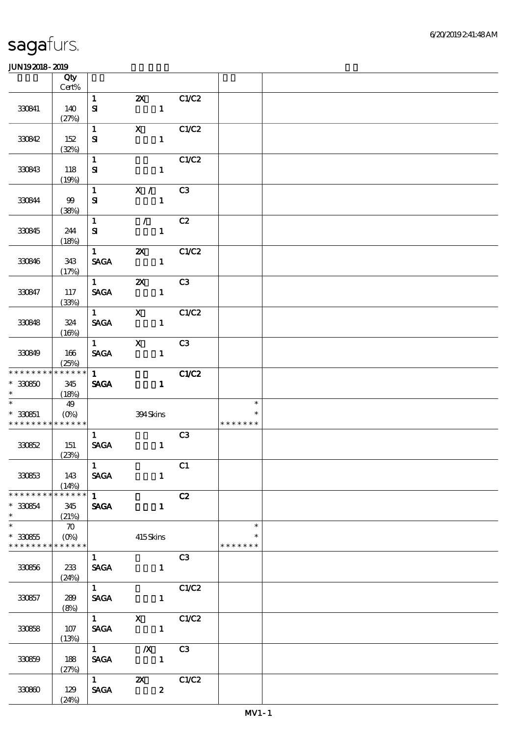sagafurs.

JUN19 2018 - 2019

| | Qty Cert% | | | | | |
|---|---|---|---|---|---|---|
| 330841 | 140 (27%) | 1 SI | 2X 1 | C1/C2 | | |
| 330842 | 152 (32%) | 1 SI | X 1 | C1/C2 | | |
| 330843 | 118 (19%) | 1 SI | 1 | C1/C2 | | |
| 330844 | 99 (38%) | 1 SI | X / 1 | C3 | | |
| 330845 | 244 (18%) | 1 SI | / 1 | C2 | | |
| 330846 | 343 (17%) | 1 SAGA | 2X 1 | C1/C2 | | |
| 330847 | 117 (33%) | 1 SAGA | 2X 1 | C3 | | |
| 330848 | 324 (16%) | 1 SAGA | X 1 | C1/C2 | | |
| 330849 | 166 (25%) | 1 SAGA | X 1 | C3 | | |
| * * * * * * * * * * * * * * 330850 * | 345 (18%) | 1 SAGA | 1 | C1/C2 | | |
| * * 330851 * * * * * * * * * * * * * * | 49 (0%) | | 394 Skins | | * * * * * * * * * | |
| 330852 | 151 (23%) | 1 SAGA | 1 | C3 | | |
| 330853 | 143 (14%) | 1 SAGA | 1 | C1 | | |
| * * * * * * * * * * * * * * 330854 * | 345 (21%) | 1 SAGA | 1 | C2 | | |
| * * 330855 * * * * * * * * * * * * * * | 70 (0%) | | 415 Skins | | * * * * * * * * * | |
| 330856 | 233 (24%) | 1 SAGA | 1 | C3 | | |
| 330857 | 289 (8%) | 1 SAGA | 1 | C1/C2 | | |
| 330858 | 107 (13%) | 1 SAGA | X 1 | C1/C2 | | |
| 330859 | 188 (27%) | 1 SAGA | /X 1 | C3 | | |
| 330860 | 129 (24%) | 1 SAGA | 2X 2 | C1/C2 | | |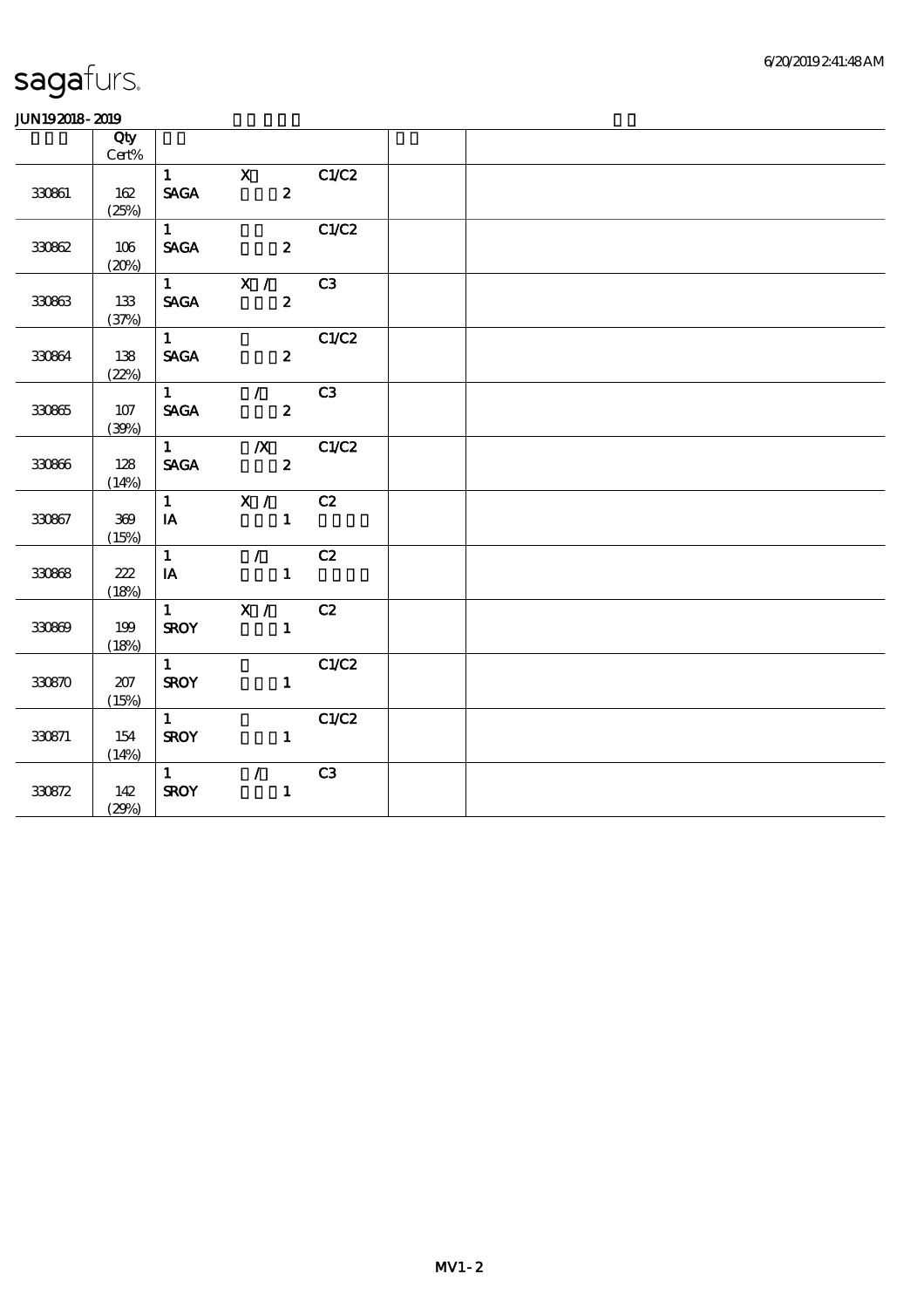# sagafurs.

JUN192018 - 2019

| | Qty Cert% | | | | | |
|---|---|---|---|---|---|---|
| 330861 | 162 (25%) | 1 SAGA | X 2 | C1/C2 | | |
| 330862 | 106 (20%) | 1 SAGA | 2 | C1/C2 | | |
| 330863 | 133 (37%) | 1 SAGA | X / 2 | C3 | | |
| 330864 | 138 (22%) | 1 SAGA | 2 | C1/C2 | | |
| 330865 | 107 (39%) | 1 SAGA | / 2 | C3 | | |
| 330866 | 128 (14%) | 1 SAGA | /X 2 | C1/C2 | | |
| 330867 | 369 (15%) | 1 IA | X / 1 | C2 | | |
| 330868 | 222 (18%) | 1 IA | / 1 | C2 | | |
| 330869 | 199 (18%) | 1 SROY | X / 1 | C2 | | |
| 330870 | 207 (15%) | 1 SROY | 1 | C1/C2 | | |
| 330871 | 154 (14%) | 1 SROY | 1 | C1/C2 | | |
| 330872 | 142 (29%) | 1 SROY | / 1 | C3 | | |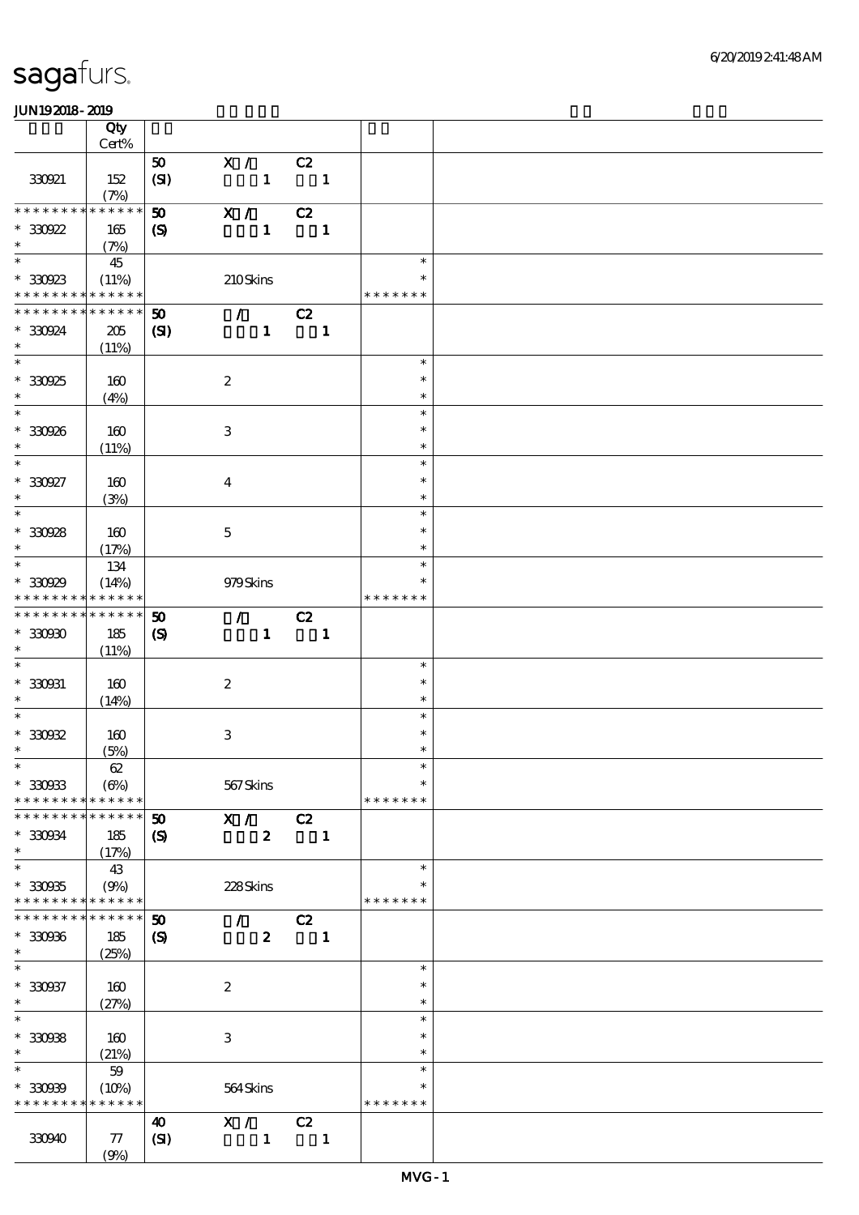sagafurs.

JUN19 2018 - 2019

| | Qty Cert% | | | | |
|---|---|---|---|---|---|
| 330921 | 152 (7%) | 50 (SI) | X / 1 | C2 1 | |
| * * * * * * * * * * * * * * 330922 * | 165 (7%) | 50 (S) | X / 1 | C2 1 | |
| * * 330923 * * * * * * * * * * * * * * | 45 (11%) | | 210 Skins | | * * * * * * * * * |
| * * * * * * * * * * * * * * 330924 * | 205 (11%) | 50 (SI) | / 1 | C2 1 | |
| * * 330925 * | 160 (4%) | | 2 | | * * * |
| * * 330926 * | 160 (11%) | | 3 | | * * * |
| * * 330927 * | 160 (3%) | | 4 | | * * * |
| * * 330928 * | 160 (17%) | | 5 | | * * * |
| * * 330929 * * * * * * * * * * * * * * | 134 (14%) | | 979 Skins | | * * * * * * * * * |
| * * * * * * * * * * * * * * 330930 * | 185 (11%) | 50 (S) | / 1 | C2 1 | |
| * * 330931 * | 160 (14%) | | 2 | | * * * |
| * * 330932 * | 160 (5%) | | 3 | | * * * |
| * * 330933 * * * * * * * * * * * * * * | 62 (6%) | | 567 Skins | | * * * * * * * * * |
| * * * * * * * * * * * * * * 330934 * | 185 (17%) | 50 (S) | X / 2 | C2 1 | |
| * * 330935 * * * * * * * * * * * * * * | 43 (9%) | | 228 Skins | | * * * * * * * * * |
| * * * * * * * * * * * * * * 330936 * | 185 (25%) | 50 (S) | / 2 | C2 1 | |
| * * 330937 * | 160 (27%) | | 2 | | * * * |
| * * 330938 * | 160 (21%) | | 3 | | * * * |
| * * 330939 * * * * * * * * * * * * * * | 59 (10%) | | 564 Skins | | * * * * * * * * * |
| 330940 | 77 (9%) | 40 (SI) | X / 1 | C2 1 | |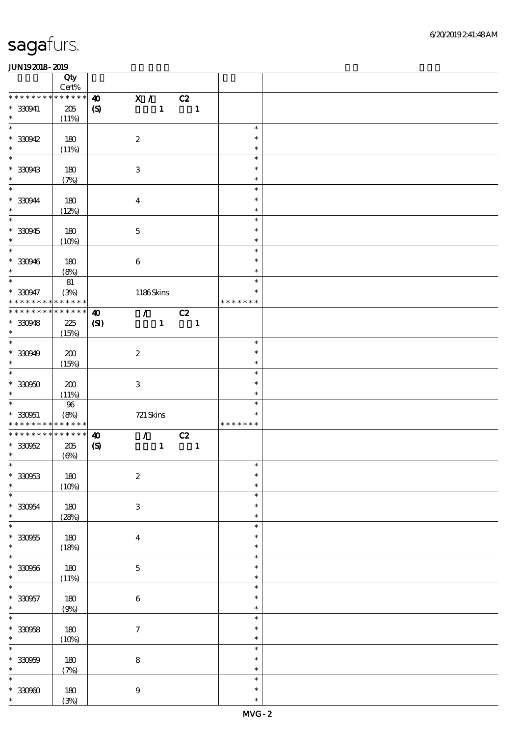# sagafurs.

JUN19 2018 - 2019

| | Qty Cert% | | | | |
|---|---|---|---|---|---|
| * * * * * * * * * * * * * * | 40 | X / | C2 | | |
| * 330941 | 205 | (S) | 1 | 1 | |
| * | (11%) | | | | |
| * | | | | | * |
| * 330942 | 180 | | 2 | | * |
| * | (11%) | | | | * |
| * | | | | | * |
| * 330943 | 180 | | 3 | | * |
| * | (7%) | | | | * |
| * | | | | | * |
| * 330944 | 180 | | 4 | | * |
| * | (12%) | | | | * |
| * | | | | | * |
| * 330945 | 180 | | 5 | | * |
| * | (10%) | | | | * |
| * | | | | | * |
| * 330946 | 180 | | 6 | | * |
| * | (8%) | | | | * |
| * | 81 | | | | * |
| * 330947 | (3%) | | 1186 Skins | | * |
| * * * * * * * * * * * * * * | | | | | * * * * * * * |
| * * * * * * * * * * * * * * | 40 | / | C2 | | |
| * 330948 | 225 | (SI) | 1 | 1 | |
| * | (15%) | | | | |
| * | | | | | * |
| * 330949 | 200 | | 2 | | * |
| * | (15%) | | | | * |
| * | | | | | * |
| * 330950 | 200 | | 3 | | * |
| * | (11%) | | | | * |
| * | 96 | | | | * |
| * 330951 | (8%) | | 721 Skins | | * |
| * * * * * * * * * * * * * * | | | | | * * * * * * * |
| * * * * * * * * * * * * * * | 40 | / | C2 | | |
| * 330952 | 205 | (S) | 1 | 1 | |
| * | (6%) | | | | |
| * | | | | | * |
| * 330953 | 180 | | 2 | | * |
| * | (10%) | | | | * |
| * | | | | | * |
| * 330954 | 180 | | 3 | | * |
| * | (28%) | | | | * |
| * | | | | | * |
| * 330955 | 180 | | 4 | | * |
| * | (18%) | | | | * |
| * | | | | | * |
| * 330956 | 180 | | 5 | | * |
| * | (11%) | | | | * |
| * | | | | | * |
| * 330957 | 180 | | 6 | | * |
| * | (9%) | | | | * |
| * | | | | | * |
| * 330958 | 180 | | 7 | | * |
| * | (10%) | | | | * |
| * | | | | | * |
| * 330959 | 180 | | 8 | | * |
| * | (7%) | | | | * |
| * | | | | | * |
| * 330960 | 180 | | 9 | | * |
| * | (3%) | | | | * |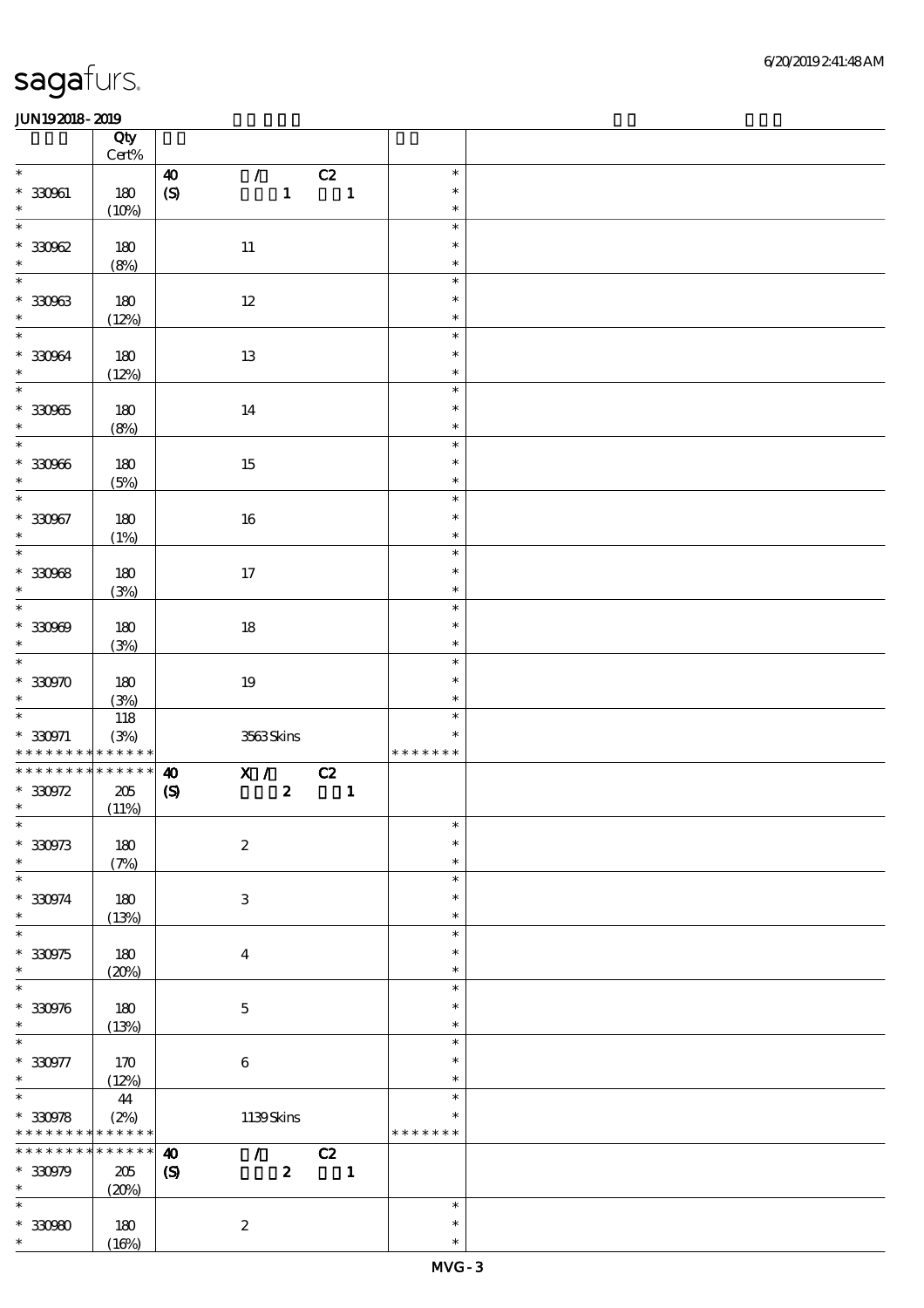sagafurs.

| | Qty Cert% | | |
|---|---|---|---|
| * | | 40 / C2 | * |
| * 330961 | 180 | (S) 1 1 | * |
| * | (10%) | | * |
| * | | | * |
| * 330962 | 180 | 11 | * |
| * | (8%) | | * |
| * | | | * |
| * 330963 | 180 | 12 | * |
| * | (12%) | | * |
| * | | | * |
| * 330964 | 180 | 13 | * |
| * | (12%) | | * |
| * | | | * |
| * 330965 | 180 | 14 | * |
| * | (8%) | | * |
| * | | | * |
| * 330966 | 180 | 15 | * |
| * | (5%) | | * |
| * | | | * |
| * 330967 | 180 | 16 | * |
| * | (1%) | | * |
| * | | | * |
| * 330968 | 180 | 17 | * |
| * | (3%) | | * |
| * | | | * |
| * 330969 | 180 | 18 | * |
| * | (3%) | | * |
| * | | | * |
| * 330970 | 180 | 19 | * |
| * | (3%) | | * |
| * | 118 | | * |
| * 330971 | (3%) | 3563 Skins | * |
| * * * * * * * * * * * * * | | | * * * * * * * |
| * * * * * * * * * * * * * | | 40 X / C2 | |
| * 330972 | 205 | (S) 2 1 | |
| * | (11%) | | |
| * | | | * |
| * 330973 | 180 | 2 | * |
| * | (7%) | | * |
| * | | | * |
| * 330974 | 180 | 3 | * |
| * | (13%) | | * |
| * | | | * |
| * 330975 | 180 | 4 | * |
| * | (20%) | | * |
| * | | | * |
| * 330976 | 180 | 5 | * |
| * | (13%) | | * |
| * | | | * |
| * 330977 | 170 | 6 | * |
| * | (12%) | | * |
| * | 44 | | * |
| * 330978 | (2%) | 1139 Skins | * |
| * * * * * * * * * * * * * | | | * * * * * * * |
| * * * * * * * * * * * * * | | 40 / C2 | |
| * 330979 | 205 | (S) 2 1 | |
| * | (20%) | | |
| * | | | * |
| * 330980 | 180 | 2 | * |
| * | (16%) | | * |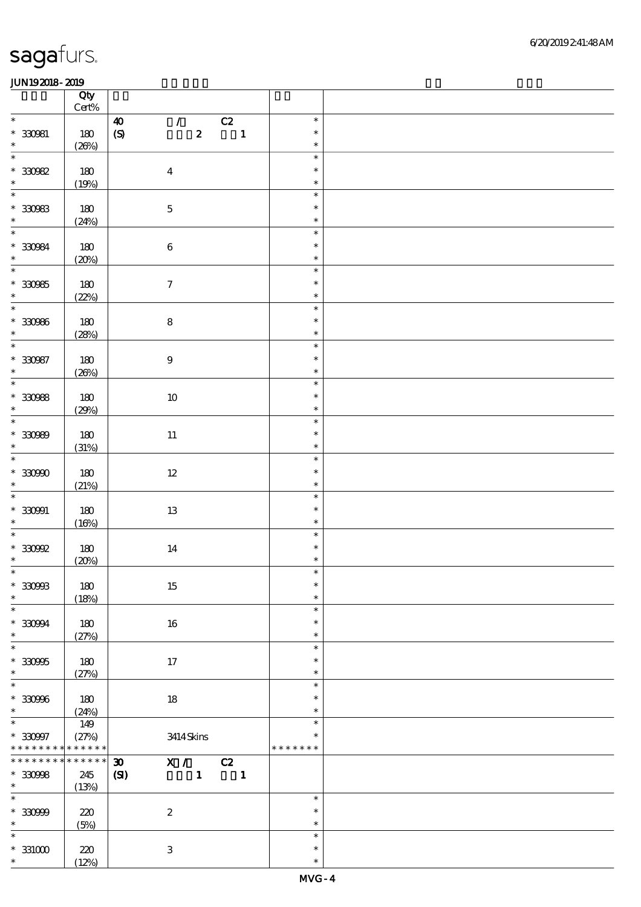sagafurs.

6/20/2019 2:41:48 AM

JUN19 2018 - 2019

| | Qty Cert% | | | |
|---|---|---|---|---|
| * | | 40 / C2 | * | |
| * 330981 | 180 | (S) 2 1 | * | |
| * | (26%) | | * | |
| * | | | * | |
| * 330982 | 180 | 4 | * | |
| * | (19%) | | * | |
| * | | | * | |
| * 330983 | 180 | 5 | * | |
| * | (24%) | | * | |
| * | | | * | |
| * 330984 | 180 | 6 | * | |
| * | (20%) | | * | |
| * | | | * | |
| * 330985 | 180 | 7 | * | |
| * | (22%) | | * | |
| * | | | * | |
| * 330986 | 180 | 8 | * | |
| * | (28%) | | * | |
| * | | | * | |
| * 330987 | 180 | 9 | * | |
| * | (26%) | | * | |
| * | | | * | |
| * 330988 | 180 | 10 | * | |
| * | (29%) | | * | |
| * | | | * | |
| * 330989 | 180 | 11 | * | |
| * | (31%) | | * | |
| * | | | * | |
| * 330990 | 180 | 12 | * | |
| * | (21%) | | * | |
| * | | | * | |
| * 330991 | 180 | 13 | * | |
| * | (16%) | | * | |
| * | | | * | |
| * 330992 | 180 | 14 | * | |
| * | (20%) | | * | |
| * | | | * | |
| * 330993 | 180 | 15 | * | |
| * | (18%) | | * | |
| * | | | * | |
| * 330994 | 180 | 16 | * | |
| * | (27%) | | * | |
| * | | | * | |
| * 330995 | 180 | 17 | * | |
| * | (27%) | | * | |
| * | | | * | |
| * 330996 | 180 | 18 | * | |
| * | (24%) | | * | |
| * | 149 | | * | |
| * 330997 | (27%) | 3414 Skins | * | |
| ************** | | | ******* | |
| ************** | | 30 X / C2 | | |
| * 330998 | 245 | (SI) 1 1 | | |
| * | (13%) | | | |
| * | | | * | |
| * 330999 | 220 | 2 | * | |
| * | (5%) | | * | |
| * | | | * | |
| * 331000 | 220 | 3 | * | |
| * | (12%) | | * | |

MVG - 4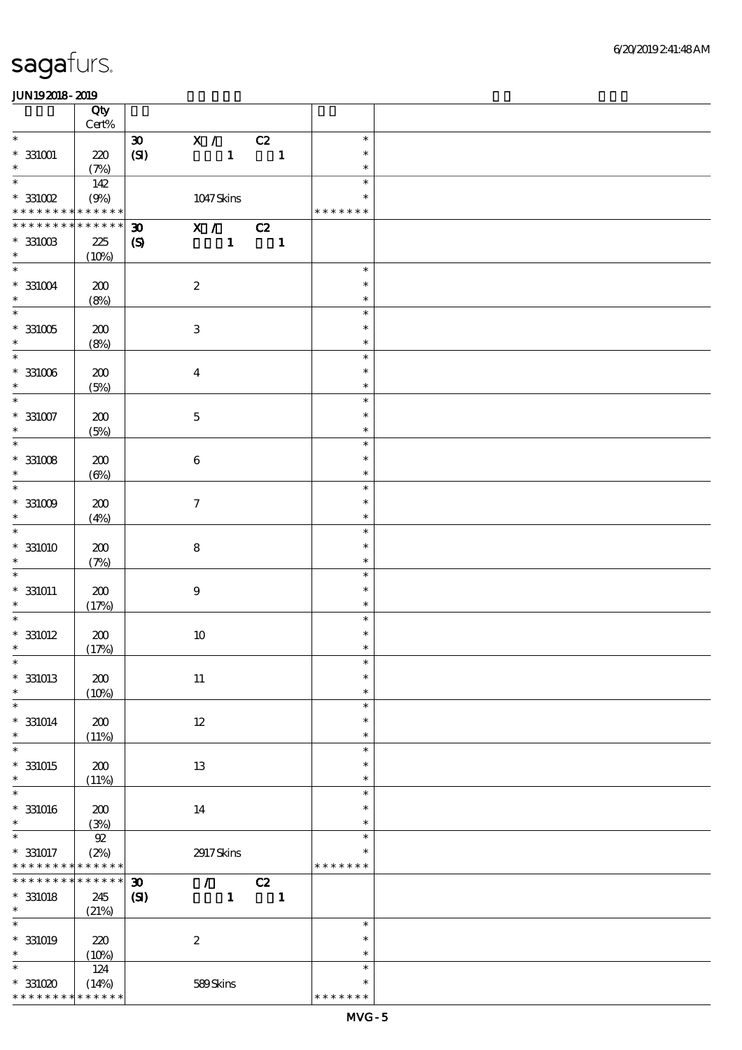| | Qty Cert% | | |
|---|---|---|---|
| * | | 30 X / C2 | * |
| * 331001 | 220 | (SI) 1 1 | * |
| * | (7%) | | * |
| * | 142 | | * |
| * 331002 | (9%) | 1047 Skins | * |
| * * * * * * * * * * * * * | | | * * * * * * * |
| * * * * * * * * * * * * * | | 30 X / C2 | |
| * 331003 | 225 | (S) 1 1 | |
| * | (10%) | | |
| * | | | * |
| * 331004 | 200 | 2 | * |
| * | (8%) | | * |
| * | | | * |
| * 331005 | 200 | 3 | * |
| * | (8%) | | * |
| * | | | * |
| * 331006 | 200 | 4 | * |
| * | (5%) | | * |
| * | | | * |
| * 331007 | 200 | 5 | * |
| * | (5%) | | * |
| * | | | * |
| * 331008 | 200 | 6 | * |
| * | (6%) | | * |
| * | | | * |
| * 331009 | 200 | 7 | * |
| * | (4%) | | * |
| * | | | * |
| * 331010 | 200 | 8 | * |
| * | (7%) | | * |
| * | | | * |
| * 331011 | 200 | 9 | * |
| * | (17%) | | * |
| * | | | * |
| * 331012 | 200 | 10 | * |
| * | (17%) | | * |
| * | | | * |
| * 331013 | 200 | 11 | * |
| * | (10%) | | * |
| * | | | * |
| * 331014 | 200 | 12 | * |
| * | (11%) | | * |
| * | | | * |
| * 331015 | 200 | 13 | * |
| * | (11%) | | * |
| * | | | * |
| * 331016 | 200 | 14 | * |
| * | (3%) | | * |
| * | 92 | | * |
| * 331017 | (2%) | 2917 Skins | * |
| * * * * * * * * * * * * * | | | * * * * * * * |
| * * * * * * * * * * * * * | | 30 / C2 | |
| * 331018 | 245 | (SI) 1 1 | |
| * | (21%) | | |
| * | | | * |
| * 331019 | 220 | 2 | * |
| * | (10%) | | * |
| * | 124 | | * |
| * 331020 | (14%) | 589 Skins | * |
| * * * * * * * * * * * * * | | | * * * * * * * |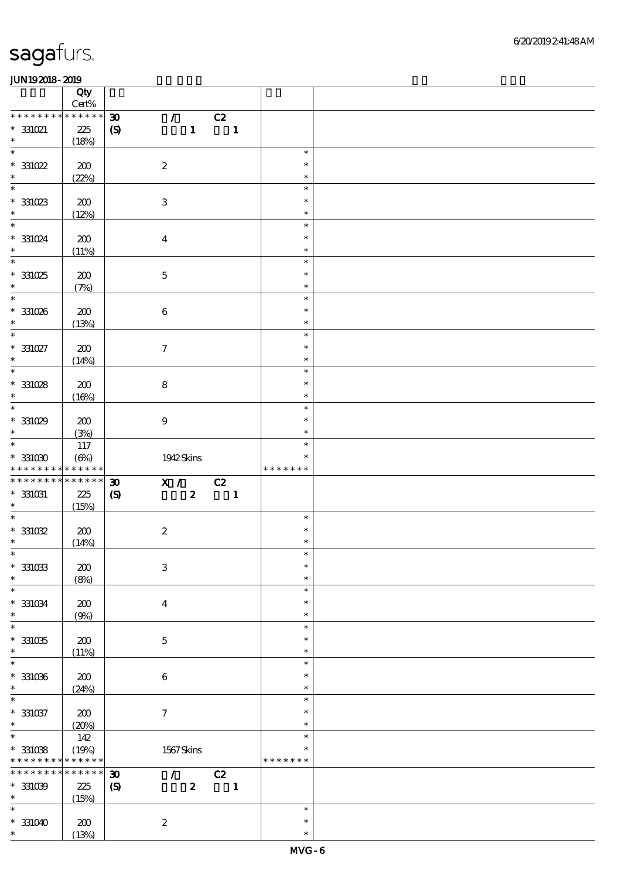# sagafurs.

JUN19 2018 - 2019

| | Qty Cert% | | | |
|---|---|---|---|---|
| * * * * * * * * * * * * * * | 30 | / C2 | | |
| * 331021 | 225 | (S) 1 1 | | |
| * | (18%) | | | |
| * | | | * | |
| * 331022 | 200 | 2 | * | |
| * | (22%) | | * | |
| * | | | * | |
| * 331023 | 200 | 3 | * | |
| * | (12%) | | * | |
| * | | | * | |
| * 331024 | 200 | 4 | * | |
| * | (11%) | | * | |
| * | | | * | |
| * 331025 | 200 | 5 | * | |
| * | (7%) | | * | |
| * | | | * | |
| * 331026 | 200 | 6 | * | |
| * | (13%) | | * | |
| * | | | * | |
| * 331027 | 200 | 7 | * | |
| * | (14%) | | * | |
| * | | | * | |
| * 331028 | 200 | 8 | * | |
| * | (16%) | | * | |
| * | | | * | |
| * 331029 | 200 | 9 | * | |
| * | (3%) | | * | |
| * | 117 | | * | |
| * 331030 | (6%) | 1942 Skins | * | |
| * * * * * * * * * * * * * * | | | * * * * * * * | |
| * * * * * * * * * * * * * * | 30 | X / C2 | | |
| * 331031 | 225 | (S) 2 1 | | |
| * | (15%) | | | |
| * | | | * | |
| * 331032 | 200 | 2 | * | |
| * | (14%) | | * | |
| * | | | * | |
| * 331033 | 200 | 3 | * | |
| * | (8%) | | * | |
| * | | | * | |
| * 331034 | 200 | 4 | * | |
| * | (9%) | | * | |
| * | | | * | |
| * 331035 | 200 | 5 | * | |
| * | (11%) | | * | |
| * | | | * | |
| * 331036 | 200 | 6 | * | |
| * | (24%) | | * | |
| * | | | * | |
| * 331037 | 200 | 7 | * | |
| * | (20%) | | * | |
| * | 142 | | * | |
| * 331038 | (19%) | 1567 Skins | * | |
| * * * * * * * * * * * * * * | | | * * * * * * * | |
| * * * * * * * * * * * * * * | 30 | / C2 | | |
| * 331039 | 225 | (S) 2 1 | | |
| * | (15%) | | | |
| * | | | * | |
| * 331040 | 200 | 2 | * | |
| * | (13%) | | * | |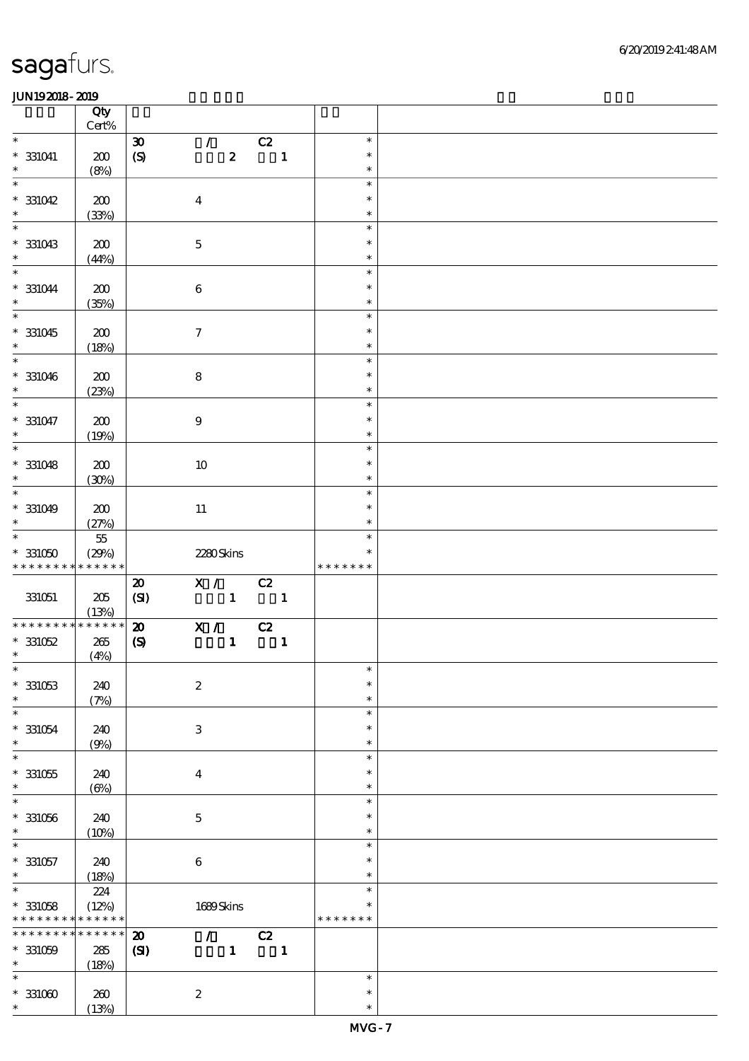# sagafurs.

JUN192018-2019

| | Qty Cert% | | |
|---|---|---|---|
| * | | 30 / C2 | * |
| * 331041 | 200 | (S) 2 1 | * |
| * | (8%) | | * |
| * | | | * |
| * 331042 | 200 | 4 | * |
| * | (33%) | | * |
| * | | | * |
| * 331043 | 200 | 5 | * |
| * | (44%) | | * |
| * | | | * |
| * 331044 | 200 | 6 | * |
| * | (35%) | | * |
| * | | | * |
| * 331045 | 200 | 7 | * |
| * | (18%) | | * |
| * | | | * |
| * 331046 | 200 | 8 | * |
| * | (23%) | | * |
| * | | | * |
| * 331047 | 200 | 9 | * |
| * | (19%) | | * |
| * | | | * |
| * 331048 | 200 | 10 | * |
| * | (30%) | | * |
| * | | | * |
| * 331049 | 200 | 11 | * |
| * | (27%) | | * |
| * | 55 | | * |
| * 331050 | (29%) | 2280 Skins | * |
| * * * * * * * * * * * * * | | | * * * * * * * |
| | | 20 X / C2 | |
| 331051 | 205 | (SI) 1 1 | |
| | (13%) | | |
| * * * * * * * * * * * * * | | 20 X / C2 | |
| * 331052 | 265 | (S) 1 1 | |
| * | (4%) | | |
| * | | | * |
| * 331053 | 240 | 2 | * |
| * | (7%) | | * |
| * | | | * |
| * 331054 | 240 | 3 | * |
| * | (9%) | | * |
| * | | | * |
| * 331055 | 240 | 4 | * |
| * | (6%) | | * |
| * | | | * |
| * 331056 | 240 | 5 | * |
| * | (10%) | | * |
| * | | | * |
| * 331057 | 240 | 6 | * |
| * | (18%) | | * |
| * | 224 | | * |
| * 331058 | (12%) | 1689 Skins | * |
| * * * * * * * * * * * * * | | | * * * * * * * |
| * * * * * * * * * * * * * | | 20 / C2 | |
| * 331059 | 285 | (SI) 1 1 | |
| * | (18%) | | |
| * | | | * |
| * 331060 | 260 | 2 | * |
| * | (13%) | | * |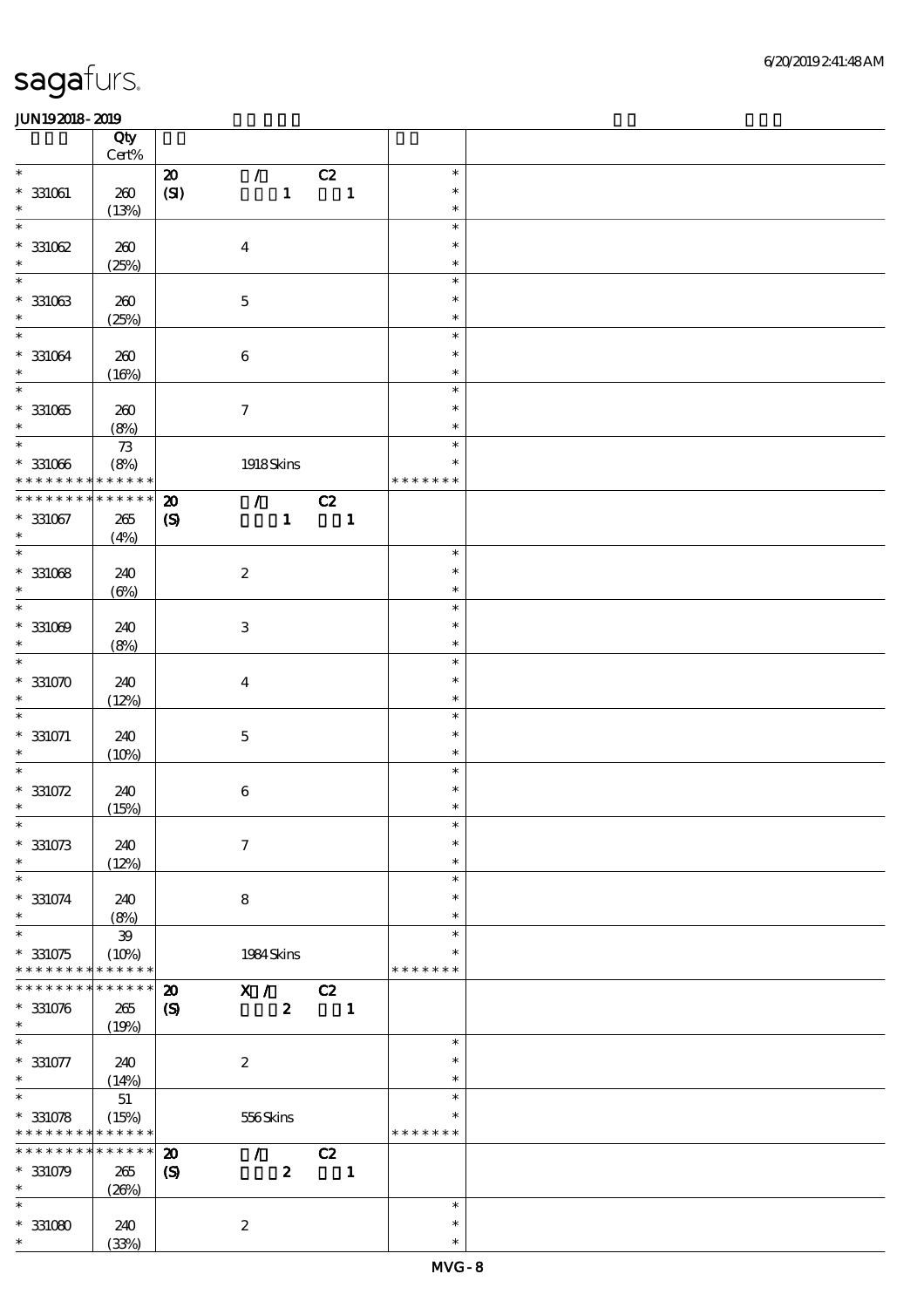# sagafurs.

JUN19 2018 - 2019

| | Qty Cert% | | |
|---|---|---|---|
| * 331061 * | 260 (13%) | 20 / C2 (SI) 1 1 | * * * |
| * 331062 * | 260 (25%) | 4 | * * * |
| * 331063 * | 260 (25%) | 5 | * * * |
| * 331064 * | 260 (16%) | 6 | * * * |
| * 331065 * | 260 (8%) | 7 | * * * |
| * 331066 * * * * * * * * * * * * * | 73 (8%) | 1918 Skins | * * * * * * * * * |
| * * * * * * * * * * * * * * 331067 * | 265 (4%) | 20 / C2 (S) 1 1 | |
| * 331068 * | 240 (6%) | 2 | * * * |
| * 331069 * | 240 (8%) | 3 | * * * |
| * 331070 * | 240 (12%) | 4 | * * * |
| * 331071 * | 240 (10%) | 5 | * * * |
| * 331072 * | 240 (15%) | 6 | * * * |
| * 331073 * | 240 (12%) | 7 | * * * |
| * 331074 * | 240 (8%) | 8 | * * * |
| * 331075 * * * * * * * * * * * * * | 39 (10%) | 1984 Skins | * * * * * * * * * |
| * * * * * * * * * * * * * * 331076 * | 265 (19%) | 20 X / C2 (S) 2 1 | |
| * 331077 * | 240 (14%) | 2 | * * * |
| * 331078 * * * * * * * * * * * * * | 51 (15%) | 556 Skins | * * * * * * * * * |
| * * * * * * * * * * * * * * 331079 * | 265 (26%) | 20 / C2 (S) 2 1 | |
| * 331080 * | 240 (33%) | 2 | * * * |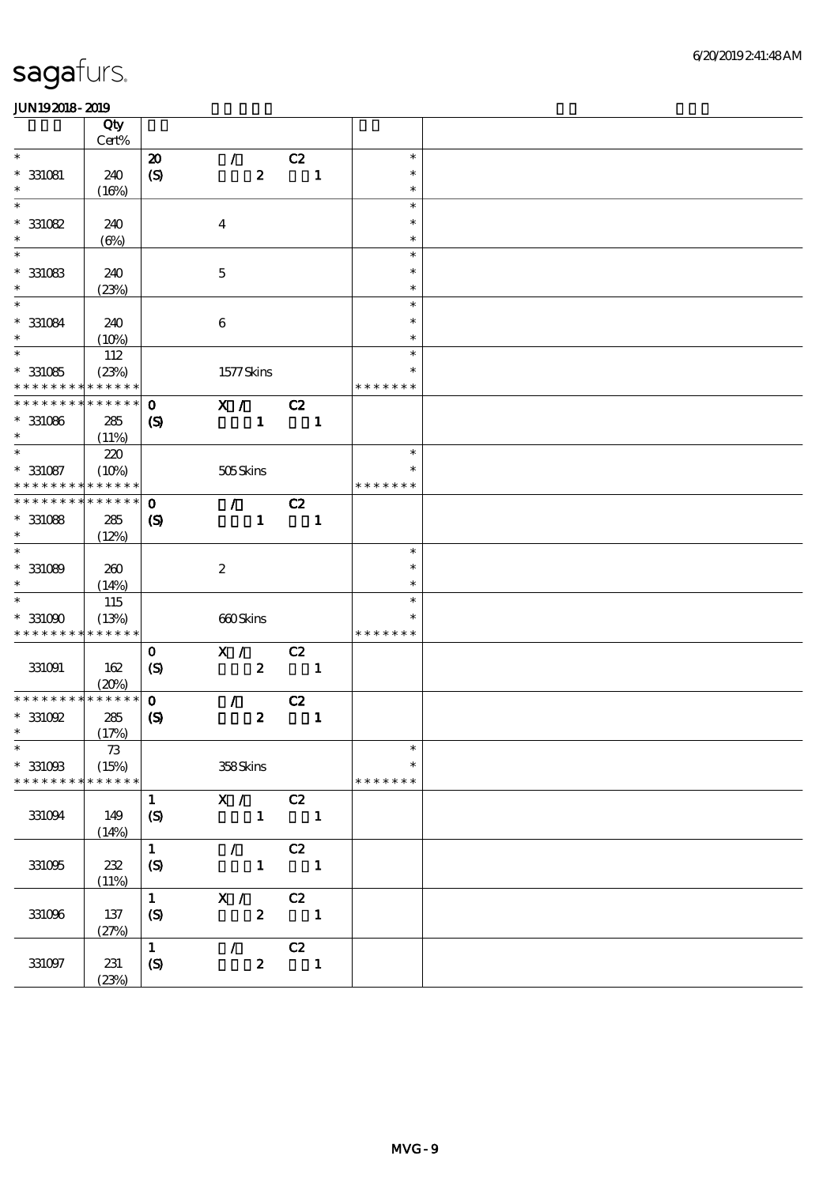# sagafurs.

JUN192018-2019

| | Qty Cert% | | | | | |
|---|---|---|---|---|---|---|
| * | | 20 | / | C2 | * | |
| * 331081 | 240 | (S) | 2 | 1 | * | |
| * | (16%) | | | | * | |
| * | | | | | * | |
| * 331082 | 240 | | 4 | | * | |
| * | (6%) | | | | * | |
| * | | | | | * | |
| * 331083 | 240 | | 5 | | * | |
| * | (23%) | | | | * | |
| * | | | | | * | |
| * 331084 | 240 | | 6 | | * | |
| * | (10%) | | | | * | |
| * | 112 | | | | * | |
| * 331085 | (23%) | | 1577 Skins | | * | |
| * * * * * * * * * * * * * * | | | | | * * * * * * * | |
| * * * * * * * * * * * * * * | | 0 | X / | C2 | | |
| * 331086 | 285 | (S) | 1 | 1 | | |
| * | (11%) | | | | | |
| * | 220 | | | | * | |
| * 331087 | (10%) | | 505 Skins | | * | |
| * * * * * * * * * * * * * * | | | | | * * * * * * * | |
| * * * * * * * * * * * * * * | | 0 | / | C2 | | |
| * 331088 | 285 | (S) | 1 | 1 | | |
| * | (12%) | | | | | |
| * | | | | | * | |
| * 331089 | 260 | | 2 | | * | |
| * | (14%) | | | | * | |
| * | 115 | | | | * | |
| * 331090 | (13%) | | 660 Skins | | * | |
| * * * * * * * * * * * * * * | | | | | * * * * * * * | |
| | | 0 | X / | C2 | | |
| 331091 | 162 | (S) | 2 | 1 | | |
| | (20%) | | | | | |
| * * * * * * * * * * * * * * | | 0 | / | C2 | | |
| * 331092 | 285 | (S) | 2 | 1 | | |
| * | (17%) | | | | | |
| * | 73 | | | | * | |
| * 331093 | (15%) | | 358 Skins | | * | |
| * * * * * * * * * * * * * * | | | | | * * * * * * * | |
| | | 1 | X / | C2 | | |
| 331094 | 149 | (S) | 1 | 1 | | |
| | (14%) | | | | | |
| | | 1 | / | C2 | | |
| 331095 | 232 | (S) | 1 | 1 | | |
| | (11%) | | | | | |
| | | 1 | X / | C2 | | |
| 331096 | 137 | (S) | 2 | 1 | | |
| | (27%) | | | | | |
| | | 1 | / | C2 | | |
| 331097 | 231 | (S) | 2 | 1 | | |
| | (23%) | | | | | |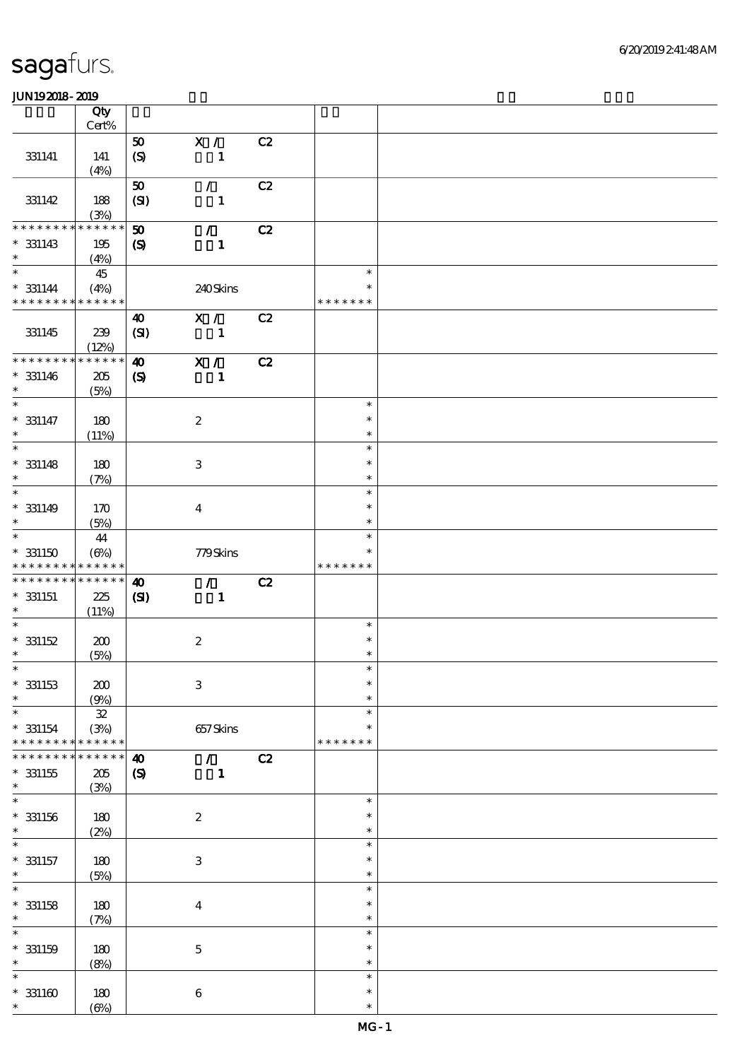sagafurs.

JUN19 2018 - 2019

| | Qty Cert% | | | | | |
|---|---|---|---|---|---|---|
| | | 50 | X / | C2 | | |
| 331141 | 141 (4%) | (S) | 1 | | | |
| | | 50 | / | C2 | | |
| 331142 | 188 (3%) | (SI) | 1 | | | |
| * * * * * * * * * * * * * * | | 50 | / | C2 | | |
| * 331143 * | 195 (4%) | (S) | 1 | | | |
| * | 45 | | | | * | |
| * 331144 * * * * * * * * * * * * * | (4%) | | 240 Skins | | * * * * * * * * | |
| | | 40 | X / | C2 | | |
| 331145 | 239 (12%) | (SI) | 1 | | | |
| * * * * * * * * * * * * * * | | 40 | X / | C2 | | |
| * 331146 * | 205 (5%) | (S) | 1 | | | |
| * * 331147 * | 180 (11%) | | 2 | | * * * | |
| * * 331148 * | 180 (7%) | | 3 | | * * * | |
| * * 331149 * | 170 (5%) | | 4 | | * * * | |
| * | 44 | | | | * | |
| * 331150 * * * * * * * * * * * * * | (6%) | | 779 Skins | | * * * * * * * * | |
| * * * * * * * * * * * * * * | | 40 | / | C2 | | |
| * 331151 * | 225 (11%) | (SI) | 1 | | | |
| * * 331152 * | 200 (5%) | | 2 | | * * * | |
| * * 331153 * | 200 (9%) | | 3 | | * * * | |
| * | 32 | | | | * | |
| * 331154 * * * * * * * * * * * * * | (3%) | | 657 Skins | | * * * * * * * * | |
| * * * * * * * * * * * * * * | | 40 | / | C2 | | |
| * 331155 * | 205 (3%) | (S) | 1 | | | |
| * * 331156 * | 180 (2%) | | 2 | | * * * | |
| * * 331157 * | 180 (5%) | | 3 | | * * * | |
| * * 331158 * | 180 (7%) | | 4 | | * * * | |
| * * 331159 * | 180 (8%) | | 5 | | * * * | |
| * * 331160 * | 180 (6%) | | 6 | | * * * | |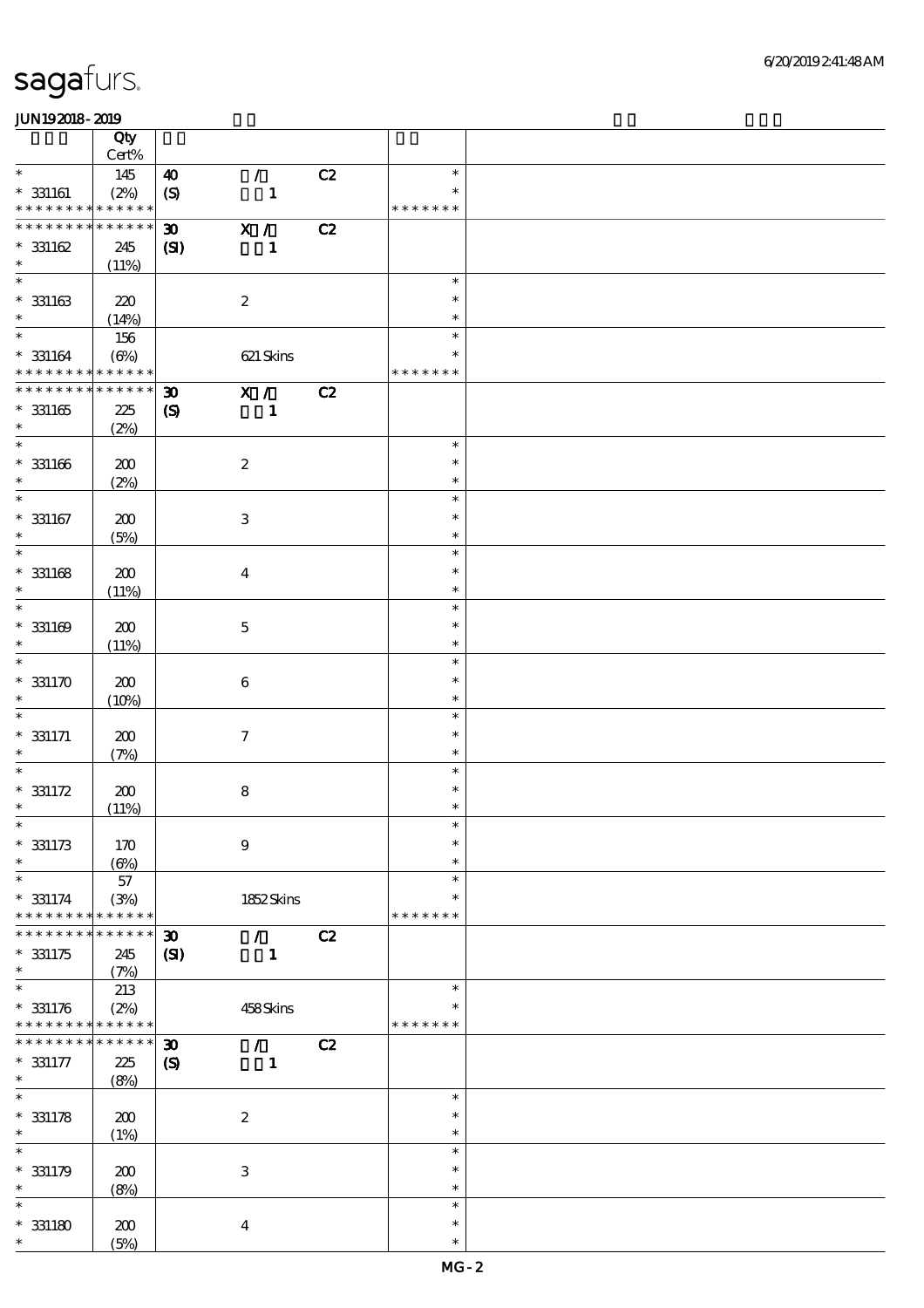sagafurs.

JUN19 2018 - 2019

| | Qty Cert% | | | | |
|---|---|---|---|---|---|
| * | 145 | 40 | / | C2 | * |
| * 331161 | (2%) | (S) | 1 | | * |
| * * * * * * * * * * * * * * | | | | | * * * * * * * |
| * * * * * * * * * * * * * * | | 30 | X / | C2 | |
| * 331162 | 245 | (SI) | 1 | | |
| * | (11%) | | | | |
| * | | | | | * |
| * 331163 | 220 | | 2 | | * |
| * | (14%) | | | | * |
| * | 156 | | | | * |
| * 331164 | (6%) | | 621 Skins | | * |
| * * * * * * * * * * * * * * | | | | | * * * * * * * |
| * * * * * * * * * * * * * * | | 30 | X / | C2 | |
| * 331165 | 225 | (S) | 1 | | |
| * | (2%) | | | | |
| * | | | | | * |
| * 331166 | 200 | | 2 | | * |
| * | (2%) | | | | * |
| * | | | | | * |
| * 331167 | 200 | | 3 | | * |
| * | (5%) | | | | * |
| * | | | | | * |
| * 331168 | 200 | | 4 | | * |
| * | (11%) | | | | * |
| * | | | | | * |
| * 331169 | 200 | | 5 | | * |
| * | (11%) | | | | * |
| * | | | | | * |
| * 331170 | 200 | | 6 | | * |
| * | (10%) | | | | * |
| * | | | | | * |
| * 331171 | 200 | | 7 | | * |
| * | (7%) | | | | * |
| * | | | | | * |
| * 331172 | 200 | | 8 | | * |
| * | (11%) | | | | * |
| * | | | | | * |
| * 331173 | 170 | | 9 | | * |
| * | (6%) | | | | * |
| * | 57 | | | | * |
| * 331174 | (3%) | | 1852 Skins | | * |
| * * * * * * * * * * * * * * | | | | | * * * * * * * |
| * * * * * * * * * * * * * * | | 30 | / | C2 | |
| * 331175 | 245 | (SI) | 1 | | |
| * | (7%) | | | | |
| * | 213 | | | | * |
| * 331176 | (2%) | | 458 Skins | | * |
| * * * * * * * * * * * * * * | | | | | * * * * * * * |
| * * * * * * * * * * * * * * | | 30 | / | C2 | |
| * 331177 | 225 | (S) | 1 | | |
| * | (8%) | | | | |
| * | | | | | * |
| * 331178 | 200 | | 2 | | * |
| * | (1%) | | | | * |
| * | | | | | * |
| * 331179 | 200 | | 3 | | * |
| * | (8%) | | | | * |
| * | | | | | * |
| * 331180 | 200 | | 4 | | * |
| * | (5%) | | | | * |

MG - 2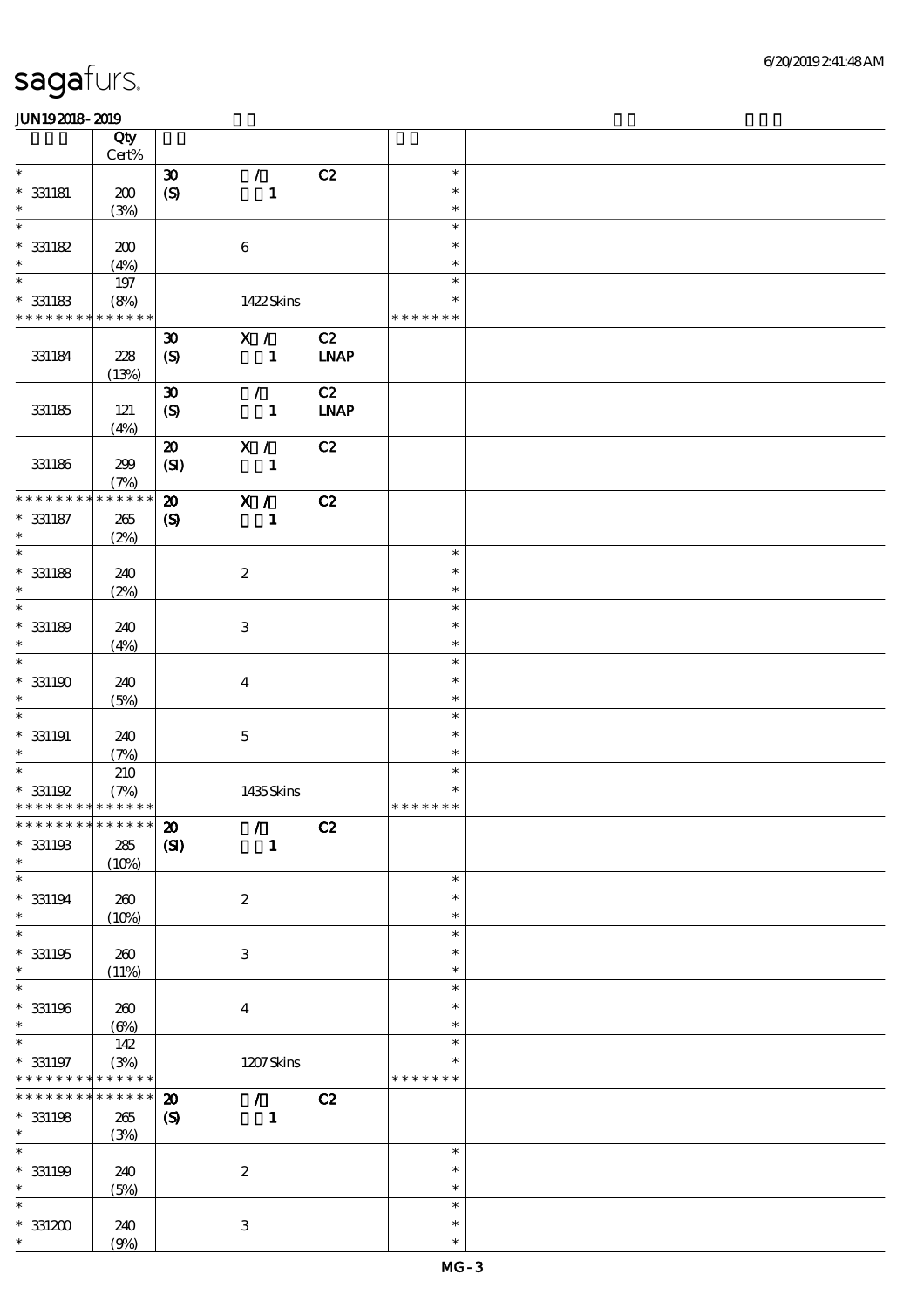| | Qty Cert% | | | | | |
|---|---|---|---|---|---|---|
| * | | 30 | / | C2 | * | |
| * 331181 | 200 | (S) | 1 | | * | |
| * | (3%) | | | | * | |
| * | | | | | * | |
| * 331182 | 200 | | 6 | | * | |
| * | (4%) | | | | * | |
| * | 197 | | | | * | |
| * 331183 | (8%) | | 1422 Skins | | * | |
| * * * * * * * * * * * * * * | | | | | * * * * * * * | |
| | | 30 | X / | C2 | | |
| 331184 | 228 | (S) | 1 | LNAP | | |
| | (13%) | | | | | |
| | | 30 | / | C2 | | |
| 331185 | 121 | (S) | 1 | LNAP | | |
| | (4%) | | | | | |
| | | 20 | X / | C2 | | |
| 331186 | 299 | (SI) | 1 | | | |
| | (7%) | | | | | |
| * * * * * * * * * * * * * * | | 20 | X / | C2 | | |
| * 331187 | 265 | (S) | 1 | | | |
| * | (2%) | | | | | |
| * | | | | | * | |
| * 331188 | 240 | | 2 | | * | |
| * | (2%) | | | | * | |
| * | | | | | * | |
| * 331189 | 240 | | 3 | | * | |
| * | (4%) | | | | * | |
| * | | | | | * | |
| * 331190 | 240 | | 4 | | * | |
| * | (5%) | | | | * | |
| * | | | | | * | |
| * 331191 | 240 | | 5 | | * | |
| * | (7%) | | | | * | |
| * | 210 | | | | * | |
| * 331192 | (7%) | | 1435 Skins | | * | |
| * * * * * * * * * * * * * * | | | | | * * * * * * * | |
| * * * * * * * * * * * * * * | | 20 | / | C2 | | |
| * 331193 | 285 | (SI) | 1 | | | |
| * | (10%) | | | | | |
| * | | | | | * | |
| * 331194 | 260 | | 2 | | * | |
| * | (10%) | | | | * | |
| * | | | | | * | |
| * 331195 | 260 | | 3 | | * | |
| * | (11%) | | | | * | |
| * | | | | | * | |
| * 331196 | 260 | | 4 | | * | |
| * | (6%) | | | | * | |
| * | 142 | | | | * | |
| * 331197 | (3%) | | 1207 Skins | | * | |
| * * * * * * * * * * * * * * | | | | | * * * * * * * | |
| * * * * * * * * * * * * * * | | 20 | / | C2 | | |
| * 331198 | 265 | (S) | 1 | | | |
| * | (3%) | | | | | |
| * | | | | | * | |
| * 331199 | 240 | | 2 | | * | |
| * | (5%) | | | | * | |
| * | | | | | * | |
| * 331200 | 240 | | 3 | | * | |
| * | (9%) | | | | * | |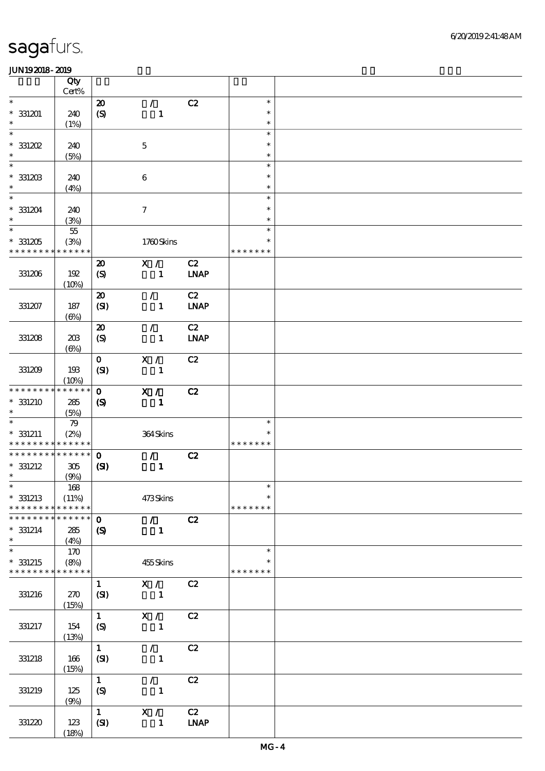# sagafurs

JUN19 2018 - 2019

| | Qty Cert% | | | | | |
|---|---|---|---|---|---|---|
| * | | 20 | / | C2 | * | |
| * 331201 | 240 | (S) | 1 | | * | |
| * | (1%) | | | | * | |
| * | | | | | * | |
| * 331202 | 240 | | 5 | | * | |
| * | (5%) | | | | * | |
| * | | | | | * | |
| * 331203 | 240 | | 6 | | * | |
| * | (4%) | | | | * | |
| * | | | | | * | |
| * 331204 | 240 | | 7 | | * | |
| * | (3%) | | | | * | |
| * | 55 | | | | * | |
| * 331205 | (3%) | | 1760 Skins | | * | |
| * * * * * * * * * * * * * * | | | | | * * * * * * * | |
| 331206 | 192 (10%) | 20 (S) | X / 1 | C2 LNAP | | |
| 331207 | 187 (6%) | 20 (SI) | / 1 | C2 LNAP | | |
| 331208 | 203 (6%) | 20 (S) | / 1 | C2 LNAP | | |
| 331209 | 193 (10%) | 0 (SI) | X / 1 | C2 | | |
| * * * * * * * * * * * * * * | | 0 | X / | C2 | | |
| * 331210 | 285 | (S) | 1 | | | |
| * | (5%) | | | | | |
| * | 79 | | | | * | |
| * 331211 | (2%) | | 364 Skins | | * | |
| * * * * * * * * * * * * * * | | | | | * * * * * * * | |
| * * * * * * * * * * * * * * | | 0 | / | C2 | | |
| * 331212 | 305 | (SI) | 1 | | | |
| * | (9%) | | | | | |
| * | 168 | | | | * | |
| * 331213 | (11%) | | 473 Skins | | * | |
| * * * * * * * * * * * * * * | | | | | * * * * * * * | |
| * * * * * * * * * * * * * * | | 0 | / | C2 | | |
| * 331214 | 285 | (S) | 1 | | | |
| * | (4%) | | | | | |
| * | 170 | | | | * | |
| * 331215 | (8%) | | 455 Skins | | * | |
| * * * * * * * * * * * * * * | | | | | * * * * * * * | |
| 331216 | 270 (15%) | 1 (SI) | X / 1 | C2 | | |
| 331217 | 154 (13%) | 1 (S) | X / 1 | C2 | | |
| 331218 | 166 (15%) | 1 (SI) | / 1 | C2 | | |
| 331219 | 125 (9%) | 1 (S) | / 1 | C2 | | |
| 331220 | 123 (18%) | 1 (SI) | X / 1 | C2 LNAP | | |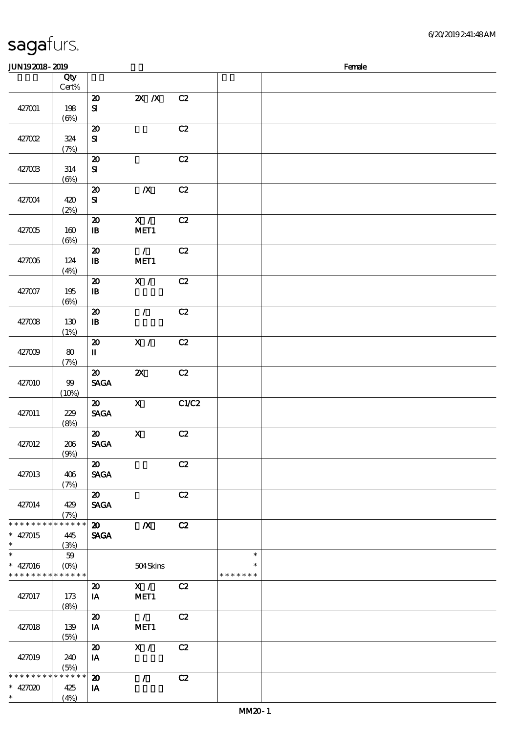sagafurs.

JUN19 2018 - 2019 Female

| | Qty Cert% | | | | | |
|---|---|---|---|---|---|---|
| 427001 | 198 (6%) | 20 SI | 2X /X | C2 | | |
| 427002 | 324 (7%) | 20 SI | | C2 | | |
| 427003 | 314 (6%) | 20 SI | | C2 | | |
| 427004 | 420 (2%) | 20 SI | /X | C2 | | |
| 427005 | 160 (6%) | 20 IB | X / MET1 | C2 | | |
| 427006 | 124 (4%) | 20 IB | / MET1 | C2 | | |
| 427007 | 195 (6%) | 20 IB | X / | C2 | | |
| 427008 | 130 (1%) | 20 IB | / | C2 | | |
| 427009 | 80 (7%) | 20 II | X / | C2 | | |
| 427010 | 99 (10%) | 20 SAGA | 2X | C2 | | |
| 427011 | 229 (8%) | 20 SAGA | X | C1/C2 | | |
| 427012 | 206 (9%) | 20 SAGA | X | C2 | | |
| 427013 | 406 (7%) | 20 SAGA | | C2 | | |
| 427014 | 429 (7%) | 20 SAGA | | C2 | | |
| * * * * * * * * * * * * * * 427015 * | 445 (3%) | 20 SAGA | /X | C2 | | |
| * * 427016 * * * * * * * * * * * * * * | 59 (0%) | | 504 Skins | | * * * * * * * * * | |
| 427017 | 173 (8%) | 20 IA | X / MET1 | C2 | | |
| 427018 | 139 (5%) | 20 IA | / MET1 | C2 | | |
| 427019 | 240 (5%) | 20 IA | X / | C2 | | |
| * * * * * * * * * * * * * * 427020 * | 425 (4%) | 20 IA | / | C2 | | |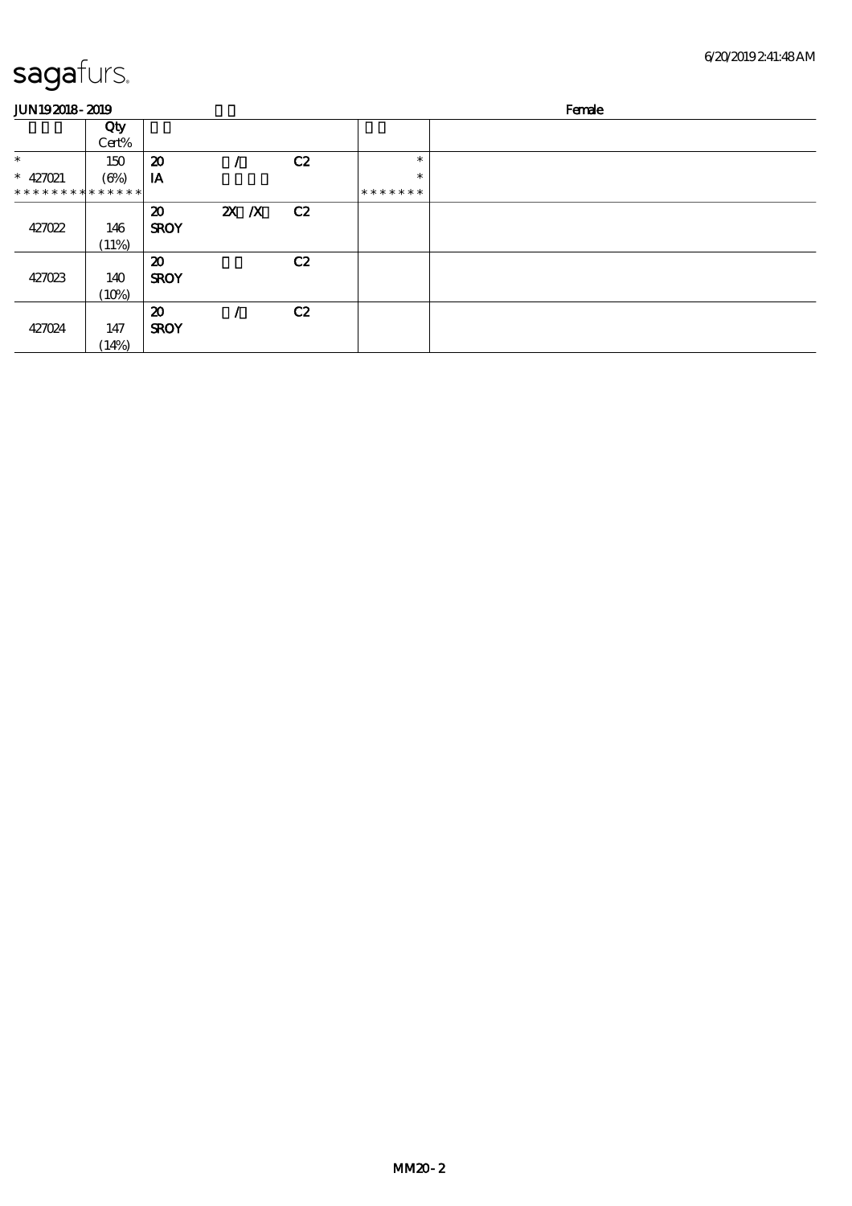sagafurs.

JUN19 2018 - 2019 Female

| | Qty Cert% | | | | | |
|---|---|---|---|---|---|---|
| * | 150 | 20 | / | C2 | * | |
| * 427021 | (6%) | IA | | | * | |
| * * * * * * * * * * * * * | | | | | * * * * * * * | |
| 427022 | 146 (11%) | 20 SROY | 2X /X | C2 | | |
| 427023 | 140 (10%) | 20 SROY | | C2 | | |
| 427024 | 147 (14%) | 20 SROY | / | C2 | | |

MM20 - 2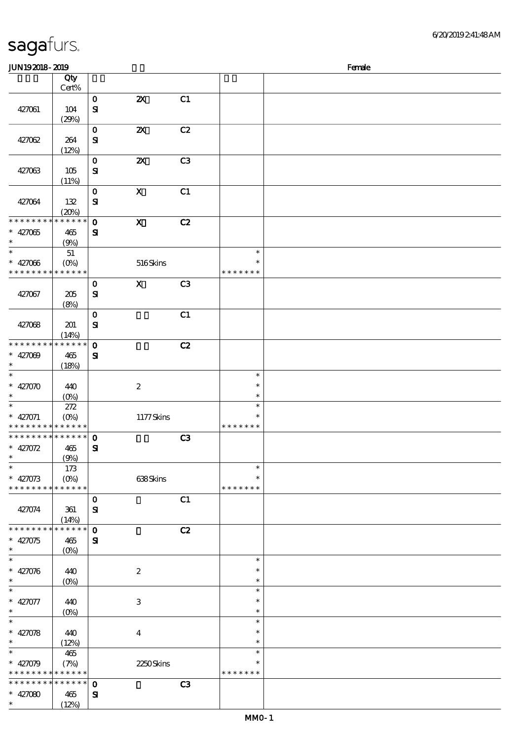sagafurs.

JUN19 2018 - 2019 Female

| | Qty Cert% | | | | | |
|---|---|---|---|---|---|---|
| 427061 | 104 (29%) | 0 SI | 2X | C1 | | |
| 427062 | 264 (12%) | 0 SI | 2X | C2 | | |
| 427063 | 105 (11%) | 0 SI | 2X | C3 | | |
| 427064 | 132 (20%) | 0 SI | X | C1 | | |
| * * * * * * * * * * * * * * 427065 * | 465 (9%) | 0 SI | X | C2 | | |
| * * 427066 * * * * * * * * * * * * * | 51 (0%) | | 516 Skins | | * * * * * * * * * | |
| 427067 | 205 (8%) | 0 SI | X | C3 | | |
| 427068 | 201 (14%) | 0 SI | | C1 | | |
| * * * * * * * * * * * * * * 427069 * | 465 (18%) | 0 SI | | C2 | | |
| * * 427070 * | 440 (0%) | | 2 | | * * * | |
| * * 427071 * * * * * * * * * * * * * | 272 (0%) | | 1177 Skins | | * * * * * * * * * | |
| * * * * * * * * * * * * * * 427072 * | 465 (9%) | 0 SI | | C3 | | |
| * * 427073 * * * * * * * * * * * * * | 173 (0%) | | 638 Skins | | * * * * * * * * * | |
| 427074 | 361 (14%) | 0 SI | | C1 | | |
| * * * * * * * * * * * * * * 427075 * | 465 (0%) | 0 SI | | C2 | | |
| * * 427076 * | 440 (0%) | | 2 | | * * * | |
| * * 427077 * | 440 (0%) | | 3 | | * * * | |
| * * 427078 * | 440 (12%) | | 4 | | * * * | |
| * * 427079 * * * * * * * * * * * * * | 465 (7%) | | 2250 Skins | | * * * * * * * * * | |
| * * * * * * * * * * * * * * 427080 * | 465 (12%) | 0 SI | | C3 | | |

MM0-1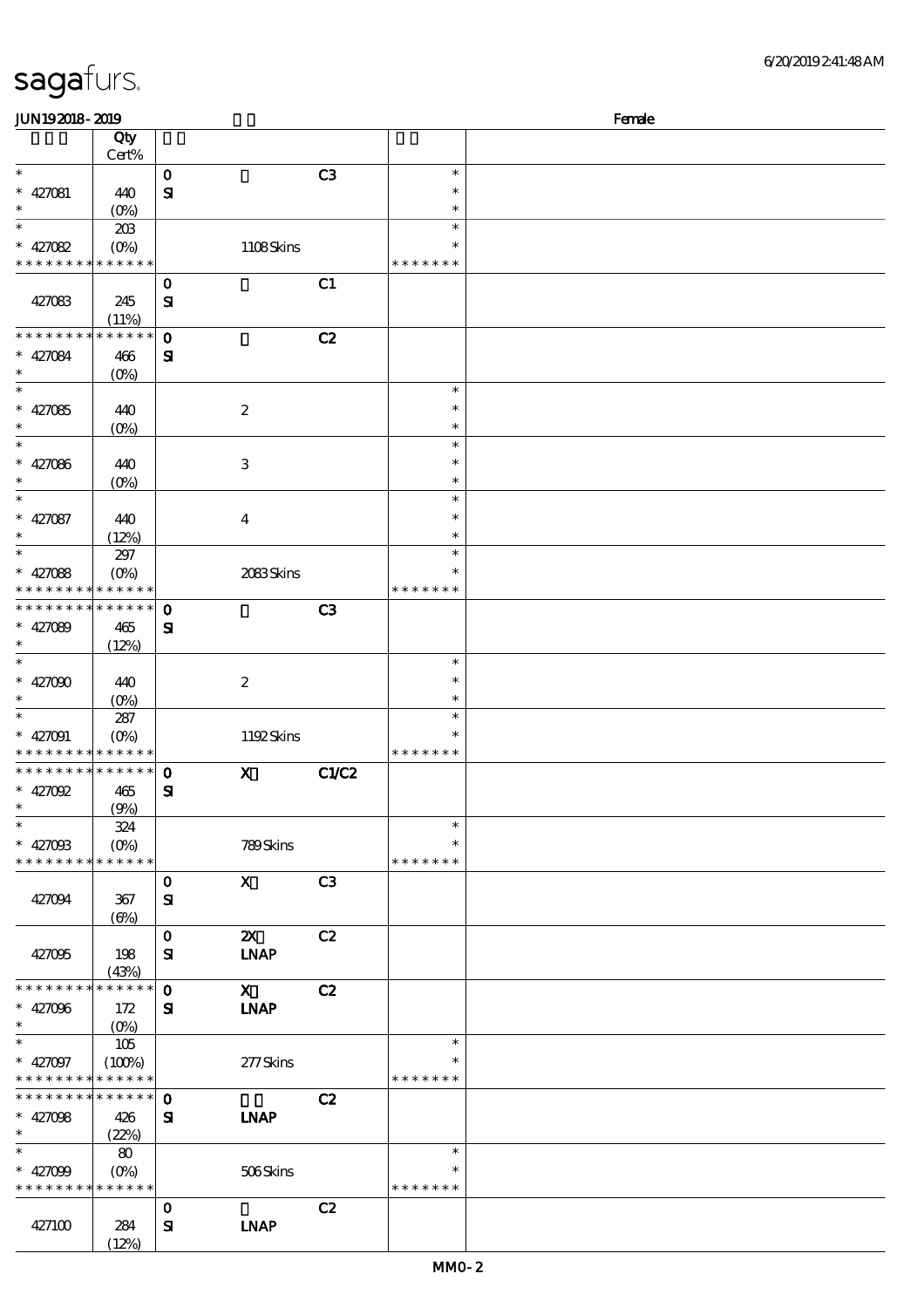# sagafurs.

JUN192018-2019 Female

| | Qty Cert% | | | | | |
|---|---|---|---|---|---|---|
| * | | 0 | | C3 | * | |
| * 427081 | 440 | SI | | | * | |
| * | (0%) | | | | * | |
| * | 203 | | | | * | |
| * 427082 | (0%) | | 1108 Skins | | * | |
| * * * * * * * * * * * * * * | | | | | * * * * * * * | |
| | | 0 | | C1 | | |
| 427083 | 245 | SI | | | | |
| | (11%) | | | | | |
| * * * * * * * * * * * * * * | | 0 | | C2 | | |
| * 427084 | 466 | SI | | | | |
| * | (0%) | | | | | |
| * | | | | | * | |
| * 427085 | 440 | | 2 | | * | |
| * | (0%) | | | | * | |
| * | | | | | * | |
| * 427086 | 440 | | 3 | | * | |
| * | (0%) | | | | * | |
| * | | | | | * | |
| * 427087 | 440 | | 4 | | * | |
| * | (12%) | | | | * | |
| * | 297 | | | | * | |
| * 427088 | (0%) | | 2083 Skins | | * | |
| * * * * * * * * * * * * * * | | | | | * * * * * * * | |
| * * * * * * * * * * * * * * | | 0 | | C3 | | |
| * 427089 | 465 | SI | | | | |
| * | (12%) | | | | | |
| * | | | | | * | |
| * 427090 | 440 | | 2 | | * | |
| * | (0%) | | | | * | |
| * | 287 | | | | * | |
| * 427091 | (0%) | | 1192 Skins | | * | |
| * * * * * * * * * * * * * * | | | | | * * * * * * * | |
| * * * * * * * * * * * * * * | | 0 | X | C1/C2 | | |
| * 427092 | 465 | SI | | | | |
| * | (9%) | | | | | |
| * | 324 | | | | * | |
| * 427093 | (0%) | | 789 Skins | | * | |
| * * * * * * * * * * * * * * | | | | | * * * * * * * | |
| | | 0 | X | C3 | | |
| 427094 | 367 | SI | | | | |
| | (6%) | | | | | |
| | | 0 | 2X | C2 | | |
| 427095 | 198 | SI | LNAP | | | |
| | (43%) | | | | | |
| * * * * * * * * * * * * * * | | 0 | X | C2 | | |
| * 427096 | 172 | SI | LNAP | | | |
| * | (0%) | | | | | |
| * | 105 | | | | * | |
| * 427097 | (100%) | | 277 Skins | | * | |
| * * * * * * * * * * * * * * | | | | | * * * * * * * | |
| * * * * * * * * * * * * * * | | 0 | | C2 | | |
| * 427098 | 426 | SI | LNAP | | | |
| * | (22%) | | | | | |
| * | 80 | | | | * | |
| * 427099 | (0%) | | 506 Skins | | * | |
| * * * * * * * * * * * * * * | | | | | * * * * * * * | |
| | | 0 | | C2 | | |
| 427100 | 284 | SI | LNAP | | | |
| | (12%) | | | | | |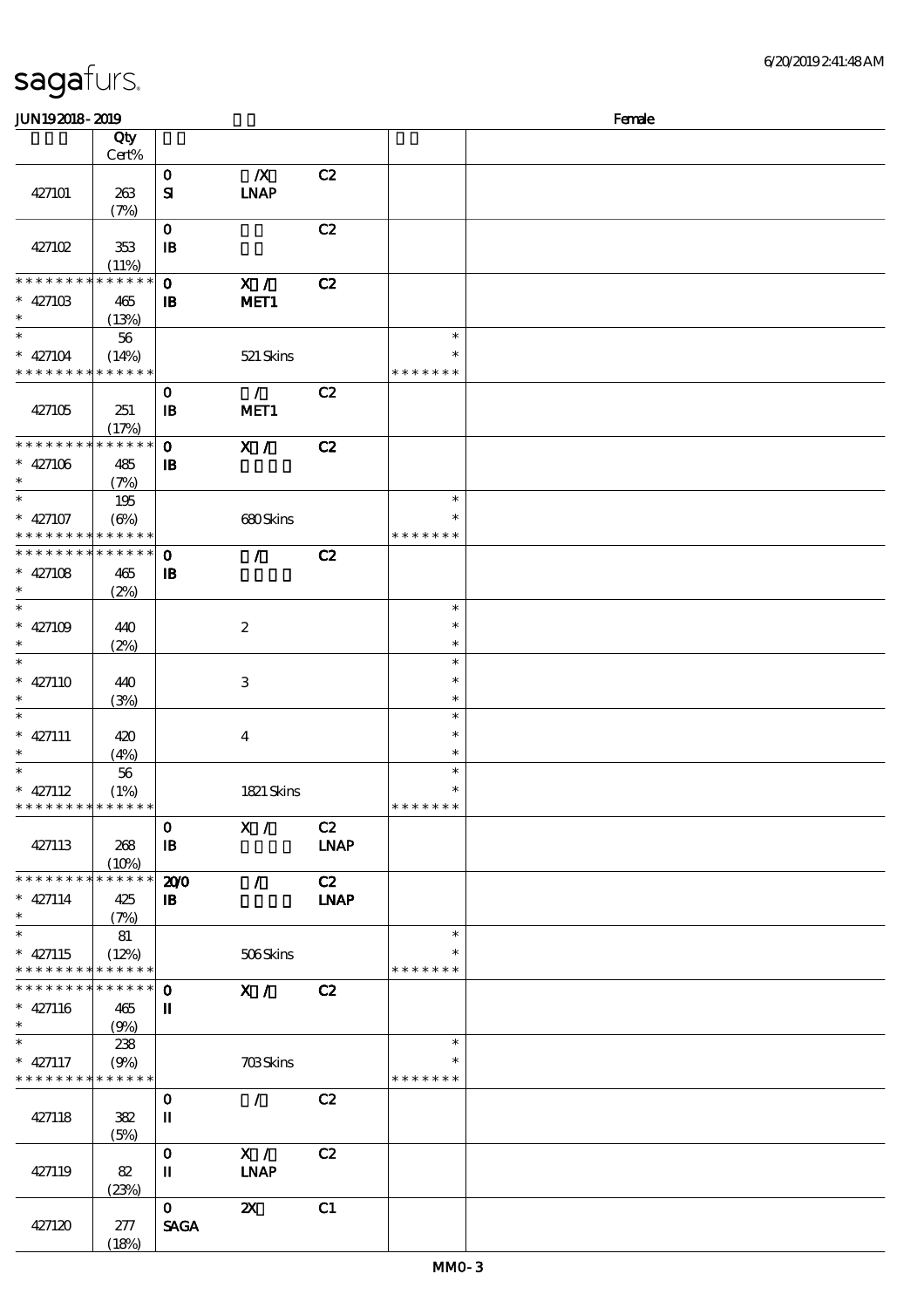sagafurs.

JUN19 2018 - 2019 Female

| | Qty Cert% | | | | | |
|---|---|---|---|---|---|---|
| 427101 | 263 (7%) | 0 SI | /X LNAP | C2 | | |
| 427102 | 353 (11%) | 0 IB | | C2 | | |
| * * * * * * * * * * * * * * 427103 * | 465 (13%) | 0 IB | X / MET1 | C2 | | |
| * * 427104 * * * * * * * * * * * * * | 56 (14%) | | 521 Skins | | * * * * * * * * * | |
| 427105 | 251 (17%) | 0 IB | / MET1 | C2 | | |
| * * * * * * * * * * * * * * 427106 * | 485 (7%) | 0 IB | X / | C2 | | |
| * * 427107 * * * * * * * * * * * * * | 195 (6%) | | 680 Skins | | * * * * * * * * * | |
| * * * * * * * * * * * * * * 427108 * | 465 (2%) | 0 IB | / | C2 | | |
| * * 427109 * | 440 (2%) | | 2 | | * * * | |
| * * 427110 * | 440 (3%) | | 3 | | * * * | |
| * * 427111 * | 420 (4%) | | 4 | | * * * | |
| * * 427112 * * * * * * * * * * * * * | 56 (1%) | | 1821 Skins | | * * * * * * * * * | |
| 427113 | 268 (10%) | 0 IB | X / | C2 LNAP | | |
| * * * * * * * * * * * * * * 427114 * | 425 (7%) | 20/0 IB | / | C2 LNAP | | |
| * * 427115 * * * * * * * * * * * * * | 81 (12%) | | 506 Skins | | * * * * * * * * * | |
| * * * * * * * * * * * * * * 427116 * | 465 (9%) | 0 II | X / | C2 | | |
| * * 427117 * * * * * * * * * * * * * | 238 (9%) | | 703 Skins | | * * * * * * * * * | |
| 427118 | 382 (5%) | 0 II | / | C2 | | |
| 427119 | 82 (23%) | 0 II | X / LNAP | C2 | | |
| 427120 | 277 (18%) | 0 SAGA | 2X | C1 | | |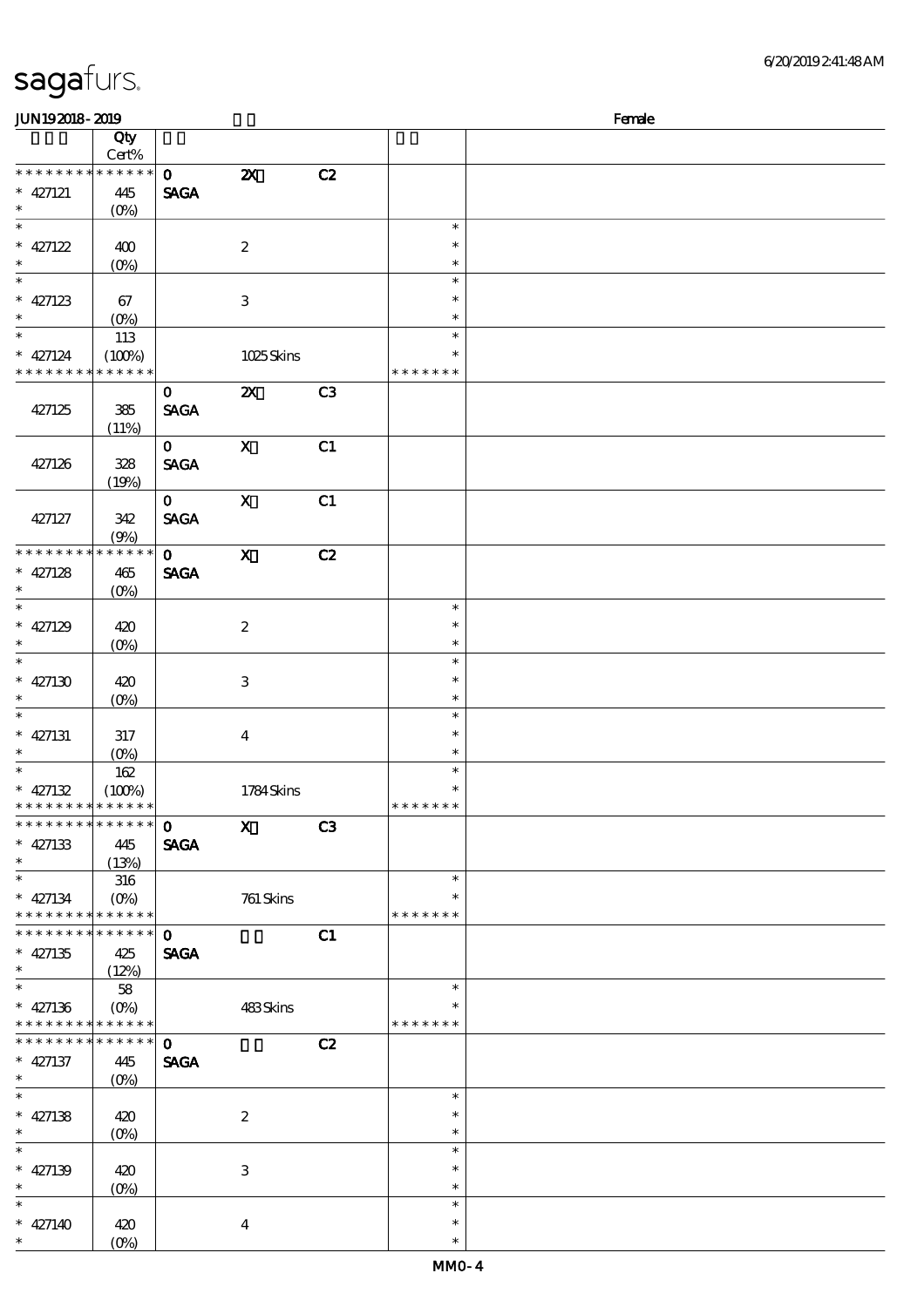sagafurs.

6/20/2019 2:41:48 AM

JUN19 2018 - 2019 Female

| | Qty Cert% | | | | | |
|---|---|---|---|---|---|---|
| * * * * * * * * * * * * * * | | 0 | 2X | C2 | | |
| * 427121 | 445 | SAGA | | | | |
| * | (0%) | | | | | |
| * | | | | | * | |
| * 427122 | 400 | | 2 | | * | |
| * | (0%) | | | | * | |
| * | | | | | * | |
| * 427123 | 67 | | 3 | | * | |
| * | (0%) | | | | * | |
| * | 113 | | | | * | |
| * 427124 | (100%) | | 1025 Skins | | * | |
| * * * * * * * * * * * * * * | | | | | * * * * * * * | |
| | | 0 | 2X | C3 | | |
| 427125 | 385 | SAGA | | | | |
| | (11%) | | | | | |
| | | 0 | X | C1 | | |
| 427126 | 328 | SAGA | | | | |
| | (19%) | | | | | |
| | | 0 | X | C1 | | |
| 427127 | 342 | SAGA | | | | |
| | (9%) | | | | | |
| * * * * * * * * * * * * * * | | 0 | X | C2 | | |
| * 427128 | 465 | SAGA | | | | |
| * | (0%) | | | | | |
| * | | | | | * | |
| * 427129 | 420 | | 2 | | * | |
| * | (0%) | | | | * | |
| * | | | | | * | |
| * 427130 | 420 | | 3 | | * | |
| * | (0%) | | | | * | |
| * | | | | | * | |
| * 427131 | 317 | | 4 | | * | |
| * | (0%) | | | | * | |
| * | 162 | | | | * | |
| * 427132 | (100%) | | 1784 Skins | | * | |
| * * * * * * * * * * * * * * | | | | | * * * * * * * | |
| * * * * * * * * * * * * * * | | 0 | X | C3 | | |
| * 427133 | 445 | SAGA | | | | |
| * | (13%) | | | | | |
| * | 316 | | | | * | |
| * 427134 | (0%) | | 761 Skins | | * | |
| * * * * * * * * * * * * * * | | | | | * * * * * * * | |
| * * * * * * * * * * * * * * | | 0 | | C1 | | |
| * 427135 | 425 | SAGA | | | | |
| * | (12%) | | | | | |
| * | 58 | | | | * | |
| * 427136 | (0%) | | 483 Skins | | * | |
| * * * * * * * * * * * * * * | | | | | * * * * * * * | |
| * * * * * * * * * * * * * * | | 0 | | C2 | | |
| * 427137 | 445 | SAGA | | | | |
| * | (0%) | | | | | |
| * | | | | | * | |
| * 427138 | 420 | | 2 | | * | |
| * | (0%) | | | | * | |
| * | | | | | * | |
| * 427139 | 420 | | 3 | | * | |
| * | (0%) | | | | * | |
| * | | | | | * | |
| * 427140 | 420 | | 4 | | * | |
| * | (0%) | | | | * | |

MM0-4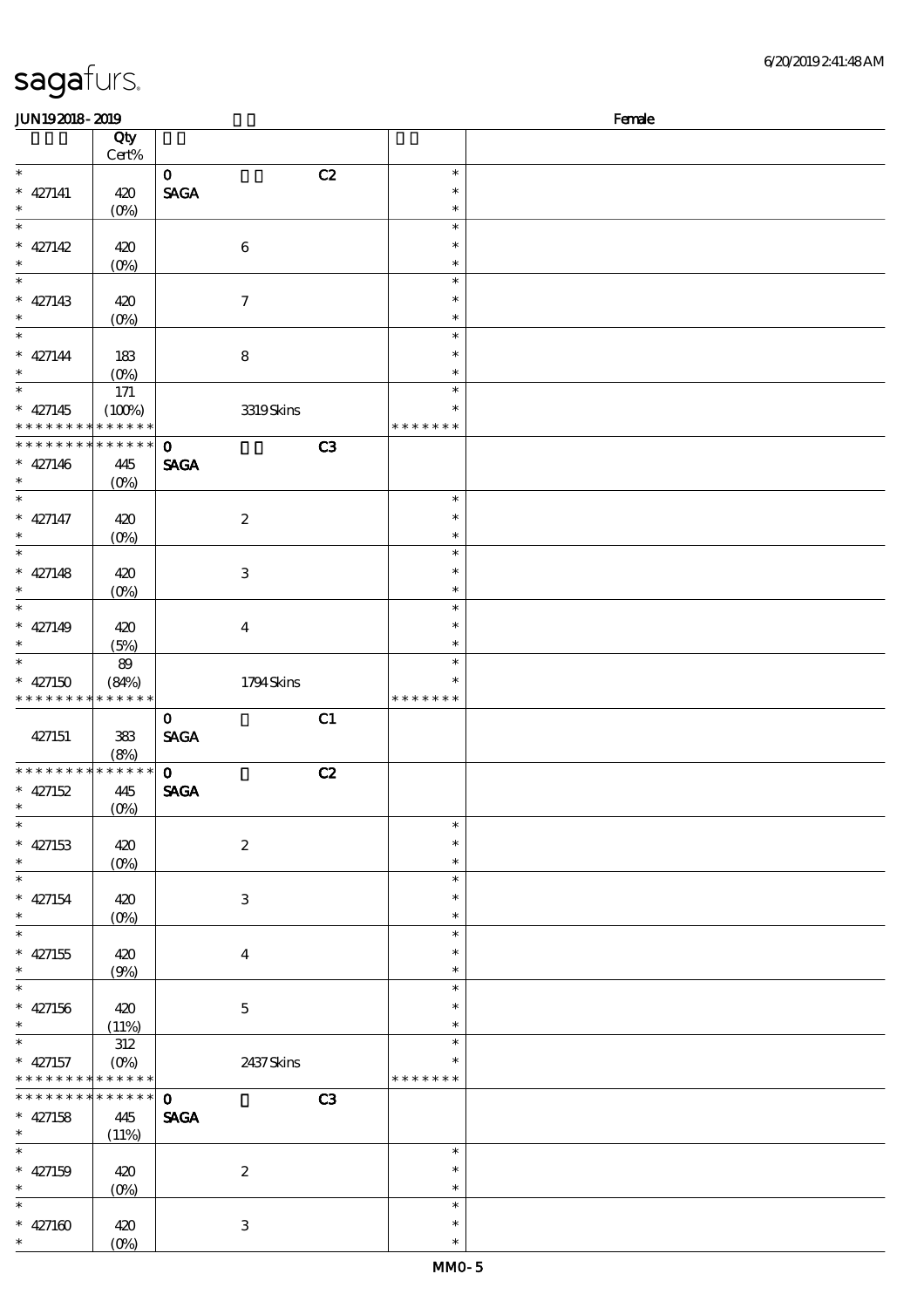sagafurs.

JUN19 2018 - 2019 Female

| | Qty Cert% | | | | | |
|---|---|---|---|---|---|---|
| * | | 0 | | C2 | * | |
| * 427141 | 420 | SAGA | | | * | |
| * | (0%) | | | | * | |
| * | | | | | * | |
| * 427142 | 420 | | 6 | | * | |
| * | (0%) | | | | * | |
| * | | | | | * | |
| * 427143 | 420 | | 7 | | * | |
| * | (0%) | | | | * | |
| * | | | | | * | |
| * 427144 | 183 | | 8 | | * | |
| * | (0%) | | | | * | |
| * | 171 | | | | * | |
| * 427145 | (100%) | | 3319 Skins | | * | |
| * * * * * * * * * * * * * | | | | | * * * * * * * | |
| * * * * * * * * * * * * * | | 0 | | C3 | | |
| * 427146 | 445 | SAGA | | | | |
| * | (0%) | | | | | |
| * | | | | | * | |
| * 427147 | 420 | | 2 | | * | |
| * | (0%) | | | | * | |
| * | | | | | * | |
| * 427148 | 420 | | 3 | | * | |
| * | (0%) | | | | * | |
| * | | | | | * | |
| * 427149 | 420 | | 4 | | * | |
| * | (5%) | | | | * | |
| * | 89 | | | | * | |
| * 427150 | (84%) | | 1794 Skins | | * | |
| * * * * * * * * * * * * * | | | | | * * * * * * * | |
| | | 0 | | C1 | | |
| 427151 | 383 | SAGA | | | | |
| | (8%) | | | | | |
| * * * * * * * * * * * * * | | 0 | | C2 | | |
| * 427152 | 445 | SAGA | | | | |
| * | (0%) | | | | | |
| * | | | | | * | |
| * 427153 | 420 | | 2 | | * | |
| * | (0%) | | | | * | |
| * | | | | | * | |
| * 427154 | 420 | | 3 | | * | |
| * | (0%) | | | | * | |
| * | | | | | * | |
| * 427155 | 420 | | 4 | | * | |
| * | (9%) | | | | * | |
| * | | | | | * | |
| * 427156 | 420 | | 5 | | * | |
| * | (11%) | | | | * | |
| * | 312 | | | | * | |
| * 427157 | (0%) | | 2437 Skins | | * | |
| * * * * * * * * * * * * * | | | | | * * * * * * * | |
| * * * * * * * * * * * * * | | 0 | | C3 | | |
| * 427158 | 445 | SAGA | | | | |
| * | (11%) | | | | | |
| * | | | | | * | |
| * 427159 | 420 | | 2 | | * | |
| * | (0%) | | | | * | |
| * | | | | | * | |
| * 427160 | 420 | | 3 | | * | |
| * | (0%) | | | | * | |

MM0-5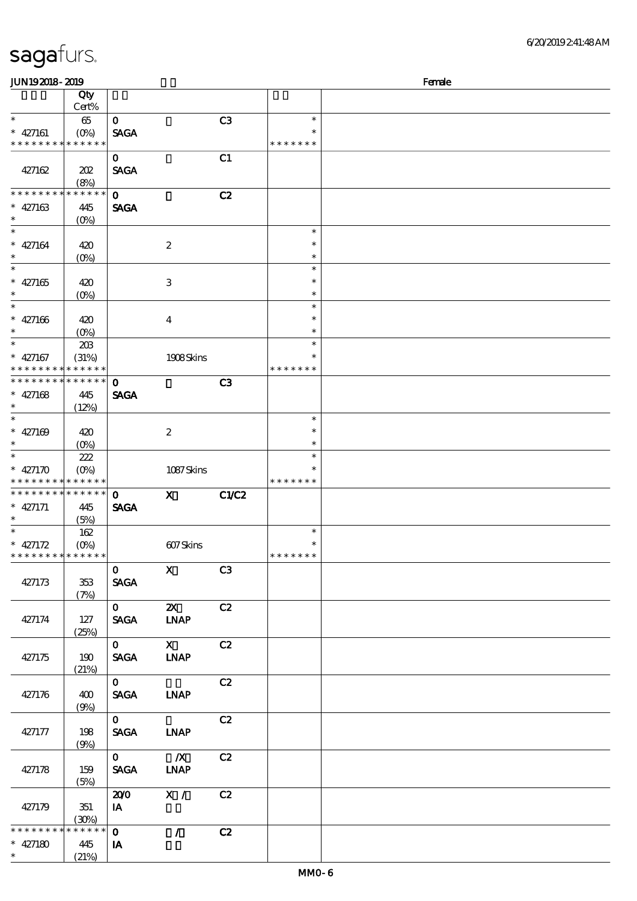# sagafurs.

JUN192018-2019 Female

| | Qty Cert% | | | | | |
|---|---|---|---|---|---|---|
| * * 427161 * * * * * * * * * * * * * | 65 (0%) | 0 SAGA | | C3 | * * * * * * * * * | |
| 427162 | 202 (8%) | 0 SAGA | | C1 | | |
| * * * * * * * * * * * * * * 427163 * | 445 (0%) | 0 SAGA | | C2 | | |
| * * 427164 * | 420 (0%) | | 2 | | * * * | |
| * * 427165 * | 420 (0%) | | 3 | | * * * | |
| * * 427166 * | 420 (0%) | | 4 | | * * * | |
| * * 427167 * * * * * * * * * * * * * | 203 (31%) | | 1908 Skins | | * * * * * * * * * | |
| * * * * * * * * * * * * * * 427168 * | 445 (12%) | 0 SAGA | | C3 | | |
| * * 427169 * | 420 (0%) | | 2 | | * * * | |
| * * 427170 * * * * * * * * * * * * * | 222 (0%) | | 1087 Skins | | * * * * * * * * * | |
| * * * * * * * * * * * * * * 427171 * | 445 (5%) | 0 SAGA | X | C1/C2 | | |
| * * 427172 * * * * * * * * * * * * * | 162 (0%) | | 607 Skins | | * * * * * * * * * | |
| 427173 | 353 (7%) | 0 SAGA | X | C3 | | |
| 427174 | 127 (25%) | 0 SAGA | 2X LNAP | C2 | | |
| 427175 | 190 (21%) | 0 SAGA | X LNAP | C2 | | |
| 427176 | 400 (9%) | 0 SAGA | LNAP | C2 | | |
| 427177 | 198 (9%) | 0 SAGA | LNAP | C2 | | |
| 427178 | 159 (5%) | 0 SAGA | /X LNAP | C2 | | |
| 427179 | 351 (30%) | 20/0 IA | X / | C2 | | |
| * * * * * * * * * * * * * * 427180 * | 445 (21%) | 0 IA | / | C2 | | |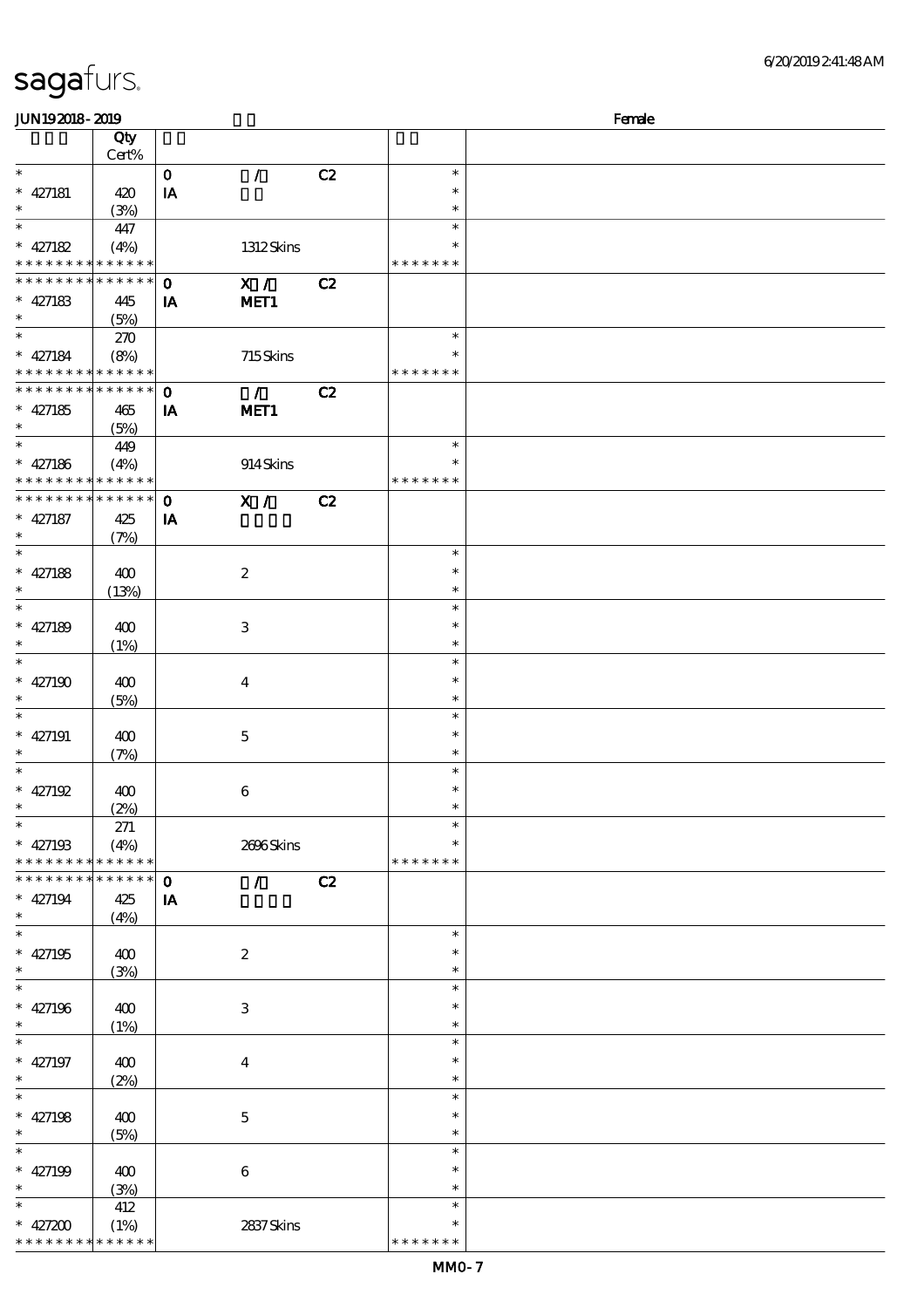sagafurs.

JUN19 2018 - 2019 Female

| | Qty Cert% | | | | | |
|---|---|---|---|---|---|---|
| * | | 0 | / | C2 | * | |
| * 427181 | 420 | IA | | | * | |
| * | (3%) | | | | * | |
| * | 447 | | | | * | |
| * 427182 | (4%) | | 1312 Skins | | * | |
| * * * * * * * * * * * * * * | | | | | * * * * * * * | |
| * * * * * * * * * * * * * * | | 0 | X / | C2 | | |
| * 427183 | 445 | IA | MET1 | | | |
| * | (5%) | | | | | |
| * | 270 | | | | * | |
| * 427184 | (8%) | | 715 Skins | | * | |
| * * * * * * * * * * * * * * | | | | | * * * * * * * | |
| * * * * * * * * * * * * * * | | 0 | / | C2 | | |
| * 427185 | 465 | IA | MET1 | | | |
| * | (5%) | | | | | |
| * | 449 | | | | * | |
| * 427186 | (4%) | | 914 Skins | | * | |
| * * * * * * * * * * * * * * | | | | | * * * * * * * | |
| * * * * * * * * * * * * * * | | 0 | X / | C2 | | |
| * 427187 | 425 | IA | | | | |
| * | (7%) | | | | | |
| * | | | | | * | |
| * 427188 | 400 | | 2 | | * | |
| * | (13%) | | | | * | |
| * | | | | | * | |
| * 427189 | 400 | | 3 | | * | |
| * | (1%) | | | | * | |
| * | | | | | * | |
| * 427190 | 400 | | 4 | | * | |
| * | (5%) | | | | * | |
| * | | | | | * | |
| * 427191 | 400 | | 5 | | * | |
| * | (7%) | | | | * | |
| * | | | | | * | |
| * 427192 | 400 | | 6 | | * | |
| * | (2%) | | | | * | |
| * | 271 | | | | * | |
| * 427193 | (4%) | | 2696 Skins | | * | |
| * * * * * * * * * * * * * * | | | | | * * * * * * * | |
| * * * * * * * * * * * * * * | | 0 | / | C2 | | |
| * 427194 | 425 | IA | | | | |
| * | (4%) | | | | | |
| * | | | | | * | |
| * 427195 | 400 | | 2 | | * | |
| * | (3%) | | | | * | |
| * | | | | | * | |
| * 427196 | 400 | | 3 | | * | |
| * | (1%) | | | | * | |
| * | | | | | * | |
| * 427197 | 400 | | 4 | | * | |
| * | (2%) | | | | * | |
| * | | | | | * | |
| * 427198 | 400 | | 5 | | * | |
| * | (5%) | | | | * | |
| * | | | | | * | |
| * 427199 | 400 | | 6 | | * | |
| * | (3%) | | | | * | |
| * | 412 | | | | * | |
| * 427200 | (1%) | | 2837 Skins | | * | |
| * * * * * * * * * * * * * * | | | | | * * * * * * * | |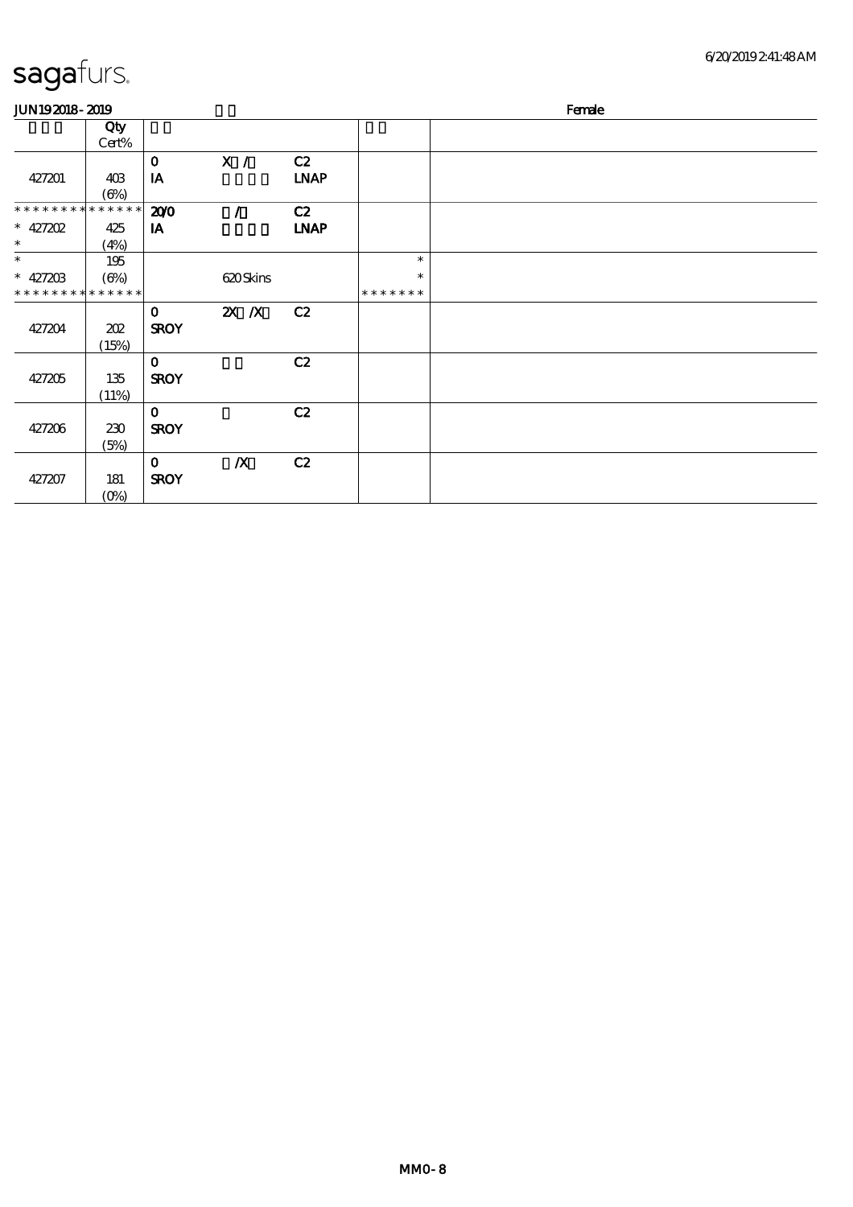sagafurs.

JUN19 2018 - 2019 Female

| | Qty Cert% | | | | | |
|---|---|---|---|---|---|---|
| 427201 | 403 (6%) | 0 IA | X / | C2 LNAP | | |
| * * * * * * * * * * * * * * 427202 * | 425 (4%) | 20/0 IA | / | C2 LNAP | | |
| * * 427203 * * * * * * * * * * * * * | 195 (6%) | | 620 Skins | | * * * * * * * * * | |
| 427204 | 202 (15%) | 0 SROY | 2X /X | C2 | | |
| 427205 | 135 (11%) | 0 SROY | | C2 | | |
| 427206 | 230 (5%) | 0 SROY | | C2 | | |
| 427207 | 181 (0%) | 0 SROY | /X | C2 | | |

MM0-8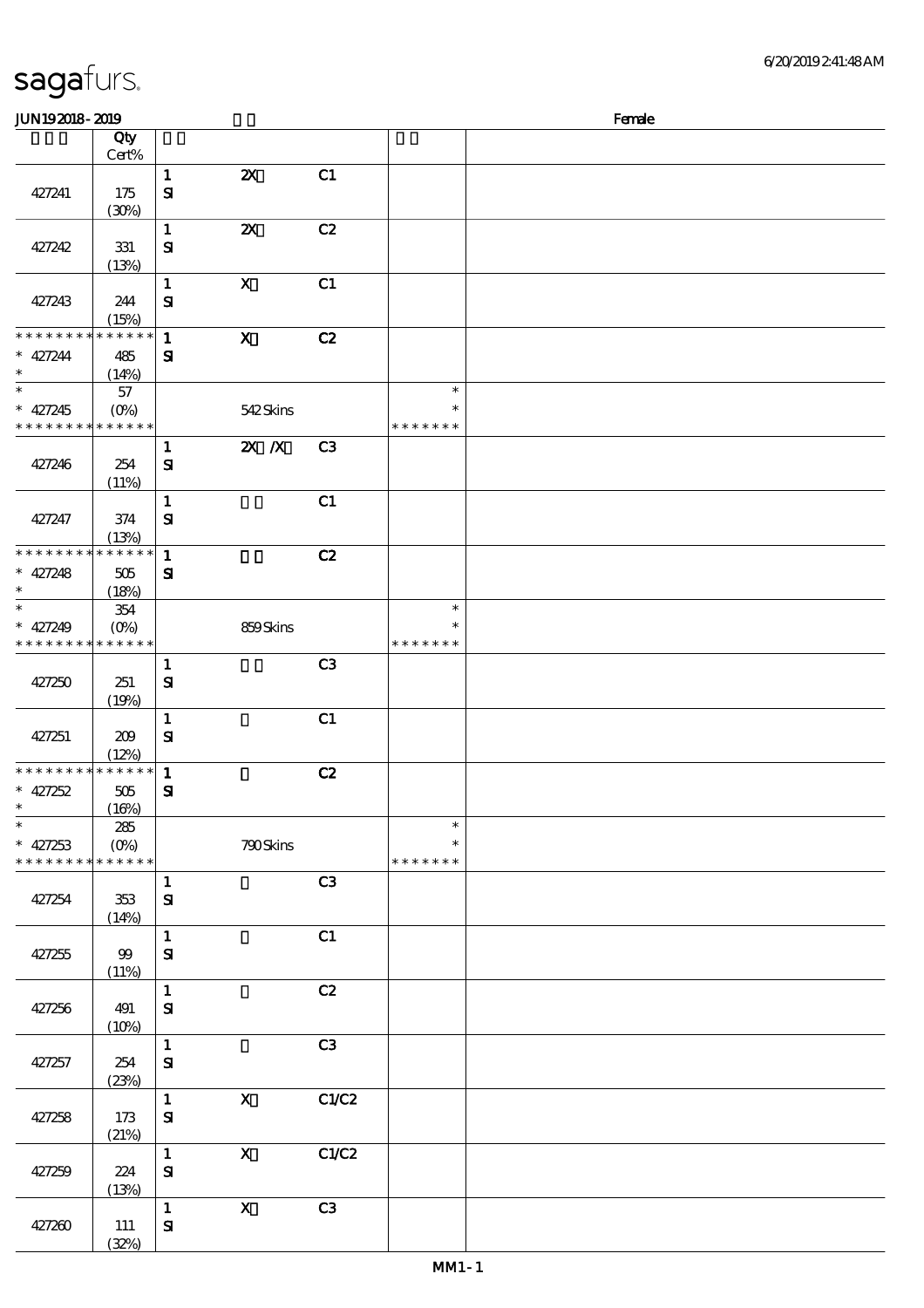sagafurs.

JUN192018-2019 Female

| | Qty Cert% | | | | | |
|---|---|---|---|---|---|---|
| 427241 | 175 (30%) | 1 SI | 2X | C1 | | |
| 427242 | 331 (13%) | 1 SI | 2X | C2 | | |
| 427243 | 244 (15%) | 1 SI | X | C1 | | |
| * * * * * * * * * * * * * * * 427244 * | 485 (14%) | 1 SI | X | C2 | | |
| * * 427245 * * * * * * * * * * * * * | 57 (0%) | | 542 Skins | | * * * * * * * * * | |
| 427246 | 254 (11%) | 1 SI | 2X /X | C3 | | |
| 427247 | 374 (13%) | 1 SI | | C1 | | |
| * * * * * * * * * * * * * * * 427248 * | 505 (18%) | 1 SI | | C2 | | |
| * * 427249 * * * * * * * * * * * * * | 354 (0%) | | 859 Skins | | * * * * * * * * * | |
| 427250 | 251 (19%) | 1 SI | | C3 | | |
| 427251 | 209 (12%) | 1 SI | | C1 | | |
| * * * * * * * * * * * * * * * 427252 * | 505 (16%) | 1 SI | | C2 | | |
| * * 427253 * * * * * * * * * * * * * | 285 (0%) | | 790 Skins | | * * * * * * * * * | |
| 427254 | 353 (14%) | 1 SI | | C3 | | |
| 427255 | 99 (11%) | 1 SI | | C1 | | |
| 427256 | 491 (10%) | 1 SI | | C2 | | |
| 427257 | 254 (23%) | 1 SI | | C3 | | |
| 427258 | 173 (21%) | 1 SI | X | C1/C2 | | |
| 427259 | 224 (13%) | 1 SI | X | C1/C2 | | |
| 427260 | 111 (32%) | 1 SI | X | C3 | | |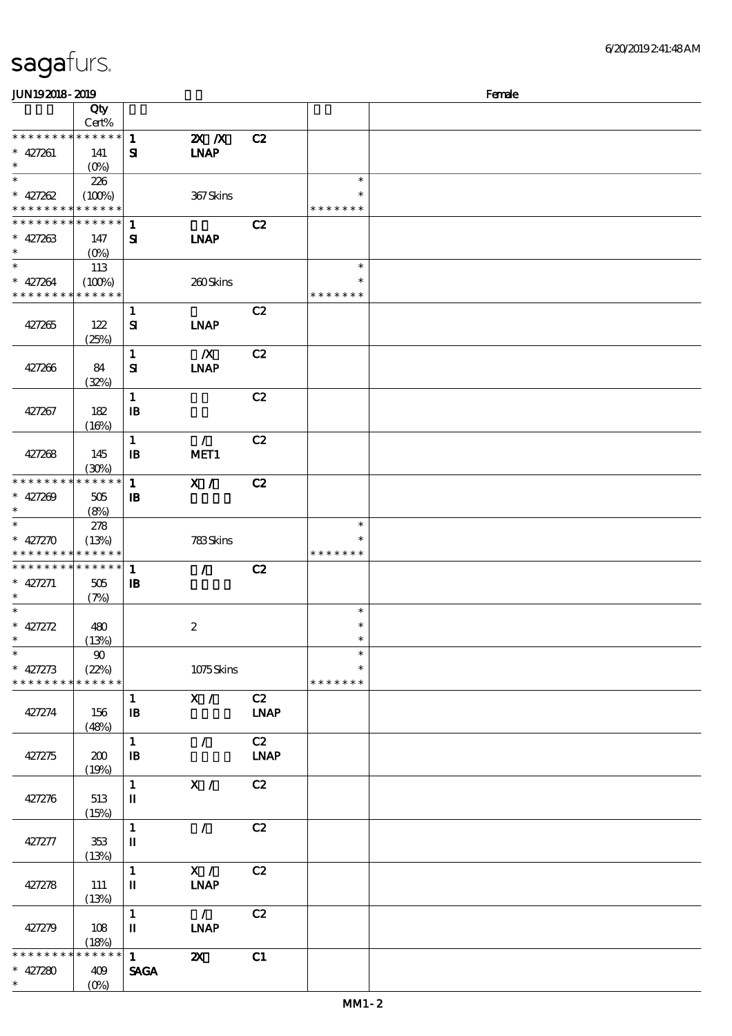sagafurs.

JUN19 2018 - 2019 Female

| | Qty Cert% | | | | | |
|---|---|---|---|---|---|---|
| * * * * * * * * * * * * * * | 1 | 2X /X | C2 | | | |
| * 427261 | 141 | SI | LNAP | | | |
| * | (0%) | | | | | |
| * | 226 | | | | * | |
| * 427262 | (100%) | | 367 Skins | | * | |
| * * * * * * * * * * * * * * | | | | | * * * * * * * | |
| * * * * * * * * * * * * * * | 1 | | C2 | | | |
| * 427263 | 147 | SI | LNAP | | | |
| * | (0%) | | | | | |
| * | 113 | | | | * | |
| * 427264 | (100%) | | 260 Skins | | * | |
| * * * * * * * * * * * * * * | | | | | * * * * * * * | |
| 427265 | 122 (25%) | 1 SI | LNAP | C2 | | |
| 427266 | 84 (32%) | 1 SI | /X LNAP | C2 | | |
| 427267 | 182 (16%) | 1 IB | | C2 | | |
| 427268 | 145 (30%) | 1 IB | / MET1 | C2 | | |
| * * * * * * * * * * * * * * | 1 | X / | C2 | | | |
| * 427269 | 505 | IB | | | | |
| * | (8%) | | | | | |
| * | 278 | | | | * | |
| * 427270 | (13%) | | 783 Skins | | * | |
| * * * * * * * * * * * * * * | | | | | * * * * * * * | |
| * * * * * * * * * * * * * * | 1 | / | C2 | | | |
| * 427271 | 505 | IB | | | | |
| * | (7%) | | | | | |
| * | | | | | * | |
| * 427272 | 480 | | 2 | | * | |
| * | (13%) | | | | * | |
| * | 90 | | | | * | |
| * 427273 | (22%) | | 1075 Skins | | * | |
| * * * * * * * * * * * * * * | | | | | * * * * * * * | |
| 427274 | 156 (48%) | 1 IB | X / | C2 LNAP | | |
| 427275 | 200 (19%) | 1 IB | / | C2 LNAP | | |
| 427276 | 513 (15%) | 1 II | X / | C2 | | |
| 427277 | 353 (13%) | 1 II | / | C2 | | |
| 427278 | 111 (13%) | 1 II | X / LNAP | C2 | | |
| 427279 | 108 (18%) | 1 II | / LNAP | C2 | | |
| * * * * * * * * * * * * * * | 1 | 2X | C1 | | | |
| * 427280 | 409 | SAGA | | | | |
| * | (0%) | | | | | |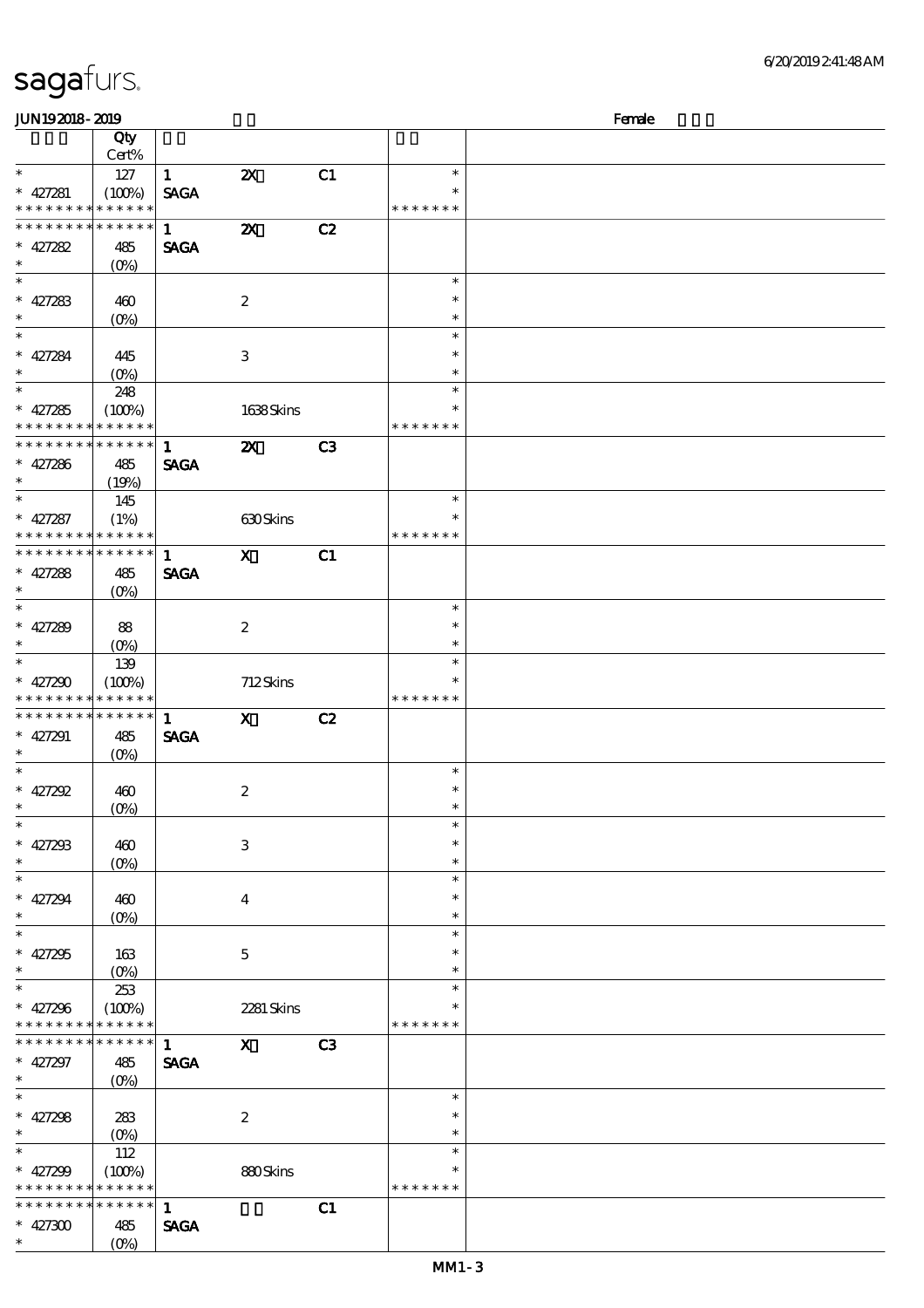| | Qty Cert% | | | | | |
|---|---|---|---|---|---|---|
| * | 127 | 1 | 2X | C1 | * | |
| * 427281 | (100%) | SAGA | | | * | |
| * * * * * * * * * * * * * * | | | | | * * * * * * * | |
| * * * * * * * * * * * * * * | | 1 | 2X | C2 | | |
| * 427282 | 485 | SAGA | | | | |
| * | (0%) | | | | | |
| * | | | | | * | |
| * 427283 | 460 | | 2 | | * | |
| * | (0%) | | | | * | |
| * | | | | | * | |
| * 427284 | 445 | | 3 | | * | |
| * | (0%) | | | | * | |
| * | 248 | | | | * | |
| * 427285 | (100%) | | 1638 Skins | | * | |
| * * * * * * * * * * * * * * | | | | | * * * * * * * | |
| * * * * * * * * * * * * * * | | 1 | 2X | C3 | | |
| * 427286 | 485 | SAGA | | | | |
| * | (19%) | | | | | |
| * | 145 | | | | * | |
| * 427287 | (1%) | | 630 Skins | | * | |
| * * * * * * * * * * * * * * | | | | | * * * * * * * | |
| * * * * * * * * * * * * * * | | 1 | X | C1 | | |
| * 427288 | 485 | SAGA | | | | |
| * | (0%) | | | | | |
| * | | | | | * | |
| * 427289 | 88 | | 2 | | * | |
| * | (0%) | | | | * | |
| * | 139 | | | | * | |
| * 427290 | (100%) | | 712 Skins | | * | |
| * * * * * * * * * * * * * * | | | | | * * * * * * * | |
| * * * * * * * * * * * * * * | | 1 | X | C2 | | |
| * 427291 | 485 | SAGA | | | | |
| * | (0%) | | | | | |
| * | | | | | * | |
| * 427292 | 460 | | 2 | | * | |
| * | (0%) | | | | * | |
| * | | | | | * | |
| * 427293 | 460 | | 3 | | * | |
| * | (0%) | | | | * | |
| * | | | | | * | |
| * 427294 | 460 | | 4 | | * | |
| * | (0%) | | | | * | |
| * | | | | | * | |
| * 427295 | 163 | | 5 | | * | |
| * | (0%) | | | | * | |
| * | 253 | | | | * | |
| * 427296 | (100%) | | 2281 Skins | | * | |
| * * * * * * * * * * * * * * | | | | | * * * * * * * | |
| * * * * * * * * * * * * * * | | 1 | X | C3 | | |
| * 427297 | 485 | SAGA | | | | |
| * | (0%) | | | | | |
| * | | | | | * | |
| * 427298 | 283 | | 2 | | * | |
| * | (0%) | | | | * | |
| * | 112 | | | | * | |
| * 427299 | (100%) | | 880 Skins | | * | |
| * * * * * * * * * * * * * * | | | | | * * * * * * * | |
| * * * * * * * * * * * * * * | | 1 | | C1 | | |
| * 427300 | 485 | SAGA | | | | |
| * | (0%) | | | | | |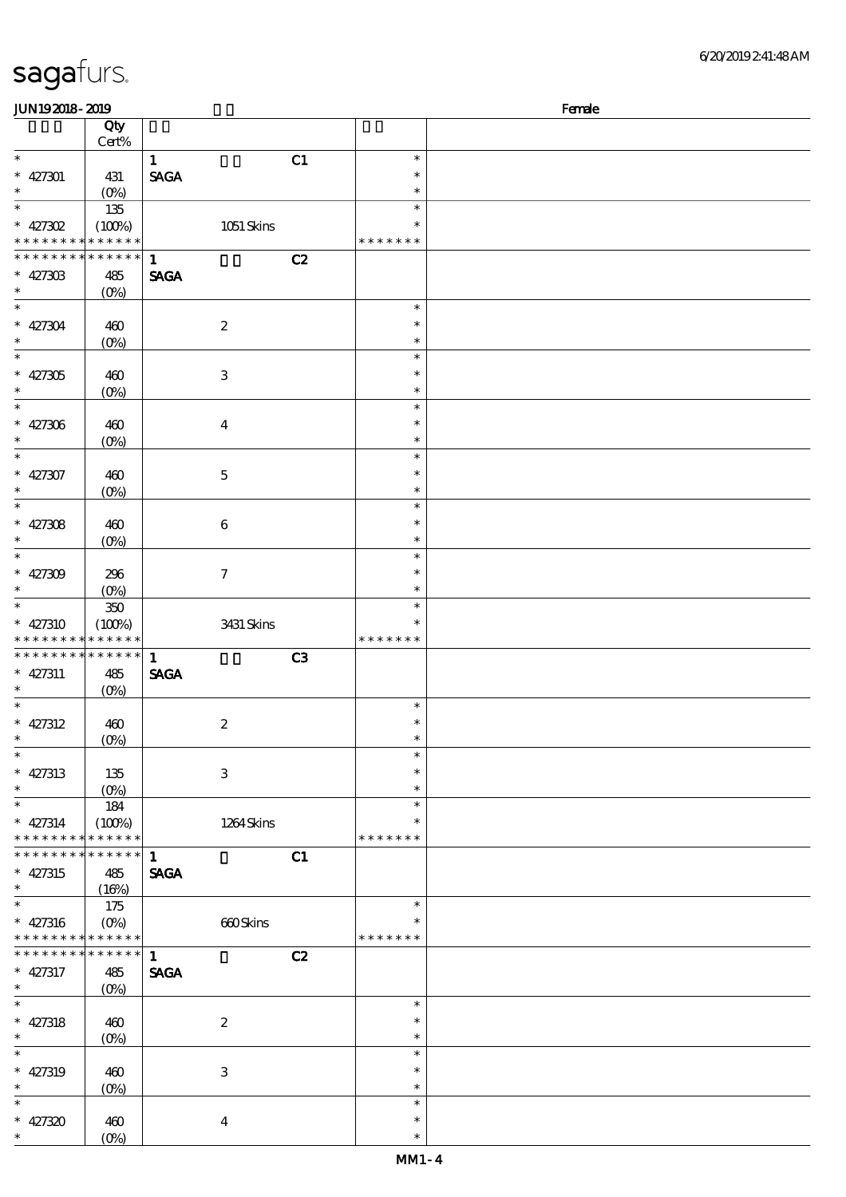sagafurs.

6/20/2019 2:41:48 AM

JUN19 2018 - 2019 Female

| | Qty Cert% | | | | | |
|---|---|---|---|---|---|---|
| * | | 1 | | C1 | * | |
| * 427301 | 431 | SAGA | | | * | |
| * | (0%) | | | | * | |
| * | 135 | | | | * | |
| * 427302 | (100%) | | 1051 Skins | | * | |
| * * * * * * * * * * * * * * | | | | | * * * * * * * | |
| * * * * * * * * * * * * * * | | 1 | | C2 | | |
| * 427303 | 485 | SAGA | | | | |
| * | (0%) | | | | | |
| * | | | | | * | |
| * 427304 | 460 | | 2 | | * | |
| * | (0%) | | | | * | |
| * | | | | | * | |
| * 427305 | 460 | | 3 | | * | |
| * | (0%) | | | | * | |
| * | | | | | * | |
| * 427306 | 460 | | 4 | | * | |
| * | (0%) | | | | * | |
| * | | | | | * | |
| * 427307 | 460 | | 5 | | * | |
| * | (0%) | | | | * | |
| * | | | | | * | |
| * 427308 | 460 | | 6 | | * | |
| * | (0%) | | | | * | |
| * | | | | | * | |
| * 427309 | 296 | | 7 | | * | |
| * | (0%) | | | | * | |
| * | 350 | | | | * | |
| * 427310 | (100%) | | 3431 Skins | | * | |
| * * * * * * * * * * * * * * | | | | | * * * * * * * | |
| * * * * * * * * * * * * * * | | 1 | | C3 | | |
| * 427311 | 485 | SAGA | | | | |
| * | (0%) | | | | | |
| * | | | | | * | |
| * 427312 | 460 | | 2 | | * | |
| * | (0%) | | | | * | |
| * | | | | | * | |
| * 427313 | 135 | | 3 | | * | |
| * | (0%) | | | | * | |
| * | 184 | | | | * | |
| * 427314 | (100%) | | 1264 Skins | | * | |
| * * * * * * * * * * * * * * | | | | | * * * * * * * | |
| * * * * * * * * * * * * * * | | 1 | | C1 | | |
| * 427315 | 485 | SAGA | | | | |
| * | (16%) | | | | | |
| * | 175 | | | | * | |
| * 427316 | (0%) | | 660 Skins | | * | |
| * * * * * * * * * * * * * * | | | | | * * * * * * * | |
| * * * * * * * * * * * * * * | | 1 | | C2 | | |
| * 427317 | 485 | SAGA | | | | |
| * | (0%) | | | | | |
| * | | | | | * | |
| * 427318 | 460 | | 2 | | * | |
| * | (0%) | | | | * | |
| * | | | | | * | |
| * 427319 | 460 | | 3 | | * | |
| * | (0%) | | | | * | |
| * | | | | | * | |
| * 427320 | 460 | | 4 | | * | |
| * | (0%) | | | | * | |

MM1 - 4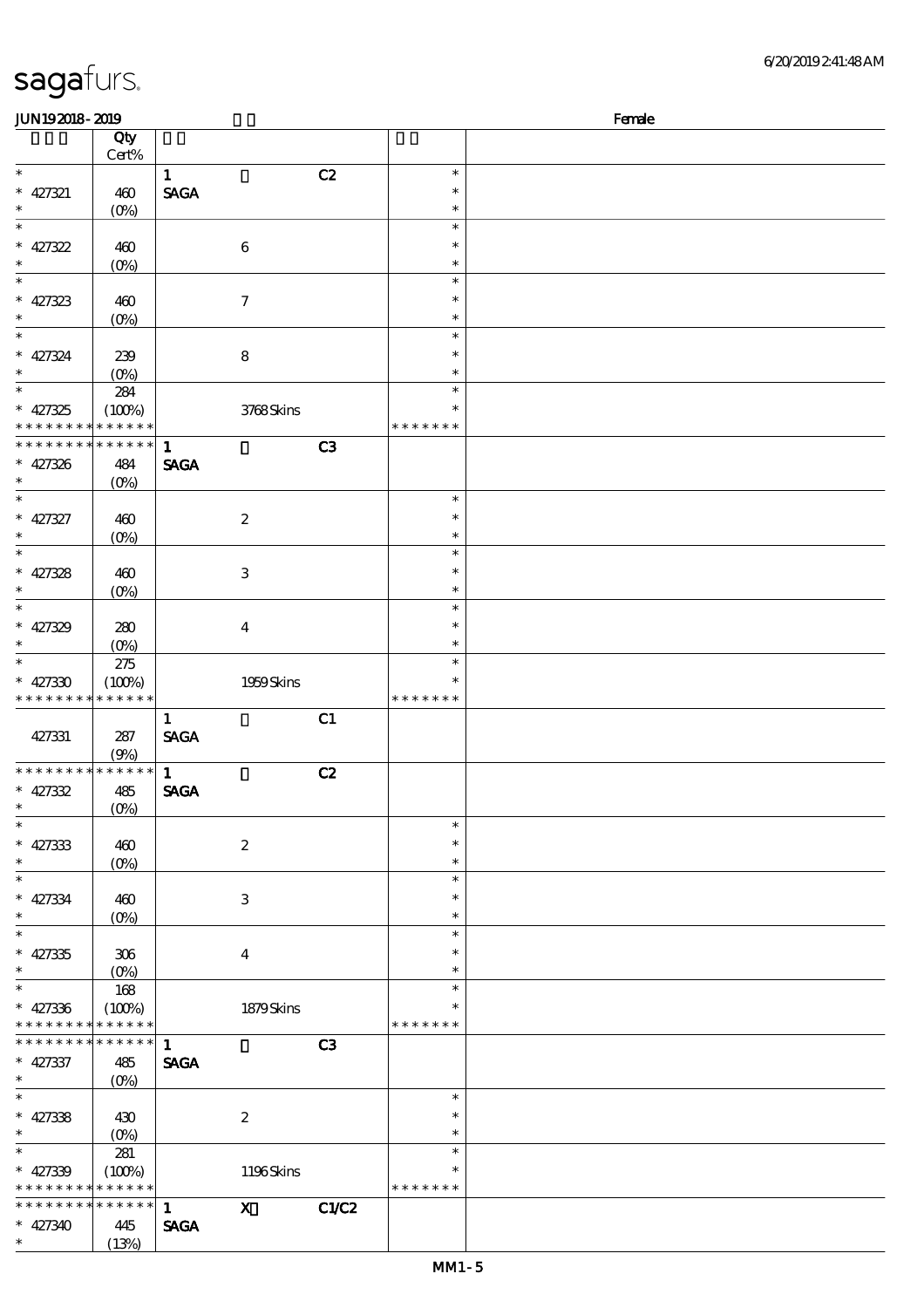| | Qty Cert% | | | | | |
|---|---|---|---|---|---|---|
| * 427321 * | 460 (0%) | 1 SAGA | | C2 | * * * | |
| * 427322 * | 460 (0%) | | 6 | | * * * | |
| * 427323 * | 460 (0%) | | 7 | | * * * | |
| * 427324 * | 239 (0%) | | 8 | | * * * | |
| * 427325 * * * * * * * * * * * * * | 284 (100%) | | 3768 Skins | | * * * * * * * * * | |
| * * * * * * * * * * * * * * 427326 * | 484 (0%) | 1 SAGA | | C3 | | |
| * 427327 * | 460 (0%) | | 2 | | * * * | |
| * 427328 * | 460 (0%) | | 3 | | * * * | |
| * 427329 * | 280 (0%) | | 4 | | * * * | |
| * 427330 * * * * * * * * * * * * * | 275 (100%) | | 1959 Skins | | * * * * * * * * * | |
| 427331 | 287 (9%) | 1 SAGA | | C1 | | |
| * * * * * * * * * * * * * * 427332 * | 485 (0%) | 1 SAGA | | C2 | | |
| * 427333 * | 460 (0%) | | 2 | | * * * | |
| * 427334 * | 460 (0%) | | 3 | | * * * | |
| * 427335 * | 306 (0%) | | 4 | | * * * | |
| * 427336 * * * * * * * * * * * * * | 168 (100%) | | 1879 Skins | | * * * * * * * * * | |
| * * * * * * * * * * * * * * 427337 * | 485 (0%) | 1 SAGA | | C3 | | |
| * 427338 * | 430 (0%) | | 2 | | * * * | |
| * 427339 * * * * * * * * * * * * * | 281 (100%) | | 1196 Skins | | * * * * * * * * * | |
| * * * * * * * * * * * * * * 427340 * | 445 (13%) | 1 SAGA | X | C1/C2 | | |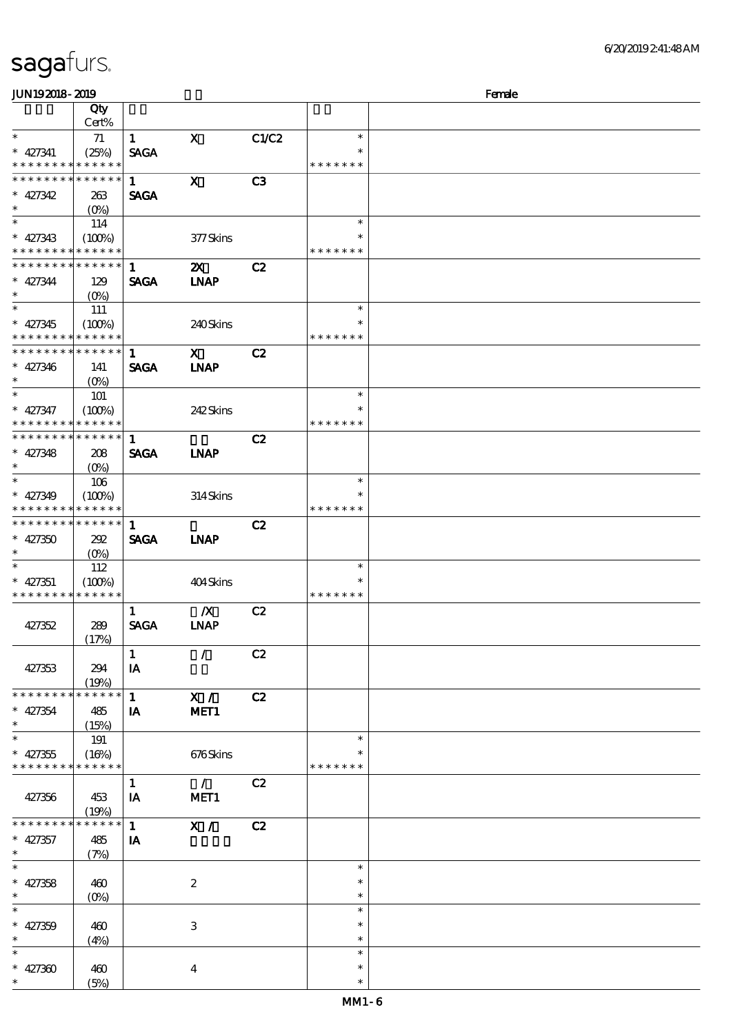sagafurs.

JUN192018-2019 Female

| | Qty Cert% | | | | | |
|---|---|---|---|---|---|---|
| * | 71 | 1 | X | C1/C2 | * | |
| * 427341 | (25%) | SAGA | | | * | |
| * * * * * * * * * * * * * * | | | | | * * * * * * * | |
| * * * * * * * * * * * * * * | | 1 | X | C3 | | |
| * 427342 | 263 | SAGA | | | | |
| * | (0%) | | | | | |
| * | 114 | | | | * | |
| * 427343 | (100%) | | 377 Skins | | * | |
| * * * * * * * * * * * * * * | | | | | * * * * * * * | |
| * * * * * * * * * * * * * * | | 1 | 2X | C2 | | |
| * 427344 | 129 | SAGA | LNAP | | | |
| * | (0%) | | | | | |
| * | 111 | | | | * | |
| * 427345 | (100%) | | 240 Skins | | * | |
| * * * * * * * * * * * * * * | | | | | * * * * * * * | |
| * * * * * * * * * * * * * * | | 1 | X | C2 | | |
| * 427346 | 141 | SAGA | LNAP | | | |
| * | (0%) | | | | | |
| * | 101 | | | | * | |
| * 427347 | (100%) | | 242 Skins | | * | |
| * * * * * * * * * * * * * * | | | | | * * * * * * * | |
| * * * * * * * * * * * * * * | | 1 | | C2 | | |
| * 427348 | 208 | SAGA | LNAP | | | |
| * | (0%) | | | | | |
| * | 106 | | | | * | |
| * 427349 | (100%) | | 314 Skins | | * | |
| * * * * * * * * * * * * * * | | | | | * * * * * * * | |
| * * * * * * * * * * * * * * | | 1 | | C2 | | |
| * 427350 | 292 | SAGA | LNAP | | | |
| * | (0%) | | | | | |
| * | 112 | | | | * | |
| * 427351 | (100%) | | 404 Skins | | * | |
| * * * * * * * * * * * * * * | | | | | * * * * * * * | |
| | | 1 | /X | C2 | | |
| 427352 | 289 (17%) | SAGA | LNAP | | | |
| | | 1 | / | C2 | | |
| 427353 | 294 (19%) | IA | | | | |
| * * * * * * * * * * * * * * | | 1 | X / | C2 | | |
| * 427354 | 485 | IA | MET1 | | | |
| * | (15%) | | | | | |
| * | 191 | | | | * | |
| * 427355 | (16%) | | 676 Skins | | * | |
| * * * * * * * * * * * * * * | | | | | * * * * * * * | |
| | | 1 | / | C2 | | |
| 427356 | 453 (19%) | IA | MET1 | | | |
| * * * * * * * * * * * * * * | | 1 | X / | C2 | | |
| * 427357 | 485 | IA | | | | |
| * | (7%) | | | | | |
| * | | | | | * | |
| * 427358 | 460 | | 2 | | * | |
| * | (0%) | | | | * | |
| * | | | | | * | |
| * 427359 | 460 | | 3 | | * | |
| * | (4%) | | | | * | |
| * | | | | | * | |
| * 427360 | 460 | | 4 | | * | |
| * | (5%) | | | | * | |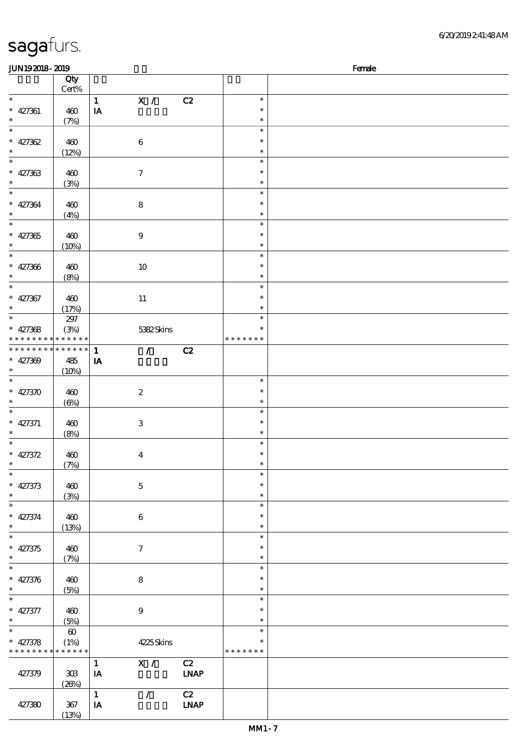# sagafurs.

JUN19 2018 - 2019 Female

| | Qty Cert% | | | | | |
|---|---|---|---|---|---|---|
| * | | 1 | X / | C2 | * | |
| * 427361 | 460 | IA | | | * | |
| * | (7%) | | | | * | |
| * | | | | | * | |
| * 427362 | 460 | | 6 | | * | |
| * | (12%) | | | | * | |
| * | | | | | * | |
| * 427363 | 460 | | 7 | | * | |
| * | (3%) | | | | * | |
| * | | | | | * | |
| * 427364 | 460 | | 8 | | * | |
| * | (4%) | | | | * | |
| * | | | | | * | |
| * 427365 | 460 | | 9 | | * | |
| * | (10%) | | | | * | |
| * | | | | | * | |
| * 427366 | 460 | | 10 | | * | |
| * | (8%) | | | | * | |
| * | | | | | * | |
| * 427367 | 460 | | 11 | | * | |
| * | (17%) | | | | * | |
| * | 297 | | | | * | |
| * 427368 | (3%) | | 5382 Skins | | * | |
| * * * * * * * * * * * * * * | | | | | * * * * * * * | |
| * * * * * * * * * * * * * * | | 1 | / | C2 | | |
| * 427369 | 485 | IA | | | | |
| * | (10%) | | | | | |
| * | | | | | * | |
| * 427370 | 460 | | 2 | | * | |
| * | (6%) | | | | * | |
| * | | | | | * | |
| * 427371 | 460 | | 3 | | * | |
| * | (8%) | | | | * | |
| * | | | | | * | |
| * 427372 | 460 | | 4 | | * | |
| * | (7%) | | | | * | |
| * | | | | | * | |
| * 427373 | 460 | | 5 | | * | |
| * | (3%) | | | | * | |
| * | | | | | * | |
| * 427374 | 460 | | 6 | | * | |
| * | (13%) | | | | * | |
| * | | | | | * | |
| * 427375 | 460 | | 7 | | * | |
| * | (7%) | | | | * | |
| * | | | | | * | |
| * 427376 | 460 | | 8 | | * | |
| * | (5%) | | | | * | |
| * | | | | | * | |
| * 427377 | 460 | | 9 | | * | |
| * | (5%) | | | | * | |
| * | 60 | | | | * | |
| * 427378 | (1%) | | 4225 Skins | | * | |
| * * * * * * * * * * * * * * | | | | | * * * * * * * | |
| | | 1 | X / | C2 | | |
| 427379 | 303 | IA | | LNAP | | |
| | (26%) | | | | | |
| | | 1 | / | C2 | | |
| 427380 | 367 | IA | | LNAP | | |
| | (13%) | | | | | |

MM1-7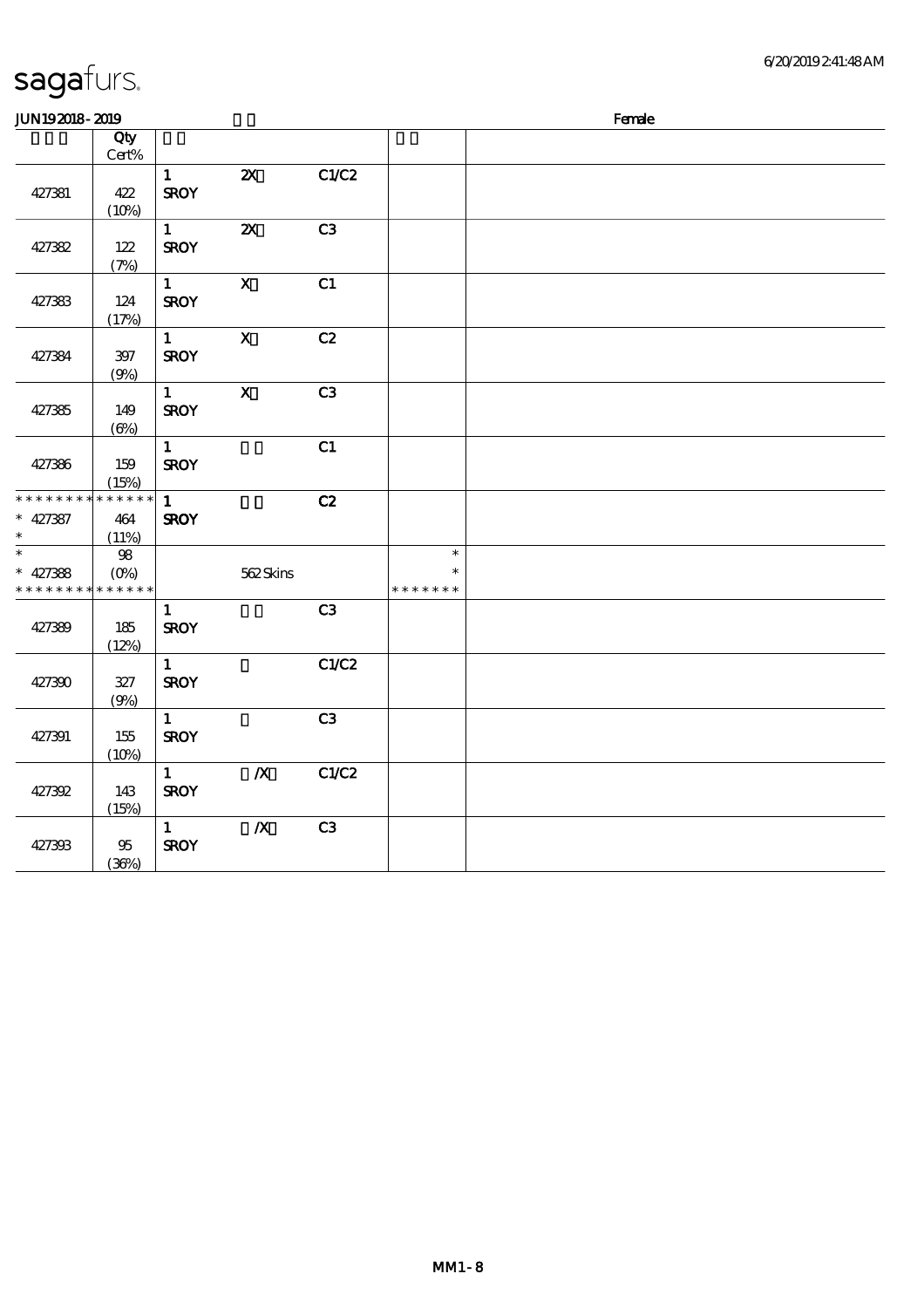sagafurs.

JUN19 2018 - 2019 Female

| | Qty Cert% | | | | | |
|---|---|---|---|---|---|---|
| 427381 | 422 (10%) | 1 SROY | 2X | C1/C2 | | |
| 427382 | 122 (7%) | 1 SROY | 2X | C3 | | |
| 427383 | 124 (17%) | 1 SROY | X | C1 | | |
| 427384 | 397 (9%) | 1 SROY | X | C2 | | |
| 427385 | 149 (6%) | 1 SROY | X | C3 | | |
| 427386 | 159 (15%) | 1 SROY | | C1 | | |
| * * * * * * * * * * * * * * 427387 * | 464 (11%) | 1 SROY | | C2 | | |
| * * 427388 * * * * * * * * * * * * * | 98 (0%) | | 562 Skins | | * * * * * * * * * | |
| 427389 | 185 (12%) | 1 SROY | | C3 | | |
| 427390 | 327 (9%) | 1 SROY | | C1/C2 | | |
| 427391 | 155 (10%) | 1 SROY | | C3 | | |
| 427392 | 143 (15%) | 1 SROY | /X | C1/C2 | | |
| 427393 | 95 (36%) | 1 SROY | /X | C3 | | |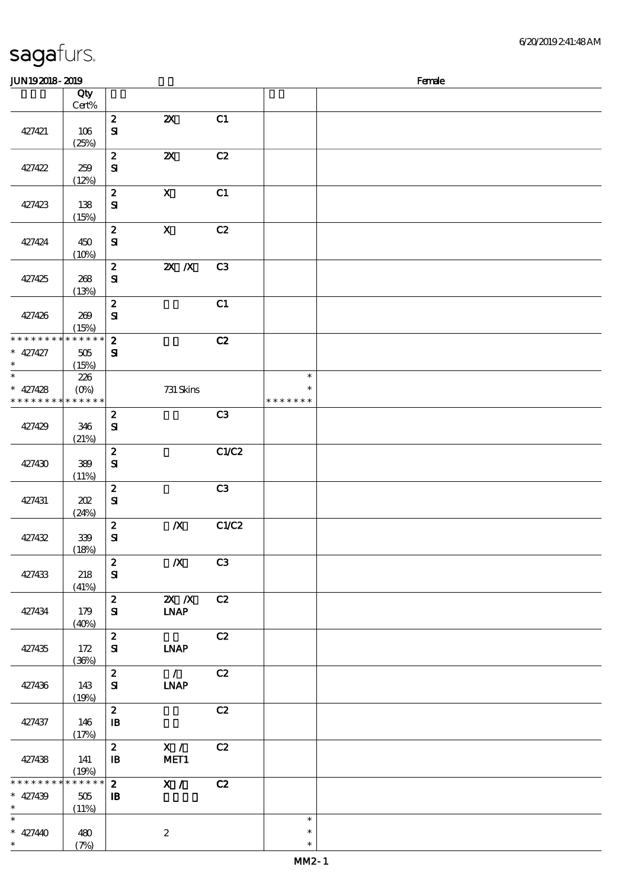sagafurs.

JUN19 2018 - 2019 Female

| | Qty Cert% | | | | | |
|---|---|---|---|---|---|---|
| 427421 | 106 (25%) | 2 SI | 2X | C1 | | |
| 427422 | 259 (12%) | 2 SI | 2X | C2 | | |
| 427423 | 138 (15%) | 2 SI | X | C1 | | |
| 427424 | 450 (10%) | 2 SI | X | C2 | | |
| 427425 | 268 (13%) | 2 SI | 2X /X | C3 | | |
| 427426 | 269 (15%) | 2 SI | | C1 | | |
| * * * * * * * * * * * * * * 427427 * | 505 (15%) | 2 SI | | C2 | | |
| * * 427428 * * * * * * * * * * * * * | 226 (0%) | | 731 Skins | | * * * * * * * * * | |
| 427429 | 346 (21%) | 2 SI | | C3 | | |
| 427430 | 389 (11%) | 2 SI | | C1/C2 | | |
| 427431 | 202 (24%) | 2 SI | | C3 | | |
| 427432 | 339 (18%) | 2 SI | /X | C1/C2 | | |
| 427433 | 218 (41%) | 2 SI | /X | C3 | | |
| 427434 | 179 (40%) | 2 SI | 2X /X LNAP | C2 | | |
| 427435 | 172 (36%) | 2 SI | LNAP | C2 | | |
| 427436 | 143 (19%) | 2 SI | / LNAP | C2 | | |
| 427437 | 146 (17%) | 2 IB | | C2 | | |
| 427438 | 141 (19%) | 2 IB | X / MET1 | C2 | | |
| * * * * * * * * * * * * * * 427439 * | 505 (11%) | 2 IB | X / | C2 | | |
| * * 427440 * | 480 (7%) | | 2 | | * * * | |

MM2-1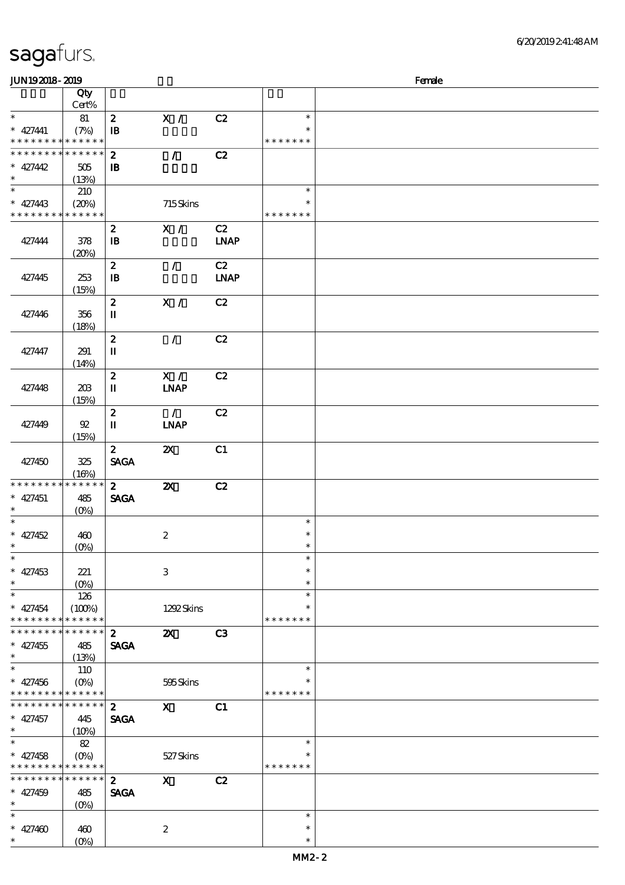sagafurs.

JUN19 2018 - 2019 Female

| | Qty Cert% | | | | | |
|---|---|---|---|---|---|---|
| * | 81 | 2 | X / | C2 | * | |
| * 427441 | (7%) | IB | | | * | |
| * * * * * * * * * * * * * * | | | | | * * * * * * * | |
| * * * * * * * * * * * * * * | | 2 | / | C2 | | |
| * 427442 | 505 | IB | | | | |
| * | (13%) | | | | | |
| * | 210 | | | | * | |
| * 427443 | (20%) | | 715 Skins | | * | |
| * * * * * * * * * * * * * * | | | | | * * * * * * * | |
| | | 2 | X / | C2 | | |
| 427444 | 378 (20%) | IB | | LNAP | | |
| | | 2 | / | C2 | | |
| 427445 | 253 (15%) | IB | | LNAP | | |
| | | 2 | X / | C2 | | |
| 427446 | 356 (18%) | II | | | | |
| | | 2 | / | C2 | | |
| 427447 | 291 (14%) | II | | | | |
| | | 2 | X / | C2 | | |
| 427448 | 203 (15%) | II | LNAP | | | |
| | | 2 | / | C2 | | |
| 427449 | 92 (15%) | II | LNAP | | | |
| | | 2 | 2X | C1 | | |
| 427450 | 325 (16%) | SAGA | | | | |
| * * * * * * * * * * * * * * | | 2 | 2X | C2 | | |
| * 427451 | 485 | SAGA | | | | |
| * | (0%) | | | | | |
| * | | | | | * | |
| * 427452 | 460 | | 2 | | * | |
| * | (0%) | | | | * | |
| * | | | | | * | |
| * 427453 | 221 | | 3 | | * | |
| * | (0%) | | | | * | |
| * | 126 | | | | * | |
| * 427454 | (100%) | | 1292 Skins | | * | |
| * * * * * * * * * * * * * * | | | | | * * * * * * * | |
| * * * * * * * * * * * * * * | | 2 | 2X | C3 | | |
| * 427455 | 485 | SAGA | | | | |
| * | (13%) | | | | | |
| * | 110 | | | | * | |
| * 427456 | (0%) | | 595 Skins | | * | |
| * * * * * * * * * * * * * * | | | | | * * * * * * * | |
| * * * * * * * * * * * * * * | | 2 | X | C1 | | |
| * 427457 | 445 | SAGA | | | | |
| * | (10%) | | | | | |
| * | 82 | | | | * | |
| * 427458 | (0%) | | 527 Skins | | * | |
| * * * * * * * * * * * * * * | | | | | * * * * * * * | |
| * * * * * * * * * * * * * * | | 2 | X | C2 | | |
| * 427459 | 485 | SAGA | | | | |
| * | (0%) | | | | | |
| * | | | | | * | |
| * 427460 | 460 | | 2 | | * | |
| * | (0%) | | | | * | |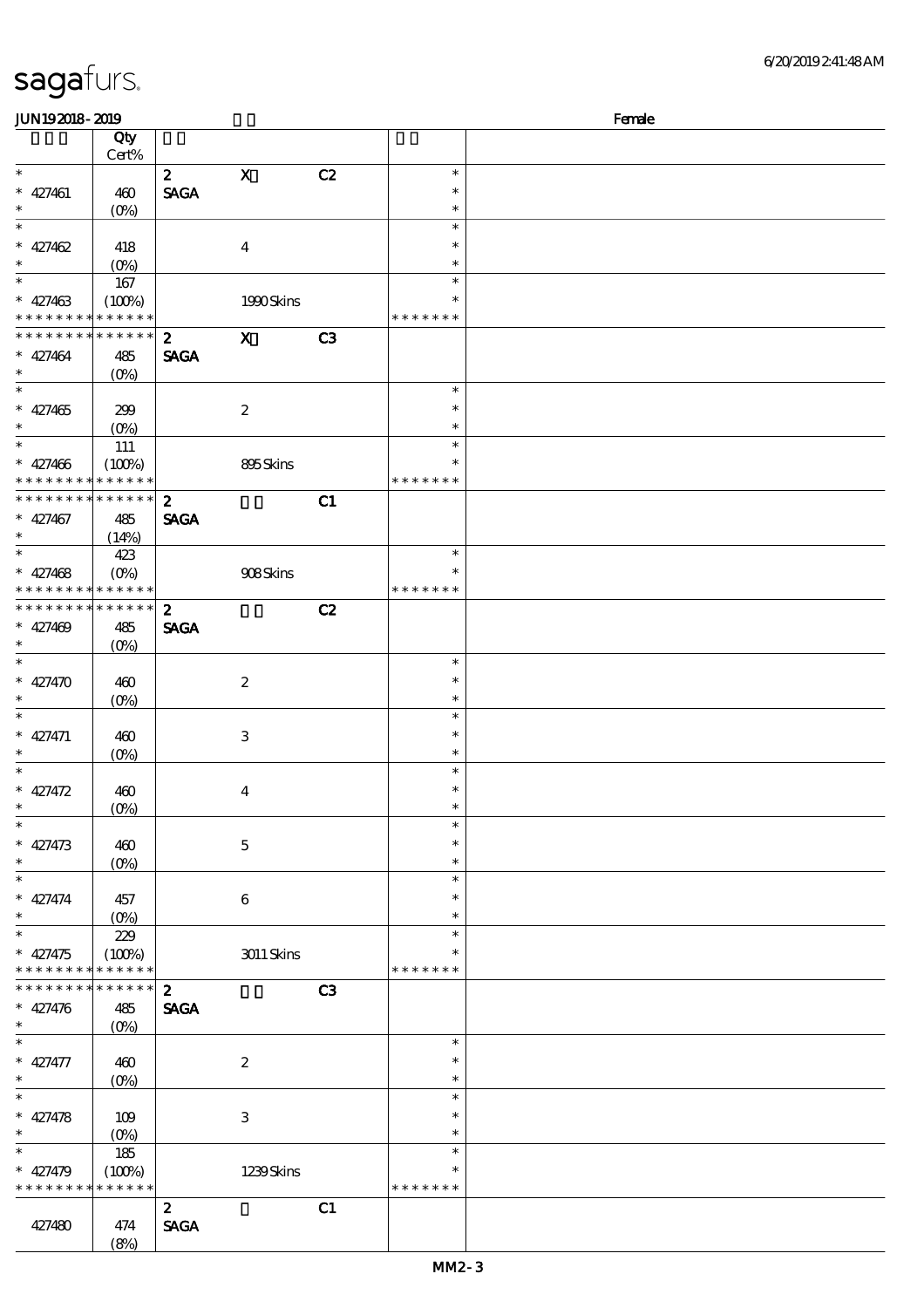sagafurs.

JUN19 2018 - 2019 Female

| | Qty Cert% | | | | | |
|---|---|---|---|---|---|---|
| * | | 2 | X | C2 | * | |
| * 427461 | 460 | SAGA | | | * | |
| * | (0%) | | | | * | |
| * | | | | | * | |
| * 427462 | 418 | | 4 | | * | |
| * | (0%) | | | | * | |
| * | 167 | | | | * | |
| * 427463 | (100%) | | 1990 Skins | | * | |
| * * * * * * * * * * * * * * | | | | | * * * * * * * | |
| * * * * * * * * * * * * * * | | 2 | X | C3 | | |
| * 427464 | 485 | SAGA | | | | |
| * | (0%) | | | | | |
| * | | | | | * | |
| * 427465 | 299 | | 2 | | * | |
| * | (0%) | | | | * | |
| * | 111 | | | | * | |
| * 427466 | (100%) | | 895 Skins | | * | |
| * * * * * * * * * * * * * * | | | | | * * * * * * * | |
| * * * * * * * * * * * * * * | | 2 | | C1 | | |
| * 427467 | 485 | SAGA | | | | |
| * | (14%) | | | | | |
| * | 423 | | | | * | |
| * 427468 | (0%) | | 908 Skins | | * | |
| * * * * * * * * * * * * * * | | | | | * * * * * * * | |
| * * * * * * * * * * * * * * | | 2 | | C2 | | |
| * 427469 | 485 | SAGA | | | | |
| * | (0%) | | | | | |
| * | | | | | * | |
| * 427470 | 460 | | 2 | | * | |
| * | (0%) | | | | * | |
| * | | | | | * | |
| * 427471 | 460 | | 3 | | * | |
| * | (0%) | | | | * | |
| * | | | | | * | |
| * 427472 | 460 | | 4 | | * | |
| * | (0%) | | | | * | |
| * | | | | | * | |
| * 427473 | 460 | | 5 | | * | |
| * | (0%) | | | | * | |
| * | | | | | * | |
| * 427474 | 457 | | 6 | | * | |
| * | (0%) | | | | * | |
| * | 229 | | | | * | |
| * 427475 | (100%) | | 3011 Skins | | * | |
| * * * * * * * * * * * * * * | | | | | * * * * * * * | |
| * * * * * * * * * * * * * * | | 2 | | C3 | | |
| * 427476 | 485 | SAGA | | | | |
| * | (0%) | | | | | |
| * | | | | | * | |
| * 427477 | 460 | | 2 | | * | |
| * | (0%) | | | | * | |
| * | | | | | * | |
| * 427478 | 109 | | 3 | | * | |
| * | (0%) | | | | * | |
| * | 185 | | | | * | |
| * 427479 | (100%) | | 1239 Skins | | * | |
| * * * * * * * * * * * * * * | | | | | * * * * * * * | |
| | | 2 | | C1 | | |
| 427480 | 474 | SAGA | | | | |
| | (8%) | | | | | |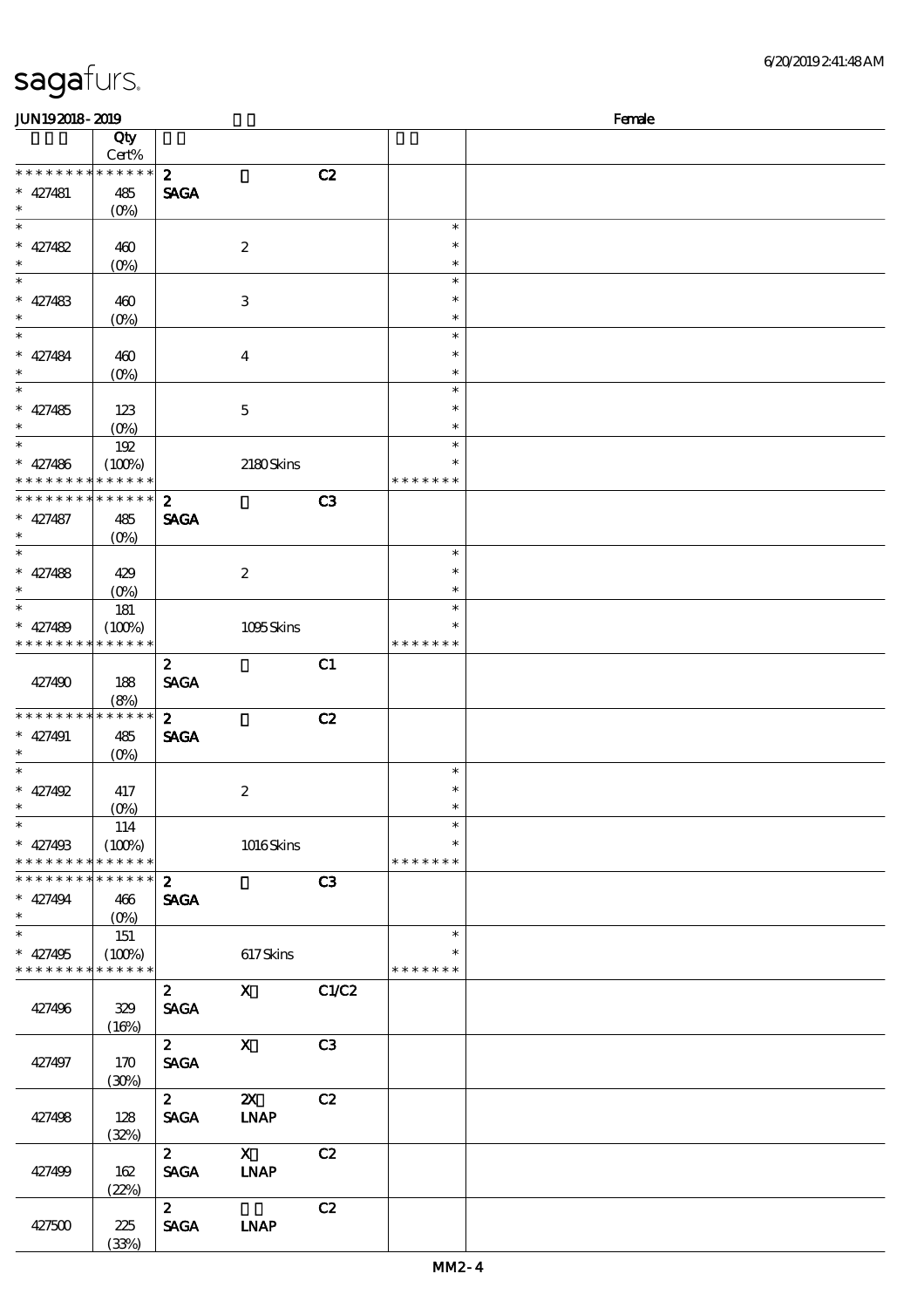sagafurs.

JUN19 2018 - 2019 | Female

| | Qty Cert% | | | | | |
|---|---|---|---|---|---|---|
| * * * * * * * * * * * * * * | | 2 | | C2 | | |
| * 427481 | 485 | SAGA | | | | |
| * | (0%) | | | | | |
| * | | | | | * | |
| * 427482 | 460 | | 2 | | * | |
| * | (0%) | | | | * | |
| * | | | | | * | |
| * 427483 | 460 | | 3 | | * | |
| * | (0%) | | | | * | |
| * | | | | | * | |
| * 427484 | 460 | | 4 | | * | |
| * | (0%) | | | | * | |
| * | | | | | * | |
| * 427485 | 123 | | 5 | | * | |
| * | (0%) | | | | * | |
| * | 192 | | | | * | |
| * 427486 | (100%) | | 2180 Skins | | * | |
| * * * * * * * * * * * * * * | | | | | * * * * * * * | |
| * * * * * * * * * * * * * * | | 2 | | C3 | | |
| * 427487 | 485 | SAGA | | | | |
| * | (0%) | | | | | |
| * | | | | | * | |
| * 427488 | 429 | | 2 | | * | |
| * | (0%) | | | | * | |
| * | 181 | | | | * | |
| * 427489 | (100%) | | 1095 Skins | | * | |
| * * * * * * * * * * * * * * | | | | | * * * * * * * | |
| | | 2 | | C1 | | |
| 427490 | 188 | SAGA | | | | |
| | (8%) | | | | | |
| * * * * * * * * * * * * * * | | 2 | | C2 | | |
| * 427491 | 485 | SAGA | | | | |
| * | (0%) | | | | | |
| * | | | | | * | |
| * 427492 | 417 | | 2 | | * | |
| * | (0%) | | | | * | |
| * | 114 | | | | * | |
| * 427493 | (100%) | | 1016 Skins | | * | |
| * * * * * * * * * * * * * * | | | | | * * * * * * * | |
| * * * * * * * * * * * * * * | | 2 | | C3 | | |
| * 427494 | 466 | SAGA | | | | |
| * | (0%) | | | | | |
| * | 151 | | | | * | |
| * 427495 | (100%) | | 617 Skins | | * | |
| * * * * * * * * * * * * * * | | | | | * * * * * * * | |
| | | 2 | X | C1/C2 | | |
| 427496 | 329 | SAGA | | | | |
| | (16%) | | | | | |
| | | 2 | X | C3 | | |
| 427497 | 170 | SAGA | | | | |
| | (30%) | | | | | |
| | | 2 | 2X | C2 | | |
| 427498 | 128 | SAGA | LNAP | | | |
| | (32%) | | | | | |
| | | 2 | X | C2 | | |
| 427499 | 162 | SAGA | LNAP | | | |
| | (22%) | | | | | |
| | | 2 | | C2 | | |
| 427500 | 225 | SAGA | LNAP | | | |
| | (33%) | | | | | |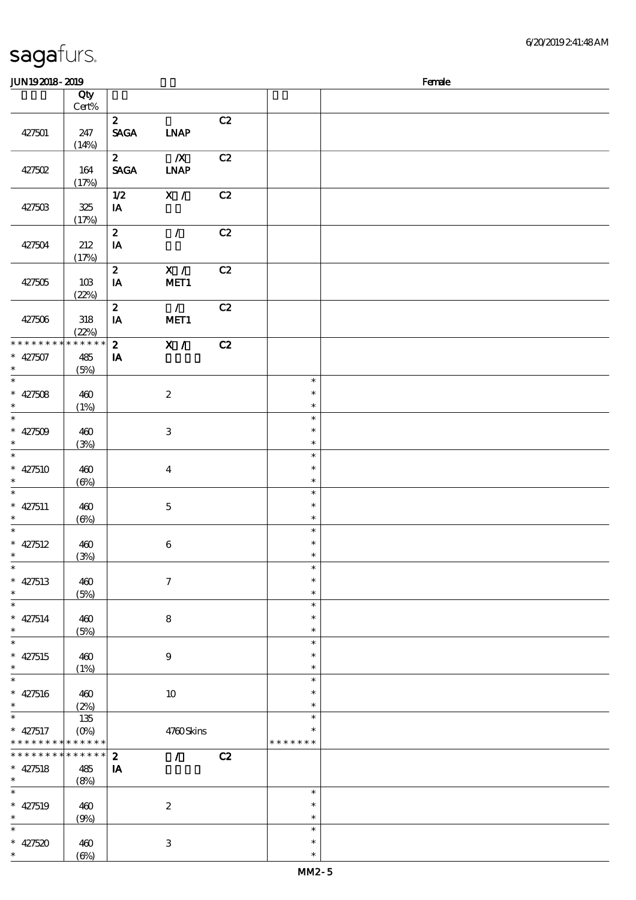# sagafurs.

JUN192018-2019 Female

| | Qty Cert% | | | | | |
|---|---|---|---|---|---|---|
| 427501 | 247 (14%) | 2 SAGA | LNAP | C2 | | |
| 427502 | 164 (17%) | 2 SAGA | /X LNAP | C2 | | |
| 427503 | 325 (17%) | 1/2 IA | X / | C2 | | |
| 427504 | 212 (17%) | 2 IA | / | C2 | | |
| 427505 | 103 (22%) | 2 IA | X / MET1 | C2 | | |
| 427506 | 318 (22%) | 2 IA | / MET1 | C2 | | |
| * * * * * * * * * * * * * * * 427507 * | 485 (5%) | 2 IA | X / | C2 | | |
| * * 427508 * | 460 (1%) | | 2 | | * * * | |
| * * 427509 * | 460 (3%) | | 3 | | * * * | |
| * * 427510 * | 460 (6%) | | 4 | | * * * | |
| * * 427511 * | 460 (6%) | | 5 | | * * * | |
| * * 427512 * | 460 (3%) | | 6 | | * * * | |
| * * 427513 * | 460 (5%) | | 7 | | * * * | |
| * * 427514 * | 460 (5%) | | 8 | | * * * | |
| * * 427515 * | 460 (1%) | | 9 | | * * * | |
| * * 427516 * | 460 (2%) | | 10 | | * * * | |
| * * 427517 * * * * * * * * * * * * * * | 135 (0%) | | 4760 Skins | | * * * * * * * * * | |
| * * * * * * * * * * * * * * * 427518 * | 485 (8%) | 2 IA | / | C2 | | |
| * * 427519 * | 460 (9%) | | 2 | | * * * | |
| * * 427520 * | 460 (6%) | | 3 | | * * * | |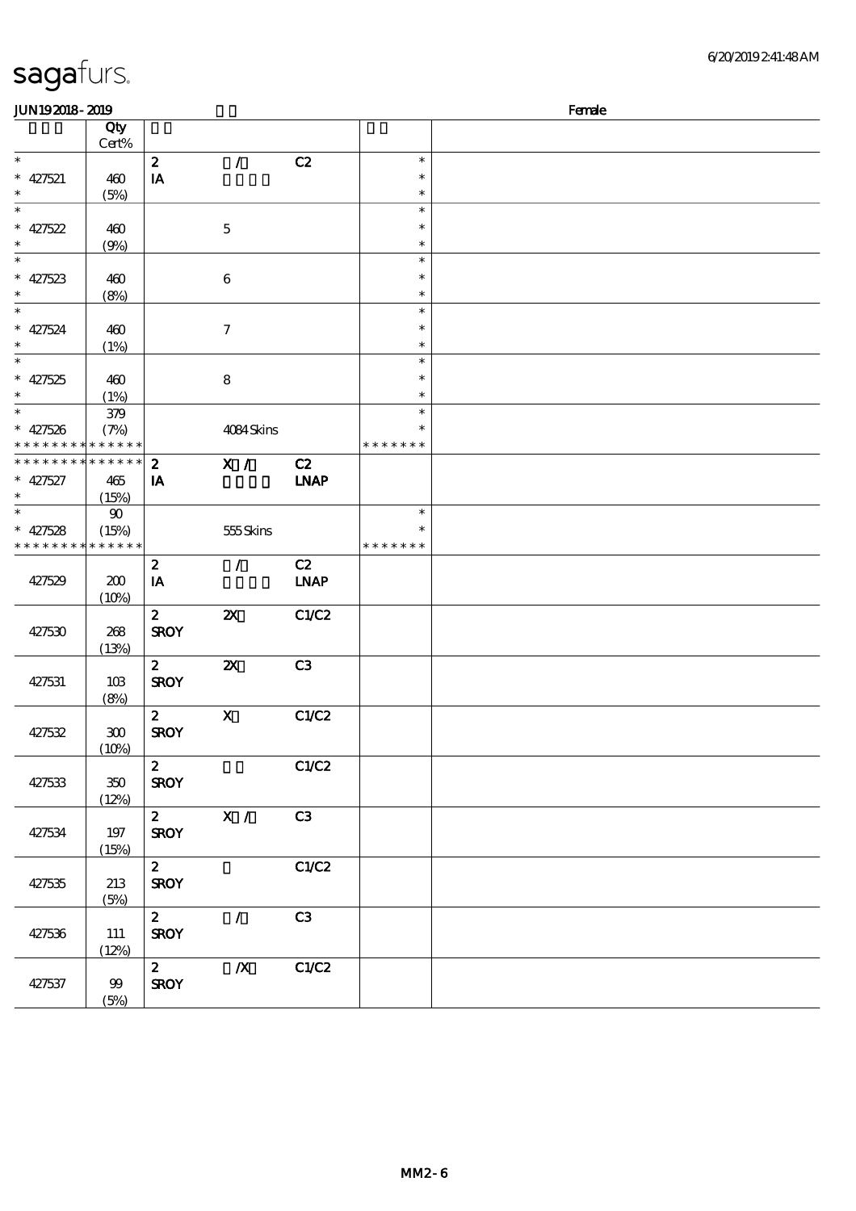# sagafurs.

JUN19 2018 - 2019 Female

| | Qty Cert% | | | | | |
|---|---|---|---|---|---|---|
| * | | 2 | / | C2 | * | |
| * 427521 | 460 | IA | | | * | |
| * | (5%) | | | | * | |
| * | | | | | * | |
| * 427522 | 460 | | 5 | | * | |
| * | (9%) | | | | * | |
| * | | | | | * | |
| * 427523 | 460 | | 6 | | * | |
| * | (8%) | | | | * | |
| * | | | | | * | |
| * 427524 | 460 | | 7 | | * | |
| * | (1%) | | | | * | |
| * | | | | | * | |
| * 427525 | 460 | | 8 | | * | |
| * | (1%) | | | | * | |
| * | 379 | | | | * | |
| * 427526 | (7%) | | 4084 Skins | | * | |
| * * * * * * * * * * * * * * | | | | | * * * * * * * | |
| * * * * * * * * * * * * * * | | 2 | X / | C2 | | |
| * 427527 | 465 | IA | | LNAP | | |
| * | (15%) | | | | | |
| * | 90 | | | | * | |
| * 427528 | (15%) | | 555 Skins | | * | |
| * * * * * * * * * * * * * * | | | | | * * * * * * * | |
| | | 2 | / | C2 | | |
| 427529 | 200 | IA | | LNAP | | |
| | (10%) | | | | | |
| | | 2 | 2X | C1/C2 | | |
| 427530 | 268 | SROY | | | | |
| | (13%) | | | | | |
| | | 2 | 2X | C3 | | |
| 427531 | 103 | SROY | | | | |
| | (8%) | | | | | |
| | | 2 | X | C1/C2 | | |
| 427532 | 300 | SROY | | | | |
| | (10%) | | | | | |
| | | 2 | | C1/C2 | | |
| 427533 | 350 | SROY | | | | |
| | (12%) | | | | | |
| | | 2 | X / | C3 | | |
| 427534 | 197 | SROY | | | | |
| | (15%) | | | | | |
| | | 2 | | C1/C2 | | |
| 427535 | 213 | SROY | | | | |
| | (5%) | | | | | |
| | | 2 | / | C3 | | |
| 427536 | 111 | SROY | | | | |
| | (12%) | | | | | |
| | | 2 | /X | C1/C2 | | |
| 427537 | 99 | SROY | | | | |
| | (5%) | | | | | |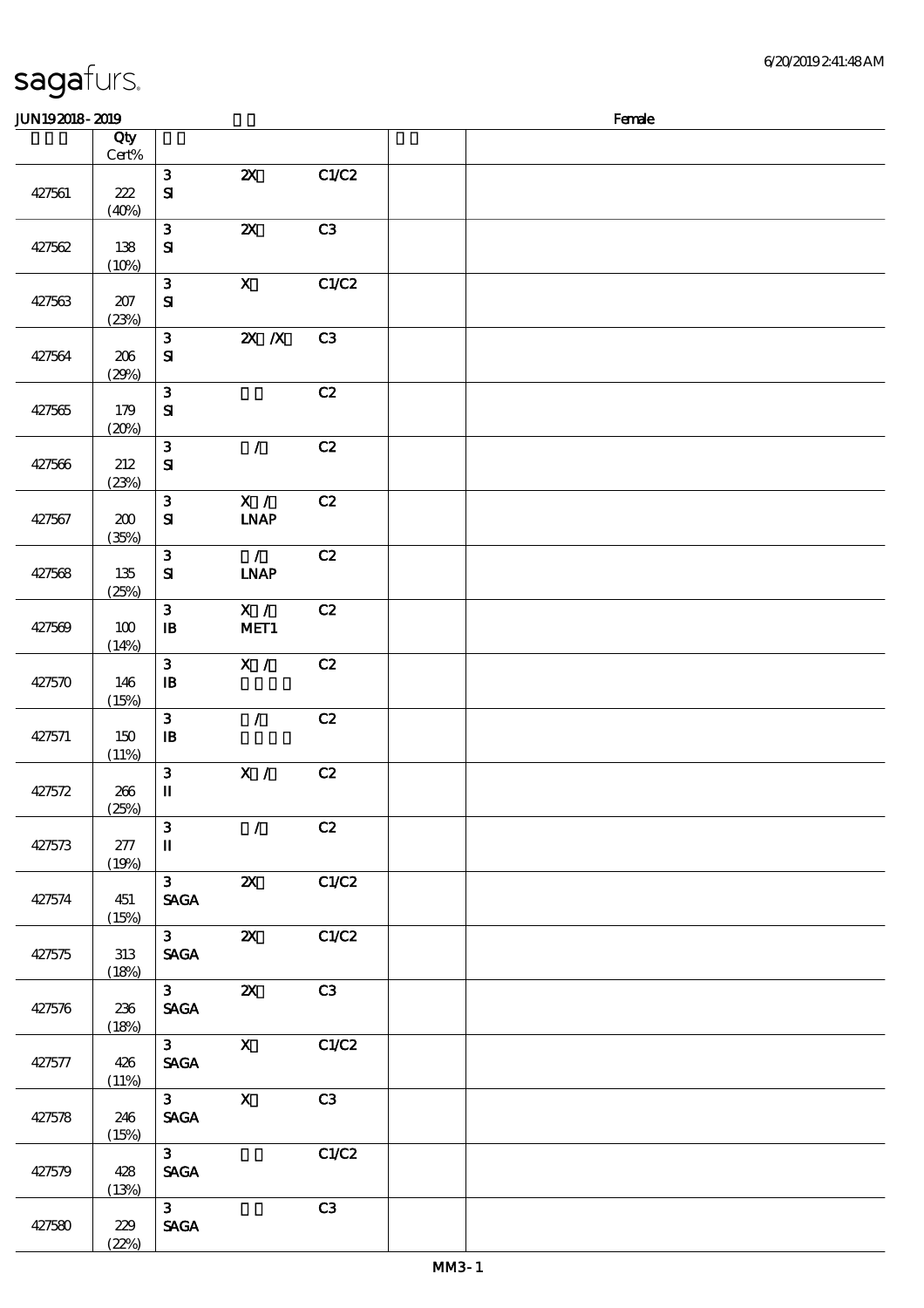sagafurs.

JUN19 2018 - 2019 Female

| | Qty Cert% | | | | | |
|---|---|---|---|---|---|---|
| 427561 | 222 (40%) | 3 SI | 2X | C1/C2 | | |
| 427562 | 138 (10%) | 3 SI | 2X | C3 | | |
| 427563 | 207 (23%) | 3 SI | X | C1/C2 | | |
| 427564 | 206 (29%) | 3 SI | 2X /X | C3 | | |
| 427565 | 179 (20%) | 3 SI | | C2 | | |
| 427566 | 212 (23%) | 3 SI | / | C2 | | |
| 427567 | 200 (35%) | 3 SI | X / LNAP | C2 | | |
| 427568 | 135 (25%) | 3 SI | / LNAP | C2 | | |
| 427569 | 100 (14%) | 3 IB | X / MET1 | C2 | | |
| 427570 | 146 (15%) | 3 IB | X / | C2 | | |
| 427571 | 150 (11%) | 3 IB | / | C2 | | |
| 427572 | 266 (25%) | 3 II | X / | C2 | | |
| 427573 | 277 (19%) | 3 II | / | C2 | | |
| 427574 | 451 (15%) | 3 SAGA | 2X | C1/C2 | | |
| 427575 | 313 (18%) | 3 SAGA | 2X | C1/C2 | | |
| 427576 | 236 (18%) | 3 SAGA | 2X | C3 | | |
| 427577 | 426 (11%) | 3 SAGA | X | C1/C2 | | |
| 427578 | 246 (15%) | 3 SAGA | X | C3 | | |
| 427579 | 428 (13%) | 3 SAGA | | C1/C2 | | |
| 427580 | 229 (22%) | 3 SAGA | | C3 | | |

MM3-1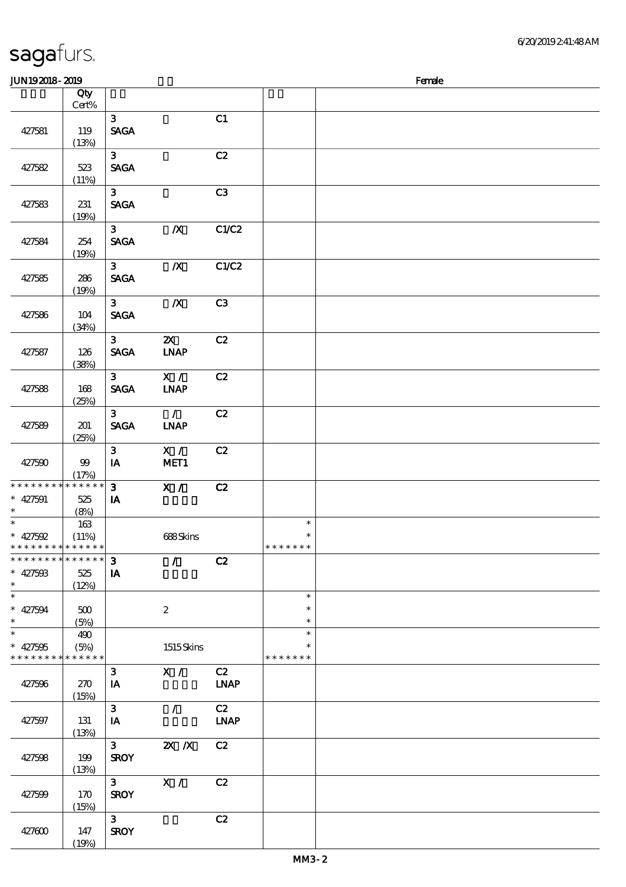sagafurs.

JUN19 2018 - 2019 Female

| | Qty Cert% | | | | | |
|---|---|---|---|---|---|---|
| 427581 | 119 (13%) | 3 SAGA | | C1 | | |
| 427582 | 523 (11%) | 3 SAGA | | C2 | | |
| 427583 | 231 (19%) | 3 SAGA | | C3 | | |
| 427584 | 254 (19%) | 3 SAGA | /X | C1/C2 | | |
| 427585 | 286 (19%) | 3 SAGA | /X | C1/C2 | | |
| 427586 | 104 (34%) | 3 SAGA | /X | C3 | | |
| 427587 | 126 (38%) | 3 SAGA | 2X LNAP | C2 | | |
| 427588 | 168 (25%) | 3 SAGA | X / LNAP | C2 | | |
| 427589 | 201 (25%) | 3 SAGA | / LNAP | C2 | | |
| 427590 | 99 (17%) | 3 IA | X / MET1 | C2 | | |
| * * * * * * * * * * * * * * 427591 * | 525 (8%) | 3 IA | X / | C2 | | |
| * * 427592 * * * * * * * * * * * * * | 163 (11%) | | 688 Skins | | * * * * * * * * * | |
| * * * * * * * * * * * * * * 427593 * | 525 (12%) | 3 IA | / | C2 | | |
| * * 427594 * | 500 (5%) | | 2 | | * * * | |
| * * 427595 * * * * * * * * * * * * * | 490 (5%) | | 1515 Skins | | * * * * * * * * * | |
| 427596 | 270 (15%) | 3 IA | X / | C2 LNAP | | |
| 427597 | 131 (13%) | 3 IA | / | C2 LNAP | | |
| 427598 | 199 (13%) | 3 SROY | 2X /X | C2 | | |
| 427599 | 170 (15%) | 3 SROY | X / | C2 | | |
| 427600 | 147 (19%) | 3 SROY | | C2 | | |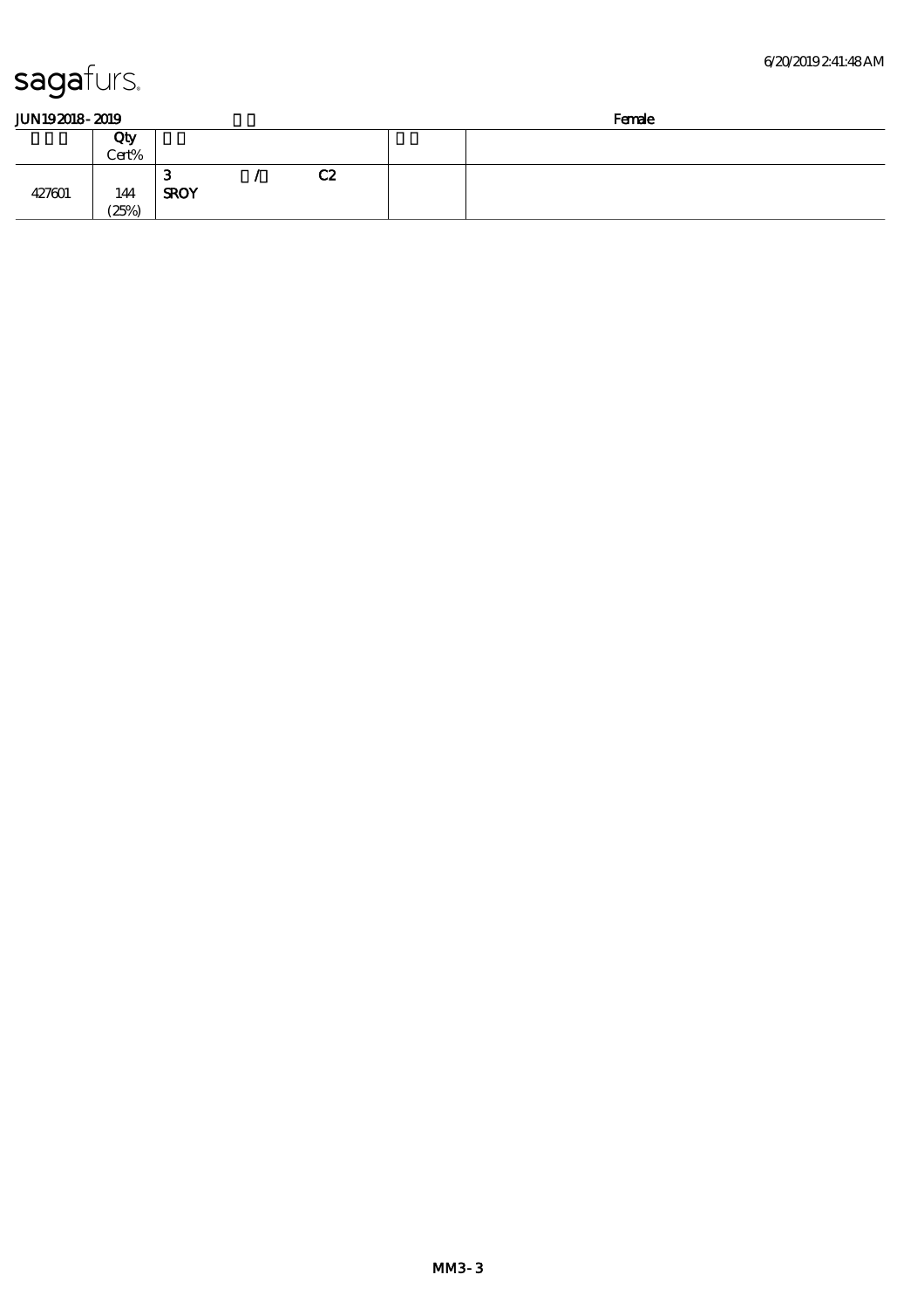sagafurs.

JUN19 2018 - 2019 　　　　　　　　　　　　　　　　　　　　　　　　　　　　　Female

| | Qty Cert% | | | |
|---|---|---|---|---|
| 427601 | 144 (25%) | 3 / C2 SROY | | |

MM3-3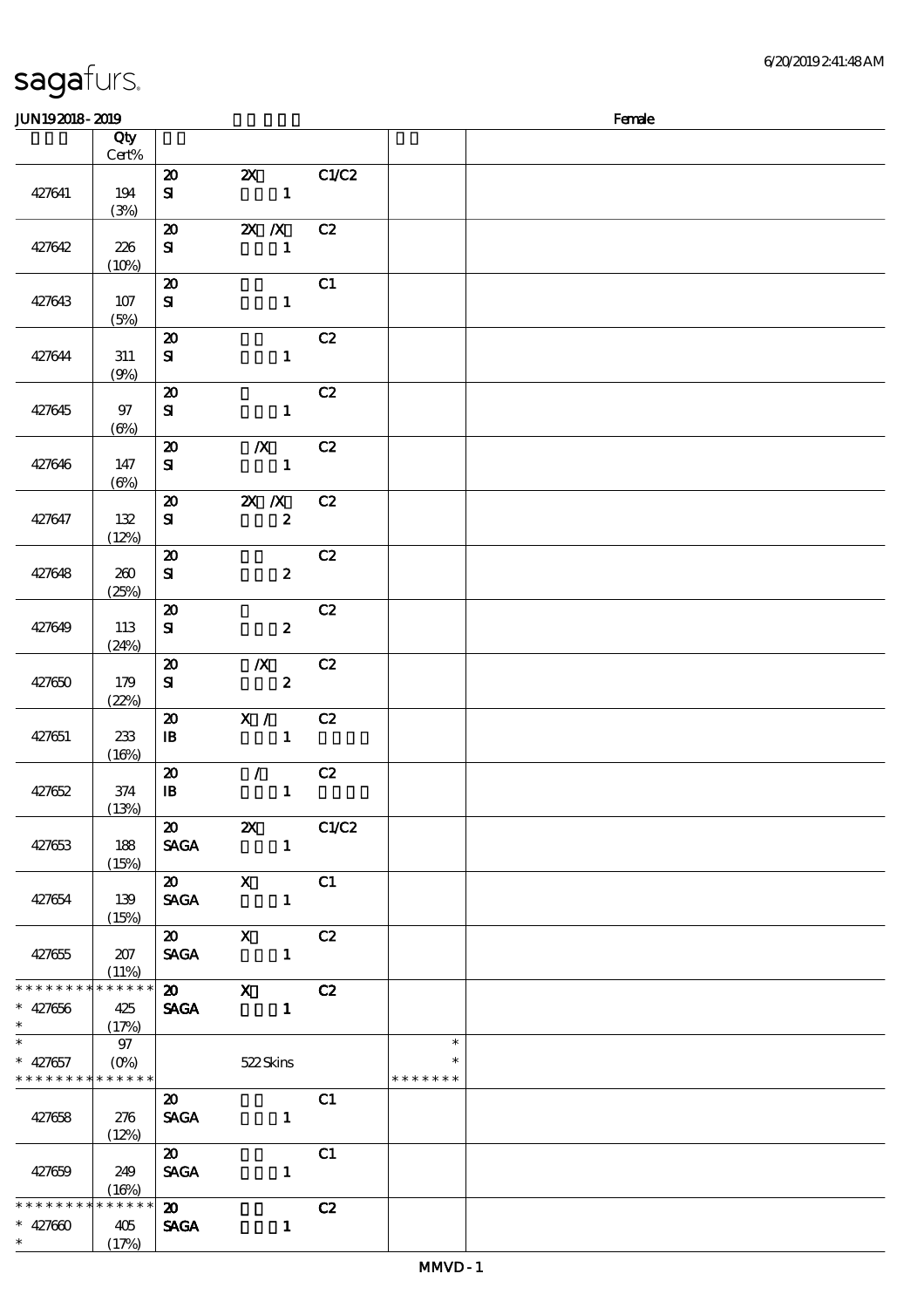sagafurs.

6/20/2019 2:41:48 AM

JUN19 2018 - 2019 Female

| | Qty Cert% | | | | | |
|---|---|---|---|---|---|---|
| 427641 | 194 (3%) | 20 SI | 2X 1 | C1/C2 | | |
| 427642 | 226 (10%) | 20 SI | 2X /X 1 | C2 | | |
| 427643 | 107 (5%) | 20 SI | 1 | C1 | | |
| 427644 | 311 (9%) | 20 SI | 1 | C2 | | |
| 427645 | 97 (6%) | 20 SI | 1 | C2 | | |
| 427646 | 147 (6%) | 20 SI | /X 1 | C2 | | |
| 427647 | 132 (12%) | 20 SI | 2X /X 2 | C2 | | |
| 427648 | 260 (25%) | 20 SI | 2 | C2 | | |
| 427649 | 113 (24%) | 20 SI | 2 | C2 | | |
| 427650 | 179 (22%) | 20 SI | /X 2 | C2 | | |
| 427651 | 233 (16%) | 20 IB | X / 1 | C2 | | |
| 427652 | 374 (13%) | 20 IB | / 1 | C2 | | |
| 427653 | 188 (15%) | 20 SAGA | 2X 1 | C1/C2 | | |
| 427654 | 139 (15%) | 20 SAGA | X 1 | C1 | | |
| 427655 | 207 (11%) | 20 SAGA | X 1 | C2 | | |
| * * * * * * * * * * * * * * * 427656 * | 425 (17%) | 20 SAGA | X 1 | C2 | | |
| * * 427657 * * * * * * * * * * * * * * | 97 (0%) | | 522 Skins | | * * * * * * * * * | |
| 427658 | 276 (12%) | 20 SAGA | 1 | C1 | | |
| 427659 | 249 (16%) | 20 SAGA | 1 | C1 | | |
| * * * * * * * * * * * * * * * 427660 * | 405 (17%) | 20 SAGA | 1 | C2 | | |

MMVD - 1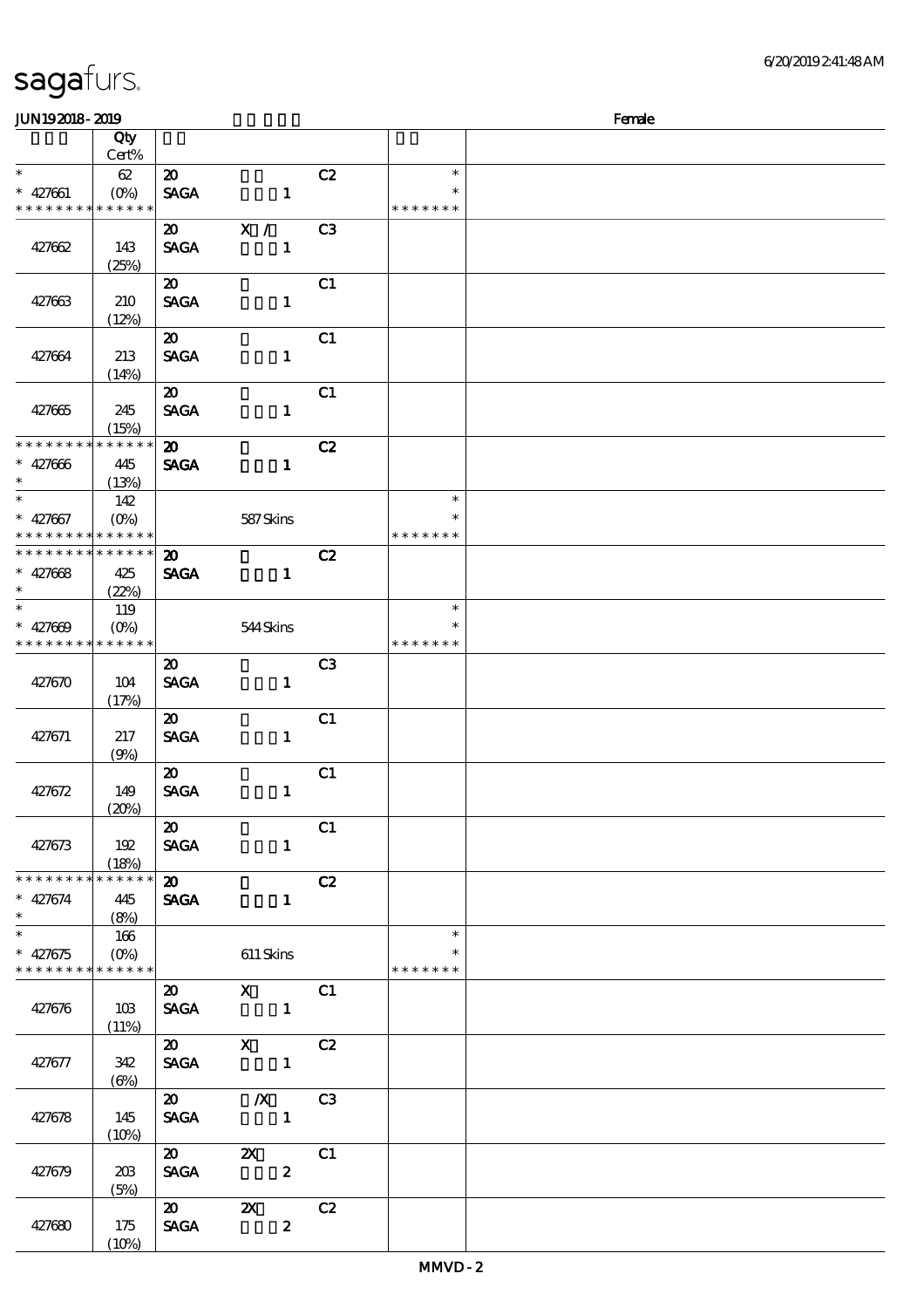sagafurs.

JUN19 2018 - 2019 Female

| | Qty Cert% | | | | | |
|---|---|---|---|---|---|---|
| * | 62 | 20 | | C2 | * | |
| * 427661 | (0%) | SAGA | 1 | | * | |
| * * * * * * * * * * * * * * | | | | | * * * * * * * | |
| | | 20 | X / | C3 | | |
| 427662 | 143 (25%) | SAGA | 1 | | | |
| | | 20 | | C1 | | |
| 427663 | 210 (12%) | SAGA | 1 | | | |
| | | 20 | | C1 | | |
| 427664 | 213 (14%) | SAGA | 1 | | | |
| | | 20 | | C1 | | |
| 427665 | 245 (15%) | SAGA | 1 | | | |
| * * * * * * * * * * * * * * | | 20 | | C2 | | |
| * 427666 | 445 | SAGA | 1 | | | |
| * | (13%) | | | | | |
| * | 142 | | | | * | |
| * 427667 | (0%) | | 587 Skins | | * | |
| * * * * * * * * * * * * * * | | | | | * * * * * * * | |
| * * * * * * * * * * * * * * | | 20 | | C2 | | |
| * 427668 | 425 | SAGA | 1 | | | |
| * | (22%) | | | | | |
| * | 119 | | | | * | |
| * 427669 | (0%) | | 544 Skins | | * | |
| * * * * * * * * * * * * * * | | | | | * * * * * * * | |
| | | 20 | | C3 | | |
| 427670 | 104 (17%) | SAGA | 1 | | | |
| | | 20 | | C1 | | |
| 427671 | 217 (9%) | SAGA | 1 | | | |
| | | 20 | | C1 | | |
| 427672 | 149 (20%) | SAGA | 1 | | | |
| | | 20 | | C1 | | |
| 427673 | 192 (18%) | SAGA | 1 | | | |
| * * * * * * * * * * * * * * | | 20 | | C2 | | |
| * 427674 | 445 | SAGA | 1 | | | |
| * | (8%) | | | | | |
| * | 166 | | | | * | |
| * 427675 | (0%) | | 611 Skins | | * | |
| * * * * * * * * * * * * * * | | | | | * * * * * * * | |
| | | 20 | X | C1 | | |
| 427676 | 103 (11%) | SAGA | 1 | | | |
| | | 20 | X | C2 | | |
| 427677 | 342 (6%) | SAGA | 1 | | | |
| | | 20 | /X | C3 | | |
| 427678 | 145 (10%) | SAGA | 1 | | | |
| | | 20 | 2X | C1 | | |
| 427679 | 203 (5%) | SAGA | 2 | | | |
| | | 20 | 2X | C2 | | |
| 427680 | 175 (10%) | SAGA | 2 | | | |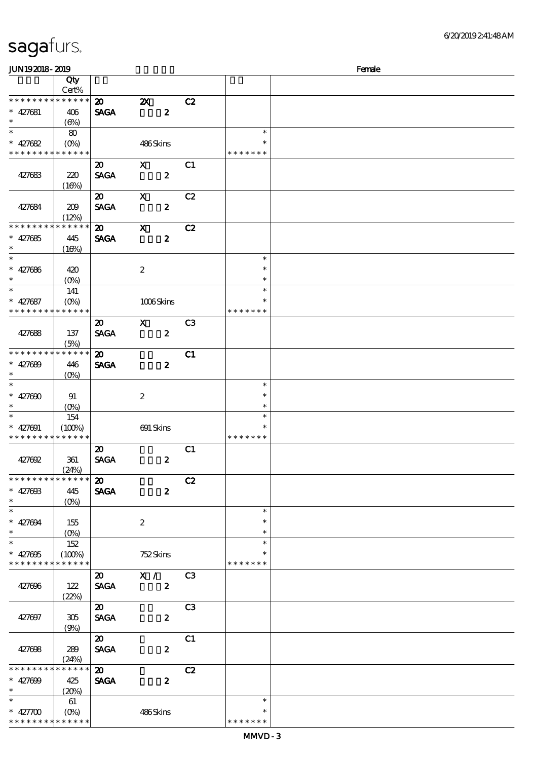sagafurs.

JUN19 2018 - 2019 Female

| | Qty Cert% | | | | | |
|---|---|---|---|---|---|---|
| * * * * * * * * * * * * * * | | 20 | 2X | C2 | | |
| * 427681 | 406 | SAGA | 2 | | | |
| * | (6%) | | | | | |
| * | 80 | | | | * | |
| * 427682 | (0%) | | 486 Skins | | * | |
| * * * * * * * * * * * * * * | | | | | * * * * * * * | |
| | | 20 | X | C1 | | |
| 427683 | 220 | SAGA | 2 | | | |
| | (16%) | | | | | |
| | | 20 | X | C2 | | |
| 427684 | 209 | SAGA | 2 | | | |
| | (12%) | | | | | |
| * * * * * * * * * * * * * * | | 20 | X | C2 | | |
| * 427685 | 445 | SAGA | 2 | | | |
| * | (16%) | | | | | |
| * | | | | | * | |
| * 427686 | 420 | | 2 | | * | |
| * | (0%) | | | | * | |
| * | 141 | | | | * | |
| * 427687 | (0%) | | 1006 Skins | | * | |
| * * * * * * * * * * * * * * | | | | | * * * * * * * | |
| | | 20 | X | C3 | | |
| 427688 | 137 | SAGA | 2 | | | |
| | (5%) | | | | | |
| * * * * * * * * * * * * * * | | 20 | | C1 | | |
| * 427689 | 446 | SAGA | 2 | | | |
| * | (0%) | | | | | |
| * | | | | | * | |
| * 427690 | 91 | | 2 | | * | |
| * | (0%) | | | | * | |
| * | 154 | | | | * | |
| * 427691 | (100%) | | 691 Skins | | * | |
| * * * * * * * * * * * * * * | | | | | * * * * * * * | |
| | | 20 | | C1 | | |
| 427692 | 361 | SAGA | 2 | | | |
| | (24%) | | | | | |
| * * * * * * * * * * * * * * | | 20 | | C2 | | |
| * 427693 | 445 | SAGA | 2 | | | |
| * | (0%) | | | | | |
| * | | | | | * | |
| * 427694 | 155 | | 2 | | * | |
| * | (0%) | | | | * | |
| * | 152 | | | | * | |
| * 427695 | (100%) | | 752 Skins | | * | |
| * * * * * * * * * * * * * * | | | | | * * * * * * * | |
| | | 20 | X / | C3 | | |
| 427696 | 122 | SAGA | 2 | | | |
| | (22%) | | | | | |
| | | 20 | | C3 | | |
| 427697 | 305 | SAGA | 2 | | | |
| | (9%) | | | | | |
| | | 20 | | C1 | | |
| 427698 | 289 | SAGA | 2 | | | |
| | (24%) | | | | | |
| * * * * * * * * * * * * * * | | 20 | | C2 | | |
| * 427699 | 425 | SAGA | 2 | | | |
| * | (20%) | | | | | |
| * | 61 | | | | * | |
| * 427700 | (0%) | | 486 Skins | | * | |
| * * * * * * * * * * * * * * | | | | | * * * * * * * | |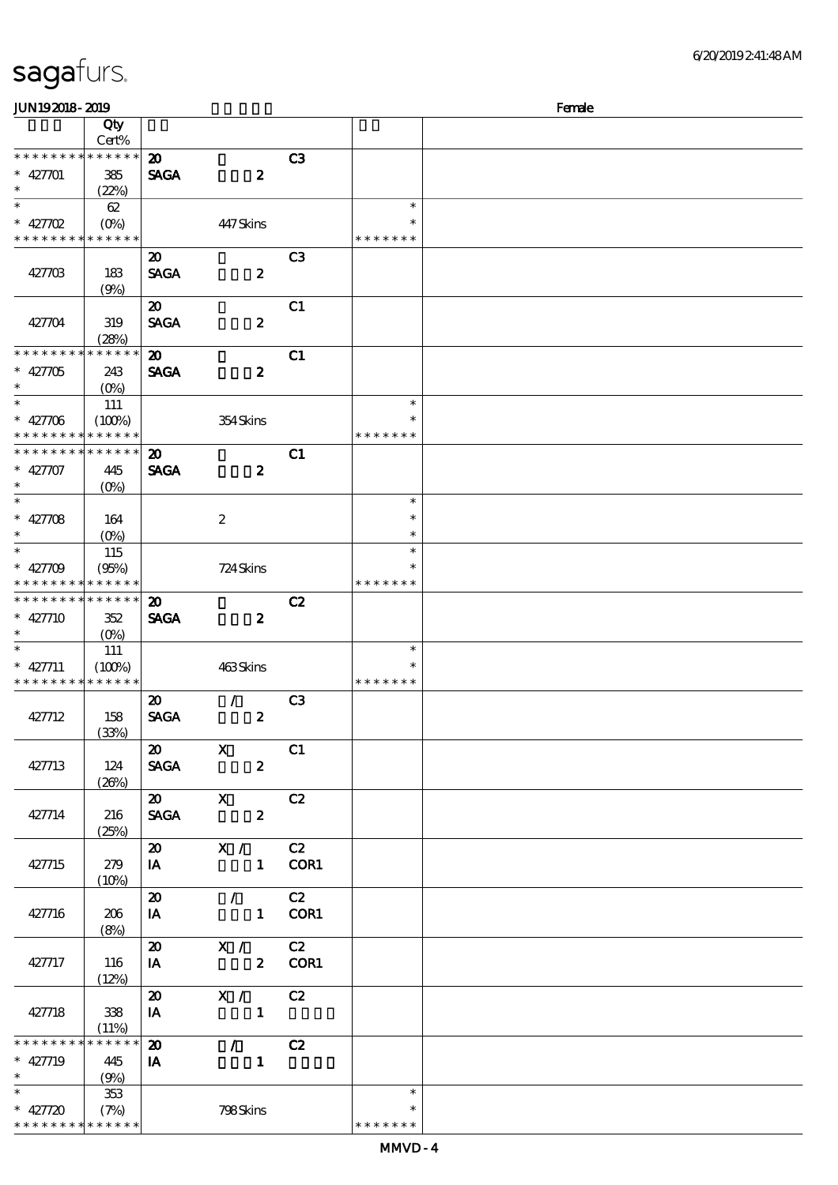# sagafurs.

JUN19 2018 - 2019 Female

| | Qty Cert% | | | | | |
|---|---|---|---|---|---|---|
| * * * * * * * * * * * * * * | | 20 | | C3 | | |
| * 427701 | 385 | SAGA | 2 | | | |
| * | (22%) | | | | | |
| * | 62 | | | | * | |
| * 427702 | (0%) | | 447 Skins | | * | |
| * * * * * * * * * * * * * * | | | | | * * * * * * * | |
| | | 20 | | C3 | | |
| 427703 | 183 | SAGA | 2 | | | |
| | (9%) | | | | | |
| | | 20 | | C1 | | |
| 427704 | 319 | SAGA | 2 | | | |
| | (28%) | | | | | |
| * * * * * * * * * * * * * * | | 20 | | C1 | | |
| * 427705 | 243 | SAGA | 2 | | | |
| * | (0%) | | | | | |
| * | 111 | | | | * | |
| * 427706 | (100%) | | 354 Skins | | * | |
| * * * * * * * * * * * * * * | | | | | * * * * * * * | |
| * * * * * * * * * * * * * * | | 20 | | C1 | | |
| * 427707 | 445 | SAGA | 2 | | | |
| * | (0%) | | | | | |
| * | | | | | * | |
| * 427708 | 164 | | 2 | | * | |
| * | (0%) | | | | * | |
| * | 115 | | | | * | |
| * 427709 | (95%) | | 724 Skins | | * | |
| * * * * * * * * * * * * * * | | | | | * * * * * * * | |
| * * * * * * * * * * * * * * | | 20 | | C2 | | |
| * 427710 | 352 | SAGA | 2 | | | |
| * | (0%) | | | | | |
| * | 111 | | | | * | |
| * 427711 | (100%) | | 463 Skins | | * | |
| * * * * * * * * * * * * * * | | | | | * * * * * * * | |
| | | 20 | / | C3 | | |
| 427712 | 158 | SAGA | 2 | | | |
| | (33%) | | | | | |
| | | 20 | X | C1 | | |
| 427713 | 124 | SAGA | 2 | | | |
| | (26%) | | | | | |
| | | 20 | X | C2 | | |
| 427714 | 216 | SAGA | 2 | | | |
| | (25%) | | | | | |
| | | 20 | X / | C2 | | |
| 427715 | 279 | IA | 1 | COR1 | | |
| | (10%) | | | | | |
| | | 20 | / | C2 | | |
| 427716 | 206 | IA | 1 | COR1 | | |
| | (8%) | | | | | |
| | | 20 | X / | C2 | | |
| 427717 | 116 | IA | 2 | COR1 | | |
| | (12%) | | | | | |
| | | 20 | X / | C2 | | |
| 427718 | 338 | IA | 1 | | | |
| | (11%) | | | | | |
| * * * * * * * * * * * * * * | | 20 | / | C2 | | |
| * 427719 | 445 | IA | 1 | | | |
| * | (9%) | | | | | |
| * | 353 | | | | * | |
| * 427720 | (7%) | | 798 Skins | | * | |
| * * * * * * * * * * * * * * | | | | | * * * * * * * | |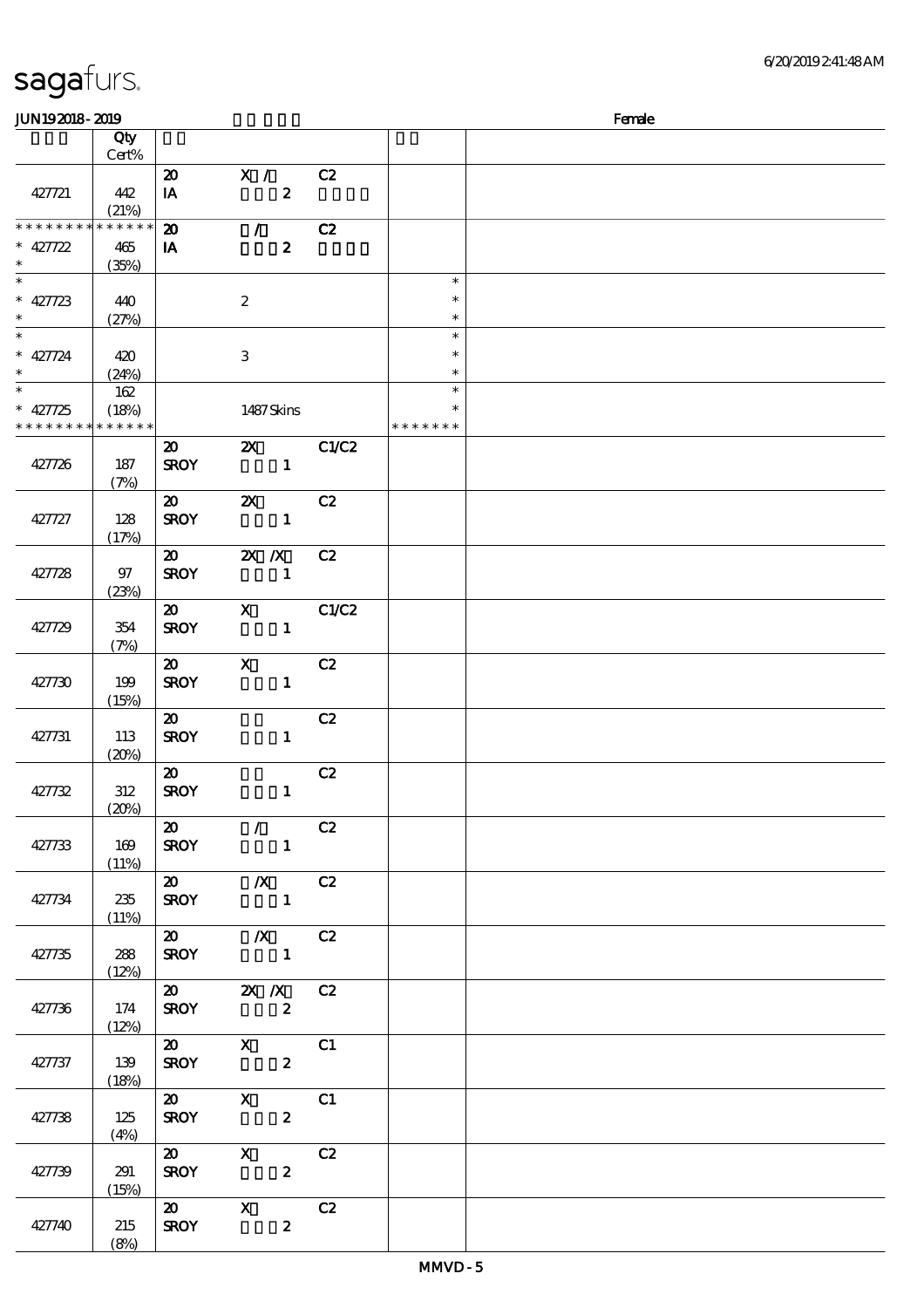sagafurs.

6/20/2019 2:41:48 AM

JUN19 2018 - 2019 Female

| | Qty Cert% | | | | | |
|---|---|---|---|---|---|---|
| 427721 | 442 (21%) | 20 IA | X / 2 | C2 | | |
| * * * * * * * * * * * * * * 427722 * | 465 (35%) | 20 IA | / 2 | C2 | | |
| * * 427723 * | 440 (27%) | | 2 | | * * * | |
| * * 427724 * | 420 (24%) | | 3 | | * * * | |
| * * 427725 * * * * * * * * * * * * * * | 162 (18%) | | 1487 Skins | | * * * * * * * * * * | |
| 427726 | 187 (7%) | 20 SROY | 2X 1 | C1/C2 | | |
| 427727 | 128 (17%) | 20 SROY | 2X 1 | C2 | | |
| 427728 | 97 (23%) | 20 SROY | 2X /X 1 | C2 | | |
| 427729 | 354 (7%) | 20 SROY | X 1 | C1/C2 | | |
| 427730 | 199 (15%) | 20 SROY | X 1 | C2 | | |
| 427731 | 113 (20%) | 20 SROY | 1 | C2 | | |
| 427732 | 312 (20%) | 20 SROY | 1 | C2 | | |
| 427733 | 169 (11%) | 20 SROY | / 1 | C2 | | |
| 427734 | 235 (11%) | 20 SROY | /X 1 | C2 | | |
| 427735 | 288 (12%) | 20 SROY | /X 1 | C2 | | |
| 427736 | 174 (12%) | 20 SROY | 2X /X 2 | C2 | | |
| 427737 | 139 (18%) | 20 SROY | X 2 | C1 | | |
| 427738 | 125 (4%) | 20 SROY | X 2 | C1 | | |
| 427739 | 291 (15%) | 20 SROY | X 2 | C2 | | |
| 427740 | 215 (8%) | 20 SROY | X 2 | C2 | | |

MMVD - 5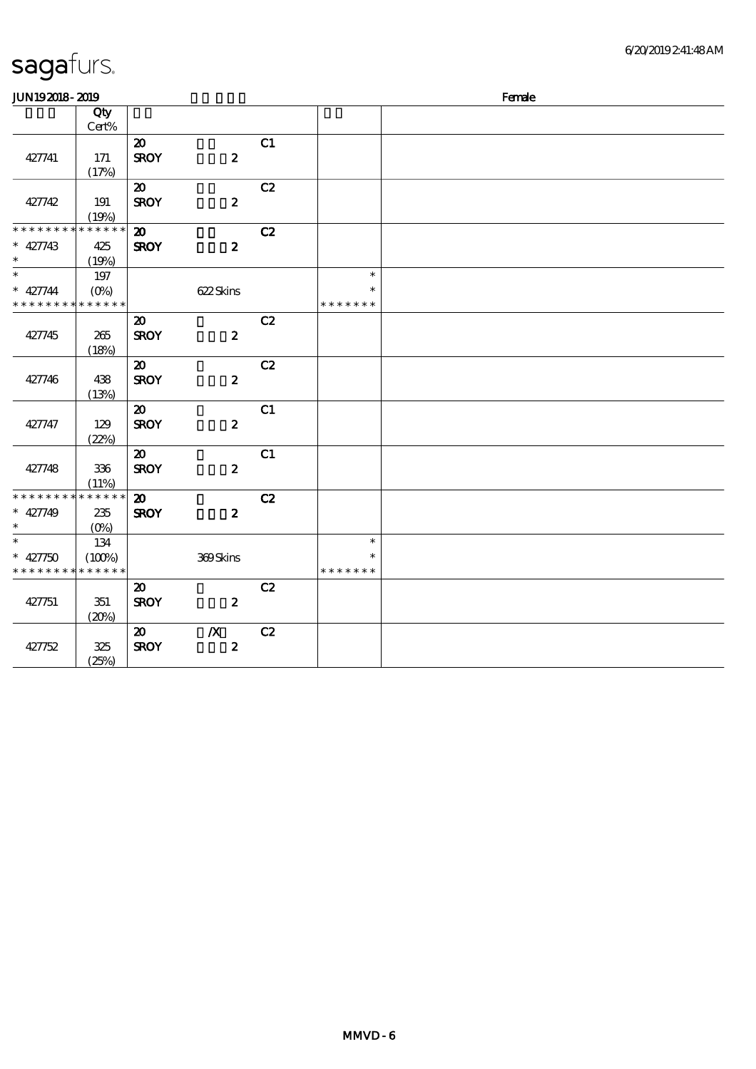# sagafurs.

JUN19 2018 - 2019 Female

| | Qty Cert% | | | | | |
|---|---|---|---|---|---|---|
| 427741 | 171 (17%) | 20 SROY | 2 | C1 | | |
| 427742 | 191 (19%) | 20 SROY | 2 | C2 | | |
| * * * * * * * * * * * * * * * 427743 * | 425 (19%) | 20 SROY | 2 | C2 | | |
| * * 427744 * * * * * * * * * * * * * * | 197 (0%) | | 622 Skins | | * * * * * * * * * | |
| 427745 | 265 (18%) | 20 SROY | 2 | C2 | | |
| 427746 | 438 (13%) | 20 SROY | 2 | C2 | | |
| 427747 | 129 (22%) | 20 SROY | 2 | C1 | | |
| 427748 | 336 (11%) | 20 SROY | 2 | C1 | | |
| * * * * * * * * * * * * * * * 427749 * | 235 (0%) | 20 SROY | 2 | C2 | | |
| * * 427750 * * * * * * * * * * * * * * | 134 (100%) | | 369 Skins | | * * * * * * * * * | |
| 427751 | 351 (20%) | 20 SROY | 2 | C2 | | |
| 427752 | 325 (25%) | 20 SROY | /X 2 | C2 | | |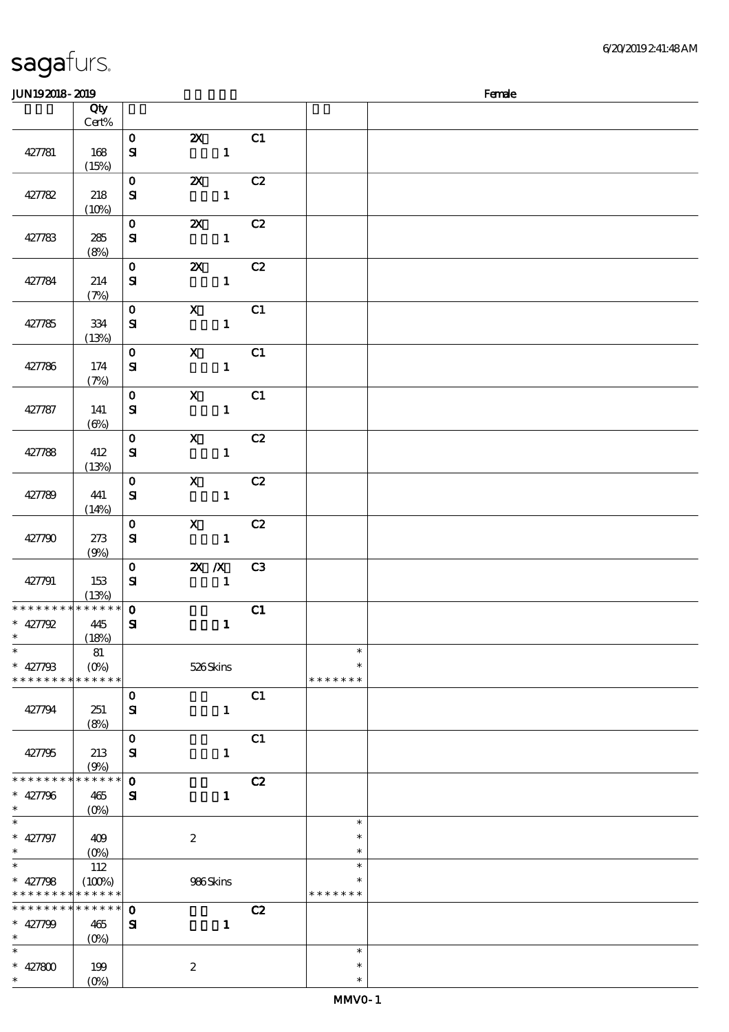| | Qty Cert% | | | | | |
|---|---|---|---|---|---|---|
| 427781 | 168 (15%) | 0 SI | 2X 1 | C1 | | |
| 427782 | 218 (10%) | 0 SI | 2X 1 | C2 | | |
| 427783 | 285 (8%) | 0 SI | 2X 1 | C2 | | |
| 427784 | 214 (7%) | 0 SI | 2X 1 | C2 | | |
| 427785 | 334 (13%) | 0 SI | X 1 | C1 | | |
| 427786 | 174 (7%) | 0 SI | X 1 | C1 | | |
| 427787 | 141 (6%) | 0 SI | X 1 | C1 | | |
| 427788 | 412 (13%) | 0 SI | X 1 | C2 | | |
| 427789 | 441 (14%) | 0 SI | X 1 | C2 | | |
| 427790 | 273 (9%) | 0 SI | X 1 | C2 | | |
| 427791 | 153 (13%) | 0 SI | 2X /X 1 | C3 | | |
| * * * * * * * * * * * * * * * 427792 * | 445 (18%) | 0 SI | 1 | C1 | | |
| * * 427793 * * * * * * * * * * * * * | 81 (0%) | | 526 Skins | | * * * * * * * * * | |
| 427794 | 251 (8%) | 0 SI | 1 | C1 | | |
| 427795 | 213 (9%) | 0 SI | 1 | C1 | | |
| * * * * * * * * * * * * * * * 427796 * | 465 (0%) | 0 SI | 1 | C2 | | |
| * * 427797 * | 409 (0%) | | 2 | | * * * | |
| * * 427798 * * * * * * * * * * * * * | 112 (100%) | | 986 Skins | | * * * * * * * * * | |
| * * * * * * * * * * * * * * * 427799 * | 465 (0%) | 0 SI | 1 | C2 | | |
| * * 427800 * | 199 (0%) | | 2 | | * * * | |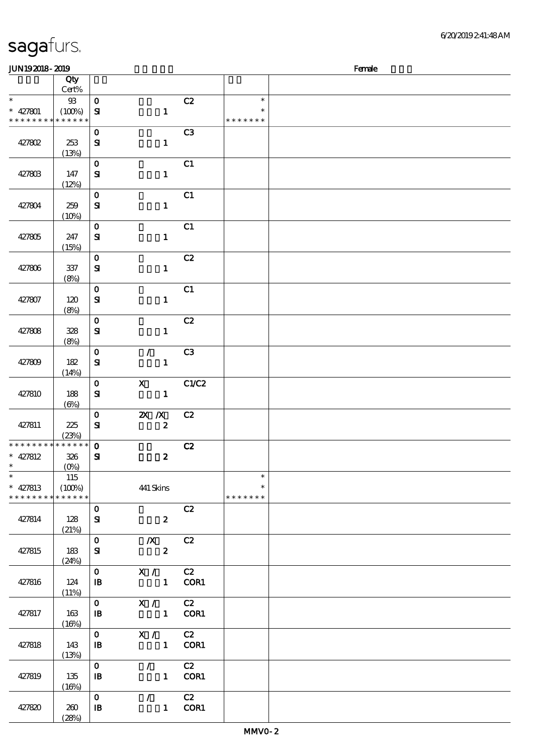sagafurs.

6/20/2019 2:41:48 AM

JUN19 2018 - 2019 Female

| | Qty Cert% | | | | | |
|---|---|---|---|---|---|---|
| * * 427801 * * * * * * * * * * * * * * | 93 (100%) | 0 SI | 1 | C2 | * * * * * * * * * | |
| 427802 | 253 (13%) | 0 SI | 1 | C3 | | |
| 427803 | 147 (12%) | 0 SI | 1 | C1 | | |
| 427804 | 259 (10%) | 0 SI | 1 | C1 | | |
| 427805 | 247 (15%) | 0 SI | 1 | C1 | | |
| 427806 | 337 (8%) | 0 SI | 1 | C2 | | |
| 427807 | 120 (8%) | 0 SI | 1 | C1 | | |
| 427808 | 328 (8%) | 0 SI | 1 | C2 | | |
| 427809 | 182 (14%) | 0 SI | / 1 | C3 | | |
| 427810 | 188 (6%) | 0 SI | X 1 | C1/C2 | | |
| 427811 | 225 (23%) | 0 SI | 2X /X 2 | C2 | | |
| * * * * * * * * * * * * * * * 427812 * | 326 (0%) | 0 SI | 2 | C2 | | |
| * * 427813 * * * * * * * * * * * * * * | 115 (100%) | | 441 Skins | | * * * * * * * * * | |
| 427814 | 128 (21%) | 0 SI | 2 | C2 | | |
| 427815 | 183 (24%) | 0 SI | /X 2 | C2 | | |
| 427816 | 124 (11%) | 0 IB | X / 1 | C2 COR1 | | |
| 427817 | 163 (16%) | 0 IB | X / 1 | C2 COR1 | | |
| 427818 | 143 (13%) | 0 IB | X / 1 | C2 COR1 | | |
| 427819 | 135 (16%) | 0 IB | / 1 | C2 COR1 | | |
| 427820 | 260 (28%) | 0 IB | / 1 | C2 COR1 | | |

MMV0 - 2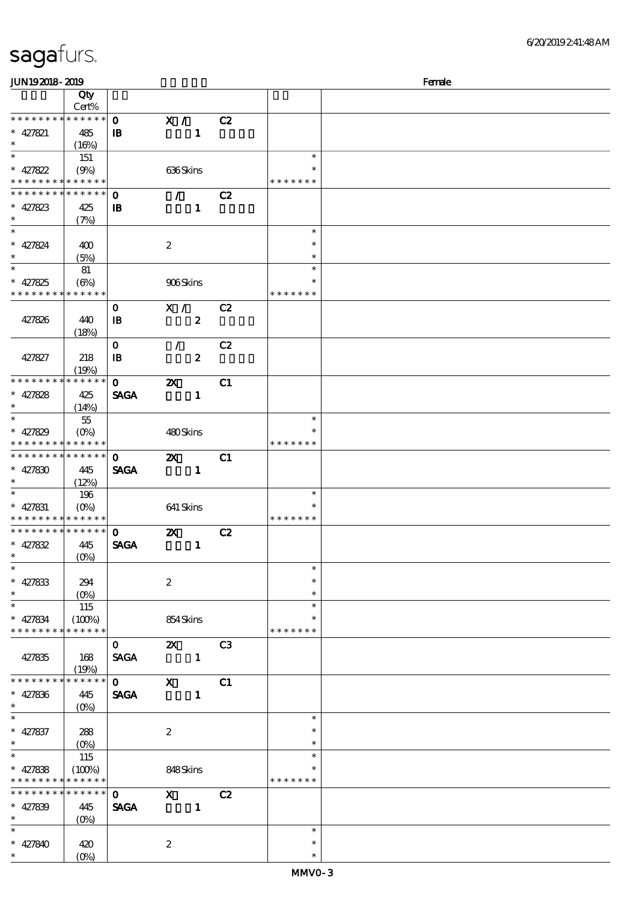# sagafurs.

JUN19 2018 - 2019 Female

| | Qty Cert% | | | | | |
|---|---|---|---|---|---|---|
| * * * * * * * * * * * * * * | | 0 | X / | C2 | | |
| * 427821 | 485 | IB | 1 | | | |
| * | (16%) | | | | | |
| * | 151 | | | | * | |
| * 427822 | (9%) | | 636 Skins | | * | |
| * * * * * * * * * * * * * * | | | | | * * * * * * * | |
| * * * * * * * * * * * * * * | | 0 | / | C2 | | |
| * 427823 | 425 | IB | 1 | | | |
| * | (7%) | | | | | |
| * | | | | | * | |
| * 427824 | 400 | | 2 | | * | |
| * | (5%) | | | | * | |
| * | 81 | | | | * | |
| * 427825 | (6%) | | 906 Skins | | * | |
| * * * * * * * * * * * * * * | | | | | * * * * * * * | |
| | | 0 | X / | C2 | | |
| 427826 | 440 | IB | 2 | | | |
| | (18%) | | | | | |
| | | 0 | / | C2 | | |
| 427827 | 218 | IB | 2 | | | |
| | (19%) | | | | | |
| * * * * * * * * * * * * * * | | 0 | 2X | C1 | | |
| * 427828 | 425 | SAGA | 1 | | | |
| * | (14%) | | | | | |
| * | 55 | | | | * | |
| * 427829 | (0%) | | 480 Skins | | * | |
| * * * * * * * * * * * * * * | | | | | * * * * * * * | |
| * * * * * * * * * * * * * * | | 0 | 2X | C1 | | |
| * 427830 | 445 | SAGA | 1 | | | |
| * | (12%) | | | | | |
| * | 196 | | | | * | |
| * 427831 | (0%) | | 641 Skins | | * | |
| * * * * * * * * * * * * * * | | | | | * * * * * * * | |
| * * * * * * * * * * * * * * | | 0 | 2X | C2 | | |
| * 427832 | 445 | SAGA | 1 | | | |
| * | (0%) | | | | | |
| * | | | | | * | |
| * 427833 | 294 | | 2 | | * | |
| * | (0%) | | | | * | |
| * | 115 | | | | * | |
| * 427834 | (100%) | | 854 Skins | | * | |
| * * * * * * * * * * * * * * | | | | | * * * * * * * | |
| | | 0 | 2X | C3 | | |
| 427835 | 168 | SAGA | 1 | | | |
| | (19%) | | | | | |
| * * * * * * * * * * * * * * | | 0 | X | C1 | | |
| * 427836 | 445 | SAGA | 1 | | | |
| * | (0%) | | | | | |
| * | | | | | * | |
| * 427837 | 288 | | 2 | | * | |
| * | (0%) | | | | * | |
| * | 115 | | | | * | |
| * 427838 | (100%) | | 848 Skins | | * | |
| * * * * * * * * * * * * * * | | | | | * * * * * * * | |
| * * * * * * * * * * * * * * | | 0 | X | C2 | | |
| * 427839 | 445 | SAGA | 1 | | | |
| * | (0%) | | | | | |
| * | | | | | * | |
| * 427840 | 420 | | 2 | | * | |
| * | (0%) | | | | * | |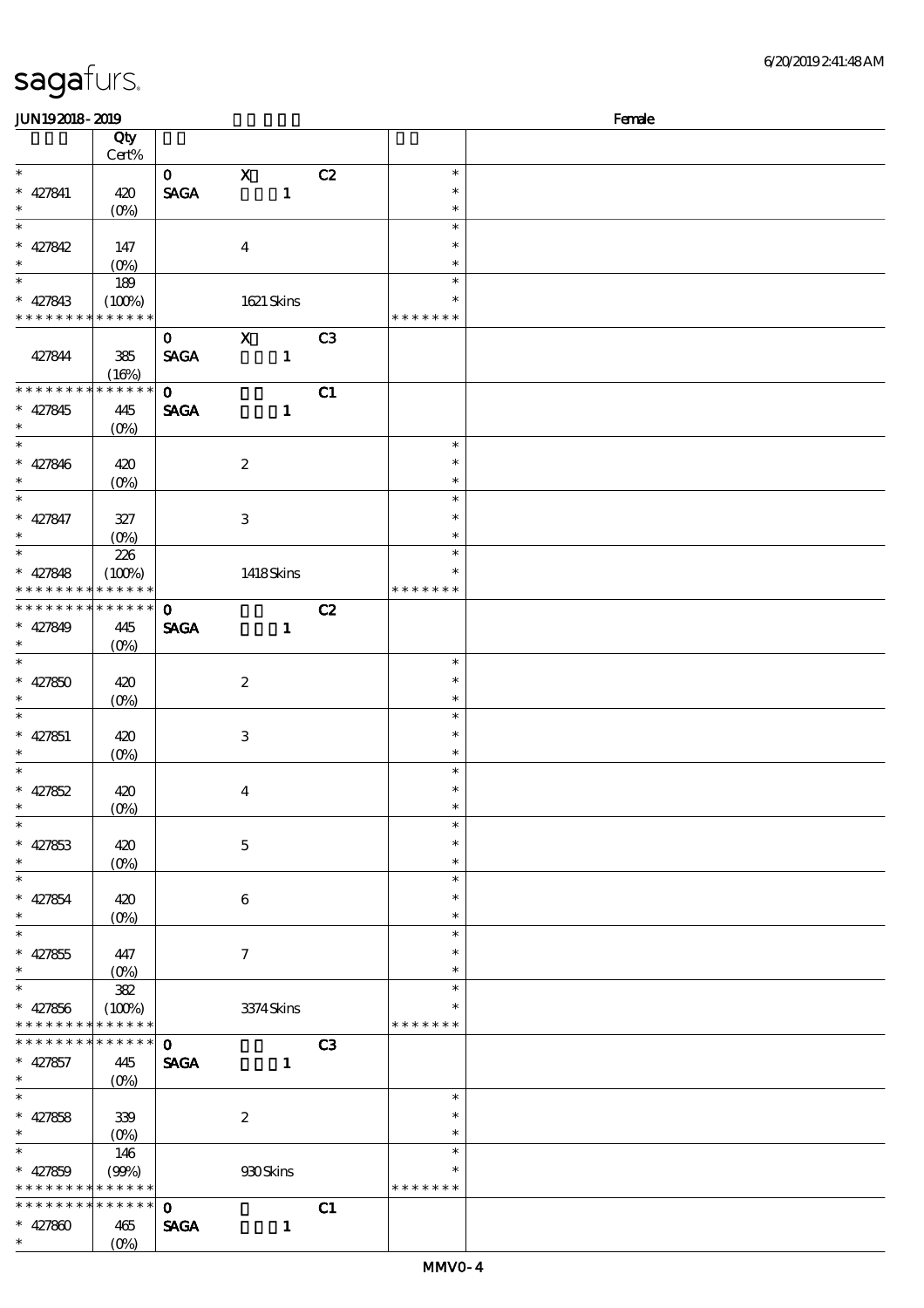sagafurs.

6/20/2019 2:41:48 AM

JUN19 2018 - 2019 Female

| | Qty Cert% | | | | | |
|---|---|---|---|---|---|---|
| * | | 0 | X | C2 | * | |
| * 427841 | 420 | SAGA | 1 | | * | |
| * | (0%) | | | | * | |
| * | | | | | * | |
| * 427842 | 147 | | 4 | | * | |
| * | (0%) | | | | * | |
| * | 189 | | | | * | |
| * 427843 | (100%) | | 1621 Skins | | * | |
| * * * * * * * * * * * * * * | | | | | * * * * * * * | |
| | | 0 | X | C3 | | |
| 427844 | 385 | SAGA | 1 | | | |
| | (16%) | | | | | |
| * * * * * * * * * * * * * * | | 0 | | C1 | | |
| * 427845 | 445 | SAGA | 1 | | | |
| * | (0%) | | | | | |
| * | | | | | * | |
| * 427846 | 420 | | 2 | | * | |
| * | (0%) | | | | * | |
| * | | | | | * | |
| * 427847 | 327 | | 3 | | * | |
| * | (0%) | | | | * | |
| * | 226 | | | | * | |
| * 427848 | (100%) | | 1418 Skins | | * | |
| * * * * * * * * * * * * * * | | | | | * * * * * * * | |
| * * * * * * * * * * * * * * | | 0 | | C2 | | |
| * 427849 | 445 | SAGA | 1 | | | |
| * | (0%) | | | | | |
| * | | | | | * | |
| * 427850 | 420 | | 2 | | * | |
| * | (0%) | | | | * | |
| * | | | | | * | |
| * 427851 | 420 | | 3 | | * | |
| * | (0%) | | | | * | |
| * | | | | | * | |
| * 427852 | 420 | | 4 | | * | |
| * | (0%) | | | | * | |
| * | | | | | * | |
| * 427853 | 420 | | 5 | | * | |
| * | (0%) | | | | * | |
| * | | | | | * | |
| * 427854 | 420 | | 6 | | * | |
| * | (0%) | | | | * | |
| * | | | | | * | |
| * 427855 | 447 | | 7 | | * | |
| * | (0%) | | | | * | |
| * | 382 | | | | * | |
| * 427856 | (100%) | | 3374 Skins | | * | |
| * * * * * * * * * * * * * * | | | | | * * * * * * * | |
| * * * * * * * * * * * * * * | | 0 | | C3 | | |
| * 427857 | 445 | SAGA | 1 | | | |
| * | (0%) | | | | | |
| * | | | | | * | |
| * 427858 | 339 | | 2 | | * | |
| * | (0%) | | | | * | |
| * | 146 | | | | * | |
| * 427859 | (99%) | | 930 Skins | | * | |
| * * * * * * * * * * * * * * | | | | | * * * * * * * | |
| * * * * * * * * * * * * * * | | 0 | | C1 | | |
| * 427860 | 465 | SAGA | 1 | | | |
| * | (0%) | | | | | |

MMV0 - 4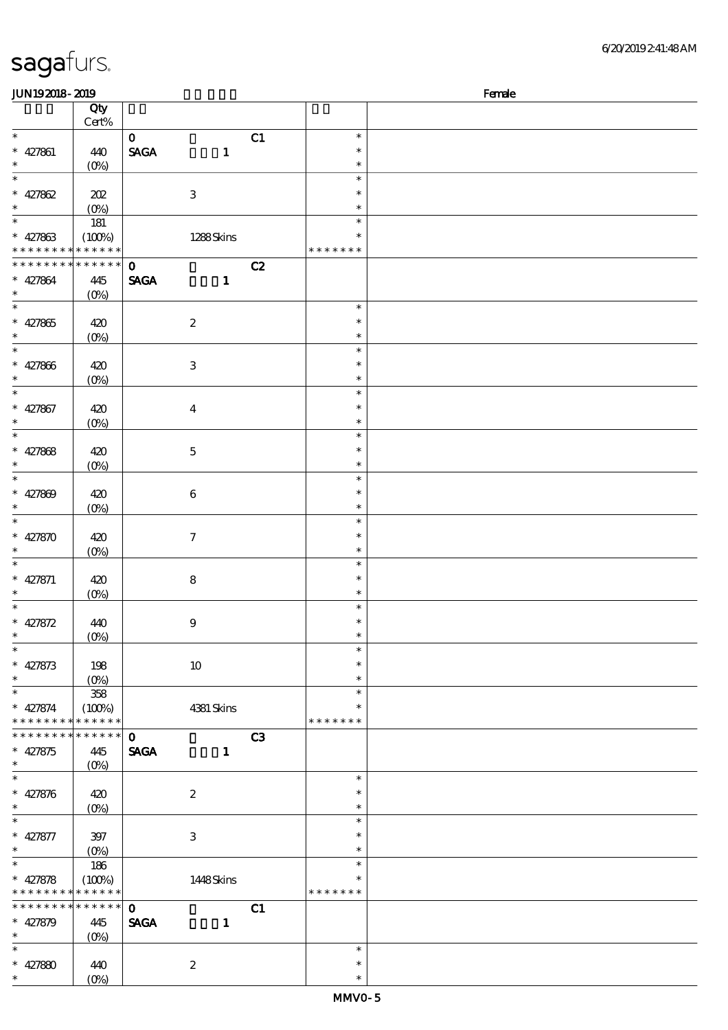| | Qty Cert% | | | |
|---|---|---|---|---|
| * | | 0 C1 | * | |
| * 427861 | 440 | SAGA 1 | * | |
| * | (0%) | | * | |
| * | | | * | |
| * 427862 | 202 | 3 | * | |
| * | (0%) | | * | |
| * | 181 | | * | |
| * 427863 | (100%) | 1288 Skins | * | |
| * * * * * * * * * * * * * * | | | * * * * * * * | |
| * * * * * * * * * * * * * * | | 0 C2 | | |
| * 427864 | 445 | SAGA 1 | | |
| * | (0%) | | | |
| * | | | * | |
| * 427865 | 420 | 2 | * | |
| * | (0%) | | * | |
| * | | | * | |
| * 427866 | 420 | 3 | * | |
| * | (0%) | | * | |
| * | | | * | |
| * 427867 | 420 | 4 | * | |
| * | (0%) | | * | |
| * | | | * | |
| * 427868 | 420 | 5 | * | |
| * | (0%) | | * | |
| * | | | * | |
| * 427869 | 420 | 6 | * | |
| * | (0%) | | * | |
| * | | | * | |
| * 427870 | 420 | 7 | * | |
| * | (0%) | | * | |
| * | | | * | |
| * 427871 | 420 | 8 | * | |
| * | (0%) | | * | |
| * | | | * | |
| * 427872 | 440 | 9 | * | |
| * | (0%) | | * | |
| * | | | * | |
| * 427873 | 198 | 10 | * | |
| * | (0%) | | * | |
| * | 358 | | * | |
| * 427874 | (100%) | 4381 Skins | * | |
| * * * * * * * * * * * * * * | | | * * * * * * * | |
| * * * * * * * * * * * * * * | | 0 C3 | | |
| * 427875 | 445 | SAGA 1 | | |
| * | (0%) | | | |
| * | | | * | |
| * 427876 | 420 | 2 | * | |
| * | (0%) | | * | |
| * | | | * | |
| * 427877 | 397 | 3 | * | |
| * | (0%) | | * | |
| * | 186 | | * | |
| * 427878 | (100%) | 1448 Skins | * | |
| * * * * * * * * * * * * * * | | | * * * * * * * | |
| * * * * * * * * * * * * * * | | 0 C1 | | |
| * 427879 | 445 | SAGA 1 | | |
| * | (0%) | | | |
| * | | | * | |
| * 427880 | 440 | 2 | * | |
| * | (0%) | | * | |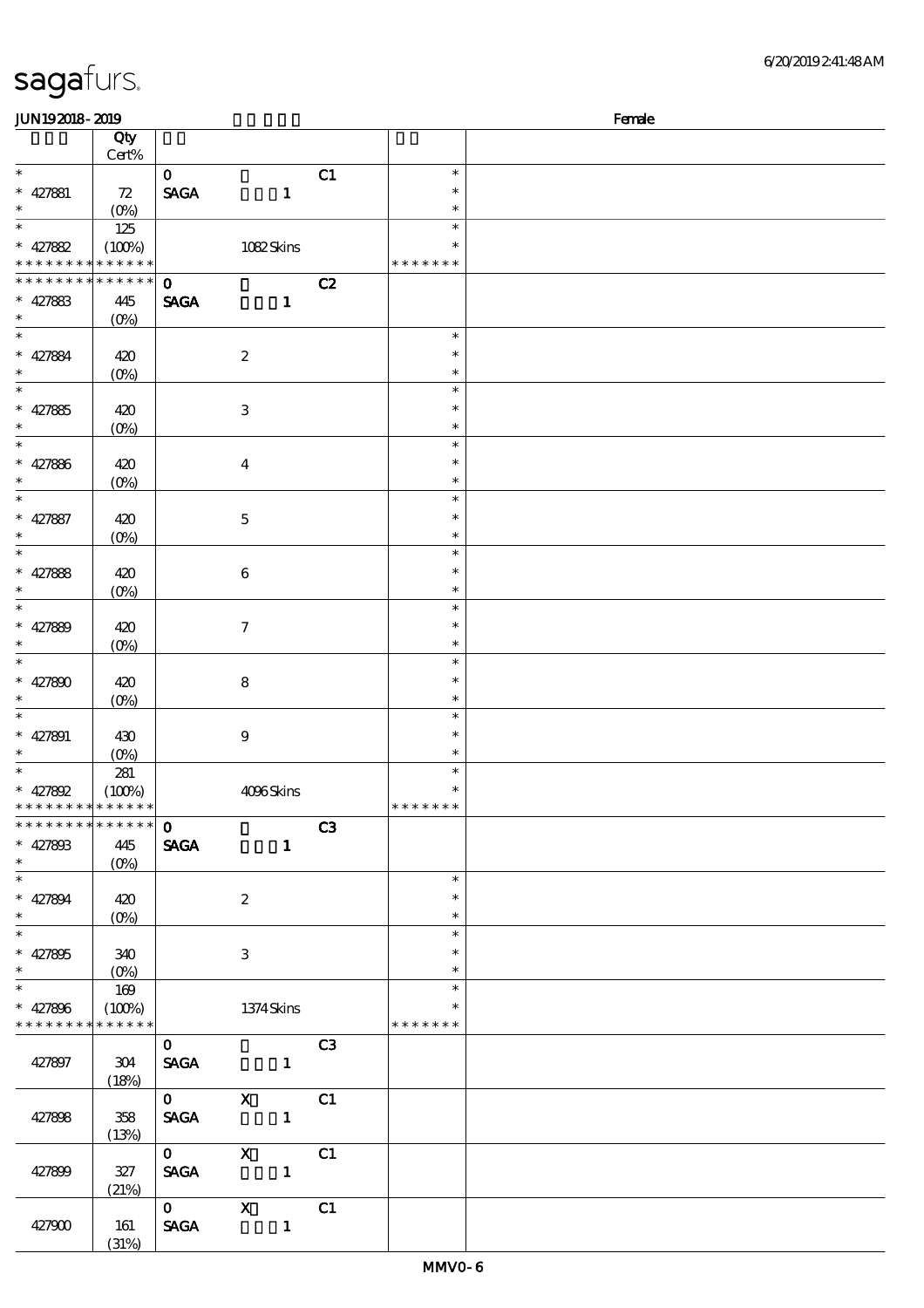# sagafurs.

JUN19 2018 - 2019 Female

| | Qty Cert% | | | |
|---|---|---|---|---|
| * <br> * 427881 <br> * | 72 <br> (0%) | 0 C1 <br> SAGA 1 | * <br> * <br> * | |
| * <br> * 427882 <br> * * * * * * * * * * * * * * | 125 <br> (100%) | 1082 Skins | * <br> * <br> * * * * * * * | |
| * * * * * * * * * * * * * * <br> * 427883 <br> * | 445 <br> (0%) | 0 C2 <br> SAGA 1 | | |
| * <br> * 427884 <br> * | 420 <br> (0%) | 2 | * <br> * <br> * | |
| * <br> * 427885 <br> * | 420 <br> (0%) | 3 | * <br> * <br> * | |
| * <br> * 427886 <br> * | 420 <br> (0%) | 4 | * <br> * <br> * | |
| * <br> * 427887 <br> * | 420 <br> (0%) | 5 | * <br> * <br> * | |
| * <br> * 427888 <br> * | 420 <br> (0%) | 6 | * <br> * <br> * | |
| * <br> * 427889 <br> * | 420 <br> (0%) | 7 | * <br> * <br> * | |
| * <br> * 427890 <br> * | 420 <br> (0%) | 8 | * <br> * <br> * | |
| * <br> * 427891 <br> * | 430 <br> (0%) | 9 | * <br> * <br> * | |
| * <br> * 427892 <br> * * * * * * * * * * * * * * | 281 <br> (100%) | 4096 Skins | * <br> * <br> * * * * * * * | |
| * * * * * * * * * * * * * * <br> * 427893 <br> * | 445 <br> (0%) | 0 C3 <br> SAGA 1 | | |
| * <br> * 427894 <br> * | 420 <br> (0%) | 2 | * <br> * <br> * | |
| * <br> * 427895 <br> * | 340 <br> (0%) | 3 | * <br> * <br> * | |
| * <br> * 427896 <br> * * * * * * * * * * * * * * | 169 <br> (100%) | 1374 Skins | * <br> * <br> * * * * * * * | |
| 427897 | 304 <br> (18%) | 0 C3 <br> SAGA 1 | | |
| 427898 | 358 <br> (13%) | 0 X C1 <br> SAGA 1 | | |
| 427899 | 327 <br> (21%) | 0 X C1 <br> SAGA 1 | | |
| 427900 | 161 <br> (31%) | 0 X C1 <br> SAGA 1 | | |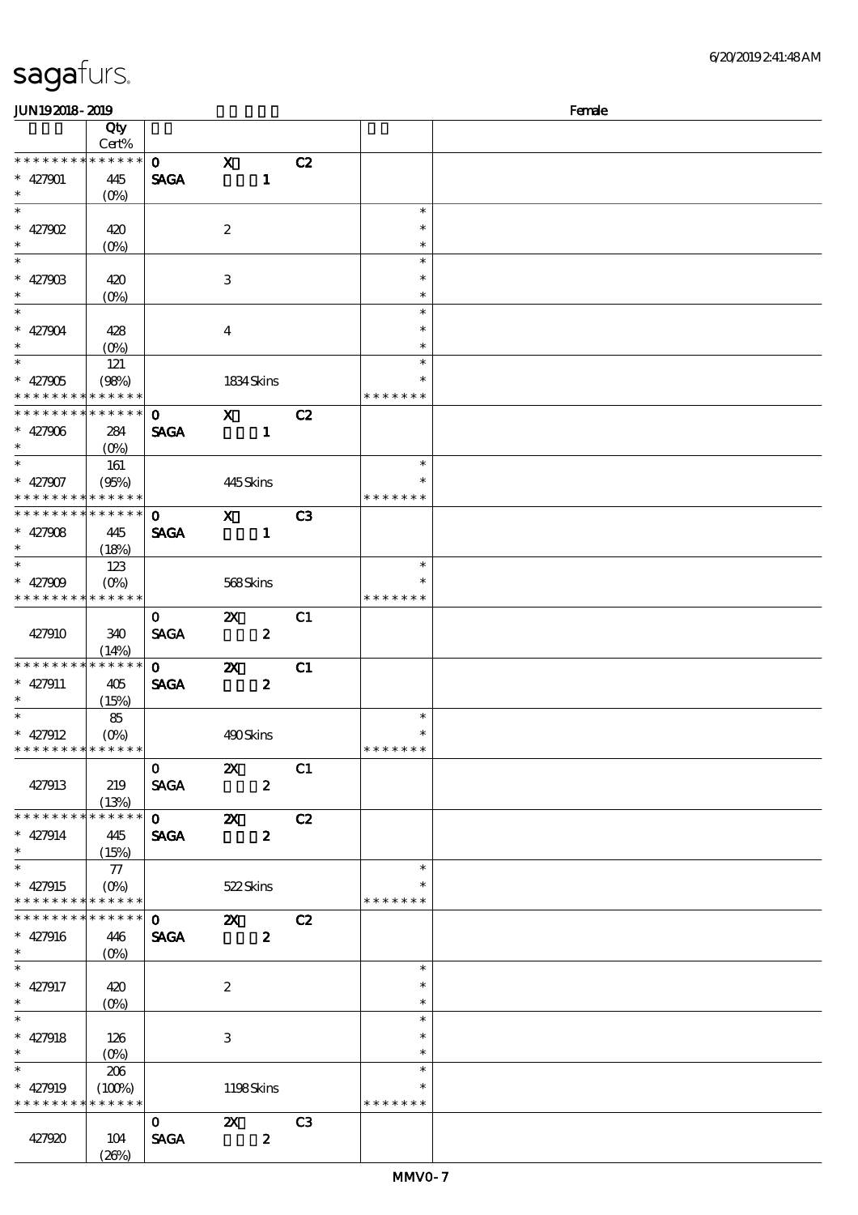sagafurs.

JUN19 2018 - 2019 Female

| | Qty Cert% | | | | | |
|---|---|---|---|---|---|---|
| * * * * * * * * * * * * * * | | 0 | X | C2 | | |
| * 427901 | 445 | SAGA | 1 | | | |
| * | (0%) | | | | | |
| * | | | | | * | |
| * 427902 | 420 | | 2 | | * | |
| * | (0%) | | | | * | |
| * | | | | | * | |
| * 427903 | 420 | | 3 | | * | |
| * | (0%) | | | | * | |
| * | | | | | * | |
| * 427904 | 428 | | 4 | | * | |
| * | (0%) | | | | * | |
| * | 121 | | | | * | |
| * 427905 | (98%) | | 1834 Skins | | * | |
| * * * * * * * * * * * * * * | | | | | * * * * * * * | |
| * * * * * * * * * * * * * * | | 0 | X | C2 | | |
| * 427906 | 284 | SAGA | 1 | | | |
| * | (0%) | | | | | |
| * | 161 | | | | * | |
| * 427907 | (95%) | | 445 Skins | | * | |
| * * * * * * * * * * * * * * | | | | | * * * * * * * | |
| * * * * * * * * * * * * * * | | 0 | X | C3 | | |
| * 427908 | 445 | SAGA | 1 | | | |
| * | (18%) | | | | | |
| * | 123 | | | | * | |
| * 427909 | (0%) | | 568 Skins | | * | |
| * * * * * * * * * * * * * * | | | | | * * * * * * * | |
| | | 0 | 2X | C1 | | |
| 427910 | 340 | SAGA | 2 | | | |
| | (14%) | | | | | |
| * * * * * * * * * * * * * * | | 0 | 2X | C1 | | |
| * 427911 | 405 | SAGA | 2 | | | |
| * | (15%) | | | | | |
| * | 85 | | | | * | |
| * 427912 | (0%) | | 490 Skins | | * | |
| * * * * * * * * * * * * * * | | | | | * * * * * * * | |
| | | 0 | 2X | C1 | | |
| 427913 | 219 | SAGA | 2 | | | |
| | (13%) | | | | | |
| * * * * * * * * * * * * * * | | 0 | 2X | C2 | | |
| * 427914 | 445 | SAGA | 2 | | | |
| * | (15%) | | | | | |
| * | 77 | | | | * | |
| * 427915 | (0%) | | 522 Skins | | * | |
| * * * * * * * * * * * * * * | | | | | * * * * * * * | |
| * * * * * * * * * * * * * * | | 0 | 2X | C2 | | |
| * 427916 | 446 | SAGA | 2 | | | |
| * | (0%) | | | | | |
| * | | | | | * | |
| * 427917 | 420 | | 2 | | * | |
| * | (0%) | | | | * | |
| * | | | | | * | |
| * 427918 | 126 | | 3 | | * | |
| * | (0%) | | | | * | |
| * | 206 | | | | * | |
| * 427919 | (100%) | | 1198 Skins | | * | |
| * * * * * * * * * * * * * * | | | | | * * * * * * * | |
| | | 0 | 2X | C3 | | |
| 427920 | 104 | SAGA | 2 | | | |
| | (26%) | | | | | |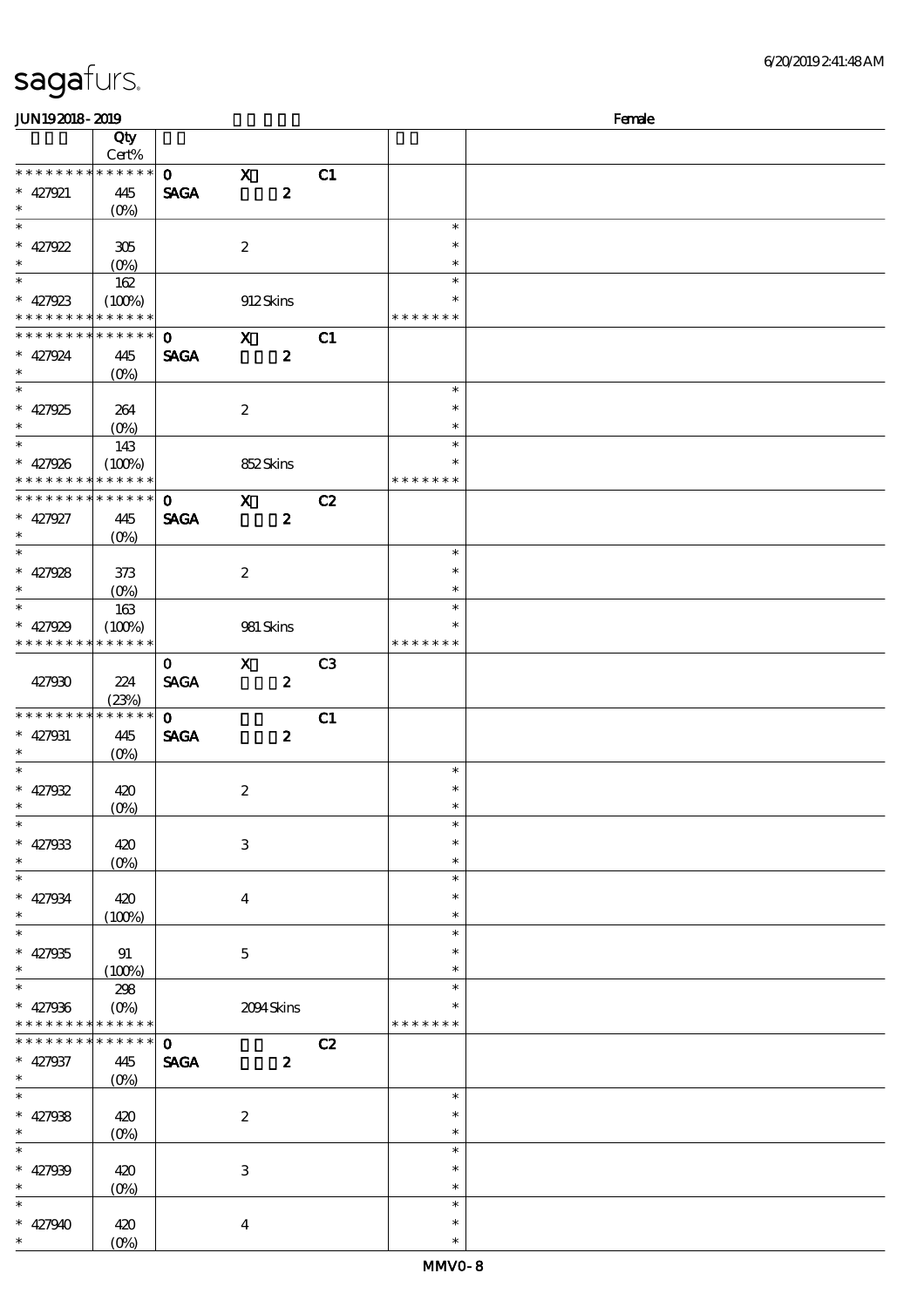sagafurs.

JUN19 2018 - 2019 Female

| | Qty Cert% | | | | | |
|---|---|---|---|---|---|---|
| * * * * * * * * * * * * * * | | 0 | X | C1 | | |
| * 427921 | 445 | SAGA | 2 | | | |
| * | (0%) | | | | | |
| * | | | | | * | |
| * 427922 | 305 | | 2 | | * | |
| * | (0%) | | | | * | |
| * | 162 | | | | * | |
| * 427923 | (100%) | | 912 Skins | | * | |
| * * * * * * * * * * * * * * | | | | | * * * * * * * | |
| * * * * * * * * * * * * * * | | 0 | X | C1 | | |
| * 427924 | 445 | SAGA | 2 | | | |
| * | (0%) | | | | | |
| * | | | | | * | |
| * 427925 | 264 | | 2 | | * | |
| * | (0%) | | | | * | |
| * | 143 | | | | * | |
| * 427926 | (100%) | | 852 Skins | | * | |
| * * * * * * * * * * * * * * | | | | | * * * * * * * | |
| * * * * * * * * * * * * * * | | 0 | X | C2 | | |
| * 427927 | 445 | SAGA | 2 | | | |
| * | (0%) | | | | | |
| * | | | | | * | |
| * 427928 | 373 | | 2 | | * | |
| * | (0%) | | | | * | |
| * | 163 | | | | * | |
| * 427929 | (100%) | | 981 Skins | | * | |
| * * * * * * * * * * * * * * | | | | | * * * * * * * | |
| | | 0 | X | C3 | | |
| 427930 | 224 | SAGA | 2 | | | |
| | (23%) | | | | | |
| * * * * * * * * * * * * * * | | 0 | | C1 | | |
| * 427931 | 445 | SAGA | 2 | | | |
| * | (0%) | | | | | |
| * | | | | | * | |
| * 427932 | 420 | | 2 | | * | |
| * | (0%) | | | | * | |
| * | | | | | * | |
| * 427933 | 420 | | 3 | | * | |
| * | (0%) | | | | * | |
| * | | | | | * | |
| * 427934 | 420 | | 4 | | * | |
| * | (100%) | | | | * | |
| * | | | | | * | |
| * 427935 | 91 | | 5 | | * | |
| * | (100%) | | | | * | |
| * | 298 | | | | * | |
| * 427936 | (0%) | | 2094 Skins | | * | |
| * * * * * * * * * * * * * * | | | | | * * * * * * * | |
| * * * * * * * * * * * * * * | | 0 | | C2 | | |
| * 427937 | 445 | SAGA | 2 | | | |
| * | (0%) | | | | | |
| * | | | | | * | |
| * 427938 | 420 | | 2 | | * | |
| * | (0%) | | | | * | |
| * | | | | | * | |
| * 427939 | 420 | | 3 | | * | |
| * | (0%) | | | | * | |
| * | | | | | * | |
| * 427940 | 420 | | 4 | | * | |
| * | (0%) | | | | * | |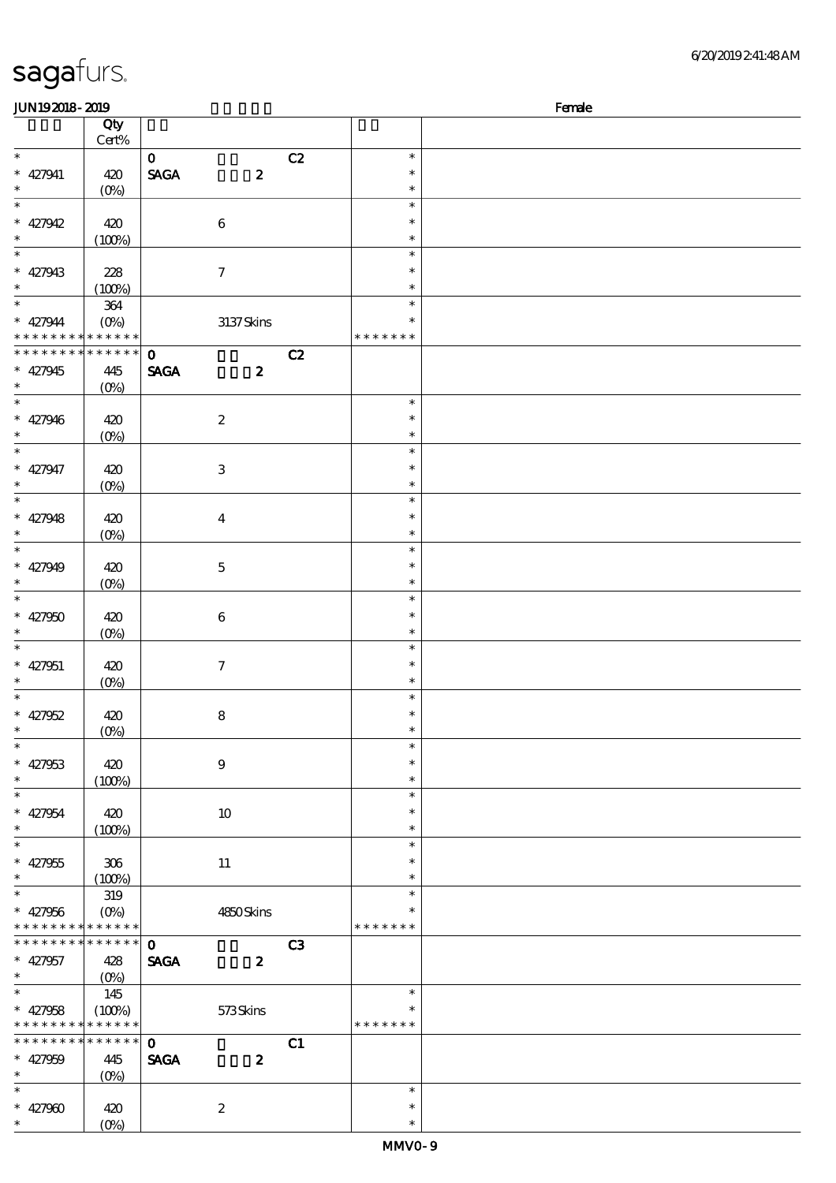| | Qty Cert% | | | |
|---|---|---|---|---|
| * | | 0 C2 | * | |
| * 427941 | 420 | SAGA 2 | * | |
| * | (0%) | | * | |
| * | | | * | |
| * 427942 | 420 | 6 | * | |
| * | (100%) | | * | |
| * | | | * | |
| * 427943 | 228 | 7 | * | |
| * | (100%) | | * | |
| * | 364 | | * | |
| * 427944 | (0%) | 3137 Skins | * | |
| * * * * * * * * * * * * * * | | | * * * * * * * | |
| * * * * * * * * * * * * * * | | 0 C2 | | |
| * 427945 | 445 | SAGA 2 | | |
| * | (0%) | | | |
| * | | | * | |
| * 427946 | 420 | 2 | * | |
| * | (0%) | | * | |
| * | | | * | |
| * 427947 | 420 | 3 | * | |
| * | (0%) | | * | |
| * | | | * | |
| * 427948 | 420 | 4 | * | |
| * | (0%) | | * | |
| * | | | * | |
| * 427949 | 420 | 5 | * | |
| * | (0%) | | * | |
| * | | | * | |
| * 427950 | 420 | 6 | * | |
| * | (0%) | | * | |
| * | | | * | |
| * 427951 | 420 | 7 | * | |
| * | (0%) | | * | |
| * | | | * | |
| * 427952 | 420 | 8 | * | |
| * | (0%) | | * | |
| * | | | * | |
| * 427953 | 420 | 9 | * | |
| * | (100%) | | * | |
| * | | | * | |
| * 427954 | 420 | 10 | * | |
| * | (100%) | | * | |
| * | | | * | |
| * 427955 | 306 | 11 | * | |
| * | (100%) | | * | |
| * | 319 | | * | |
| * 427956 | (0%) | 4850 Skins | * | |
| * * * * * * * * * * * * * * | | | * * * * * * * | |
| * * * * * * * * * * * * * * | | 0 C3 | | |
| * 427957 | 428 | SAGA 2 | | |
| * | (0%) | | | |
| * | 145 | | * | |
| * 427958 | (100%) | 573 Skins | * | |
| * * * * * * * * * * * * * * | | | * * * * * * * | |
| * * * * * * * * * * * * * * | | 0 C1 | | |
| * 427959 | 445 | SAGA 2 | | |
| * | (0%) | | | |
| * | | | * | |
| * 427960 | 420 | 2 | * | |
| * | (0%) | | * | |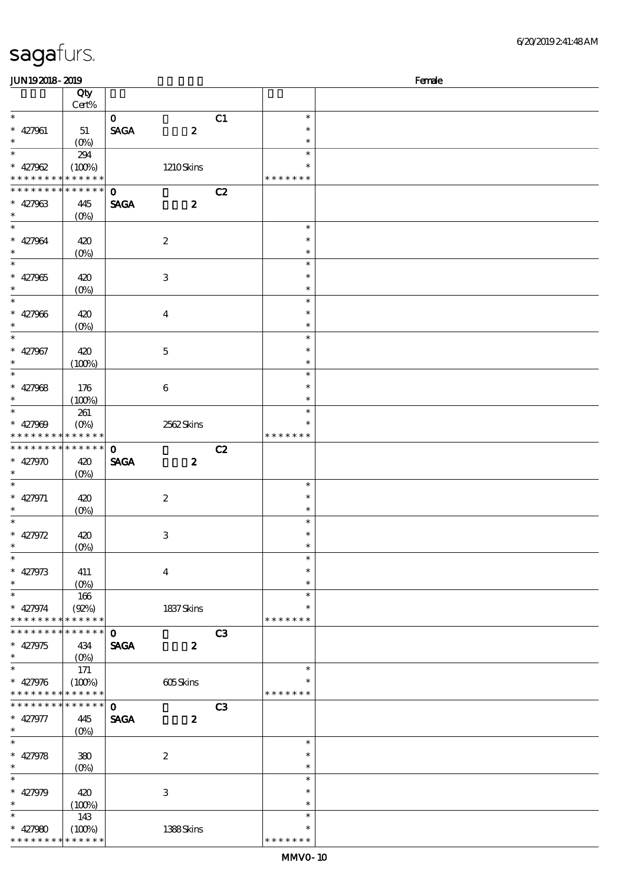# sagafurs.

JUN19 2018 - 2019 Female

| | Qty Cert% | | | | | |
|---|---|---|---|---|---|---|
| * | | 0 | | C1 | * | |
| * 427961 | 51 | SAGA | 2 | | * | |
| * | (0%) | | | | * | |
| * | 294 | | | | * | |
| * 427962 | (100%) | | 1210 Skins | | * | |
| * * * * * * * * * * * * * * | | | | | * * * * * * * | |
| * * * * * * * * * * * * * * | | 0 | | C2 | | |
| * 427963 | 445 | SAGA | 2 | | | |
| * | (0%) | | | | | |
| * | | | | | * | |
| * 427964 | 420 | | 2 | | * | |
| * | (0%) | | | | * | |
| * | | | | | * | |
| * 427965 | 420 | | 3 | | * | |
| * | (0%) | | | | * | |
| * | | | | | * | |
| * 427966 | 420 | | 4 | | * | |
| * | (0%) | | | | * | |
| * | | | | | * | |
| * 427967 | 420 | | 5 | | * | |
| * | (100%) | | | | * | |
| * | | | | | * | |
| * 427968 | 176 | | 6 | | * | |
| * | (100%) | | | | * | |
| * | 261 | | | | * | |
| * 427969 | (0%) | | 2562 Skins | | * | |
| * * * * * * * * * * * * * * | | | | | * * * * * * * | |
| * * * * * * * * * * * * * * | | 0 | | C2 | | |
| * 427970 | 420 | SAGA | 2 | | | |
| * | (0%) | | | | | |
| * | | | | | * | |
| * 427971 | 420 | | 2 | | * | |
| * | (0%) | | | | * | |
| * | | | | | * | |
| * 427972 | 420 | | 3 | | * | |
| * | (0%) | | | | * | |
| * | | | | | * | |
| * 427973 | 411 | | 4 | | * | |
| * | (0%) | | | | * | |
| * | 166 | | | | * | |
| * 427974 | (92%) | | 1837 Skins | | * | |
| * * * * * * * * * * * * * * | | | | | * * * * * * * | |
| * * * * * * * * * * * * * * | | 0 | | C3 | | |
| * 427975 | 434 | SAGA | 2 | | | |
| * | (0%) | | | | | |
| * | 171 | | | | * | |
| * 427976 | (100%) | | 605 Skins | | * | |
| * * * * * * * * * * * * * * | | | | | * * * * * * * | |
| * * * * * * * * * * * * * * | | 0 | | C3 | | |
| * 427977 | 445 | SAGA | 2 | | | |
| * | (0%) | | | | | |
| * | | | | | * | |
| * 427978 | 380 | | 2 | | * | |
| * | (0%) | | | | * | |
| * | | | | | * | |
| * 427979 | 420 | | 3 | | * | |
| * | (100%) | | | | * | |
| * | 143 | | | | * | |
| * 427980 | (100%) | | 1388 Skins | | * | |
| * * * * * * * * * * * * * * | | | | | * * * * * * * | |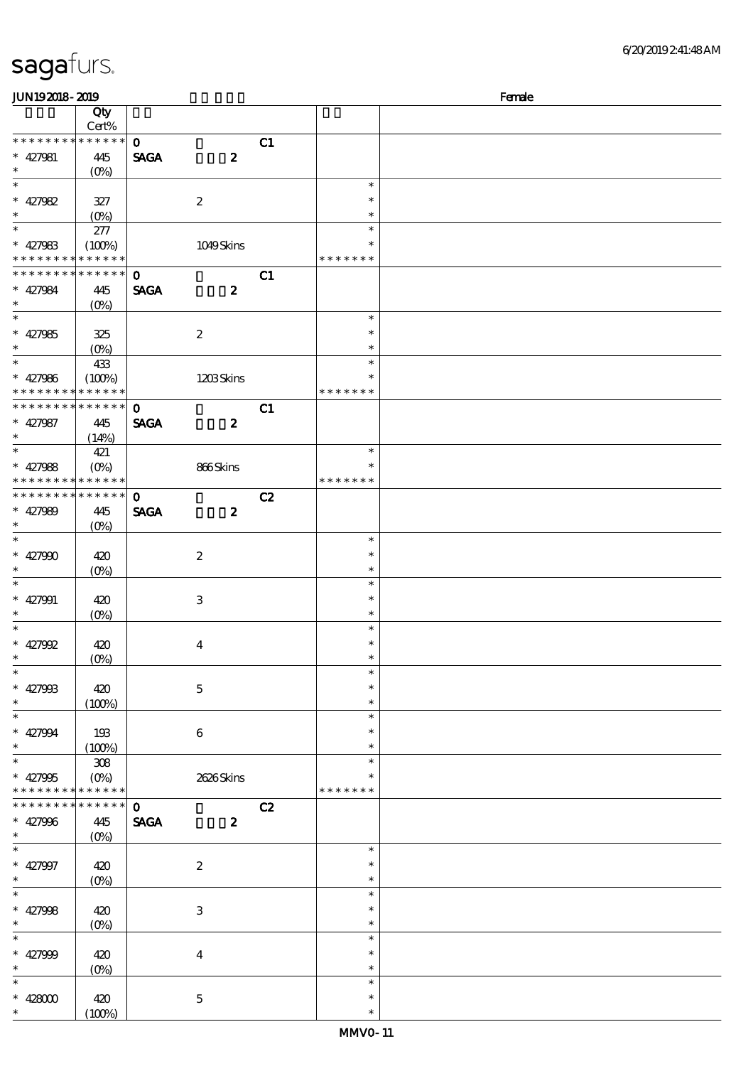sagafurs.

6/20/2019 2:41:48 AM

JUN19 2018 - 2019 Female

| | Qty Cert% | | | | | |
|---|---|---|---|---|---|---|
| * * * * * * * * * * * * * * | 0 | | C1 | | | |
| * 427981 | 445 | SAGA | 2 | | | |
| * | (0%) | | | | | |
| * | | | | | * | |
| * 427982 | 327 | | 2 | | * | |
| * | (0%) | | | | * | |
| * | 277 | | | | * | |
| * 427983 | (100%) | | 1049 Skins | | * | |
| * * * * * * * * * * * * * * | | | | | * * * * * * * | |
| * * * * * * * * * * * * * * | 0 | | C1 | | | |
| * 427984 | 445 | SAGA | 2 | | | |
| * | (0%) | | | | | |
| * | | | | | * | |
| * 427985 | 325 | | 2 | | * | |
| * | (0%) | | | | * | |
| * | 433 | | | | * | |
| * 427986 | (100%) | | 1203 Skins | | * | |
| * * * * * * * * * * * * * * | | | | | * * * * * * * | |
| * * * * * * * * * * * * * * | 0 | | C1 | | | |
| * 427987 | 445 | SAGA | 2 | | | |
| * | (14%) | | | | | |
| * | 421 | | | | * | |
| * 427988 | (0%) | | 866 Skins | | * | |
| * * * * * * * * * * * * * * | | | | | * * * * * * * | |
| * * * * * * * * * * * * * * | 0 | | C2 | | | |
| * 427989 | 445 | SAGA | 2 | | | |
| * | (0%) | | | | | |
| * | | | | | * | |
| * 427990 | 420 | | 2 | | * | |
| * | (0%) | | | | * | |
| * | | | | | * | |
| * 427991 | 420 | | 3 | | * | |
| * | (0%) | | | | * | |
| * | | | | | * | |
| * 427992 | 420 | | 4 | | * | |
| * | (0%) | | | | * | |
| * | | | | | * | |
| * 427993 | 420 | | 5 | | * | |
| * | (100%) | | | | * | |
| * | | | | | * | |
| * 427994 | 193 | | 6 | | * | |
| * | (100%) | | | | * | |
| * | 308 | | | | * | |
| * 427995 | (0%) | | 2626 Skins | | * | |
| * * * * * * * * * * * * * * | | | | | * * * * * * * | |
| * * * * * * * * * * * * * * | 0 | | C2 | | | |
| * 427996 | 445 | SAGA | 2 | | | |
| * | (0%) | | | | | |
| * | | | | | * | |
| * 427997 | 420 | | 2 | | * | |
| * | (0%) | | | | * | |
| * | | | | | * | |
| * 427998 | 420 | | 3 | | * | |
| * | (0%) | | | | * | |
| * | | | | | * | |
| * 427999 | 420 | | 4 | | * | |
| * | (0%) | | | | * | |
| * | | | | | * | |
| * 428000 | 420 | | 5 | | * | |
| * | (100%) | | | | * | |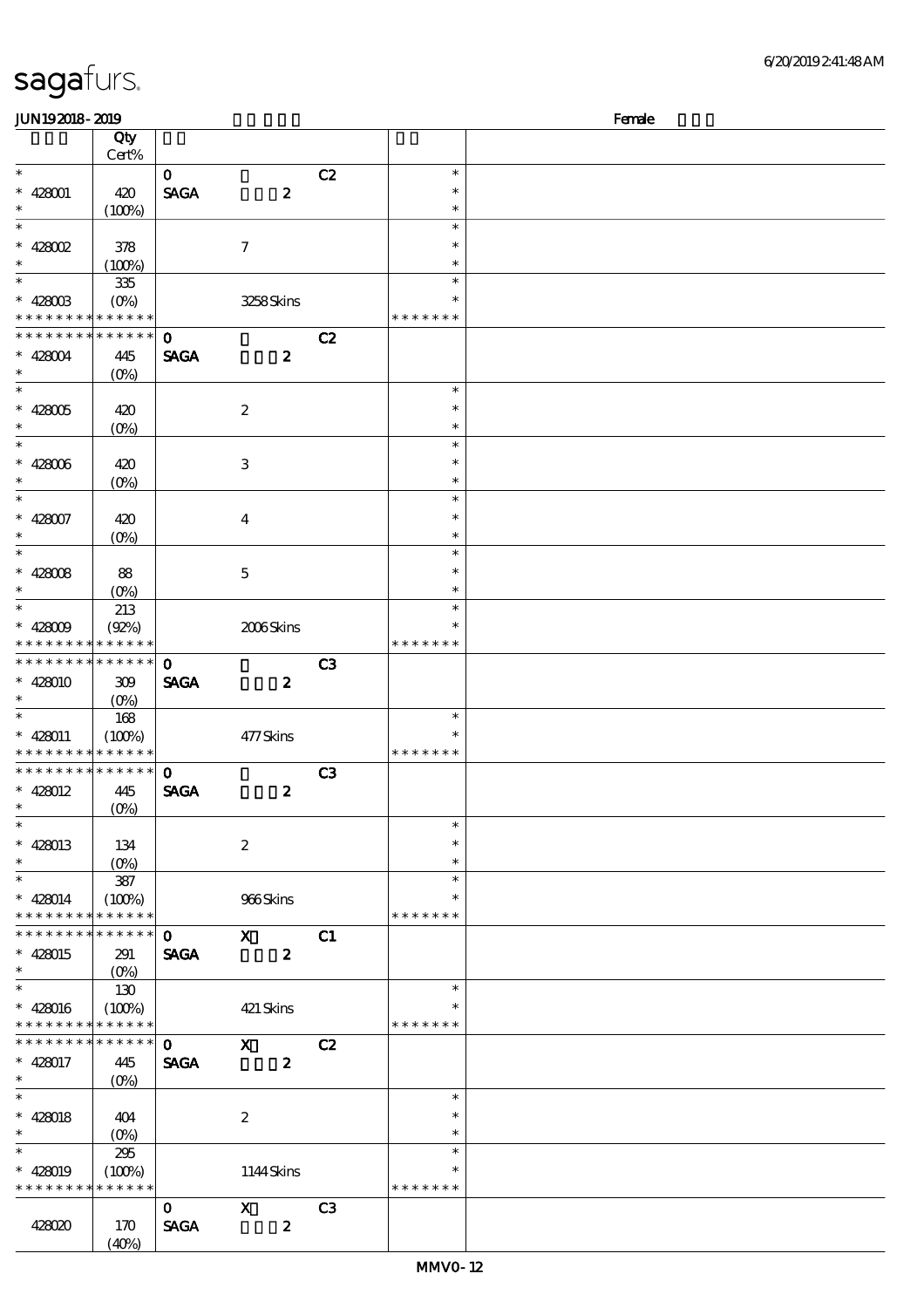sagafurs.

JUN19 2018 - 2019 Female

| | Qty Cert% | | | | | |
|---|---|---|---|---|---|---|
| * | | 0 | | C2 | * | |
| * 428001 | 420 | SAGA | 2 | | * | |
| * | (100%) | | | | * | |
| * | | | | | * | |
| * 428002 | 378 | | 7 | | * | |
| * | (100%) | | | | * | |
| * | 335 | | | | * | |
| * 428003 | (0%) | | 3258 Skins | | * | |
| * * * * * * * * * * * * * * | | | | | * * * * * * * | |
| * * * * * * * * * * * * * * | | 0 | | C2 | | |
| * 428004 | 445 | SAGA | 2 | | | |
| * | (0%) | | | | | |
| * | | | | | * | |
| * 428005 | 420 | | 2 | | * | |
| * | (0%) | | | | * | |
| * | | | | | * | |
| * 428006 | 420 | | 3 | | * | |
| * | (0%) | | | | * | |
| * | | | | | * | |
| * 428007 | 420 | | 4 | | * | |
| * | (0%) | | | | * | |
| * | | | | | * | |
| * 428008 | 88 | | 5 | | * | |
| * | (0%) | | | | * | |
| * | 213 | | | | * | |
| * 428009 | (92%) | | 2006 Skins | | * | |
| * * * * * * * * * * * * * * | | | | | * * * * * * * | |
| * * * * * * * * * * * * * * | | 0 | | C3 | | |
| * 428010 | 309 | SAGA | 2 | | | |
| * | (0%) | | | | | |
| * | 168 | | | | * | |
| * 428011 | (100%) | | 477 Skins | | * | |
| * * * * * * * * * * * * * * | | | | | * * * * * * * | |
| * * * * * * * * * * * * * * | | 0 | | C3 | | |
| * 428012 | 445 | SAGA | 2 | | | |
| * | (0%) | | | | | |
| * | | | | | * | |
| * 428013 | 134 | | 2 | | * | |
| * | (0%) | | | | * | |
| * | 387 | | | | * | |
| * 428014 | (100%) | | 966 Skins | | * | |
| * * * * * * * * * * * * * * | | | | | * * * * * * * | |
| * * * * * * * * * * * * * * | | 0 | X | C1 | | |
| * 428015 | 291 | SAGA | 2 | | | |
| * | (0%) | | | | | |
| * | 130 | | | | * | |
| * 428016 | (100%) | | 421 Skins | | * | |
| * * * * * * * * * * * * * * | | | | | * * * * * * * | |
| * * * * * * * * * * * * * * | | 0 | X | C2 | | |
| * 428017 | 445 | SAGA | 2 | | | |
| * | (0%) | | | | | |
| * | | | | | * | |
| * 428018 | 404 | | 2 | | * | |
| * | (0%) | | | | * | |
| * | 295 | | | | * | |
| * 428019 | (100%) | | 1144 Skins | | * | |
| * * * * * * * * * * * * * * | | | | | * * * * * * * | |
| | | 0 | X | C3 | | |
| 428020 | 170 | SAGA | 2 | | | |
| | (40%) | | | | | |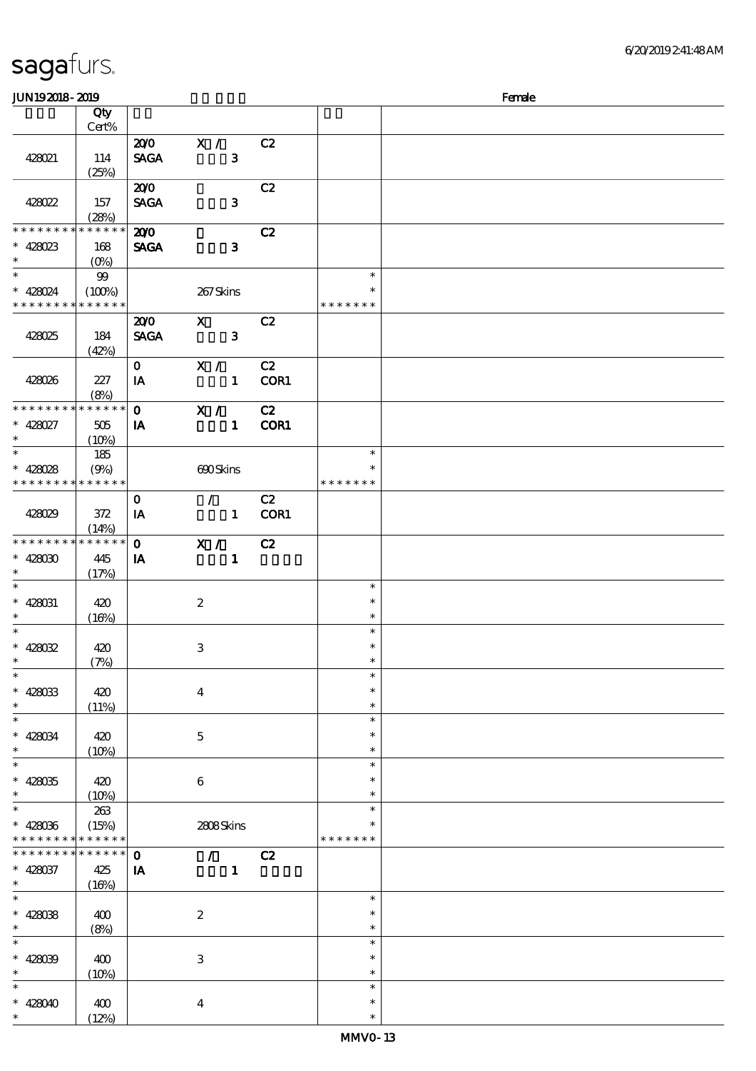# sagafurs.

JUN19 2018 - 2019 Female

| | Qty Cert% | | | | | |
|---|---|---|---|---|---|---|
| 428021 | 114 (25%) | 20/0 SAGA | X / 3 | C2 | | |
| 428022 | 157 (28%) | 20/0 SAGA | 3 | C2 | | |
| * * * * * * * * * * * * * * 428023 * | 168 (0%) | 20/0 SAGA | 3 | C2 | | |
| * * 428024 * * * * * * * * * * * * * | 99 (100%) | | 267 Skins | | * * * * * * * * * | |
| 428025 | 184 (42%) | 20/0 SAGA | X 3 | C2 | | |
| 428026 | 227 (8%) | 0 IA | X / 1 | C2 COR1 | | |
| * * * * * * * * * * * * * * 428027 * | 505 (10%) | 0 IA | X / 1 | C2 COR1 | | |
| * * 428028 * * * * * * * * * * * * * | 185 (9%) | | 690 Skins | | * * * * * * * * * | |
| 428029 | 372 (14%) | 0 IA | / 1 | C2 COR1 | | |
| * * * * * * * * * * * * * * 428030 * | 445 (17%) | 0 IA | X / 1 | C2 | | |
| * * 428031 * | 420 (16%) | | 2 | | * * * | |
| * * 428032 * | 420 (7%) | | 3 | | * * * | |
| * * 428033 * | 420 (11%) | | 4 | | * * * | |
| * * 428034 * | 420 (10%) | | 5 | | * * * | |
| * * 428035 * | 420 (10%) | | 6 | | * * * | |
| * * 428036 * * * * * * * * * * * * * | 263 (15%) | | 2808 Skins | | * * * * * * * * * | |
| * * * * * * * * * * * * * * 428037 * | 425 (16%) | 0 IA | / 1 | C2 | | |
| * * 428038 * | 400 (8%) | | 2 | | * * * | |
| * * 428039 * | 400 (10%) | | 3 | | * * * | |
| * * 428040 * | 400 (12%) | | 4 | | * * * | |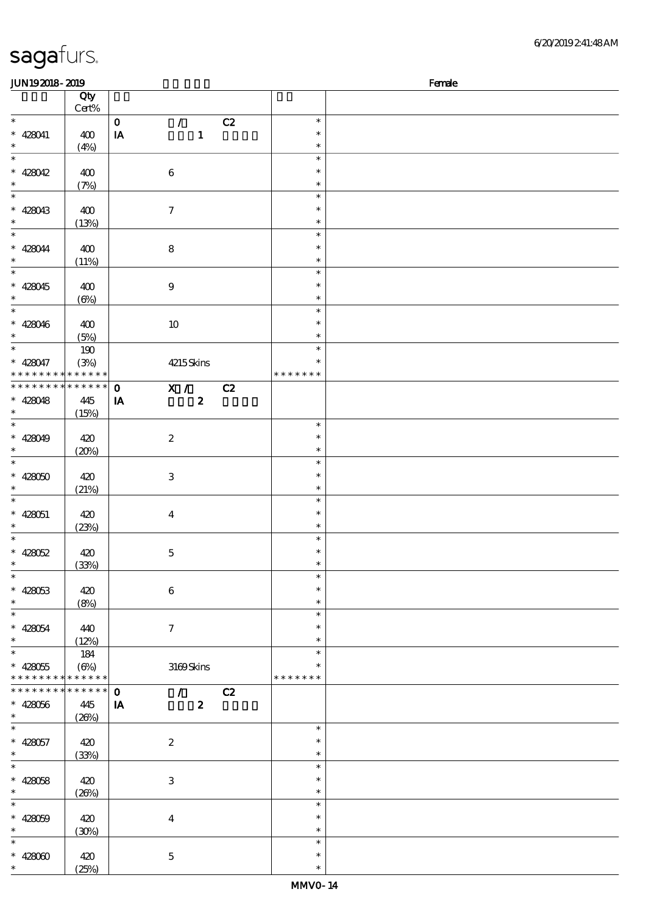# sagafurs.

JUN192018-2019 Female

| | Qty Cert% | | |
|---|---|---|---|
| * | | 0 / C2 | * |
| * 428041 | 400 | IA 1 | * |
| * | (4%) | | * |
| * | | | * |
| * 428042 | 400 | 6 | * |
| * | (7%) | | * |
| * | | | * |
| * 428043 | 400 | 7 | * |
| * | (13%) | | * |
| * | | | * |
| * 428044 | 400 | 8 | * |
| * | (11%) | | * |
| * | | | * |
| * 428045 | 400 | 9 | * |
| * | (6%) | | * |
| * | | | * |
| * 428046 | 400 | 10 | * |
| * | (5%) | | * |
| * | 190 | | * |
| * 428047 | (3%) | 4215 Skins | * |
| * * * * * * * * * * * * * * | | | * * * * * * * |
| * * * * * * * * * * * * * * | | 0 X / C2 | |
| * 428048 | 445 | IA 2 | |
| * | (15%) | | |
| * | | | * |
| * 428049 | 420 | 2 | * |
| * | (20%) | | * |
| * | | | * |
| * 428050 | 420 | 3 | * |
| * | (21%) | | * |
| * | | | * |
| * 428051 | 420 | 4 | * |
| * | (23%) | | * |
| * | | | * |
| * 428052 | 420 | 5 | * |
| * | (33%) | | * |
| * | | | * |
| * 428053 | 420 | 6 | * |
| * | (8%) | | * |
| * | | | * |
| * 428054 | 440 | 7 | * |
| * | (12%) | | * |
| * | 184 | | * |
| * 428055 | (6%) | 3169 Skins | * |
| * * * * * * * * * * * * * * | | | * * * * * * * |
| * * * * * * * * * * * * * * | | 0 / C2 | |
| * 428056 | 445 | IA 2 | |
| * | (26%) | | |
| * | | | * |
| * 428057 | 420 | 2 | * |
| * | (33%) | | * |
| * | | | * |
| * 428058 | 420 | 3 | * |
| * | (26%) | | * |
| * | | | * |
| * 428059 | 420 | 4 | * |
| * | (30%) | | * |
| * | | | * |
| * 428060 | 420 | 5 | * |
| * | (25%) | | * |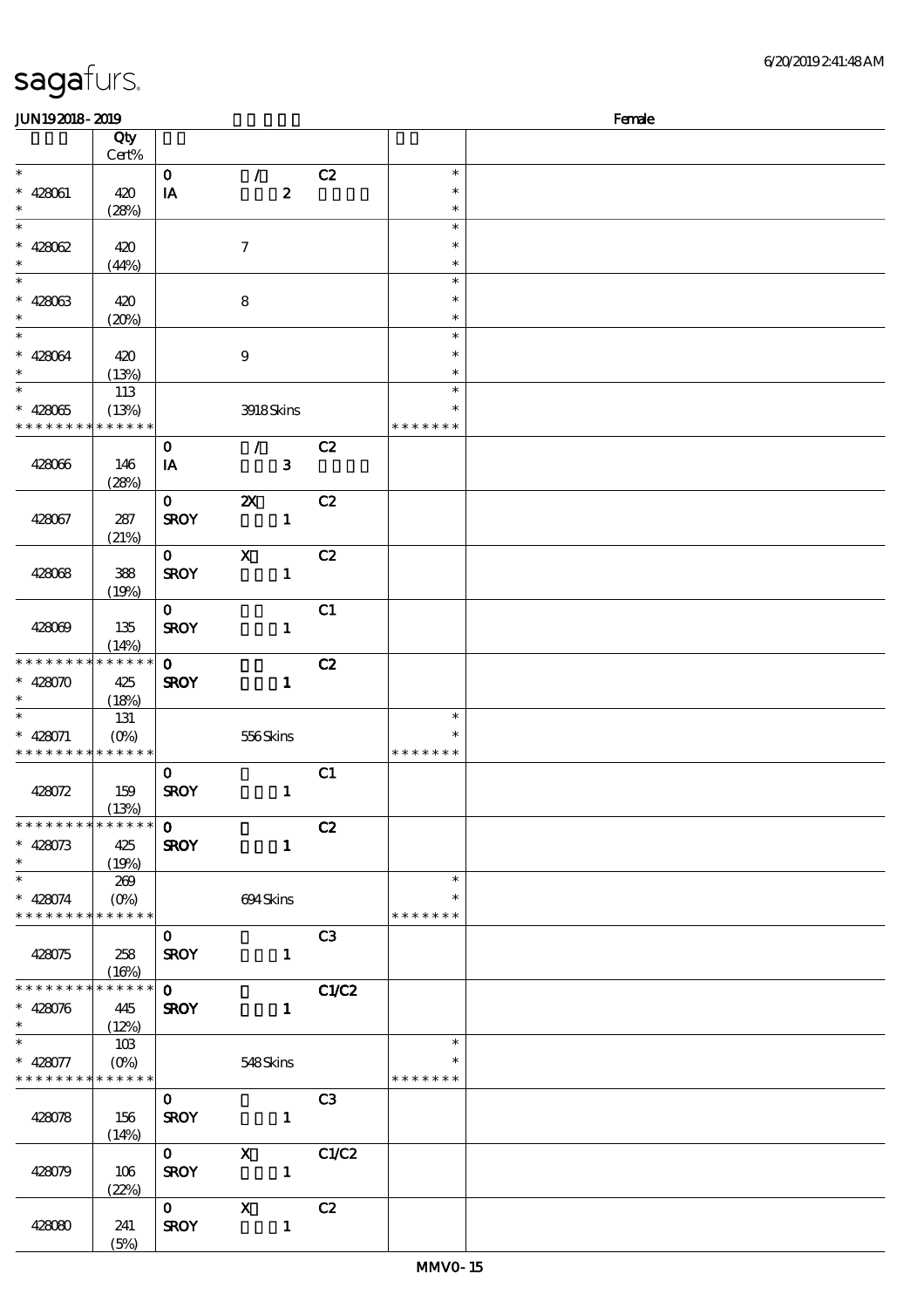JUN19 2018 - 2019 Female

| | Qty Cert% | | | | | |
|---|---|---|---|---|---|---|
| * 428061 * | 420 (28%) | 0 IA | / 2 | C2 | * * * | |
| * 428062 * | 420 (44%) | | 7 | | * * * | |
| * 428063 * | 420 (20%) | | 8 | | * * * | |
| * 428064 * | 420 (13%) | | 9 | | * * * | |
| * 428065 * * * * * * * * * * * * * | 113 (13%) | | 3918 Skins | | * * * * * * * * | |
| 428066 | 146 (28%) | 0 IA | / 3 | C2 | | |
| 428067 | 287 (21%) | 0 SROY | 2X 1 | C2 | | |
| 428068 | 388 (19%) | 0 SROY | X 1 | C2 | | |
| 428069 | 135 (14%) | 0 SROY | 1 | C1 | | |
| * * * * * * * * * * * * * * 428070 * | 425 (18%) | 0 SROY | 1 | C2 | | |
| * 428071 * * * * * * * * * * * * * | 131 (0%) | | 556 Skins | | * * * * * * * * | |
| 428072 | 159 (13%) | 0 SROY | 1 | C1 | | |
| * * * * * * * * * * * * * * 428073 * | 425 (19%) | 0 SROY | 1 | C2 | | |
| * 428074 * * * * * * * * * * * * * | 269 (0%) | | 694 Skins | | * * * * * * * * | |
| 428075 | 258 (16%) | 0 SROY | 1 | C3 | | |
| * * * * * * * * * * * * * * 428076 * | 445 (12%) | 0 SROY | 1 | C1/C2 | | |
| * 428077 * * * * * * * * * * * * * | 103 (0%) | | 548 Skins | | * * * * * * * * | |
| 428078 | 156 (14%) | 0 SROY | 1 | C3 | | |
| 428079 | 106 (22%) | 0 SROY | X 1 | C1/C2 | | |
| 428080 | 241 (5%) | 0 SROY | X 1 | C2 | | |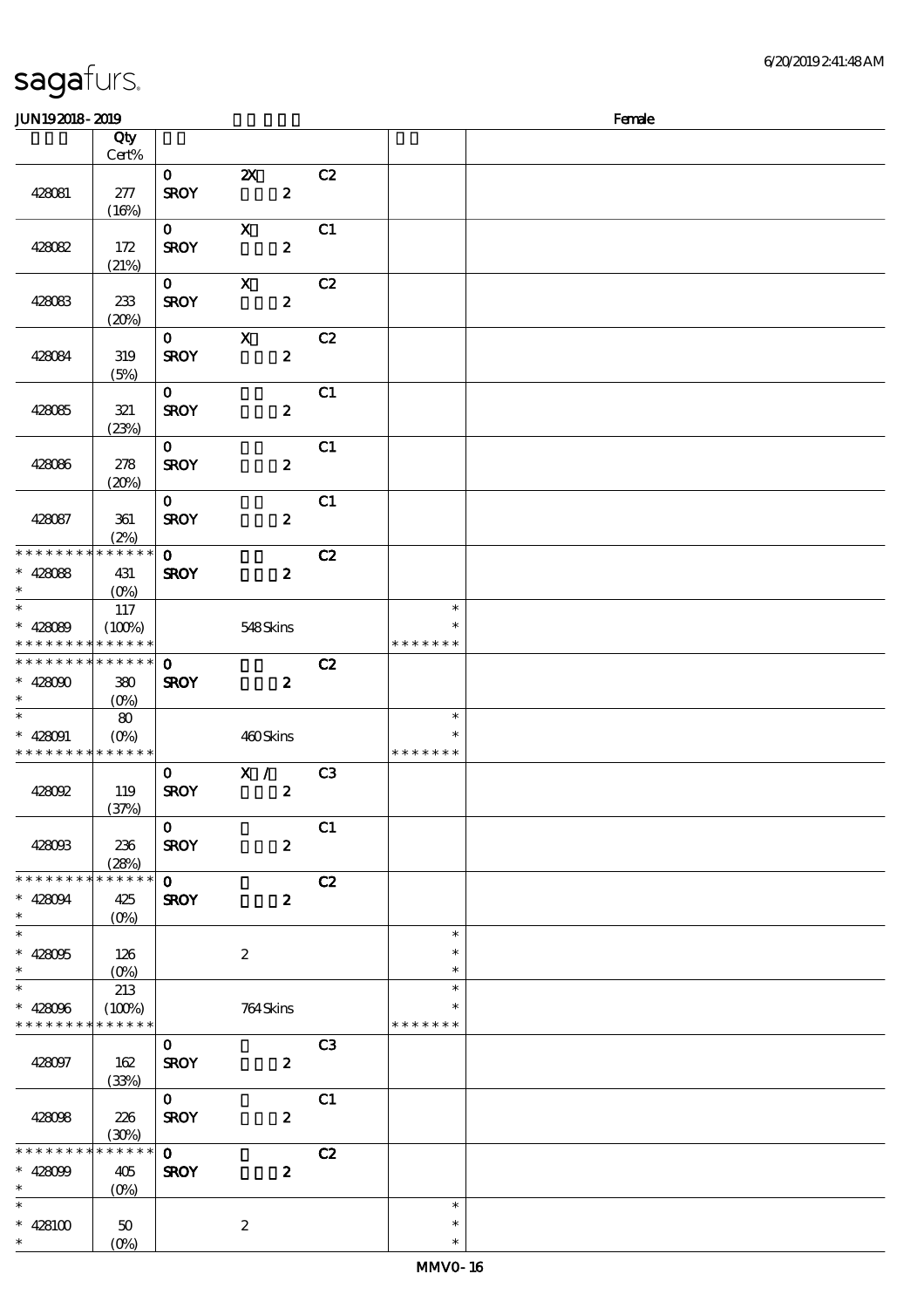# sagafurs.

6/20/2019 2:41:48 AM

JUN19 2018 - 2019 Female

| | Qty Cert% | | | | | |
|---|---|---|---|---|---|---|
| 428081 | 277 (16%) | 0 SROY | 2X 2 | C2 | | |
| 428082 | 172 (21%) | 0 SROY | X 2 | C1 | | |
| 428083 | 233 (20%) | 0 SROY | X 2 | C2 | | |
| 428084 | 319 (5%) | 0 SROY | X 2 | C2 | | |
| 428085 | 321 (23%) | 0 SROY | 2 | C1 | | |
| 428086 | 278 (20%) | 0 SROY | 2 | C1 | | |
| 428087 | 361 (2%) | 0 SROY | 2 | C1 | | |
| * * * * * * * * * * * * * * * 428088 * | 431 (0%) | 0 SROY | 2 | C2 | | |
| * * 428089 * * * * * * * * * * * * * * | 117 (100%) | | 548 Skins | | * * * * * * * * * | |
| * * * * * * * * * * * * * * * 428090 * | 380 (0%) | 0 SROY | 2 | C2 | | |
| * * 428091 * * * * * * * * * * * * * * | 80 (0%) | | 460 Skins | | * * * * * * * * * | |
| 428092 | 119 (37%) | 0 SROY | X / 2 | C3 | | |
| 428093 | 236 (28%) | 0 SROY | 2 | C1 | | |
| * * * * * * * * * * * * * * * 428094 * | 425 (0%) | 0 SROY | 2 | C2 | | |
| * * 428095 * | 126 (0%) | | 2 | | * * * | |
| * * 428096 * * * * * * * * * * * * * * | 213 (100%) | | 764 Skins | | * * * * * * * * * | |
| 428097 | 162 (33%) | 0 SROY | 2 | C3 | | |
| 428098 | 226 (30%) | 0 SROY | 2 | C1 | | |
| * * * * * * * * * * * * * * * 428099 * | 405 (0%) | 0 SROY | 2 | C2 | | |
| * * 428100 * | 50 (0%) | | 2 | | * * * | |

MMV0 - 16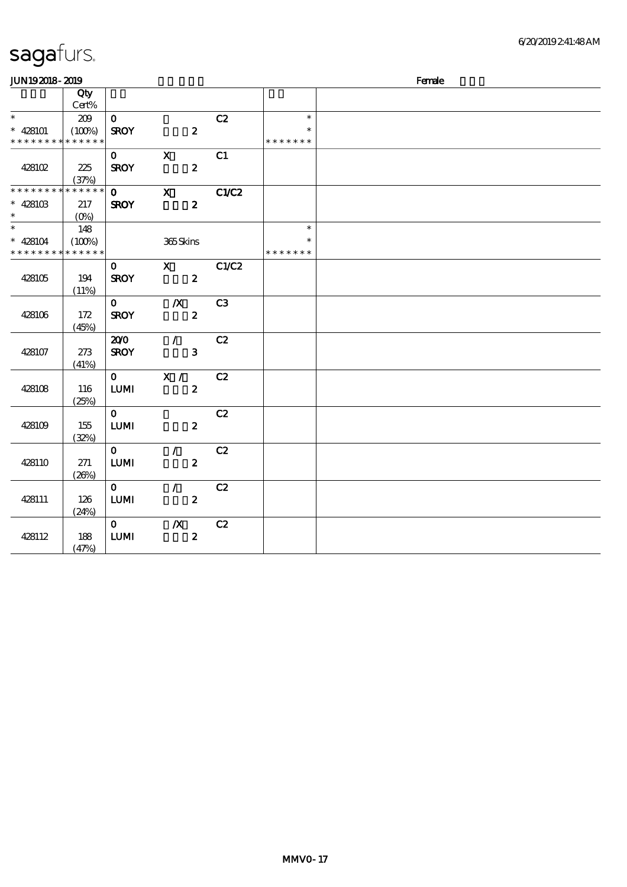sagafurs.

JUN19 2018 - 2019 Female

| | Qty Cert% | | | | | |
|---|---|---|---|---|---|---|
| * | 209 | 0 | | C2 | * | |
| * 428101 | (100%) | SROY | 2 | | * | |
| * * * * * * * * * * * * * * | | | | | * * * * * * * | |
| | | 0 | X | C1 | | |
| 428102 | 225 | SROY | 2 | | | |
| | (37%) | | | | | |
| * * * * * * * * * * * * * * | | 0 | X | C1/C2 | | |
| * 428103 | 217 | SROY | 2 | | | |
| * | (0%) | | | | | |
| * | 148 | | | | * | |
| * 428104 | (100%) | | 365 Skins | | * | |
| * * * * * * * * * * * * * * | | | | | * * * * * * * | |
| | | 0 | X | C1/C2 | | |
| 428105 | 194 | SROY | 2 | | | |
| | (11%) | | | | | |
| | | 0 | /X | C3 | | |
| 428106 | 172 | SROY | 2 | | | |
| | (45%) | | | | | |
| | | 20/0 | / | C2 | | |
| 428107 | 273 | SROY | 3 | | | |
| | (41%) | | | | | |
| | | 0 | X / | C2 | | |
| 428108 | 116 | LUMI | 2 | | | |
| | (25%) | | | | | |
| | | 0 | | C2 | | |
| 428109 | 155 | LUMI | 2 | | | |
| | (32%) | | | | | |
| | | 0 | / | C2 | | |
| 428110 | 271 | LUMI | 2 | | | |
| | (26%) | | | | | |
| | | 0 | / | C2 | | |
| 428111 | 126 | LUMI | 2 | | | |
| | (24%) | | | | | |
| | | 0 | /X | C2 | | |
| 428112 | 188 | LUMI | 2 | | | |
| | (47%) | | | | | |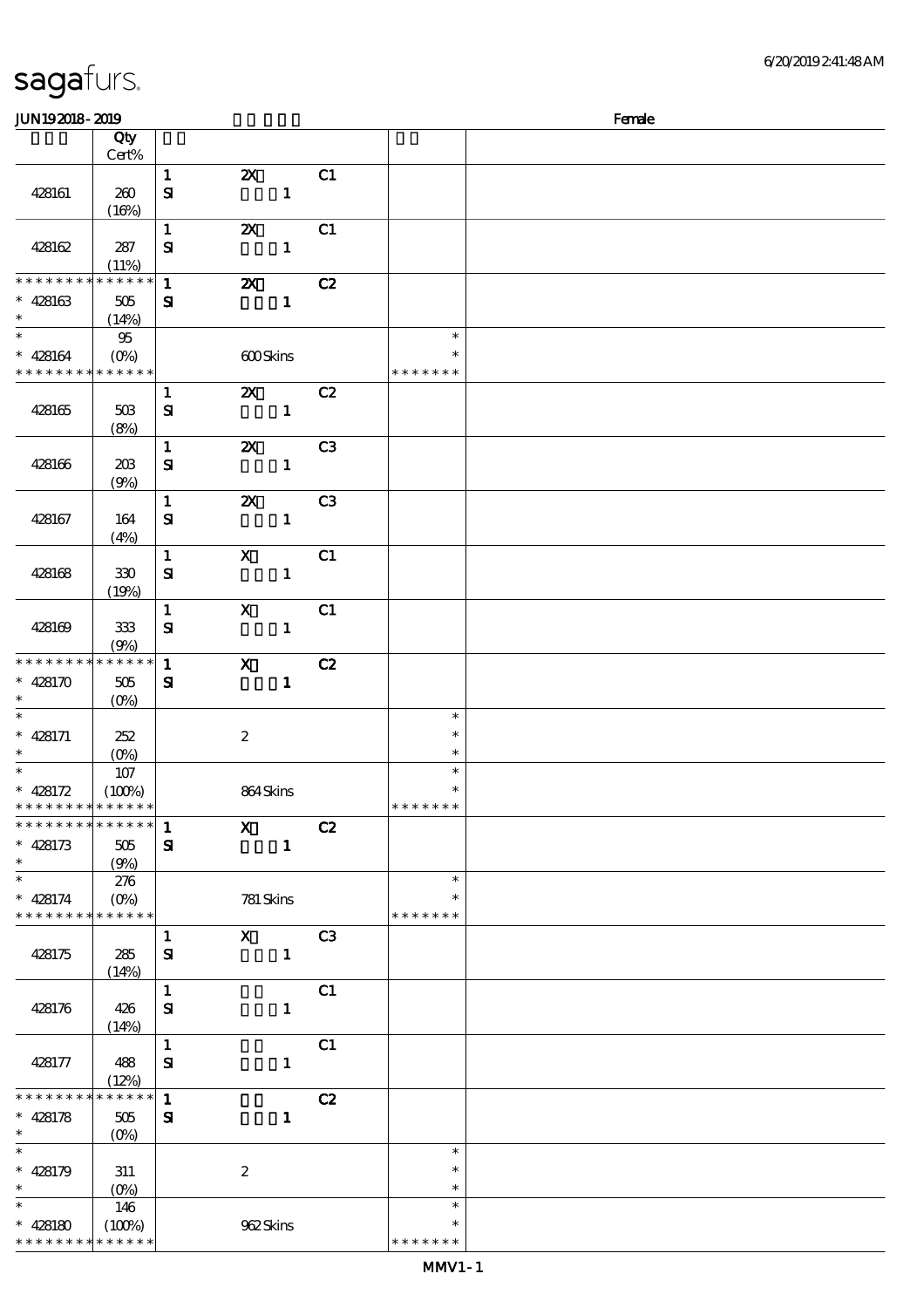# sagafurs.

JUN19 2018 - 2019 Female

| | Qty Cert% | | | | | |
|---|---|---|---|---|---|---|
| 428161 | 260 (16%) | 1 SI | 2X 1 | C1 | | |
| 428162 | 287 (11%) | 1 SI | 2X 1 | C1 | | |
| * * * * * * * * * * * * * * 428163 * | 505 (14%) | 1 SI | 2X 1 | C2 | | |
| * * 428164 * * * * * * * * * * * * * | 95 (0%) | | 600 Skins | | * * * * * * * * * | |
| 428165 | 503 (8%) | 1 SI | 2X 1 | C2 | | |
| 428166 | 203 (9%) | 1 SI | 2X 1 | C3 | | |
| 428167 | 164 (4%) | 1 SI | 2X 1 | C3 | | |
| 428168 | 330 (19%) | 1 SI | X 1 | C1 | | |
| 428169 | 333 (9%) | 1 SI | X 1 | C1 | | |
| * * * * * * * * * * * * * * 428170 * | 505 (0%) | 1 SI | X 1 | C2 | | |
| * * 428171 * | 252 (0%) | | 2 | | * * * | |
| * * 428172 * * * * * * * * * * * * * | 107 (100%) | | 864 Skins | | * * * * * * * * * | |
| * * * * * * * * * * * * * * 428173 * | 505 (9%) | 1 SI | X 1 | C2 | | |
| * * 428174 * * * * * * * * * * * * * | 276 (0%) | | 781 Skins | | * * * * * * * * * | |
| 428175 | 285 (14%) | 1 SI | X 1 | C3 | | |
| 428176 | 426 (14%) | 1 SI | 1 | C1 | | |
| 428177 | 488 (12%) | 1 SI | 1 | C1 | | |
| * * * * * * * * * * * * * * 428178 * | 505 (0%) | 1 SI | 1 | C2 | | |
| * * 428179 * | 311 (0%) | | 2 | | * * * | |
| * * 428180 * * * * * * * * * * * * * | 146 (100%) | | 962 Skins | | * * * * * * * * * | |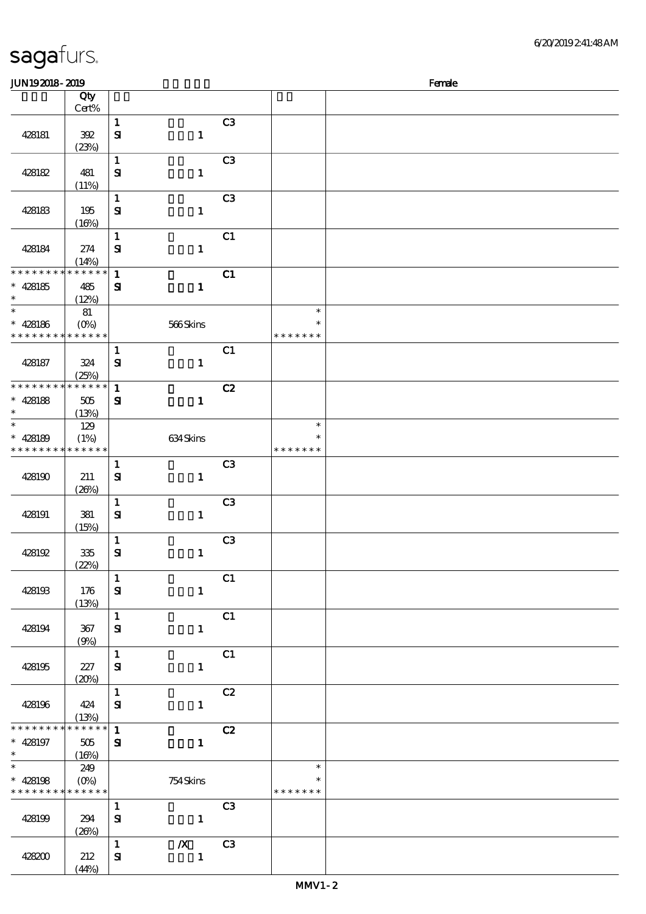# sagafurs.

JUN19 2018 - 2019 Female

| | Qty Cert% | | | |
|---|---|---|---|---|
| 428181 | 392 (23%) | 1 SI 1 C3 | | |
| 428182 | 481 (11%) | 1 SI 1 C3 | | |
| 428183 | 195 (16%) | 1 SI 1 C3 | | |
| 428184 | 274 (14%) | 1 SI 1 C1 | | |
| * * * * * * * * * * * * * * * 428185 * | 485 (12%) | 1 SI 1 C1 | | |
| * * 428186 * * * * * * * * * * * * * | 81 (0%) | 566 Skins | * * * * * * * * * | |
| 428187 | 324 (25%) | 1 SI 1 C1 | | |
| * * * * * * * * * * * * * * * 428188 * | 505 (13%) | 1 SI 1 C2 | | |
| * * 428189 * * * * * * * * * * * * * | 129 (1%) | 634 Skins | * * * * * * * * * | |
| 428190 | 211 (26%) | 1 SI 1 C3 | | |
| 428191 | 381 (15%) | 1 SI 1 C3 | | |
| 428192 | 335 (22%) | 1 SI 1 C3 | | |
| 428193 | 176 (13%) | 1 SI 1 C1 | | |
| 428194 | 367 (9%) | 1 SI 1 C1 | | |
| 428195 | 227 (20%) | 1 SI 1 C1 | | |
| 428196 | 424 (13%) | 1 SI 1 C2 | | |
| * * * * * * * * * * * * * * * 428197 * | 505 (16%) | 1 SI 1 C2 | | |
| * * 428198 * * * * * * * * * * * * * | 249 (0%) | 754 Skins | * * * * * * * * * | |
| 428199 | 294 (26%) | 1 SI 1 C3 | | |
| 428200 | 212 (44%) | 1 /X SI 1 C3 | | |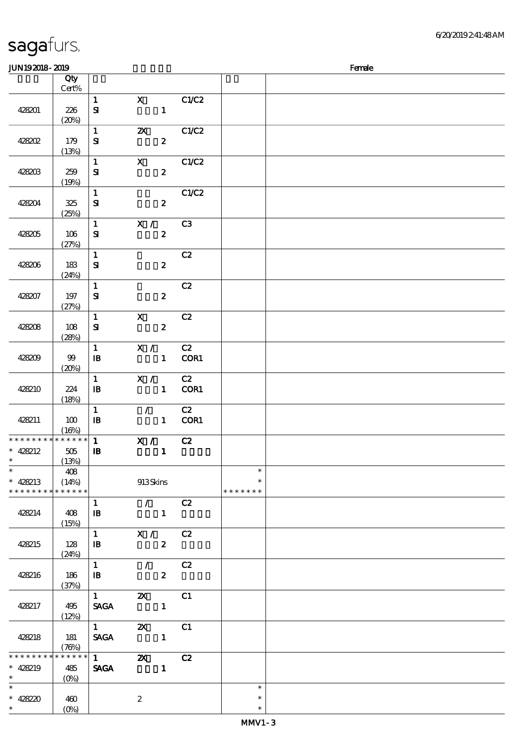# sagafurs.

JUN19 2018 - 2019 Female

| | Qty Cert% | | | | | |
|---|---|---|---|---|---|---|
| 428201 | 226 (20%) | 1 SI | X 1 | C1/C2 | | |
| 428202 | 179 (13%) | 1 SI | 2X 2 | C1/C2 | | |
| 428203 | 259 (19%) | 1 SI | X 2 | C1/C2 | | |
| 428204 | 325 (25%) | 1 SI | 2 | C1/C2 | | |
| 428205 | 106 (27%) | 1 SI | X / 2 | C3 | | |
| 428206 | 183 (24%) | 1 SI | 2 | C2 | | |
| 428207 | 197 (27%) | 1 SI | 2 | C2 | | |
| 428208 | 108 (28%) | 1 SI | X 2 | C2 | | |
| 428209 | 99 (20%) | 1 IB | X / 1 | C2 COR1 | | |
| 428210 | 224 (18%) | 1 IB | X / 1 | C2 COR1 | | |
| 428211 | 100 (16%) | 1 IB | / 1 | C2 COR1 | | |
| * 428212 * | 505 (13%) | 1 IB | X / 1 | C2 | | |
| * 428213 * | 408 (14%) | | 913 Skins | | * * | |
| 428214 | 408 (15%) | 1 IB | / 1 | C2 | | |
| 428215 | 128 (24%) | 1 IB | X / 2 | C2 | | |
| 428216 | 186 (37%) | 1 IB | / 2 | C2 | | |
| 428217 | 495 (12%) | 1 SAGA | 2X 1 | C1 | | |
| 428218 | 181 (76%) | 1 SAGA | 2X 1 | C1 | | |
| * 428219 * | 485 (0%) | 1 SAGA | 2X 1 | C2 | | |
| * 428220 * | 460 (0%) | | 2 | | * * * | |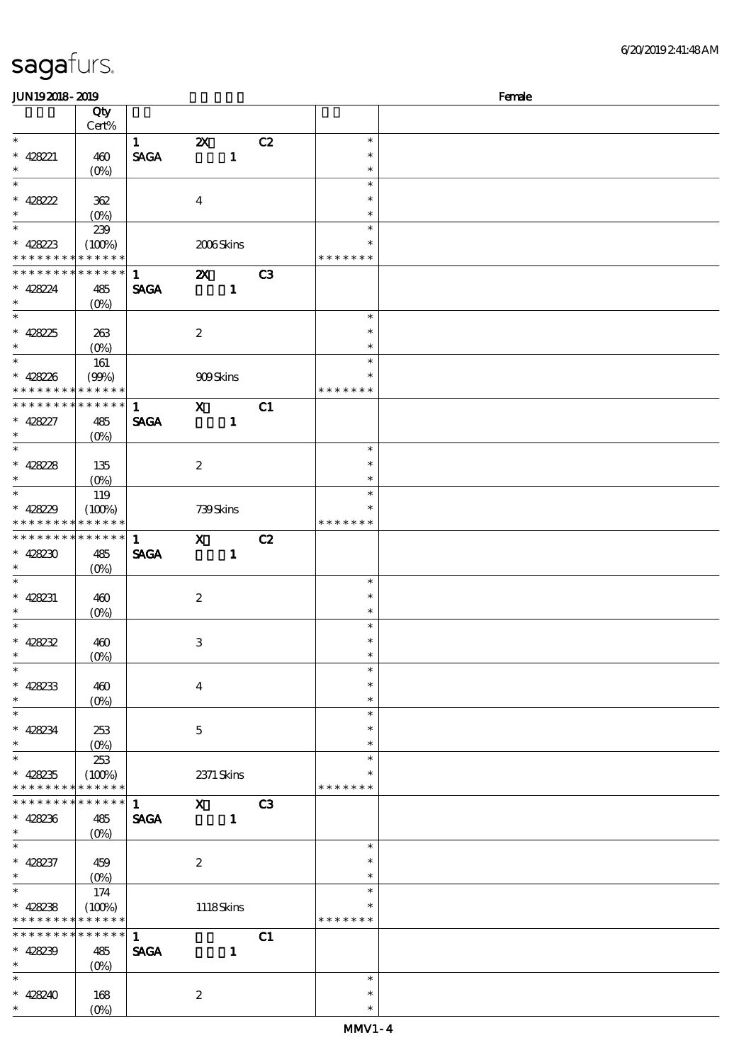sagafurs.

JUN19 2018 - 2019 Female

| | Qty Cert% | | | | | |
|---|---|---|---|---|---|---|
| * | | 1 | 2X | C2 | * | |
| * 428221 | 460 | SAGA | 1 | | * | |
| * | (0%) | | | | * | |
| * | | | | | * | |
| * 428222 | 362 | | 4 | | * | |
| * | (0%) | | | | * | |
| * | 239 | | | | * | |
| * 428223 | (100%) | | 2006 Skins | | * | |
| * * * * * * * * * * * * * * | | | | | * * * * * * * | |
| * * * * * * * * * * * * * * | | 1 | 2X | C3 | | |
| * 428224 | 485 | SAGA | 1 | | | |
| * | (0%) | | | | | |
| * | | | | | * | |
| * 428225 | 263 | | 2 | | * | |
| * | (0%) | | | | * | |
| * | 161 | | | | * | |
| * 428226 | (99%) | | 909 Skins | | * | |
| * * * * * * * * * * * * * * | | | | | * * * * * * * | |
| * * * * * * * * * * * * * * | | 1 | X | C1 | | |
| * 428227 | 485 | SAGA | 1 | | | |
| * | (0%) | | | | | |
| * | | | | | * | |
| * 428228 | 135 | | 2 | | * | |
| * | (0%) | | | | * | |
| * | 119 | | | | * | |
| * 428229 | (100%) | | 739 Skins | | * | |
| * * * * * * * * * * * * * * | | | | | * * * * * * * | |
| * * * * * * * * * * * * * * | | 1 | X | C2 | | |
| * 428230 | 485 | SAGA | 1 | | | |
| * | (0%) | | | | | |
| * | | | | | * | |
| * 428231 | 460 | | 2 | | * | |
| * | (0%) | | | | * | |
| * | | | | | * | |
| * 428232 | 460 | | 3 | | * | |
| * | (0%) | | | | * | |
| * | | | | | * | |
| * 428233 | 460 | | 4 | | * | |
| * | (0%) | | | | * | |
| * | | | | | * | |
| * 428234 | 253 | | 5 | | * | |
| * | (0%) | | | | * | |
| * | 253 | | | | * | |
| * 428235 | (100%) | | 2371 Skins | | * | |
| * * * * * * * * * * * * * * | | | | | * * * * * * * | |
| * * * * * * * * * * * * * * | | 1 | X | C3 | | |
| * 428236 | 485 | SAGA | 1 | | | |
| * | (0%) | | | | | |
| * | | | | | * | |
| * 428237 | 459 | | 2 | | * | |
| * | (0%) | | | | * | |
| * | 174 | | | | * | |
| * 428238 | (100%) | | 1118 Skins | | * | |
| * * * * * * * * * * * * * * | | | | | * * * * * * * | |
| * * * * * * * * * * * * * * | | 1 | | C1 | | |
| * 428239 | 485 | SAGA | 1 | | | |
| * | (0%) | | | | | |
| * | | | | | * | |
| * 428240 | 168 | | 2 | | * | |
| * | (0%) | | | | * | |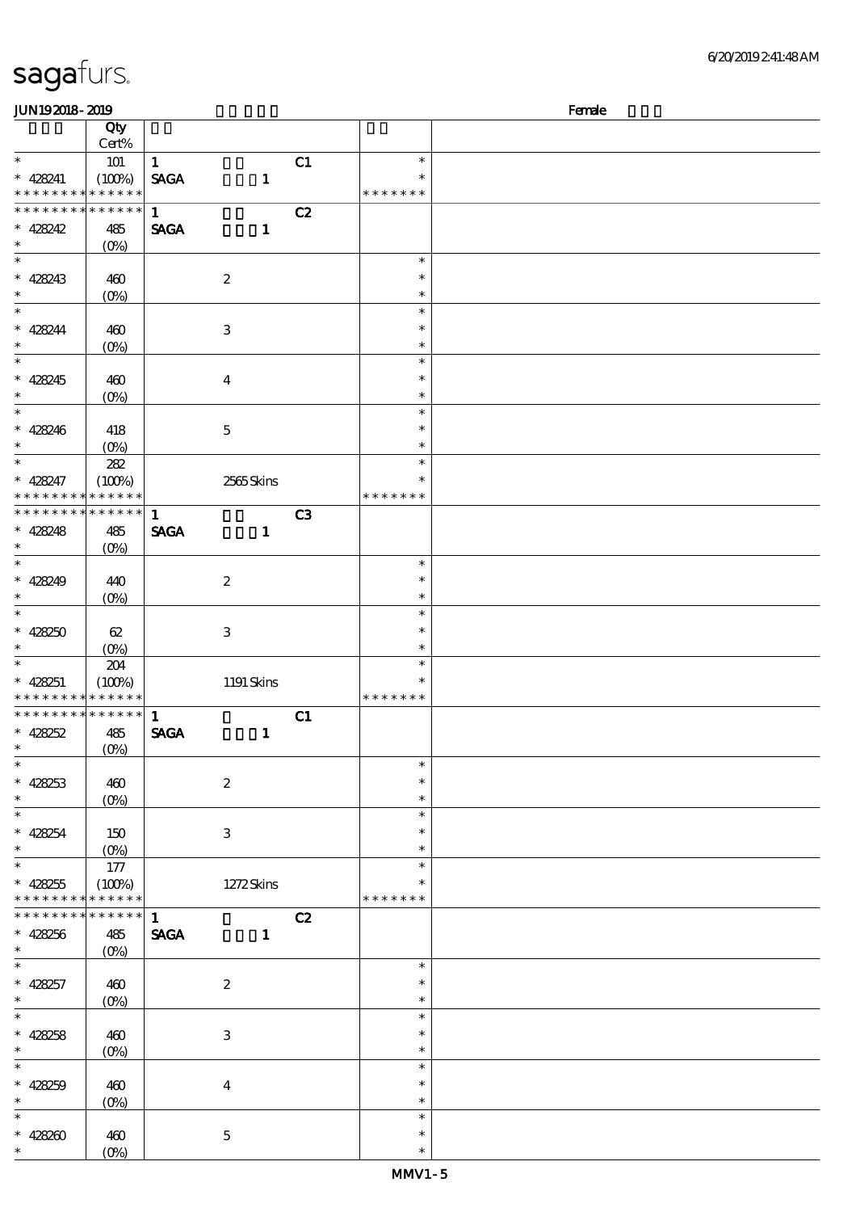# sagafurs.

6/20/2019 2:41:48 AM

JUN19 2018 - 2019 Female

| | Qty Cert% | | | |
|---|---|---|---|---|
| * | 101 | 1 C1 | * | |
| * 428241 | (100%) | SAGA 1 | * | |
| * * * * * * * * * * * * * * | | | * * * * * * * | |
| * * * * * * * * * * * * * * | | 1 C2 | | |
| * 428242 | 485 | SAGA 1 | | |
| * | (0%) | | | |
| * | | | * | |
| * 428243 | 460 | 2 | * | |
| * | (0%) | | * | |
| * | | | * | |
| * 428244 | 460 | 3 | * | |
| * | (0%) | | * | |
| * | | | * | |
| * 428245 | 460 | 4 | * | |
| * | (0%) | | * | |
| * | | | * | |
| * 428246 | 418 | 5 | * | |
| * | (0%) | | * | |
| * | 282 | | * | |
| * 428247 | (100%) | 2565 Skins | * | |
| * * * * * * * * * * * * * * | | | * * * * * * * | |
| * * * * * * * * * * * * * * | | 1 C3 | | |
| * 428248 | 485 | SAGA 1 | | |
| * | (0%) | | | |
| * | | | * | |
| * 428249 | 440 | 2 | * | |
| * | (0%) | | * | |
| * | | | * | |
| * 428250 | 62 | 3 | * | |
| * | (0%) | | * | |
| * | 204 | | * | |
| * 428251 | (100%) | 1191 Skins | * | |
| * * * * * * * * * * * * * * | | | * * * * * * * | |
| * * * * * * * * * * * * * * | | 1 C1 | | |
| * 428252 | 485 | SAGA 1 | | |
| * | (0%) | | | |
| * | | | * | |
| * 428253 | 460 | 2 | * | |
| * | (0%) | | * | |
| * | | | * | |
| * 428254 | 150 | 3 | * | |
| * | (0%) | | * | |
| * | 177 | | * | |
| * 428255 | (100%) | 1272 Skins | * | |
| * * * * * * * * * * * * * * | | | * * * * * * * | |
| * * * * * * * * * * * * * * | | 1 C2 | | |
| * 428256 | 485 | SAGA 1 | | |
| * | (0%) | | | |
| * | | | * | |
| * 428257 | 460 | 2 | * | |
| * | (0%) | | * | |
| * | | | * | |
| * 428258 | 460 | 3 | * | |
| * | (0%) | | * | |
| * | | | * | |
| * 428259 | 460 | 4 | * | |
| * | (0%) | | * | |
| * | | | * | |
| * 428260 | 460 | 5 | * | |
| * | (0%) | | * | |

MMV1-5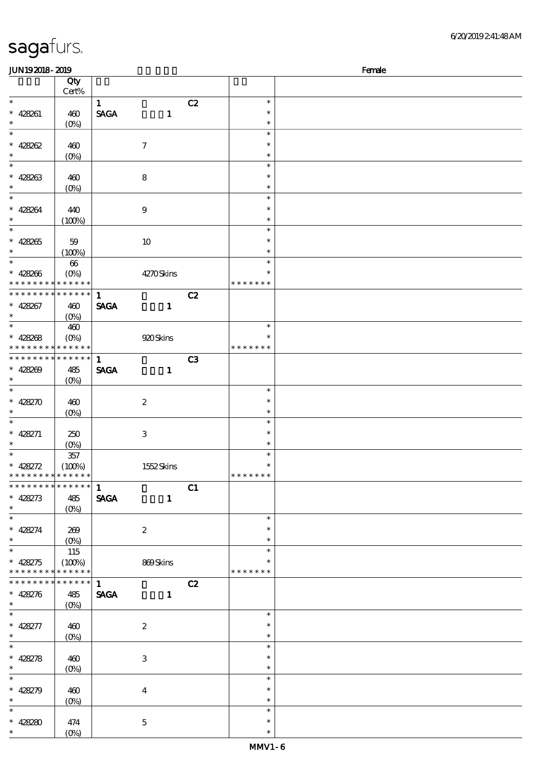sagafurs.

6/20/2019 2:41:48 AM

JUN19 2018 - 2019 Female

| | Qty Cert% | | | | | |
|---|---|---|---|---|---|---|
| * | | 1 | | C2 | * | |
| * 428261 | 460 | SAGA | 1 | | * | |
| * | (0%) | | | | * | |
| * | | | | | * | |
| * 428262 | 460 | | 7 | | * | |
| * | (0%) | | | | * | |
| * | | | | | * | |
| * 428263 | 460 | | 8 | | * | |
| * | (0%) | | | | * | |
| * | | | | | * | |
| * 428264 | 440 | | 9 | | * | |
| * | (100%) | | | | * | |
| * | | | | | * | |
| * 428265 | 59 | | 10 | | * | |
| * | (100%) | | | | * | |
| * | 66 | | | | * | |
| * 428266 | (0%) | | 4270 Skins | | * | |
| * * * * * * * * * * * * * * | | | | | * * * * * * * | |
| * * * * * * * * * * * * * * | | 1 | | C2 | | |
| * 428267 | 460 | SAGA | 1 | | | |
| * | (0%) | | | | | |
| * | 460 | | | | * | |
| * 428268 | (0%) | | 920 Skins | | * | |
| * * * * * * * * * * * * * * | | | | | * * * * * * * | |
| * * * * * * * * * * * * * * | | 1 | | C3 | | |
| * 428269 | 485 | SAGA | 1 | | | |
| * | (0%) | | | | | |
| * | | | | | * | |
| * 428270 | 460 | | 2 | | * | |
| * | (0%) | | | | * | |
| * | | | | | * | |
| * 428271 | 250 | | 3 | | * | |
| * | (0%) | | | | * | |
| * | 357 | | | | * | |
| * 428272 | (100%) | | 1552 Skins | | * | |
| * * * * * * * * * * * * * * | | | | | * * * * * * * | |
| * * * * * * * * * * * * * * | | 1 | | C1 | | |
| * 428273 | 485 | SAGA | 1 | | | |
| * | (0%) | | | | | |
| * | | | | | * | |
| * 428274 | 269 | | 2 | | * | |
| * | (0%) | | | | * | |
| * | 115 | | | | * | |
| * 428275 | (100%) | | 869 Skins | | * | |
| * * * * * * * * * * * * * * | | | | | * * * * * * * | |
| * * * * * * * * * * * * * * | | 1 | | C2 | | |
| * 428276 | 485 | SAGA | 1 | | | |
| * | (0%) | | | | | |
| * | | | | | * | |
| * 428277 | 460 | | 2 | | * | |
| * | (0%) | | | | * | |
| * | | | | | * | |
| * 428278 | 460 | | 3 | | * | |
| * | (0%) | | | | * | |
| * | | | | | * | |
| * 428279 | 460 | | 4 | | * | |
| * | (0%) | | | | * | |
| * | | | | | * | |
| * 428280 | 474 | | 5 | | * | |
| * | (0%) | | | | * | |

MMV1-6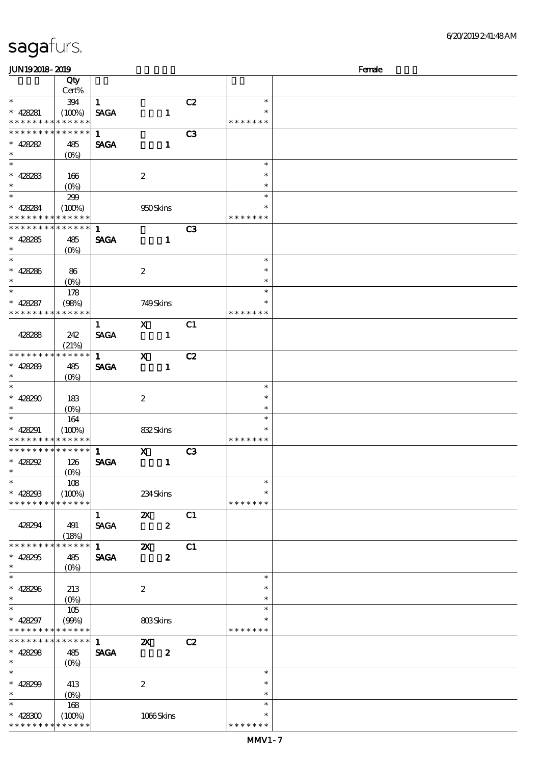| | Qty Cert% | | | | | |
|---|---|---|---|---|---|---|
| * <br> * 428281 <br> * * * * * * * * * * * * * * | 394 <br> (100%) | 1 <br> SAGA | 1 | C2 | * <br> * <br> * * * * * * * | |
| * * * * * * * * * * * * * * <br> * 428282 <br> * | 485 <br> (0%) | 1 <br> SAGA | 1 | C3 | | |
| * <br> * 428283 <br> * | 166 <br> (0%) | | 2 | | * <br> * <br> * | |
| * <br> * 428284 <br> * * * * * * * * * * * * * * | 299 <br> (100%) | | 950 Skins | | * <br> * <br> * * * * * * * | |
| * * * * * * * * * * * * * * <br> * 428285 <br> * | 485 <br> (0%) | 1 <br> SAGA | 1 | C3 | | |
| * <br> * 428286 <br> * | 86 <br> (0%) | | 2 | | * <br> * <br> * | |
| * <br> * 428287 <br> * * * * * * * * * * * * * * | 178 <br> (98%) | | 749 Skins | | * <br> * <br> * * * * * * * | |
| 428288 | 242 <br> (21%) | 1 <br> SAGA | X <br> 1 | C1 | | |
| * * * * * * * * * * * * * * <br> * 428289 <br> * | 485 <br> (0%) | 1 <br> SAGA | X <br> 1 | C2 | | |
| * <br> * 428290 <br> * | 183 <br> (0%) | | 2 | | * <br> * <br> * | |
| * <br> * 428291 <br> * * * * * * * * * * * * * * | 164 <br> (100%) | | 832 Skins | | * <br> * <br> * * * * * * * | |
| * * * * * * * * * * * * * * <br> * 428292 <br> * | 126 <br> (0%) | 1 <br> SAGA | X <br> 1 | C3 | | |
| * <br> * 428293 <br> * * * * * * * * * * * * * * | 108 <br> (100%) | | 234 Skins | | * <br> * <br> * * * * * * * | |
| 428294 | 491 <br> (18%) | 1 <br> SAGA | 2X <br> 2 | C1 | | |
| * * * * * * * * * * * * * * <br> * 428295 <br> * | 485 <br> (0%) | 1 <br> SAGA | 2X <br> 2 | C1 | | |
| * <br> * 428296 <br> * | 213 <br> (0%) | | 2 | | * <br> * <br> * | |
| * <br> * 428297 <br> * * * * * * * * * * * * * * | 105 <br> (99%) | | 803 Skins | | * <br> * <br> * * * * * * * | |
| * * * * * * * * * * * * * * <br> * 428298 <br> * | 485 <br> (0%) | 1 <br> SAGA | 2X <br> 2 | C2 | | |
| * <br> * 428299 <br> * | 413 <br> (0%) | | 2 | | * <br> * <br> * | |
| * <br> * 428300 <br> * * * * * * * * * * * * * * | 168 <br> (100%) | | 1066 Skins | | * <br> * <br> * * * * * * * | |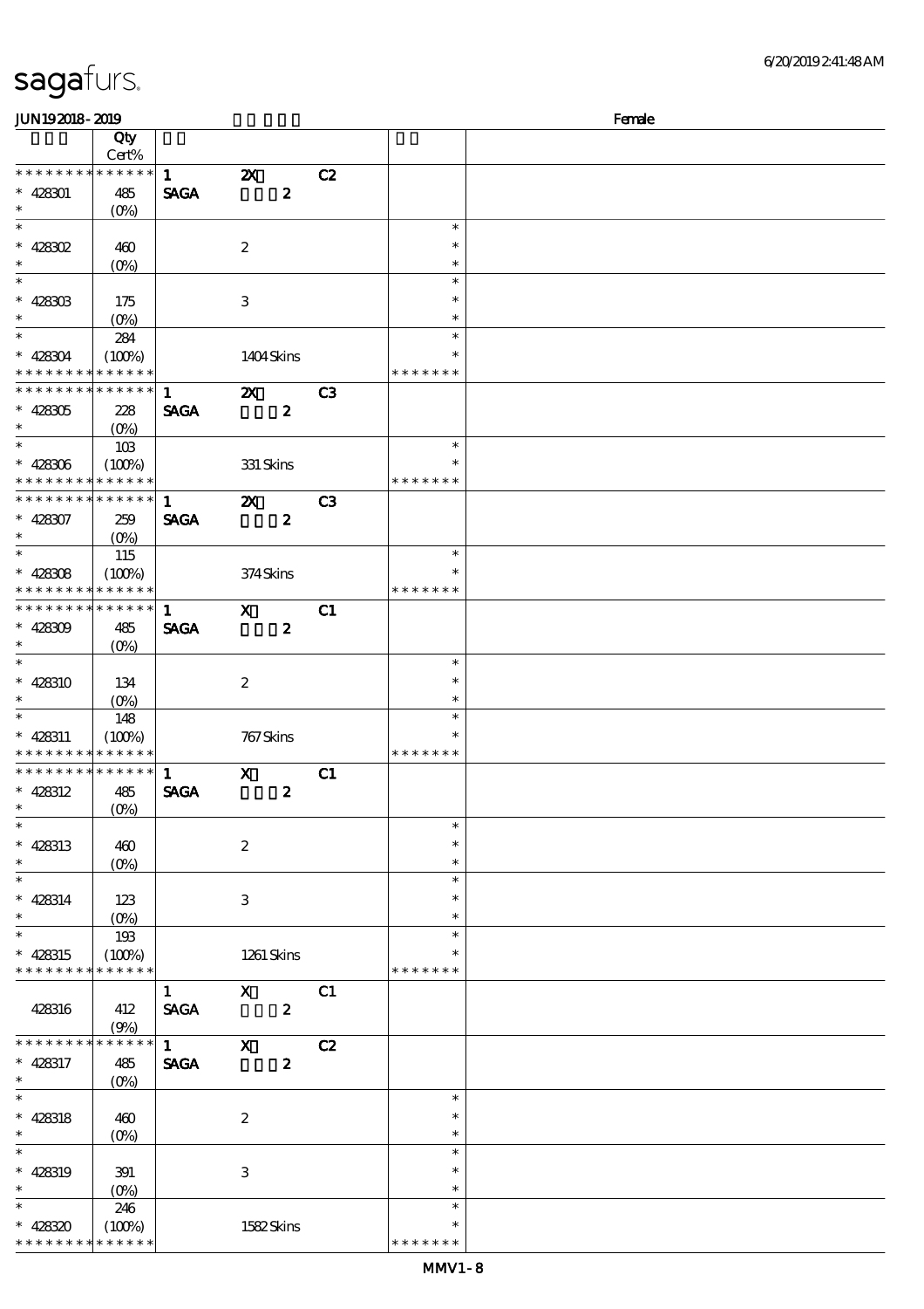| | Qty Cert% | | | | | |
|---|---|---|---|---|---|---|
| * * * * * * * * * * * * * * | | 1 | 2X | C2 | | |
| * 428301 | 485 | SAGA | 2 | | | |
| * | (0%) | | | | | |
| * | | | | | * | |
| * 428302 | 460 | | 2 | | * | |
| * | (0%) | | | | * | |
| * | | | | | * | |
| * 428303 | 175 | | 3 | | * | |
| * | (0%) | | | | * | |
| * | 284 | | | | * | |
| * 428304 | (100%) | | 1404 Skins | | * | |
| * * * * * * * * * * * * * * | | | | | * * * * * * * | |
| * * * * * * * * * * * * * * | | 1 | 2X | C3 | | |
| * 428305 | 228 | SAGA | 2 | | | |
| * | (0%) | | | | | |
| * | 103 | | | | * | |
| * 428306 | (100%) | | 331 Skins | | * | |
| * * * * * * * * * * * * * * | | | | | * * * * * * * | |
| * * * * * * * * * * * * * * | | 1 | 2X | C3 | | |
| * 428307 | 259 | SAGA | 2 | | | |
| * | (0%) | | | | | |
| * | 115 | | | | * | |
| * 428308 | (100%) | | 374 Skins | | * | |
| * * * * * * * * * * * * * * | | | | | * * * * * * * | |
| * * * * * * * * * * * * * * | | 1 | X | C1 | | |
| * 428309 | 485 | SAGA | 2 | | | |
| * | (0%) | | | | | |
| * | | | | | * | |
| * 428310 | 134 | | 2 | | * | |
| * | (0%) | | | | * | |
| * | 148 | | | | * | |
| * 428311 | (100%) | | 767 Skins | | * | |
| * * * * * * * * * * * * * * | | | | | * * * * * * * | |
| * * * * * * * * * * * * * * | | 1 | X | C1 | | |
| * 428312 | 485 | SAGA | 2 | | | |
| * | (0%) | | | | | |
| * | | | | | * | |
| * 428313 | 460 | | 2 | | * | |
| * | (0%) | | | | * | |
| * | | | | | * | |
| * 428314 | 123 | | 3 | | * | |
| * | (0%) | | | | * | |
| * | 193 | | | | * | |
| * 428315 | (100%) | | 1261 Skins | | * | |
| * * * * * * * * * * * * * * | | | | | * * * * * * * | |
| | | 1 | X | C1 | | |
| 428316 | 412 | SAGA | 2 | | | |
| | (9%) | | | | | |
| * * * * * * * * * * * * * * | | 1 | X | C2 | | |
| * 428317 | 485 | SAGA | 2 | | | |
| * | (0%) | | | | | |
| * | | | | | * | |
| * 428318 | 460 | | 2 | | * | |
| * | (0%) | | | | * | |
| * | | | | | * | |
| * 428319 | 391 | | 3 | | * | |
| * | (0%) | | | | * | |
| * | 246 | | | | * | |
| * 428320 | (100%) | | 1582 Skins | | * | |
| * * * * * * * * * * * * * * | | | | | * * * * * * * | |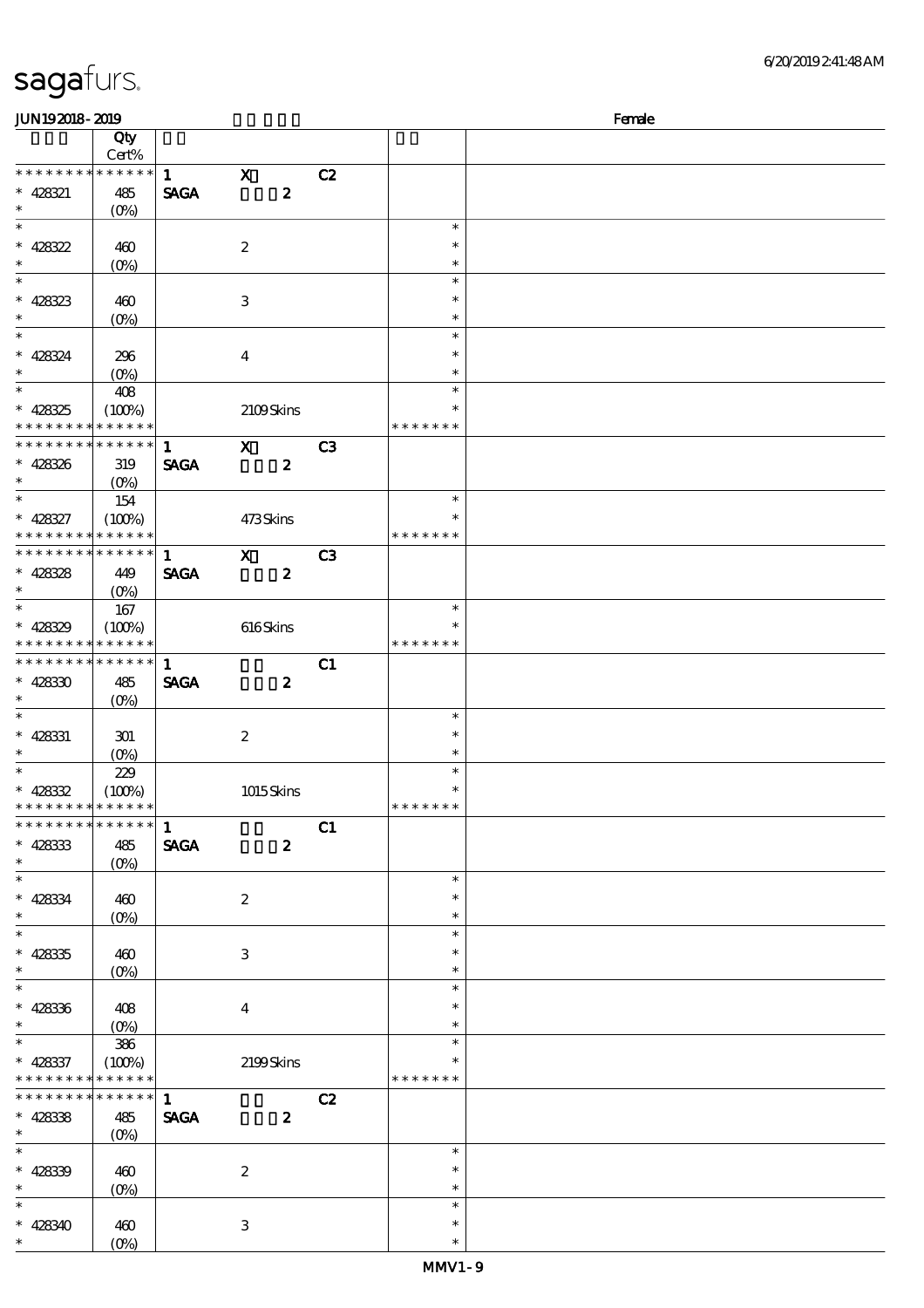sagafurs.

JUN19 2018 - 2019 Female

| | Qty Cert% | | | | | |
|---|---|---|---|---|---|---|
| * * * * * * * * * * * * * * | | 1 | X | C2 | | |
| * 428321 | 485 | SAGA | 2 | | | |
| * | (0%) | | | | | |
| * | | | | | * | |
| * 428322 | 460 | | 2 | | * | |
| * | (0%) | | | | * | |
| * | | | | | * | |
| * 428323 | 460 | | 3 | | * | |
| * | (0%) | | | | * | |
| * | | | | | * | |
| * 428324 | 296 | | 4 | | * | |
| * | (0%) | | | | * | |
| * | 408 | | | | * | |
| * 428325 | (100%) | | 2109 Skins | | * | |
| * * * * * * * * * * * * * * | | | | | * * * * * * * | |
| * * * * * * * * * * * * * * | | 1 | X | C3 | | |
| * 428326 | 319 | SAGA | 2 | | | |
| * | (0%) | | | | | |
| * | 154 | | | | * | |
| * 428327 | (100%) | | 473 Skins | | * | |
| * * * * * * * * * * * * * * | | | | | * * * * * * * | |
| * * * * * * * * * * * * * * | | 1 | X | C3 | | |
| * 428328 | 449 | SAGA | 2 | | | |
| * | (0%) | | | | | |
| * | 167 | | | | * | |
| * 428329 | (100%) | | 616 Skins | | * | |
| * * * * * * * * * * * * * * | | | | | * * * * * * * | |
| * * * * * * * * * * * * * * | | 1 | | C1 | | |
| * 428330 | 485 | SAGA | 2 | | | |
| * | (0%) | | | | | |
| * | | | | | * | |
| * 428331 | 301 | | 2 | | * | |
| * | (0%) | | | | * | |
| * | 229 | | | | * | |
| * 428332 | (100%) | | 1015 Skins | | * | |
| * * * * * * * * * * * * * * | | | | | * * * * * * * | |
| * * * * * * * * * * * * * * | | 1 | | C1 | | |
| * 428333 | 485 | SAGA | 2 | | | |
| * | (0%) | | | | | |
| * | | | | | * | |
| * 428334 | 460 | | 2 | | * | |
| * | (0%) | | | | * | |
| * | | | | | * | |
| * 428335 | 460 | | 3 | | * | |
| * | (0%) | | | | * | |
| * | | | | | * | |
| * 428336 | 408 | | 4 | | * | |
| * | (0%) | | | | * | |
| * | 386 | | | | * | |
| * 428337 | (100%) | | 2199 Skins | | * | |
| * * * * * * * * * * * * * * | | | | | * * * * * * * | |
| * * * * * * * * * * * * * * | | 1 | | C2 | | |
| * 428338 | 485 | SAGA | 2 | | | |
| * | (0%) | | | | | |
| * | | | | | * | |
| * 428339 | 460 | | 2 | | * | |
| * | (0%) | | | | * | |
| * | | | | | * | |
| * 428340 | 460 | | 3 | | * | |
| * | (0%) | | | | * | |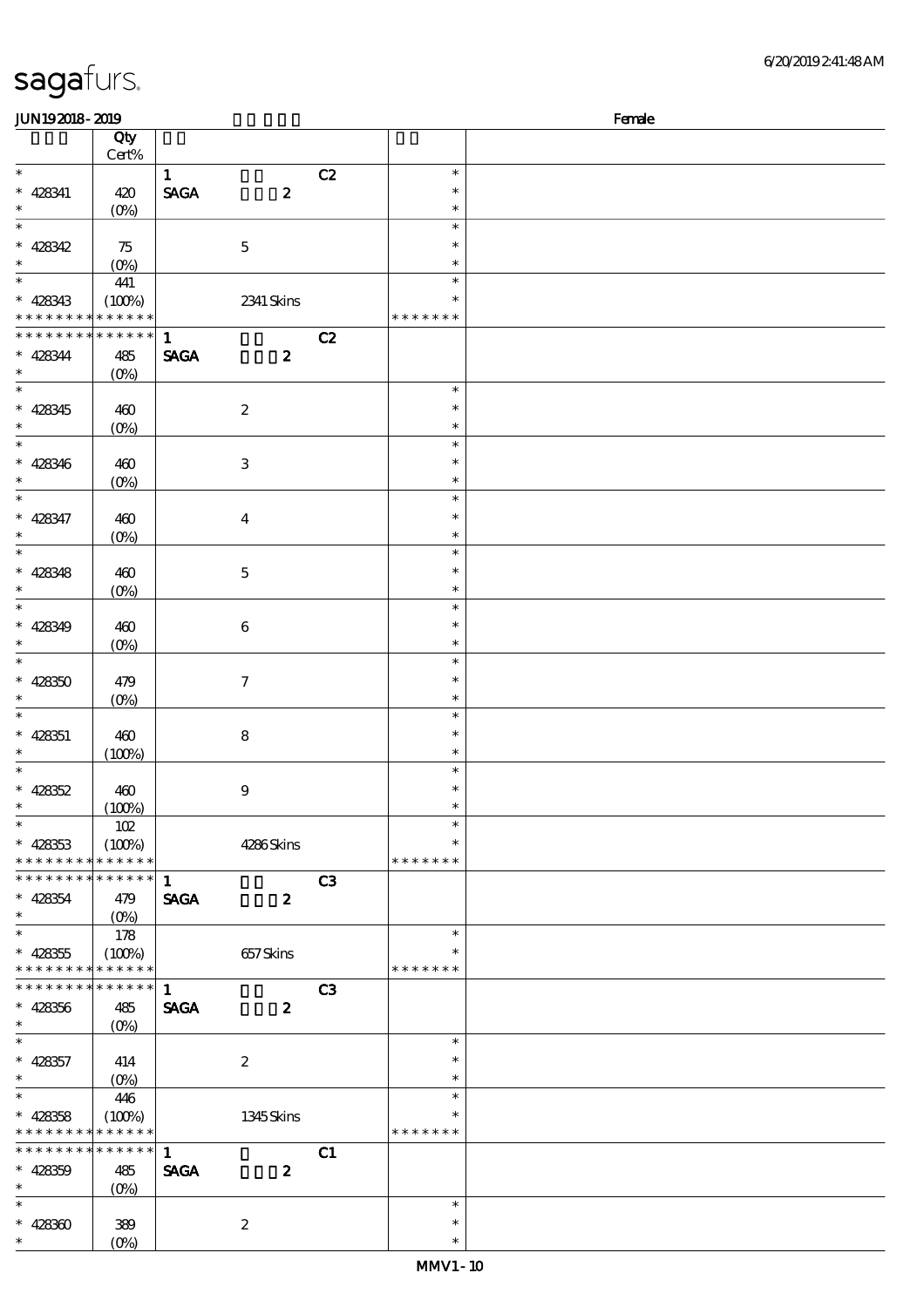# sagafurs.

JUN19 2018 - 2019 Female

| | Qty Cert% | | | | |
|---|---|---|---|---|---|
| * <br> * 428341 <br> * | 420 <br> (0%) | 1 <br> SAGA | 2 | C2 | * <br> * <br> * |
| * <br> * 428342 <br> * | 75 <br> (0%) | | 5 | | * <br> * <br> * |
| * <br> * 428343 <br> * * * * * * * * * * * * * * | 441 <br> (100%) | | 2341 Skins | | * <br> * <br> * * * * * * * |
| * * * * * * * * * * * * * * <br> * 428344 <br> * | 485 <br> (0%) | 1 <br> SAGA | 2 | C2 | |
| * <br> * 428345 <br> * | 460 <br> (0%) | | 2 | | * <br> * <br> * |
| * <br> * 428346 <br> * | 460 <br> (0%) | | 3 | | * <br> * <br> * |
| * <br> * 428347 <br> * | 460 <br> (0%) | | 4 | | * <br> * <br> * |
| * <br> * 428348 <br> * | 460 <br> (0%) | | 5 | | * <br> * <br> * |
| * <br> * 428349 <br> * | 460 <br> (0%) | | 6 | | * <br> * <br> * |
| * <br> * 428350 <br> * | 479 <br> (0%) | | 7 | | * <br> * <br> * |
| * <br> * 428351 <br> * | 460 <br> (100%) | | 8 | | * <br> * <br> * |
| * <br> * 428352 <br> * | 460 <br> (100%) | | 9 | | * <br> * <br> * |
| * <br> * 428353 <br> * * * * * * * * * * * * * * | 102 <br> (100%) | | 4286 Skins | | * <br> * <br> * * * * * * * |
| * * * * * * * * * * * * * * <br> * 428354 <br> * | 479 <br> (0%) | 1 <br> SAGA | 2 | C3 | |
| * <br> * 428355 <br> * * * * * * * * * * * * * * | 178 <br> (100%) | | 657 Skins | | * <br> * <br> * * * * * * * |
| * * * * * * * * * * * * * * <br> * 428356 <br> * | 485 <br> (0%) | 1 <br> SAGA | 2 | C3 | |
| * <br> * 428357 <br> * | 414 <br> (0%) | | 2 | | * <br> * <br> * |
| * <br> * 428358 <br> * * * * * * * * * * * * * * | 446 <br> (100%) | | 1345 Skins | | * <br> * <br> * * * * * * * |
| * * * * * * * * * * * * * * <br> * 428359 <br> * | 485 <br> (0%) | 1 <br> SAGA | 2 | C1 | |
| * <br> * 428360 <br> * | 389 <br> (0%) | | 2 | | * <br> * <br> * |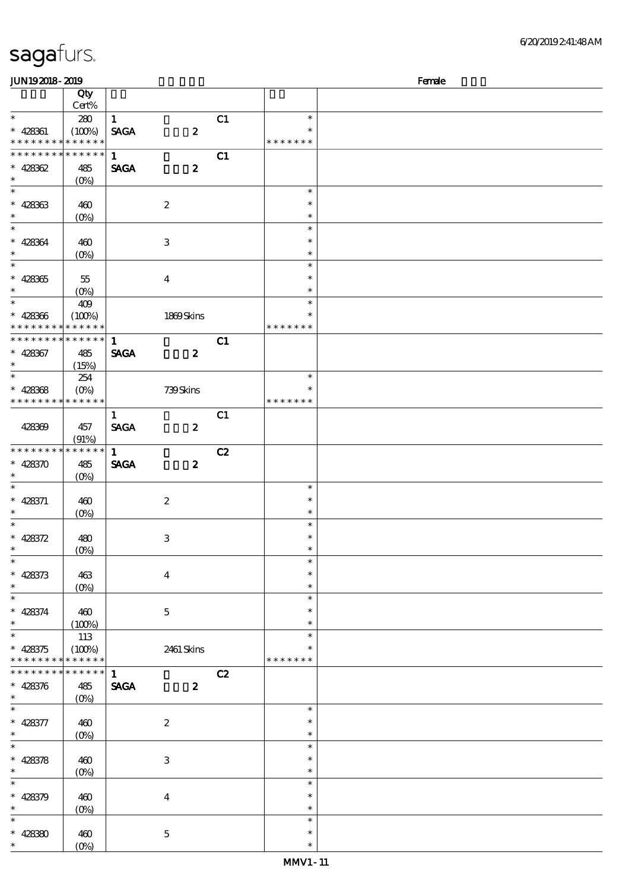sagafurs.

JUN19 2018 - 2019 Female

| | Qty Cert% | | | | | |
|---|---|---|---|---|---|---|
| * | 280 | 1 | | C1 | * | |
| * 428361 | (100%) | SAGA | 2 | | * | |
| * * * * * * * * * * * * * * | | | | | * * * * * * * | |
| * * * * * * * * * * * * * * | | 1 | | C1 | | |
| * 428362 | 485 | SAGA | 2 | | | |
| * | (0%) | | | | | |
| * | | | | | * | |
| * 428363 | 460 | | 2 | | * | |
| * | (0%) | | | | * | |
| * | | | | | * | |
| * 428364 | 460 | | 3 | | * | |
| * | (0%) | | | | * | |
| * | | | | | * | |
| * 428365 | 55 | | 4 | | * | |
| * | (0%) | | | | * | |
| * | 409 | | | | * | |
| * 428366 | (100%) | | 1869 Skins | | * | |
| * * * * * * * * * * * * * * | | | | | * * * * * * * | |
| * * * * * * * * * * * * * * | | 1 | | C1 | | |
| * 428367 | 485 | SAGA | 2 | | | |
| * | (15%) | | | | | |
| * | 254 | | | | * | |
| * 428368 | (0%) | | 739 Skins | | * | |
| * * * * * * * * * * * * * * | | | | | * * * * * * * | |
| | | 1 | | C1 | | |
| 428369 | 457 | SAGA | 2 | | | |
| | (91%) | | | | | |
| * * * * * * * * * * * * * * | | 1 | | C2 | | |
| * 428370 | 485 | SAGA | 2 | | | |
| * | (0%) | | | | | |
| * | | | | | * | |
| * 428371 | 460 | | 2 | | * | |
| * | (0%) | | | | * | |
| * | | | | | * | |
| * 428372 | 480 | | 3 | | * | |
| * | (0%) | | | | * | |
| * | | | | | * | |
| * 428373 | 463 | | 4 | | * | |
| * | (0%) | | | | * | |
| * | | | | | * | |
| * 428374 | 460 | | 5 | | * | |
| * | (100%) | | | | * | |
| * | 113 | | | | * | |
| * 428375 | (100%) | | 2461 Skins | | * | |
| * * * * * * * * * * * * * * | | | | | * * * * * * * | |
| * * * * * * * * * * * * * * | | 1 | | C2 | | |
| * 428376 | 485 | SAGA | 2 | | | |
| * | (0%) | | | | | |
| * | | | | | * | |
| * 428377 | 460 | | 2 | | * | |
| * | (0%) | | | | * | |
| * | | | | | * | |
| * 428378 | 460 | | 3 | | * | |
| * | (0%) | | | | * | |
| * | | | | | * | |
| * 428379 | 460 | | 4 | | * | |
| * | (0%) | | | | * | |
| * | | | | | * | |
| * 428380 | 460 | | 5 | | * | |
| * | (0%) | | | | * | |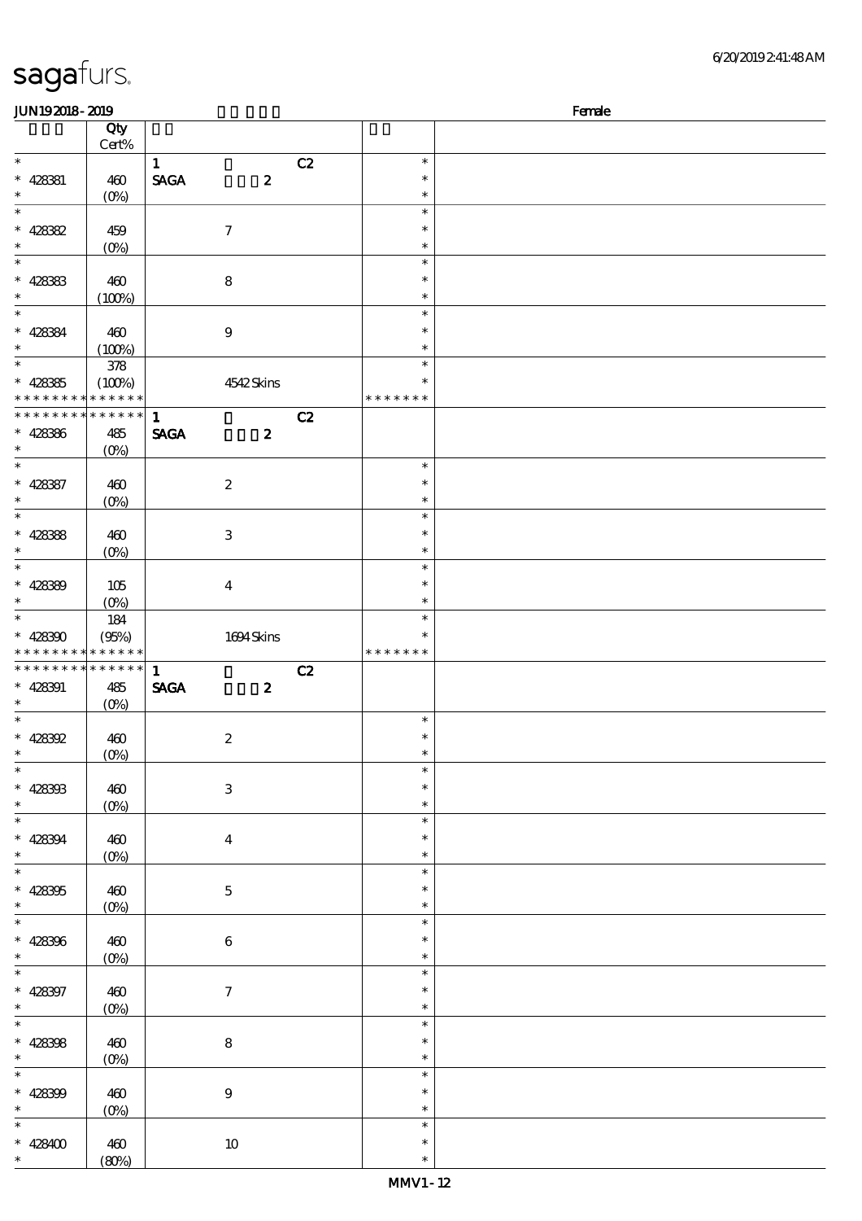| | Qty Cert% | | |
|---|---|---|---|
| * | | 1 C2 | * |
| * 428381 | 460 | SAGA 2 | * |
| * | (0%) | | * |
| * | | | * |
| * 428382 | 459 | 7 | * |
| * | (0%) | | * |
| * | | | * |
| * 428383 | 460 | 8 | * |
| * | (100%) | | * |
| * | | | * |
| * 428384 | 460 | 9 | * |
| * | (100%) | | * |
| * | 378 | | * |
| * 428385 | (100%) | 4542 Skins | * |
| * * * * * * * * * * * * * | | | * * * * * * * |
| * * * * * * * * * * * * * | | 1 C2 | |
| * 428386 | 485 | SAGA 2 | |
| * | (0%) | | |
| * | | | * |
| * 428387 | 460 | 2 | * |
| * | (0%) | | * |
| * | | | * |
| * 428388 | 460 | 3 | * |
| * | (0%) | | * |
| * | | | * |
| * 428389 | 105 | 4 | * |
| * | (0%) | | * |
| * | 184 | | * |
| * 428390 | (95%) | 1694 Skins | * |
| * * * * * * * * * * * * * | | | * * * * * * * |
| * * * * * * * * * * * * * | | 1 C2 | |
| * 428391 | 485 | SAGA 2 | |
| * | (0%) | | |
| * | | | * |
| * 428392 | 460 | 2 | * |
| * | (0%) | | * |
| * | | | * |
| * 428393 | 460 | 3 | * |
| * | (0%) | | * |
| * | | | * |
| * 428394 | 460 | 4 | * |
| * | (0%) | | * |
| * | | | * |
| * 428395 | 460 | 5 | * |
| * | (0%) | | * |
| * | | | * |
| * 428396 | 460 | 6 | * |
| * | (0%) | | * |
| * | | | * |
| * 428397 | 460 | 7 | * |
| * | (0%) | | * |
| * | | | * |
| * 428398 | 460 | 8 | * |
| * | (0%) | | * |
| * | | | * |
| * 428399 | 460 | 9 | * |
| * | (0%) | | * |
| * | | | * |
| * 428400 | 460 | 10 | * |
| * | (80%) | | * |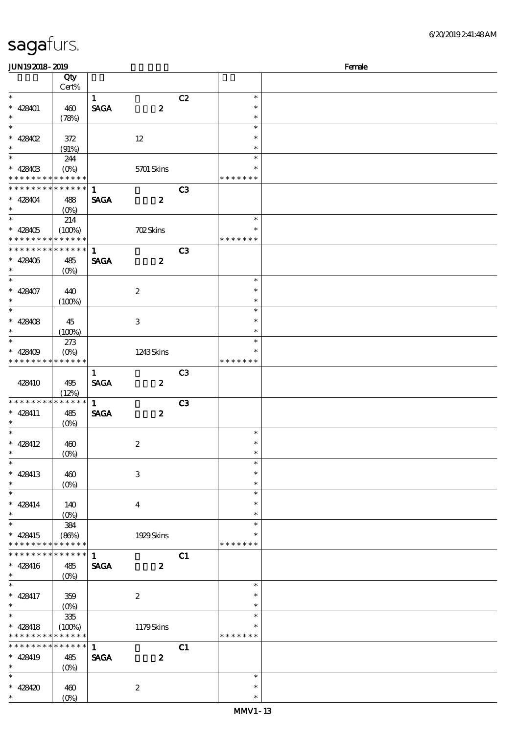# sagafurs.

JUN19 2018 - 2019 Female

| | Qty Cert% | | | | | |
|---|---|---|---|---|---|---|
| * | | 1 | | C2 | * | |
| * 428401 | 460 | SAGA | 2 | | * | |
| * | (78%) | | | | * | |
| * | | | | | * | |
| * 428402 | 372 | | 12 | | * | |
| * | (91%) | | | | * | |
| * | 244 | | | | * | |
| * 428403 | (0%) | | 5701 Skins | | * | |
| * * * * * * * * * * * * * * | | | | | * * * * * * * | |
| * * * * * * * * * * * * * * | | 1 | | C3 | | |
| * 428404 | 488 | SAGA | 2 | | | |
| * | (0%) | | | | | |
| * | 214 | | | | * | |
| * 428405 | (100%) | | 702 Skins | | * | |
| * * * * * * * * * * * * * * | | | | | * * * * * * * | |
| * * * * * * * * * * * * * * | | 1 | | C3 | | |
| * 428406 | 485 | SAGA | 2 | | | |
| * | (0%) | | | | | |
| * | | | | | * | |
| * 428407 | 440 | | 2 | | * | |
| * | (100%) | | | | * | |
| * | | | | | * | |
| * 428408 | 45 | | 3 | | * | |
| * | (100%) | | | | * | |
| * | 273 | | | | * | |
| * 428409 | (0%) | | 1243 Skins | | * | |
| * * * * * * * * * * * * * * | | | | | * * * * * * * | |
| | | 1 | | C3 | | |
| 428410 | 495 | SAGA | 2 | | | |
| | (12%) | | | | | |
| * * * * * * * * * * * * * * | | 1 | | C3 | | |
| * 428411 | 485 | SAGA | 2 | | | |
| * | (0%) | | | | | |
| * | | | | | * | |
| * 428412 | 460 | | 2 | | * | |
| * | (0%) | | | | * | |
| * | | | | | * | |
| * 428413 | 460 | | 3 | | * | |
| * | (0%) | | | | * | |
| * | | | | | * | |
| * 428414 | 140 | | 4 | | * | |
| * | (0%) | | | | * | |
| * | 384 | | | | * | |
| * 428415 | (86%) | | 1929 Skins | | * | |
| * * * * * * * * * * * * * * | | | | | * * * * * * * | |
| * * * * * * * * * * * * * * | | 1 | | C1 | | |
| * 428416 | 485 | SAGA | 2 | | | |
| * | (0%) | | | | | |
| * | | | | | * | |
| * 428417 | 359 | | 2 | | * | |
| * | (0%) | | | | * | |
| * | 335 | | | | * | |
| * 428418 | (100%) | | 1179 Skins | | * | |
| * * * * * * * * * * * * * * | | | | | * * * * * * * | |
| * * * * * * * * * * * * * * | | 1 | | C1 | | |
| * 428419 | 485 | SAGA | 2 | | | |
| * | (0%) | | | | | |
| * | | | | | * | |
| * 428420 | 460 | | 2 | | * | |
| * | (0%) | | | | * | |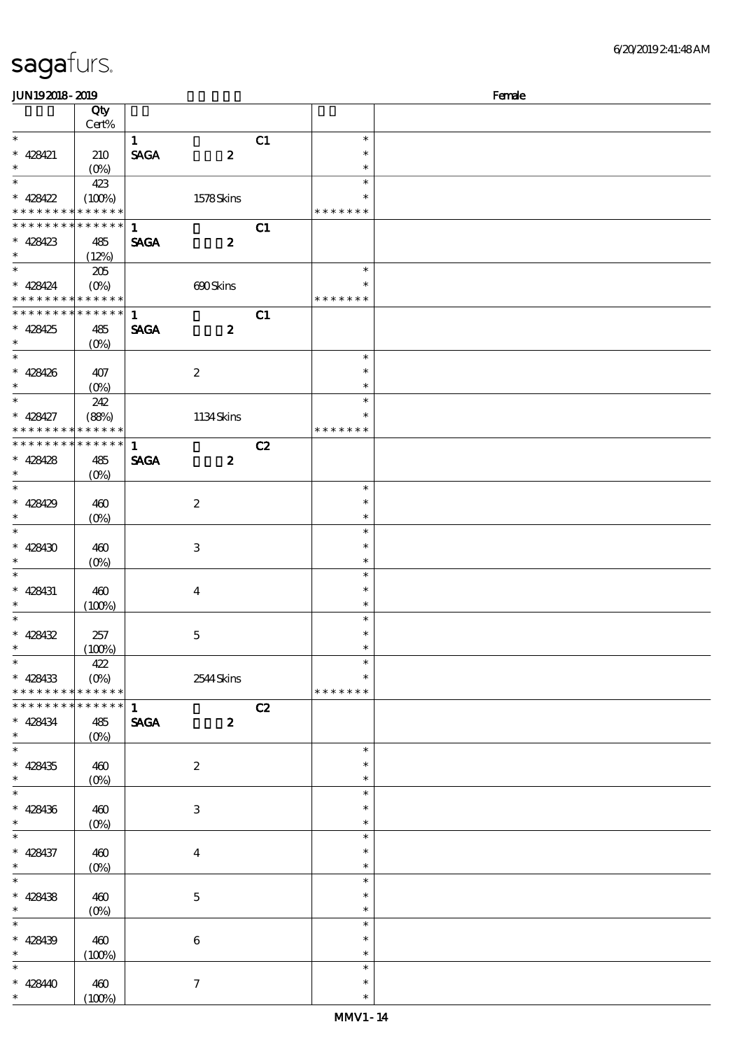sagafurs.

JUN192018-2019 Female

| | Qty Cert% | | | | |
|---|---|---|---|---|---|
| * | | 1 SAGA | 2 | C1 | * |
| * 428421 | 210 | | | | * |
| * | (0%) | | | | * |
| * | 423 | | | | * |
| * 428422 | (100%) | | 1578 Skins | | * |
| * * * * * * * * * * * * * * | | | | | * * * * * * * |
| * * * * * * * * * * * * * * | | 1 SAGA | 2 | C1 | |
| * 428423 | 485 | | | | |
| * | (12%) | | | | |
| * | 205 | | | | * |
| * 428424 | (0%) | | 690 Skins | | * |
| * * * * * * * * * * * * * * | | | | | * * * * * * * |
| * * * * * * * * * * * * * * | | 1 SAGA | 2 | C1 | |
| * 428425 | 485 | | | | |
| * | (0%) | | | | |
| * | | | | | * |
| * 428426 | 407 | | 2 | | * |
| * | (0%) | | | | * |
| * | 242 | | | | * |
| * 428427 | (88%) | | 1134 Skins | | * |
| * * * * * * * * * * * * * * | | | | | * * * * * * * |
| * * * * * * * * * * * * * * | | 1 SAGA | 2 | C2 | |
| * 428428 | 485 | | | | |
| * | (0%) | | | | |
| * | | | | | * |
| * 428429 | 460 | | 2 | | * |
| * | (0%) | | | | * |
| * | | | | | * |
| * 428430 | 460 | | 3 | | * |
| * | (0%) | | | | * |
| * | | | | | * |
| * 428431 | 460 | | 4 | | * |
| * | (100%) | | | | * |
| * | | | | | * |
| * 428432 | 257 | | 5 | | * |
| * | (100%) | | | | * |
| * | 422 | | | | * |
| * 428433 | (0%) | | 2544 Skins | | * |
| * * * * * * * * * * * * * * | | | | | * * * * * * * |
| * * * * * * * * * * * * * * | | 1 SAGA | 2 | C2 | |
| * 428434 | 485 | | | | |
| * | (0%) | | | | |
| * | | | | | * |
| * 428435 | 460 | | 2 | | * |
| * | (0%) | | | | * |
| * | | | | | * |
| * 428436 | 460 | | 3 | | * |
| * | (0%) | | | | * |
| * | | | | | * |
| * 428437 | 460 | | 4 | | * |
| * | (0%) | | | | * |
| * | | | | | * |
| * 428438 | 460 | | 5 | | * |
| * | (0%) | | | | * |
| * | | | | | * |
| * 428439 | 460 | | 6 | | * |
| * | (100%) | | | | * |
| * | | | | | * |
| * 428440 | 460 | | 7 | | * |
| * | (100%) | | | | * |

MMV1-14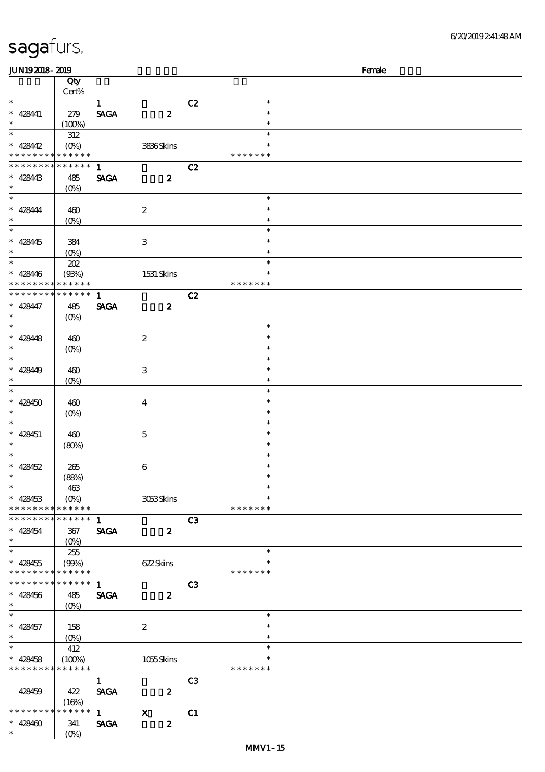# sagafurs.

JUN19 2018 - 2019 Female

| | Qty Cert% | | | | | |
|---|---|---|---|---|---|---|
| * | | 1 | | C2 | * | |
| * 428441 | 279 | SAGA | 2 | | * | |
| * | (100%) | | | | * | |
| * | 312 | | | | * | |
| * 428442 | (0%) | | 3836 Skins | | * | |
| * * * * * * * * * * * * * * | | | | | * * * * * * * | |
| * * * * * * * * * * * * * * | | 1 | | C2 | | |
| * 428443 | 485 | SAGA | 2 | | | |
| * | (0%) | | | | | |
| * | | | | | * | |
| * 428444 | 460 | | 2 | | * | |
| * | (0%) | | | | * | |
| * | | | | | * | |
| * 428445 | 384 | | 3 | | * | |
| * | (0%) | | | | * | |
| * | 202 | | | | * | |
| * 428446 | (93%) | | 1531 Skins | | * | |
| * * * * * * * * * * * * * * | | | | | * * * * * * * | |
| * * * * * * * * * * * * * * | | 1 | | C2 | | |
| * 428447 | 485 | SAGA | 2 | | | |
| * | (0%) | | | | | |
| * | | | | | * | |
| * 428448 | 460 | | 2 | | * | |
| * | (0%) | | | | * | |
| * | | | | | * | |
| * 428449 | 460 | | 3 | | * | |
| * | (0%) | | | | * | |
| * | | | | | * | |
| * 428450 | 460 | | 4 | | * | |
| * | (0%) | | | | * | |
| * | | | | | * | |
| * 428451 | 460 | | 5 | | * | |
| * | (80%) | | | | * | |
| * | | | | | * | |
| * 428452 | 265 | | 6 | | * | |
| * | (88%) | | | | * | |
| * | 463 | | | | * | |
| * 428453 | (0%) | | 3053 Skins | | * | |
| * * * * * * * * * * * * * * | | | | | * * * * * * * | |
| * * * * * * * * * * * * * * | | 1 | | C3 | | |
| * 428454 | 367 | SAGA | 2 | | | |
| * | (0%) | | | | | |
| * | 255 | | | | * | |
| * 428455 | (99%) | | 622 Skins | | * | |
| * * * * * * * * * * * * * * | | | | | * * * * * * * | |
| * * * * * * * * * * * * * * | | 1 | | C3 | | |
| * 428456 | 485 | SAGA | 2 | | | |
| * | (0%) | | | | | |
| * | | | | | * | |
| * 428457 | 158 | | 2 | | * | |
| * | (0%) | | | | * | |
| * | 412 | | | | * | |
| * 428458 | (100%) | | 1055 Skins | | * | |
| * * * * * * * * * * * * * * | | | | | * * * * * * * | |
| | | 1 | | C3 | | |
| 428459 | 422 | SAGA | 2 | | | |
| | (16%) | | | | | |
| * * * * * * * * * * * * * * | | 1 | X | C1 | | |
| * 428460 | 341 | SAGA | 2 | | | |
| * | (0%) | | | | | |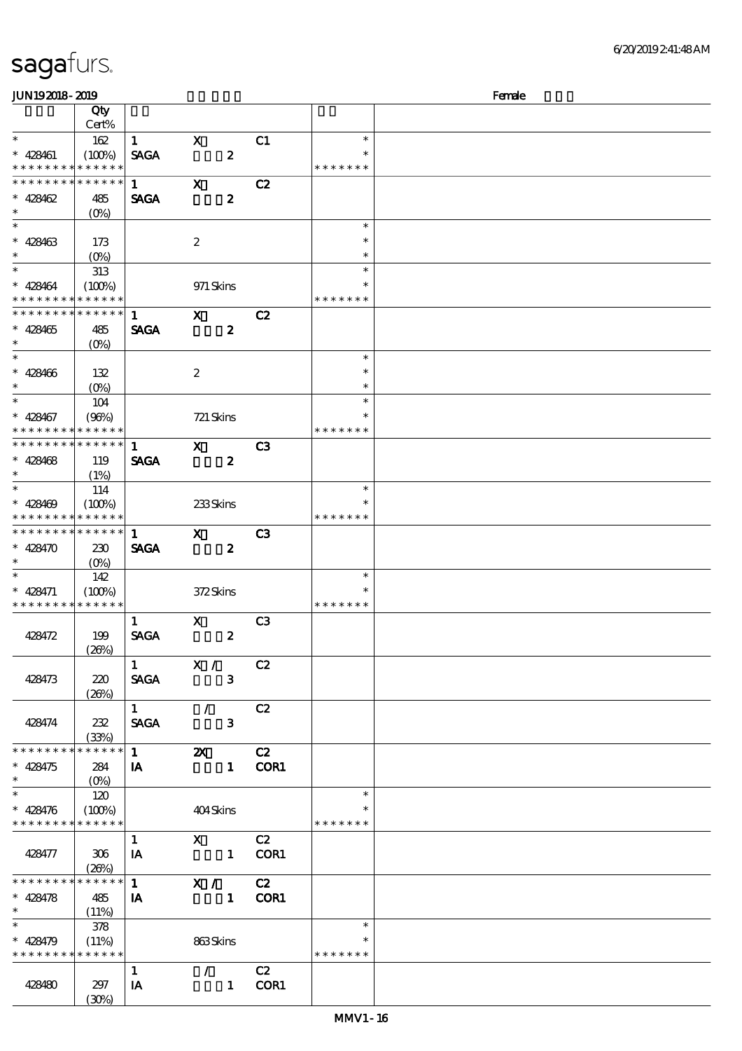# sagafurs.

JUN19 2018 - 2019 Female

| | Qty Cert% | | | | | |
|---|---|---|---|---|---|---|
| * | 162 | 1 | X | C1 | * | |
| * 428461 | (100%) | SAGA | 2 | | * | |
| * * * * * * * * * * * * * * | | | | | * * * * * * * | |
| * * * * * * * * * * * * * * | | 1 | X | C2 | | |
| * 428462 | 485 | SAGA | 2 | | | |
| * | (0%) | | | | | |
| * | | | | | * | |
| * 428463 | 173 | | 2 | | * | |
| * | (0%) | | | | * | |
| * | 313 | | | | * | |
| * 428464 | (100%) | | 971 Skins | | * | |
| * * * * * * * * * * * * * * | | | | | * * * * * * * | |
| * * * * * * * * * * * * * * | | 1 | X | C2 | | |
| * 428465 | 485 | SAGA | 2 | | | |
| * | (0%) | | | | | |
| * | | | | | * | |
| * 428466 | 132 | | 2 | | * | |
| * | (0%) | | | | * | |
| * | 104 | | | | * | |
| * 428467 | (96%) | | 721 Skins | | * | |
| * * * * * * * * * * * * * * | | | | | * * * * * * * | |
| * * * * * * * * * * * * * * | | 1 | X | C3 | | |
| * 428468 | 119 | SAGA | 2 | | | |
| * | (1%) | | | | | |
| * | 114 | | | | * | |
| * 428469 | (100%) | | 233 Skins | | * | |
| * * * * * * * * * * * * * * | | | | | * * * * * * * | |
| * * * * * * * * * * * * * * | | 1 | X | C3 | | |
| * 428470 | 230 | SAGA | 2 | | | |
| * | (0%) | | | | | |
| * | 142 | | | | * | |
| * 428471 | (100%) | | 372 Skins | | * | |
| * * * * * * * * * * * * * * | | | | | * * * * * * * | |
| | | 1 | X | C3 | | |
| 428472 | 199 | SAGA | 2 | | | |
| | (26%) | | | | | |
| | | 1 | X / | C2 | | |
| 428473 | 220 | SAGA | 3 | | | |
| | (26%) | | | | | |
| | | 1 | / | C2 | | |
| 428474 | 232 | SAGA | 3 | | | |
| | (33%) | | | | | |
| * * * * * * * * * * * * * * | | 1 | 2X | C2 | | |
| * 428475 | 284 | IA | 1 | COR1 | | |
| * | (0%) | | | | | |
| * | 120 | | | | * | |
| * 428476 | (100%) | | 404 Skins | | * | |
| * * * * * * * * * * * * * * | | | | | * * * * * * * | |
| | | 1 | X | C2 | | |
| 428477 | 306 | IA | 1 | COR1 | | |
| | (26%) | | | | | |
| * * * * * * * * * * * * * * | | 1 | X / | C2 | | |
| * 428478 | 485 | IA | 1 | COR1 | | |
| * | (11%) | | | | | |
| * | 378 | | | | * | |
| * 428479 | (11%) | | 863 Skins | | * | |
| * * * * * * * * * * * * * * | | | | | * * * * * * * | |
| | | 1 | / | C2 | | |
| 428480 | 297 | IA | 1 | COR1 | | |
| | (30%) | | | | | |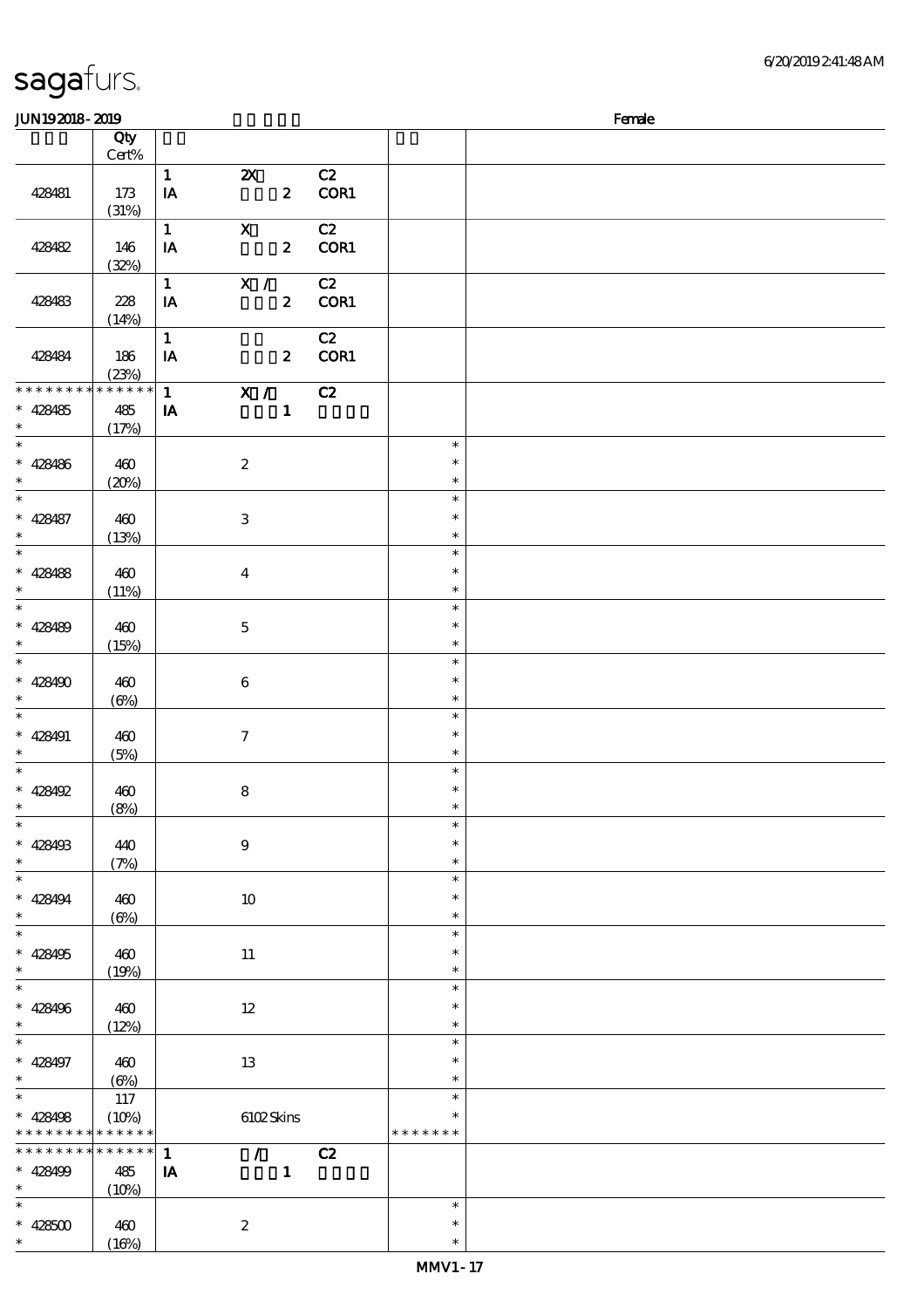sagafurs.

6/20/2019 2:41:48 AM

JUN19 2018 - 2019 Female

| | Qty Cert% | | | | | |
|---|---|---|---|---|---|---|
| 428481 | 173 (31%) | 1 IA | 2X 2 | C2 COR1 | | |
| 428482 | 146 (32%) | 1 IA | X 2 | C2 COR1 | | |
| 428483 | 228 (14%) | 1 IA | X / 2 | C2 COR1 | | |
| 428484 | 186 (23%) | 1 IA | 2 | C2 COR1 | | |
| * * * * * * * * * * * * * * 428485 * | 485 (17%) | 1 IA | X / 1 | C2 | | |
| * * 428486 * | 460 (20%) | | 2 | | * * * | |
| * * 428487 * | 460 (13%) | | 3 | | * * * | |
| * * 428488 * | 460 (11%) | | 4 | | * * * | |
| * * 428489 * | 460 (15%) | | 5 | | * * * | |
| * * 428490 * | 460 (6%) | | 6 | | * * * | |
| * * 428491 * | 460 (5%) | | 7 | | * * * | |
| * * 428492 * | 460 (8%) | | 8 | | * * * | |
| * * 428493 * | 440 (7%) | | 9 | | * * * | |
| * * 428494 * | 460 (6%) | | 10 | | * * * | |
| * * 428495 * | 460 (19%) | | 11 | | * * * | |
| * * 428496 * | 460 (12%) | | 12 | | * * * | |
| * * 428497 * | 460 (6%) | | 13 | | * * * | |
| * * 428498 * * * * * * * * * * * * * | 117 (10%) | | 6102 Skins | | * * * * * * * * * | |
| * * * * * * * * * * * * * * 428499 * | 485 (10%) | 1 IA | / 1 | C2 | | |
| * * 428500 * | 460 (16%) | | 2 | | * * * | |

MMV1 - 17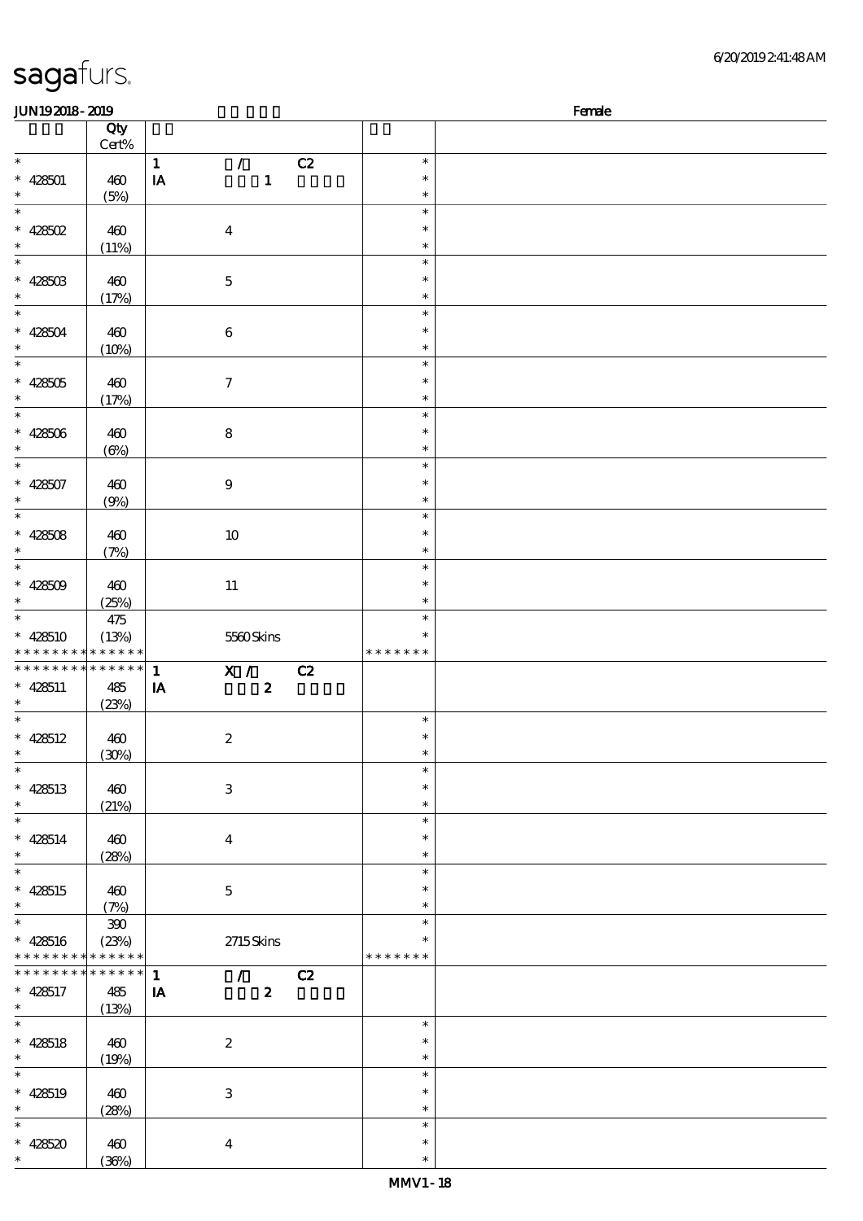# sagafurs.

JUN19 2018 - 2019 | Female

| | Qty Cert% | | | | | |
|---|---|---|---|---|---|---|
| * | | 1 | / | C2 | * | |
| * 428501 | 460 | IA | 1 | | * | |
| * | (5%) | | | | * | |
| * | | | | | * | |
| * 428502 | 460 | | 4 | | * | |
| * | (11%) | | | | * | |
| * | | | | | * | |
| * 428503 | 460 | | 5 | | * | |
| * | (17%) | | | | * | |
| * | | | | | * | |
| * 428504 | 460 | | 6 | | * | |
| * | (10%) | | | | * | |
| * | | | | | * | |
| * 428505 | 460 | | 7 | | * | |
| * | (17%) | | | | * | |
| * | | | | | * | |
| * 428506 | 460 | | 8 | | * | |
| * | (6%) | | | | * | |
| * | | | | | * | |
| * 428507 | 460 | | 9 | | * | |
| * | (9%) | | | | * | |
| * | | | | | * | |
| * 428508 | 460 | | 10 | | * | |
| * | (7%) | | | | * | |
| * | | | | | * | |
| * 428509 | 460 | | 11 | | * | |
| * | (25%) | | | | * | |
| * | 475 | | | | * | |
| * 428510 | (13%) | | 5560 Skins | | * | |
| * * * * * * * * * * * * * * | | | | | * * * * * * * | |
| * * * * * * * * * * * * * * | | 1 | X / | C2 | | |
| * 428511 | 485 | IA | 2 | | | |
| * | (23%) | | | | | |
| * | | | | | * | |
| * 428512 | 460 | | 2 | | * | |
| * | (30%) | | | | * | |
| * | | | | | * | |
| * 428513 | 460 | | 3 | | * | |
| * | (21%) | | | | * | |
| * | | | | | * | |
| * 428514 | 460 | | 4 | | * | |
| * | (28%) | | | | * | |
| * | | | | | * | |
| * 428515 | 460 | | 5 | | * | |
| * | (7%) | | | | * | |
| * | 390 | | | | * | |
| * 428516 | (23%) | | 2715 Skins | | * | |
| * * * * * * * * * * * * * * | | | | | * * * * * * * | |
| * * * * * * * * * * * * * * | | 1 | / | C2 | | |
| * 428517 | 485 | IA | 2 | | | |
| * | (13%) | | | | | |
| * | | | | | * | |
| * 428518 | 460 | | 2 | | * | |
| * | (19%) | | | | * | |
| * | | | | | * | |
| * 428519 | 460 | | 3 | | * | |
| * | (28%) | | | | * | |
| * | | | | | * | |
| * 428520 | 460 | | 4 | | * | |
| * | (36%) | | | | * | |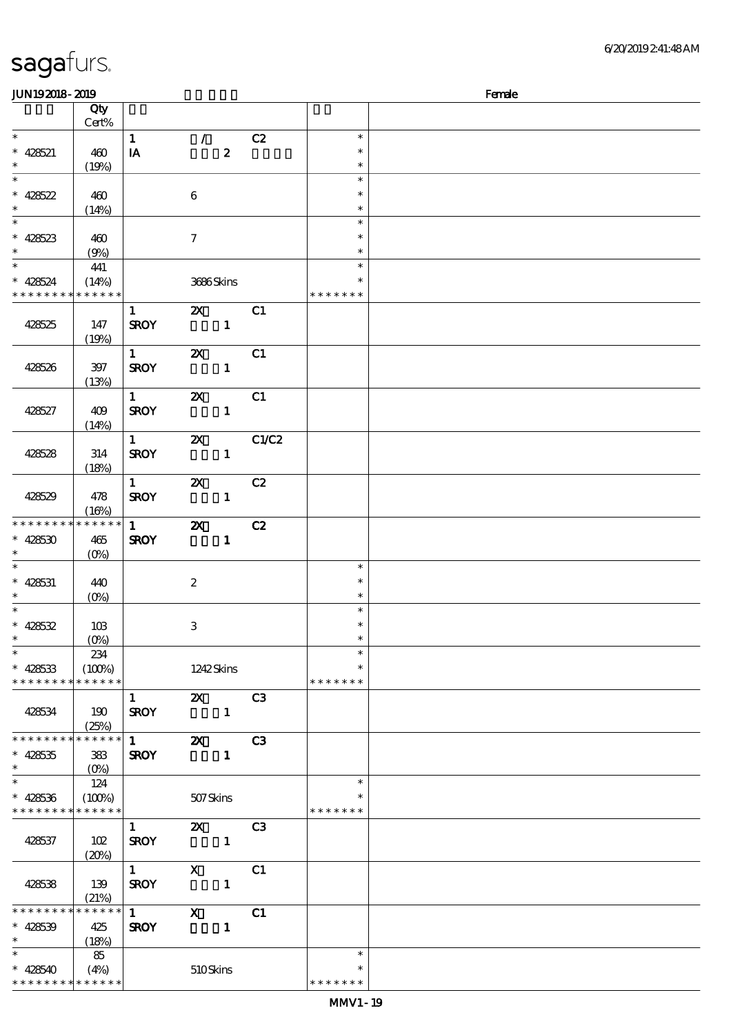# sagafurs.

JUN19 2018 - 2019 Female

| | Qty Cert% | | | | | |
|---|---|---|---|---|---|---|
| * | | 1 / | | C2 | * | |
| * 428521 | 460 | IA | 2 | | * | |
| * | (19%) | | | | * | |
| * | | | | | * | |
| * 428522 | 460 | | 6 | | * | |
| * | (14%) | | | | * | |
| * | | | | | * | |
| * 428523 | 460 | | 7 | | * | |
| * | (9%) | | | | * | |
| * | 441 | | | | * | |
| * 428524 | (14%) | | 3686 Skins | | * | |
| * * * * * * * * * * * * * * | | | | | * * * * * * * | |
| | | 1 | 2X | C1 | | |
| 428525 | 147 (19%) | SROY | 1 | | | |
| | | 1 | 2X | C1 | | |
| 428526 | 397 (13%) | SROY | 1 | | | |
| | | 1 | 2X | C1 | | |
| 428527 | 409 (14%) | SROY | 1 | | | |
| | | 1 | 2X | C1/C2 | | |
| 428528 | 314 (18%) | SROY | 1 | | | |
| | | 1 | 2X | C2 | | |
| 428529 | 478 (16%) | SROY | 1 | | | |
| * * * * * * * * * * * * * * | | 1 | 2X | C2 | | |
| * 428530 | 465 | SROY | 1 | | | |
| * | (0%) | | | | | |
| * | | | | | * | |
| * 428531 | 440 | | 2 | | * | |
| * | (0%) | | | | * | |
| * | | | | | * | |
| * 428532 | 103 | | 3 | | * | |
| * | (0%) | | | | * | |
| * | 234 | | | | * | |
| * 428533 | (100%) | | 1242 Skins | | * | |
| * * * * * * * * * * * * * * | | | | | * * * * * * * | |
| | | 1 | 2X | C3 | | |
| 428534 | 190 (25%) | SROY | 1 | | | |
| * * * * * * * * * * * * * * | | 1 | 2X | C3 | | |
| * 428535 | 383 | SROY | 1 | | | |
| * | (0%) | | | | | |
| * | 124 | | | | * | |
| * 428536 | (100%) | | 507 Skins | | * | |
| * * * * * * * * * * * * * * | | | | | * * * * * * * | |
| | | 1 | 2X | C3 | | |
| 428537 | 102 (20%) | SROY | 1 | | | |
| | | 1 | X | C1 | | |
| 428538 | 139 (21%) | SROY | 1 | | | |
| * * * * * * * * * * * * * * | | 1 | X | C1 | | |
| * 428539 | 425 | SROY | 1 | | | |
| * | (18%) | | | | | |
| * | 85 | | | | * | |
| * 428540 | (4%) | | 510 Skins | | * | |
| * * * * * * * * * * * * * * | | | | | * * * * * * * | |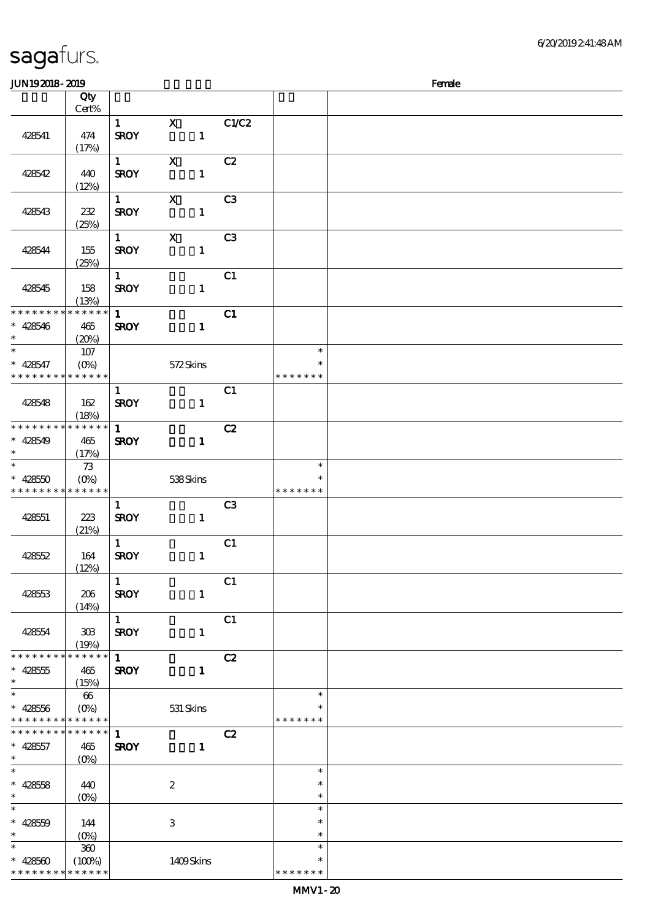JUN192018-2019 Female

| | Qty Cert% | | | | | |
|---|---|---|---|---|---|---|
| 428541 | 474 (17%) | 1 SROY | X 1 | C1/C2 | | |
| 428542 | 440 (12%) | 1 SROY | X 1 | C2 | | |
| 428543 | 232 (25%) | 1 SROY | X 1 | C3 | | |
| 428544 | 155 (25%) | 1 SROY | X 1 | C3 | | |
| 428545 | 158 (13%) | 1 SROY | 1 | C1 | | |
| * * * * * * * * * * * * * * * 428546 * | 465 (20%) | 1 SROY | 1 | C1 | | |
| * * 428547 * * * * * * * * * * * * * * | 107 (0%) | | 572 Skins | | * * * * * * * * * | |
| 428548 | 162 (18%) | 1 SROY | 1 | C1 | | |
| * * * * * * * * * * * * * * * 428549 * | 465 (17%) | 1 SROY | 1 | C2 | | |
| * * 428550 * * * * * * * * * * * * * * | 73 (0%) | | 538 Skins | | * * * * * * * * * | |
| 428551 | 223 (21%) | 1 SROY | 1 | C3 | | |
| 428552 | 164 (12%) | 1 SROY | 1 | C1 | | |
| 428553 | 206 (14%) | 1 SROY | 1 | C1 | | |
| 428554 | 303 (19%) | 1 SROY | 1 | C1 | | |
| * * * * * * * * * * * * * * * 428555 * | 465 (15%) | 1 SROY | 1 | C2 | | |
| * * 428556 * * * * * * * * * * * * * * | 66 (0%) | | 531 Skins | | * * * * * * * * * | |
| * * * * * * * * * * * * * * * 428557 * | 465 (0%) | 1 SROY | 1 | C2 | | |
| * * 428558 * | 440 (0%) | | 2 | | * * * | |
| * * 428559 * | 144 (0%) | | 3 | | * * * | |
| * * 428560 * * * * * * * * * * * * * * | 360 (100%) | | 1409 Skins | | * * * * * * * * * | |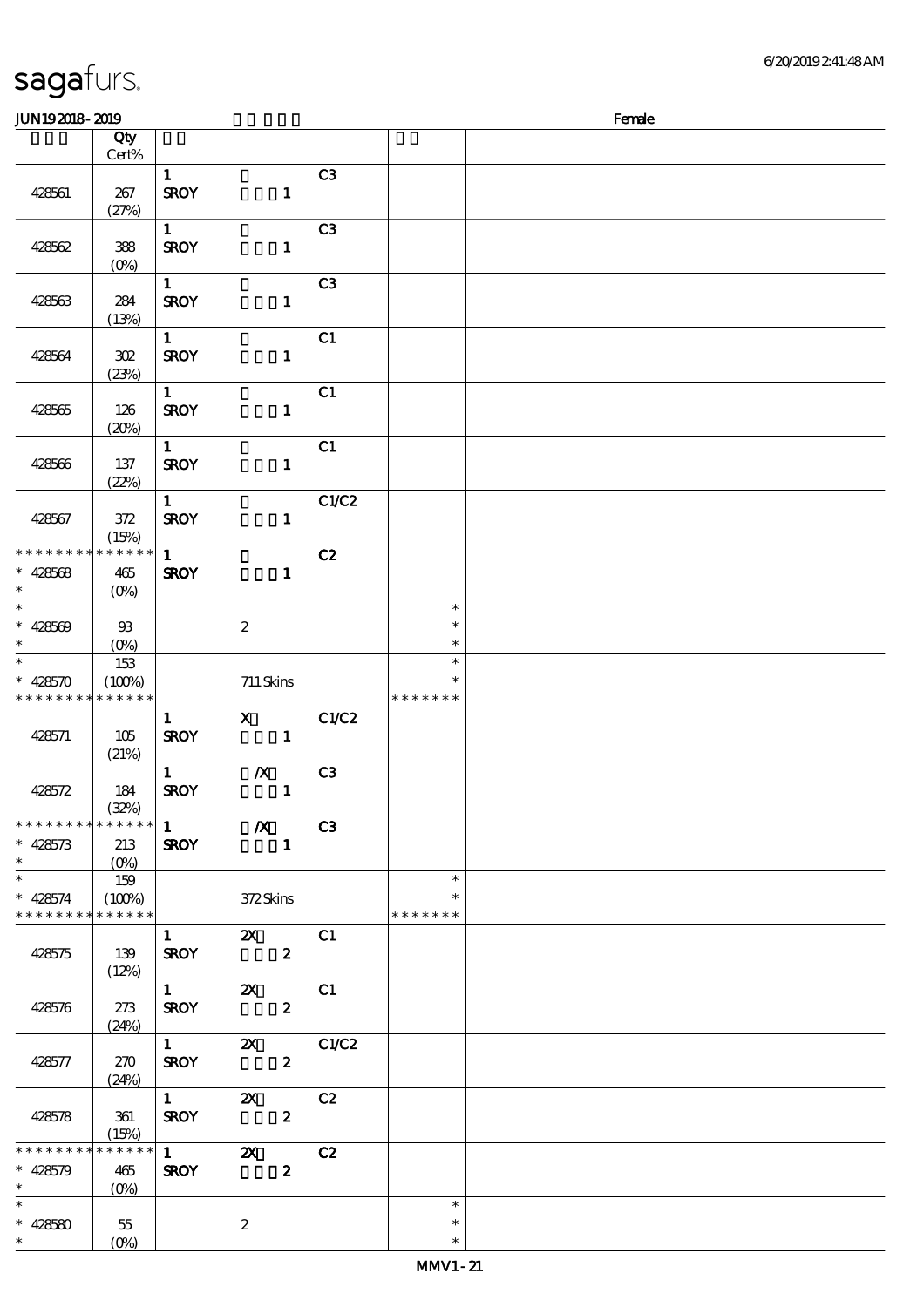| | Qty Cert% | | | | | |
|---|---|---|---|---|---|---|
| 428561 | 267 (27%) | 1 SROY | 1 | C3 | | |
| 428562 | 388 (0%) | 1 SROY | 1 | C3 | | |
| 428563 | 284 (13%) | 1 SROY | 1 | C3 | | |
| 428564 | 302 (23%) | 1 SROY | 1 | C1 | | |
| 428565 | 126 (20%) | 1 SROY | 1 | C1 | | |
| 428566 | 137 (22%) | 1 SROY | 1 | C1 | | |
| 428567 | 372 (15%) | 1 SROY | 1 | C1/C2 | | |
| * * * * * * * * * * * * * * <br>* 428568 <br>* | 465 (0%) | 1 SROY | 1 | C2 | | |
| * <br>* 428569 <br>* | 93 (0%) | | 2 | | * <br>* <br>* | |
| * <br>* 428570 <br>* * * * * * * * * * * * * * | 153 (100%) | | 711 Skins | | * <br>* <br>* * * * * * * | |
| 428571 | 105 (21%) | 1 SROY | X 1 | C1/C2 | | |
| 428572 | 184 (32%) | 1 SROY | /X 1 | C3 | | |
| * * * * * * * * * * * * * * <br>* 428573 <br>* | 213 (0%) | 1 SROY | /X 1 | C3 | | |
| * <br>* 428574 <br>* * * * * * * * * * * * * * | 159 (100%) | | 372 Skins | | * <br>* <br>* * * * * * * | |
| 428575 | 139 (12%) | 1 SROY | 2X 2 | C1 | | |
| 428576 | 273 (24%) | 1 SROY | 2X 2 | C1 | | |
| 428577 | 270 (24%) | 1 SROY | 2X 2 | C1/C2 | | |
| 428578 | 361 (15%) | 1 SROY | 2X 2 | C2 | | |
| * * * * * * * * * * * * * * <br>* 428579 <br>* | 465 (0%) | 1 SROY | 2X 2 | C2 | | |
| * <br>* 428580 <br>* | 55 (0%) | | 2 | | * <br>* <br>* | |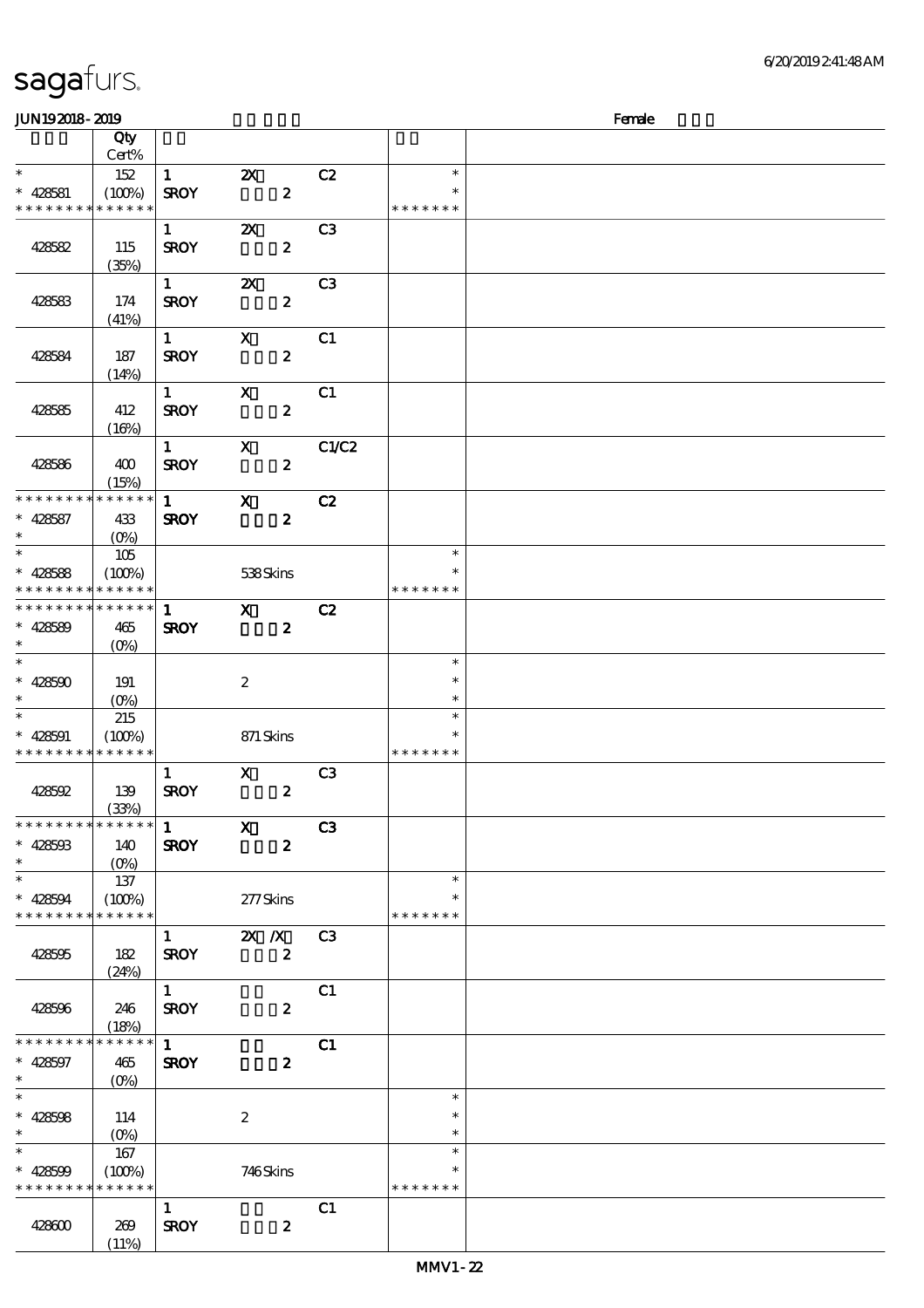| | Qty Cert% | | | | | |
|---|---|---|---|---|---|---|
| * | 152 | 1 | 2X | C2 | * | |
| * 428581 | (100%) | SROY | 2 | | * | |
| * * * * * * * * * * * * * * | | | | | * * * * * * * | |
| | | 1 | 2X | C3 | | |
| 428582 | 115 (35%) | SROY | 2 | | | |
| | | 1 | 2X | C3 | | |
| 428583 | 174 (41%) | SROY | 2 | | | |
| | | 1 | X | C1 | | |
| 428584 | 187 (14%) | SROY | 2 | | | |
| | | 1 | X | C1 | | |
| 428585 | 412 (16%) | SROY | 2 | | | |
| | | 1 | X | C1/C2 | | |
| 428586 | 400 (15%) | SROY | 2 | | | |
| * * * * * * * * * * * * * * | | 1 | X | C2 | | |
| * 428587 | 433 (0%) | SROY | 2 | | | |
| * | 105 | | | | * | |
| * 428588 | (100%) | | 538 Skins | | * | |
| * * * * * * * * * * * * * * | | | | | * * * * * * * | |
| * * * * * * * * * * * * * * | | 1 | X | C2 | | |
| * 428589 | 465 (0%) | SROY | 2 | | | |
| * | | | | | * | |
| * 428590 | 191 (0%) | | 2 | | * | |
| * | 215 | | | | * | |
| * 428591 | (100%) | | 871 Skins | | * | |
| * * * * * * * * * * * * * * | | | | | * * * * * * * | |
| | | 1 | X | C3 | | |
| 428592 | 139 (33%) | SROY | 2 | | | |
| * * * * * * * * * * * * * * | | 1 | X | C3 | | |
| * 428593 | 140 (0%) | SROY | 2 | | | |
| * | 137 | | | | * | |
| * 428594 | (100%) | | 277 Skins | | * | |
| * * * * * * * * * * * * * * | | | | | * * * * * * * | |
| | | 1 | 2X /X | C3 | | |
| 428595 | 182 (24%) | SROY | 2 | | | |
| | | 1 | | C1 | | |
| 428596 | 246 (18%) | SROY | 2 | | | |
| * * * * * * * * * * * * * * | | 1 | | C1 | | |
| * 428597 | 465 (0%) | SROY | 2 | | | |
| * | | | | | * | |
| * 428598 | 114 (0%) | | 2 | | * | |
| * | 167 | | | | * | |
| * 428599 | (100%) | | 746 Skins | | * | |
| * * * * * * * * * * * * * * | | | | | * * * * * * * | |
| | | 1 | | C1 | | |
| 428600 | 269 (11%) | SROY | 2 | | | |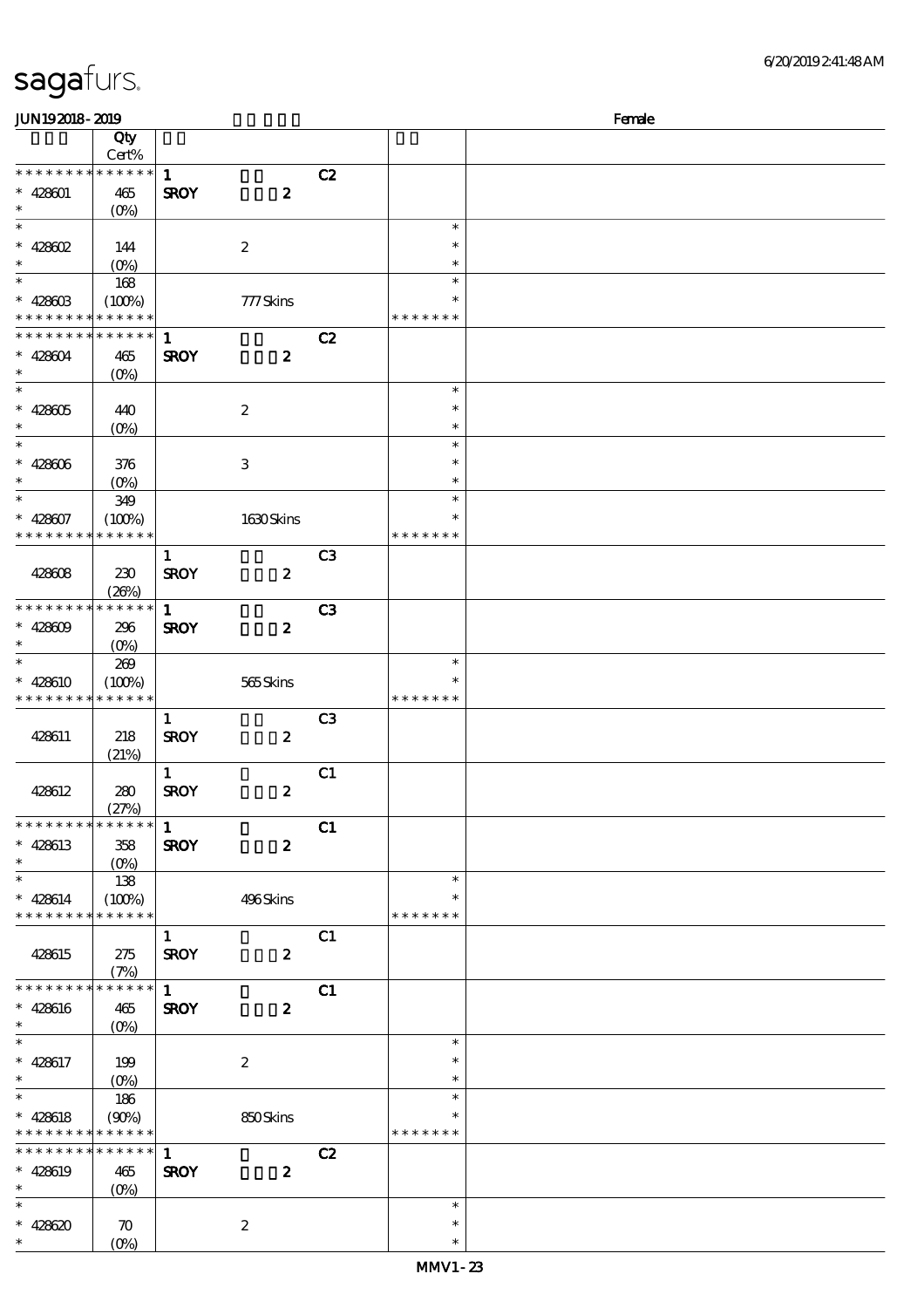sagafurs.

JUN19 2018 - 2019 Female

| | Qty Cert% | | | |
|---|---|---|---|---|
| * * * * * * * * * * * * * * | | 1 C2 | | |
| * 428601 | 465 | SROY 2 | | |
| * | (0%) | | | |
| * | | | * | |
| * 428602 | 144 | 2 | * | |
| * | (0%) | | * | |
| * | 168 | | * | |
| * 428603 | (100%) | 777 Skins | * | |
| * * * * * * * * * * * * * * | | | * * * * * * * | |
| * * * * * * * * * * * * * * | | 1 C2 | | |
| * 428604 | 465 | SROY 2 | | |
| * | (0%) | | | |
| * | | | * | |
| * 428605 | 440 | 2 | * | |
| * | (0%) | | * | |
| * | | | * | |
| * 428606 | 376 | 3 | * | |
| * | (0%) | | * | |
| * | 349 | | * | |
| * 428607 | (100%) | 1630 Skins | * | |
| * * * * * * * * * * * * * * | | | * * * * * * * | |
| | | 1 C3 | | |
| 428608 | 230 (26%) | SROY 2 | | |
| * * * * * * * * * * * * * * | | 1 C3 | | |
| * 428609 | 296 | SROY 2 | | |
| * | (0%) | | | |
| * | 269 | | * | |
| * 428610 | (100%) | 565 Skins | * | |
| * * * * * * * * * * * * * * | | | * * * * * * * | |
| | | 1 C3 | | |
| 428611 | 218 (21%) | SROY 2 | | |
| | | 1 C1 | | |
| 428612 | 280 (27%) | SROY 2 | | |
| * * * * * * * * * * * * * * | | 1 C1 | | |
| * 428613 | 358 | SROY 2 | | |
| * | (0%) | | | |
| * | 138 | | * | |
| * 428614 | (100%) | 496 Skins | * | |
| * * * * * * * * * * * * * * | | | * * * * * * * | |
| | | 1 C1 | | |
| 428615 | 275 (7%) | SROY 2 | | |
| * * * * * * * * * * * * * * | | 1 C1 | | |
| * 428616 | 465 | SROY 2 | | |
| * | (0%) | | | |
| * | | | * | |
| * 428617 | 199 | 2 | * | |
| * | (0%) | | * | |
| * | 186 | | * | |
| * 428618 | (90%) | 850 Skins | * | |
| * * * * * * * * * * * * * * | | | * * * * * * * | |
| * * * * * * * * * * * * * * | | 1 C2 | | |
| * 428619 | 465 | SROY 2 | | |
| * | (0%) | | | |
| * | | | * | |
| * 428620 | 70 | 2 | * | |
| * | (0%) | | * | |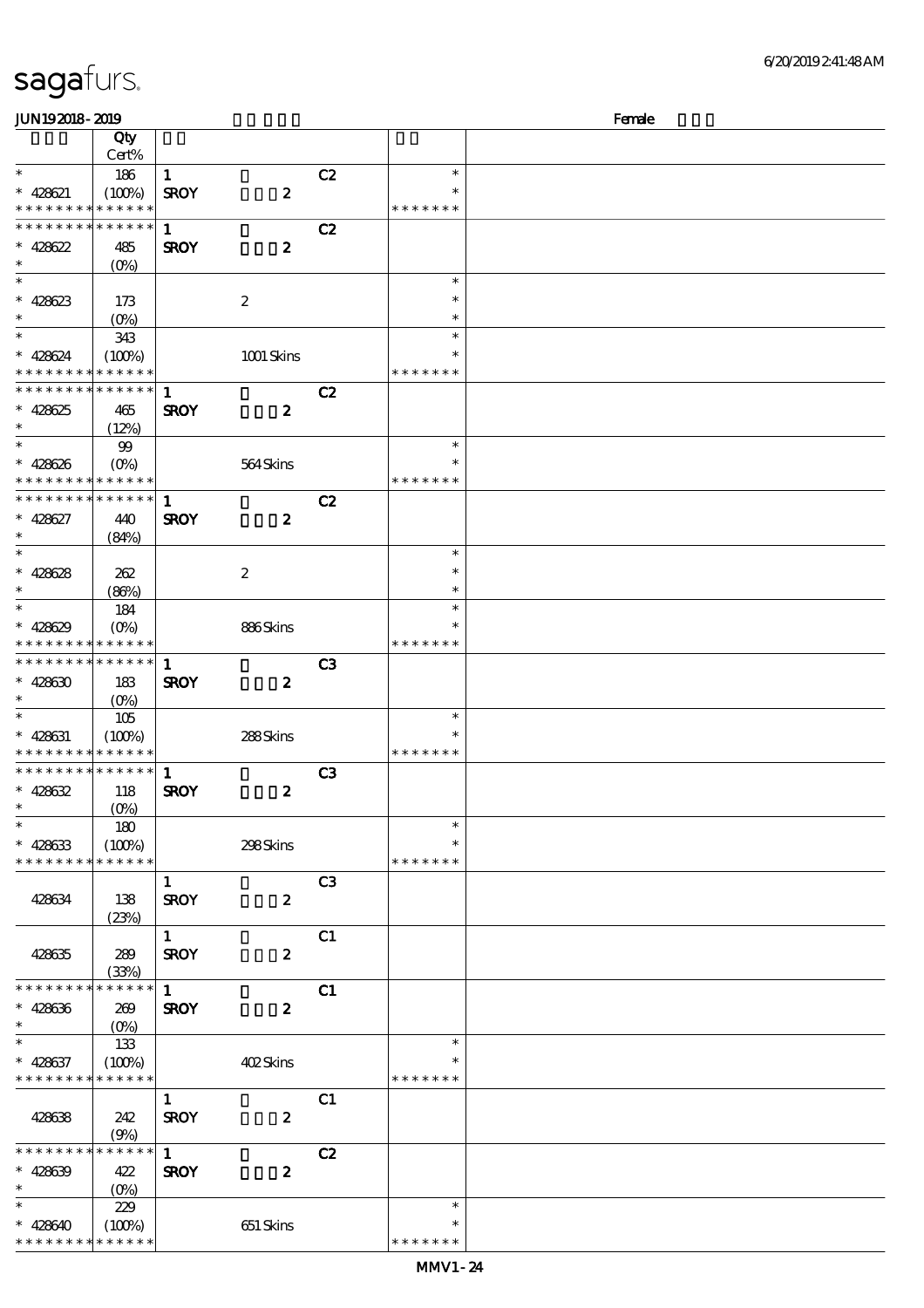sagafurs.

6/20/2019 2:41:48 AM

JUN19 2018 - 2019 Female

| | Qty Cert% | | | | | |
|---|---|---|---|---|---|---|
| * | 186 | 1 | | C2 | * | |
| * 428621 | (100%) | SROY | 2 | | * | |
| * * * * * * * * * * * * * * | | | | | * * * * * * * | |
| * * * * * * * * * * * * * * | | 1 | | C2 | | |
| * 428622 | 485 | SROY | 2 | | | |
| * | (0%) | | | | | |
| * | | | | | * | |
| * 428623 | 173 | | 2 | | * | |
| * | (0%) | | | | * | |
| * | 343 | | | | * | |
| * 428624 | (100%) | | 1001 Skins | | * | |
| * * * * * * * * * * * * * * | | | | | * * * * * * * | |
| * * * * * * * * * * * * * * | | 1 | | C2 | | |
| * 428625 | 465 | SROY | 2 | | | |
| * | (12%) | | | | | |
| * | 99 | | | | * | |
| * 428626 | (0%) | | 564 Skins | | * | |
| * * * * * * * * * * * * * * | | | | | * * * * * * * | |
| * * * * * * * * * * * * * * | | 1 | | C2 | | |
| * 428627 | 440 | SROY | 2 | | | |
| * | (84%) | | | | | |
| * | | | | | * | |
| * 428628 | 262 | | 2 | | * | |
| * | (86%) | | | | * | |
| * | 184 | | | | * | |
| * 428629 | (0%) | | 886 Skins | | * | |
| * * * * * * * * * * * * * * | | | | | * * * * * * * | |
| * * * * * * * * * * * * * * | | 1 | | C3 | | |
| * 428630 | 183 | SROY | 2 | | | |
| * | (0%) | | | | | |
| * | 105 | | | | * | |
| * 428631 | (100%) | | 288 Skins | | * | |
| * * * * * * * * * * * * * * | | | | | * * * * * * * | |
| * * * * * * * * * * * * * * | | 1 | | C3 | | |
| * 428632 | 118 | SROY | 2 | | | |
| * | (0%) | | | | | |
| * | 180 | | | | * | |
| * 428633 | (100%) | | 298 Skins | | * | |
| * * * * * * * * * * * * * * | | | | | * * * * * * * | |
| | | 1 | | C3 | | |
| 428634 | 138 | SROY | 2 | | | |
| | (23%) | | | | | |
| | | 1 | | C1 | | |
| 428635 | 289 | SROY | 2 | | | |
| | (33%) | | | | | |
| * * * * * * * * * * * * * * | | 1 | | C1 | | |
| * 428636 | 269 | SROY | 2 | | | |
| * | (0%) | | | | | |
| * | 133 | | | | * | |
| * 428637 | (100%) | | 402 Skins | | * | |
| * * * * * * * * * * * * * * | | | | | * * * * * * * | |
| | | 1 | | C1 | | |
| 428638 | 242 | SROY | 2 | | | |
| | (9%) | | | | | |
| * * * * * * * * * * * * * * | | 1 | | C2 | | |
| * 428639 | 422 | SROY | 2 | | | |
| * | (0%) | | | | | |
| * | 229 | | | | * | |
| * 428640 | (100%) | | 651 Skins | | * | |
| * * * * * * * * * * * * * * | | | | | * * * * * * * | |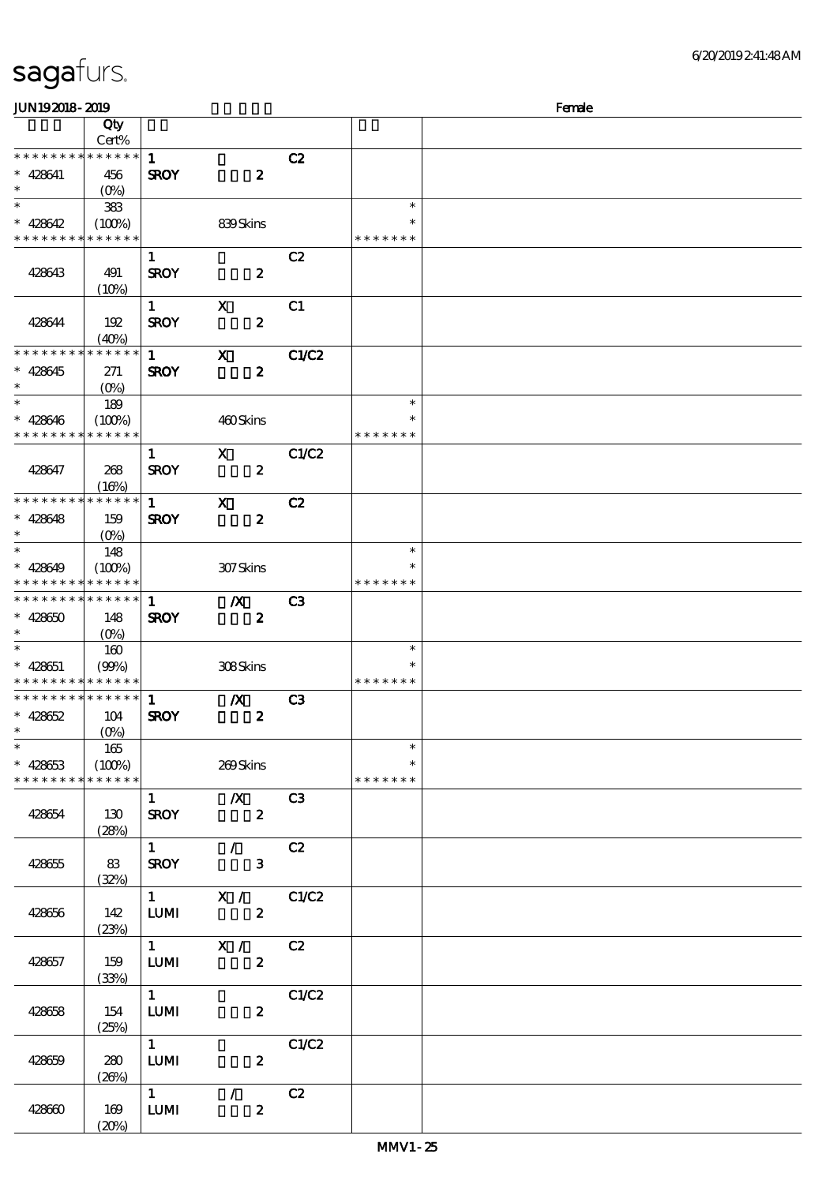JUN19 2018 - 2019 Female

| | Qty Cert% | | | | | |
|---|---|---|---|---|---|---|
| * * * * * * * * * * * * * * | | 1 | | C2 | | |
| * 428641 | 456 | SROY | 2 | | | |
| * | (0%) | | | | | |
| * | 383 | | | | * | |
| * 428642 | (100%) | | 839 Skins | | * | |
| * * * * * * * * * * * * * * | | | | | * * * * * * * | |
| | | 1 | | C2 | | |
| 428643 | 491 | SROY | 2 | | | |
| | (10%) | | | | | |
| | | 1 | X | C1 | | |
| 428644 | 192 | SROY | 2 | | | |
| | (40%) | | | | | |
| * * * * * * * * * * * * * * | | 1 | X | C1/C2 | | |
| * 428645 | 271 | SROY | 2 | | | |
| * | (0%) | | | | | |
| * | 189 | | | | * | |
| * 428646 | (100%) | | 460 Skins | | * | |
| * * * * * * * * * * * * * * | | | | | * * * * * * * | |
| | | 1 | X | C1/C2 | | |
| 428647 | 268 | SROY | 2 | | | |
| | (16%) | | | | | |
| * * * * * * * * * * * * * * | | 1 | X | C2 | | |
| * 428648 | 159 | SROY | 2 | | | |
| * | (0%) | | | | | |
| * | 148 | | | | * | |
| * 428649 | (100%) | | 307 Skins | | * | |
| * * * * * * * * * * * * * * | | | | | * * * * * * * | |
| * * * * * * * * * * * * * * | | 1 | /X | C3 | | |
| * 428650 | 148 | SROY | 2 | | | |
| * | (0%) | | | | | |
| * | 160 | | | | * | |
| * 428651 | (99%) | | 308 Skins | | * | |
| * * * * * * * * * * * * * * | | | | | * * * * * * * | |
| * * * * * * * * * * * * * * | | 1 | /X | C3 | | |
| * 428652 | 104 | SROY | 2 | | | |
| * | (0%) | | | | | |
| * | 165 | | | | * | |
| * 428653 | (100%) | | 269 Skins | | * | |
| * * * * * * * * * * * * * * | | | | | * * * * * * * | |
| | | 1 | /X | C3 | | |
| 428654 | 130 | SROY | 2 | | | |
| | (28%) | | | | | |
| | | 1 | / | C2 | | |
| 428655 | 83 | SROY | 3 | | | |
| | (32%) | | | | | |
| | | 1 | X / | C1/C2 | | |
| 428656 | 142 | LUMI | 2 | | | |
| | (23%) | | | | | |
| | | 1 | X / | C2 | | |
| 428657 | 159 | LUMI | 2 | | | |
| | (33%) | | | | | |
| | | 1 | | C1/C2 | | |
| 428658 | 154 | LUMI | 2 | | | |
| | (25%) | | | | | |
| | | 1 | | C1/C2 | | |
| 428659 | 280 | LUMI | 2 | | | |
| | (26%) | | | | | |
| | | 1 | / | C2 | | |
| 428660 | 169 | LUMI | 2 | | | |
| | (20%) | | | | | |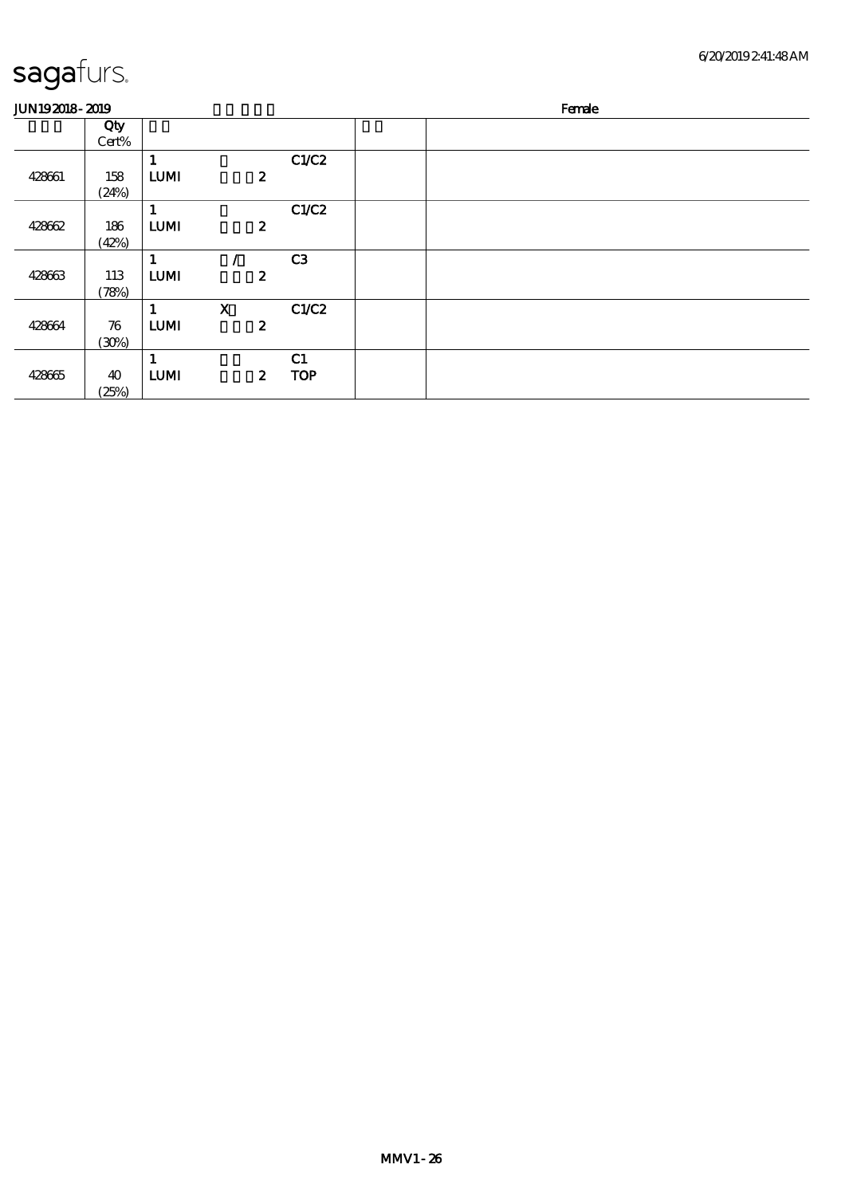JUN19 2018 - 2019 | | Female

| | Qty Cert% | | | |
|---|---|---|---|---|
| 428661 | 158 (24%) | 1 LUMI 2 | C1/C2 | |
| 428662 | 186 (42%) | 1 LUMI 2 | C1/C2 | |
| 428663 | 113 (78%) | 1 / LUMI 2 | C3 | |
| 428664 | 76 (30%) | 1 X LUMI 2 | C1/C2 | |
| 428665 | 40 (25%) | 1 LUMI 2 | C1 TOP | |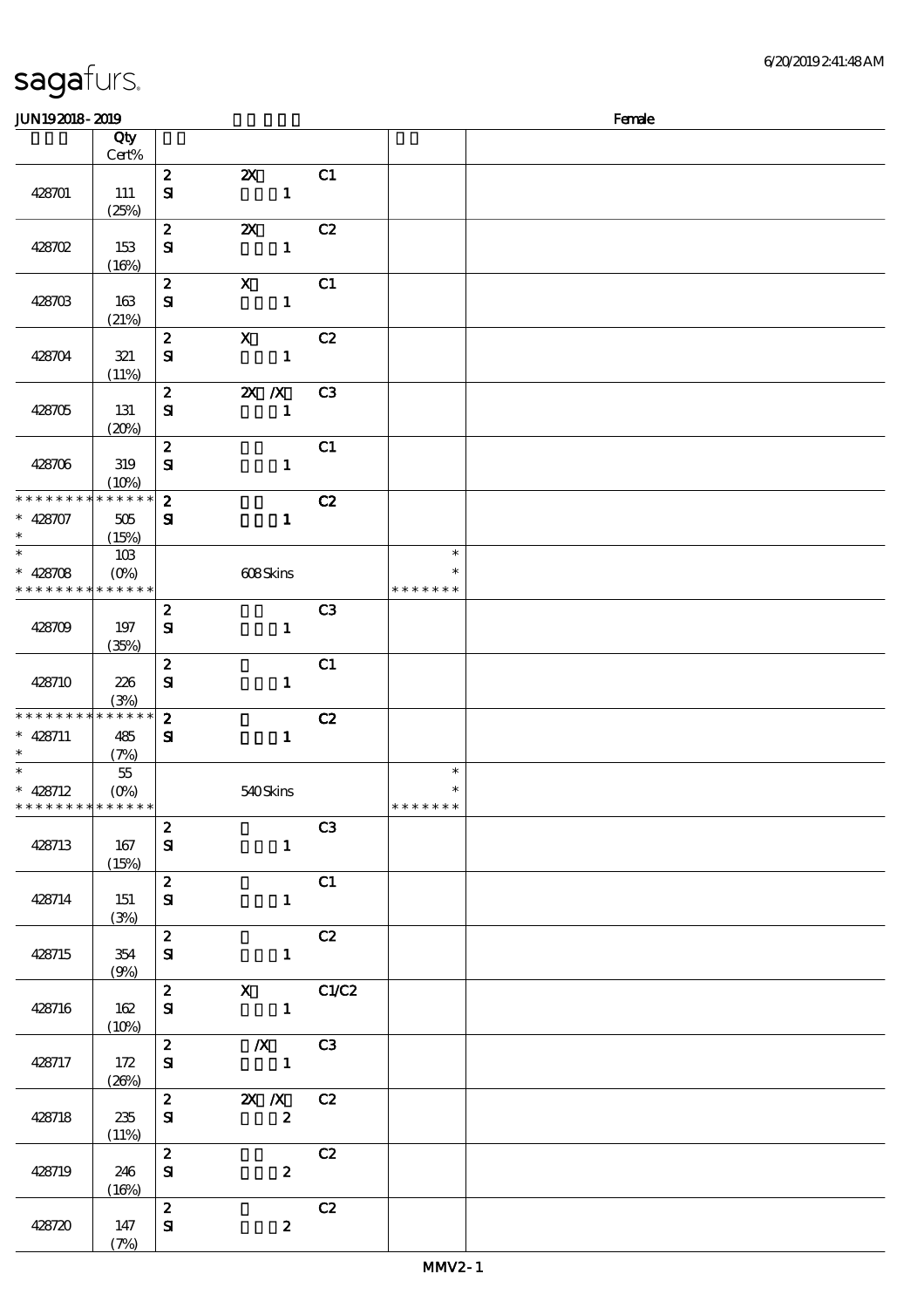# sagafurs.

JUN19 2018 - 2019 Female

| | Qty Cert% | | | | | |
|---|---|---|---|---|---|---|
| 428701 | 111 (25%) | 2 SI | 2X 1 | C1 | | |
| 428702 | 153 (16%) | 2 SI | 2X 1 | C2 | | |
| 428703 | 163 (21%) | 2 SI | X 1 | C1 | | |
| 428704 | 321 (11%) | 2 SI | X 1 | C2 | | |
| 428705 | 131 (20%) | 2 SI | 2X /X 1 | C3 | | |
| 428706 | 319 (10%) | 2 SI | 1 | C1 | | |
| * * * * * * * * * * * * * * 428707 * | 505 (15%) | 2 SI | 1 | C2 | | |
| * * 428708 * * * * * * * * * * * * * | 103 (0%) | | 608 Skins | | * * * * * * * * * | |
| 428709 | 197 (35%) | 2 SI | 1 | C3 | | |
| 428710 | 226 (3%) | 2 SI | 1 | C1 | | |
| * * * * * * * * * * * * * * 428711 * | 485 (7%) | 2 SI | 1 | C2 | | |
| * * 428712 * * * * * * * * * * * * * | 55 (0%) | | 540 Skins | | * * * * * * * * * | |
| 428713 | 167 (15%) | 2 SI | 1 | C3 | | |
| 428714 | 151 (3%) | 2 SI | 1 | C1 | | |
| 428715 | 354 (9%) | 2 SI | 1 | C2 | | |
| 428716 | 162 (10%) | 2 SI | X 1 | C1/C2 | | |
| 428717 | 172 (26%) | 2 SI | /X 1 | C3 | | |
| 428718 | 235 (11%) | 2 SI | 2X /X 2 | C2 | | |
| 428719 | 246 (16%) | 2 SI | 2 | C2 | | |
| 428720 | 147 (7%) | 2 SI | 2 | C2 | | |

MMV2-1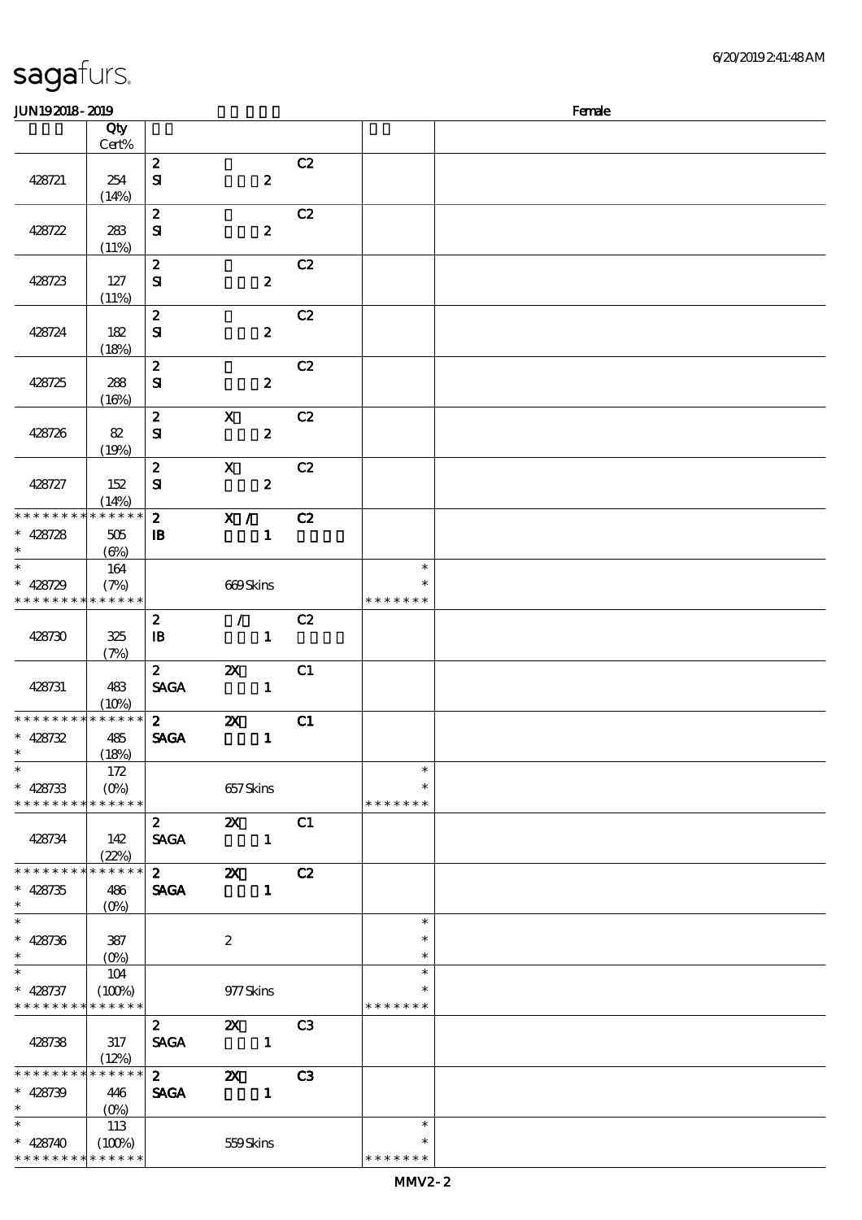# sagafurs.

JUN19 2018 - 2019 Female

| | Qty Cert% | | | | | |
|---|---|---|---|---|---|---|
| 428721 | 254 (14%) | 2 SI | 2 | C2 | | |
| 428722 | 283 (11%) | 2 SI | 2 | C2 | | |
| 428723 | 127 (11%) | 2 SI | 2 | C2 | | |
| 428724 | 182 (18%) | 2 SI | 2 | C2 | | |
| 428725 | 288 (16%) | 2 SI | 2 | C2 | | |
| 428726 | 82 (19%) | 2 SI | X 2 | C2 | | |
| 428727 | 152 (14%) | 2 SI | X 2 | C2 | | |
| * * * * * * * * * * * * * * * 428728 * | 505 (6%) | 2 IB | X / 1 | C2 | | |
| * * 428729 * * * * * * * * * * * * * | 164 (7%) | | 669 Skins | | * * * * * * * * * | |
| 428730 | 325 (7%) | 2 IB | / 1 | C2 | | |
| 428731 | 483 (10%) | 2 SAGA | 2X 1 | C1 | | |
| * * * * * * * * * * * * * * * 428732 * | 485 (18%) | 2 SAGA | 2X 1 | C1 | | |
| * * 428733 * * * * * * * * * * * * * | 172 (0%) | | 657 Skins | | * * * * * * * * * | |
| 428734 | 142 (22%) | 2 SAGA | 2X 1 | C1 | | |
| * * * * * * * * * * * * * * * 428735 * | 486 (0%) | 2 SAGA | 2X 1 | C2 | | |
| * * 428736 * | 387 (0%) | | 2 | | * * * | |
| * * 428737 * * * * * * * * * * * * * | 104 (100%) | | 977 Skins | | * * * * * * * * * | |
| 428738 | 317 (12%) | 2 SAGA | 2X 1 | C3 | | |
| * * * * * * * * * * * * * * * 428739 * | 446 (0%) | 2 SAGA | 2X 1 | C3 | | |
| * * 428740 * * * * * * * * * * * * * | 113 (100%) | | 559 Skins | | * * * * * * * * * | |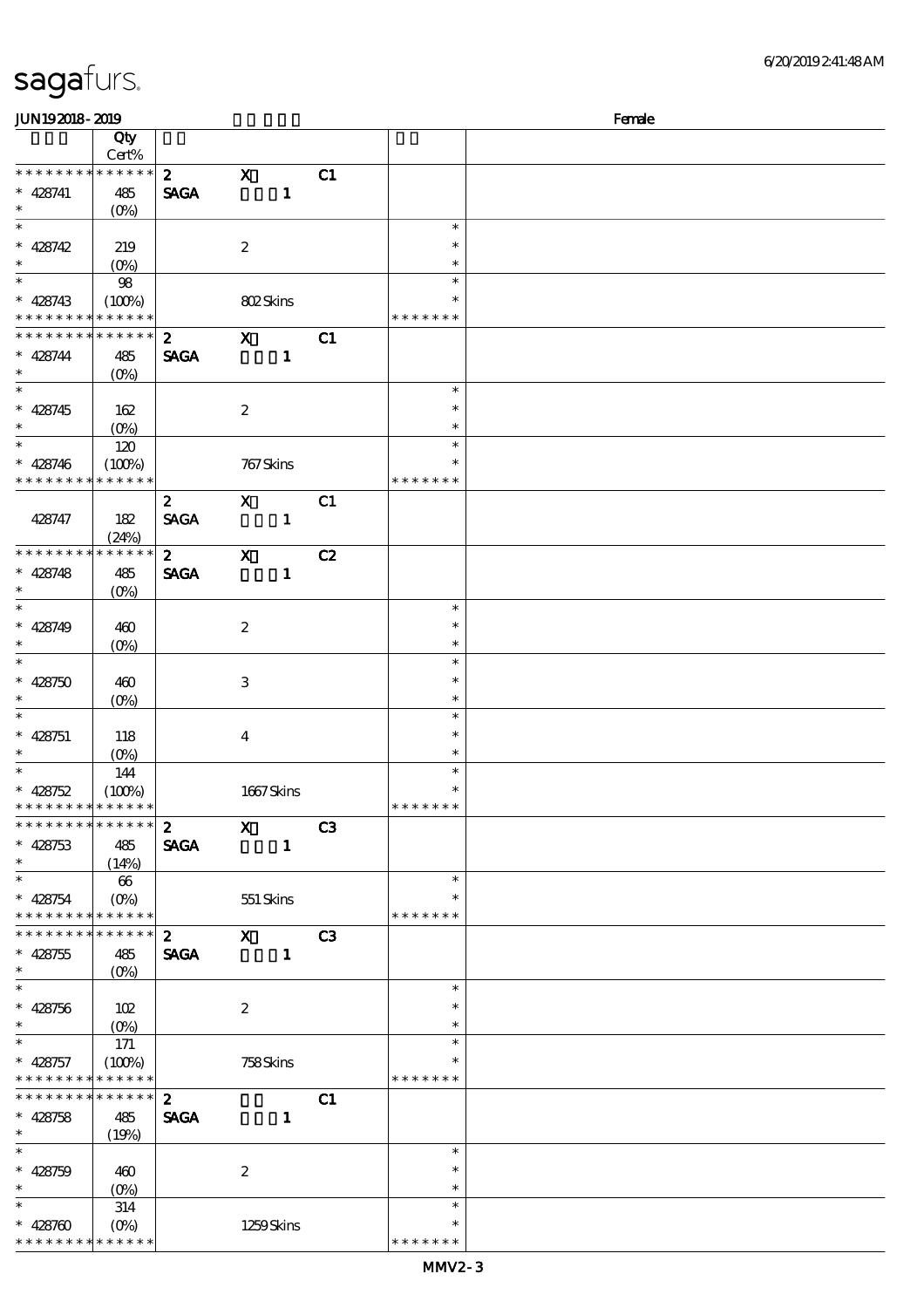# sagafurs.

JUN19 2018 - 2019 Female

| | Qty Cert% | | | | | |
|---|---|---|---|---|---|---|
| * * * * * * * * * * * * * * | | 2 | X | C1 | | |
| * 428741 | 485 | SAGA | 1 | | | |
| * | (0%) | | | | | |
| * | | | | | * | |
| * 428742 | 219 | | 2 | | * | |
| * | (0%) | | | | * | |
| * | 98 | | | | * | |
| * 428743 | (100%) | | 802 Skins | | * | |
| * * * * * * * * * * * * * * | | | | | * * * * * * * | |
| * * * * * * * * * * * * * * | | 2 | X | C1 | | |
| * 428744 | 485 | SAGA | 1 | | | |
| * | (0%) | | | | | |
| * | | | | | * | |
| * 428745 | 162 | | 2 | | * | |
| * | (0%) | | | | * | |
| * | 120 | | | | * | |
| * 428746 | (100%) | | 767 Skins | | * | |
| * * * * * * * * * * * * * * | | | | | * * * * * * * | |
| | | 2 | X | C1 | | |
| 428747 | 182 | SAGA | 1 | | | |
| | (24%) | | | | | |
| * * * * * * * * * * * * * * | | 2 | X | C2 | | |
| * 428748 | 485 | SAGA | 1 | | | |
| * | (0%) | | | | | |
| * | | | | | * | |
| * 428749 | 460 | | 2 | | * | |
| * | (0%) | | | | * | |
| * | | | | | * | |
| * 428750 | 460 | | 3 | | * | |
| * | (0%) | | | | * | |
| * | | | | | * | |
| * 428751 | 118 | | 4 | | * | |
| * | (0%) | | | | * | |
| * | 144 | | | | * | |
| * 428752 | (100%) | | 1667 Skins | | * | |
| * * * * * * * * * * * * * * | | | | | * * * * * * * | |
| * * * * * * * * * * * * * * | | 2 | X | C3 | | |
| * 428753 | 485 | SAGA | 1 | | | |
| * | (14%) | | | | | |
| * | 66 | | | | * | |
| * 428754 | (0%) | | 551 Skins | | * | |
| * * * * * * * * * * * * * * | | | | | * * * * * * * | |
| * * * * * * * * * * * * * * | | 2 | X | C3 | | |
| * 428755 | 485 | SAGA | 1 | | | |
| * | (0%) | | | | | |
| * | | | | | * | |
| * 428756 | 102 | | 2 | | * | |
| * | (0%) | | | | * | |
| * | 171 | | | | * | |
| * 428757 | (100%) | | 758 Skins | | * | |
| * * * * * * * * * * * * * * | | | | | * * * * * * * | |
| * * * * * * * * * * * * * * | | 2 | | C1 | | |
| * 428758 | 485 | SAGA | 1 | | | |
| * | (19%) | | | | | |
| * | | | | | * | |
| * 428759 | 460 | | 2 | | * | |
| * | (0%) | | | | * | |
| * | 314 | | | | * | |
| * 428760 | (0%) | | 1259 Skins | | * | |
| * * * * * * * * * * * * * * | | | | | * * * * * * * | |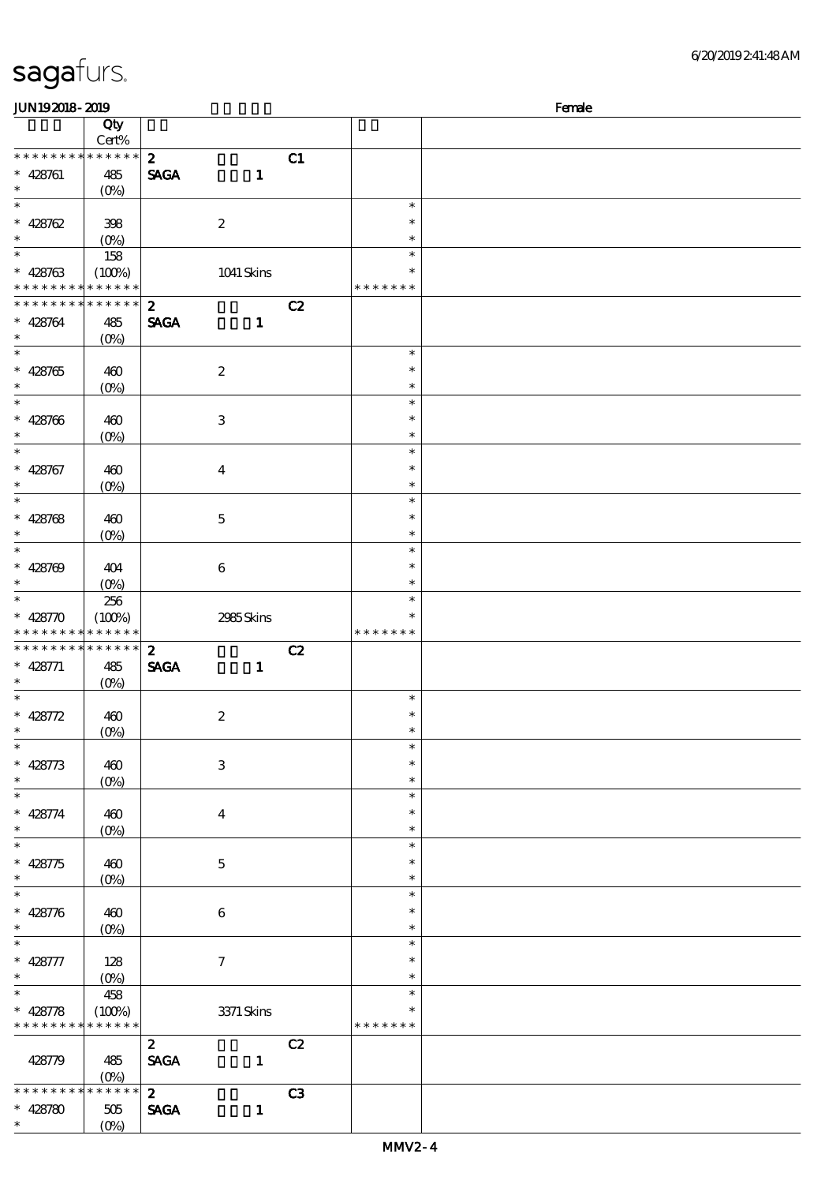# sagafurs.

JUN19 2018 - 2019 Female

| | Qty Cert% | | |
|---|---|---|---|
| * * * * * * * * * * * * * * | 2 C1 | | |
| * 428761 | 485 (0%) | SAGA 1 | |
| * 428762 | 398 (0%) | 2 | * |
| * 428763 | 158 (100%) | 1041 Skins | * * * * * * * |
| * * * * * * * * * * * * * * | 2 C2 | | |
| * 428764 | 485 (0%) | SAGA 1 | |
| * 428765 | 460 (0%) | 2 | * |
| * 428766 | 460 (0%) | 3 | * |
| * 428767 | 460 (0%) | 4 | * |
| * 428768 | 460 (0%) | 5 | * |
| * 428769 | 404 (0%) | 6 | * |
| * 428770 | 256 (100%) | 2985 Skins | * * * * * * * |
| * * * * * * * * * * * * * * | 2 C2 | | |
| * 428771 | 485 (0%) | SAGA 1 | |
| * 428772 | 460 (0%) | 2 | * |
| * 428773 | 460 (0%) | 3 | * |
| * 428774 | 460 (0%) | 4 | * |
| * 428775 | 460 (0%) | 5 | * |
| * 428776 | 460 (0%) | 6 | * |
| * 428777 | 128 (0%) | 7 | * |
| * 428778 | 458 (100%) | 3371 Skins | * * * * * * * |
| | | 2 C2 | |
| 428779 | 485 (0%) | SAGA 1 | |
| * * * * * * * * * * * * * * | | 2 C3 | |
| * 428780 | 505 (0%) | SAGA 1 | |

MMV2-4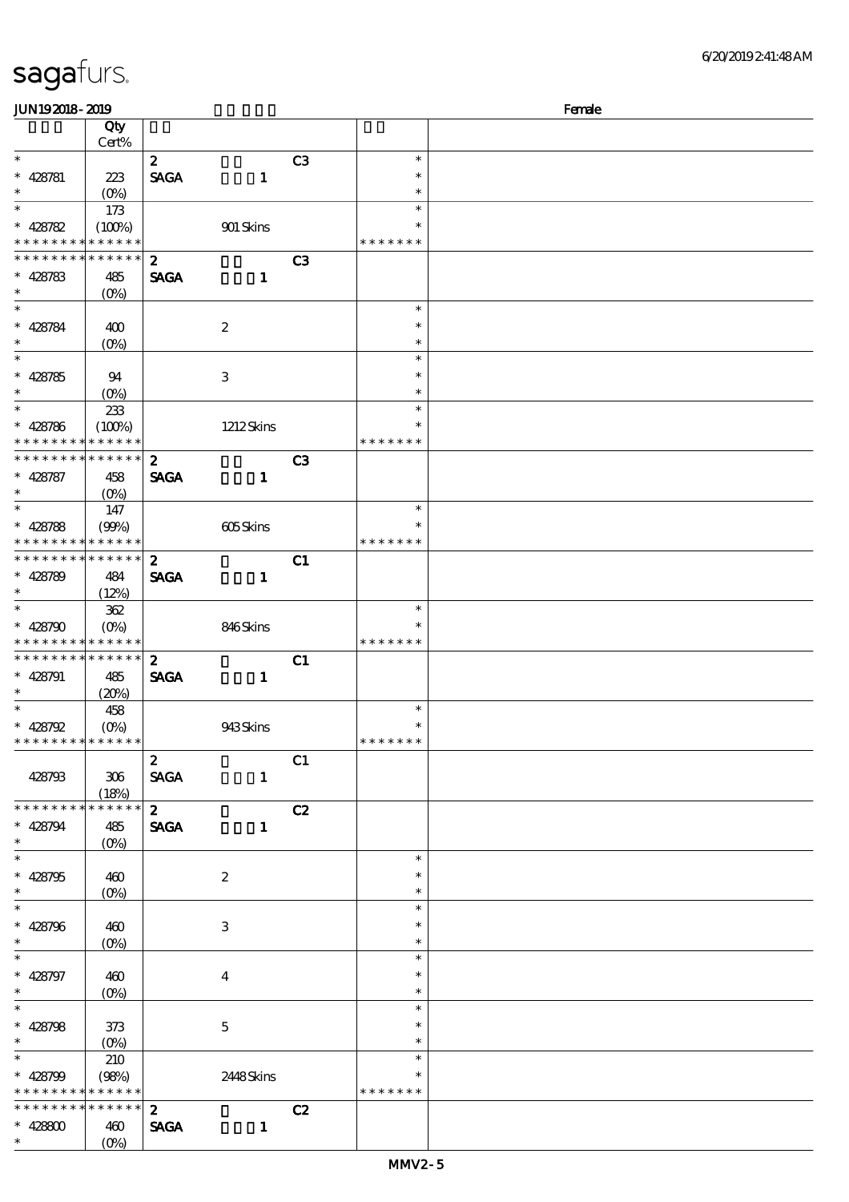**sagafurs.**

6/20/2019 2:41:48 AM

JUN19 2018 - 2019 Female

| | Qty Cert% | | | | | |
|---|---|---|---|---|---|---|
| * | | 2 SAGA | 1 | C3 | * | |
| * 428781 | 223 | | | | * | |
| * | (0%) | | | | * | |
| * | 173 | | | | * | |
| * 428782 | (100%) | | 901 Skins | | * | |
| * * * * * * * * * * * * * * | | | | | * * * * * * * | |
| * * * * * * * * * * * * * * | | 2 SAGA | 1 | C3 | | |
| * 428783 | 485 | | | | | |
| * | (0%) | | | | | |
| * | | | | | * | |
| * 428784 | 400 | | 2 | | * | |
| * | (0%) | | | | * | |
| * | | | | | * | |
| * 428785 | 94 | | 3 | | * | |
| * | (0%) | | | | * | |
| * | 233 | | | | * | |
| * 428786 | (100%) | | 1212 Skins | | * | |
| * * * * * * * * * * * * * * | | | | | * * * * * * * | |
| * * * * * * * * * * * * * * | | 2 SAGA | 1 | C3 | | |
| * 428787 | 458 | | | | | |
| * | (0%) | | | | | |
| * | 147 | | | | * | |
| * 428788 | (99%) | | 605 Skins | | * | |
| * * * * * * * * * * * * * * | | | | | * * * * * * * | |
| * * * * * * * * * * * * * * | | 2 SAGA | 1 | C1 | | |
| * 428789 | 484 | | | | | |
| * | (12%) | | | | | |
| * | 362 | | | | * | |
| * 428790 | (0%) | | 846 Skins | | * | |
| * * * * * * * * * * * * * * | | | | | * * * * * * * | |
| * * * * * * * * * * * * * * | | 2 SAGA | 1 | C1 | | |
| * 428791 | 485 | | | | | |
| * | (20%) | | | | | |
| * | 458 | | | | * | |
| * 428792 | (0%) | | 943 Skins | | * | |
| * * * * * * * * * * * * * * | | | | | * * * * * * * | |
| | | 2 SAGA | 1 | C1 | | |
| 428793 | 306 | | | | | |
| | (18%) | | | | | |
| * * * * * * * * * * * * * * | | 2 SAGA | 1 | C2 | | |
| * 428794 | 485 | | | | | |
| * | (0%) | | | | | |
| * | | | | | * | |
| * 428795 | 460 | | 2 | | * | |
| * | (0%) | | | | * | |
| * | | | | | * | |
| * 428796 | 460 | | 3 | | * | |
| * | (0%) | | | | * | |
| * | | | | | * | |
| * 428797 | 460 | | 4 | | * | |
| * | (0%) | | | | * | |
| * | | | | | * | |
| * 428798 | 373 | | 5 | | * | |
| * | (0%) | | | | * | |
| * | 210 | | | | * | |
| * 428799 | (98%) | | 2448 Skins | | * | |
| * * * * * * * * * * * * * * | | | | | * * * * * * * | |
| * * * * * * * * * * * * * * | | 2 SAGA | 1 | C2 | | |
| * 428800 | 460 | | | | | |
| * | (0%) | | | | | |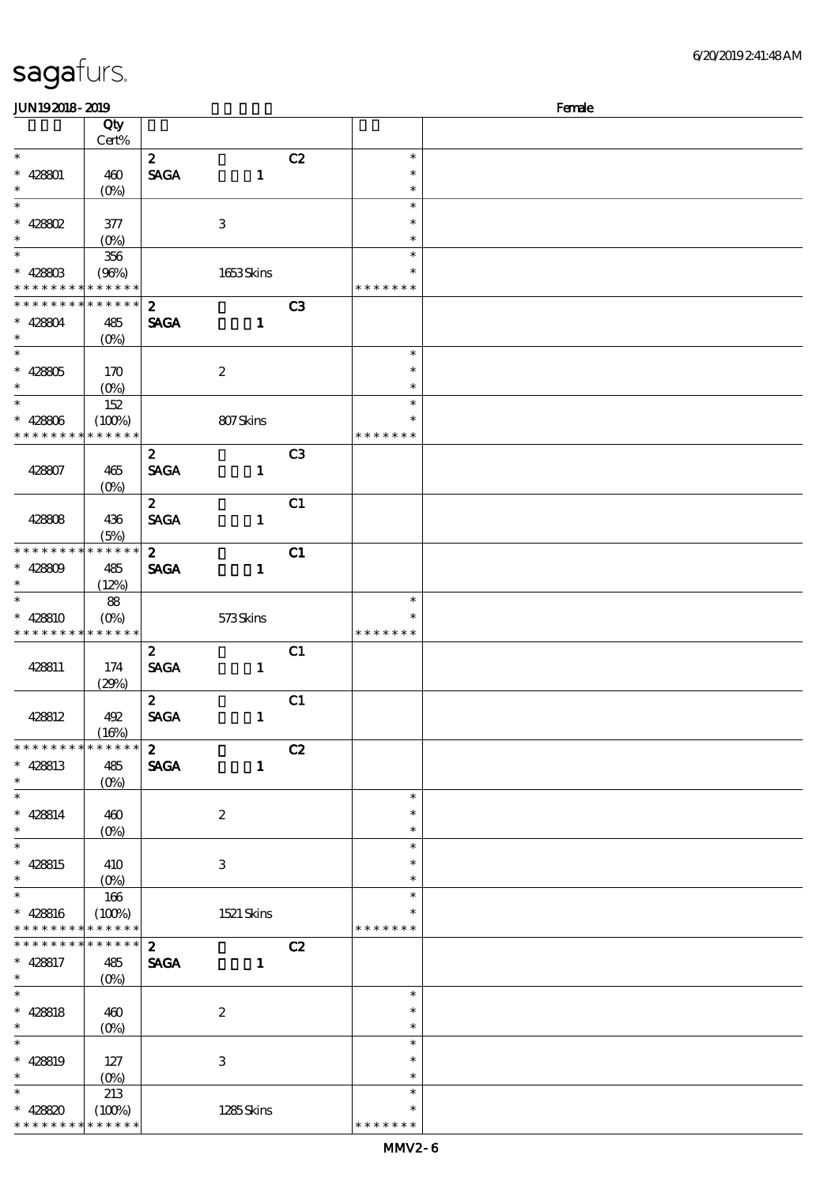sagafurs.

JUN19 2018 - 2019 Female

| | Qty Cert% | | | | | |
|---|---|---|---|---|---|---|
| * | | 2 | | C2 | * | |
| * 428801 | 460 | SAGA | 1 | | * | |
| * | (0%) | | | | * | |
| * | | | | | * | |
| * 428802 | 377 | | 3 | | * | |
| * | (0%) | | | | * | |
| * | 356 | | | | * | |
| * 428803 | (96%) | | 1653 Skins | | * | |
| * * * * * * * * * * * * * * | | | | | * * * * * * * | |
| * * * * * * * * * * * * * * | | 2 | | C3 | | |
| * 428804 | 485 | SAGA | 1 | | | |
| * | (0%) | | | | | |
| * | | | | | * | |
| * 428805 | 170 | | 2 | | * | |
| * | (0%) | | | | * | |
| * | 152 | | | | * | |
| * 428806 | (100%) | | 807 Skins | | * | |
| * * * * * * * * * * * * * * | | | | | * * * * * * * | |
| | | 2 | | C3 | | |
| 428807 | 465 | SAGA | 1 | | | |
| | (0%) | | | | | |
| | | 2 | | C1 | | |
| 428808 | 436 | SAGA | 1 | | | |
| | (5%) | | | | | |
| * * * * * * * * * * * * * * | | 2 | | C1 | | |
| * 428809 | 485 | SAGA | 1 | | | |
| * | (12%) | | | | | |
| * | 88 | | | | * | |
| * 428810 | (0%) | | 573 Skins | | * | |
| * * * * * * * * * * * * * * | | | | | * * * * * * * | |
| | | 2 | | C1 | | |
| 428811 | 174 | SAGA | 1 | | | |
| | (29%) | | | | | |
| | | 2 | | C1 | | |
| 428812 | 492 | SAGA | 1 | | | |
| | (16%) | | | | | |
| * * * * * * * * * * * * * * | | 2 | | C2 | | |
| * 428813 | 485 | SAGA | 1 | | | |
| * | (0%) | | | | | |
| * | | | | | * | |
| * 428814 | 460 | | 2 | | * | |
| * | (0%) | | | | * | |
| * | | | | | * | |
| * 428815 | 410 | | 3 | | * | |
| * | (0%) | | | | * | |
| * | 166 | | | | * | |
| * 428816 | (100%) | | 1521 Skins | | * | |
| * * * * * * * * * * * * * * | | | | | * * * * * * * | |
| * * * * * * * * * * * * * * | | 2 | | C2 | | |
| * 428817 | 485 | SAGA | 1 | | | |
| * | (0%) | | | | | |
| * | | | | | * | |
| * 428818 | 460 | | 2 | | * | |
| * | (0%) | | | | * | |
| * | | | | | * | |
| * 428819 | 127 | | 3 | | * | |
| * | (0%) | | | | * | |
| * | 213 | | | | * | |
| * 428820 | (100%) | | 1285 Skins | | * | |
| * * * * * * * * * * * * * * | | | | | * * * * * * * | |

MMV2-6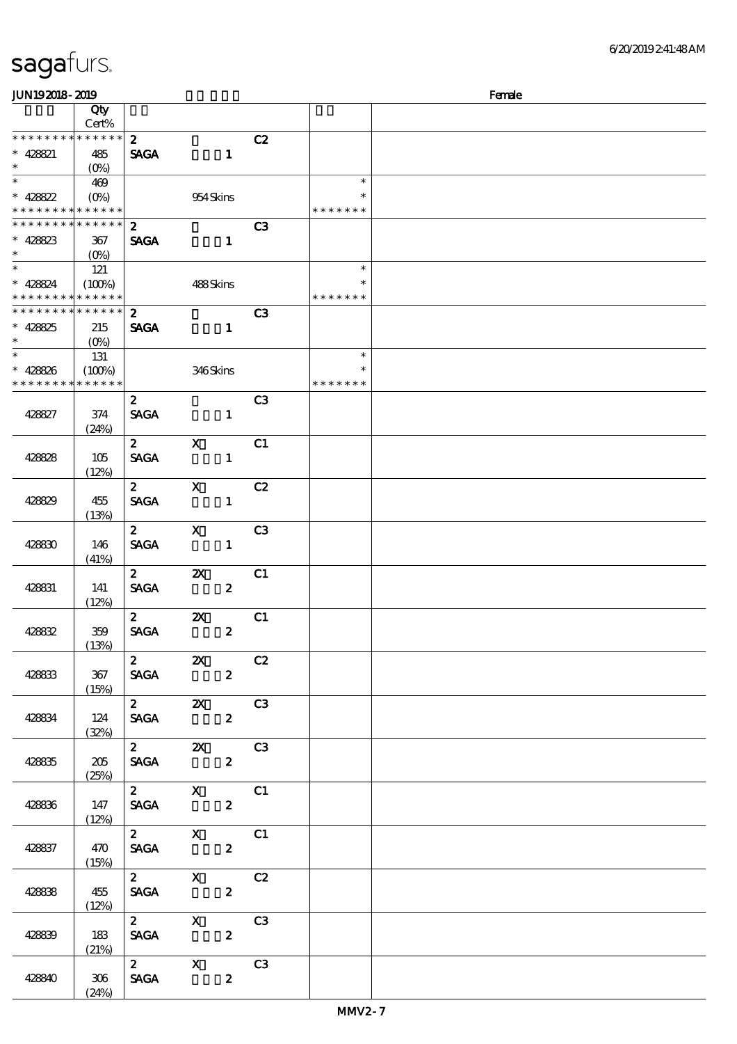sagafurs.

| JUN19 2018 - 2019 | | | | | Female |
|---|---|---|---|---|---|
| | Qty Cert% | | | | |
| * * * * * * * * * * * * * * | | 2 | | C2 | |
| * 428821 | 485 | SAGA | 1 | | |
| * | (0%) | | | | |
| * | 469 | | | | * |
| * 428822 | (0%) | | 954 Skins | | * |
| * * * * * * * * * * * * * * | | | | | * * * * * * * |
| * * * * * * * * * * * * * * | | 2 | | C3 | |
| * 428823 | 367 | SAGA | 1 | | |
| * | (0%) | | | | |
| * | 121 | | | | * |
| * 428824 | (100%) | | 488 Skins | | * |
| * * * * * * * * * * * * * * | | | | | * * * * * * * |
| * * * * * * * * * * * * * * | | 2 | | C3 | |
| * 428825 | 215 | SAGA | 1 | | |
| * | (0%) | | | | |
| * | 131 | | | | * |
| * 428826 | (100%) | | 346 Skins | | * |
| * * * * * * * * * * * * * * | | | | | * * * * * * * |
| 428827 | 374 (24%) | 2 SAGA | 1 | C3 | |
| 428828 | 105 (12%) | 2 SAGA | X 1 | C1 | |
| 428829 | 455 (13%) | 2 SAGA | X 1 | C2 | |
| 428830 | 146 (41%) | 2 SAGA | X 1 | C3 | |
| 428831 | 141 (12%) | 2 SAGA | 2X 2 | C1 | |
| 428832 | 359 (13%) | 2 SAGA | 2X 2 | C1 | |
| 428833 | 367 (15%) | 2 SAGA | 2X 2 | C2 | |
| 428834 | 124 (32%) | 2 SAGA | 2X 2 | C3 | |
| 428835 | 205 (25%) | 2 SAGA | 2X 2 | C3 | |
| 428836 | 147 (12%) | 2 SAGA | X 2 | C1 | |
| 428837 | 470 (15%) | 2 SAGA | X 2 | C1 | |
| 428838 | 455 (12%) | 2 SAGA | X 2 | C2 | |
| 428839 | 183 (21%) | 2 SAGA | X 2 | C3 | |
| 428840 | 306 (24%) | 2 SAGA | X 2 | C3 | |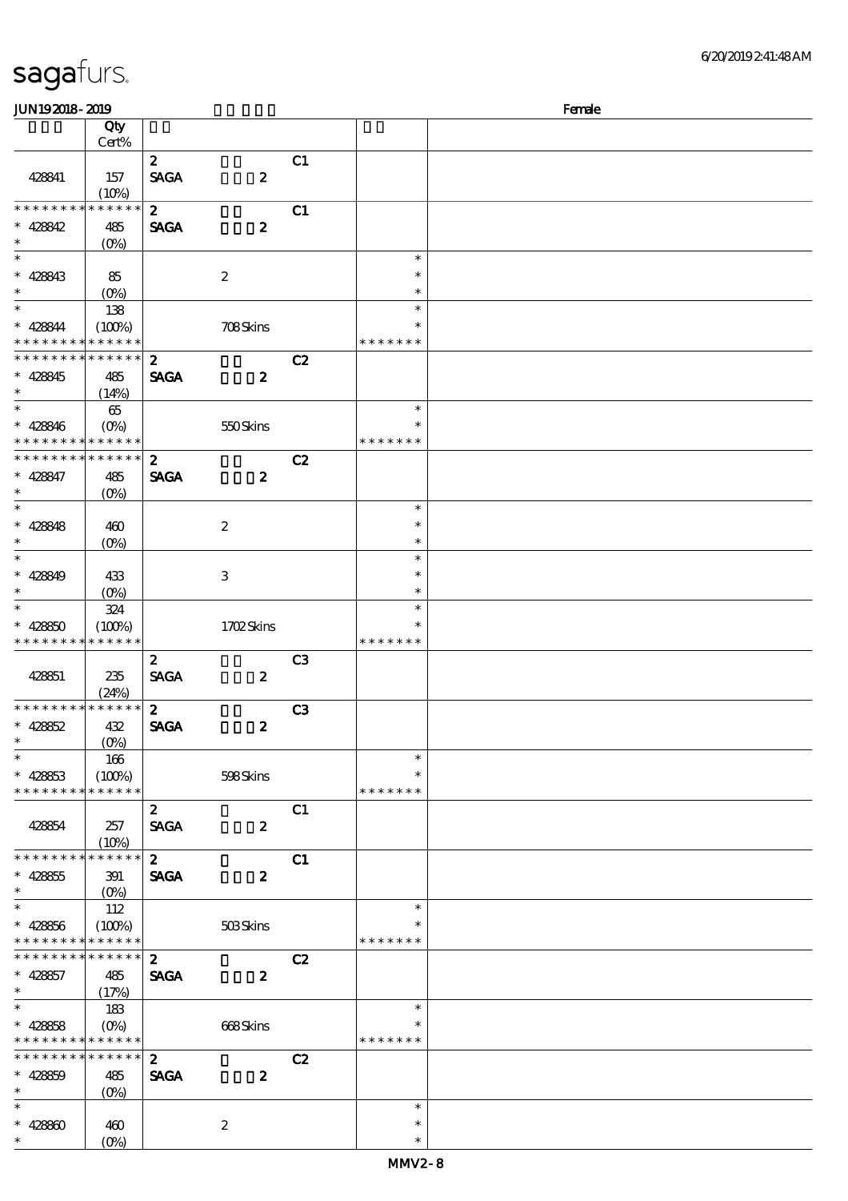# sagafurs.

6/20/2019 2:41:48 AM

JUN19 2018 - 2019 Female

| | Qty Cert% | | | | | |
|---|---|---|---|---|---|---|
| 428841 | 157 (10%) | 2 SAGA | 2 | C1 | | |
| * * * * * * * * * * * * * * 428842 * | 485 (0%) | 2 SAGA | 2 | C1 | | |
| * * 428843 * | 85 (0%) | | 2 | | * * * | |
| * * 428844 * * * * * * * * * * * * * | 138 (100%) | | 708 Skins | | * * * * * * * * * | |
| * * * * * * * * * * * * * * 428845 * | 485 (14%) | 2 SAGA | 2 | C2 | | |
| * * 428846 * * * * * * * * * * * * * | 65 (0%) | | 550 Skins | | * * * * * * * * * | |
| * * * * * * * * * * * * * * 428847 * | 485 (0%) | 2 SAGA | 2 | C2 | | |
| * * 428848 * | 460 (0%) | | 2 | | * * * | |
| * * 428849 * | 433 (0%) | | 3 | | * * * | |
| * * 428850 * * * * * * * * * * * * * | 324 (100%) | | 1702 Skins | | * * * * * * * * * | |
| 428851 | 235 (24%) | 2 SAGA | 2 | C3 | | |
| * * * * * * * * * * * * * * 428852 * | 432 (0%) | 2 SAGA | 2 | C3 | | |
| * * 428853 * * * * * * * * * * * * * | 166 (100%) | | 598 Skins | | * * * * * * * * * | |
| 428854 | 257 (10%) | 2 SAGA | 2 | C1 | | |
| * * * * * * * * * * * * * * 428855 * | 391 (0%) | 2 SAGA | 2 | C1 | | |
| * * 428856 * * * * * * * * * * * * * | 112 (100%) | | 503 Skins | | * * * * * * * * * | |
| * * * * * * * * * * * * * * 428857 * | 485 (17%) | 2 SAGA | 2 | C2 | | |
| * * 428858 * * * * * * * * * * * * * | 183 (0%) | | 668 Skins | | * * * * * * * * * | |
| * * * * * * * * * * * * * * 428859 * | 485 (0%) | 2 SAGA | 2 | C2 | | |
| * * 428860 * | 460 (0%) | | 2 | | * * * | |

MMV2 - 8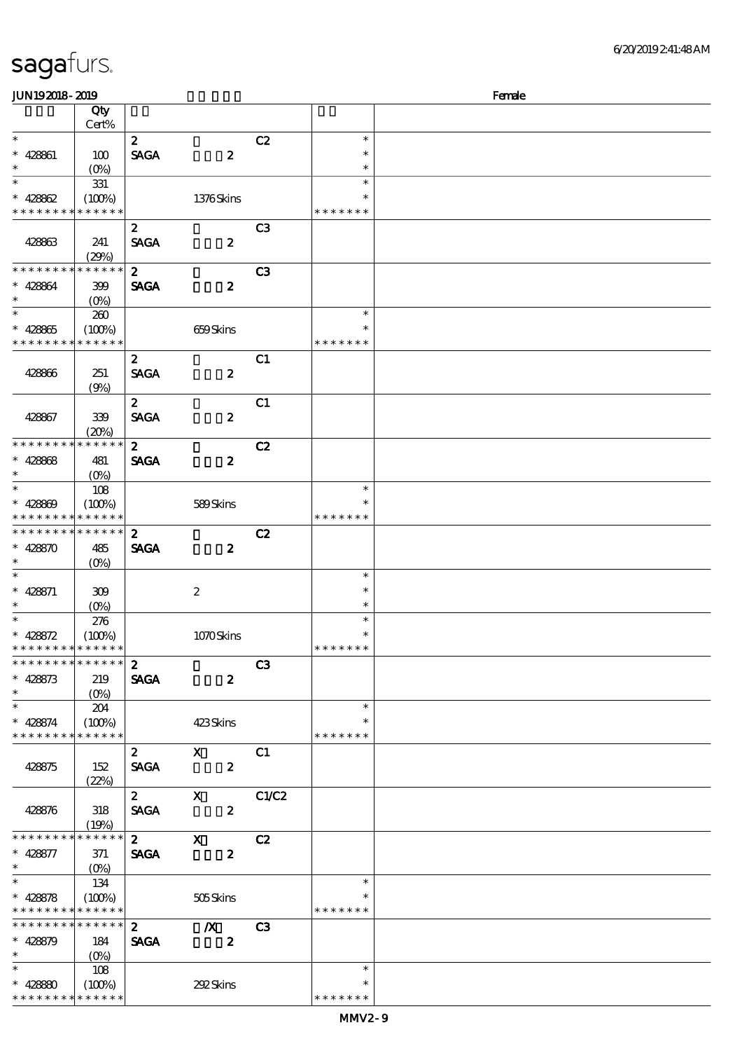sagafurs.

6/20/2019 2:41:48 AM

JUN19 2018 - 2019 Female

| | Qty Cert% | | | | | |
|---|---|---|---|---|---|---|
| * | | 2 | | C2 | * | |
| * 428861 | 100 | SAGA | 2 | | * | |
| * | (0%) | | | | * | |
| * | 331 | | | | * | |
| * 428862 | (100%) | | 1376 Skins | | * | |
| * * * * * * * * * * * * * * | | | | | * * * * * * * | |
| | | 2 | | C3 | | |
| 428863 | 241 | SAGA | 2 | | | |
| | (29%) | | | | | |
| * * * * * * * * * * * * * * | | 2 | | C3 | | |
| * 428864 | 399 | SAGA | 2 | | | |
| * | (0%) | | | | | |
| * | 260 | | | | * | |
| * 428865 | (100%) | | 659 Skins | | * | |
| * * * * * * * * * * * * * * | | | | | * * * * * * * | |
| | | 2 | | C1 | | |
| 428866 | 251 | SAGA | 2 | | | |
| | (9%) | | | | | |
| | | 2 | | C1 | | |
| 428867 | 339 | SAGA | 2 | | | |
| | (20%) | | | | | |
| * * * * * * * * * * * * * * | | 2 | | C2 | | |
| * 428868 | 481 | SAGA | 2 | | | |
| * | (0%) | | | | | |
| * | 108 | | | | * | |
| * 428869 | (100%) | | 589 Skins | | * | |
| * * * * * * * * * * * * * * | | | | | * * * * * * * | |
| * * * * * * * * * * * * * * | | 2 | | C2 | | |
| * 428870 | 485 | SAGA | 2 | | | |
| * | (0%) | | | | | |
| * | | | | | * | |
| * 428871 | 309 | | 2 | | * | |
| * | (0%) | | | | * | |
| * | 276 | | | | * | |
| * 428872 | (100%) | | 1070 Skins | | * | |
| * * * * * * * * * * * * * * | | | | | * * * * * * * | |
| * * * * * * * * * * * * * * | | 2 | | C3 | | |
| * 428873 | 219 | SAGA | 2 | | | |
| * | (0%) | | | | | |
| * | 204 | | | | * | |
| * 428874 | (100%) | | 423 Skins | | * | |
| * * * * * * * * * * * * * * | | | | | * * * * * * * | |
| | | 2 | X | C1 | | |
| 428875 | 152 | SAGA | 2 | | | |
| | (22%) | | | | | |
| | | 2 | X | C1/C2 | | |
| 428876 | 318 | SAGA | 2 | | | |
| | (19%) | | | | | |
| * * * * * * * * * * * * * * | | 2 | X | C2 | | |
| * 428877 | 371 | SAGA | 2 | | | |
| * | (0%) | | | | | |
| * | 134 | | | | * | |
| * 428878 | (100%) | | 505 Skins | | * | |
| * * * * * * * * * * * * * * | | | | | * * * * * * * | |
| * * * * * * * * * * * * * * | | 2 | /X | C3 | | |
| * 428879 | 184 | SAGA | 2 | | | |
| * | (0%) | | | | | |
| * | 108 | | | | * | |
| * 428880 | (100%) | | 292 Skins | | * | |
| * * * * * * * * * * * * * * | | | | | * * * * * * * | |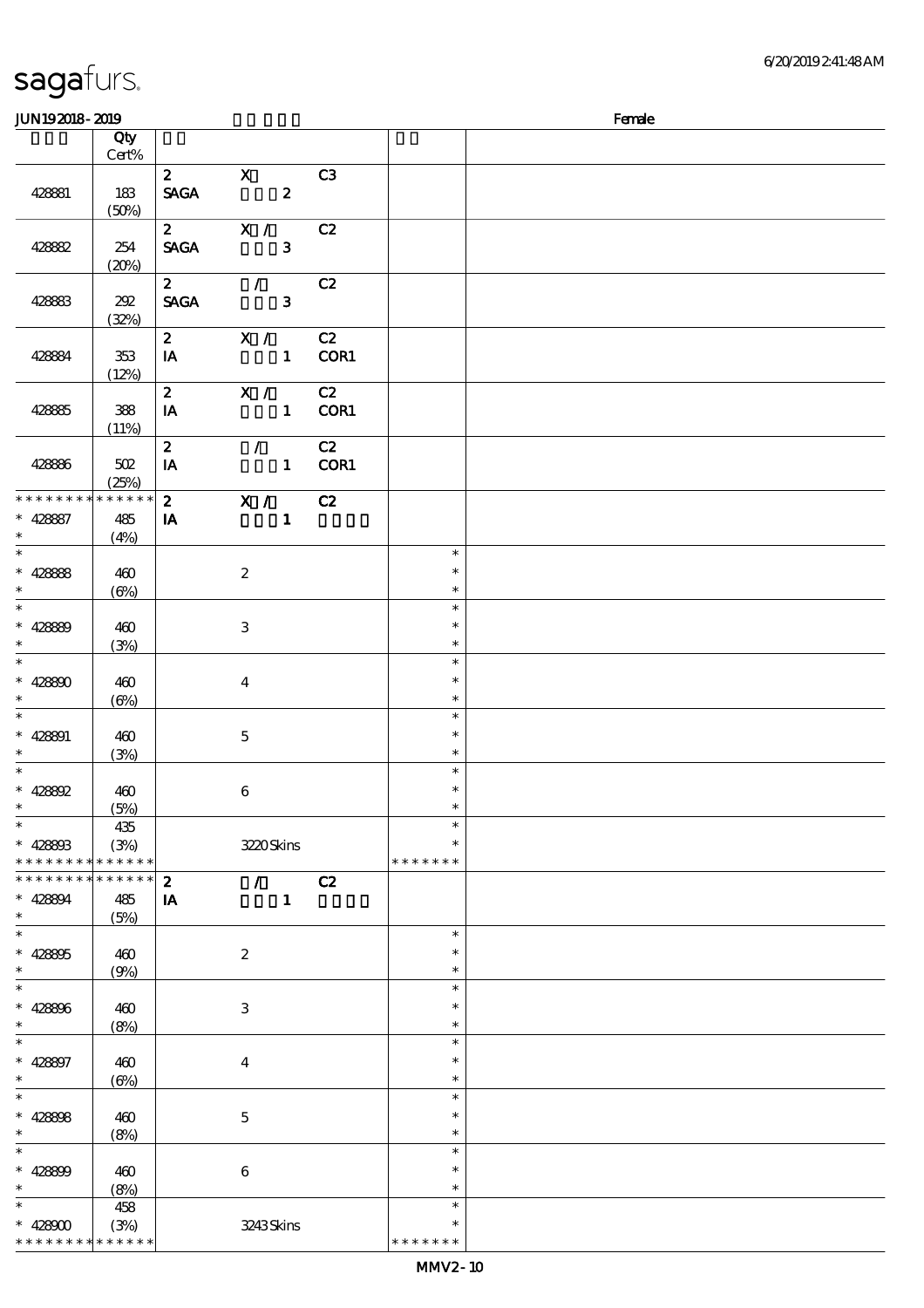sagafurs.

JUN19 2018 - 2019 Female

| | Qty Cert% | | | |
|---|---|---|---|---|
| 428881 | 183 (50%) | 2 X C3 SAGA 2 | | |
| 428882 | 254 (20%) | 2 X / C2 SAGA 3 | | |
| 428883 | 292 (32%) | 2 / C2 SAGA 3 | | |
| 428884 | 353 (12%) | 2 X / C2 IA 1 COR1 | | |
| 428885 | 388 (11%) | 2 X / C2 IA 1 COR1 | | |
| 428886 | 502 (25%) | 2 / C2 IA 1 COR1 | | |
| * * * * * * * * * * * * * * * 428887 * | 485 (4%) | 2 X / C2 IA 1 | | |
| * * 428888 * | 460 (6%) | 2 | * * * | |
| * * 428889 * | 460 (3%) | 3 | * * * | |
| * * 428890 * | 460 (6%) | 4 | * * * | |
| * * 428891 * | 460 (3%) | 5 | * * * | |
| * * 428892 * | 460 (5%) | 6 | * * * | |
| * * 428893 * * * * * * * * * * * * * * | 435 (3%) | 3220 Skins | * * * * * * * * * | |
| * * * * * * * * * * * * * * * 428894 * | 485 (5%) | 2 / C2 IA 1 | | |
| * * 428895 * | 460 (9%) | 2 | * * * | |
| * * 428896 * | 460 (8%) | 3 | * * * | |
| * * 428897 * | 460 (6%) | 4 | * * * | |
| * * 428898 * | 460 (8%) | 5 | * * * | |
| * * 428899 * | 460 (8%) | 6 | * * * | |
| * * 428900 * * * * * * * * * * * * * * | 458 (3%) | 3243 Skins | * * * * * * * * * | |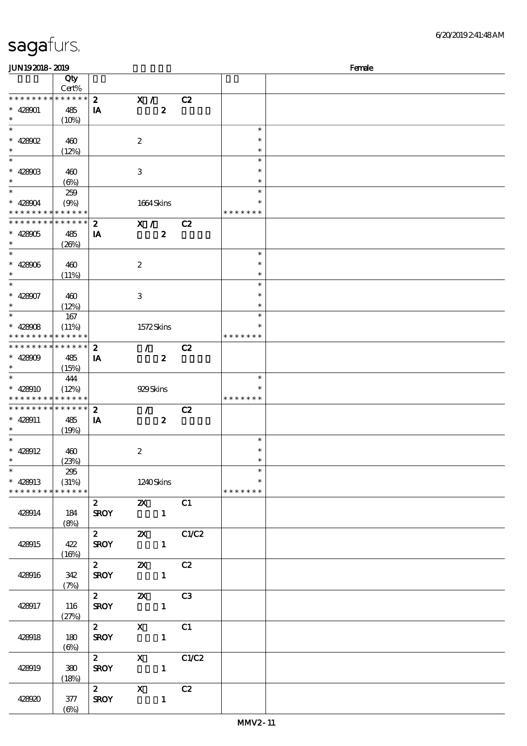# sagafurs.

JUN19 2018 - 2019 Female

| | Qty Cert% | | | | | |
|---|---|---|---|---|---|---|
| * * * * * * * * * * * * * * | | 2 | X / | C2 | | |
| * 428901 | 485 | IA | 2 | | | |
| * | (10%) | | | | | |
| * | | | | | * | |
| * 428902 | 460 | | 2 | | * | |
| * | (12%) | | | | * | |
| * | | | | | * | |
| * 428903 | 460 | | 3 | | * | |
| * | (6%) | | | | * | |
| * | 259 | | | | * | |
| * 428904 | (9%) | | 1664 Skins | | * | |
| * * * * * * * * * * * * * * | | | | | * * * * * * * | |
| * * * * * * * * * * * * * * | | 2 | X / | C2 | | |
| * 428905 | 485 | IA | 2 | | | |
| * | (26%) | | | | | |
| * | | | | | * | |
| * 428906 | 460 | | 2 | | * | |
| * | (11%) | | | | * | |
| * | | | | | * | |
| * 428907 | 460 | | 3 | | * | |
| * | (12%) | | | | * | |
| * | 167 | | | | * | |
| * 428908 | (11%) | | 1572 Skins | | * | |
| * * * * * * * * * * * * * * | | | | | * * * * * * * | |
| * * * * * * * * * * * * * * | | 2 | / | C2 | | |
| * 428909 | 485 | IA | 2 | | | |
| * | (15%) | | | | | |
| * | 444 | | | | * | |
| * 428910 | (12%) | | 929 Skins | | * | |
| * * * * * * * * * * * * * * | | | | | * * * * * * * | |
| * * * * * * * * * * * * * * | | 2 | / | C2 | | |
| * 428911 | 485 | IA | 2 | | | |
| * | (19%) | | | | | |
| * | | | | | * | |
| * 428912 | 460 | | 2 | | * | |
| * | (23%) | | | | * | |
| * | 295 | | | | * | |
| * 428913 | (31%) | | 1240 Skins | | * | |
| * * * * * * * * * * * * * * | | | | | * * * * * * * | |
| | | 2 | 2X | C1 | | |
| 428914 | 184 | SROY | 1 | | | |
| | (8%) | | | | | |
| | | 2 | 2X | C1/C2 | | |
| 428915 | 422 | SROY | 1 | | | |
| | (16%) | | | | | |
| | | 2 | 2X | C2 | | |
| 428916 | 342 | SROY | 1 | | | |
| | (7%) | | | | | |
| | | 2 | 2X | C3 | | |
| 428917 | 116 | SROY | 1 | | | |
| | (27%) | | | | | |
| | | 2 | X | C1 | | |
| 428918 | 180 | SROY | 1 | | | |
| | (6%) | | | | | |
| | | 2 | X | C1/C2 | | |
| 428919 | 380 | SROY | 1 | | | |
| | (18%) | | | | | |
| | | 2 | X | C2 | | |
| 428920 | 377 | SROY | 1 | | | |
| | (6%) | | | | | |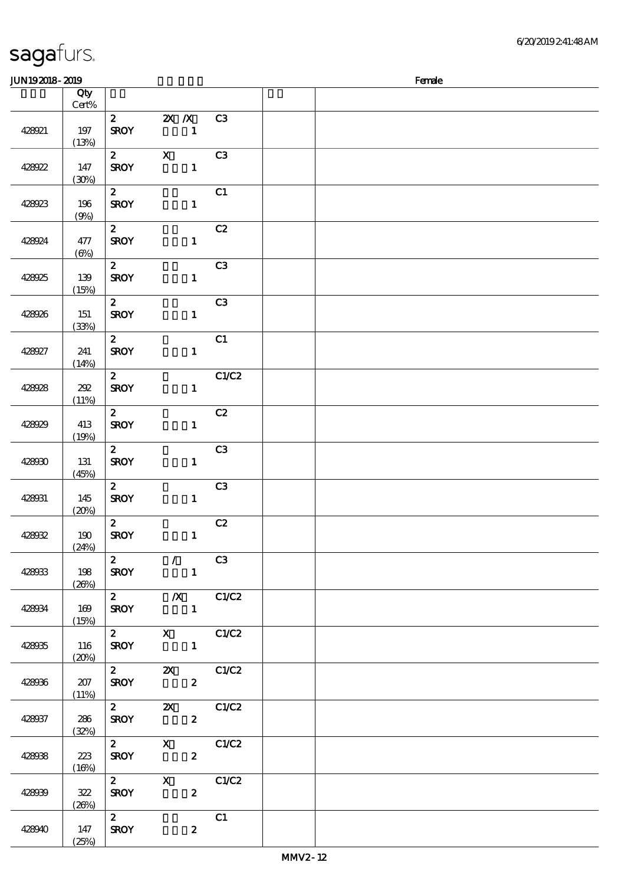sagafurs.

JUN19 2018 - 2019 Female

| | Qty Cert% | | | | | |
|---|---|---|---|---|---|---|
| 428921 | 197 (13%) | 2 SROY | 2X /X 1 | C3 | | |
| 428922 | 147 (30%) | 2 SROY | X 1 | C3 | | |
| 428923 | 196 (9%) | 2 SROY | 1 | C1 | | |
| 428924 | 477 (6%) | 2 SROY | 1 | C2 | | |
| 428925 | 139 (15%) | 2 SROY | 1 | C3 | | |
| 428926 | 151 (33%) | 2 SROY | 1 | C3 | | |
| 428927 | 241 (14%) | 2 SROY | 1 | C1 | | |
| 428928 | 292 (11%) | 2 SROY | 1 | C1/C2 | | |
| 428929 | 413 (19%) | 2 SROY | 1 | C2 | | |
| 428930 | 131 (45%) | 2 SROY | 1 | C3 | | |
| 428931 | 145 (20%) | 2 SROY | 1 | C3 | | |
| 428932 | 190 (24%) | 2 SROY | 1 | C2 | | |
| 428933 | 198 (26%) | 2 SROY | / 1 | C3 | | |
| 428934 | 169 (15%) | 2 SROY | /X 1 | C1/C2 | | |
| 428935 | 116 (20%) | 2 SROY | X 1 | C1/C2 | | |
| 428936 | 207 (11%) | 2 SROY | 2X 2 | C1/C2 | | |
| 428937 | 286 (32%) | 2 SROY | 2X 2 | C1/C2 | | |
| 428938 | 223 (16%) | 2 SROY | X 2 | C1/C2 | | |
| 428939 | 322 (26%) | 2 SROY | X 2 | C1/C2 | | |
| 428940 | 147 (25%) | 2 SROY | 2 | C1 | | |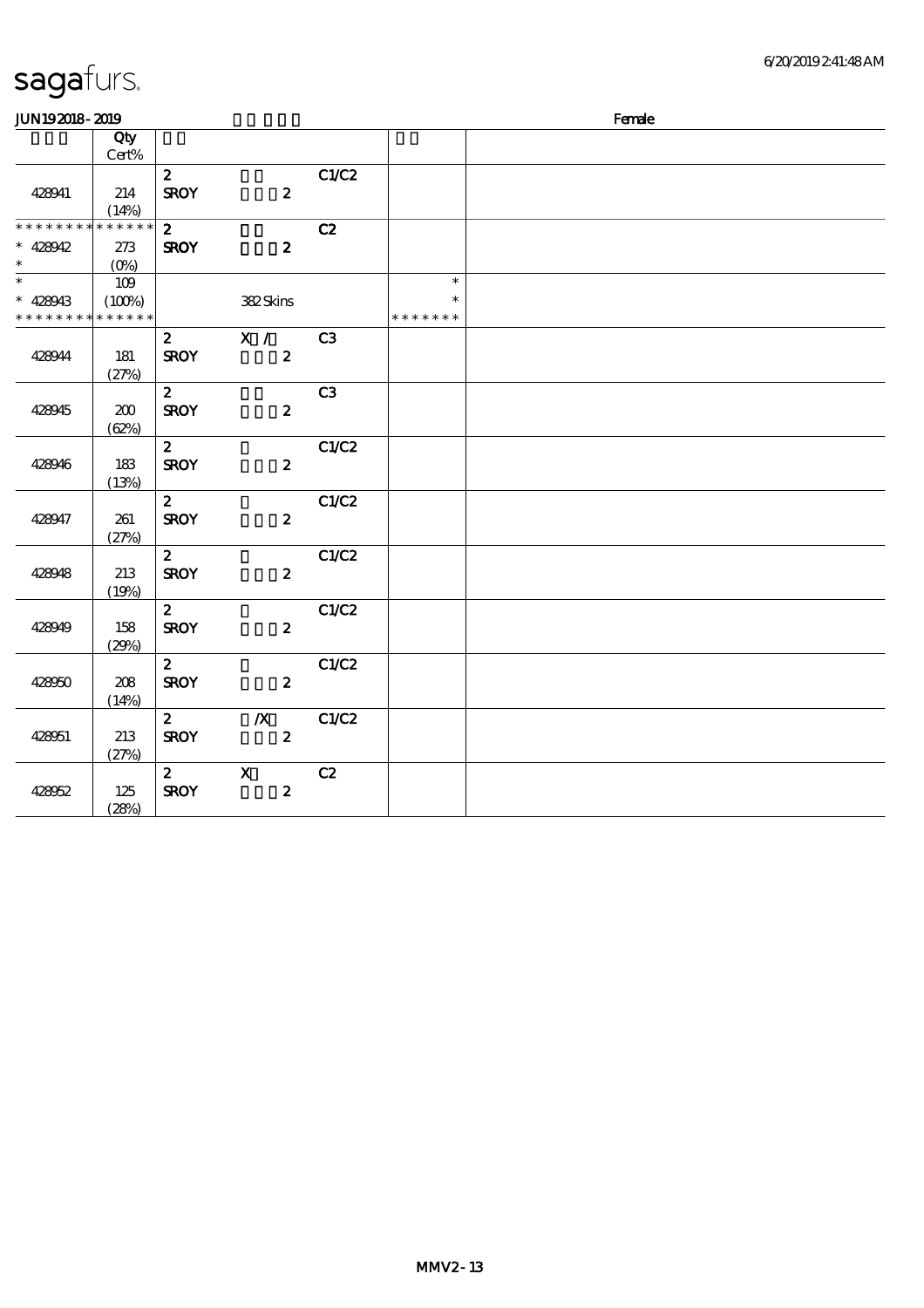sagafurs.

JUN19 2018 - 2019 Female

| | Qty Cert% | | | | | |
|---|---|---|---|---|---|---|
| 428941 | 214 (14%) | 2 SROY | 2 | C1/C2 | | |
| * * * * * * * * * * * * * * 428942 * | 273 (0%) | 2 SROY | 2 | C2 | | |
| * * 428943 * * * * * * * * * * * * * | 109 (100%) | | 382 Skins | | * * * * * * * * * | |
| 428944 | 181 (27%) | 2 SROY | X / 2 | C3 | | |
| 428945 | 200 (62%) | 2 SROY | 2 | C3 | | |
| 428946 | 183 (13%) | 2 SROY | 2 | C1/C2 | | |
| 428947 | 261 (27%) | 2 SROY | 2 | C1/C2 | | |
| 428948 | 213 (19%) | 2 SROY | 2 | C1/C2 | | |
| 428949 | 158 (29%) | 2 SROY | 2 | C1/C2 | | |
| 428950 | 208 (14%) | 2 SROY | 2 | C1/C2 | | |
| 428951 | 213 (27%) | 2 SROY | /X 2 | C1/C2 | | |
| 428952 | 125 (28%) | 2 SROY | X 2 | C2 | | |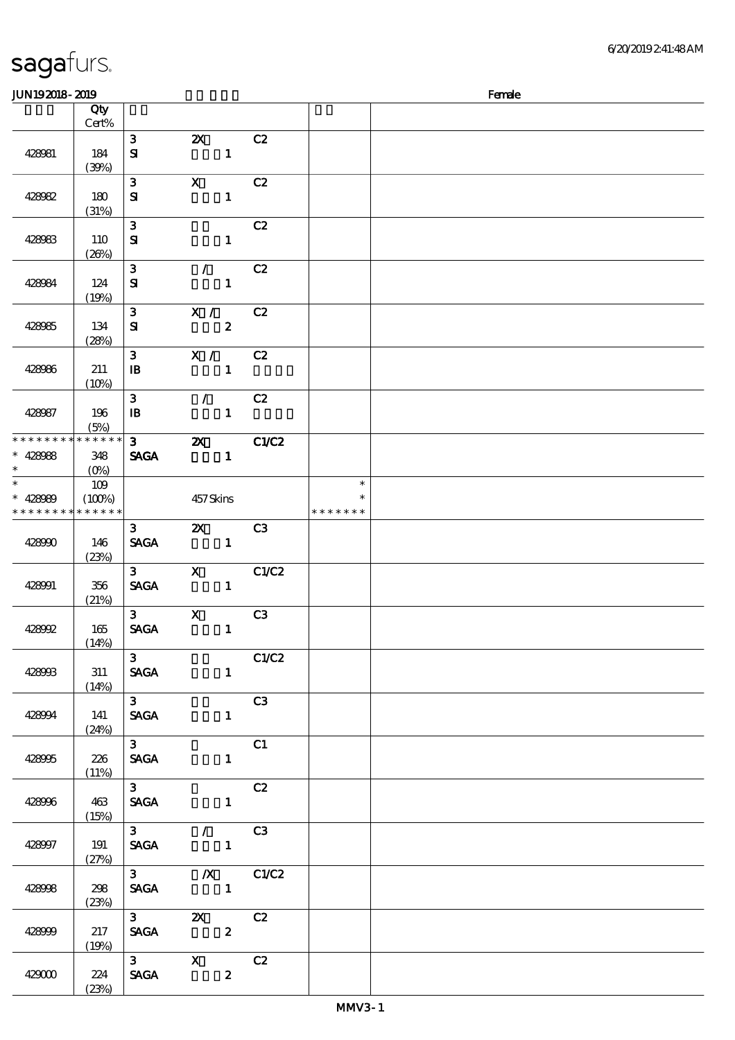sagafurs.

JUN19 2018 - 2019 Female

| | Qty Cert% | | | | | |
|---|---|---|---|---|---|---|
| 428981 | 184 (39%) | 3 SI | 2X 1 | C2 | | |
| 428982 | 180 (31%) | 3 SI | X 1 | C2 | | |
| 428983 | 110 (26%) | 3 SI | 1 | C2 | | |
| 428984 | 124 (19%) | 3 SI | / 1 | C2 | | |
| 428985 | 134 (28%) | 3 SI | X / 2 | C2 | | |
| 428986 | 211 (10%) | 3 IB | X / 1 | C2 | | |
| 428987 | 196 (5%) | 3 IB | / 1 | C2 | | |
| * * * * * * * * * * * * * * * 428988 * | 348 (0%) | 3 SAGA | 2X 1 | C1/C2 | | |
| * * 428989 * * * * * * * * * * * * * * | 109 (100%) | | 457 Skins | | * * * * * * * * * | |
| 428990 | 146 (23%) | 3 SAGA | 2X 1 | C3 | | |
| 428991 | 356 (21%) | 3 SAGA | X 1 | C1/C2 | | |
| 428992 | 165 (14%) | 3 SAGA | X 1 | C3 | | |
| 428993 | 311 (14%) | 3 SAGA | 1 | C1/C2 | | |
| 428994 | 141 (24%) | 3 SAGA | 1 | C3 | | |
| 428995 | 226 (11%) | 3 SAGA | 1 | C1 | | |
| 428996 | 463 (15%) | 3 SAGA | 1 | C2 | | |
| 428997 | 191 (27%) | 3 SAGA | / 1 | C3 | | |
| 428998 | 298 (23%) | 3 SAGA | /X 1 | C1/C2 | | |
| 428999 | 217 (19%) | 3 SAGA | 2X 2 | C2 | | |
| 429000 | 224 (23%) | 3 SAGA | X 2 | C2 | | |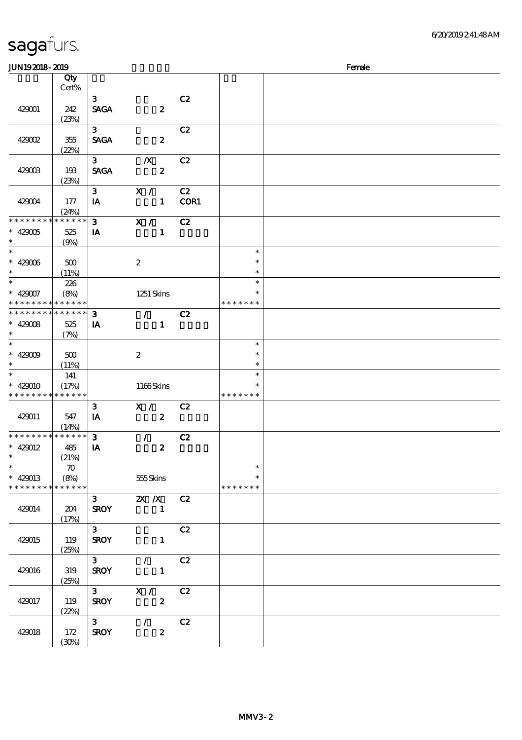# sagafurs.

JUN19 2018 - 2019 Female

| | Qty Cert% | | | | | |
|---|---|---|---|---|---|---|
| 429001 | 242 (23%) | 3 SAGA | 2 | C2 | | |
| 429002 | 355 (22%) | 3 SAGA | 2 | C2 | | |
| 429003 | 193 (23%) | 3 SAGA | /X 2 | C2 | | |
| 429004 | 177 (24%) | 3 IA | X / 1 | C2 COR1 | | |
| * * * * * * * * * * * * * * 429005 * | 525 (9%) | 3 IA | X / 1 | C2 | | |
| * * 429006 * | 500 (11%) | | 2 | | * * * | |
| * * 429007 * * * * * * * * * * * * * * | 226 (8%) | | 1251 Skins | | * * * * * * * * | |
| * * * * * * * * * * * * * * 429008 * | 525 (7%) | 3 IA | / 1 | C2 | | |
| * * 429009 * | 500 (11%) | | 2 | | * * * | |
| * * 429010 * * * * * * * * * * * * * * | 141 (17%) | | 1166 Skins | | * * * * * * * * | |
| 429011 | 547 (14%) | 3 IA | X / 2 | C2 | | |
| * * * * * * * * * * * * * * 429012 * | 485 (21%) | 3 IA | / 2 | C2 | | |
| * * 429013 * * * * * * * * * * * * * * | 70 (8%) | | 555 Skins | | * * * * * * * * | |
| 429014 | 204 (17%) | 3 SROY | 2X /X 1 | C2 | | |
| 429015 | 119 (25%) | 3 SROY | 1 | C2 | | |
| 429016 | 319 (25%) | 3 SROY | / 1 | C2 | | |
| 429017 | 119 (22%) | 3 SROY | X / 2 | C2 | | |
| 429018 | 172 (30%) | 3 SROY | / 2 | C2 | | |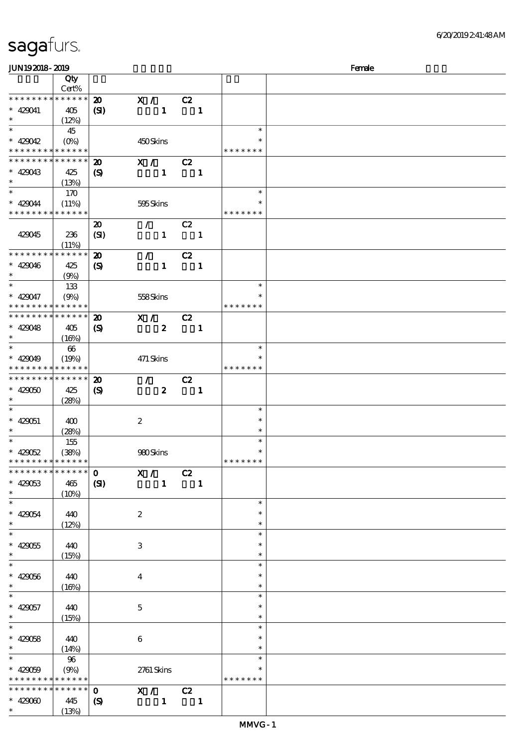# sagafurs.

JUN19 2018 - 2019 Female

| | Qty Cert% | | | |
|---|---|---|---|---|
| * * * * * * * * * * * * * * | 20 | X / C2 | | |
| * 429041 | 405 | (SI) 1 1 | | |
| * | (12%) | | | |
| * | 45 | | * | |
| * 429042 | (0%) | 450 Skins | * | |
| * * * * * * * * * * * * * * | | | * * * * * * * | |
| * * * * * * * * * * * * * * | 20 | X / C2 | | |
| * 429043 | 425 | (S) 1 1 | | |
| * | (13%) | | | |
| * | 170 | | * | |
| * 429044 | (11%) | 595 Skins | * | |
| * * * * * * * * * * * * * * | | | * * * * * * * | |
| | 20 | / C2 | | |
| 429045 | 236 | (SI) 1 1 | | |
| | (11%) | | | |
| * * * * * * * * * * * * * * | 20 | / C2 | | |
| * 429046 | 425 | (S) 1 1 | | |
| * | (9%) | | | |
| * | 133 | | * | |
| * 429047 | (9%) | 558 Skins | * | |
| * * * * * * * * * * * * * * | | | * * * * * * * | |
| * * * * * * * * * * * * * * | 20 | X / C2 | | |
| * 429048 | 405 | (S) 2 1 | | |
| * | (16%) | | | |
| * | 66 | | * | |
| * 429049 | (19%) | 471 Skins | * | |
| * * * * * * * * * * * * * * | | | * * * * * * * | |
| * * * * * * * * * * * * * * | 20 | / C2 | | |
| * 429050 | 425 | (S) 2 1 | | |
| * | (28%) | | | |
| * | | | * | |
| * 429051 | 400 | 2 | * | |
| * | (28%) | | * | |
| * | 155 | | * | |
| * 429052 | (38%) | 980 Skins | * | |
| * * * * * * * * * * * * * * | | | * * * * * * * | |
| * * * * * * * * * * * * * * | 0 | X / C2 | | |
| * 429053 | 465 | (SI) 1 1 | | |
| * | (10%) | | | |
| * | | | * | |
| * 429054 | 440 | 2 | * | |
| * | (12%) | | * | |
| * | | | * | |
| * 429055 | 440 | 3 | * | |
| * | (15%) | | * | |
| * | | | * | |
| * 429056 | 440 | 4 | * | |
| * | (16%) | | * | |
| * | | | * | |
| * 429057 | 440 | 5 | * | |
| * | (15%) | | * | |
| * | | | * | |
| * 429058 | 440 | 6 | * | |
| * | (14%) | | * | |
| * | 96 | | * | |
| * 429059 | (9%) | 2761 Skins | * | |
| * * * * * * * * * * * * * * | | | * * * * * * * | |
| * * * * * * * * * * * * * * | 0 | X / C2 | | |
| * 429060 | 445 | (S) 1 1 | | |
| * | (13%) | | | |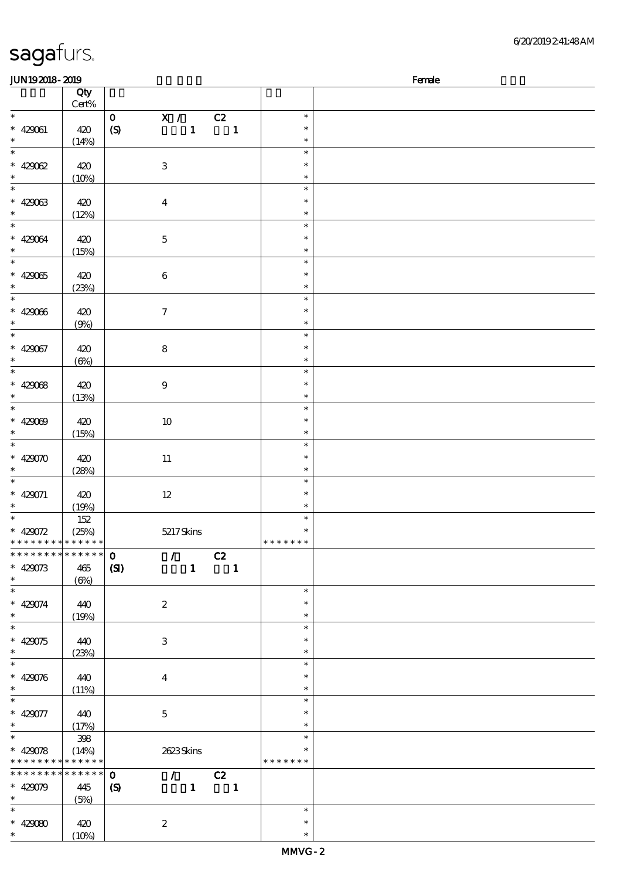JUN19 2018 - 2019 Female

| | Qty Cert% | | |
|---|---|---|---|
| * <br> * 429061 <br> * | 420 <br> (14%) | 0 X / C2 <br> (S) 1 1 | * <br> * <br> * |
| * <br> * 429062 <br> * | 420 <br> (10%) | 3 | * <br> * <br> * |
| * <br> * 429063 <br> * | 420 <br> (12%) | 4 | * <br> * <br> * |
| * <br> * 429064 <br> * | 420 <br> (15%) | 5 | * <br> * <br> * |
| * <br> * 429065 <br> * | 420 <br> (23%) | 6 | * <br> * <br> * |
| * <br> * 429066 <br> * | 420 <br> (9%) | 7 | * <br> * <br> * |
| * <br> * 429067 <br> * | 420 <br> (6%) | 8 | * <br> * <br> * |
| * <br> * 429068 <br> * | 420 <br> (13%) | 9 | * <br> * <br> * |
| * <br> * 429069 <br> * | 420 <br> (15%) | 10 | * <br> * <br> * |
| * <br> * 429070 <br> * | 420 <br> (28%) | 11 | * <br> * <br> * |
| * <br> * 429071 <br> * | 420 <br> (19%) | 12 | * <br> * <br> * |
| * <br> * 429072 <br> * * * * * * * * * * * * * * | 152 <br> (25%) | 5217 Skins | * <br> * <br> * * * * * * * |
| * * * * * * * * * * * * * * <br> * 429073 <br> * | 465 <br> (6%) | 0 / C2 <br> (SI) 1 1 | |
| * <br> * 429074 <br> * | 440 <br> (19%) | 2 | * <br> * <br> * |
| * <br> * 429075 <br> * | 440 <br> (23%) | 3 | * <br> * <br> * |
| * <br> * 429076 <br> * | 440 <br> (11%) | 4 | * <br> * <br> * |
| * <br> * 429077 <br> * | 440 <br> (17%) | 5 | * <br> * <br> * |
| * <br> * 429078 <br> * * * * * * * * * * * * * * | 398 <br> (14%) | 2623 Skins | * <br> * <br> * * * * * * * |
| * * * * * * * * * * * * * * <br> * 429079 <br> * | 445 <br> (5%) | 0 / C2 <br> (S) 1 1 | |
| * <br> * 429080 <br> * | 420 <br> (10%) | 2 | * <br> * <br> * |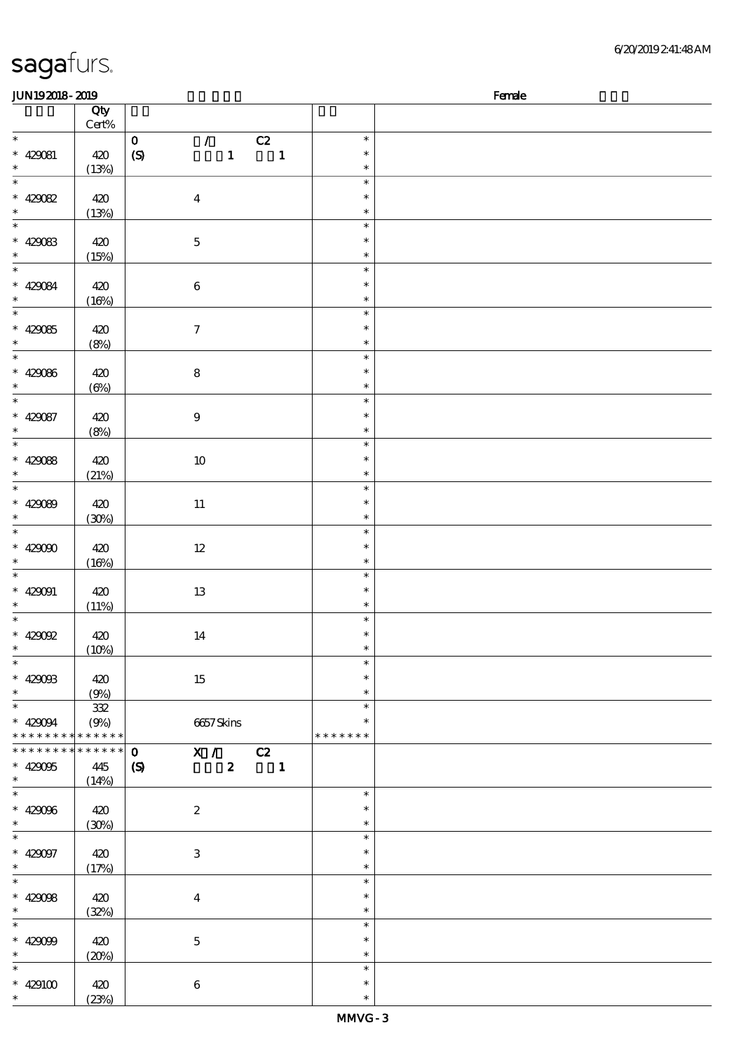JUN19 2018 - 2019 Female

| | Qty Cert% | | |
|---|---|---|---|
| * | | 0 / C2 | * |
| * 429081 | 420 | (S) 1 1 | * |
| * | (13%) | | * |
| * 429082 | 420 | 4 | * |
| * | (13%) | | * |
| * 429083 | 420 | 5 | * |
| * | (15%) | | * |
| * 429084 | 420 | 6 | * |
| * | (16%) | | * |
| * 429085 | 420 | 7 | * |
| * | (8%) | | * |
| * 429086 | 420 | 8 | * |
| * | (6%) | | * |
| * 429087 | 420 | 9 | * |
| * | (8%) | | * |
| * 429088 | 420 | 10 | * |
| * | (21%) | | * |
| * 429089 | 420 | 11 | * |
| * | (30%) | | * |
| * 429090 | 420 | 12 | * |
| * | (16%) | | * |
| * 429091 | 420 | 13 | * |
| * | (11%) | | * |
| * 429092 | 420 | 14 | * |
| * | (10%) | | * |
| * 429093 | 420 | 15 | * |
| * | (9%) | | * |
| * | 332 | | * |
| * 429094 | (9%) | 6657 Skins | * |
| * * * * * * * * * * * * * | | | * * * * * * * |
| * * * * * * * * * * * * * | | 0 X / C2 | |
| * 429095 | 445 | (S) 2 1 | |
| * | (14%) | | |
| * 429096 | 420 | 2 | * |
| * | (30%) | | * |
| * 429097 | 420 | 3 | * |
| * | (17%) | | * |
| * 429098 | 420 | 4 | * |
| * | (32%) | | * |
| * 429099 | 420 | 5 | * |
| * | (20%) | | * |
| * 429100 | 420 | 6 | * |
| * | (23%) | | * |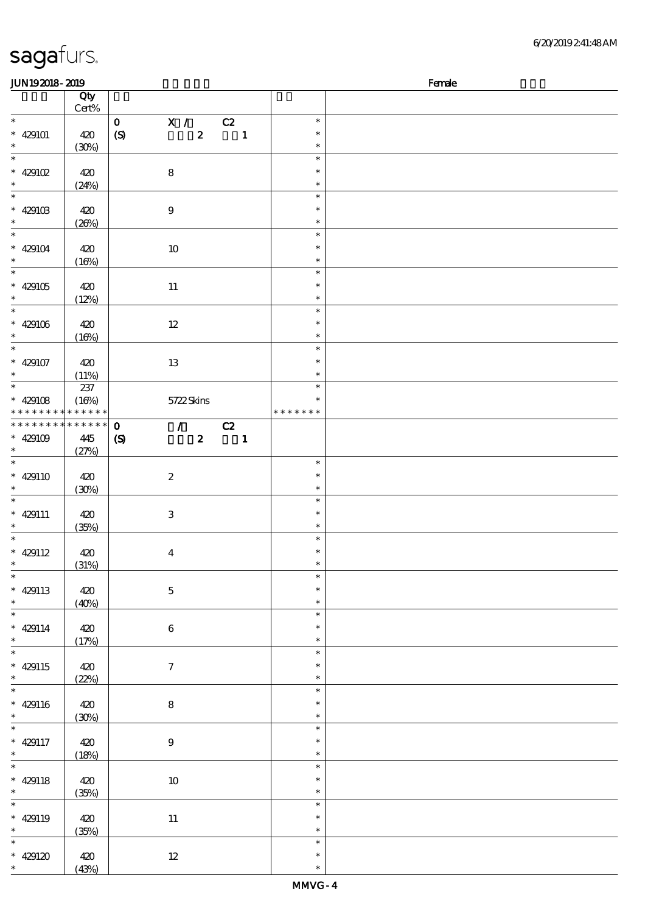# sagafurs.

JUN19 2018 - 2019 Female

| | Qty Cert% | | |
|---|---|---|---|
| * 429101 * | 420 (30%) | 0 X / C2 (S) 2 1 | * * * |
| * 429102 * | 420 (24%) | 8 | * * * |
| * 429103 * | 420 (26%) | 9 | * * * |
| * 429104 * | 420 (16%) | 10 | * * * |
| * 429105 * | 420 (12%) | 11 | * * * |
| * 429106 * | 420 (16%) | 12 | * * * |
| * 429107 * | 420 (11%) | 13 | * * * |
| * 429108 * * * * * * * * * * * * * | 237 (16%) | 5722 Skins | * * * * * * * * * |
| * * * * * * * * * * * * * * 429109 * | 445 (27%) | 0 / C2 (S) 2 1 | |
| * 429110 * | 420 (30%) | 2 | * * * |
| * 429111 * | 420 (35%) | 3 | * * * |
| * 429112 * | 420 (31%) | 4 | * * * |
| * 429113 * | 420 (40%) | 5 | * * * |
| * 429114 * | 420 (17%) | 6 | * * * |
| * 429115 * | 420 (22%) | 7 | * * * |
| * 429116 * | 420 (30%) | 8 | * * * |
| * 429117 * | 420 (18%) | 9 | * * * |
| * 429118 * | 420 (35%) | 10 | * * * |
| * 429119 * | 420 (35%) | 11 | * * * |
| * 429120 * | 420 (43%) | 12 | * * * |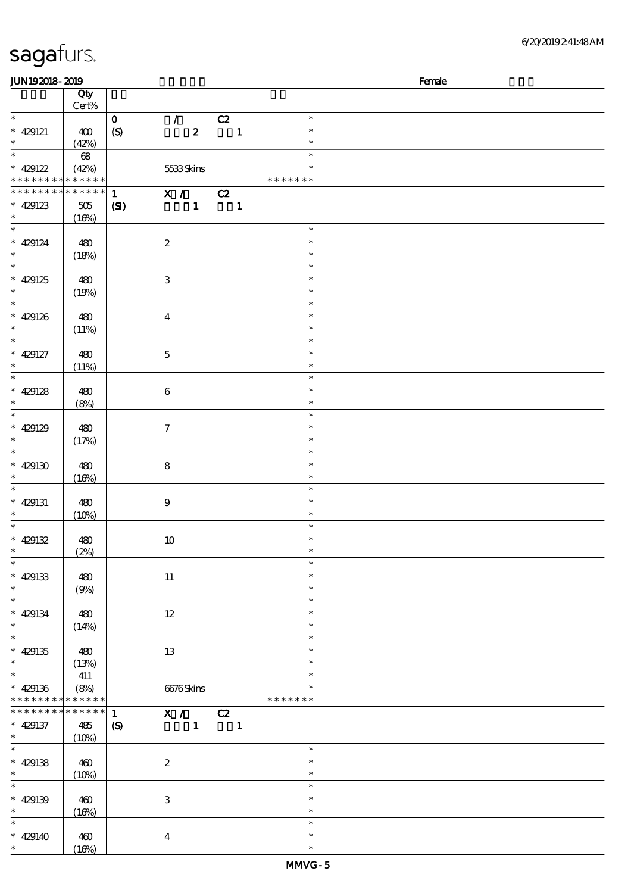# sagafurs.

6/20/2019 2:41:48 AM

JUN19 2018 - 2019 Female

| | Qty Cert% | | | |
|---|---|---|---|---|
| * | | 0 / C2 | * | |
| * 429121 | 400 | (S) 2 1 | * | |
| * | (42%) | | * | |
| * | 68 | | * | |
| * 429122 | (42%) | 5533 Skins | * | |
| * * * * * * * * * * * * * * | | | * * * * * * * | |
| * * * * * * * * * * * * * * | | 1 X / C2 | | |
| * 429123 | 505 | (SI) 1 1 | | |
| * | (16%) | | | |
| * | | | * | |
| * 429124 | 480 | 2 | * | |
| * | (18%) | | * | |
| * | | | * | |
| * 429125 | 480 | 3 | * | |
| * | (19%) | | * | |
| * | | | * | |
| * 429126 | 480 | 4 | * | |
| * | (11%) | | * | |
| * | | | * | |
| * 429127 | 480 | 5 | * | |
| * | (11%) | | * | |
| * | | | * | |
| * 429128 | 480 | 6 | * | |
| * | (8%) | | * | |
| * | | | * | |
| * 429129 | 480 | 7 | * | |
| * | (17%) | | * | |
| * | | | * | |
| * 429130 | 480 | 8 | * | |
| * | (16%) | | * | |
| * | | | * | |
| * 429131 | 480 | 9 | * | |
| * | (10%) | | * | |
| * | | | * | |
| * 429132 | 480 | 10 | * | |
| * | (2%) | | * | |
| * | | | * | |
| * 429133 | 480 | 11 | * | |
| * | (9%) | | * | |
| * | | | * | |
| * 429134 | 480 | 12 | * | |
| * | (14%) | | * | |
| * | | | * | |
| * 429135 | 480 | 13 | * | |
| * | (13%) | | * | |
| * | 411 | | * | |
| * 429136 | (8%) | 6676 Skins | * | |
| * * * * * * * * * * * * * * | | | * * * * * * * | |
| * * * * * * * * * * * * * * | | 1 X / C2 | | |
| * 429137 | 485 | (S) 1 1 | | |
| * | (10%) | | | |
| * | | | * | |
| * 429138 | 460 | 2 | * | |
| * | (10%) | | * | |
| * | | | * | |
| * 429139 | 460 | 3 | * | |
| * | (16%) | | * | |
| * | | | * | |
| * 429140 | 460 | 4 | * | |
| * | (16%) | | * | |

MMVG - 5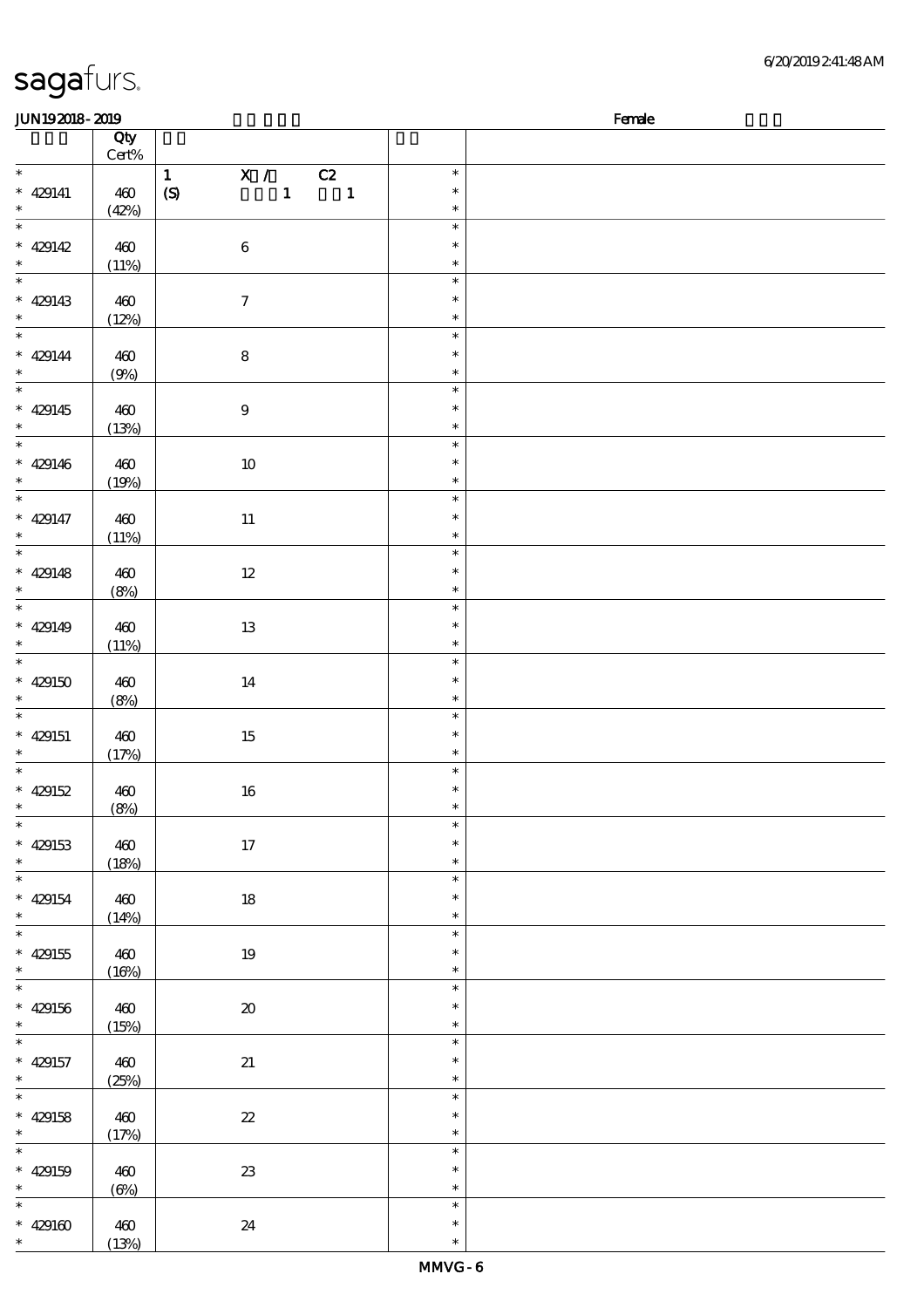sagafurs.

JUN19 2018 - 2019 Female

| | Qty Cert% | | | |
|---|---|---|---|---|
| * 429141 * | 460 (42%) | 1 (S) | X / C2 1 1 | * * * |
| * 429142 * | 460 (11%) | 6 | | * * * |
| * 429143 * | 460 (12%) | 7 | | * * * |
| * 429144 * | 460 (9%) | 8 | | * * * |
| * 429145 * | 460 (13%) | 9 | | * * * |
| * 429146 * | 460 (19%) | 10 | | * * * |
| * 429147 * | 460 (11%) | 11 | | * * * |
| * 429148 * | 460 (8%) | 12 | | * * * |
| * 429149 * | 460 (11%) | 13 | | * * * |
| * 429150 * | 460 (8%) | 14 | | * * * |
| * 429151 * | 460 (17%) | 15 | | * * * |
| * 429152 * | 460 (8%) | 16 | | * * * |
| * 429153 * | 460 (18%) | 17 | | * * * |
| * 429154 * | 460 (14%) | 18 | | * * * |
| * 429155 * | 460 (16%) | 19 | | * * * |
| * 429156 * | 460 (15%) | 20 | | * * * |
| * 429157 * | 460 (25%) | 21 | | * * * |
| * 429158 * | 460 (17%) | 22 | | * * * |
| * 429159 * | 460 (6%) | 23 | | * * * |
| * 429160 * | 460 (13%) | 24 | | * * * |

MMVG - 6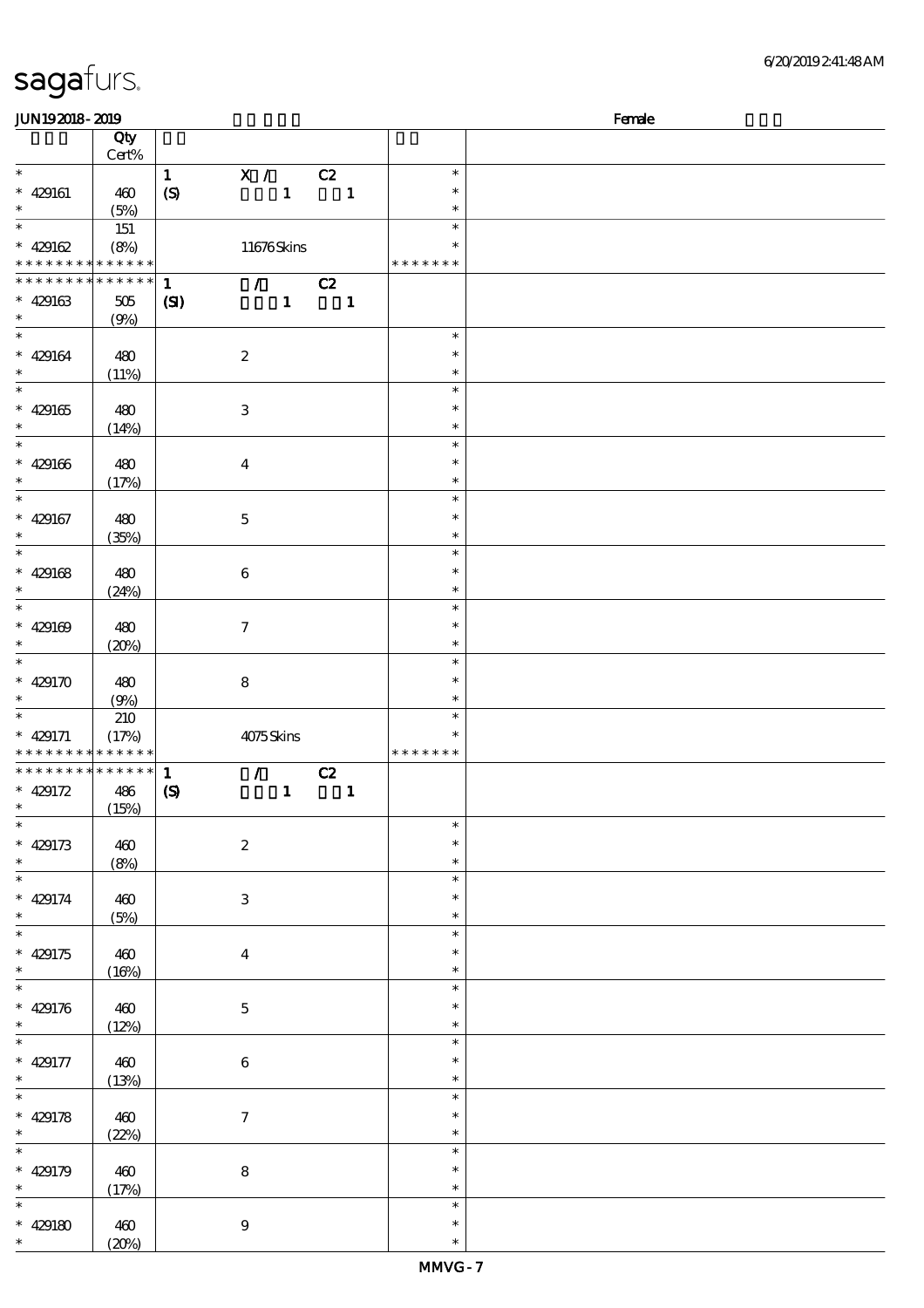sagafurs.

JUN192018-2019 Female

| | Qty Cert% | | | |
|---|---|---|---|---|
| * | | 1 X / C2 | * | |
| * 429161 | 460 | (S) 1 1 | * | |
| * | (5%) | | * | |
| * | 151 | | * | |
| * 429162 | (8%) | 11676 Skins | * | |
| * * * * * * * * * * * * * * | | | * * * * * * * | |
| * * * * * * * * * * * * * * | | 1 / C2 | | |
| * 429163 | 505 | (SI) 1 1 | | |
| * | (9%) | | | |
| * | | | * | |
| * 429164 | 480 | 2 | * | |
| * | (11%) | | * | |
| * | | | * | |
| * 429165 | 480 | 3 | * | |
| * | (14%) | | * | |
| * | | | * | |
| * 429166 | 480 | 4 | * | |
| * | (17%) | | * | |
| * | | | * | |
| * 429167 | 480 | 5 | * | |
| * | (35%) | | * | |
| * | | | * | |
| * 429168 | 480 | 6 | * | |
| * | (24%) | | * | |
| * | | | * | |
| * 429169 | 480 | 7 | * | |
| * | (20%) | | * | |
| * | | | * | |
| * 429170 | 480 | 8 | * | |
| * | (9%) | | * | |
| * | 210 | | * | |
| * 429171 | (17%) | 4075 Skins | * | |
| * * * * * * * * * * * * * * | | | * * * * * * * | |
| * * * * * * * * * * * * * * | | 1 / C2 | | |
| * 429172 | 486 | (S) 1 1 | | |
| * | (15%) | | | |
| * | | | * | |
| * 429173 | 460 | 2 | * | |
| * | (8%) | | * | |
| * | | | * | |
| * 429174 | 460 | 3 | * | |
| * | (5%) | | * | |
| * | | | * | |
| * 429175 | 460 | 4 | * | |
| * | (16%) | | * | |
| * | | | * | |
| * 429176 | 460 | 5 | * | |
| * | (12%) | | * | |
| * | | | * | |
| * 429177 | 460 | 6 | * | |
| * | (13%) | | * | |
| * | | | * | |
| * 429178 | 460 | 7 | * | |
| * | (22%) | | * | |
| * | | | * | |
| * 429179 | 460 | 8 | * | |
| * | (17%) | | * | |
| * | | | * | |
| * 429180 | 460 | 9 | * | |
| * | (20%) | | * | |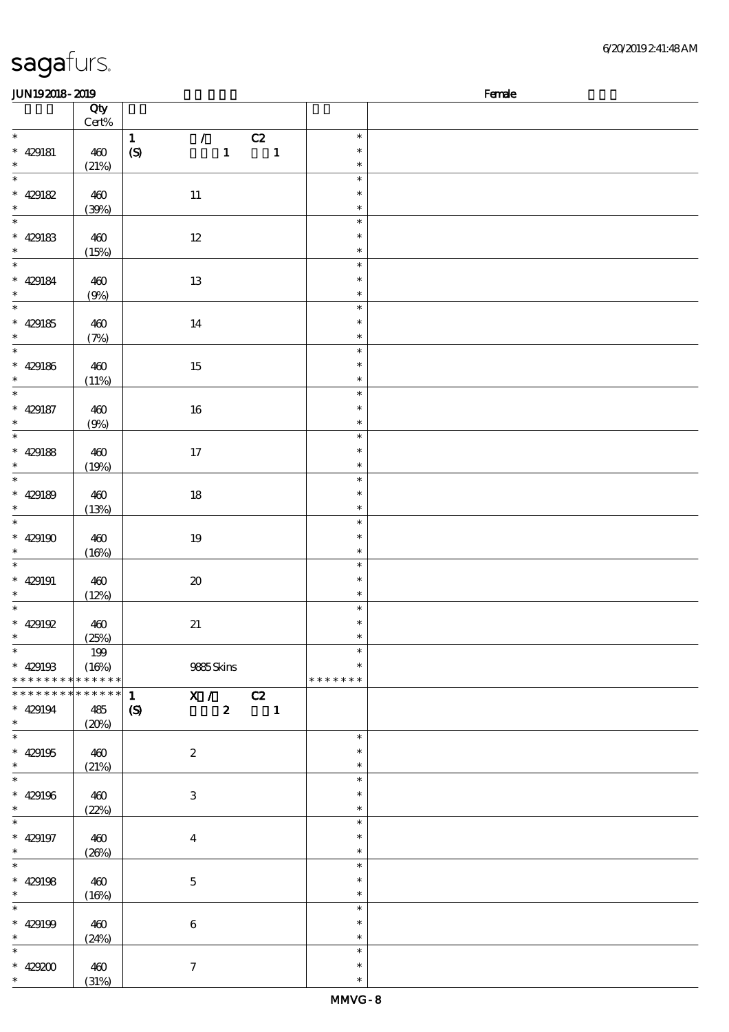| | Qty Cert% | | |
|---|---|---|---|
| * <br> * 429181 <br> * | 460 <br> (21%) | 1 / C2 <br> (S) 1 1 | * <br> * <br> * |
| * <br> * 429182 <br> * | 460 <br> (39%) | 11 | * <br> * <br> * |
| * <br> * 429183 <br> * | 460 <br> (15%) | 12 | * <br> * <br> * |
| * <br> * 429184 <br> * | 460 <br> (9%) | 13 | * <br> * <br> * |
| * <br> * 429185 <br> * | 460 <br> (7%) | 14 | * <br> * <br> * |
| * <br> * 429186 <br> * | 460 <br> (11%) | 15 | * <br> * <br> * |
| * <br> * 429187 <br> * | 460 <br> (9%) | 16 | * <br> * <br> * |
| * <br> * 429188 <br> * | 460 <br> (19%) | 17 | * <br> * <br> * |
| * <br> * 429189 <br> * | 460 <br> (13%) | 18 | * <br> * <br> * |
| * <br> * 429190 <br> * | 460 <br> (16%) | 19 | * <br> * <br> * |
| * <br> * 429191 <br> * | 460 <br> (12%) | 20 | * <br> * <br> * |
| * <br> * 429192 <br> * | 460 <br> (25%) | 21 | * <br> * <br> * |
| * <br> * 429193 <br> * * * * * * * * * * * * * * | 199 <br> (16%) | 9885 Skins | * <br> * <br> * * * * * * * |
| * * * * * * * * * * * * * * <br> * 429194 <br> * | 485 <br> (20%) | 1 X / C2 <br> (S) 2 1 | |
| * <br> * 429195 <br> * | 460 <br> (21%) | 2 | * <br> * <br> * |
| * <br> * 429196 <br> * | 460 <br> (22%) | 3 | * <br> * <br> * |
| * <br> * 429197 <br> * | 460 <br> (26%) | 4 | * <br> * <br> * |
| * <br> * 429198 <br> * | 460 <br> (16%) | 5 | * <br> * <br> * |
| * <br> * 429199 <br> * | 460 <br> (24%) | 6 | * <br> * <br> * |
| * <br> * 429200 <br> * | 460 <br> (31%) | 7 | * <br> * <br> * |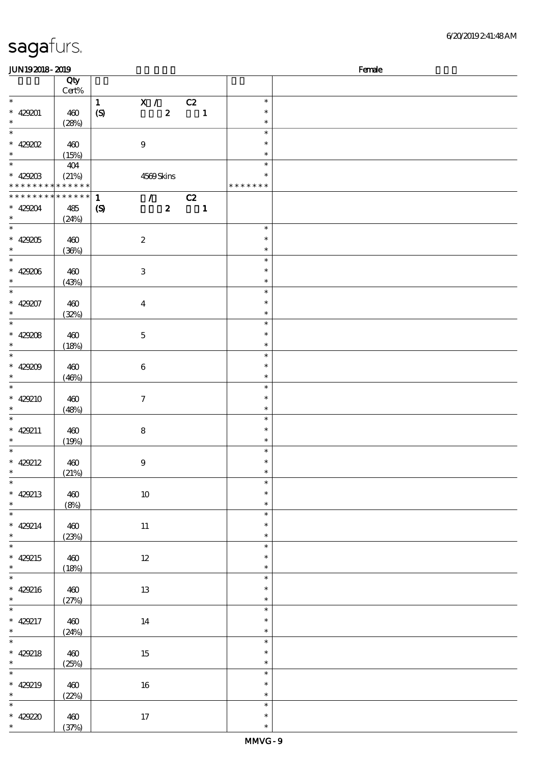# sagafurs.

JUN19 2018 - 2019 Female

| | Qty Cert% | | |
|---|---|---|---|
| * | | 1 X / C2 | * |
| * 429201 | 460 | (S) 2 1 | * |
| * | (28%) | | * |
| * | | | * |
| * 429202 | 460 | 9 | * |
| * | (15%) | | * |
| * | 404 | | * |
| * 429203 | (21%) | 4569 Skins | * |
| * * * * * * * * * * * * * * | | | * * * * * * * |
| * * * * * * * * * * * * * * | | 1 / C2 | |
| * 429204 | 485 | (S) 2 1 | |
| * | (24%) | | |
| * | | | * |
| * 429205 | 460 | 2 | * |
| * | (36%) | | * |
| * | | | * |
| * 429206 | 460 | 3 | * |
| * | (43%) | | * |
| * | | | * |
| * 429207 | 460 | 4 | * |
| * | (32%) | | * |
| * | | | * |
| * 429208 | 460 | 5 | * |
| * | (18%) | | * |
| * | | | * |
| * 429209 | 460 | 6 | * |
| * | (46%) | | * |
| * | | | * |
| * 429210 | 460 | 7 | * |
| * | (48%) | | * |
| * | | | * |
| * 429211 | 460 | 8 | * |
| * | (19%) | | * |
| * | | | * |
| * 429212 | 460 | 9 | * |
| * | (21%) | | * |
| * | | | * |
| * 429213 | 460 | 10 | * |
| * | (8%) | | * |
| * | | | * |
| * 429214 | 460 | 11 | * |
| * | (23%) | | * |
| * | | | * |
| * 429215 | 460 | 12 | * |
| * | (18%) | | * |
| * | | | * |
| * 429216 | 460 | 13 | * |
| * | (27%) | | * |
| * | | | * |
| * 429217 | 460 | 14 | * |
| * | (24%) | | * |
| * | | | * |
| * 429218 | 460 | 15 | * |
| * | (25%) | | * |
| * | | | * |
| * 429219 | 460 | 16 | * |
| * | (22%) | | * |
| * | | | * |
| * 429220 | 460 | 17 | * |
| * | (37%) | | * |

MMVG - 9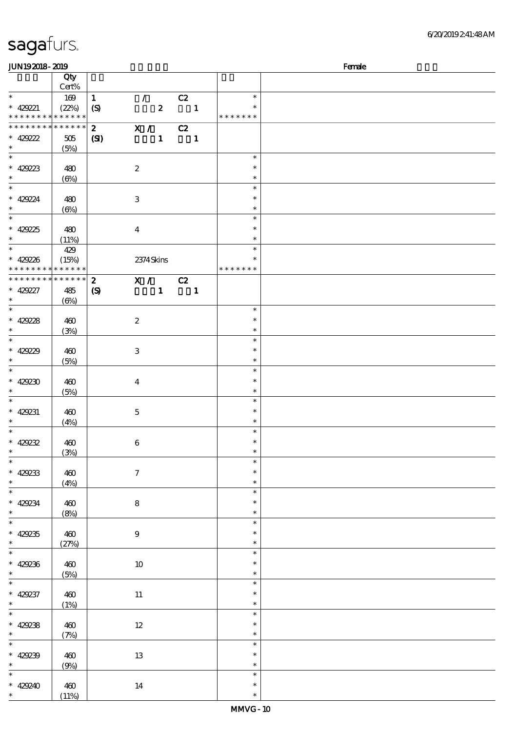# sagafurs.

JUN19 2018 - 2019 Female

| | Qty Cert% | | | | |
|---|---|---|---|---|---|
| * | 169 | 1 | / C2 | * | |
| * 429221 | (22%) | (S) | 2 1 | * | |
| * * * * * * * * * * * * * * | | | | * * * * * * * | |
| * * * * * * * * * * * * * * | | 2 | X / C2 | | |
| * 429222 | 505 | (SI) | 1 1 | | |
| * | (5%) | | | | |
| * | | | | * | |
| * 429223 | 480 | | 2 | * | |
| * | (6%) | | | * | |
| * | | | | * | |
| * 429224 | 480 | | 3 | * | |
| * | (6%) | | | * | |
| * | | | | * | |
| * 429225 | 480 | | 4 | * | |
| * | (11%) | | | * | |
| * | 429 | | | * | |
| * 429226 | (15%) | | 2374 Skins | * | |
| * * * * * * * * * * * * * * | | | | * * * * * * * | |
| * * * * * * * * * * * * * * | | 2 | X / C2 | | |
| * 429227 | 485 | (S) | 1 1 | | |
| * | (6%) | | | | |
| * | | | | * | |
| * 429228 | 460 | | 2 | * | |
| * | (3%) | | | * | |
| * | | | | * | |
| * 429229 | 460 | | 3 | * | |
| * | (5%) | | | * | |
| * | | | | * | |
| * 429230 | 460 | | 4 | * | |
| * | (5%) | | | * | |
| * | | | | * | |
| * 429231 | 460 | | 5 | * | |
| * | (4%) | | | * | |
| * | | | | * | |
| * 429232 | 460 | | 6 | * | |
| * | (3%) | | | * | |
| * | | | | * | |
| * 429233 | 460 | | 7 | * | |
| * | (4%) | | | * | |
| * | | | | * | |
| * 429234 | 460 | | 8 | * | |
| * | (8%) | | | * | |
| * | | | | * | |
| * 429235 | 460 | | 9 | * | |
| * | (27%) | | | * | |
| * | | | | * | |
| * 429236 | 460 | | 10 | * | |
| * | (5%) | | | * | |
| * | | | | * | |
| * 429237 | 460 | | 11 | * | |
| * | (1%) | | | * | |
| * | | | | * | |
| * 429238 | 460 | | 12 | * | |
| * | (7%) | | | * | |
| * | | | | * | |
| * 429239 | 460 | | 13 | * | |
| * | (9%) | | | * | |
| * | | | | * | |
| * 429240 | 460 | | 14 | * | |
| * | (11%) | | | * | |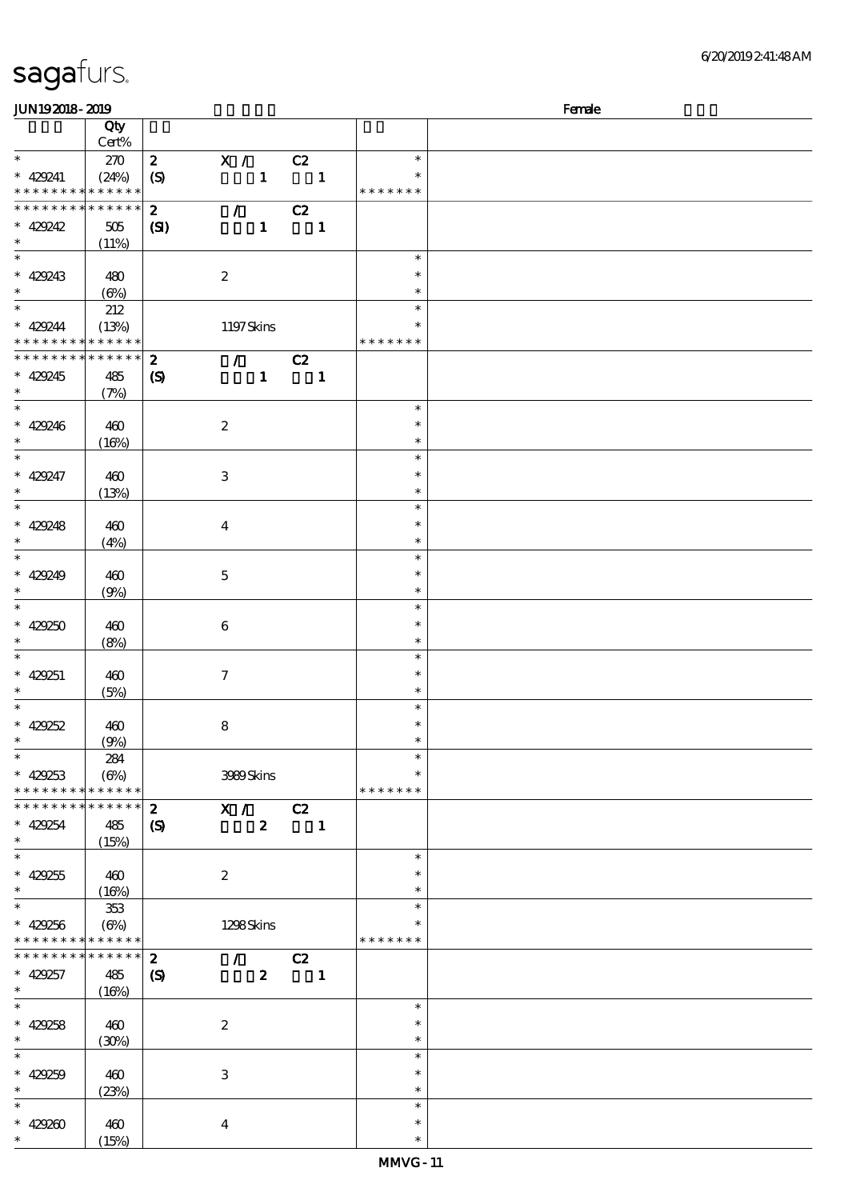sagafurs.

6/20/2019 2:41:48 AM

JUN19 2018 - 2019 Female

| | Qty Cert% | | | |
|---|---|---|---|---|
| * <br> * 429241 <br> * * * * * * * * * * * * * * | 270 <br> (24%) | 2 <br> (S) | X / C2 <br> 1 1 | * <br> * <br> * * * * * * * |
| * * * * * * * * * * * * * * <br> * 429242 <br> * | 505 <br> (11%) | 2 <br> (SI) | / C2 <br> 1 1 | |
| * <br> * 429243 <br> * | 480 <br> (6%) | | 2 | * <br> * <br> * |
| * <br> * 429244 <br> * * * * * * * * * * * * * * | 212 <br> (13%) | | 1197 Skins | * <br> * <br> * * * * * * * |
| * * * * * * * * * * * * * * <br> * 429245 <br> * | 485 <br> (7%) | 2 <br> (S) | / C2 <br> 1 1 | |
| * <br> * 429246 <br> * | 460 <br> (16%) | | 2 | * <br> * <br> * |
| * <br> * 429247 <br> * | 460 <br> (13%) | | 3 | * <br> * <br> * |
| * <br> * 429248 <br> * | 460 <br> (4%) | | 4 | * <br> * <br> * |
| * <br> * 429249 <br> * | 460 <br> (9%) | | 5 | * <br> * <br> * |
| * <br> * 429250 <br> * | 460 <br> (8%) | | 6 | * <br> * <br> * |
| * <br> * 429251 <br> * | 460 <br> (5%) | | 7 | * <br> * <br> * |
| * <br> * 429252 <br> * | 460 <br> (9%) | | 8 | * <br> * <br> * |
| * <br> * 429253 <br> * * * * * * * * * * * * * * | 284 <br> (6%) | | 3989 Skins | * <br> * <br> * * * * * * * |
| * * * * * * * * * * * * * * <br> * 429254 <br> * | 485 <br> (15%) | 2 <br> (S) | X / C2 <br> 2 1 | |
| * <br> * 429255 <br> * | 460 <br> (16%) | | 2 | * <br> * <br> * |
| * <br> * 429256 <br> * * * * * * * * * * * * * * | 353 <br> (6%) | | 1298 Skins | * <br> * <br> * * * * * * * |
| * * * * * * * * * * * * * * <br> * 429257 <br> * | 485 <br> (16%) | 2 <br> (S) | / C2 <br> 2 1 | |
| * <br> * 429258 <br> * | 460 <br> (30%) | | 2 | * <br> * <br> * |
| * <br> * 429259 <br> * | 460 <br> (23%) | | 3 | * <br> * <br> * |
| * <br> * 429260 <br> * | 460 <br> (15%) | | 4 | * <br> * <br> * |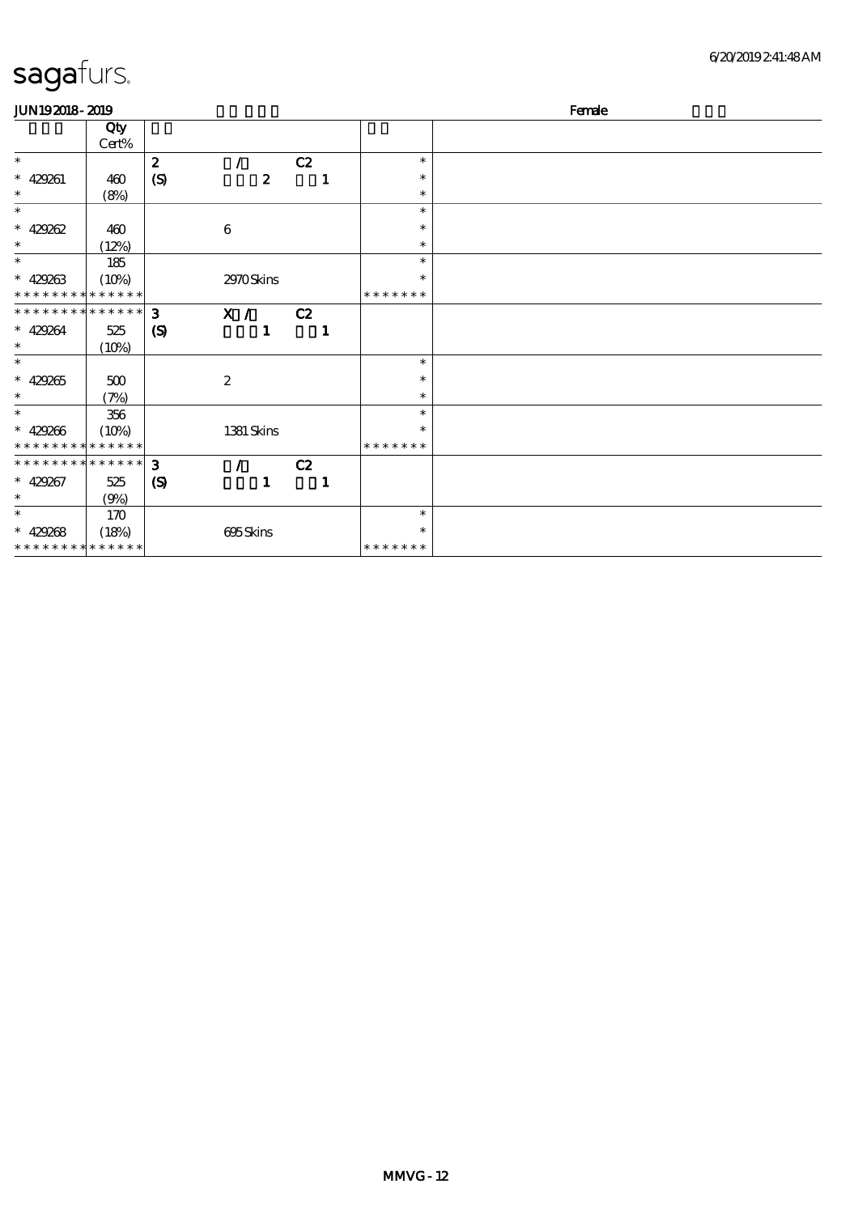# sagafurs.

JUN19 2018 - 2019 Female

| | Qty Cert% | | | | | |
|---|---|---|---|---|---|---|
| * | | 2 | / | C2 | * | |
| * 429261 | 460 | (S) | 2 | 1 | * | |
| * | (8%) | | | | * | |
| * | | | | | * | |
| * 429262 | 460 | | 6 | | * | |
| * | (12%) | | | | * | |
| * | 185 | | | | * | |
| * 429263 | (10%) | | 2970 Skins | | * | |
| * * * * * * * * * * * * * * | | | | | * * * * * * * | |
| * * * * * * * * * * * * * * | | 3 | X / | C2 | | |
| * 429264 | 525 | (S) | 1 | 1 | | |
| * | (10%) | | | | | |
| * | | | | | * | |
| * 429265 | 500 | | 2 | | * | |
| * | (7%) | | | | * | |
| * | 356 | | | | * | |
| * 429266 | (10%) | | 1381 Skins | | * | |
| * * * * * * * * * * * * * * | | | | | * * * * * * * | |
| * * * * * * * * * * * * * * | | 3 | / | C2 | | |
| * 429267 | 525 | (S) | 1 | 1 | | |
| * | (9%) | | | | | |
| * | 170 | | | | * | |
| * 429268 | (18%) | | 695 Skins | | * | |
| * * * * * * * * * * * * * * | | | | | * * * * * * * | |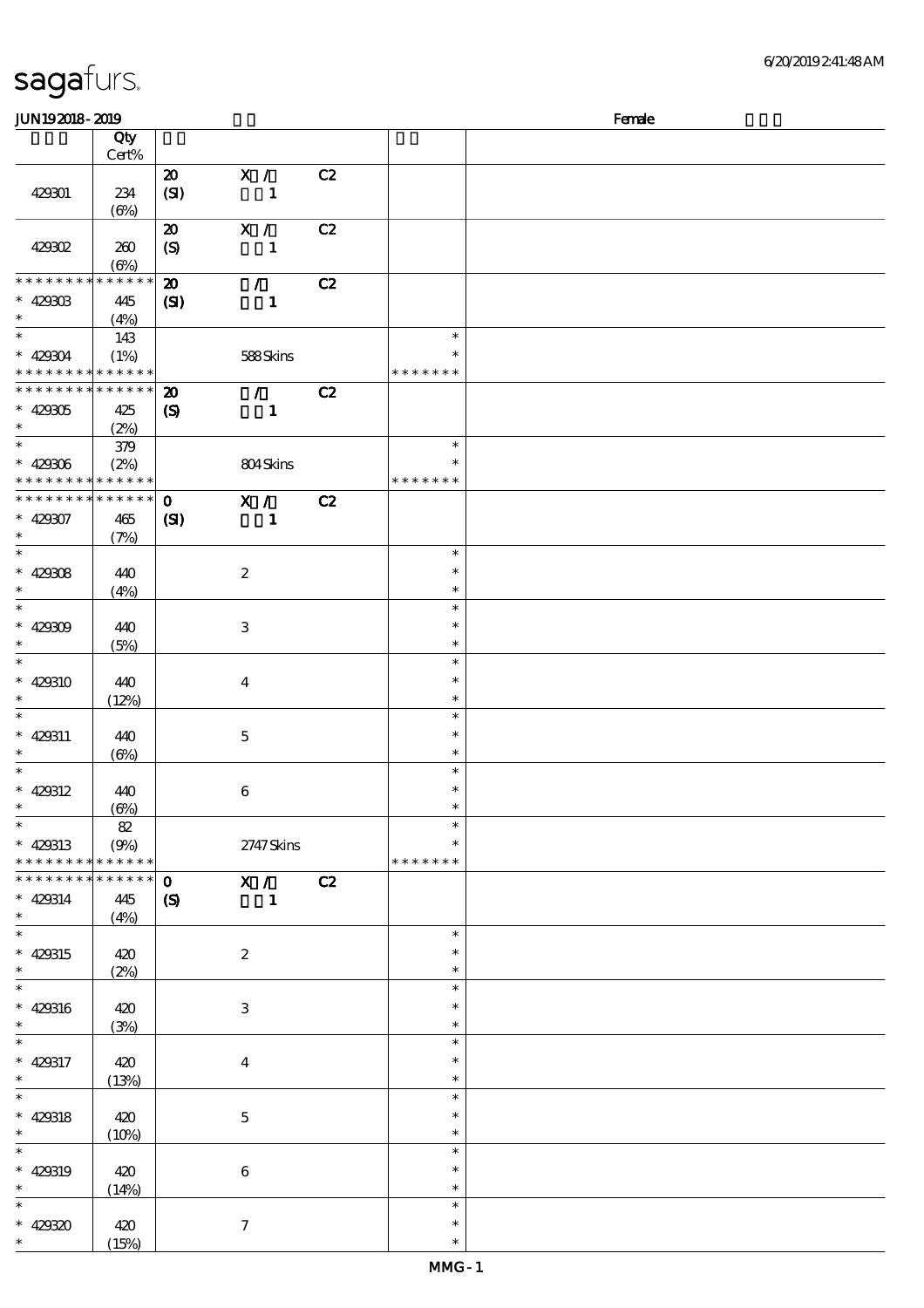# sagafurs.

JUN19 2018 - 2019 Female

| | Qty Cert% | | | | | |
|---|---|---|---|---|---|---|
| 429301 | 234 (6%) | 20 (SI) | X / 1 | C2 | | |
| 429302 | 260 (6%) | 20 (S) | X / 1 | C2 | | |
| * * * * * * * * * * * * * * * 429303 * | 445 (4%) | 20 (SI) | / 1 | C2 | | |
| * * 429304 * * * * * * * * * * * * * * | 143 (1%) | | 588 Skins | | * * * * * * * * * | |
| * * * * * * * * * * * * * * * 429305 * | 425 (2%) | 20 (S) | / 1 | C2 | | |
| * * 429306 * * * * * * * * * * * * * * | 379 (2%) | | 804 Skins | | * * * * * * * * * | |
| * * * * * * * * * * * * * * * 429307 * | 465 (7%) | 0 (SI) | X / 1 | C2 | | |
| * * 429308 * | 440 (4%) | | 2 | | * * * | |
| * * 429309 * | 440 (5%) | | 3 | | * * * | |
| * * 429310 * | 440 (12%) | | 4 | | * * * | |
| * * 429311 * | 440 (6%) | | 5 | | * * * | |
| * * 429312 * | 440 (6%) | | 6 | | * * * | |
| * * 429313 * * * * * * * * * * * * * * | 82 (9%) | | 2747 Skins | | * * * * * * * * * | |
| * * * * * * * * * * * * * * * 429314 * | 445 (4%) | 0 (S) | X / 1 | C2 | | |
| * * 429315 * | 420 (2%) | | 2 | | * * * | |
| * * 429316 * | 420 (3%) | | 3 | | * * * | |
| * * 429317 * | 420 (13%) | | 4 | | * * * | |
| * * 429318 * | 420 (10%) | | 5 | | * * * | |
| * * 429319 * | 420 (14%) | | 6 | | * * * | |
| * * 429320 * | 420 (15%) | | 7 | | * * * | |

MMG - 1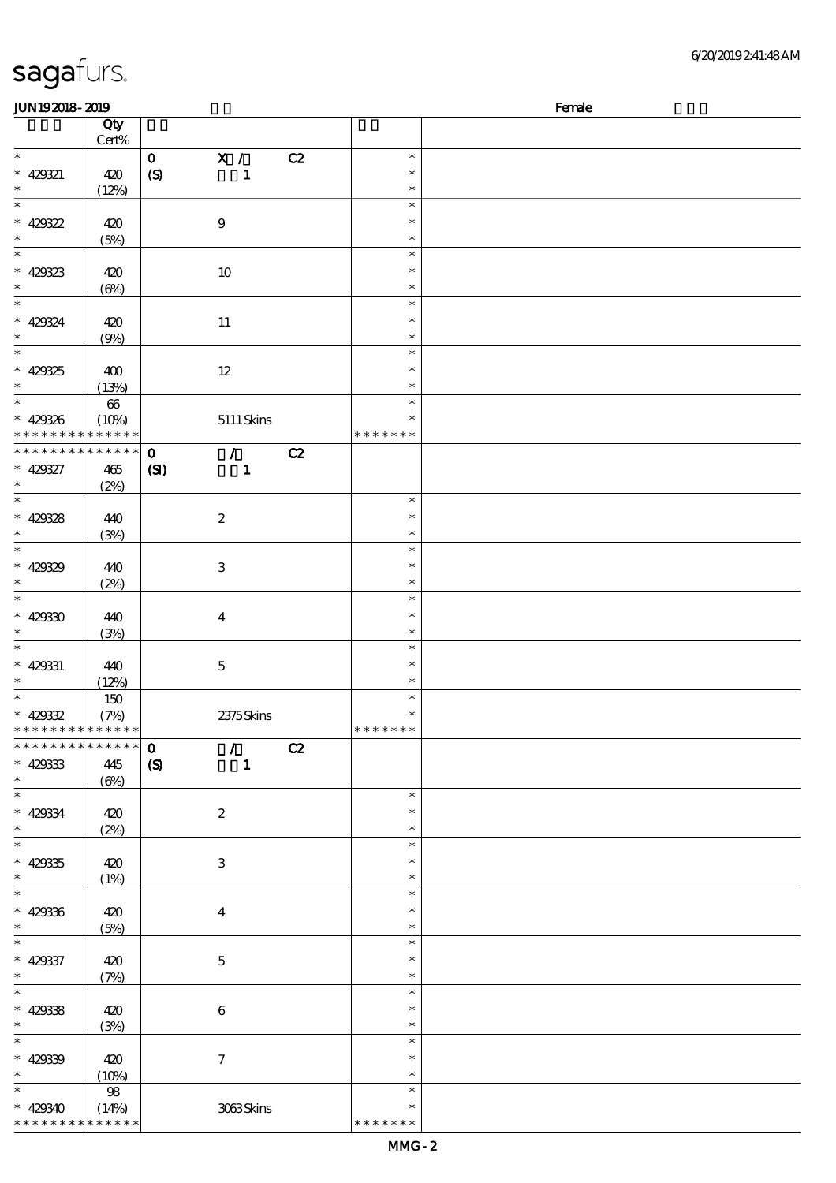| | Qty Cert% | | | | |
|---|---|---|---|---|---|
| * | | 0 | X / | C2 | * |
| * 429321 | 420 | (S) | 1 | | * |
| * | (12%) | | | | * |
| * | | | | | * |
| * 429322 | 420 | | 9 | | * |
| * | (5%) | | | | * |
| * | | | | | * |
| * 429323 | 420 | | 10 | | * |
| * | (6%) | | | | * |
| * | | | | | * |
| * 429324 | 420 | | 11 | | * |
| * | (9%) | | | | * |
| * | | | | | * |
| * 429325 | 400 | | 12 | | * |
| * | (13%) | | | | * |
| * | 66 | | | | * |
| * 429326 | (10%) | | 5111 Skins | | * |
| * * * * * * * * * * * * * * | | | | | * * * * * * * |
| * * * * * * * * * * * * * * | | 0 | / | C2 | |
| * 429327 | 465 | (SI) | 1 | | |
| * | (2%) | | | | |
| * | | | | | * |
| * 429328 | 440 | | 2 | | * |
| * | (3%) | | | | * |
| * | | | | | * |
| * 429329 | 440 | | 3 | | * |
| * | (2%) | | | | * |
| * | | | | | * |
| * 429330 | 440 | | 4 | | * |
| * | (3%) | | | | * |
| * | | | | | * |
| * 429331 | 440 | | 5 | | * |
| * | (12%) | | | | * |
| * | 150 | | | | * |
| * 429332 | (7%) | | 2375 Skins | | * |
| * * * * * * * * * * * * * * | | | | | * * * * * * * |
| * * * * * * * * * * * * * * | | 0 | / | C2 | |
| * 429333 | 445 | (S) | 1 | | |
| * | (6%) | | | | |
| * | | | | | * |
| * 429334 | 420 | | 2 | | * |
| * | (2%) | | | | * |
| * | | | | | * |
| * 429335 | 420 | | 3 | | * |
| * | (1%) | | | | * |
| * | | | | | * |
| * 429336 | 420 | | 4 | | * |
| * | (5%) | | | | * |
| * | | | | | * |
| * 429337 | 420 | | 5 | | * |
| * | (7%) | | | | * |
| * | | | | | * |
| * 429338 | 420 | | 6 | | * |
| * | (3%) | | | | * |
| * | | | | | * |
| * 429339 | 420 | | 7 | | * |
| * | (10%) | | | | * |
| * | 98 | | | | * |
| * 429340 | (14%) | | 3063 Skins | | * |
| * * * * * * * * * * * * * * | | | | | * * * * * * * |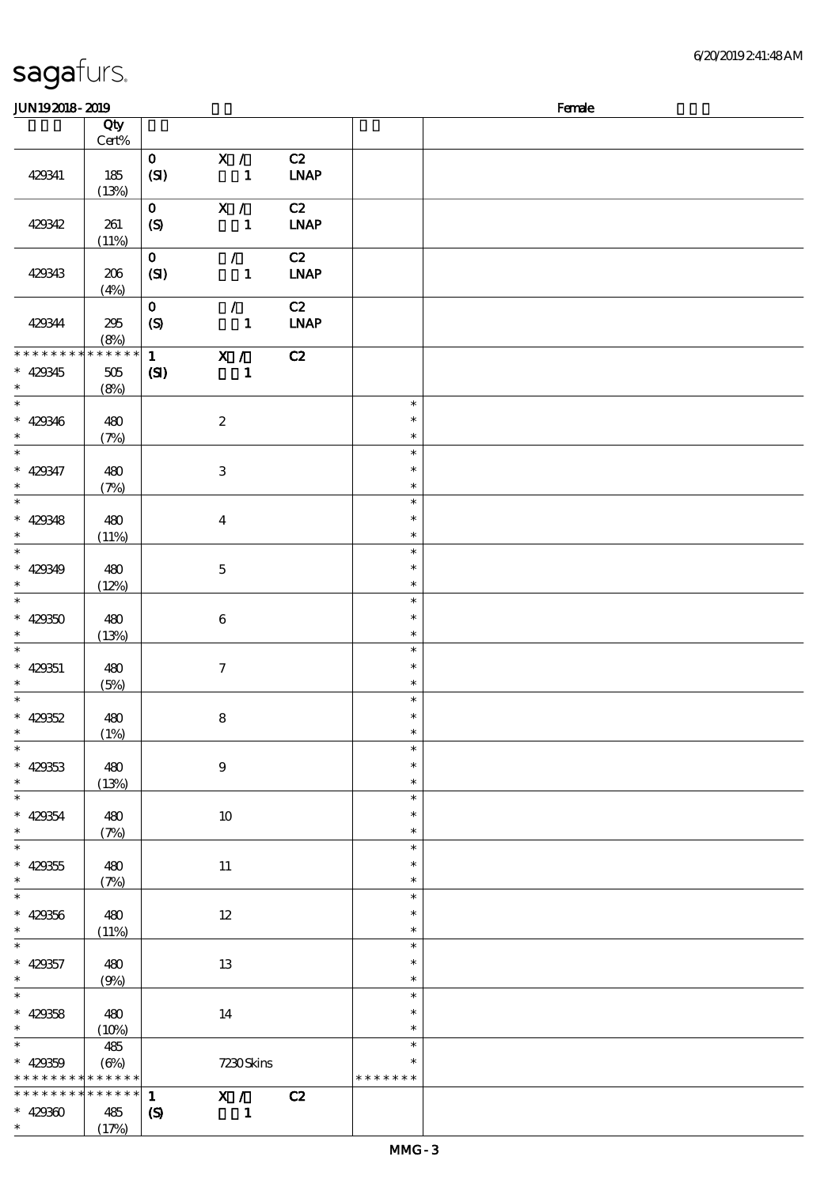# sagafurs.

JUN19 2018 - 2019 Female

| | Qty Cert% | | | | | |
|---|---|---|---|---|---|---|
| 429341 | 185 (13%) | 0 (SI) | X / 1 | C2 LNAP | | |
| 429342 | 261 (11%) | 0 (S) | X / 1 | C2 LNAP | | |
| 429343 | 206 (4%) | 0 (SI) | / 1 | C2 LNAP | | |
| 429344 | 295 (8%) | 0 (S) | / 1 | C2 LNAP | | |
| * * * * * * * * * * * * * * 429345 * | 505 (8%) | **1 (SI)** | **X / 1** | **C2** | | |
| * * 429346 * | 480 (7%) | | 2 | | * * * | |
| * * 429347 * | 480 (7%) | | 3 | | * * * | |
| * * 429348 * | 480 (11%) | | 4 | | * * * | |
| * * 429349 * | 480 (12%) | | 5 | | * * * | |
| * * 429350 * | 480 (13%) | | 6 | | * * * | |
| * * 429351 * | 480 (5%) | | 7 | | * * * | |
| * * 429352 * | 480 (1%) | | 8 | | * * * | |
| * * 429353 * | 480 (13%) | | 9 | | * * * | |
| * * 429354 * | 480 (7%) | | 10 | | * * * | |
| * * 429355 * | 480 (7%) | | 11 | | * * * | |
| * * 429356 * | 480 (11%) | | 12 | | * * * | |
| * * 429357 * | 480 (9%) | | 13 | | * * * | |
| * * 429358 * | 480 (10%) | | 14 | | * * * | |
| * * 429359 * * * * * * * * * * * * * | 485 (6%) | | 7230 Skins | | * * * * * * * * * | |
| * * * * * * * * * * * * * * 429360 * | 485 (17%) | **1 (S)** | **X / 1** | **C2** | | |

MMG - 3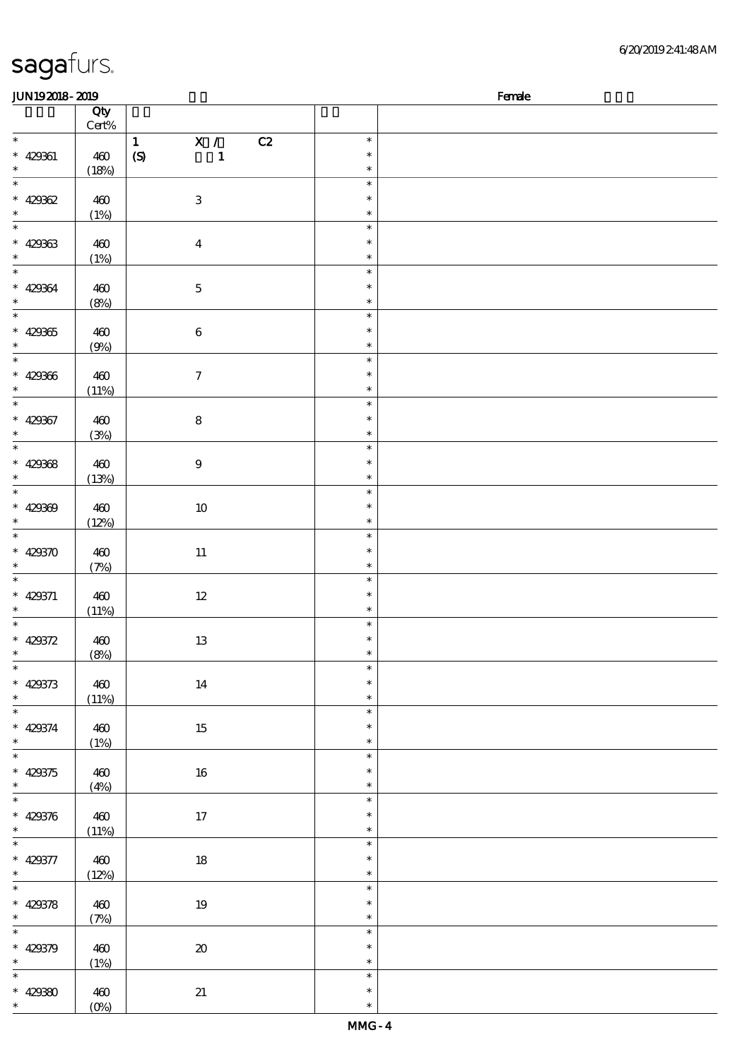# sagafurs.

JUN19 2018 - 2019 Female

| | Qty Cert% | | |
|---|---|---|---|
| * 429361 * | 460 (18%) | 1 X / C2 (S) 1 | * * * |
| * 429362 * | 460 (1%) | 3 | * * * |
| * 429363 * | 460 (1%) | 4 | * * * |
| * 429364 * | 460 (8%) | 5 | * * * |
| * 429365 * | 460 (9%) | 6 | * * * |
| * 429366 * | 460 (11%) | 7 | * * * |
| * 429367 * | 460 (3%) | 8 | * * * |
| * 429368 * | 460 (13%) | 9 | * * * |
| * 429369 * | 460 (12%) | 10 | * * * |
| * 429370 * | 460 (7%) | 11 | * * * |
| * 429371 * | 460 (11%) | 12 | * * * |
| * 429372 * | 460 (8%) | 13 | * * * |
| * 429373 * | 460 (11%) | 14 | * * * |
| * 429374 * | 460 (1%) | 15 | * * * |
| * 429375 * | 460 (4%) | 16 | * * * |
| * 429376 * | 460 (11%) | 17 | * * * |
| * 429377 * | 460 (12%) | 18 | * * * |
| * 429378 * | 460 (7%) | 19 | * * * |
| * 429379 * | 460 (1%) | 20 | * * * |
| * 429380 * | 460 (0%) | 21 | * * * |

MMG - 4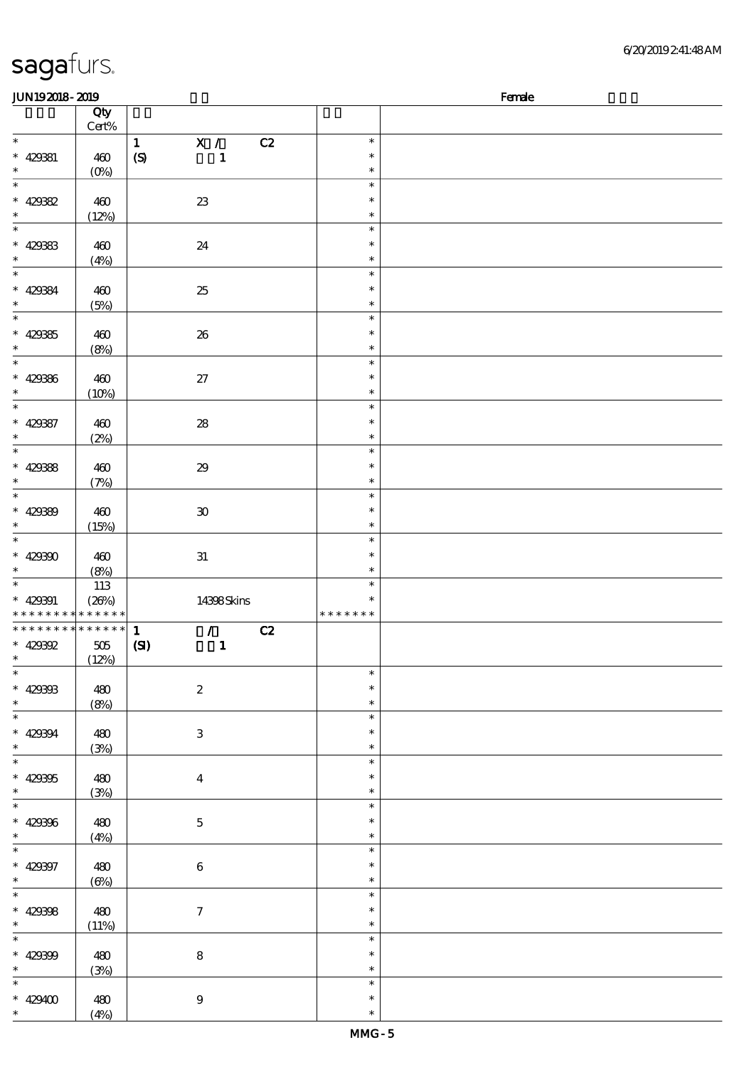| | Qty Cert% | | |
|---|---|---|---|
| * | | 1 X / C2 | * |
| * 429381 | 460 | (S) 1 | * |
| * | (0%) | | * |
| * | | | * |
| * 429382 | 460 | 23 | * |
| * | (12%) | | * |
| * | | | * |
| * 429383 | 460 | 24 | * |
| * | (4%) | | * |
| * | | | * |
| * 429384 | 460 | 25 | * |
| * | (5%) | | * |
| * | | | * |
| * 429385 | 460 | 26 | * |
| * | (8%) | | * |
| * | | | * |
| * 429386 | 460 | 27 | * |
| * | (10%) | | * |
| * | | | * |
| * 429387 | 460 | 28 | * |
| * | (2%) | | * |
| * | | | * |
| * 429388 | 460 | 29 | * |
| * | (7%) | | * |
| * | | | * |
| * 429389 | 460 | 30 | * |
| * | (15%) | | * |
| * | | | * |
| * 429390 | 460 | 31 | * |
| * | (8%) | | * |
| * | 113 | | * |
| * 429391 | (26%) | 14398 Skins | * |
| * * * * * * * * * * * * * | | | * * * * * * * |
| * * * * * * * * * * * * * | | 1 / C2 | |
| * 429392 | 505 | (SI) 1 | |
| * | (12%) | | |
| * | | | * |
| * 429393 | 480 | 2 | * |
| * | (8%) | | * |
| * | | | * |
| * 429394 | 480 | 3 | * |
| * | (3%) | | * |
| * | | | * |
| * 429395 | 480 | 4 | * |
| * | (3%) | | * |
| * | | | * |
| * 429396 | 480 | 5 | * |
| * | (4%) | | * |
| * | | | * |
| * 429397 | 480 | 6 | * |
| * | (6%) | | * |
| * | | | * |
| * 429398 | 480 | 7 | * |
| * | (11%) | | * |
| * | | | * |
| * 429399 | 480 | 8 | * |
| * | (3%) | | * |
| * | | | * |
| * 429400 | 480 | 9 | * |
| * | (4%) | | * |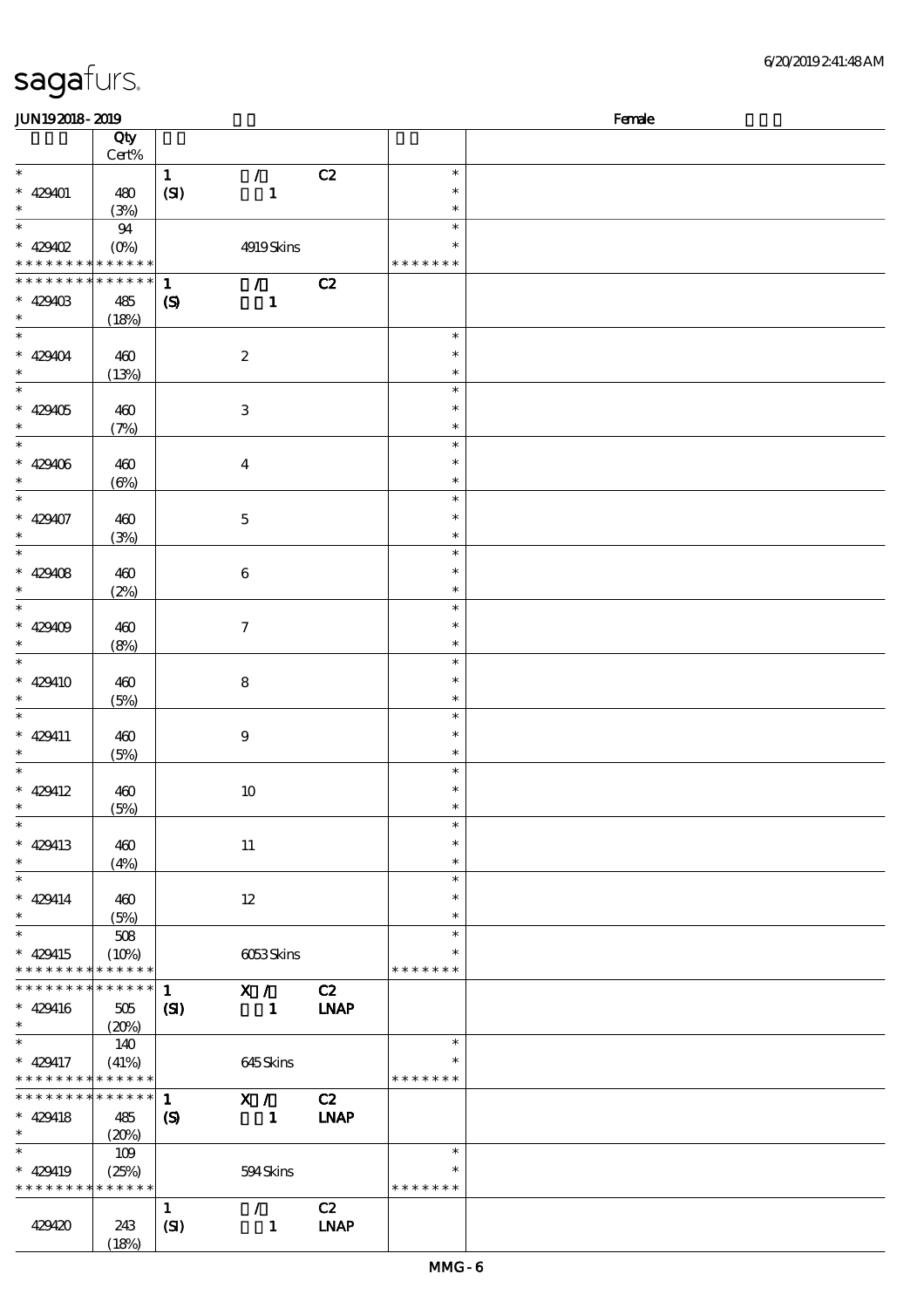| | Qty Cert% | | | | | |
|---|---|---|---|---|---|---|
| * * 429401 * | 480 (3%) | 1 (SI) | / 1 | C2 | * * * | |
| * * 429402 * * * * * * * * * * * * * | 94 (0%) | | 4919 Skins | | * * * * * * * * * | |
| * * * * * * * * * * * * * * 429403 * | 485 (18%) | 1 (S) | / 1 | C2 | | |
| * * 429404 * | 460 (13%) | | 2 | | * * * | |
| * * 429405 * | 460 (7%) | | 3 | | * * * | |
| * * 429406 * | 460 (6%) | | 4 | | * * * | |
| * * 429407 * | 460 (3%) | | 5 | | * * * | |
| * * 429408 * | 460 (2%) | | 6 | | * * * | |
| * * 429409 * | 460 (8%) | | 7 | | * * * | |
| * * 429410 * | 460 (5%) | | 8 | | * * * | |
| * * 429411 * | 460 (5%) | | 9 | | * * * | |
| * * 429412 * | 460 (5%) | | 10 | | * * * | |
| * * 429413 * | 460 (4%) | | 11 | | * * * | |
| * * 429414 * | 460 (5%) | | 12 | | * * * | |
| * * 429415 * * * * * * * * * * * * * | 508 (10%) | | 6053 Skins | | * * * * * * * * * | |
| * * * * * * * * * * * * * * 429416 * | 505 (20%) | 1 (SI) | X / 1 | C2 LNAP | | |
| * * 429417 * * * * * * * * * * * * * | 140 (41%) | | 645 Skins | | * * * * * * * * | |
| * * * * * * * * * * * * * * 429418 * | 485 (20%) | 1 (S) | X / 1 | C2 LNAP | | |
| * * 429419 * * * * * * * * * * * * * | 109 (25%) | | 594 Skins | | * * * * * * * * | |
| 429420 | 243 (18%) | 1 (SI) | / 1 | C2 LNAP | | |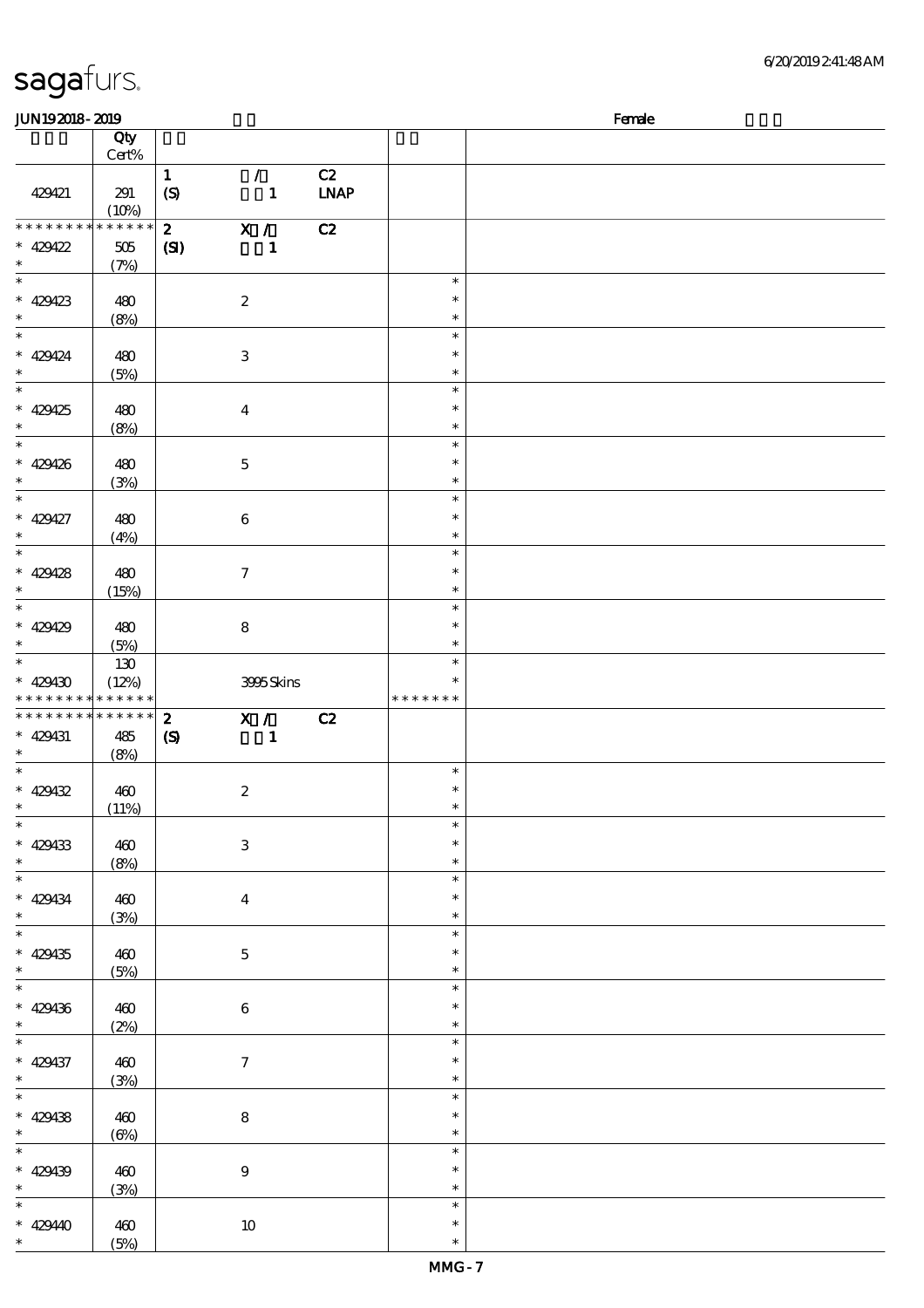JUN19 2018 - 2019 Female

| | Qty Cert% | | | | | |
|---|---|---|---|---|---|---|
| 429421 | 291 (10%) | 1 (S) | / 1 | C2 LNAP | | |
| * * * * * * * * * * * * * * 429422 * | 505 (7%) | 2 (SI) | X / 1 | C2 | | |
| * * 429423 * | 480 (8%) | | 2 | | * * * | |
| * * 429424 * | 480 (5%) | | 3 | | * * * | |
| * * 429425 * | 480 (8%) | | 4 | | * * * | |
| * * 429426 * | 480 (3%) | | 5 | | * * * | |
| * * 429427 * | 480 (4%) | | 6 | | * * * | |
| * * 429428 * | 480 (15%) | | 7 | | * * * | |
| * * 429429 * | 480 (5%) | | 8 | | * * * | |
| * * 429430 * * * * * * * * * * * * * * | 130 (12%) | | 3995 Skins | | * * * * * * * * * * | |
| * * * * * * * * * * * * * * 429431 * | 485 (8%) | 2 (S) | X / 1 | C2 | | |
| * * 429432 * | 460 (11%) | | 2 | | * * * | |
| * * 429433 * | 460 (8%) | | 3 | | * * * | |
| * * 429434 * | 460 (3%) | | 4 | | * * * | |
| * * 429435 * | 460 (5%) | | 5 | | * * * | |
| * * 429436 * | 460 (2%) | | 6 | | * * * | |
| * * 429437 * | 460 (3%) | | 7 | | * * * | |
| * * 429438 * | 460 (6%) | | 8 | | * * * | |
| * * 429439 * | 460 (3%) | | 9 | | * * * | |
| * * 429440 * | 460 (5%) | | 10 | | * * * | |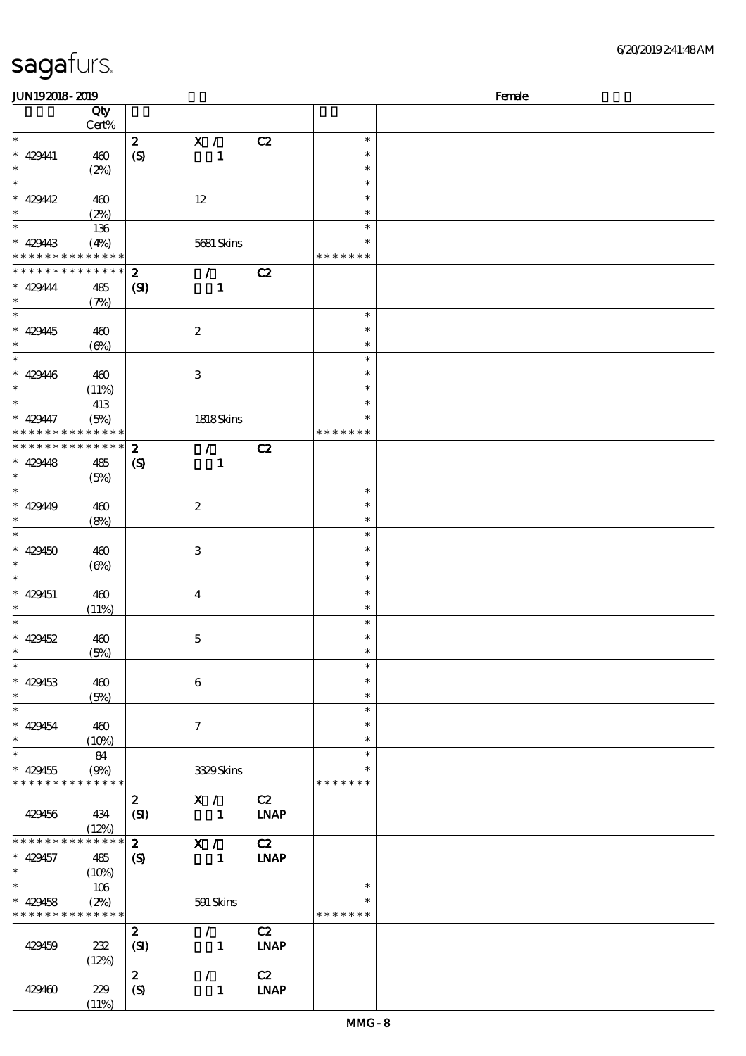| | Qty Cert% | | | | | |
|---|---|---|---|---|---|---|
| * * 429441 * | 460 (2%) | 2 (S) | X / 1 | C2 | * * * | |
| * * 429442 * | 460 (2%) | | 12 | | * * * | |
| * * 429443 * * * * * * * * * * * * * * | 136 (4%) | | 5681 Skins | | * * * * * * * * * | |
| * * * * * * * * * * * * * * * 429444 * | 485 (7%) | 2 (SI) | / 1 | C2 | | |
| * * 429445 * | 460 (6%) | | 2 | | * * * | |
| * * 429446 * | 460 (11%) | | 3 | | * * * | |
| * * 429447 * * * * * * * * * * * * * * | 413 (5%) | | 1818 Skins | | * * * * * * * * * | |
| * * * * * * * * * * * * * * * 429448 * | 485 (5%) | 2 (S) | / 1 | C2 | | |
| * * 429449 * | 460 (8%) | | 2 | | * * * | |
| * * 429450 * | 460 (6%) | | 3 | | * * * | |
| * * 429451 * | 460 (11%) | | 4 | | * * * | |
| * * 429452 * | 460 (5%) | | 5 | | * * * | |
| * * 429453 * | 460 (5%) | | 6 | | * * * | |
| * * 429454 * | 460 (10%) | | 7 | | * * * | |
| * * 429455 * * * * * * * * * * * * * * | 84 (9%) | | 3329 Skins | | * * * * * * * * * | |
| 429456 | 434 (12%) | 2 (SI) | X / 1 | C2 LNAP | | |
| * * * * * * * * * * * * * * * 429457 * | 485 (10%) | 2 (S) | X / 1 | C2 LNAP | | |
| * * 429458 * * * * * * * * * * * * * * | 106 (2%) | | 591 Skins | | * * * * * * * * * | |
| 429459 | 232 (12%) | 2 (SI) | / 1 | C2 LNAP | | |
| 429460 | 229 (11%) | 2 (S) | / 1 | C2 LNAP | | |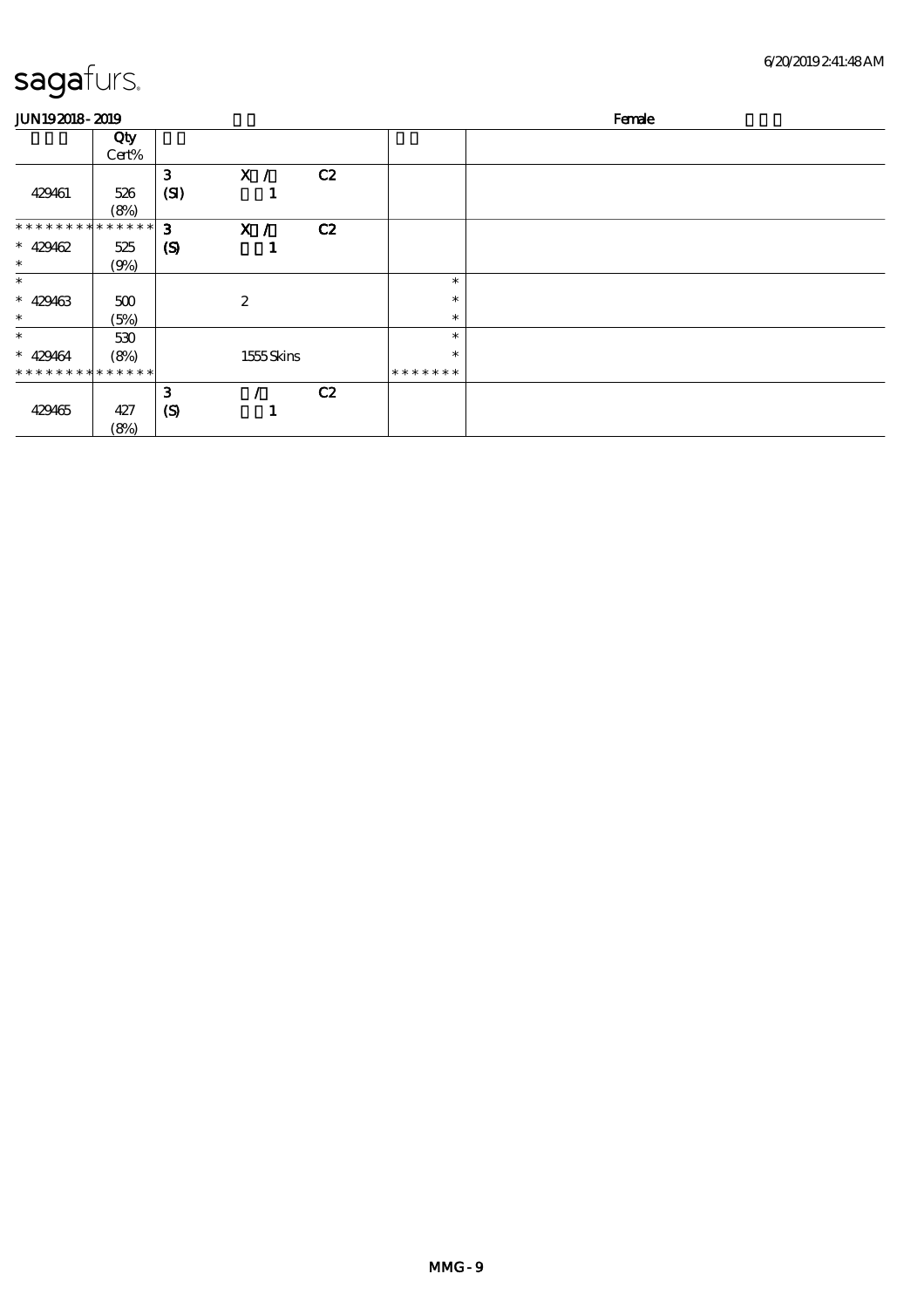# sagafurs.

JUN19 2018 - 2019 Female

| | Qty Cert% | | | | | |
|---|---|---|---|---|---|---|
| 429461 | 526 (8%) | 3 (SI) | X / 1 | C2 | | |
| ************** * 429462 * | 525 (9%) | 3 (S) | X / 1 | C2 | | |
| * * 429463 * | 500 (5%) | | 2 | | * * * | |
| * * 429464 ************** | 530 (8%) | | 1555 Skins | | * * ******* | |
| 429465 | 427 (8%) | 3 (S) | / 1 | C2 | | |

MMG - 9